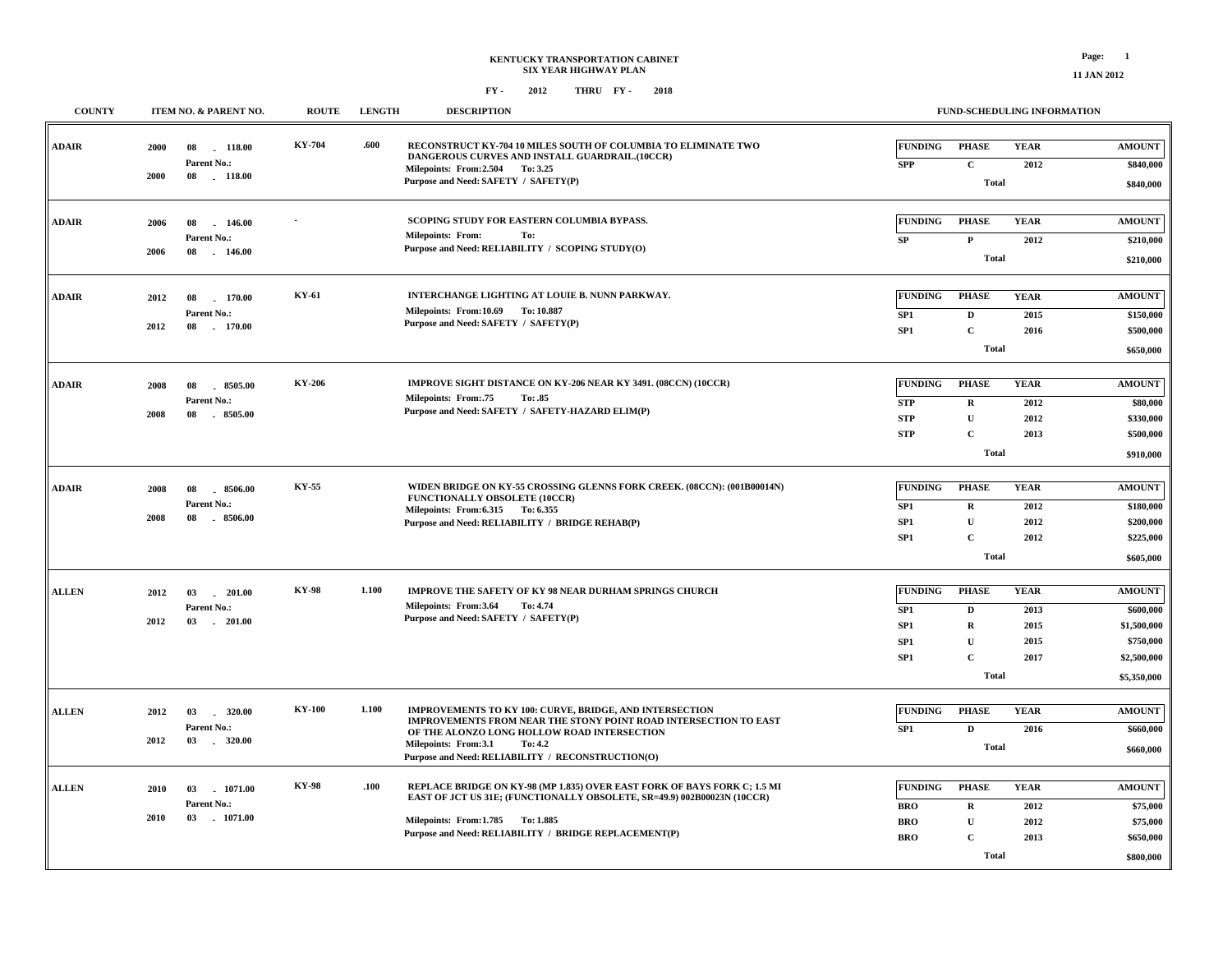# KENTUCKY TRANSPORTATION CABINET
## SIX YEAR HIGHWAY PLAN
### FY - 2012 THRU FY - 2018

11 JAN 2012

| COUNTY | ITEM NO. & PARENT NO. | ROUTE | LENGTH | DESCRIPTION | FUNDING | PHASE | YEAR | AMOUNT |
|---|---|---|---|---|---|---|---|---|
| ADAIR | 2000 08 - 118.00<br>Parent No.:<br>2000 08 - 118.00 | KY-704 | .600 | RECONSTRUCT KY-704 10 MILES SOUTH OF COLUMBIA TO ELIMINATE TWO DANGEROUS CURVES AND INSTALL GUARDRAIL.(10CCR)<br>Milepoints: From:2.504 To: 3.25<br>Purpose and Need: SAFETY / SAFETY(P) | SPP | C | 2012 | $840,000 |
| | | | | | | Total | | $840,000 |
| ADAIR | 2006 08 - 146.00<br>Parent No.:<br>2006 08 - 146.00 | - | | SCOPING STUDY FOR EASTERN COLUMBIA BYPASS.<br>Milepoints: From: To:<br>Purpose and Need: RELIABILITY / SCOPING STUDY(O) | SP | P | 2012 | $210,000 |
| | | | | | | Total | | $210,000 |
| ADAIR | 2012 08 - 170.00<br>Parent No.:<br>2012 08 - 170.00 | KY-61 | | INTERCHANGE LIGHTING AT LOUIE B. NUNN PARKWAY.<br>Milepoints: From:10.69 To: 10.887<br>Purpose and Need: SAFETY / SAFETY(P) | SP1 | D | 2015 | $150,000 |
| | | | | | SP1 | C | 2016 | $500,000 |
| | | | | | | Total | | $650,000 |
| ADAIR | 2008 08 - 8505.00<br>Parent No.:<br>2008 08 - 8505.00 | KY-206 | | IMPROVE SIGHT DISTANCE ON KY-206 NEAR KY 3491. (08CCN) (10CCR)<br>Milepoints: From:.75 To: .85<br>Purpose and Need: SAFETY / SAFETY-HAZARD ELIM(P) | STP | R | 2012 | $80,000 |
| | | | | | STP | U | 2012 | $330,000 |
| | | | | | STP | C | 2013 | $500,000 |
| | | | | | | Total | | $910,000 |
| ADAIR | 2008 08 - 8506.00<br>Parent No.:<br>2008 08 - 8506.00 | KY-55 | | WIDEN BRIDGE ON KY-55 CROSSING GLENNS FORK CREEK. (08CCN): (001B00014N) FUNCTIONALLY OBSOLETE (10CCR)<br>Milepoints: From:6.315 To: 6.355<br>Purpose and Need: RELIABILITY / BRIDGE REHAB(P) | SP1 | R | 2012 | $180,000 |
| | | | | | SP1 | U | 2012 | $200,000 |
| | | | | | SP1 | C | 2012 | $225,000 |
| | | | | | | Total | | $605,000 |
| ALLEN | 2012 03 - 201.00<br>Parent No.:<br>2012 03 - 201.00 | KY-98 | 1.100 | IMPROVE THE SAFETY OF KY 98 NEAR DURHAM SPRINGS CHURCH<br>Milepoints: From:3.64 To: 4.74<br>Purpose and Need: SAFETY / SAFETY(P) | SP1 | D | 2013 | $600,000 |
| | | | | | SP1 | R | 2015 | $1,500,000 |
| | | | | | SP1 | U | 2015 | $750,000 |
| | | | | | SP1 | C | 2017 | $2,500,000 |
| | | | | | | Total | | $5,350,000 |
| ALLEN | 2012 03 - 320.00<br>Parent No.:<br>2012 03 - 320.00 | KY-100 | 1.100 | IMPROVEMENTS TO KY 100: CURVE, BRIDGE, AND INTERSECTION IMPROVEMENTS FROM NEAR THE STONY POINT ROAD INTERSECTION TO EAST OF THE ALONZO LONG HOLLOW ROAD INTERSECTION<br>Milepoints: From:3.1 To: 4.2<br>Purpose and Need: RELIABILITY / RECONSTRUCTION(O) | SP1 | D | 2016 | $660,000 |
| | | | | | | Total | | $660,000 |
| ALLEN | 2010 03 - 1071.00<br>Parent No.:<br>2010 03 - 1071.00 | KY-98 | .100 | REPLACE BRIDGE ON KY-98 (MP 1.835) OVER EAST FORK OF BAYS FORK C; 1.5 MI EAST OF JCT US 31E; (FUNCTIONALLY OBSOLETE, SR=49.9) 002B00023N (10CCR)<br>Milepoints: From:1.785 To: 1.885<br>Purpose and Need: RELIABILITY / BRIDGE REPLACEMENT(P) | BRO | R | 2012 | $75,000 |
| | | | | | BRO | U | 2012 | $75,000 |
| | | | | | BRO | C | 2013 | $650,000 |
| | | | | | | Total | | $800,000 |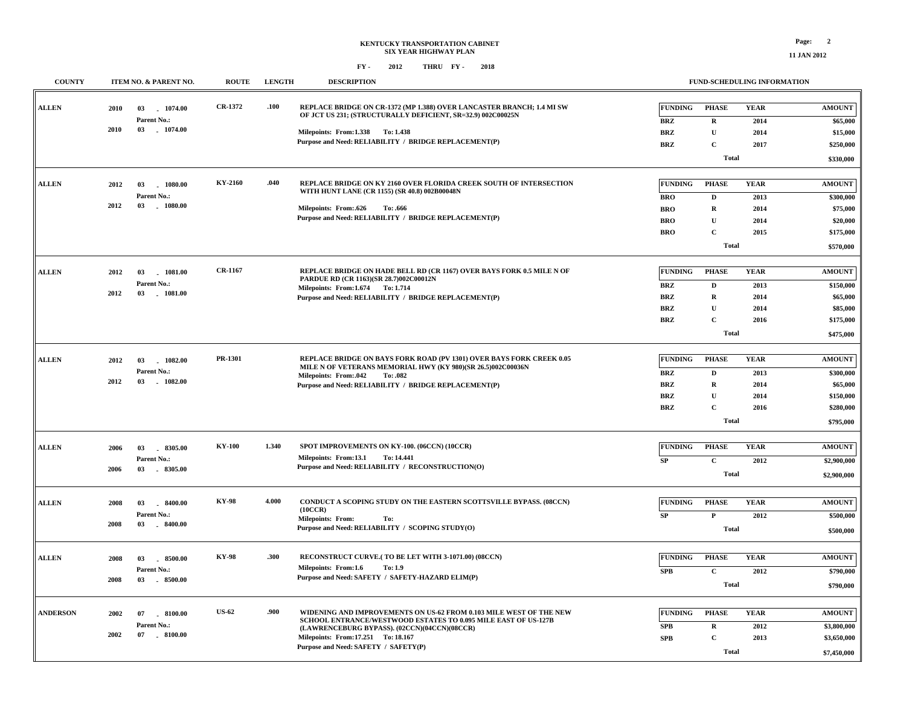**KENTUCKY TRANSPORTATION CABINET**
**SIX YEAR HIGHWAY PLAN**

**FY - 2012 THRU FY - 2018**

**11 JAN 2012**

| COUNTY | ITEM NO. & PARENT NO. | ROUTE | LENGTH | DESCRIPTION | FUNDING | PHASE | YEAR | AMOUNT |
|---|---|---|---|---|---|---|---|---|
| ALLEN | 2010 03 - 1074.00<br>Parent No.:<br>2010 03 - 1074.00 | CR-1372 | .100 | REPLACE BRIDGE ON CR-1372 (MP 1.388) OVER LANCASTER BRANCH; 1.4 MI SW OF JCT US 231; (STRUCTURALLY DEFICIENT, SR=32.9) 002C00025N<br>Milepoints: From:1.338 To: 1.438<br>Purpose and Need: RELIABILITY / BRIDGE REPLACEMENT(P) | BRZ | R | 2014 | $65,000 |
| | | | | | BRZ | U | 2014 | $15,000 |
| | | | | | BRZ | C | 2017 | $250,000 |
| | | | | | | Total | | $330,000 |
| ALLEN | 2012 03 - 1080.00<br>Parent No.:<br>2012 03 - 1080.00 | KY-2160 | .040 | REPLACE BRIDGE ON KY 2160 OVER FLORIDA CREEK SOUTH OF INTERSECTION WITH HUNT LANE (CR 1155) (SR 40.8) 002B00048N<br>Milepoints: From:.626 To: .666<br>Purpose and Need: RELIABILITY / BRIDGE REPLACEMENT(P) | BRO | D | 2013 | $300,000 |
| | | | | | BRO | R | 2014 | $75,000 |
| | | | | | BRO | U | 2014 | $20,000 |
| | | | | | BRO | C | 2015 | $175,000 |
| | | | | | | Total | | $570,000 |
| ALLEN | 2012 03 - 1081.00<br>Parent No.:<br>2012 03 - 1081.00 | CR-1167 | | REPLACE BRIDGE ON HADE BELL RD (CR 1167) OVER BAYS FORK 0.5 MILE N OF PARDUE RD (CR 1163)(SR 28.7)002C00012N<br>Milepoints: From:1.674 To: 1.714<br>Purpose and Need: RELIABILITY / BRIDGE REPLACEMENT(P) | BRZ | D | 2013 | $150,000 |
| | | | | | BRZ | R | 2014 | $65,000 |
| | | | | | BRZ | U | 2014 | $85,000 |
| | | | | | BRZ | C | 2016 | $175,000 |
| | | | | | | Total | | $475,000 |
| ALLEN | 2012 03 - 1082.00<br>Parent No.:<br>2012 03 - 1082.00 | PR-1301 | | REPLACE BRIDGE ON BAYS FORK ROAD (PV 1301) OVER BAYS FORK CREEK 0.05 MILE N OF VETERANS MEMORIAL HWY (KY 980)(SR 26.5)002C00036N<br>Milepoints: From:.042 To: .082<br>Purpose and Need: RELIABILITY / BRIDGE REPLACEMENT(P) | BRZ | D | 2013 | $300,000 |
| | | | | | BRZ | R | 2014 | $65,000 |
| | | | | | BRZ | U | 2014 | $150,000 |
| | | | | | BRZ | C | 2016 | $280,000 |
| | | | | | | Total | | $795,000 |
| ALLEN | 2006 03 - 8305.00<br>Parent No.:<br>2006 03 - 8305.00 | KY-100 | 1.340 | SPOT IMPROVEMENTS ON KY-100. (06CCN) (10CCR)<br>Milepoints: From:13.1 To: 14.441<br>Purpose and Need: RELIABILITY / RECONSTRUCTION(O) | SP | C | 2012 | $2,900,000 |
| | | | | | | Total | | $2,900,000 |
| ALLEN | 2008 03 - 8400.00<br>Parent No.:<br>2008 03 - 8400.00 | KY-98 | 4.000 | CONDUCT A SCOPING STUDY ON THE EASTERN SCOTTSVILLE BYPASS. (08CCN) (10CCR)<br>Milepoints: From: To:<br>Purpose and Need: RELIABILITY / SCOPING STUDY(O) | SP | P | 2012 | $500,000 |
| | | | | | | Total | | $500,000 |
| ALLEN | 2008 03 - 8500.00<br>Parent No.:<br>2008 03 - 8500.00 | KY-98 | .300 | RECONSTRUCT CURVE.( TO BE LET WITH 3-1071.00) (08CCN)<br>Milepoints: From:1.6 To: 1.9<br>Purpose and Need: SAFETY / SAFETY-HAZARD ELIM(P) | SPB | C | 2012 | $790,000 |
| | | | | | | Total | | $790,000 |
| ANDERSON | 2002 07 - 8100.00<br>Parent No.:<br>2002 07 - 8100.00 | US-62 | .900 | WIDENING AND IMPROVEMENTS ON US-62 FROM 0.103 MILE WEST OF THE NEW SCHOOL ENTRANCE/WESTWOOD ESTATES TO 0.095 MILE EAST OF US-127B (LAWRENCEBURG BYPASS). (02CCN)(04CCN)(08CCR)<br>Milepoints: From:17.251 To: 18.167<br>Purpose and Need: SAFETY / SAFETY(P) | SPB | R | 2012 | $3,800,000 |
| | | | | | SPB | C | 2013 | $3,650,000 |
| | | | | | | Total | | $7,450,000 |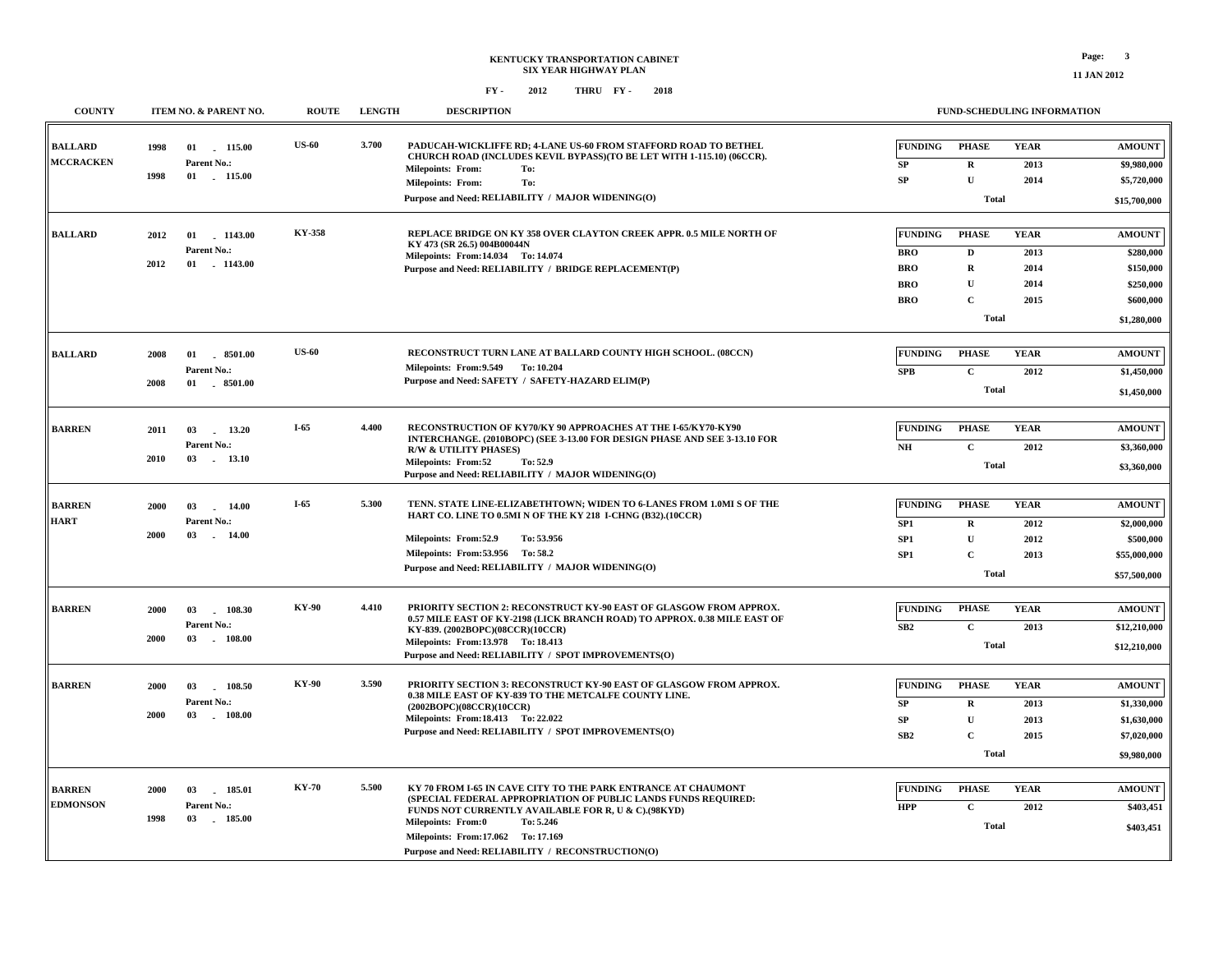# KENTUCKY TRANSPORTATION CABINET
## SIX YEAR HIGHWAY PLAN

FY - 2012 THRU FY - 2018

| COUNTY | ITEM NO. & PARENT NO. | ROUTE | LENGTH | DESCRIPTION | FUNDING | PHASE | YEAR | AMOUNT |
|---|---|---|---|---|---|---|---|---|
| BALLARD MCCRACKEN | 1998 01 - 115.00 Parent No.: 1998 01 - 115.00 | US-60 | 3.700 | PADUCAH-WICKLIFFE RD; 4-LANE US-60 FROM STAFFORD ROAD TO BETHEL CHURCH ROAD (INCLUDES KEVIL BYPASS)(TO BE LET WITH 1-115.10) (06CCR). Milepoints: From: To: Milepoints: From: To: Purpose and Need: RELIABILITY / MAJOR WIDENING(O) | SP | R | 2013 | $9,980,000 |
| | | | | | SP | U | 2014 | $5,720,000 |
| | | | | | | Total | | $15,700,000 |
| BALLARD | 2012 01 - 1143.00 Parent No.: 2012 01 - 1143.00 | KY-358 | | REPLACE BRIDGE ON KY 358 OVER CLAYTON CREEK APPR. 0.5 MILE NORTH OF KY 473 (SR 26.5) 004B00044N Milepoints: From:14.034 To: 14.074 Purpose and Need: RELIABILITY / BRIDGE REPLACEMENT(P) | BRO | D | 2013 | $280,000 |
| | | | | | BRO | R | 2014 | $150,000 |
| | | | | | BRO | U | 2014 | $250,000 |
| | | | | | BRO | C | 2015 | $600,000 |
| | | | | | | Total | | $1,280,000 |
| BALLARD | 2008 01 - 8501.00 Parent No.: 2008 01 - 8501.00 | US-60 | | RECONSTRUCT TURN LANE AT BALLARD COUNTY HIGH SCHOOL. (08CCN) Milepoints: From:9.549 To: 10.204 Purpose and Need: SAFETY / SAFETY-HAZARD ELIM(P) | SPB | C | 2012 | $1,450,000 |
| | | | | | | Total | | $1,450,000 |
| BARREN | 2011 03 - 13.20 Parent No.: 2010 03 - 13.10 | I-65 | 4.400 | RECONSTRUCTION OF KY70/KY 90 APPROACHES AT THE I-65/KY70-KY90 INTERCHANGE. (2010BOPC) (SEE 3-13.00 FOR DESIGN PHASE AND SEE 3-13.10 FOR R/W & UTILITY PHASES) Milepoints: From:52 To: 52.9 Purpose and Need: RELIABILITY / MAJOR WIDENING(O) | NH | C | 2012 | $3,360,000 |
| | | | | | | Total | | $3,360,000 |
| BARREN HART | 2000 03 - 14.00 Parent No.: 2000 03 - 14.00 | I-65 | 5.300 | TENN. STATE LINE-ELIZABETHTOWN; WIDEN TO 6-LANES FROM 1.0MI S OF THE HART CO. LINE TO 0.5MI N OF THE KY 218 I-CHNG (B32).(10CCR) Milepoints: From:52.9 To: 53.956 Milepoints: From:53.956 To: 58.2 Purpose and Need: RELIABILITY / MAJOR WIDENING(O) | SP1 | R | 2012 | $2,000,000 |
| | | | | | SP1 | U | 2012 | $500,000 |
| | | | | | SP1 | C | 2013 | $55,000,000 |
| | | | | | | Total | | $57,500,000 |
| BARREN | 2000 03 - 108.30 Parent No.: 2000 03 - 108.00 | KY-90 | 4.410 | PRIORITY SECTION 2: RECONSTRUCT KY-90 EAST OF GLASGOW FROM APPROX. 0.57 MILE EAST OF KY-2198 (LICK BRANCH ROAD) TO APPROX. 0.38 MILE EAST OF KY-839. (2002BOPC)(08CCR)(10CCR) Milepoints: From:13.978 To: 18.413 Purpose and Need: RELIABILITY / SPOT IMPROVEMENTS(O) | SB2 | C | 2013 | $12,210,000 |
| | | | | | | Total | | $12,210,000 |
| BARREN | 2000 03 - 108.50 Parent No.: 2000 03 - 108.00 | KY-90 | 3.590 | PRIORITY SECTION 3: RECONSTRUCT KY-90 EAST OF GLASGOW FROM APPROX. 0.38 MILE EAST OF KY-839 TO THE METCALFE COUNTY LINE. (2002BOPC)(08CCR)(10CCR) Milepoints: From:18.413 To: 22.022 Purpose and Need: RELIABILITY / SPOT IMPROVEMENTS(O) | SP | R | 2013 | $1,330,000 |
| | | | | | SP | U | 2013 | $1,630,000 |
| | | | | | SB2 | C | 2015 | $7,020,000 |
| | | | | | | Total | | $9,980,000 |
| BARREN EDMONSON | 2000 03 - 185.01 Parent No.: 1998 03 - 185.00 | KY-70 | 5.500 | KY 70 FROM I-65 IN CAVE CITY TO THE PARK ENTRANCE AT CHAUMONT (SPECIAL FEDERAL APPROPRIATION OF PUBLIC LANDS FUNDS REQUIRED: FUNDS NOT CURRENTLY AVAILABLE FOR R, U & C).(98KYD) Milepoints: From:0 To: 5.246 Milepoints: From:17.062 To: 17.169 Purpose and Need: RELIABILITY / RECONSTRUCTION(O) | HPP | C | 2012 | $403,451 |
| | | | | | | Total | | $403,451 |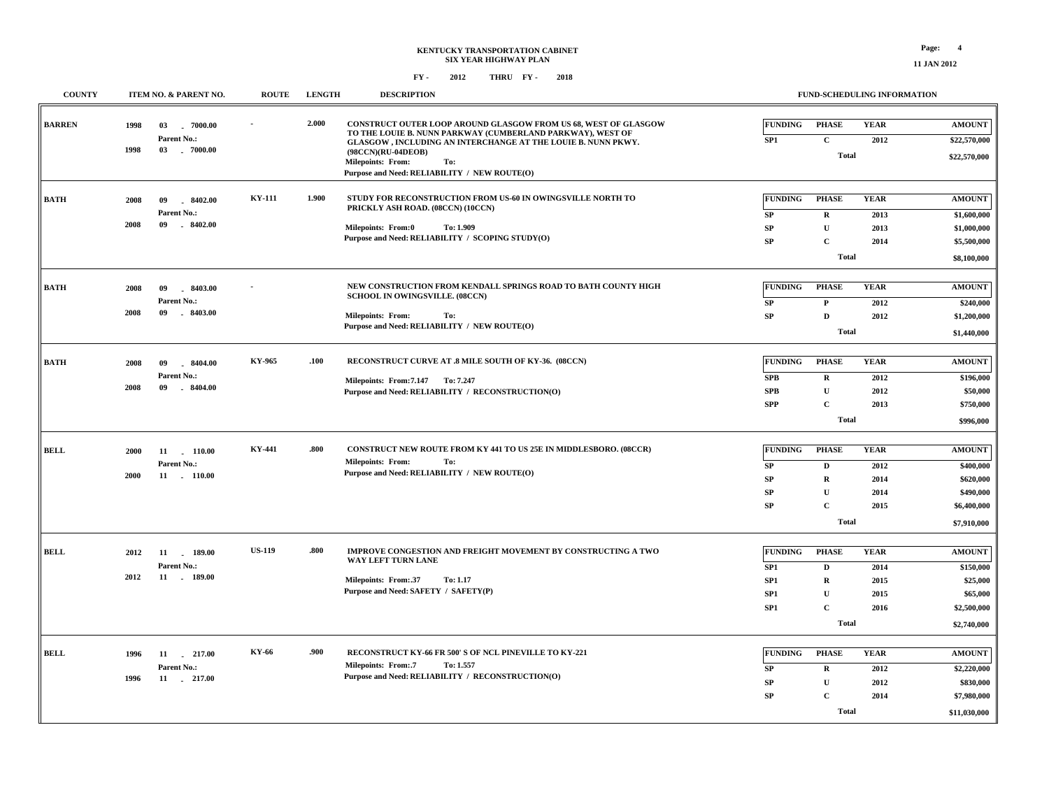# KENTUCKY TRANSPORTATION CABINET
## SIX YEAR HIGHWAY PLAN

FY - 2012 THRU FY - 2018

| COUNTY | ITEM NO. & PARENT NO. | ROUTE | LENGTH | DESCRIPTION | FUNDING | PHASE | YEAR | AMOUNT |
|---|---|---|---|---|---|---|---|---|
| BARREN | 1998 03 - 7000.00<br>Parent No.:<br>1998 03 - 7000.00 | - | 2.000 | CONSTRUCT OUTER LOOP AROUND GLASGOW FROM US 68, WEST OF GLASGOW TO THE LOUIE B. NUNN PARKWAY (CUMBERLAND PARKWAY), WEST OF GLASGOW , INCLUDING AN INTERCHANGE AT THE LOUIE B. NUNN PKWY. (98CCN)(RU-04DEOB)<br>Milepoints: From: To:<br>Purpose and Need: RELIABILITY / NEW ROUTE(O) | SP1 | C | 2012 | $22,570,000 |
| | | | | | | Total | | $22,570,000 |
| BATH | 2008 09 - 8402.00<br>Parent No.:<br>2008 09 - 8402.00 | KY-111 | 1.900 | STUDY FOR RECONSTRUCTION FROM US-60 IN OWINGSVILLE NORTH TO PRICKLY ASH ROAD. (08CCN) (10CCN)<br>Milepoints: From:0 To: 1.909<br>Purpose and Need: RELIABILITY / SCOPING STUDY(O) | SP | R | 2013 | $1,600,000 |
| | | | | | SP | U | 2013 | $1,000,000 |
| | | | | | SP | C | 2014 | $5,500,000 |
| | | | | | | Total | | $8,100,000 |
| BATH | 2008 09 - 8403.00<br>Parent No.:<br>2008 09 - 8403.00 | - | | NEW CONSTRUCTION FROM KENDALL SPRINGS ROAD TO BATH COUNTY HIGH SCHOOL IN OWINGSVILLE. (08CCN)<br>Milepoints: From: To:<br>Purpose and Need: RELIABILITY / NEW ROUTE(O) | SP | P | 2012 | $240,000 |
| | | | | | SP | D | 2012 | $1,200,000 |
| | | | | | | Total | | $1,440,000 |
| BATH | 2008 09 - 8404.00<br>Parent No.:<br>2008 09 - 8404.00 | KY-965 | .100 | RECONSTRUCT CURVE AT .8 MILE SOUTH OF KY-36. (08CCN)<br>Milepoints: From:7.147 To: 7.247<br>Purpose and Need: RELIABILITY / RECONSTRUCTION(O) | SPB | R | 2012 | $196,000 |
| | | | | | SPB | U | 2012 | $50,000 |
| | | | | | SPP | C | 2013 | $750,000 |
| | | | | | | Total | | $996,000 |
| BELL | 2000 11 - 110.00<br>Parent No.:<br>2000 11 - 110.00 | KY-441 | .800 | CONSTRUCT NEW ROUTE FROM KY 441 TO US 25E IN MIDDLESBORO. (08CCR)<br>Milepoints: From: To:<br>Purpose and Need: RELIABILITY / NEW ROUTE(O) | SP | D | 2012 | $400,000 |
| | | | | | SP | R | 2014 | $620,000 |
| | | | | | SP | U | 2014 | $490,000 |
| | | | | | SP | C | 2015 | $6,400,000 |
| | | | | | | Total | | $7,910,000 |
| BELL | 2012 11 - 189.00<br>Parent No.:<br>2012 11 - 189.00 | US-119 | .800 | IMPROVE CONGESTION AND FREIGHT MOVEMENT BY CONSTRUCTING A TWO WAY LEFT TURN LANE<br>Milepoints: From:.37 To: 1.17<br>Purpose and Need: SAFETY / SAFETY(P) | SP1 | D | 2014 | $150,000 |
| | | | | | SP1 | R | 2015 | $25,000 |
| | | | | | SP1 | U | 2015 | $65,000 |
| | | | | | SP1 | C | 2016 | $2,500,000 |
| | | | | | | Total | | $2,740,000 |
| BELL | 1996 11 - 217.00<br>Parent No.:<br>1996 11 - 217.00 | KY-66 | .900 | RECONSTRUCT KY-66 FR 500' S OF NCL PINEVILLE TO KY-221<br>Milepoints: From:.7 To: 1.557<br>Purpose and Need: RELIABILITY / RECONSTRUCTION(O) | SP | R | 2012 | $2,220,000 |
| | | | | | SP | U | 2012 | $830,000 |
| | | | | | SP | C | 2014 | $7,980,000 |
| | | | | | | Total | | $11,030,000 |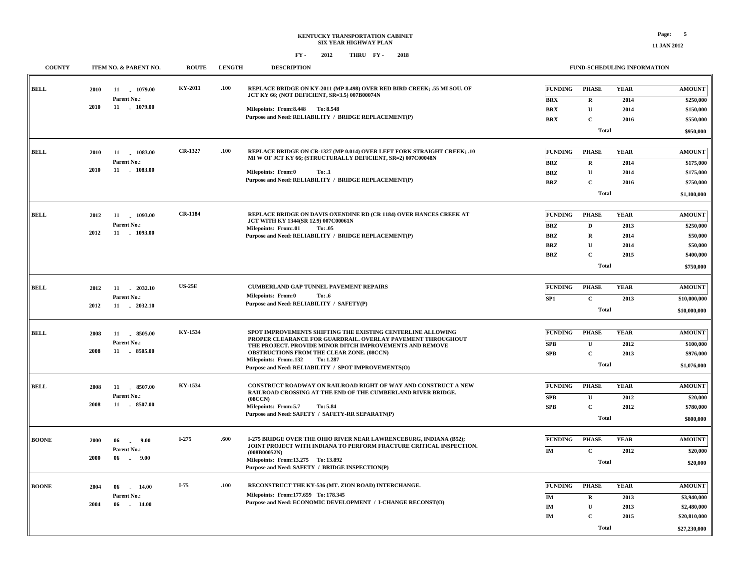**KENTUCKY TRANSPORTATION CABINET**
**SIX YEAR HIGHWAY PLAN**
**FY - 2012 THRU FY - 2018**

**11 JAN 2012**

| COUNTY | ITEM NO. & PARENT NO. | ROUTE | LENGTH | DESCRIPTION | FUND-SCHEDULING INFORMATION |
|---|---|---|---|---|---|
| BELL | 2010 11 - 1079.00<br>Parent No.:<br>2010 11 - 1079.00 | KY-2011 | .100 | REPLACE BRIDGE ON KY-2011 (MP 8.498) OVER RED BIRD CREEK; .55 MI SOU. OF JCT KY 66; (NOT DEFICIENT, SR=3.5) 007B00074N<br>Milepoints: From:8.448 To: 8.548<br>Purpose and Need: RELIABILITY / BRIDGE REPLACEMENT(P) | FUNDING / PHASE / YEAR / AMOUNT<br>BRX / R / 2014 / \$250,000<br>BRX / U / 2014 / \$150,000<br>BRX / C / 2016 / \$550,000<br>Total: \$950,000 |
| BELL | 2010 11 - 1083.00<br>Parent No.:<br>2010 11 - 1083.00 | CR-1327 | .100 | REPLACE BRIDGE ON CR-1327 (MP 0.014) OVER LEFT FORK STRAIGHT CREEK; .10 MI W OF JCT KY 66; (STRUCTURALLY DEFICIENT, SR=2) 007C00048N<br>Milepoints: From:0 To: .1<br>Purpose and Need: RELIABILITY / BRIDGE REPLACEMENT(P) | FUNDING / PHASE / YEAR / AMOUNT<br>BRZ / R / 2014 / \$175,000<br>BRZ / U / 2014 / \$175,000<br>BRZ / C / 2016 / \$750,000<br>Total: \$1,100,000 |
| BELL | 2012 11 - 1093.00<br>Parent No.:<br>2012 11 - 1093.00 | CR-1184 | | REPLACE BRIDGE ON DAVIS OXENDINE RD (CR 1184) OVER HANCES CREEK AT JCT WITH KY 1344(SR 12.9) 007C00061N<br>Milepoints: From:.01 To: .05<br>Purpose and Need: RELIABILITY / BRIDGE REPLACEMENT(P) | FUNDING / PHASE / YEAR / AMOUNT<br>BRZ / D / 2013 / \$250,000<br>BRZ / R / 2014 / \$50,000<br>BRZ / U / 2014 / \$50,000<br>BRZ / C / 2015 / \$400,000<br>Total: \$750,000 |
| BELL | 2012 11 - 2032.10<br>Parent No.:<br>2012 11 - 2032.10 | US-25E | | CUMBERLAND GAP TUNNEL PAVEMENT REPAIRS<br>Milepoints: From:0 To: .6<br>Purpose and Need: RELIABILITY / SAFETY(P) | FUNDING / PHASE / YEAR / AMOUNT<br>SP1 / C / 2013 / \$10,000,000<br>Total: \$10,000,000 |
| BELL | 2008 11 - 8505.00<br>Parent No.:<br>2008 11 - 8505.00 | KY-1534 | | SPOT IMPROVEMENTS SHIFTING THE EXISTING CENTERLINE ALLOWING PROPER CLEARANCE FOR GUARDRAIL. OVERLAY PAVEMENT THROUGHOUT THE PROJECT. PROVIDE MINOR DITCH IMPROVEMENTS AND REMOVE OBSTRUCTIONS FROM THE CLEAR ZONE. (08CCN)<br>Milepoints: From:.132 To: 1.287<br>Purpose and Need: RELIABILITY / SPOT IMPROVEMENTS(O) | FUNDING / PHASE / YEAR / AMOUNT<br>SPB / U / 2012 / \$100,000<br>SPB / C / 2013 / \$976,000<br>Total: \$1,076,000 |
| BELL | 2008 11 - 8507.00<br>Parent No.:<br>2008 11 - 8507.00 | KY-1534 | | CONSTRUCT ROADWAY ON RAILROAD RIGHT OF WAY AND CONSTRUCT A NEW RAILROAD CROSSING AT THE END OF THE CUMBERLAND RIVER BRIDGE. (08CCN)<br>Milepoints: From:5.7 To: 5.84<br>Purpose and Need: SAFETY / SAFETY-RR SEPARATN(P) | FUNDING / PHASE / YEAR / AMOUNT<br>SPB / U / 2012 / \$20,000<br>SPB / C / 2012 / \$780,000<br>Total: \$800,000 |
| BOONE | 2000 06 - 9.00<br>Parent No.:<br>2000 06 - 9.00 | I-275 | .600 | I-275 BRIDGE OVER THE OHIO RIVER NEAR LAWRENCEBURG, INDIANA (B52); JOINT PROJECT WITH INDIANA TO PERFORM FRACTURE CRITICAL INSPECTION. (008B00052N)<br>Milepoints: From:13.275 To: 13.892<br>Purpose and Need: SAFETY / BRIDGE INSPECTION(P) | FUNDING / PHASE / YEAR / AMOUNT<br>IM / C / 2012 / \$20,000<br>Total: \$20,000 |
| BOONE | 2004 06 - 14.00<br>Parent No.:<br>2004 06 - 14.00 | I-75 | .100 | RECONSTRUCT THE KY-536 (MT. ZION ROAD) INTERCHANGE.<br>Milepoints: From:177.659 To: 178.345<br>Purpose and Need: ECONOMIC DEVELOPMENT / I-CHANGE RECONST(O) | FUNDING / PHASE / YEAR / AMOUNT<br>IM / R / 2013 / \$3,940,000<br>IM / U / 2013 / \$2,480,000<br>IM / C / 2015 / \$20,810,000<br>Total: \$27,230,000 |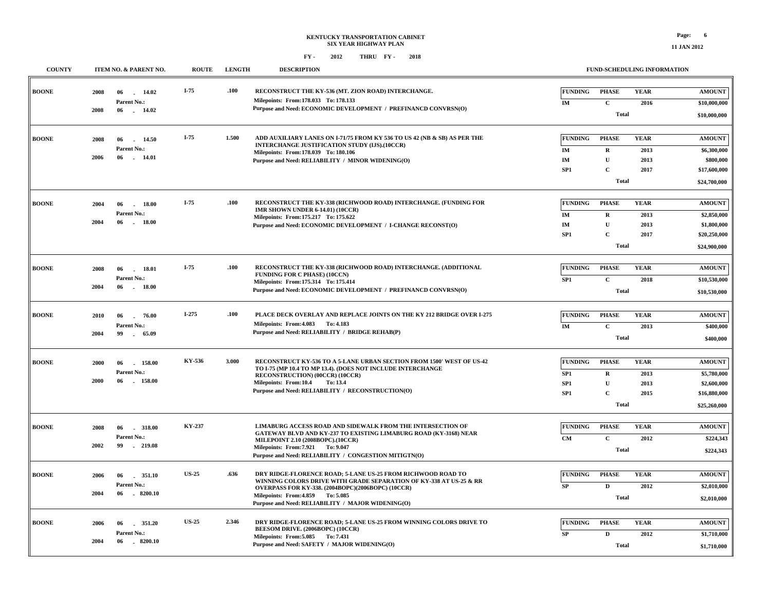**KENTUCKY TRANSPORTATION CABINET**
**SIX YEAR HIGHWAY PLAN**

**FY - 2012 THRU FY - 2018**

| COUNTY | ITEM NO. & PARENT NO. | ROUTE | LENGTH | DESCRIPTION | FUNDING | PHASE | YEAR | AMOUNT |
|---|---|---|---|---|---|---|---|---|
| BOONE | 2008 06 - 14.02<br>Parent No.:<br>2008 06 - 14.02 | I-75 | .100 | RECONSTRUCT THE KY-536 (MT. ZION ROAD) INTERCHANGE.<br>Milepoints: From:178.033 To: 178.133<br>Purpose and Need: ECONOMIC DEVELOPMENT / PREFINANCD CONVRSN(O) | IM | C | 2016 | $10,000,000 |
| | | | | | | Total | | $10,000,000 |
| BOONE | 2008 06 - 14.50<br>Parent No.:<br>2006 06 - 14.01 | I-75 | 1.500 | ADD AUXILIARY LANES ON I-71/75 FROM KY 536 TO US 42 (NB & SB) AS PER THE INTERCHANGE JUSTIFICATION STUDY (IJS).(10CCR)<br>Milepoints: From:178.039 To: 180.106<br>Purpose and Need: RELIABILITY / MINOR WIDENING(O) | IM | R | 2013 | $6,300,000 |
| | | | | | IM | U | 2013 | $800,000 |
| | | | | | SP1 | C | 2017 | $17,600,000 |
| | | | | | | Total | | $24,700,000 |
| BOONE | 2004 06 - 18.00<br>Parent No.:<br>2004 06 - 18.00 | I-75 | .100 | RECONSTRUCT THE KY-338 (RICHWOOD ROAD) INTERCHANGE. (FUNDING FOR IMR SHOWN UNDER 6-14.01) (10CCR)<br>Milepoints: From:175.217 To: 175.622<br>Purpose and Need: ECONOMIC DEVELOPMENT / I-CHANGE RECONST(O) | IM | R | 2013 | $2,850,000 |
| | | | | | IM | U | 2013 | $1,800,000 |
| | | | | | SP1 | C | 2017 | $20,250,000 |
| | | | | | | Total | | $24,900,000 |
| BOONE | 2008 06 - 18.01<br>Parent No.:<br>2004 06 - 18.00 | I-75 | .100 | RECONSTRUCT THE KY-338 (RICHWOOD ROAD) INTERCHANGE. (ADDITIONAL FUNDING FOR C PHASE) (10CCN)<br>Milepoints: From:175.314 To: 175.414<br>Purpose and Need: ECONOMIC DEVELOPMENT / PREFINANCD CONVRSN(O) | SP1 | C | 2018 | $10,530,000 |
| | | | | | | Total | | $10,530,000 |
| BOONE | 2010 06 - 76.00<br>Parent No.:<br>2004 99 - 65.09 | I-275 | .100 | PLACE DECK OVERLAY AND REPLACE JOINTS ON THE KY 212 BRIDGE OVER I-275<br>Milepoints: From:4.083 To: 4.183<br>Purpose and Need: RELIABILITY / BRIDGE REHAB(P) | IM | C | 2013 | $400,000 |
| | | | | | | Total | | $400,000 |
| BOONE | 2000 06 - 158.00<br>Parent No.:<br>2000 06 - 158.00 | KY-536 | 3.000 | RECONSTRUCT KY-536 TO A 5-LANE URBAN SECTION FROM 1500' WEST OF US-42 TO I-75 (MP 10.4 TO MP 13.4). (DOES NOT INCLUDE INTERCHANGE RECONSTRUCTION) (00CCR) (10CCR)<br>Milepoints: From:10.4 To: 13.4<br>Purpose and Need: RELIABILITY / RECONSTRUCTION(O) | SP1 | R | 2013 | $5,780,000 |
| | | | | | SP1 | U | 2013 | $2,600,000 |
| | | | | | SP1 | C | 2015 | $16,880,000 |
| | | | | | | Total | | $25,260,000 |
| BOONE | 2008 06 - 318.00<br>Parent No.:<br>2002 99 - 219.08 | KY-237 | | LIMABURG ACCESS ROAD AND SIDEWALK FROM THE INTERSECTION OF GATEWAY BLVD AND KY-237 TO EXISTING LIMABURG ROAD (KY-3168) NEAR MILEPOINT 2.10 (2008BOPC).(10CCR)<br>Milepoints: From:7.921 To: 9.047<br>Purpose and Need: RELIABILITY / CONGESTION MITIGTN(O) | CM | C | 2012 | $224,343 |
| | | | | | | Total | | $224,343 |
| BOONE | 2006 06 - 351.10<br>Parent No.:<br>2004 06 - 8200.10 | US-25 | .636 | DRY RIDGE-FLORENCE ROAD; 5-LANE US-25 FROM RICHWOOD ROAD TO WINNING COLORS DRIVE WITH GRADE SEPARATION OF KY-338 AT US-25 & RR OVERPASS FOR KY-338. (2004BOPC)(2006BOPC) (10CCR)<br>Milepoints: From:4.859 To: 5.085<br>Purpose and Need: RELIABILITY / MAJOR WIDENING(O) | SP | D | 2012 | $2,010,000 |
| | | | | | | Total | | $2,010,000 |
| BOONE | 2006 06 - 351.20<br>Parent No.:<br>2004 06 - 8200.10 | US-25 | 2.346 | DRY RIDGE-FLORENCE ROAD; 5-LANE US-25 FROM WINNING COLORS DRIVE TO BEESOM DRIVE. (2006BOPC) (10CCR)<br>Milepoints: From:5.085 To: 7.431<br>Purpose and Need: SAFETY / MAJOR WIDENING(O) | SP | D | 2012 | $1,710,000 |
| | | | | | | Total | | $1,710,000 |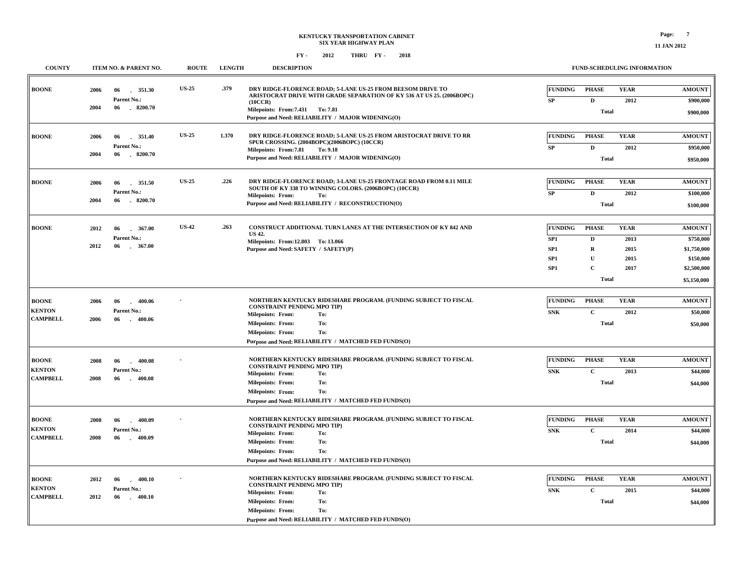# KENTUCKY TRANSPORTATION CABINET
## SIX YEAR HIGHWAY PLAN

FY - 2012 THRU FY - 2018

| COUNTY | ITEM NO. & PARENT NO. | ROUTE | LENGTH | DESCRIPTION | FUNDING | PHASE | YEAR | AMOUNT |
|---|---|---|---|---|---|---|---|---|
| BOONE | 2006 06 - 351.30<br>Parent No.:<br>2004 06 - 8200.70 | US-25 | .379 | DRY RIDGE-FLORENCE ROAD; 5-LANE US-25 FROM BEESOM DRIVE TO ARISTOCRAT DRIVE WITH GRADE SEPARATION OF KY 536 AT US 25. (2006BOPC) (10CCR)<br>Milepoints: From:7.431 To: 7.81<br>Purpose and Need: RELIABILITY / MAJOR WIDENING(O) | SP | D | 2012 | $900,000 |
| | | | | | | Total | | $900,000 |
| BOONE | 2006 06 - 351.40<br>Parent No.:<br>2004 06 - 8200.70 | US-25 | 1.370 | DRY RIDGE-FLORENCE ROAD; 5-LANE US-25 FROM ARISTOCRAT DRIVE TO RR SPUR CROSSING. (2004BOPC)(2006BOPC) (10CCR)<br>Milepoints: From:7.81 To: 9.18<br>Purpose and Need: RELIABILITY / MAJOR WIDENING(O) | SP | D | 2012 | $950,000 |
| | | | | | | Total | | $950,000 |
| BOONE | 2006 06 - 351.50<br>Parent No.:<br>2004 06 - 8200.70 | US-25 | .226 | DRY RIDGE-FLORENCE ROAD; 3-LANE US-25 FRONTAGE ROAD FROM 0.11 MILE SOUTH OF KY 338 TO WINNING COLORS. (2006BOPC) (10CCR)<br>Milepoints: From: To:<br>Purpose and Need: RELIABILITY / RECONSTRUCTION(O) | SP | D | 2012 | $100,000 |
| | | | | | | Total | | $100,000 |
| BOONE | 2012 06 - 367.00<br>Parent No.:<br>2012 06 - 367.00 | US-42 | .263 | CONSTRUCT ADDITIONAL TURN LANES AT THE INTERSECTION OF KY 842 AND US 42.<br>Milepoints: From:12.803 To: 13.066<br>Purpose and Need: SAFETY / SAFETY(P) | SP1 | D | 2013 | $750,000 |
| | | | | | SP1 | R | 2015 | $1,750,000 |
| | | | | | SP1 | U | 2015 | $150,000 |
| | | | | | SP1 | C | 2017 | $2,500,000 |
| | | | | | | Total | | $5,150,000 |
| BOONE<br>KENTON<br>CAMPBELL | 2006 06 - 400.06<br>Parent No.:<br>2006 06 - 400.06 | - | | NORTHERN KENTUCKY RIDESHARE PROGRAM. (FUNDING SUBJECT TO FISCAL CONSTRAINT PENDING MPO TIP)<br>Milepoints: From: To:<br>Milepoints: From: To:<br>Milepoints: From: To:<br>Purpose and Need: RELIABILITY / MATCHED FED FUNDS(O) | SNK | C | 2012 | $50,000 |
| | | | | | | Total | | $50,000 |
| BOONE<br>KENTON<br>CAMPBELL | 2008 06 - 400.08<br>Parent No.:<br>2008 06 - 400.08 | - | | NORTHERN KENTUCKY RIDESHARE PROGRAM. (FUNDING SUBJECT TO FISCAL CONSTRAINT PENDING MPO TIP)<br>Milepoints: From: To:<br>Milepoints: From: To:<br>Milepoints: From: To:<br>Purpose and Need: RELIABILITY / MATCHED FED FUNDS(O) | SNK | C | 2013 | $44,000 |
| | | | | | | Total | | $44,000 |
| BOONE<br>KENTON<br>CAMPBELL | 2008 06 - 400.09<br>Parent No.:<br>2008 06 - 400.09 | - | | NORTHERN KENTUCKY RIDESHARE PROGRAM. (FUNDING SUBJECT TO FISCAL CONSTRAINT PENDING MPO TIP)<br>Milepoints: From: To:<br>Milepoints: From: To:<br>Milepoints: From: To:<br>Purpose and Need: RELIABILITY / MATCHED FED FUNDS(O) | SNK | C | 2014 | $44,000 |
| | | | | | | Total | | $44,000 |
| BOONE<br>KENTON<br>CAMPBELL | 2012 06 - 400.10<br>Parent No.:<br>2012 06 - 400.10 | - | | NORTHERN KENTUCKY RIDESHARE PROGRAM. (FUNDING SUBJECT TO FISCAL CONSTRAINT PENDING MPO TIP)<br>Milepoints: From: To:<br>Milepoints: From: To:<br>Milepoints: From: To:<br>Purpose and Need: RELIABILITY / MATCHED FED FUNDS(O) | SNK | C | 2015 | $44,000 |
| | | | | | | Total | | $44,000 |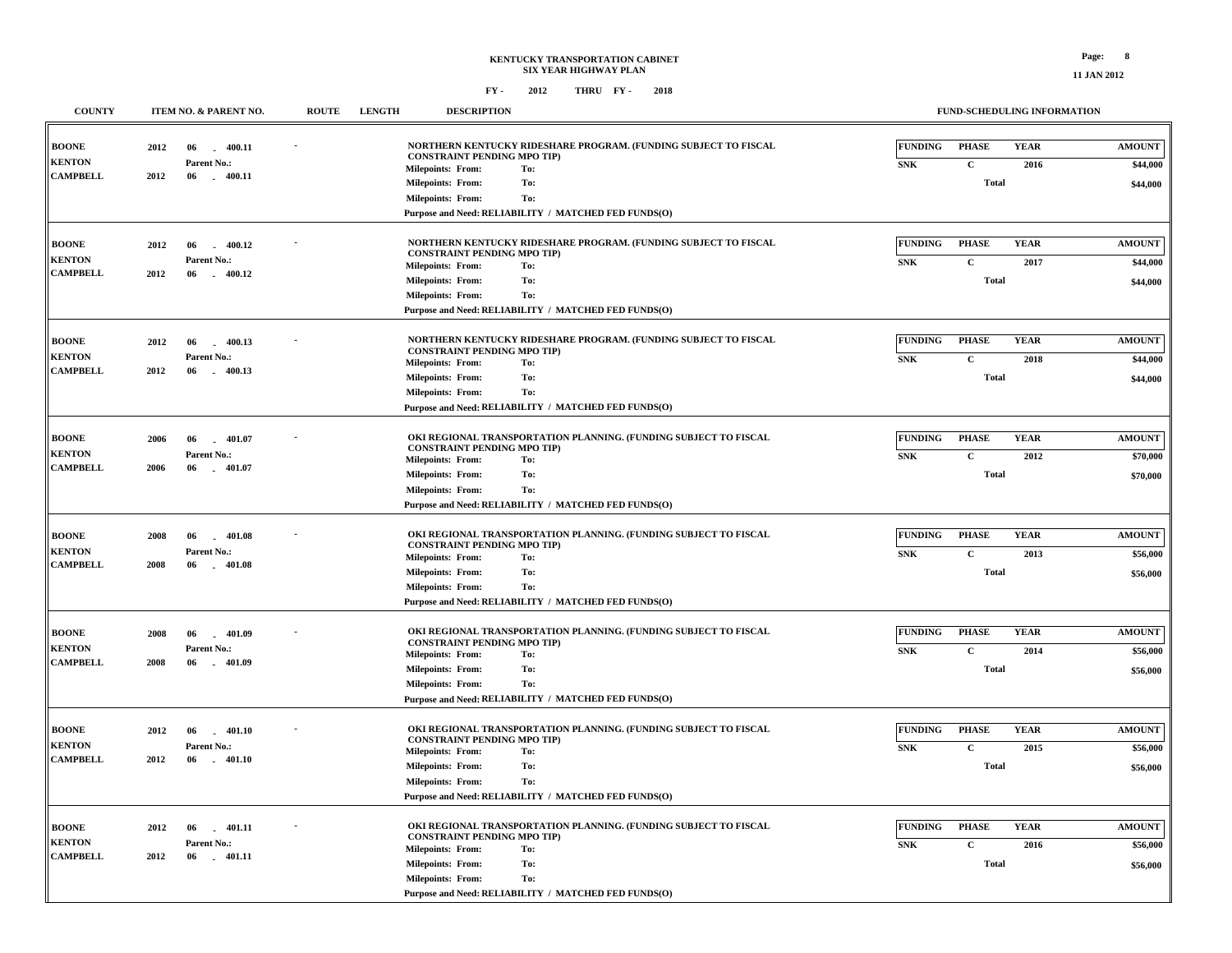# KENTUCKY TRANSPORTATION CABINET
## SIX YEAR HIGHWAY PLAN

**FY - 2012 THRU FY - 2018**

| COUNTY | ITEM NO. & PARENT NO. | ROUTE | LENGTH | DESCRIPTION | FUNDING | PHASE | YEAR | AMOUNT |
|---|---|---|---|---|---|---|---|---|
| BOONE<br>KENTON<br>CAMPBELL | 2012 06 - 400.11<br>Parent No.:<br>2012 06 - 400.11 | - | | NORTHERN KENTUCKY RIDESHARE PROGRAM. (FUNDING SUBJECT TO FISCAL CONSTRAINT PENDING MPO TIP)<br>Milepoints: From: To:<br>Milepoints: From: To:<br>Milepoints: From: To:<br>Purpose and Need: RELIABILITY / MATCHED FED FUNDS(O) | SNK | C | 2016 | $44,000 |
| | | | | | | Total | | $44,000 |
| BOONE<br>KENTON<br>CAMPBELL | 2012 06 - 400.12<br>Parent No.:<br>2012 06 - 400.12 | - | | NORTHERN KENTUCKY RIDESHARE PROGRAM. (FUNDING SUBJECT TO FISCAL CONSTRAINT PENDING MPO TIP)<br>Milepoints: From: To:<br>Milepoints: From: To:<br>Milepoints: From: To:<br>Purpose and Need: RELIABILITY / MATCHED FED FUNDS(O) | SNK | C | 2017 | $44,000 |
| | | | | | | Total | | $44,000 |
| BOONE<br>KENTON<br>CAMPBELL | 2012 06 - 400.13<br>Parent No.:<br>2012 06 - 400.13 | - | | NORTHERN KENTUCKY RIDESHARE PROGRAM. (FUNDING SUBJECT TO FISCAL CONSTRAINT PENDING MPO TIP)<br>Milepoints: From: To:<br>Milepoints: From: To:<br>Milepoints: From: To:<br>Purpose and Need: RELIABILITY / MATCHED FED FUNDS(O) | SNK | C | 2018 | $44,000 |
| | | | | | | Total | | $44,000 |
| BOONE<br>KENTON<br>CAMPBELL | 2006 06 - 401.07<br>Parent No.:<br>2006 06 - 401.07 | - | | OKI REGIONAL TRANSPORTATION PLANNING. (FUNDING SUBJECT TO FISCAL CONSTRAINT PENDING MPO TIP)<br>Milepoints: From: To:<br>Milepoints: From: To:<br>Milepoints: From: To:<br>Purpose and Need: RELIABILITY / MATCHED FED FUNDS(O) | SNK | C | 2012 | $70,000 |
| | | | | | | Total | | $70,000 |
| BOONE<br>KENTON<br>CAMPBELL | 2008 06 - 401.08<br>Parent No.:<br>2008 06 - 401.08 | - | | OKI REGIONAL TRANSPORTATION PLANNING. (FUNDING SUBJECT TO FISCAL CONSTRAINT PENDING MPO TIP)<br>Milepoints: From: To:<br>Milepoints: From: To:<br>Milepoints: From: To:<br>Purpose and Need: RELIABILITY / MATCHED FED FUNDS(O) | SNK | C | 2013 | $56,000 |
| | | | | | | Total | | $56,000 |
| BOONE<br>KENTON<br>CAMPBELL | 2008 06 - 401.09<br>Parent No.:<br>2008 06 - 401.09 | - | | OKI REGIONAL TRANSPORTATION PLANNING. (FUNDING SUBJECT TO FISCAL CONSTRAINT PENDING MPO TIP)<br>Milepoints: From: To:<br>Milepoints: From: To:<br>Milepoints: From: To:<br>Purpose and Need: RELIABILITY / MATCHED FED FUNDS(O) | SNK | C | 2014 | $56,000 |
| | | | | | | Total | | $56,000 |
| BOONE<br>KENTON<br>CAMPBELL | 2012 06 - 401.10<br>Parent No.:<br>2012 06 - 401.10 | - | | OKI REGIONAL TRANSPORTATION PLANNING. (FUNDING SUBJECT TO FISCAL CONSTRAINT PENDING MPO TIP)<br>Milepoints: From: To:<br>Milepoints: From: To:<br>Milepoints: From: To:<br>Purpose and Need: RELIABILITY / MATCHED FED FUNDS(O) | SNK | C | 2015 | $56,000 |
| | | | | | | Total | | $56,000 |
| BOONE<br>KENTON<br>CAMPBELL | 2012 06 - 401.11<br>Parent No.:<br>2012 06 - 401.11 | - | | OKI REGIONAL TRANSPORTATION PLANNING. (FUNDING SUBJECT TO FISCAL CONSTRAINT PENDING MPO TIP)<br>Milepoints: From: To:<br>Milepoints: From: To:<br>Milepoints: From: To:<br>Purpose and Need: RELIABILITY / MATCHED FED FUNDS(O) | SNK | C | 2016 | $56,000 |
| | | | | | | Total | | $56,000 |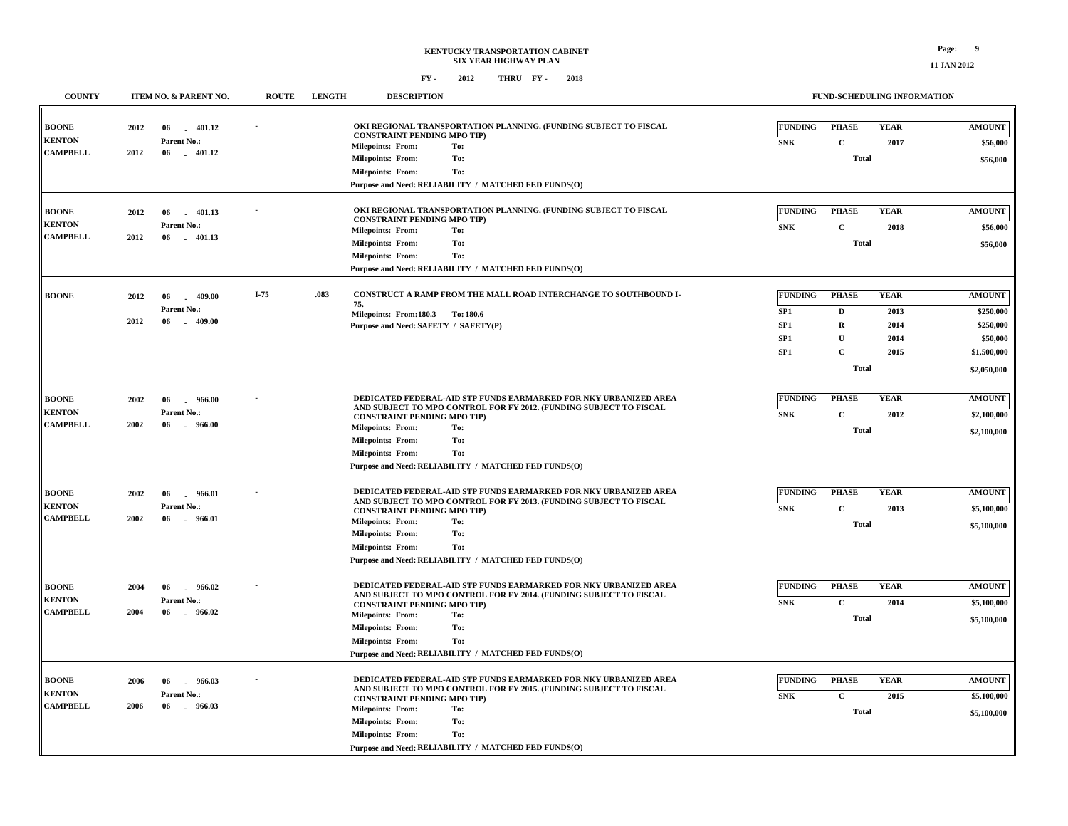**KENTUCKY TRANSPORTATION CABINET**
**SIX YEAR HIGHWAY PLAN**
**FY - 2012 THRU FY - 2018**

| COUNTY | ITEM NO. & PARENT NO. | ROUTE | LENGTH | DESCRIPTION | FUNDING | PHASE | YEAR | AMOUNT |
|---|---|---|---|---|---|---|---|---|
| BOONE<br>KENTON<br>CAMPBELL | 2012 06 - 401.12<br>Parent No.:<br>2012 06 - 401.12 | - | | OKI REGIONAL TRANSPORTATION PLANNING. (FUNDING SUBJECT TO FISCAL CONSTRAINT PENDING MPO TIP)<br>Milepoints: From: To:<br>Milepoints: From: To:<br>Milepoints: From: To:<br>Purpose and Need: RELIABILITY / MATCHED FED FUNDS(O) | SNK | C | 2017 | $56,000 |
| | | | | | | Total | | $56,000 |
| BOONE<br>KENTON<br>CAMPBELL | 2012 06 - 401.13<br>Parent No.:<br>2012 06 - 401.13 | - | | OKI REGIONAL TRANSPORTATION PLANNING. (FUNDING SUBJECT TO FISCAL CONSTRAINT PENDING MPO TIP)<br>Milepoints: From: To:<br>Milepoints: From: To:<br>Milepoints: From: To:<br>Purpose and Need: RELIABILITY / MATCHED FED FUNDS(O) | SNK | C | 2018 | $56,000 |
| | | | | | | Total | | $56,000 |
| BOONE | 2012 06 - 409.00<br>Parent No.:<br>2012 06 - 409.00 | I-75 | .083 | CONSTRUCT A RAMP FROM THE MALL ROAD INTERCHANGE TO SOUTHBOUND I-75.<br>Milepoints: From:180.3 To: 180.6<br>Purpose and Need: SAFETY / SAFETY(P) | SP1 | D | 2013 | $250,000 |
| | | | | | SP1 | R | 2014 | $250,000 |
| | | | | | SP1 | U | 2014 | $50,000 |
| | | | | | SP1 | C | 2015 | $1,500,000 |
| | | | | | | Total | | $2,050,000 |
| BOONE<br>KENTON<br>CAMPBELL | 2002 06 - 966.00<br>Parent No.:<br>2002 06 - 966.00 | - | | DEDICATED FEDERAL-AID STP FUNDS EARMARKED FOR NKY URBANIZED AREA AND SUBJECT TO MPO CONTROL FOR FY 2012. (FUNDING SUBJECT TO FISCAL CONSTRAINT PENDING MPO TIP)<br>Milepoints: From: To:<br>Milepoints: From: To:<br>Milepoints: From: To:<br>Purpose and Need: RELIABILITY / MATCHED FED FUNDS(O) | SNK | C | 2012 | $2,100,000 |
| | | | | | | Total | | $2,100,000 |
| BOONE<br>KENTON<br>CAMPBELL | 2002 06 - 966.01<br>Parent No.:<br>2002 06 - 966.01 | - | | DEDICATED FEDERAL-AID STP FUNDS EARMARKED FOR NKY URBANIZED AREA AND SUBJECT TO MPO CONTROL FOR FY 2013. (FUNDING SUBJECT TO FISCAL CONSTRAINT PENDING MPO TIP)<br>Milepoints: From: To:<br>Milepoints: From: To:<br>Milepoints: From: To:<br>Purpose and Need: RELIABILITY / MATCHED FED FUNDS(O) | SNK | C | 2013 | $5,100,000 |
| | | | | | | Total | | $5,100,000 |
| BOONE<br>KENTON<br>CAMPBELL | 2004 06 - 966.02<br>Parent No.:<br>2004 06 - 966.02 | - | | DEDICATED FEDERAL-AID STP FUNDS EARMARKED FOR NKY URBANIZED AREA AND SUBJECT TO MPO CONTROL FOR FY 2014. (FUNDING SUBJECT TO FISCAL CONSTRAINT PENDING MPO TIP)<br>Milepoints: From: To:<br>Milepoints: From: To:<br>Milepoints: From: To:<br>Purpose and Need: RELIABILITY / MATCHED FED FUNDS(O) | SNK | C | 2014 | $5,100,000 |
| | | | | | | Total | | $5,100,000 |
| BOONE<br>KENTON<br>CAMPBELL | 2006 06 - 966.03<br>Parent No.:<br>2006 06 - 966.03 | - | | DEDICATED FEDERAL-AID STP FUNDS EARMARKED FOR NKY URBANIZED AREA AND SUBJECT TO MPO CONTROL FOR FY 2015. (FUNDING SUBJECT TO FISCAL CONSTRAINT PENDING MPO TIP)<br>Milepoints: From: To:<br>Milepoints: From: To:<br>Milepoints: From: To:<br>Purpose and Need: RELIABILITY / MATCHED FED FUNDS(O) | SNK | C | 2015 | $5,100,000 |
| | | | | | | Total | | $5,100,000 |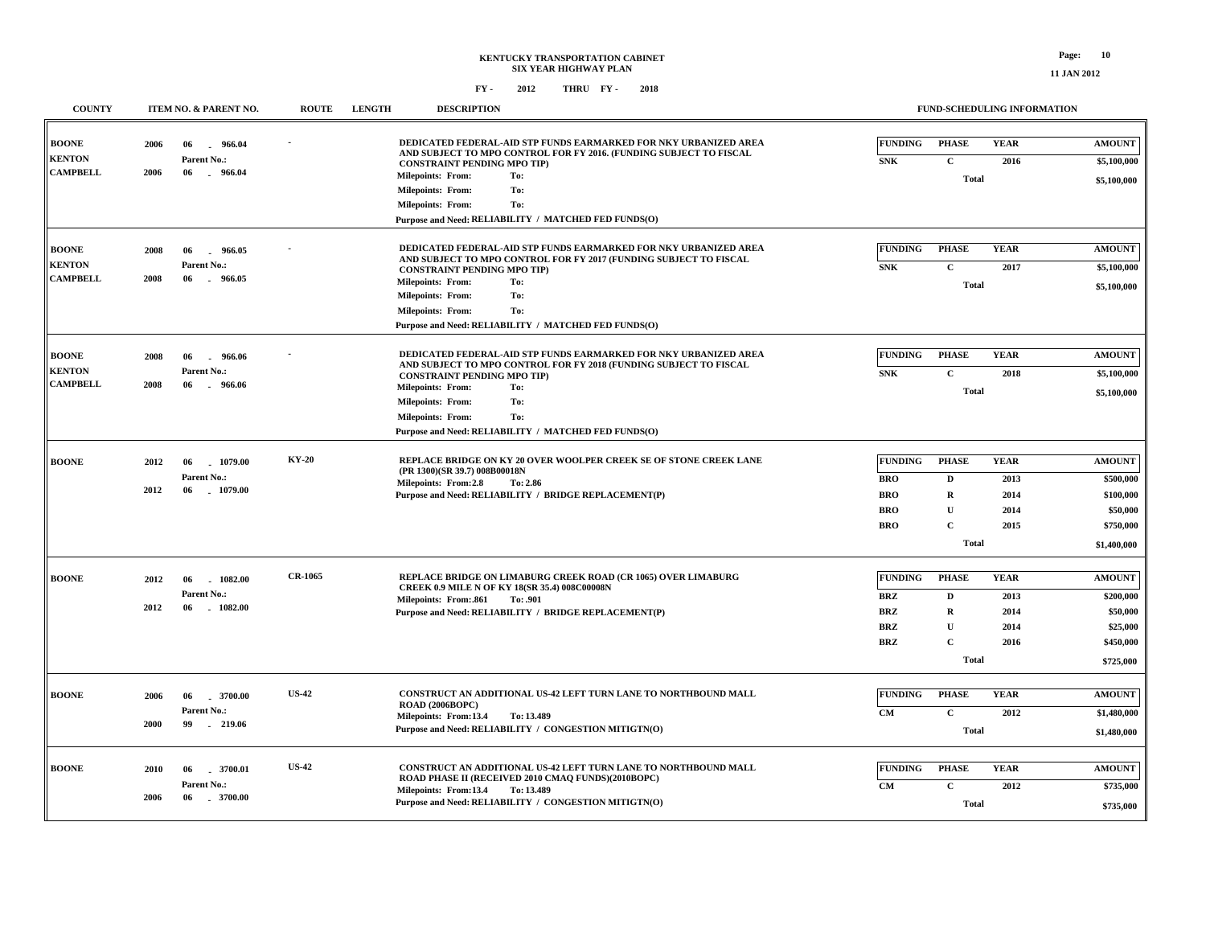# KENTUCKY TRANSPORTATION CABINET
## SIX YEAR HIGHWAY PLAN

FY - 2012 THRU FY - 2018

| COUNTY | ITEM NO. & PARENT NO. | ROUTE | LENGTH | DESCRIPTION | FUNDING | PHASE | YEAR | AMOUNT |
|---|---|---|---|---|---|---|---|---|
| BOONE<br>KENTON<br>CAMPBELL | 2006 06 - 966.04<br>Parent No.:<br>2006 06 - 966.04 | - | | DEDICATED FEDERAL-AID STP FUNDS EARMARKED FOR NKY URBANIZED AREA AND SUBJECT TO MPO CONTROL FOR FY 2016. (FUNDING SUBJECT TO FISCAL CONSTRAINT PENDING MPO TIP)<br>Milepoints: From: To:<br>Milepoints: From: To:<br>Milepoints: From: To:<br>Purpose and Need: RELIABILITY / MATCHED FED FUNDS(O) | SNK | C | 2016 | $5,100,000 |
| | | | | | | Total | | $5,100,000 |
| BOONE<br>KENTON<br>CAMPBELL | 2008 06 - 966.05<br>Parent No.:<br>2008 06 - 966.05 | - | | DEDICATED FEDERAL-AID STP FUNDS EARMARKED FOR NKY URBANIZED AREA AND SUBJECT TO MPO CONTROL FOR FY 2017 (FUNDING SUBJECT TO FISCAL CONSTRAINT PENDING MPO TIP)<br>Milepoints: From: To:<br>Milepoints: From: To:<br>Milepoints: From: To:<br>Purpose and Need: RELIABILITY / MATCHED FED FUNDS(O) | SNK | C | 2017 | $5,100,000 |
| | | | | | | Total | | $5,100,000 |
| BOONE<br>KENTON<br>CAMPBELL | 2008 06 - 966.06<br>Parent No.:<br>2008 06 - 966.06 | - | | DEDICATED FEDERAL-AID STP FUNDS EARMARKED FOR NKY URBANIZED AREA AND SUBJECT TO MPO CONTROL FOR FY 2018 (FUNDING SUBJECT TO FISCAL CONSTRAINT PENDING MPO TIP)<br>Milepoints: From: To:<br>Milepoints: From: To:<br>Milepoints: From: To:<br>Purpose and Need: RELIABILITY / MATCHED FED FUNDS(O) | SNK | C | 2018 | $5,100,000 |
| | | | | | | Total | | $5,100,000 |
| BOONE | 2012 06 - 1079.00<br>Parent No.:<br>2012 06 - 1079.00 | KY-20 | | REPLACE BRIDGE ON KY 20 OVER WOOLPER CREEK SE OF STONE CREEK LANE (PR 1300)(SR 39.7) 008B00018N<br>Milepoints: From:2.8 To: 2.86<br>Purpose and Need: RELIABILITY / BRIDGE REPLACEMENT(P) | BRO | D | 2013 | $500,000 |
| | | | | | BRO | R | 2014 | $100,000 |
| | | | | | BRO | U | 2014 | $50,000 |
| | | | | | BRO | C | 2015 | $750,000 |
| | | | | | | Total | | $1,400,000 |
| BOONE | 2012 06 - 1082.00<br>Parent No.:<br>2012 06 - 1082.00 | CR-1065 | | REPLACE BRIDGE ON LIMABURG CREEK ROAD (CR 1065) OVER LIMABURG CREEK 0.9 MILE N OF KY 18(SR 35.4) 008C00008N<br>Milepoints: From:.861 To: .901<br>Purpose and Need: RELIABILITY / BRIDGE REPLACEMENT(P) | BRZ | D | 2013 | $200,000 |
| | | | | | BRZ | R | 2014 | $50,000 |
| | | | | | BRZ | U | 2014 | $25,000 |
| | | | | | BRZ | C | 2016 | $450,000 |
| | | | | | | Total | | $725,000 |
| BOONE | 2006 06 - 3700.00<br>Parent No.:<br>2000 99 - 219.06 | US-42 | | CONSTRUCT AN ADDITIONAL US-42 LEFT TURN LANE TO NORTHBOUND MALL ROAD (2006BOPC)<br>Milepoints: From:13.4 To: 13.489<br>Purpose and Need: RELIABILITY / CONGESTION MITIGTN(O) | CM | C | 2012 | $1,480,000 |
| | | | | | | Total | | $1,480,000 |
| BOONE | 2010 06 - 3700.01<br>Parent No.:<br>2006 06 - 3700.00 | US-42 | | CONSTRUCT AN ADDITIONAL US-42 LEFT TURN LANE TO NORTHBOUND MALL ROAD PHASE II (RECEIVED 2010 CMAQ FUNDS)(2010BOPC)<br>Milepoints: From:13.4 To: 13.489<br>Purpose and Need: RELIABILITY / CONGESTION MITIGTN(O) | CM | C | 2012 | $735,000 |
| | | | | | | Total | | $735,000 |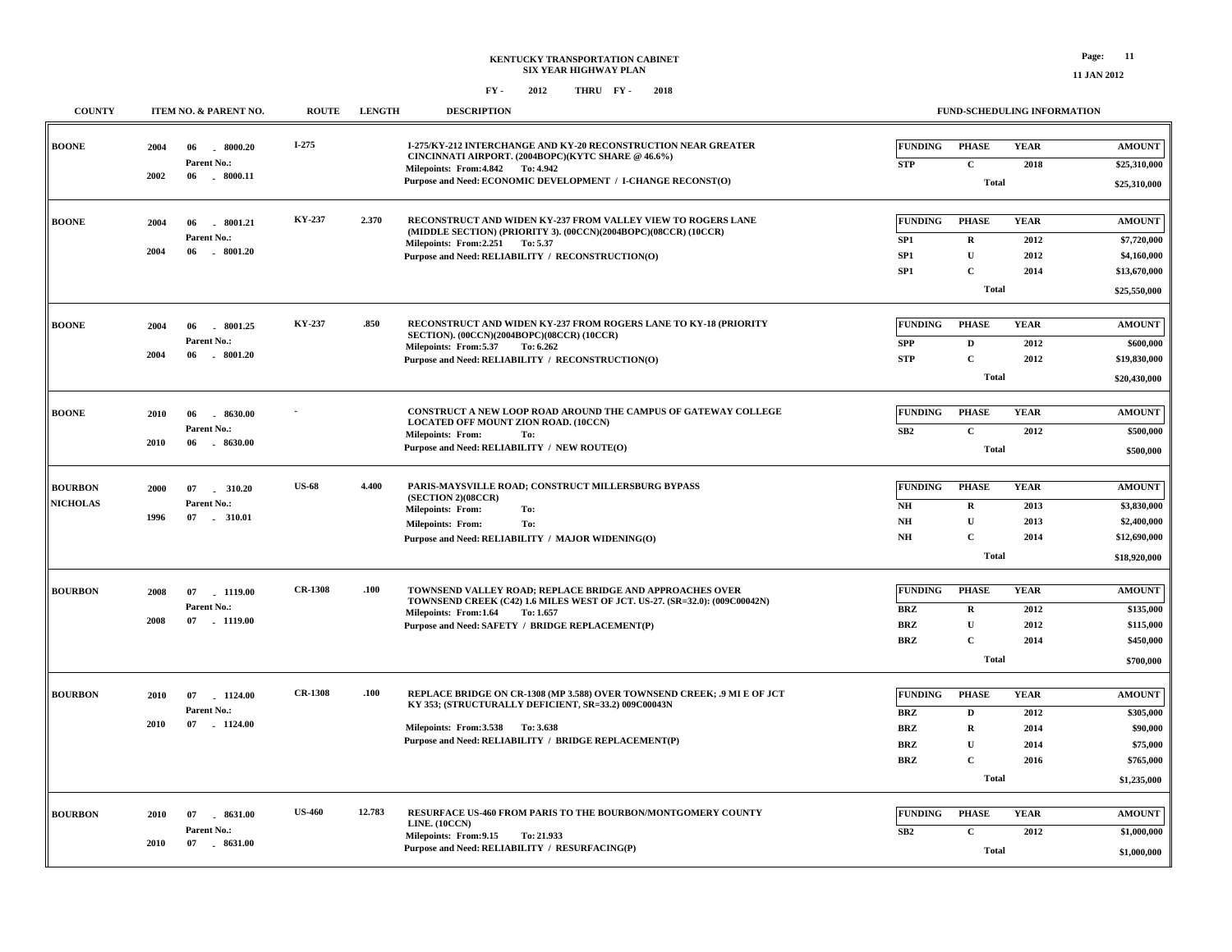# KENTUCKY TRANSPORTATION CABINET
## SIX YEAR HIGHWAY PLAN
### FY - 2012 THRU FY - 2018

| COUNTY | ITEM NO. & PARENT NO. | ROUTE | LENGTH | DESCRIPTION | FUNDING | PHASE | YEAR | AMOUNT |
|---|---|---|---|---|---|---|---|---|
| BOONE | 2004 06 - 8000.20<br>Parent No.:<br>2002 06 - 8000.11 | I-275 | | I-275/KY-212 INTERCHANGE AND KY-20 RECONSTRUCTION NEAR GREATER CINCINNATI AIRPORT. (2004BOPC)(KYTC SHARE @ 46.6%)<br>Milepoints: From:4.842 To: 4.942<br>Purpose and Need: ECONOMIC DEVELOPMENT / I-CHANGE RECONST(O) | STP | C | 2018 | $25,310,000 |
| | | | | | | Total | | $25,310,000 |
| BOONE | 2004 06 - 8001.21<br>Parent No.:<br>2004 06 - 8001.20 | KY-237 | 2.370 | RECONSTRUCT AND WIDEN KY-237 FROM VALLEY VIEW TO ROGERS LANE (MIDDLE SECTION) (PRIORITY 3). (00CCN)(2004BOPC)(08CCR) (10CCR)<br>Milepoints: From:2.251 To: 5.37<br>Purpose and Need: RELIABILITY / RECONSTRUCTION(O) | SP1 | R | 2012 | $7,720,000 |
| | | | | | SP1 | U | 2012 | $4,160,000 |
| | | | | | SP1 | C | 2014 | $13,670,000 |
| | | | | | | Total | | $25,550,000 |
| BOONE | 2004 06 - 8001.25<br>Parent No.:<br>2004 06 - 8001.20 | KY-237 | .850 | RECONSTRUCT AND WIDEN KY-237 FROM ROGERS LANE TO KY-18 (PRIORITY SECTION). (00CCN)(2004BOPC)(08CCR) (10CCR)<br>Milepoints: From:5.37 To: 6.262<br>Purpose and Need: RELIABILITY / RECONSTRUCTION(O) | SPP | D | 2012 | $600,000 |
| | | | | | STP | C | 2012 | $19,830,000 |
| | | | | | | Total | | $20,430,000 |
| BOONE | 2010 06 - 8630.00<br>Parent No.:<br>2010 06 - 8630.00 | - | | CONSTRUCT A NEW LOOP ROAD AROUND THE CAMPUS OF GATEWAY COLLEGE LOCATED OFF MOUNT ZION ROAD. (10CCN)<br>Milepoints: From: To:<br>Purpose and Need: RELIABILITY / NEW ROUTE(O) | SB2 | C | 2012 | $500,000 |
| | | | | | | Total | | $500,000 |
| BOURBON<br>NICHOLAS | 2000 07 - 310.20<br>Parent No.:<br>1996 07 - 310.01 | US-68 | 4.400 | PARIS-MAYSVILLE ROAD; CONSTRUCT MILLERSBURG BYPASS (SECTION 2)(08CCR)<br>Milepoints: From: To:<br>Milepoints: From: To:<br>Purpose and Need: RELIABILITY / MAJOR WIDENING(O) | NH | R | 2013 | $3,830,000 |
| | | | | | NH | U | 2013 | $2,400,000 |
| | | | | | NH | C | 2014 | $12,690,000 |
| | | | | | | Total | | $18,920,000 |
| BOURBON | 2008 07 - 1119.00<br>Parent No.:<br>2008 07 - 1119.00 | CR-1308 | .100 | TOWNSEND VALLEY ROAD; REPLACE BRIDGE AND APPROACHES OVER TOWNSEND CREEK (C42) 1.6 MILES WEST OF JCT. US-27. (SR=32.0): (009C00042N)<br>Milepoints: From:1.64 To: 1.657<br>Purpose and Need: SAFETY / BRIDGE REPLACEMENT(P) | BRZ | R | 2012 | $135,000 |
| | | | | | BRZ | U | 2012 | $115,000 |
| | | | | | BRZ | C | 2014 | $450,000 |
| | | | | | | Total | | $700,000 |
| BOURBON | 2010 07 - 1124.00<br>Parent No.:<br>2010 07 - 1124.00 | CR-1308 | .100 | REPLACE BRIDGE ON CR-1308 (MP 3.588) OVER TOWNSEND CREEK; .9 MI E OF JCT KY 353; (STRUCTURALLY DEFICIENT, SR=33.2) 009C00043N<br>Milepoints: From:3.538 To: 3.638<br>Purpose and Need: RELIABILITY / BRIDGE REPLACEMENT(P) | BRZ | D | 2012 | $305,000 |
| | | | | | BRZ | R | 2014 | $90,000 |
| | | | | | BRZ | U | 2014 | $75,000 |
| | | | | | BRZ | C | 2016 | $765,000 |
| | | | | | | Total | | $1,235,000 |
| BOURBON | 2010 07 - 8631.00<br>Parent No.:<br>2010 07 - 8631.00 | US-460 | 12.783 | RESURFACE US-460 FROM PARIS TO THE BOURBON/MONTGOMERY COUNTY LINE. (10CCN)<br>Milepoints: From:9.15 To: 21.933<br>Purpose and Need: RELIABILITY / RESURFACING(P) | SB2 | C | 2012 | $1,000,000 |
| | | | | | | Total | | $1,000,000 |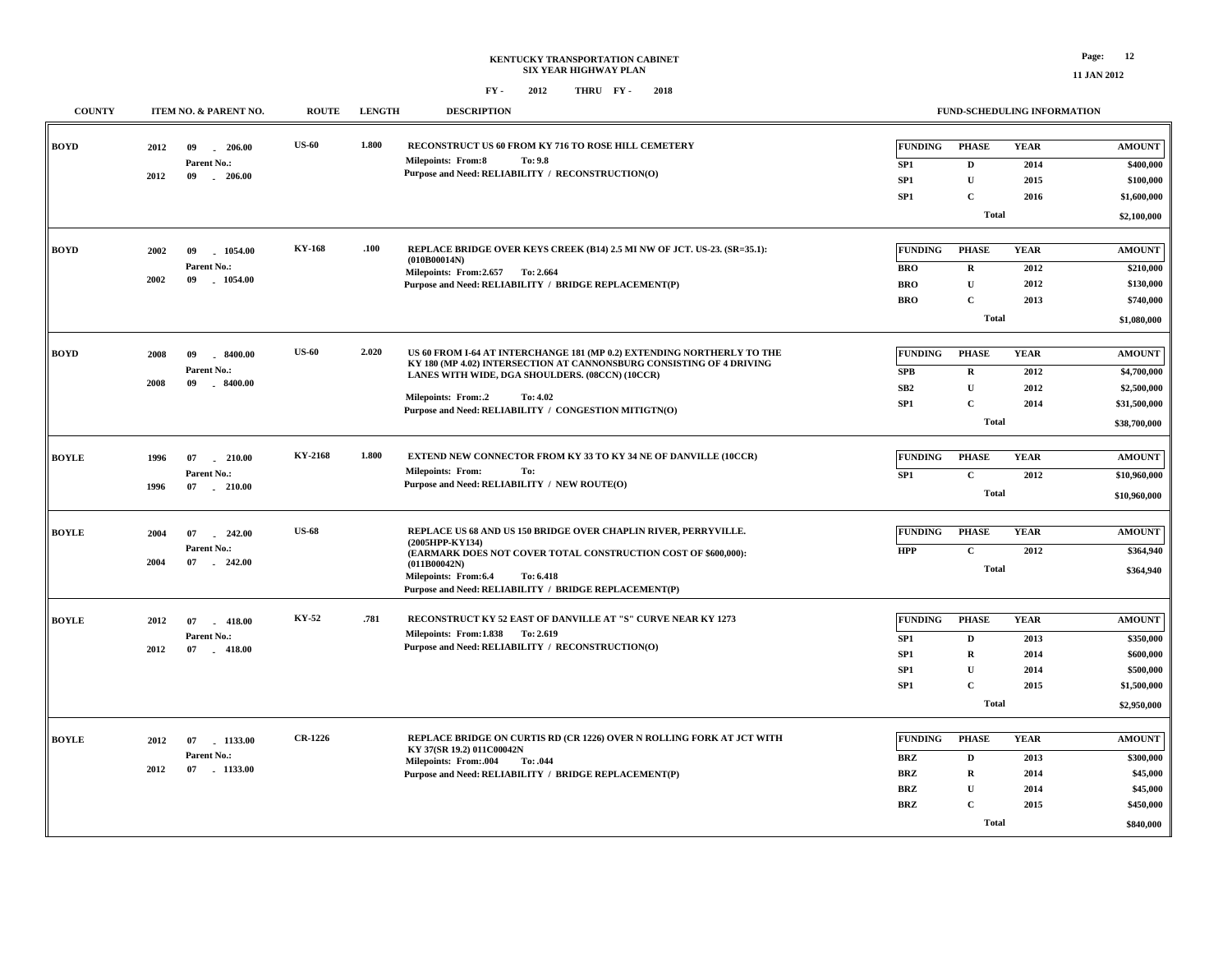# KENTUCKY TRANSPORTATION CABINET
## SIX YEAR HIGHWAY PLAN
### FY - 2012 THRU FY - 2018

| COUNTY | ITEM NO. & PARENT NO. | ROUTE | LENGTH | DESCRIPTION | FUNDING | PHASE | YEAR | AMOUNT |
|---|---|---|---|---|---|---|---|---|
| BOYD | 2012 09 - 206.00<br>Parent No.:<br>2012 09 - 206.00 | US-60 | 1.800 | RECONSTRUCT US 60 FROM KY 716 TO ROSE HILL CEMETERY<br>Milepoints: From:8 To: 9.8<br>Purpose and Need: RELIABILITY / RECONSTRUCTION(O) | SP1 | D | 2014 | $400,000 |
| | | | | | SP1 | U | 2015 | $100,000 |
| | | | | | SP1 | C | 2016 | $1,600,000 |
| | | | | | | Total | | $2,100,000 |
| BOYD | 2002 09 - 1054.00<br>Parent No.:<br>2002 09 - 1054.00 | KY-168 | .100 | REPLACE BRIDGE OVER KEYS CREEK (B14) 2.5 MI NW OF JCT. US-23. (SR=35.1): (010B00014N)<br>Milepoints: From:2.657 To: 2.664<br>Purpose and Need: RELIABILITY / BRIDGE REPLACEMENT(P) | BRO | R | 2012 | $210,000 |
| | | | | | BRO | U | 2012 | $130,000 |
| | | | | | BRO | C | 2013 | $740,000 |
| | | | | | | Total | | $1,080,000 |
| BOYD | 2008 09 - 8400.00<br>Parent No.:<br>2008 09 - 8400.00 | US-60 | 2.020 | US 60 FROM I-64 AT INTERCHANGE 181 (MP 0.2) EXTENDING NORTHERLY TO THE KY 180 (MP 4.02) INTERSECTION AT CANNONSBURG CONSISTING OF 4 DRIVING LANES WITH WIDE, DGA SHOULDERS. (08CCN) (10CCR)<br>Milepoints: From:.2 To: 4.02<br>Purpose and Need: RELIABILITY / CONGESTION MITIGTN(O) | SPB | R | 2012 | $4,700,000 |
| | | | | | SB2 | U | 2012 | $2,500,000 |
| | | | | | SP1 | C | 2014 | $31,500,000 |
| | | | | | | Total | | $38,700,000 |
| BOYLE | 1996 07 - 210.00<br>Parent No.:<br>1996 07 - 210.00 | KY-2168 | 1.800 | EXTEND NEW CONNECTOR FROM KY 33 TO KY 34 NE OF DANVILLE (10CCR)<br>Milepoints: From: To:<br>Purpose and Need: RELIABILITY / NEW ROUTE(O) | SP1 | C | 2012 | $10,960,000 |
| | | | | | | Total | | $10,960,000 |
| BOYLE | 2004 07 - 242.00<br>Parent No.:<br>2004 07 - 242.00 | US-68 | | REPLACE US 68 AND US 150 BRIDGE OVER CHAPLIN RIVER, PERRYVILLE. (2005HPP-KY134)<br>(EARMARK DOES NOT COVER TOTAL CONSTRUCTION COST OF $600,000): (011B00042N)<br>Milepoints: From:6.4 To: 6.418<br>Purpose and Need: RELIABILITY / BRIDGE REPLACEMENT(P) | HPP | C | 2012 | $364,940 |
| | | | | | | Total | | $364,940 |
| BOYLE | 2012 07 - 418.00<br>Parent No.:<br>2012 07 - 418.00 | KY-52 | .781 | RECONSTRUCT KY 52 EAST OF DANVILLE AT "S" CURVE NEAR KY 1273<br>Milepoints: From:1.838 To: 2.619<br>Purpose and Need: RELIABILITY / RECONSTRUCTION(O) | SP1 | D | 2013 | $350,000 |
| | | | | | SP1 | R | 2014 | $600,000 |
| | | | | | SP1 | U | 2014 | $500,000 |
| | | | | | SP1 | C | 2015 | $1,500,000 |
| | | | | | | Total | | $2,950,000 |
| BOYLE | 2012 07 - 1133.00<br>Parent No.:<br>2012 07 - 1133.00 | CR-1226 | | REPLACE BRIDGE ON CURTIS RD (CR 1226) OVER N ROLLING FORK AT JCT WITH KY 37(SR 19.2) 011C00042N<br>Milepoints: From:.004 To: .044<br>Purpose and Need: RELIABILITY / BRIDGE REPLACEMENT(P) | BRZ | D | 2013 | $300,000 |
| | | | | | BRZ | R | 2014 | $45,000 |
| | | | | | BRZ | U | 2014 | $45,000 |
| | | | | | BRZ | C | 2015 | $450,000 |
| | | | | | | Total | | $840,000 |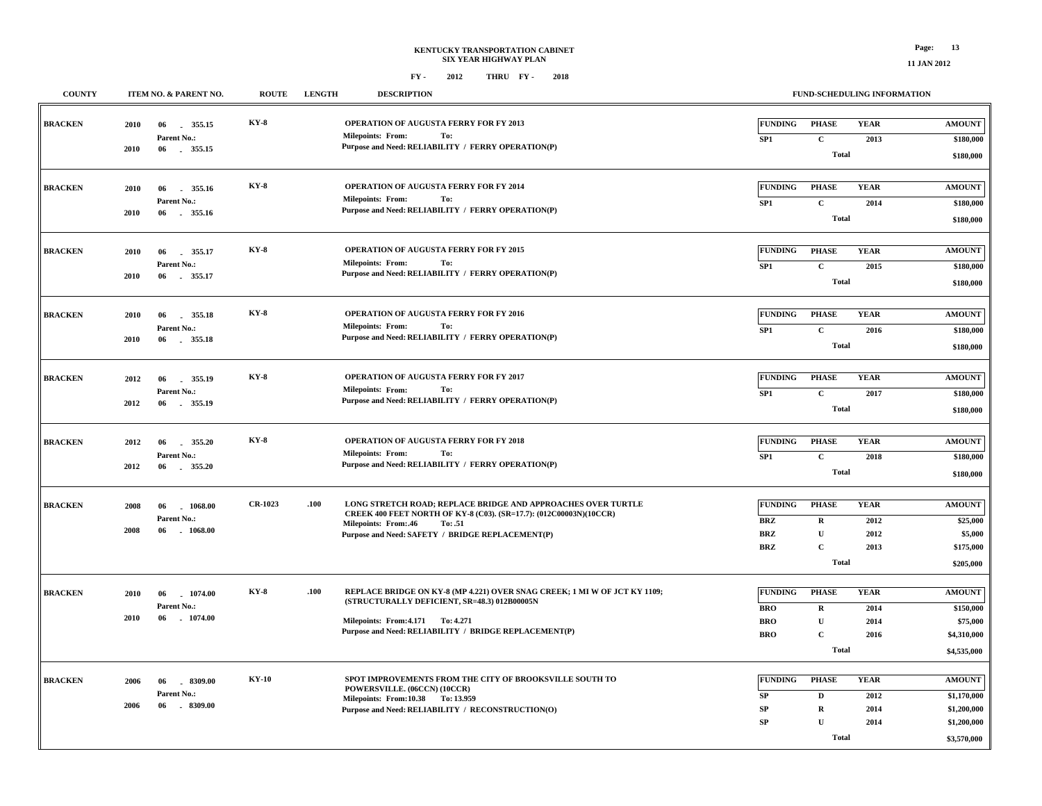**KENTUCKY TRANSPORTATION CABINET**
**SIX YEAR HIGHWAY PLAN**

**FY - 2012 THRU FY - 2018**

| COUNTY | ITEM NO. & PARENT NO. | ROUTE | LENGTH | DESCRIPTION | FUNDING | PHASE | YEAR | AMOUNT |
|---|---|---|---|---|---|---|---|---|
| BRACKEN | 2010 06 - 355.15<br>Parent No.:<br>2010 06 - 355.15 | KY-8 | | OPERATION OF AUGUSTA FERRY FOR FY 2013<br>Milepoints: From: To:<br>Purpose and Need: RELIABILITY / FERRY OPERATION(P) | SP1 | C | 2013 | $180,000 |
| | | | | | | Total | | $180,000 |
| BRACKEN | 2010 06 - 355.16<br>Parent No.:<br>2010 06 - 355.16 | KY-8 | | OPERATION OF AUGUSTA FERRY FOR FY 2014<br>Milepoints: From: To:<br>Purpose and Need: RELIABILITY / FERRY OPERATION(P) | SP1 | C | 2014 | $180,000 |
| | | | | | | Total | | $180,000 |
| BRACKEN | 2010 06 - 355.17<br>Parent No.:<br>2010 06 - 355.17 | KY-8 | | OPERATION OF AUGUSTA FERRY FOR FY 2015<br>Milepoints: From: To:<br>Purpose and Need: RELIABILITY / FERRY OPERATION(P) | SP1 | C | 2015 | $180,000 |
| | | | | | | Total | | $180,000 |
| BRACKEN | 2010 06 - 355.18<br>Parent No.:<br>2010 06 - 355.18 | KY-8 | | OPERATION OF AUGUSTA FERRY FOR FY 2016<br>Milepoints: From: To:<br>Purpose and Need: RELIABILITY / FERRY OPERATION(P) | SP1 | C | 2016 | $180,000 |
| | | | | | | Total | | $180,000 |
| BRACKEN | 2012 06 - 355.19<br>Parent No.:<br>2012 06 - 355.19 | KY-8 | | OPERATION OF AUGUSTA FERRY FOR FY 2017<br>Milepoints: From: To:<br>Purpose and Need: RELIABILITY / FERRY OPERATION(P) | SP1 | C | 2017 | $180,000 |
| | | | | | | Total | | $180,000 |
| BRACKEN | 2012 06 - 355.20<br>Parent No.:<br>2012 06 - 355.20 | KY-8 | | OPERATION OF AUGUSTA FERRY FOR FY 2018<br>Milepoints: From: To:<br>Purpose and Need: RELIABILITY / FERRY OPERATION(P) | SP1 | C | 2018 | $180,000 |
| | | | | | | Total | | $180,000 |
| BRACKEN | 2008 06 - 1068.00<br>Parent No.:<br>2008 06 - 1068.00 | CR-1023 | .100 | LONG STRETCH ROAD; REPLACE BRIDGE AND APPROACHES OVER TURTLE CREEK 400 FEET NORTH OF KY-8 (C03). (SR=17.7): (012C00003N)(10CCR)<br>Milepoints: From:.46 To:.51<br>Purpose and Need: SAFETY / BRIDGE REPLACEMENT(P) | BRZ | R | 2012 | $25,000 |
| | | | | | BRZ | U | 2012 | $5,000 |
| | | | | | BRZ | C | 2013 | $175,000 |
| | | | | | | Total | | $205,000 |
| BRACKEN | 2010 06 - 1074.00<br>Parent No.:<br>2010 06 - 1074.00 | KY-8 | .100 | REPLACE BRIDGE ON KY-8 (MP 4.221) OVER SNAG CREEK; 1 MI W OF JCT KY 1109; (STRUCTURALLY DEFICIENT, SR=48.3) 012B00005N<br>Milepoints: From:4.171 To: 4.271<br>Purpose and Need: RELIABILITY / BRIDGE REPLACEMENT(P) | BRO | R | 2014 | $150,000 |
| | | | | | BRO | U | 2014 | $75,000 |
| | | | | | BRO | C | 2016 | $4,310,000 |
| | | | | | | Total | | $4,535,000 |
| BRACKEN | 2006 06 - 8309.00<br>Parent No.:<br>2006 06 - 8309.00 | KY-10 | | SPOT IMPROVEMENTS FROM THE CITY OF BROOKSVILLE SOUTH TO POWERSVILLE. (06CCN) (10CCR)<br>Milepoints: From:10.38 To: 13.959<br>Purpose and Need: RELIABILITY / RECONSTRUCTION(O) | SP | D | 2012 | $1,170,000 |
| | | | | | SP | R | 2014 | $1,200,000 |
| | | | | | SP | U | 2014 | $1,200,000 |
| | | | | | | Total | | $3,570,000 |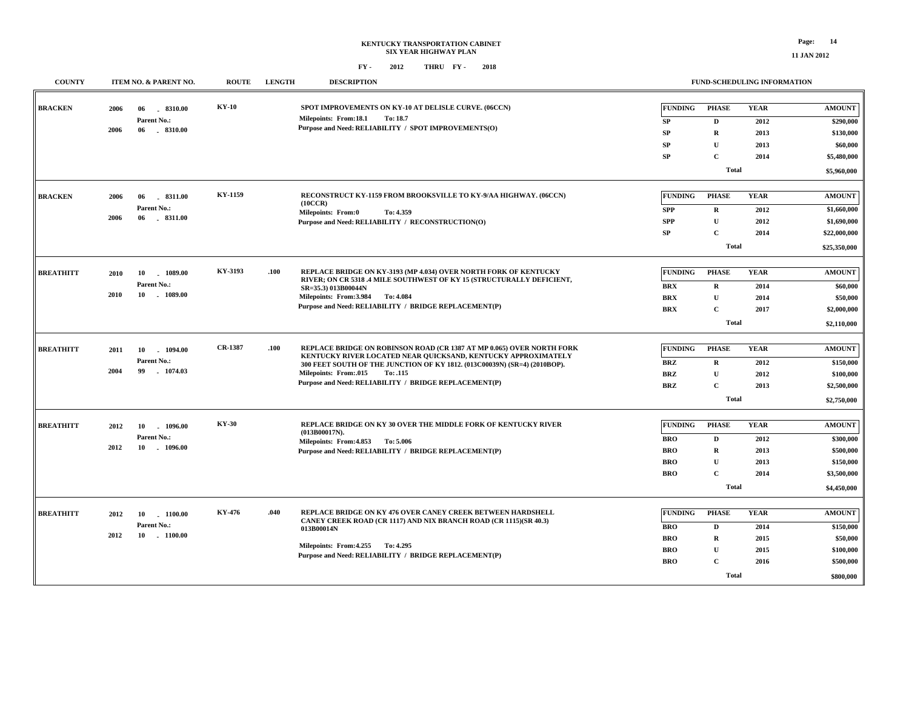KENTUCKY TRANSPORTATION CABINET
SIX YEAR HIGHWAY PLAN

FY - 2012 THRU FY - 2018

| COUNTY | ITEM NO. & PARENT NO. | ROUTE | LENGTH | DESCRIPTION | FUNDING | PHASE | YEAR | AMOUNT |
|---|---|---|---|---|---|---|---|---|
| BRACKEN | 2006 06 - 8310.00<br>Parent No.:<br>2006 06 - 8310.00 | KY-10 | | SPOT IMPROVEMENTS ON KY-10 AT DELISLE CURVE. (06CCN)<br>Milepoints: From:18.1 To: 18.7<br>Purpose and Need: RELIABILITY / SPOT IMPROVEMENTS(O) | SP | D | 2012 | $290,000 |
| | | | | | SP | R | 2013 | $130,000 |
| | | | | | SP | U | 2013 | $60,000 |
| | | | | | SP | C | 2014 | $5,480,000 |
| | | | | | | Total | | $5,960,000 |
| BRACKEN | 2006 06 - 8311.00<br>Parent No.:<br>2006 06 - 8311.00 | KY-1159 | | RECONSTRUCT KY-1159 FROM BROOKSVILLE TO KY-9/AA HIGHWAY. (06CCN) (10CCR)<br>Milepoints: From:0 To: 4.359<br>Purpose and Need: RELIABILITY / RECONSTRUCTION(O) | SPP | R | 2012 | $1,660,000 |
| | | | | | SPP | U | 2012 | $1,690,000 |
| | | | | | SP | C | 2014 | $22,000,000 |
| | | | | | | Total | | $25,350,000 |
| BREATHITT | 2010 10 - 1089.00<br>Parent No.:<br>2010 10 - 1089.00 | KY-3193 | .100 | REPLACE BRIDGE ON KY-3193 (MP 4.034) OVER NORTH FORK OF KENTUCKY RIVER; ON CR 5318 .4 MILE SOUTHWEST OF KY 15 (STRUCTURALLY DEFICIENT, SR=35.3) 013B00044N<br>Milepoints: From:3.984 To: 4.084<br>Purpose and Need: RELIABILITY / BRIDGE REPLACEMENT(P) | BRX | R | 2014 | $60,000 |
| | | | | | BRX | U | 2014 | $50,000 |
| | | | | | BRX | C | 2017 | $2,000,000 |
| | | | | | | Total | | $2,110,000 |
| BREATHITT | 2011 10 - 1094.00<br>Parent No.:<br>2004 99 - 1074.03 | CR-1387 | .100 | REPLACE BRIDGE ON ROBINSON ROAD (CR 1387 AT MP 0.065) OVER NORTH FORK KENTUCKY RIVER LOCATED NEAR QUICKSAND, KENTUCKY APPROXIMATELY 300 FEET SOUTH OF THE JUNCTION OF KY 1812. (013C00039N) (SR=4) (2010BOP).<br>Milepoints: From:.015 To: .115<br>Purpose and Need: RELIABILITY / BRIDGE REPLACEMENT(P) | BRZ | R | 2012 | $150,000 |
| | | | | | BRZ | U | 2012 | $100,000 |
| | | | | | BRZ | C | 2013 | $2,500,000 |
| | | | | | | Total | | $2,750,000 |
| BREATHITT | 2012 10 - 1096.00<br>Parent No.:<br>2012 10 - 1096.00 | KY-30 | | REPLACE BRIDGE ON KY 30 OVER THE MIDDLE FORK OF KENTUCKY RIVER (013B00017N).<br>Milepoints: From:4.853 To: 5.006<br>Purpose and Need: RELIABILITY / BRIDGE REPLACEMENT(P) | BRO | D | 2012 | $300,000 |
| | | | | | BRO | R | 2013 | $500,000 |
| | | | | | BRO | U | 2013 | $150,000 |
| | | | | | BRO | C | 2014 | $3,500,000 |
| | | | | | | Total | | $4,450,000 |
| BREATHITT | 2012 10 - 1100.00<br>Parent No.:<br>2012 10 - 1100.00 | KY-476 | .040 | REPLACE BRIDGE ON KY 476 OVER CANEY CREEK BETWEEN HARDSHELL CANEY CREEK ROAD (CR 1117) AND NIX BRANCH ROAD (CR 1115)(SR 40.3) 013B00014N<br>Milepoints: From:4.255 To: 4.295<br>Purpose and Need: RELIABILITY / BRIDGE REPLACEMENT(P) | BRO | D | 2014 | $150,000 |
| | | | | | BRO | R | 2015 | $50,000 |
| | | | | | BRO | U | 2015 | $100,000 |
| | | | | | BRO | C | 2016 | $500,000 |
| | | | | | | Total | | $800,000 |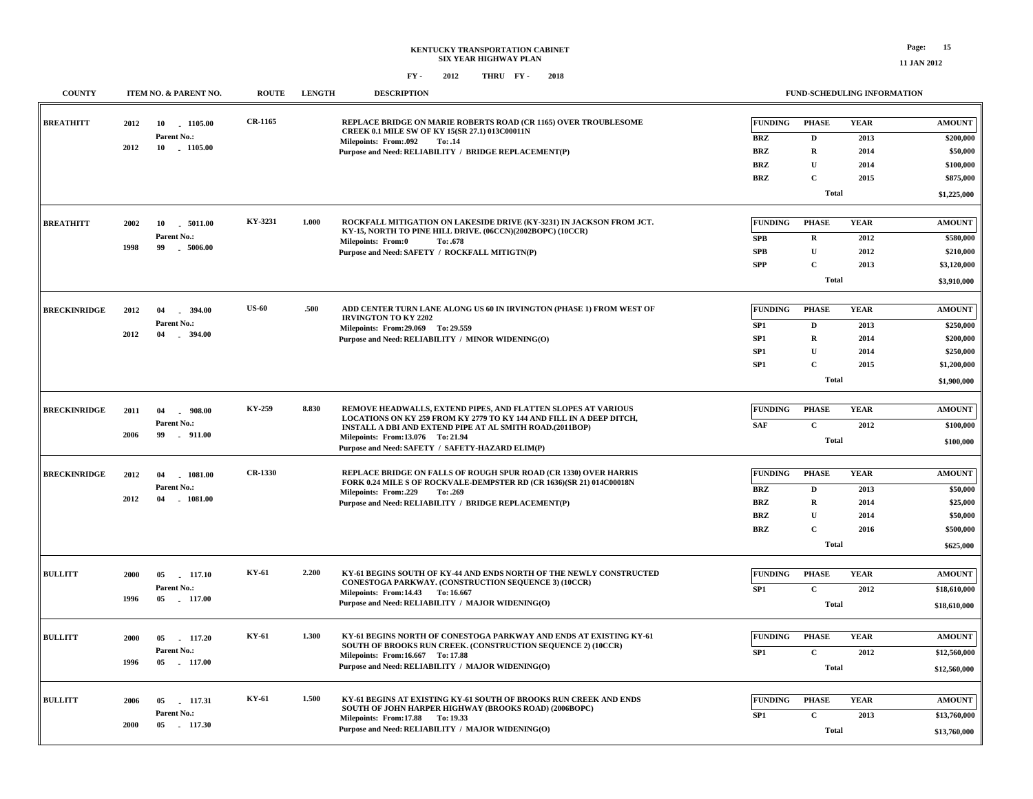# KENTUCKY TRANSPORTATION CABINET
## SIX YEAR HIGHWAY PLAN

FY - 2012 THRU FY - 2018

| COUNTY | ITEM NO. & PARENT NO. | ROUTE | LENGTH | DESCRIPTION | FUNDING | PHASE | YEAR | AMOUNT |
|---|---|---|---|---|---|---|---|---|
| BREATHITT | 2012 10 - 1105.00 Parent No.: 2012 10 - 1105.00 | CR-1165 | | REPLACE BRIDGE ON MARIE ROBERTS ROAD (CR 1165) OVER TROUBLESOME CREEK 0.1 MILE SW OF KY 15(SR 27.1) 013C00011N Milepoints: From:.092 To: .14 Purpose and Need: RELIABILITY / BRIDGE REPLACEMENT(P) | BRZ | D | 2013 | $200,000 |
| | | | | | BRZ | R | 2014 | $50,000 |
| | | | | | BRZ | U | 2014 | $100,000 |
| | | | | | BRZ | C | 2015 | $875,000 |
| | | | | | | Total | | $1,225,000 |
| BREATHITT | 2002 10 - 5011.00 Parent No.: 1998 99 - 5006.00 | KY-3231 | 1.000 | ROCKFALL MITIGATION ON LAKESIDE DRIVE (KY-3231) IN JACKSON FROM JCT. KY-15, NORTH TO PINE HILL DRIVE. (06CCN)(2002BOPC) (10CCR) Milepoints: From:0 To: .678 Purpose and Need: SAFETY / ROCKFALL MITIGTN(P) | SPB | R | 2012 | $580,000 |
| | | | | | SPB | U | 2012 | $210,000 |
| | | | | | SPP | C | 2013 | $3,120,000 |
| | | | | | | Total | | $3,910,000 |
| BRECKINRIDGE | 2012 04 - 394.00 Parent No.: 2012 04 - 394.00 | US-60 | .500 | ADD CENTER TURN LANE ALONG US 60 IN IRVINGTON (PHASE 1) FROM WEST OF IRVINGTON TO KY 2202 Milepoints: From:29.069 To: 29.559 Purpose and Need: RELIABILITY / MINOR WIDENING(O) | SP1 | D | 2013 | $250,000 |
| | | | | | SP1 | R | 2014 | $200,000 |
| | | | | | SP1 | U | 2014 | $250,000 |
| | | | | | SP1 | C | 2015 | $1,200,000 |
| | | | | | | Total | | $1,900,000 |
| BRECKINRIDGE | 2011 04 - 908.00 Parent No.: 2006 99 - 911.00 | KY-259 | 8.830 | REMOVE HEADWALLS, EXTEND PIPES, AND FLATTEN SLOPES AT VARIOUS LOCATIONS ON KY 259 FROM KY 2779 TO KY 144 AND FILL IN A DEEP DITCH, INSTALL A DBI AND EXTEND PIPE AT AL SMITH ROAD.(2011BOP) Milepoints: From:13.076 To: 21.94 Purpose and Need: SAFETY / SAFETY-HAZARD ELIM(P) | SAF | C | 2012 | $100,000 |
| | | | | | | Total | | $100,000 |
| BRECKINRIDGE | 2012 04 - 1081.00 Parent No.: 2012 04 - 1081.00 | CR-1330 | | REPLACE BRIDGE ON FALLS OF ROUGH SPUR ROAD (CR 1330) OVER HARRIS FORK 0.24 MILE S OF ROCKVALE-DEMPSTER RD (CR 1636)(SR 21) 014C00018N Milepoints: From:.229 To: .269 Purpose and Need: RELIABILITY / BRIDGE REPLACEMENT(P) | BRZ | D | 2013 | $50,000 |
| | | | | | BRZ | R | 2014 | $25,000 |
| | | | | | BRZ | U | 2014 | $50,000 |
| | | | | | BRZ | C | 2016 | $500,000 |
| | | | | | | Total | | $625,000 |
| BULLITT | 2000 05 - 117.10 Parent No.: 1996 05 - 117.00 | KY-61 | 2.200 | KY-61 BEGINS SOUTH OF KY-44 AND ENDS NORTH OF THE NEWLY CONSTRUCTED CONESTOGA PARKWAY. (CONSTRUCTION SEQUENCE 3) (10CCR) Milepoints: From:14.43 To: 16.667 Purpose and Need: RELIABILITY / MAJOR WIDENING(O) | SP1 | C | 2012 | $18,610,000 |
| | | | | | | Total | | $18,610,000 |
| BULLITT | 2000 05 - 117.20 Parent No.: 1996 05 - 117.00 | KY-61 | 1.300 | KY-61 BEGINS NORTH OF CONESTOGA PARKWAY AND ENDS AT EXISTING KY-61 SOUTH OF BROOKS RUN CREEK. (CONSTRUCTION SEQUENCE 2) (10CCR) Milepoints: From:16.667 To: 17.88 Purpose and Need: RELIABILITY / MAJOR WIDENING(O) | SP1 | C | 2012 | $12,560,000 |
| | | | | | | Total | | $12,560,000 |
| BULLITT | 2006 05 - 117.31 Parent No.: 2000 05 - 117.30 | KY-61 | 1.500 | KY-61 BEGINS AT EXISTING KY-61 SOUTH OF BROOKS RUN CREEK AND ENDS SOUTH OF JOHN HARPER HIGHWAY (BROOKS ROAD) (2006BOPC) Milepoints: From:17.88 To: 19.33 Purpose and Need: RELIABILITY / MAJOR WIDENING(O) | SP1 | C | 2013 | $13,760,000 |
| | | | | | | Total | | $13,760,000 |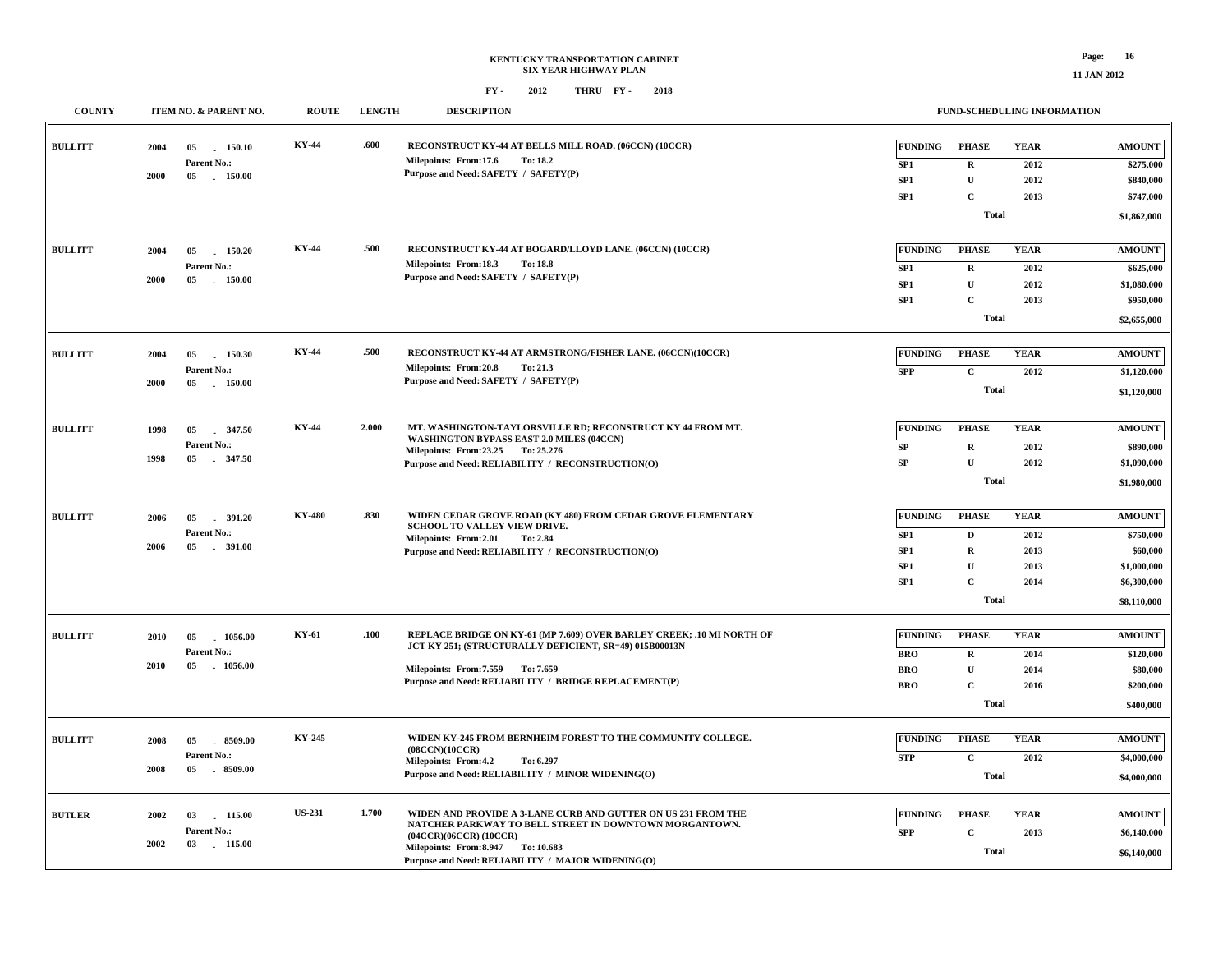**KENTUCKY TRANSPORTATION CABINET**
**SIX YEAR HIGHWAY PLAN**
**FY - 2012 THRU FY - 2018**

| COUNTY | ITEM NO. & PARENT NO. | ROUTE | LENGTH | DESCRIPTION | FUNDING | PHASE | YEAR | AMOUNT |
|---|---|---|---|---|---|---|---|---|
| BULLITT | 2004 05 - 150.10 Parent No.: 2000 05 - 150.00 | KY-44 | .600 | RECONSTRUCT KY-44 AT BELLS MILL ROAD. (06CCN) (10CCR) Milepoints: From:17.6 To: 18.2 Purpose and Need: SAFETY / SAFETY(P) | SP1 | R | 2012 | $275,000 |
| | | | | | SP1 | U | 2012 | $840,000 |
| | | | | | SP1 | C | 2013 | $747,000 |
| | | | | | | Total | | $1,862,000 |
| BULLITT | 2004 05 - 150.20 Parent No.: 2000 05 - 150.00 | KY-44 | .500 | RECONSTRUCT KY-44 AT BOGARD/LLOYD LANE. (06CCN) (10CCR) Milepoints: From:18.3 To: 18.8 Purpose and Need: SAFETY / SAFETY(P) | SP1 | R | 2012 | $625,000 |
| | | | | | SP1 | U | 2012 | $1,080,000 |
| | | | | | SP1 | C | 2013 | $950,000 |
| | | | | | | Total | | $2,655,000 |
| BULLITT | 2004 05 - 150.30 Parent No.: 2000 05 - 150.00 | KY-44 | .500 | RECONSTRUCT KY-44 AT ARMSTRONG/FISHER LANE. (06CCN)(10CCR) Milepoints: From:20.8 To: 21.3 Purpose and Need: SAFETY / SAFETY(P) | SPP | C | 2012 | $1,120,000 |
| | | | | | | Total | | $1,120,000 |
| BULLITT | 1998 05 - 347.50 Parent No.: 1998 05 - 347.50 | KY-44 | 2.000 | MT. WASHINGTON-TAYLORSVILLE RD; RECONSTRUCT KY 44 FROM MT. WASHINGTON BYPASS EAST 2.0 MILES (04CCN) Milepoints: From:23.25 To: 25.276 Purpose and Need: RELIABILITY / RECONSTRUCTION(O) | SP | R | 2012 | $890,000 |
| | | | | | SP | U | 2012 | $1,090,000 |
| | | | | | | Total | | $1,980,000 |
| BULLITT | 2006 05 - 391.20 Parent No.: 2006 05 - 391.00 | KY-480 | .830 | WIDEN CEDAR GROVE ROAD (KY 480) FROM CEDAR GROVE ELEMENTARY SCHOOL TO VALLEY VIEW DRIVE. Milepoints: From:2.01 To: 2.84 Purpose and Need: RELIABILITY / RECONSTRUCTION(O) | SP1 | D | 2012 | $750,000 |
| | | | | | SP1 | R | 2013 | $60,000 |
| | | | | | SP1 | U | 2013 | $1,000,000 |
| | | | | | SP1 | C | 2014 | $6,300,000 |
| | | | | | | Total | | $8,110,000 |
| BULLITT | 2010 05 - 1056.00 Parent No.: 2010 05 - 1056.00 | KY-61 | .100 | REPLACE BRIDGE ON KY-61 (MP 7.609) OVER BARLEY CREEK; .10 MI NORTH OF JCT KY 251; (STRUCTURALLY DEFICIENT, SR=49) 015B00013N Milepoints: From:7.559 To: 7.659 Purpose and Need: RELIABILITY / BRIDGE REPLACEMENT(P) | BRO | R | 2014 | $120,000 |
| | | | | | BRO | U | 2014 | $80,000 |
| | | | | | BRO | C | 2016 | $200,000 |
| | | | | | | Total | | $400,000 |
| BULLITT | 2008 05 - 8509.00 Parent No.: 2008 05 - 8509.00 | KY-245 | | WIDEN KY-245 FROM BERNHEIM FOREST TO THE COMMUNITY COLLEGE. (08CCN)(10CCR) Milepoints: From:4.2 To: 6.297 Purpose and Need: RELIABILITY / MINOR WIDENING(O) | STP | C | 2012 | $4,000,000 |
| | | | | | | Total | | $4,000,000 |
| BUTLER | 2002 03 - 115.00 Parent No.: 2002 03 - 115.00 | US-231 | 1.700 | WIDEN AND PROVIDE A 3-LANE CURB AND GUTTER ON US 231 FROM THE NATCHER PARKWAY TO BELL STREET IN DOWNTOWN MORGANTOWN. (04CCR)(06CCR) (10CCR) Milepoints: From:8.947 To: 10.683 Purpose and Need: RELIABILITY / MAJOR WIDENING(O) | SPP | C | 2013 | $6,140,000 |
| | | | | | | Total | | $6,140,000 |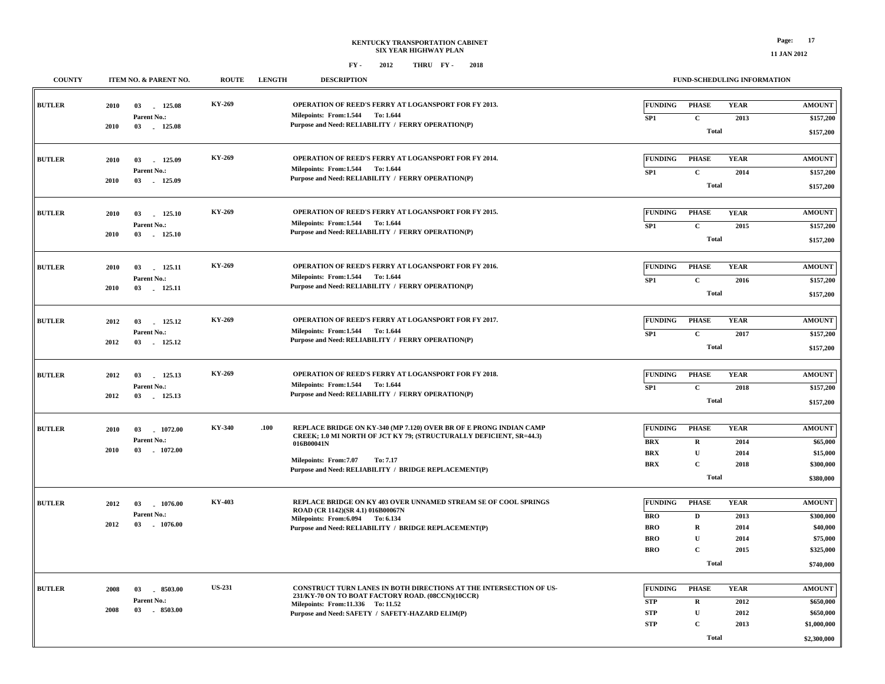**KENTUCKY TRANSPORTATION CABINET**
**SIX YEAR HIGHWAY PLAN**
**FY - 2012 THRU FY - 2018**

| COUNTY | ITEM NO. & PARENT NO. | ROUTE | LENGTH | DESCRIPTION | FUNDING | PHASE | YEAR | AMOUNT |
|---|---|---|---|---|---|---|---|---|
| BUTLER | 2010 03 - 125.08<br>Parent No.:<br>2010 03 - 125.08 | KY-269 | | OPERATION OF REED'S FERRY AT LOGANSPORT FOR FY 2013.<br>Milepoints: From:1.544 To: 1.644<br>Purpose and Need: RELIABILITY / FERRY OPERATION(P) | SP1 | C | 2013 | $157,200 |
| | | | | | | Total | | $157,200 |
| BUTLER | 2010 03 - 125.09<br>Parent No.:<br>2010 03 - 125.09 | KY-269 | | OPERATION OF REED'S FERRY AT LOGANSPORT FOR FY 2014.<br>Milepoints: From:1.544 To: 1.644<br>Purpose and Need: RELIABILITY / FERRY OPERATION(P) | SP1 | C | 2014 | $157,200 |
| | | | | | | Total | | $157,200 |
| BUTLER | 2010 03 - 125.10<br>Parent No.:<br>2010 03 - 125.10 | KY-269 | | OPERATION OF REED'S FERRY AT LOGANSPORT FOR FY 2015.<br>Milepoints: From:1.544 To: 1.644<br>Purpose and Need: RELIABILITY / FERRY OPERATION(P) | SP1 | C | 2015 | $157,200 |
| | | | | | | Total | | $157,200 |
| BUTLER | 2010 03 - 125.11<br>Parent No.:<br>2010 03 - 125.11 | KY-269 | | OPERATION OF REED'S FERRY AT LOGANSPORT FOR FY 2016.<br>Milepoints: From:1.544 To: 1.644<br>Purpose and Need: RELIABILITY / FERRY OPERATION(P) | SP1 | C | 2016 | $157,200 |
| | | | | | | Total | | $157,200 |
| BUTLER | 2012 03 - 125.12<br>Parent No.:<br>2012 03 - 125.12 | KY-269 | | OPERATION OF REED'S FERRY AT LOGANSPORT FOR FY 2017.<br>Milepoints: From:1.544 To: 1.644<br>Purpose and Need: RELIABILITY / FERRY OPERATION(P) | SP1 | C | 2017 | $157,200 |
| | | | | | | Total | | $157,200 |
| BUTLER | 2012 03 - 125.13<br>Parent No.:<br>2012 03 - 125.13 | KY-269 | | OPERATION OF REED'S FERRY AT LOGANSPORT FOR FY 2018.<br>Milepoints: From:1.544 To: 1.644<br>Purpose and Need: RELIABILITY / FERRY OPERATION(P) | SP1 | C | 2018 | $157,200 |
| | | | | | | Total | | $157,200 |
| BUTLER | 2010 03 - 1072.00<br>Parent No.:<br>2010 03 - 1072.00 | KY-340 | .100 | REPLACE BRIDGE ON KY-340 (MP 7.120) OVER BR OF E PRONG INDIAN CAMP CREEK; 1.0 MI NORTH OF JCT KY 79; (STRUCTURALLY DEFICIENT, SR=44.3) 016B00041N<br>Milepoints: From:7.07 To: 7.17<br>Purpose and Need: RELIABILITY / BRIDGE REPLACEMENT(P) | BRX | R | 2014 | $65,000 |
| | | | | | BRX | U | 2014 | $15,000 |
| | | | | | BRX | C | 2018 | $300,000 |
| | | | | | | Total | | $380,000 |
| BUTLER | 2012 03 - 1076.00<br>Parent No.:<br>2012 03 - 1076.00 | KY-403 | | REPLACE BRIDGE ON KY 403 OVER UNNAMED STREAM SE OF COOL SPRINGS ROAD (CR 1142)(SR 4.1) 016B00067N<br>Milepoints: From:6.094 To: 6.134<br>Purpose and Need: RELIABILITY / BRIDGE REPLACEMENT(P) | BRO | D | 2013 | $300,000 |
| | | | | | BRO | R | 2014 | $40,000 |
| | | | | | BRO | U | 2014 | $75,000 |
| | | | | | BRO | C | 2015 | $325,000 |
| | | | | | | Total | | $740,000 |
| BUTLER | 2008 03 - 8503.00<br>Parent No.:<br>2008 03 - 8503.00 | US-231 | | CONSTRUCT TURN LANES IN BOTH DIRECTIONS AT THE INTERSECTION OF US-231/KY-70 ON TO BOAT FACTORY ROAD. (08CCN)(10CCR)<br>Milepoints: From:11.336 To: 11.52<br>Purpose and Need: SAFETY / SAFETY-HAZARD ELIM(P) | STP | R | 2012 | $650,000 |
| | | | | | STP | U | 2012 | $650,000 |
| | | | | | STP | C | 2013 | $1,000,000 |
| | | | | | | Total | | $2,300,000 |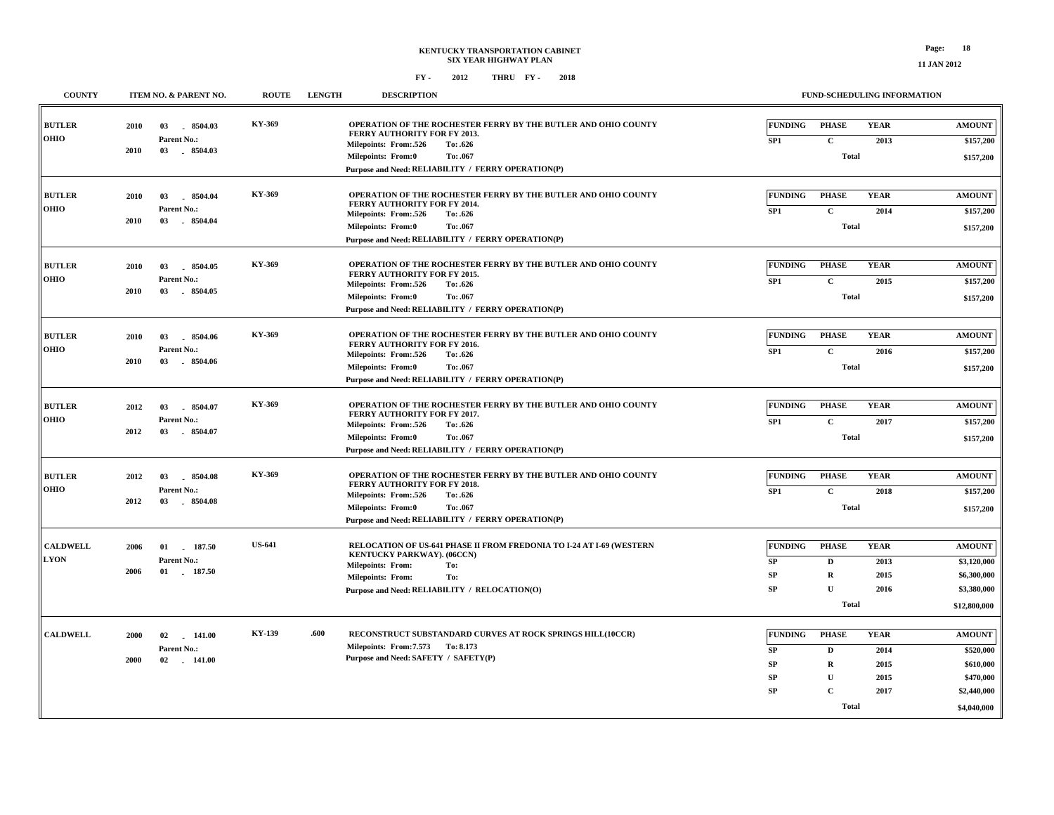# KENTUCKY TRANSPORTATION CABINET
## SIX YEAR HIGHWAY PLAN

**FY - 2012 THRU FY - 2018**

| COUNTY | ITEM NO. & PARENT NO. | ROUTE | LENGTH | DESCRIPTION | FUNDING | PHASE | YEAR | AMOUNT |
|---|---|---|---|---|---|---|---|---|
| BUTLER<br>OHIO | 2010 03 - 8504.03<br>Parent No.:<br>2010 03 - 8504.03 | KY-369 | | OPERATION OF THE ROCHESTER FERRY BY THE BUTLER AND OHIO COUNTY FERRY AUTHORITY FOR FY 2013.<br>Milepoints: From:.526 To:.626<br>Milepoints: From:0 To:.067<br>Purpose and Need: RELIABILITY / FERRY OPERATION(P) | SP1 | C | 2013 | $157,200 |
| | | | | | | Total | | $157,200 |
| BUTLER<br>OHIO | 2010 03 - 8504.04<br>Parent No.:<br>2010 03 - 8504.04 | KY-369 | | OPERATION OF THE ROCHESTER FERRY BY THE BUTLER AND OHIO COUNTY FERRY AUTHORITY FOR FY 2014.<br>Milepoints: From:.526 To:.626<br>Milepoints: From:0 To:.067<br>Purpose and Need: RELIABILITY / FERRY OPERATION(P) | SP1 | C | 2014 | $157,200 |
| | | | | | | Total | | $157,200 |
| BUTLER<br>OHIO | 2010 03 - 8504.05<br>Parent No.:<br>2010 03 - 8504.05 | KY-369 | | OPERATION OF THE ROCHESTER FERRY BY THE BUTLER AND OHIO COUNTY FERRY AUTHORITY FOR FY 2015.<br>Milepoints: From:.526 To:.626<br>Milepoints: From:0 To:.067<br>Purpose and Need: RELIABILITY / FERRY OPERATION(P) | SP1 | C | 2015 | $157,200 |
| | | | | | | Total | | $157,200 |
| BUTLER<br>OHIO | 2010 03 - 8504.06<br>Parent No.:<br>2010 03 - 8504.06 | KY-369 | | OPERATION OF THE ROCHESTER FERRY BY THE BUTLER AND OHIO COUNTY FERRY AUTHORITY FOR FY 2016.<br>Milepoints: From:.526 To:.626<br>Milepoints: From:0 To:.067<br>Purpose and Need: RELIABILITY / FERRY OPERATION(P) | SP1 | C | 2016 | $157,200 |
| | | | | | | Total | | $157,200 |
| BUTLER<br>OHIO | 2012 03 - 8504.07<br>Parent No.:<br>2012 03 - 8504.07 | KY-369 | | OPERATION OF THE ROCHESTER FERRY BY THE BUTLER AND OHIO COUNTY FERRY AUTHORITY FOR FY 2017.<br>Milepoints: From:.526 To:.626<br>Milepoints: From:0 To:.067<br>Purpose and Need: RELIABILITY / FERRY OPERATION(P) | SP1 | C | 2017 | $157,200 |
| | | | | | | Total | | $157,200 |
| BUTLER<br>OHIO | 2012 03 - 8504.08<br>Parent No.:<br>2012 03 - 8504.08 | KY-369 | | OPERATION OF THE ROCHESTER FERRY BY THE BUTLER AND OHIO COUNTY FERRY AUTHORITY FOR FY 2018.<br>Milepoints: From:.526 To:.626<br>Milepoints: From:0 To:.067<br>Purpose and Need: RELIABILITY / FERRY OPERATION(P) | SP1 | C | 2018 | $157,200 |
| | | | | | | Total | | $157,200 |
| CALDWELL<br>LYON | 2006 01 - 187.50<br>Parent No.:<br>2006 01 - 187.50 | US-641 | | RELOCATION OF US-641 PHASE II FROM FREDONIA TO I-24 AT I-69 (WESTERN KENTUCKY PARKWAY). (06CCN)<br>Milepoints: From: To:<br>Milepoints: From: To:<br>Purpose and Need: RELIABILITY / RELOCATION(O) | SP | D | 2013 | $3,120,000 |
| | | | | | SP | R | 2015 | $6,300,000 |
| | | | | | SP | U | 2016 | $3,380,000 |
| | | | | | | Total | | $12,800,000 |
| CALDWELL | 2000 02 - 141.00<br>Parent No.:<br>2000 02 - 141.00 | KY-139 | .600 | RECONSTRUCT SUBSTANDARD CURVES AT ROCK SPRINGS HILL(10CCR)<br>Milepoints: From:7.573 To: 8.173<br>Purpose and Need: SAFETY / SAFETY(P) | SP | D | 2014 | $520,000 |
| | | | | | SP | R | 2015 | $610,000 |
| | | | | | SP | U | 2015 | $470,000 |
| | | | | | SP | C | 2017 | $2,440,000 |
| | | | | | | Total | | $4,040,000 |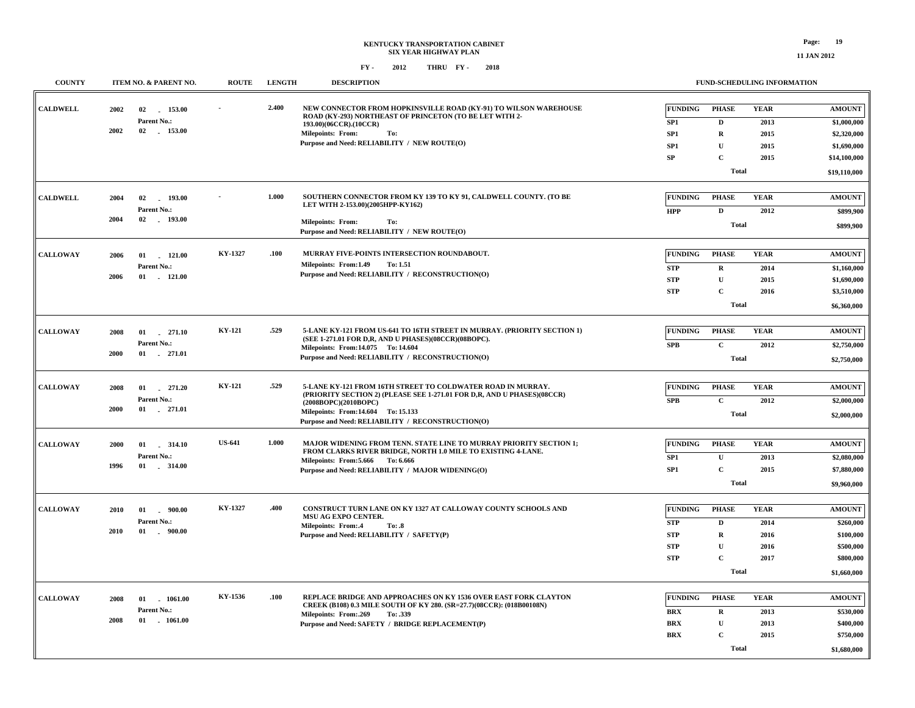# KENTUCKY TRANSPORTATION CABINET
## SIX YEAR HIGHWAY PLAN
### FY - 2012 THRU FY - 2018

| COUNTY | ITEM NO. & PARENT NO. | ROUTE | LENGTH | DESCRIPTION | FUNDING | PHASE | YEAR | AMOUNT |
|---|---|---|---|---|---|---|---|---|
| CALDWELL | 2002 02 - 153.00<br>Parent No.:<br>2002 02 - 153.00 | - | 2.400 | NEW CONNECTOR FROM HOPKINSVILLE ROAD (KY-91) TO WILSON WAREHOUSE ROAD (KY-293) NORTHEAST OF PRINCETON (TO BE LET WITH 2-193.00)(06CCR).(10CCR)<br>Milepoints: From: To:<br>Purpose and Need: RELIABILITY / NEW ROUTE(O) | SP1 | D | 2013 | $1,000,000 |
| | | | | | SP1 | R | 2015 | $2,320,000 |
| | | | | | SP1 | U | 2015 | $1,690,000 |
| | | | | | SP | C | 2015 | $14,100,000 |
| | | | | | | Total | | $19,110,000 |
| CALDWELL | 2004 02 - 193.00<br>Parent No.:<br>2004 02 - 193.00 | - | 1.000 | SOUTHERN CONNECTOR FROM KY 139 TO KY 91, CALDWELL COUNTY. (TO BE LET WITH 2-153.00)(2005HPP-KY162)<br>Milepoints: From: To:<br>Purpose and Need: RELIABILITY / NEW ROUTE(O) | HPP | D | 2012 | $899,900 |
| | | | | | | Total | | $899,900 |
| CALLOWAY | 2006 01 - 121.00<br>Parent No.:<br>2006 01 - 121.00 | KY-1327 | .100 | MURRAY FIVE-POINTS INTERSECTION ROUNDABOUT.<br>Milepoints: From:1.49 To: 1.51<br>Purpose and Need: RELIABILITY / RECONSTRUCTION(O) | STP | R | 2014 | $1,160,000 |
| | | | | | STP | U | 2015 | $1,690,000 |
| | | | | | STP | C | 2016 | $3,510,000 |
| | | | | | | Total | | $6,360,000 |
| CALLOWAY | 2008 01 - 271.10<br>Parent No.:<br>2000 01 - 271.01 | KY-121 | .529 | 5-LANE KY-121 FROM US-641 TO 16TH STREET IN MURRAY. (PRIORITY SECTION 1) (SEE 1-271.01 FOR D,R, AND U PHASES)(08CCR)(08BOPC).<br>Milepoints: From:14.075 To: 14.604<br>Purpose and Need: RELIABILITY / RECONSTRUCTION(O) | SPB | C | 2012 | $2,750,000 |
| | | | | | | Total | | $2,750,000 |
| CALLOWAY | 2008 01 - 271.20<br>Parent No.:<br>2000 01 - 271.01 | KY-121 | .529 | 5-LANE KY-121 FROM 16TH STREET TO COLDWATER ROAD IN MURRAY. (PRIORITY SECTION 2) (PLEASE SEE 1-271.01 FOR D,R, AND U PHASES)(08CCR) (2008BOPC)(2010BOPC)<br>Milepoints: From:14.604 To: 15.133<br>Purpose and Need: RELIABILITY / RECONSTRUCTION(O) | SPB | C | 2012 | $2,000,000 |
| | | | | | | Total | | $2,000,000 |
| CALLOWAY | 2000 01 - 314.10<br>Parent No.:<br>1996 01 - 314.00 | US-641 | 1.000 | MAJOR WIDENING FROM TENN. STATE LINE TO MURRAY PRIORITY SECTION 1; FROM CLARKS RIVER BRIDGE, NORTH 1.0 MILE TO EXISTING 4-LANE.<br>Milepoints: From:5.666 To: 6.666<br>Purpose and Need: RELIABILITY / MAJOR WIDENING(O) | SP1 | U | 2013 | $2,080,000 |
| | | | | | SP1 | C | 2015 | $7,880,000 |
| | | | | | | Total | | $9,960,000 |
| CALLOWAY | 2010 01 - 900.00<br>Parent No.:<br>2010 01 - 900.00 | KY-1327 | .400 | CONSTRUCT TURN LANE ON KY 1327 AT CALLOWAY COUNTY SCHOOLS AND MSU AG EXPO CENTER.<br>Milepoints: From:.4 To: .8<br>Purpose and Need: RELIABILITY / SAFETY(P) | STP | D | 2014 | $260,000 |
| | | | | | STP | R | 2016 | $100,000 |
| | | | | | STP | U | 2016 | $500,000 |
| | | | | | STP | C | 2017 | $800,000 |
| | | | | | | Total | | $1,660,000 |
| CALLOWAY | 2008 01 - 1061.00<br>Parent No.:<br>2008 01 - 1061.00 | KY-1536 | .100 | REPLACE BRIDGE AND APPROACHES ON KY 1536 OVER EAST FORK CLAYTON CREEK (B108) 0.3 MILE SOUTH OF KY 280. (SR=27.7)(08CCR): (018B00108N)<br>Milepoints: From:.269 To: .339<br>Purpose and Need: SAFETY / BRIDGE REPLACEMENT(P) | BRX | R | 2013 | $530,000 |
| | | | | | BRX | U | 2013 | $400,000 |
| | | | | | BRX | C | 2015 | $750,000 |
| | | | | | | Total | | $1,680,000 |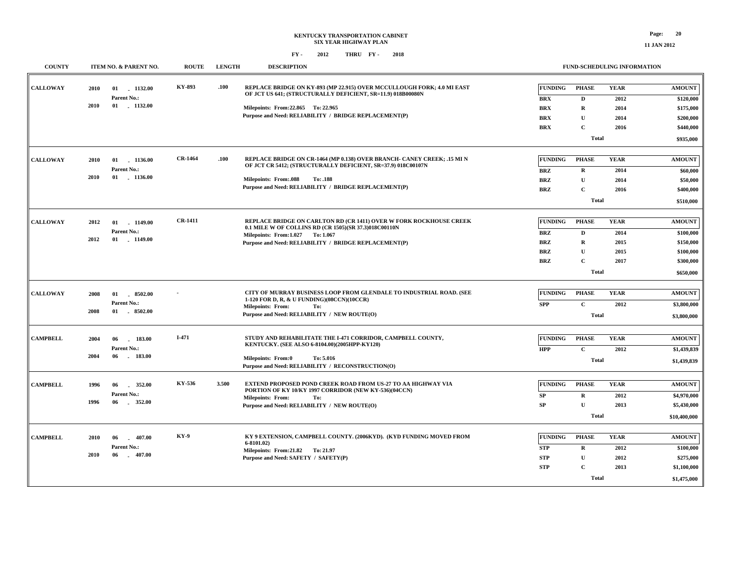**KENTUCKY TRANSPORTATION CABINET**
**SIX YEAR HIGHWAY PLAN**
**FY - 2012 THRU FY - 2018**

**11 JAN 2012**

| COUNTY | ITEM NO. & PARENT NO. | ROUTE | LENGTH | DESCRIPTION | FUNDING | PHASE | YEAR | AMOUNT |
|---|---|---|---|---|---|---|---|---|
| CALLOWAY | 2010 01 - 1132.00<br>Parent No.:<br>2010 01 - 1132.00 | KY-893 | .100 | REPLACE BRIDGE ON KY-893 (MP 22.915) OVER MCCULLOUGH FORK; 4.0 MI EAST OF JCT US 641; (STRUCTURALLY DEFICIENT, SR=11.9) 018B00080N<br>Milepoints: From:22.865 To: 22.965<br>Purpose and Need: RELIABILITY / BRIDGE REPLACEMENT(P) | BRX | D | 2012 | $120,000 |
| | | | | | BRX | R | 2014 | $175,000 |
| | | | | | BRX | U | 2014 | $200,000 |
| | | | | | BRX | C | 2016 | $440,000 |
| | | | | | | Total | | $935,000 |
| CALLOWAY | 2010 01 - 1136.00<br>Parent No.:<br>2010 01 - 1136.00 | CR-1464 | .100 | REPLACE BRIDGE ON CR-1464 (MP 0.138) OVER BRANCH- CANEY CREEK; .15 MI N OF JCT CR 5412; (STRUCTURALLY DEFICIENT, SR=37.9) 018C00107N<br>Milepoints: From:.088 To: .188<br>Purpose and Need: RELIABILITY / BRIDGE REPLACEMENT(P) | BRZ | R | 2014 | $60,000 |
| | | | | | BRZ | U | 2014 | $50,000 |
| | | | | | BRZ | C | 2016 | $400,000 |
| | | | | | | Total | | $510,000 |
| CALLOWAY | 2012 01 - 1149.00<br>Parent No.:<br>2012 01 - 1149.00 | CR-1411 | | REPLACE BRIDGE ON CARLTON RD (CR 1411) OVER W FORK ROCKHOUSE CREEK 0.1 MILE W OF COLLINS RD (CR 1505)(SR 37.3)018C00110N<br>Milepoints: From:1.027 To: 1.067<br>Purpose and Need: RELIABILITY / BRIDGE REPLACEMENT(P) | BRZ | D | 2014 | $100,000 |
| | | | | | BRZ | R | 2015 | $150,000 |
| | | | | | BRZ | U | 2015 | $100,000 |
| | | | | | BRZ | C | 2017 | $300,000 |
| | | | | | | Total | | $650,000 |
| CALLOWAY | 2008 01 - 8502.00<br>Parent No.:<br>2008 01 - 8502.00 | - | | CITY OF MURRAY BUSINESS LOOP FROM GLENDALE TO INDUSTRIAL ROAD. (SEE 1-120 FOR D, R, & U FUNDING)(08CCN)(10CCR)<br>Milepoints: From: To:<br>Purpose and Need: RELIABILITY / NEW ROUTE(O) | SPP | C | 2012 | $3,800,000 |
| | | | | | | Total | | $3,800,000 |
| CAMPBELL | 2004 06 - 183.00<br>Parent No.:<br>2004 06 - 183.00 | I-471 | | STUDY AND REHABILITATE THE I-471 CORRIDOR, CAMPBELL COUNTY, KENTUCKY. (SEE ALSO 6-8104.00)(2005HPP-KY120)<br>Milepoints: From:0 To: 5.016<br>Purpose and Need: RELIABILITY / RECONSTRUCTION(O) | HPP | C | 2012 | $1,439,839 |
| | | | | | | Total | | $1,439,839 |
| CAMPBELL | 1996 06 - 352.00<br>Parent No.:<br>1996 06 - 352.00 | KY-536 | 3.500 | EXTEND PROPOSED POND CREEK ROAD FROM US-27 TO AA HIGHWAY VIA PORTION OF KY 10/KY 1997 CORRIDOR (NEW KY-536)(04CCN)<br>Milepoints: From: To:<br>Purpose and Need: RELIABILITY / NEW ROUTE(O) | SP | R | 2012 | $4,970,000 |
| | | | | | SP | U | 2013 | $5,430,000 |
| | | | | | | Total | | $10,400,000 |
| CAMPBELL | 2010 06 - 407.00<br>Parent No.:<br>2010 06 - 407.00 | KY-9 | | KY 9 EXTENSION, CAMPBELL COUNTY. (2006KYD). (KYD FUNDING MOVED FROM 6-8101.02)<br>Milepoints: From:21.82 To: 21.97<br>Purpose and Need: SAFETY / SAFETY(P) | STP | R | 2012 | $100,000 |
| | | | | | STP | U | 2012 | $275,000 |
| | | | | | STP | C | 2013 | $1,100,000 |
| | | | | | | Total | | $1,475,000 |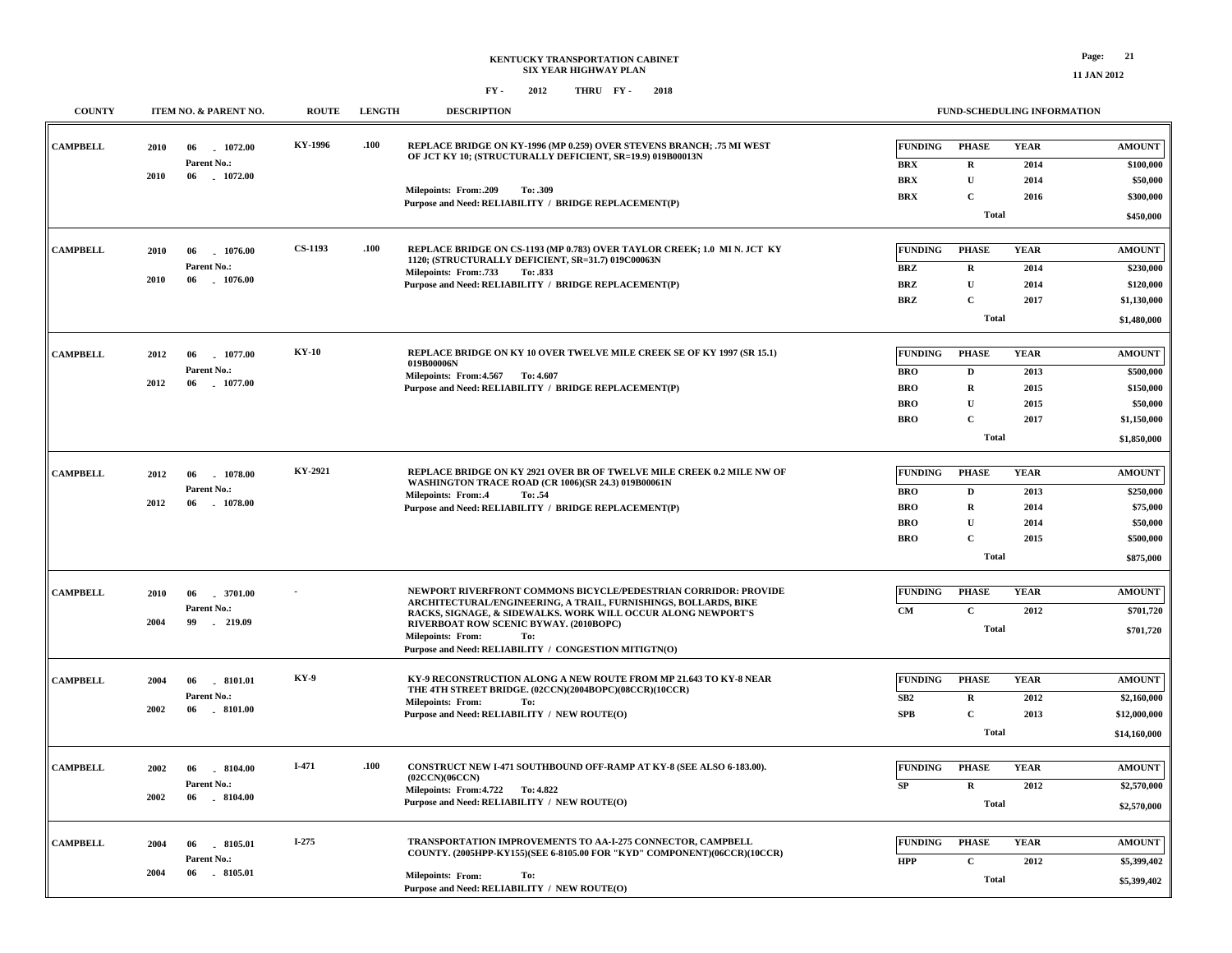# KENTUCKY TRANSPORTATION CABINET
## SIX YEAR HIGHWAY PLAN

FY - 2012 THRU FY - 2018

| COUNTY | ITEM NO. & PARENT NO. | ROUTE | LENGTH | DESCRIPTION | FUND-SCHEDULING INFORMATION |
|---|---|---|---|---|---|
| CAMPBELL | 2010 06 - 1072.00<br>Parent No.:<br>2010 06 - 1072.00 | KY-1996 | .100 | REPLACE BRIDGE ON KY-1996 (MP 0.259) OVER STEVENS BRANCH; .75 MI WEST OF JCT KY 10; (STRUCTURALLY DEFICIENT, SR=19.9) 019B00013N<br>Milepoints: From:.209 To: .309<br>Purpose and Need: RELIABILITY / BRIDGE REPLACEMENT(P) | FUNDING / PHASE / YEAR / AMOUNT<br>BRX R 2014 $100,000<br>BRX U 2014 $50,000<br>BRX C 2016 $300,000<br>Total $450,000 |
| CAMPBELL | 2010 06 - 1076.00<br>Parent No.:<br>2010 06 - 1076.00 | CS-1193 | .100 | REPLACE BRIDGE ON CS-1193 (MP 0.783) OVER TAYLOR CREEK; 1.0 MI N. JCT KY 1120; (STRUCTURALLY DEFICIENT, SR=31.7) 019C00063N<br>Milepoints: From:.733 To: .833<br>Purpose and Need: RELIABILITY / BRIDGE REPLACEMENT(P) | FUNDING / PHASE / YEAR / AMOUNT<br>BRZ R 2014 $230,000<br>BRZ U 2014 $120,000<br>BRZ C 2017 $1,130,000<br>Total $1,480,000 |
| CAMPBELL | 2012 06 - 1077.00<br>Parent No.:<br>2012 06 - 1077.00 | KY-10 | | REPLACE BRIDGE ON KY 10 OVER TWELVE MILE CREEK SE OF KY 1997 (SR 15.1) 019B00006N<br>Milepoints: From:4.567 To: 4.607<br>Purpose and Need: RELIABILITY / BRIDGE REPLACEMENT(P) | FUNDING / PHASE / YEAR / AMOUNT<br>BRO D 2013 $500,000<br>BRO R 2015 $150,000<br>BRO U 2015 $50,000<br>BRO C 2017 $1,150,000<br>Total $1,850,000 |
| CAMPBELL | 2012 06 - 1078.00<br>Parent No.:<br>2012 06 - 1078.00 | KY-2921 | | REPLACE BRIDGE ON KY 2921 OVER BR OF TWELVE MILE CREEK 0.2 MILE NW OF WASHINGTON TRACE ROAD (CR 1006)(SR 24.3) 019B00061N<br>Milepoints: From:.4 To: .54<br>Purpose and Need: RELIABILITY / BRIDGE REPLACEMENT(P) | FUNDING / PHASE / YEAR / AMOUNT<br>BRO D 2013 $250,000<br>BRO R 2014 $75,000<br>BRO U 2014 $50,000<br>BRO C 2015 $500,000<br>Total $875,000 |
| CAMPBELL | 2010 06 - 3701.00<br>Parent No.:<br>2004 99 - 219.09 | - | | NEWPORT RIVERFRONT COMMONS BICYCLE/PEDESTRIAN CORRIDOR: PROVIDE ARCHITECTURAL/ENGINEERING, A TRAIL, FURNISHINGS, BOLLARDS, BIKE RACKS, SIGNAGE, & SIDEWALKS. WORK WILL OCCUR ALONG NEWPORT'S RIVERBOAT ROW SCENIC BYWAY. (2010BOPC)<br>Milepoints: From: To:<br>Purpose and Need: RELIABILITY / CONGESTION MITIGTN(O) | FUNDING / PHASE / YEAR / AMOUNT<br>CM C 2012 $701,720<br>Total $701,720 |
| CAMPBELL | 2004 06 - 8101.01<br>Parent No.:<br>2002 06 - 8101.00 | KY-9 | | KY-9 RECONSTRUCTION ALONG A NEW ROUTE FROM MP 21.643 TO KY-8 NEAR THE 4TH STREET BRIDGE. (02CCN)(2004BOPC)(08CCR)(10CCR)<br>Milepoints: From: To:<br>Purpose and Need: RELIABILITY / NEW ROUTE(O) | FUNDING / PHASE / YEAR / AMOUNT<br>SB2 R 2012 $2,160,000<br>SPB C 2013 $12,000,000<br>Total $14,160,000 |
| CAMPBELL | 2002 06 - 8104.00<br>Parent No.:<br>2002 06 - 8104.00 | I-471 | .100 | CONSTRUCT NEW I-471 SOUTHBOUND OFF-RAMP AT KY-8 (SEE ALSO 6-183.00). (02CCN)(06CCN)<br>Milepoints: From:4.722 To: 4.822<br>Purpose and Need: RELIABILITY / NEW ROUTE(O) | FUNDING / PHASE / YEAR / AMOUNT<br>SP R 2012 $2,570,000<br>Total $2,570,000 |
| CAMPBELL | 2004 06 - 8105.01<br>Parent No.:<br>2004 06 - 8105.01 | I-275 | | TRANSPORTATION IMPROVEMENTS TO AA-I-275 CONNECTOR, CAMPBELL COUNTY. (2005HPP-KY155)(SEE 6-8105.00 FOR "KYD" COMPONENT)(06CCR)(10CCR)<br>Milepoints: From: To:<br>Purpose and Need: RELIABILITY / NEW ROUTE(O) | FUNDING / PHASE / YEAR / AMOUNT<br>HPP C 2012 $5,399,402<br>Total $5,399,402 |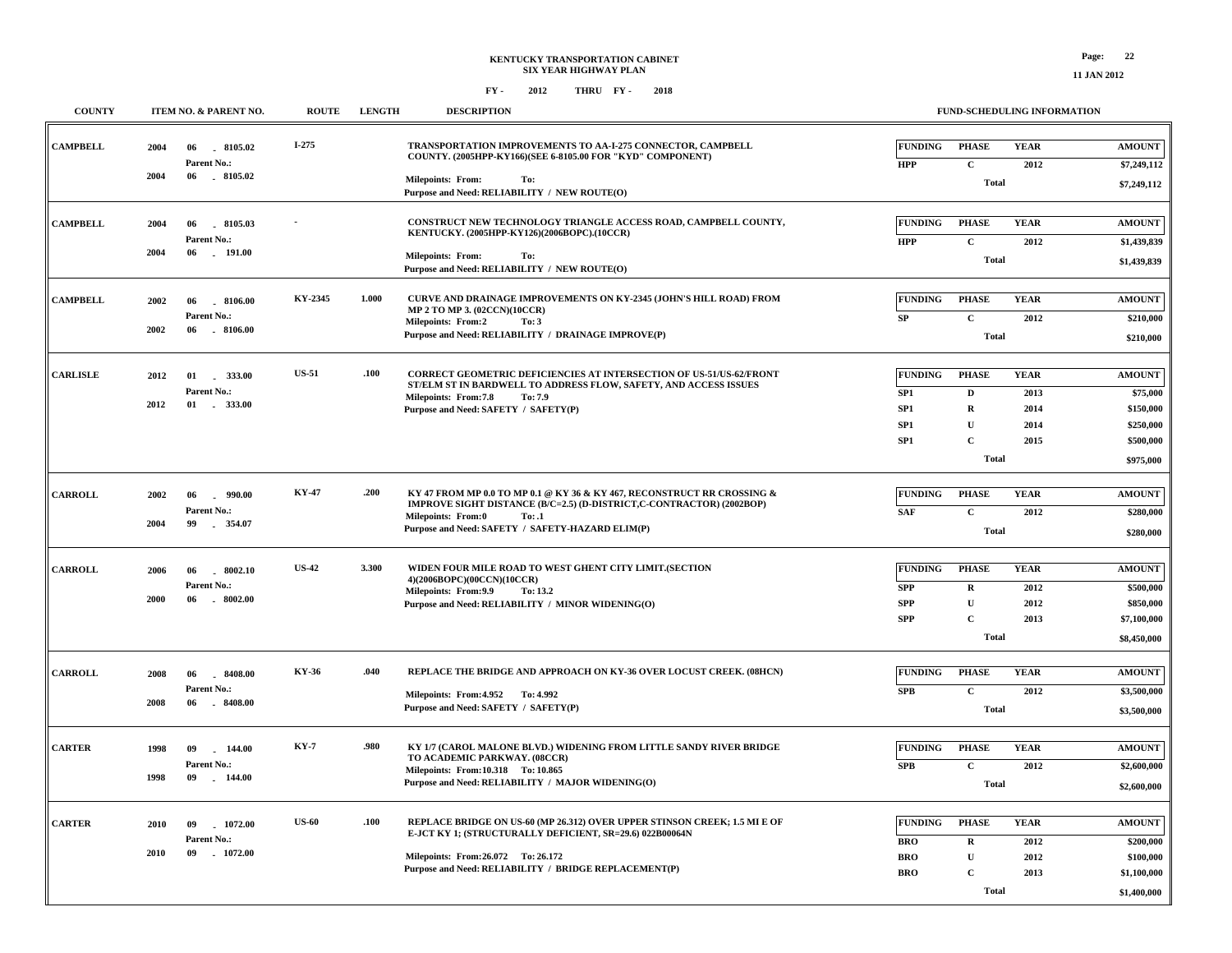**KENTUCKY TRANSPORTATION CABINET**
**SIX YEAR HIGHWAY PLAN**

**FY - 2012 THRU FY - 2018**

| COUNTY | ITEM NO. & PARENT NO. | ROUTE | LENGTH | DESCRIPTION | FUNDING | PHASE | YEAR | AMOUNT |
|---|---|---|---|---|---|---|---|---|
| CAMPBELL | 2004 06 - 8105.02 / Parent No.: 2004 06 - 8105.02 | I-275 | | TRANSPORTATION IMPROVEMENTS TO AA-I-275 CONNECTOR, CAMPBELL COUNTY. (2005HPP-KY166)(SEE 6-8105.00 FOR "KYD" COMPONENT) Milepoints: From: To: Purpose and Need: RELIABILITY / NEW ROUTE(O) | HPP | C | 2012 | $7,249,112 |
| | | | | | | Total | | $7,249,112 |
| CAMPBELL | 2004 06 - 8105.03 / Parent No.: 2004 06 - 191.00 | - | | CONSTRUCT NEW TECHNOLOGY TRIANGLE ACCESS ROAD, CAMPBELL COUNTY, KENTUCKY. (2005HPP-KY126)(2006BOPC).(10CCR) Milepoints: From: To: Purpose and Need: RELIABILITY / NEW ROUTE(O) | HPP | C | 2012 | $1,439,839 |
| | | | | | | Total | | $1,439,839 |
| CAMPBELL | 2002 06 - 8106.00 / Parent No.: 2002 06 - 8106.00 | KY-2345 | 1.000 | CURVE AND DRAINAGE IMPROVEMENTS ON KY-2345 (JOHN'S HILL ROAD) FROM MP 2 TO MP 3. (02CCN)(10CCR) Milepoints: From:2 To: 3 Purpose and Need: RELIABILITY / DRAINAGE IMPROVE(P) | SP | C | 2012 | $210,000 |
| | | | | | | Total | | $210,000 |
| CARLISLE | 2012 01 - 333.00 / Parent No.: 2012 01 - 333.00 | US-51 | .100 | CORRECT GEOMETRIC DEFICIENCIES AT INTERSECTION OF US-51/US-62/FRONT ST/ELM ST IN BARDWELL TO ADDRESS FLOW, SAFETY, AND ACCESS ISSUES Milepoints: From:7.8 To: 7.9 Purpose and Need: SAFETY / SAFETY(P) | SP1 | D | 2013 | $75,000 |
| | | | | | SP1 | R | 2014 | $150,000 |
| | | | | | SP1 | U | 2014 | $250,000 |
| | | | | | SP1 | C | 2015 | $500,000 |
| | | | | | | Total | | $975,000 |
| CARROLL | 2002 06 - 990.00 / Parent No.: 2004 99 - 354.07 | KY-47 | .200 | KY 47 FROM MP 0.0 TO MP 0.1 @ KY 36 & KY 467, RECONSTRUCT RR CROSSING & IMPROVE SIGHT DISTANCE (B/C=2.5) (D-DISTRICT,C-CONTRACTOR) (2002BOP) Milepoints: From:0 To: .1 Purpose and Need: SAFETY / SAFETY-HAZARD ELIM(P) | SAF | C | 2012 | $280,000 |
| | | | | | | Total | | $280,000 |
| CARROLL | 2006 06 - 8002.10 / Parent No.: 2000 06 - 8002.00 | US-42 | 3.300 | WIDEN FOUR MILE ROAD TO WEST GHENT CITY LIMIT.(SECTION 4)(2006BOPC)(00CCN)(10CCR) Milepoints: From:9.9 To: 13.2 Purpose and Need: RELIABILITY / MINOR WIDENING(O) | SPP | R | 2012 | $500,000 |
| | | | | | SPP | U | 2012 | $850,000 |
| | | | | | SPP | C | 2013 | $7,100,000 |
| | | | | | | Total | | $8,450,000 |
| CARROLL | 2008 06 - 8408.00 / Parent No.: 2008 06 - 8408.00 | KY-36 | .040 | REPLACE THE BRIDGE AND APPROACH ON KY-36 OVER LOCUST CREEK. (08HCN) Milepoints: From:4.952 To: 4.992 Purpose and Need: SAFETY / SAFETY(P) | SPB | C | 2012 | $3,500,000 |
| | | | | | | Total | | $3,500,000 |
| CARTER | 1998 09 - 144.00 / Parent No.: 1998 09 - 144.00 | KY-7 | .980 | KY 1/7 (CAROL MALONE BLVD.) WIDENING FROM LITTLE SANDY RIVER BRIDGE TO ACADEMIC PARKWAY. (08CCR) Milepoints: From:10.318 To: 10.865 Purpose and Need: RELIABILITY / MAJOR WIDENING(O) | SPB | C | 2012 | $2,600,000 |
| | | | | | | Total | | $2,600,000 |
| CARTER | 2010 09 - 1072.00 / Parent No.: 2010 09 - 1072.00 | US-60 | .100 | REPLACE BRIDGE ON US-60 (MP 26.312) OVER UPPER STINSON CREEK; 1.5 MI E OF E-JCT KY 1; (STRUCTURALLY DEFICIENT, SR=29.6) 022B00064N Milepoints: From:26.072 To: 26.172 Purpose and Need: RELIABILITY / BRIDGE REPLACEMENT(P) | BRO | R | 2012 | $200,000 |
| | | | | | BRO | U | 2012 | $100,000 |
| | | | | | BRO | C | 2013 | $1,100,000 |
| | | | | | | Total | | $1,400,000 |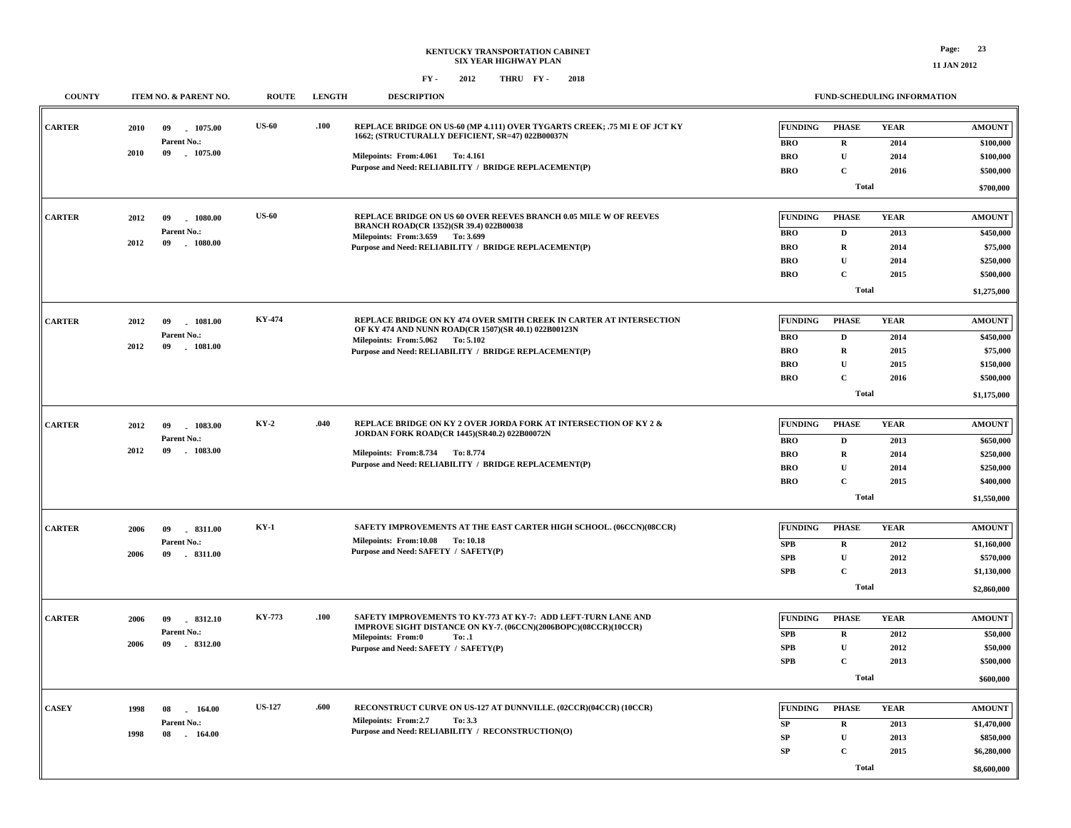**KENTUCKY TRANSPORTATION CABINET**
**SIX YEAR HIGHWAY PLAN**
**FY - 2012 THRU FY - 2018**

11 JAN 2012

| COUNTY | ITEM NO. & PARENT NO. | ROUTE | LENGTH | DESCRIPTION | FUNDING | PHASE | YEAR | AMOUNT |
|---|---|---|---|---|---|---|---|---|
| CARTER | 2010 09 - 1075.00<br>Parent No.:<br>2010 09 - 1075.00 | US-60 | .100 | REPLACE BRIDGE ON US-60 (MP 4.111) OVER TYGARTS CREEK; .75 MI E OF JCT KY 1662; (STRUCTURALLY DEFICIENT, SR=47) 022B00037N<br>Milepoints: From:4.061 To: 4.161<br>Purpose and Need: RELIABILITY / BRIDGE REPLACEMENT(P) | BRO | R | 2014 | $100,000 |
| | | | | | BRO | U | 2014 | $100,000 |
| | | | | | BRO | C | 2016 | $500,000 |
| | | | | | | Total | | $700,000 |
| CARTER | 2012 09 - 1080.00<br>Parent No.:<br>2012 09 - 1080.00 | US-60 | | REPLACE BRIDGE ON US 60 OVER REEVES BRANCH 0.05 MILE W OF REEVES BRANCH ROAD(CR 1352)(SR 39.4) 022B00038<br>Milepoints: From:3.659 To: 3.699<br>Purpose and Need: RELIABILITY / BRIDGE REPLACEMENT(P) | BRO | D | 2013 | $450,000 |
| | | | | | BRO | R | 2014 | $75,000 |
| | | | | | BRO | U | 2014 | $250,000 |
| | | | | | BRO | C | 2015 | $500,000 |
| | | | | | | Total | | $1,275,000 |
| CARTER | 2012 09 - 1081.00<br>Parent No.:<br>2012 09 - 1081.00 | KY-474 | | REPLACE BRIDGE ON KY 474 OVER SMITH CREEK IN CARTER AT INTERSECTION OF KY 474 AND NUNN ROAD(CR 1507)(SR 40.1) 022B00123N<br>Milepoints: From:5.062 To: 5.102<br>Purpose and Need: RELIABILITY / BRIDGE REPLACEMENT(P) | BRO | D | 2014 | $450,000 |
| | | | | | BRO | R | 2015 | $75,000 |
| | | | | | BRO | U | 2015 | $150,000 |
| | | | | | BRO | C | 2016 | $500,000 |
| | | | | | | Total | | $1,175,000 |
| CARTER | 2012 09 - 1083.00<br>Parent No.:<br>2012 09 - 1083.00 | KY-2 | .040 | REPLACE BRIDGE ON KY 2 OVER JORDA FORK AT INTERSECTION OF KY 2 & JORDAN FORK ROAD(CR 1445)(SR40.2) 022B00072N<br>Milepoints: From:8.734 To: 8.774<br>Purpose and Need: RELIABILITY / BRIDGE REPLACEMENT(P) | BRO | D | 2013 | $650,000 |
| | | | | | BRO | R | 2014 | $250,000 |
| | | | | | BRO | U | 2014 | $250,000 |
| | | | | | BRO | C | 2015 | $400,000 |
| | | | | | | Total | | $1,550,000 |
| CARTER | 2006 09 - 8311.00<br>Parent No.:<br>2006 09 - 8311.00 | KY-1 | | SAFETY IMPROVEMENTS AT THE EAST CARTER HIGH SCHOOL. (06CCN)(08CCR)<br>Milepoints: From:10.08 To: 10.18<br>Purpose and Need: SAFETY / SAFETY(P) | SPB | R | 2012 | $1,160,000 |
| | | | | | SPB | U | 2012 | $570,000 |
| | | | | | SPB | C | 2013 | $1,130,000 |
| | | | | | | Total | | $2,860,000 |
| CARTER | 2006 09 - 8312.10<br>Parent No.:<br>2006 09 - 8312.00 | KY-773 | .100 | SAFETY IMPROVEMENTS TO KY-773 AT KY-7: ADD LEFT-TURN LANE AND IMPROVE SIGHT DISTANCE ON KY-7. (06CCN)(2006BOPC)(08CCR)(10CCR)<br>Milepoints: From:0 To: .1<br>Purpose and Need: SAFETY / SAFETY(P) | SPB | R | 2012 | $50,000 |
| | | | | | SPB | U | 2012 | $50,000 |
| | | | | | SPB | C | 2013 | $500,000 |
| | | | | | | Total | | $600,000 |
| CASEY | 1998 08 - 164.00<br>Parent No.:<br>1998 08 - 164.00 | US-127 | .600 | RECONSTRUCT CURVE ON US-127 AT DUNNVILLE. (02CCR)(04CCR) (10CCR)<br>Milepoints: From:2.7 To: 3.3<br>Purpose and Need: RELIABILITY / RECONSTRUCTION(O) | SP | R | 2013 | $1,470,000 |
| | | | | | SP | U | 2013 | $850,000 |
| | | | | | SP | C | 2015 | $6,280,000 |
| | | | | | | Total | | $8,600,000 |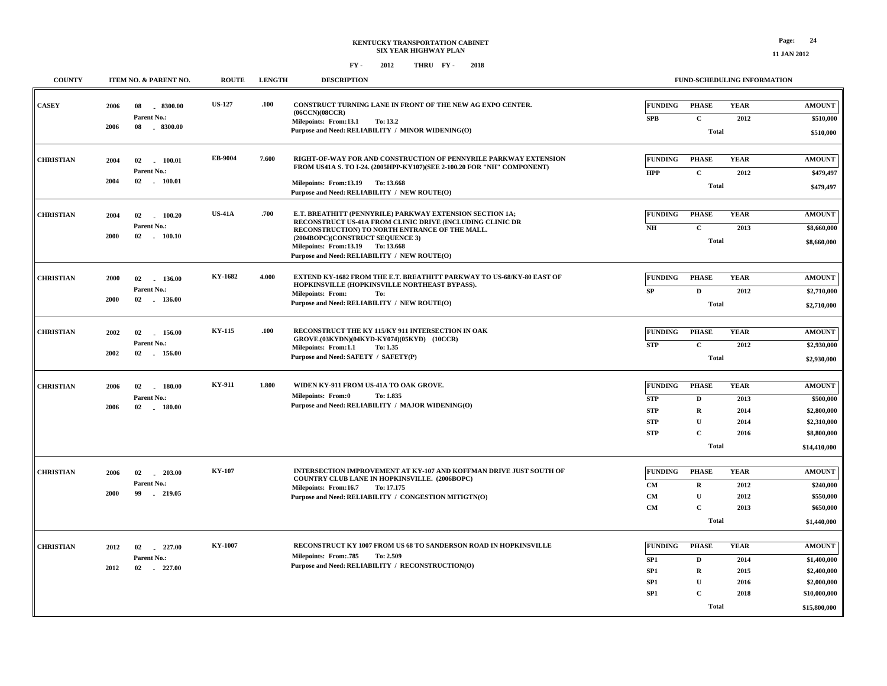# KENTUCKY TRANSPORTATION CABINET
## SIX YEAR HIGHWAY PLAN
### FY - 2012 THRU FY - 2018

| COUNTY | ITEM NO. & PARENT NO. | ROUTE | LENGTH | DESCRIPTION | FUNDING | PHASE | YEAR | AMOUNT |
|---|---|---|---|---|---|---|---|---|
| CASEY | 2006 08 - 8300.00<br>Parent No.:<br>2006 08 - 8300.00 | US-127 | .100 | CONSTRUCT TURNING LANE IN FRONT OF THE NEW AG EXPO CENTER. (06CCN)(08CCR)<br>Milepoints: From:13.1 To: 13.2<br>Purpose and Need: RELIABILITY / MINOR WIDENING(O) | SPB | C | 2012 | $510,000 |
| | | | | | | Total | | $510,000 |
| CHRISTIAN | 2004 02 - 100.01<br>Parent No.:<br>2004 02 - 100.01 | EB-9004 | 7.600 | RIGHT-OF-WAY FOR AND CONSTRUCTION OF PENNYRILE PARKWAY EXTENSION FROM US41A S. TO I-24. (2005HPP-KY107)(SEE 2-100.20 FOR "NH" COMPONENT)<br>Milepoints: From:13.19 To: 13.668<br>Purpose and Need: RELIABILITY / NEW ROUTE(O) | HPP | C | 2012 | $479,497 |
| | | | | | | Total | | $479,497 |
| CHRISTIAN | 2004 02 - 100.20<br>Parent No.:<br>2000 02 - 100.10 | US-41A | .700 | E.T. BREATHITT (PENNYRILE) PARKWAY EXTENSION SECTION 1A; RECONSTRUCT US-41A FROM CLINIC DRIVE (INCLUDING CLINIC DR RECONSTRUCTION) TO NORTH ENTRANCE OF THE MALL. (2004BOPC)(CONSTRUCT SEQUENCE 3)<br>Milepoints: From:13.19 To: 13.668<br>Purpose and Need: RELIABILITY / NEW ROUTE(O) | NH | C | 2013 | $8,660,000 |
| | | | | | | Total | | $8,660,000 |
| CHRISTIAN | 2000 02 - 136.00<br>Parent No.:<br>2000 02 - 136.00 | KY-1682 | 4.000 | EXTEND KY-1682 FROM THE E.T. BREATHITT PARKWAY TO US-68/KY-80 EAST OF HOPKINSVILLE (HOPKINSVILLE NORTHEAST BYPASS).<br>Milepoints: From: To:<br>Purpose and Need: RELIABILITY / NEW ROUTE(O) | SP | D | 2012 | $2,710,000 |
| | | | | | | Total | | $2,710,000 |
| CHRISTIAN | 2002 02 - 156.00<br>Parent No.:<br>2002 02 - 156.00 | KY-115 | .100 | RECONSTRUCT THE KY 115/KY 911 INTERSECTION IN OAK GROVE.(03KYDN)(04KYD-KY074)(05KYD) (10CCR)<br>Milepoints: From:1.1 To: 1.35<br>Purpose and Need: SAFETY / SAFETY(P) | STP | C | 2012 | $2,930,000 |
| | | | | | | Total | | $2,930,000 |
| CHRISTIAN | 2006 02 - 180.00<br>Parent No.:<br>2006 02 - 180.00 | KY-911 | 1.800 | WIDEN KY-911 FROM US-41A TO OAK GROVE.<br>Milepoints: From:0 To: 1.835<br>Purpose and Need: RELIABILITY / MAJOR WIDENING(O) | STP | D | 2013 | $500,000 |
| | | | | | STP | R | 2014 | $2,800,000 |
| | | | | | STP | U | 2014 | $2,310,000 |
| | | | | | STP | C | 2016 | $8,800,000 |
| | | | | | | Total | | $14,410,000 |
| CHRISTIAN | 2006 02 - 203.00<br>Parent No.:<br>2000 99 - 219.05 | KY-107 | | INTERSECTION IMPROVEMENT AT KY-107 AND KOFFMAN DRIVE JUST SOUTH OF COUNTRY CLUB LANE IN HOPKINSVILLE. (2006BOPC)<br>Milepoints: From:16.7 To: 17.175<br>Purpose and Need: RELIABILITY / CONGESTION MITIGTN(O) | CM | R | 2012 | $240,000 |
| | | | | | CM | U | 2012 | $550,000 |
| | | | | | CM | C | 2013 | $650,000 |
| | | | | | | Total | | $1,440,000 |
| CHRISTIAN | 2012 02 - 227.00<br>Parent No.:<br>2012 02 - 227.00 | KY-1007 | | RECONSTRUCT KY 1007 FROM US 68 TO SANDERSON ROAD IN HOPKINSVILLE<br>Milepoints: From:.785 To: 2.509<br>Purpose and Need: RELIABILITY / RECONSTRUCTION(O) | SP1 | D | 2014 | $1,400,000 |
| | | | | | SP1 | R | 2015 | $2,400,000 |
| | | | | | SP1 | U | 2016 | $2,000,000 |
| | | | | | SP1 | C | 2018 | $10,000,000 |
| | | | | | | Total | | $15,800,000 |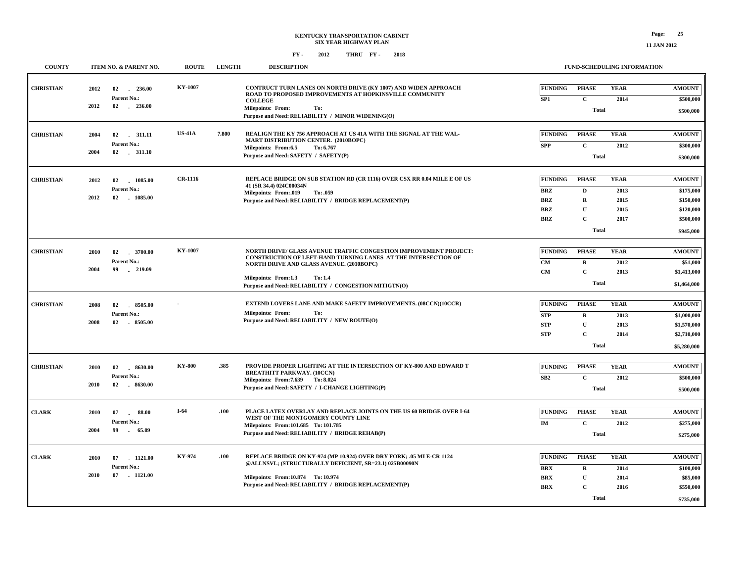**KENTUCKY TRANSPORTATION CABINET**
**SIX YEAR HIGHWAY PLAN**

**FY - 2012 THRU FY - 2018**

11 JAN 2012

| COUNTY | ITEM NO. & PARENT NO. | ROUTE | LENGTH | DESCRIPTION | FUNDING | PHASE | YEAR | AMOUNT |
|---|---|---|---|---|---|---|---|---|
| CHRISTIAN | 2012 02 - 236.00<br>Parent No.:<br>2012 02 - 236.00 | KY-1007 | | CONTRUCT TURN LANES ON NORTH DRIVE (KY 1007) AND WIDEN APPROACH ROAD TO PROPOSED IMPROVEMENTS AT HOPKINSVILLE COMMUNITY COLLEGE<br>Milepoints: From: To:<br>Purpose and Need: RELIABILITY / MINOR WIDENING(O) | SP1 | C | 2014 | $500,000 |
| | | | | | | Total | | $500,000 |
| CHRISTIAN | 2004 02 - 311.11<br>Parent No.:<br>2004 02 - 311.10 | US-41A | 7.800 | REALIGN THE KY 756 APPROACH AT US 41A WITH THE SIGNAL AT THE WAL-MART DISTRIBUTION CENTER. (2010BOPC)<br>Milepoints: From:6.5 To: 6.767<br>Purpose and Need: SAFETY / SAFETY(P) | SPP | C | 2012 | $300,000 |
| | | | | | | Total | | $300,000 |
| CHRISTIAN | 2012 02 - 1085.00<br>Parent No.:<br>2012 02 - 1085.00 | CR-1116 | | REPLACE BRIDGE ON SUB STATION RD (CR 1116) OVER CSX RR 0.04 MILE E OF US 41 (SR 34.4) 024C00034N<br>Milepoints: From:.019 To: .059<br>Purpose and Need: RELIABILITY / BRIDGE REPLACEMENT(P) | BRZ | D | 2013 | $175,000 |
| | | | | | BRZ | R | 2015 | $150,000 |
| | | | | | BRZ | U | 2015 | $120,000 |
| | | | | | BRZ | C | 2017 | $500,000 |
| | | | | | | Total | | $945,000 |
| CHRISTIAN | 2010 02 - 3700.00<br>Parent No.:<br>2004 99 - 219.09 | KY-1007 | | NORTH DRIVE/ GLASS AVENUE TRAFFIC CONGESTION IMPROVEMENT PROJECT: CONSTRUCTION OF LEFT-HAND TURNING LANES AT THE INTERSECTION OF NORTH DRIVE AND GLASS AVENUE. (2010BOPC)<br>Milepoints: From:1.3 To: 1.4<br>Purpose and Need: RELIABILITY / CONGESTION MITIGTN(O) | CM | R | 2012 | $51,000 |
| | | | | | CM | C | 2013 | $1,413,000 |
| | | | | | | Total | | $1,464,000 |
| CHRISTIAN | 2008 02 - 8505.00<br>Parent No.:<br>2008 02 - 8505.00 | - | | EXTEND LOVERS LANE AND MAKE SAFETY IMPROVEMENTS. (08CCN)(10CCR)<br>Milepoints: From: To:<br>Purpose and Need: RELIABILITY / NEW ROUTE(O) | STP | R | 2013 | $1,000,000 |
| | | | | | STP | U | 2013 | $1,570,000 |
| | | | | | STP | C | 2014 | $2,710,000 |
| | | | | | | Total | | $5,280,000 |
| CHRISTIAN | 2010 02 - 8630.00<br>Parent No.:<br>2010 02 - 8630.00 | KY-800 | .385 | PROVIDE PROPER LIGHTING AT THE INTERSECTION OF KY-800 AND EDWARD T BREATHITT PARKWAY. (10CCN)<br>Milepoints: From:7.639 To: 8.024<br>Purpose and Need: SAFETY / I-CHANGE LIGHTING(P) | SB2 | C | 2012 | $500,000 |
| | | | | | | Total | | $500,000 |
| CLARK | 2010 07 - 88.00<br>Parent No.:<br>2004 99 - 65.09 | I-64 | .100 | PLACE LATEX OVERLAY AND REPLACE JOINTS ON THE US 60 BRIDGE OVER I-64 WEST OF THE MONTGOMERY COUNTY LINE<br>Milepoints: From:101.685 To: 101.785<br>Purpose and Need: RELIABILITY / BRIDGE REHAB(P) | IM | C | 2012 | $275,000 |
| | | | | | | Total | | $275,000 |
| CLARK | 2010 07 - 1121.00<br>Parent No.:<br>2010 07 - 1121.00 | KY-974 | .100 | REPLACE BRIDGE ON KY-974 (MP 10.924) OVER DRY FORK; .05 MI E-CR 1124 @ALLNSVL; (STRUCTURALLY DEFICIENT, SR=23.1) 025B00090N<br>Milepoints: From:10.874 To: 10.974<br>Purpose and Need: RELIABILITY / BRIDGE REPLACEMENT(P) | BRX | R | 2014 | $100,000 |
| | | | | | BRX | U | 2014 | $85,000 |
| | | | | | BRX | C | 2016 | $550,000 |
| | | | | | | Total | | $735,000 |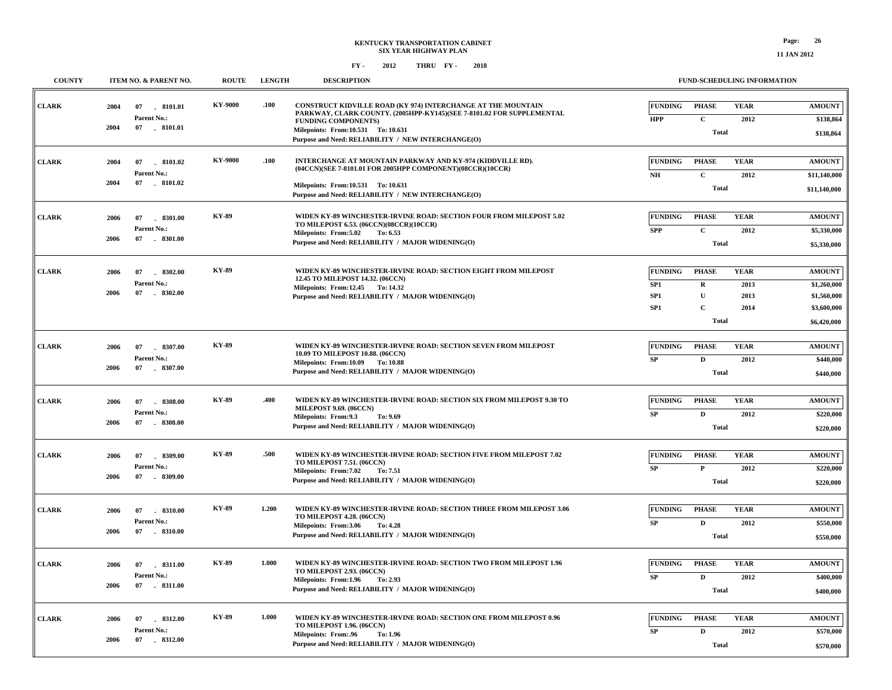# KENTUCKY TRANSPORTATION CABINET
## SIX YEAR HIGHWAY PLAN

FY - 2012 THRU FY - 2018

11 JAN 2012

| COUNTY | ITEM NO. & PARENT NO. | ROUTE | LENGTH | DESCRIPTION | FUNDING | PHASE | YEAR | AMOUNT |
|---|---|---|---|---|---|---|---|---|
| CLARK | 2004 07 - 8101.01<br>Parent No.:<br>2004 07 - 8101.01 | KY-9000 | .100 | CONSTRUCT KIDVILLE ROAD (KY 974) INTERCHANGE AT THE MOUNTAIN PARKWAY, CLARK COUNTY. (2005HPP-KY145)(SEE 7-8101.02 FOR SUPPLEMENTAL FUNDING COMPONENTS)<br>Milepoints: From:10.531 To: 10.631<br>Purpose and Need: RELIABILITY / NEW INTERCHANGE(O) | HPP | C | 2012 | $138,864 |
| | | | | | | Total | | $138,864 |
| CLARK | 2004 07 - 8101.02<br>Parent No.:<br>2004 07 - 8101.02 | KY-9000 | .100 | INTERCHANGE AT MOUNTAIN PARKWAY AND KY-974 (KIDDVILLE RD). (04CCN)(SEE 7-8101.01 FOR 2005HPP COMPONENT)(08CCR)(10CCR)<br>Milepoints: From:10.531 To: 10.631<br>Purpose and Need: RELIABILITY / NEW INTERCHANGE(O) | NH | C | 2012 | $11,140,000 |
| | | | | | | Total | | $11,140,000 |
| CLARK | 2006 07 - 8301.00<br>Parent No.:<br>2006 07 - 8301.00 | KY-89 | | WIDEN KY-89 WINCHESTER-IRVINE ROAD: SECTION FOUR FROM MILEPOST 5.02 TO MILEPOST 6.53. (06CCN)(08CCR)(10CCR)<br>Milepoints: From:5.02 To: 6.53<br>Purpose and Need: RELIABILITY / MAJOR WIDENING(O) | SPP | C | 2012 | $5,330,000 |
| | | | | | | Total | | $5,330,000 |
| CLARK | 2006 07 - 8302.00<br>Parent No.:<br>2006 07 - 8302.00 | KY-89 | | WIDEN KY-89 WINCHESTER-IRVINE ROAD: SECTION EIGHT FROM MILEPOST 12.45 TO MILEPOST 14.32. (06CCN)<br>Milepoints: From:12.45 To: 14.32<br>Purpose and Need: RELIABILITY / MAJOR WIDENING(O) | SP1 | R | 2013 | $1,260,000 |
| | | | | | SP1 | U | 2013 | $1,560,000 |
| | | | | | SP1 | C | 2014 | $3,600,000 |
| | | | | | | Total | | $6,420,000 |
| CLARK | 2006 07 - 8307.00<br>Parent No.:<br>2006 07 - 8307.00 | KY-89 | | WIDEN KY-89 WINCHESTER-IRVINE ROAD: SECTION SEVEN FROM MILEPOST 10.09 TO MILEPOST 10.88. (06CCN)<br>Milepoints: From:10.09 To: 10.88<br>Purpose and Need: RELIABILITY / MAJOR WIDENING(O) | SP | D | 2012 | $440,000 |
| | | | | | | Total | | $440,000 |
| CLARK | 2006 07 - 8308.00<br>Parent No.:<br>2006 07 - 8308.00 | KY-89 | .400 | WIDEN KY-89 WINCHESTER-IRVINE ROAD: SECTION SIX FROM MILEPOST 9.30 TO MILEPOST 9.69. (06CCN)<br>Milepoints: From:9.3 To: 9.69<br>Purpose and Need: RELIABILITY / MAJOR WIDENING(O) | SP | D | 2012 | $220,000 |
| | | | | | | Total | | $220,000 |
| CLARK | 2006 07 - 8309.00<br>Parent No.:<br>2006 07 - 8309.00 | KY-89 | .500 | WIDEN KY-89 WINCHESTER-IRVINE ROAD: SECTION FIVE FROM MILEPOST 7.02 TO MILEPOST 7.51. (06CCN)<br>Milepoints: From:7.02 To: 7.51<br>Purpose and Need: RELIABILITY / MAJOR WIDENING(O) | SP | P | 2012 | $220,000 |
| | | | | | | Total | | $220,000 |
| CLARK | 2006 07 - 8310.00<br>Parent No.:<br>2006 07 - 8310.00 | KY-89 | 1.200 | WIDEN KY-89 WINCHESTER-IRVINE ROAD: SECTION THREE FROM MILEPOST 3.06 TO MILEPOST 4.28. (06CCN)<br>Milepoints: From:3.06 To: 4.28<br>Purpose and Need: RELIABILITY / MAJOR WIDENING(O) | SP | D | 2012 | $550,000 |
| | | | | | | Total | | $550,000 |
| CLARK | 2006 07 - 8311.00<br>Parent No.:<br>2006 07 - 8311.00 | KY-89 | 1.000 | WIDEN KY-89 WINCHESTER-IRVINE ROAD: SECTION TWO FROM MILEPOST 1.96 TO MILEPOST 2.93. (06CCN)<br>Milepoints: From:1.96 To: 2.93<br>Purpose and Need: RELIABILITY / MAJOR WIDENING(O) | SP | D | 2012 | $400,000 |
| | | | | | | Total | | $400,000 |
| CLARK | 2006 07 - 8312.00<br>Parent No.:<br>2006 07 - 8312.00 | KY-89 | 1.000 | WIDEN KY-89 WINCHESTER-IRVINE ROAD: SECTION ONE FROM MILEPOST 0.96 TO MILEPOST 1.96. (06CCN)<br>Milepoints: From:.96 To: 1.96<br>Purpose and Need: RELIABILITY / MAJOR WIDENING(O) | SP | D | 2012 | $570,000 |
| | | | | | | Total | | $570,000 |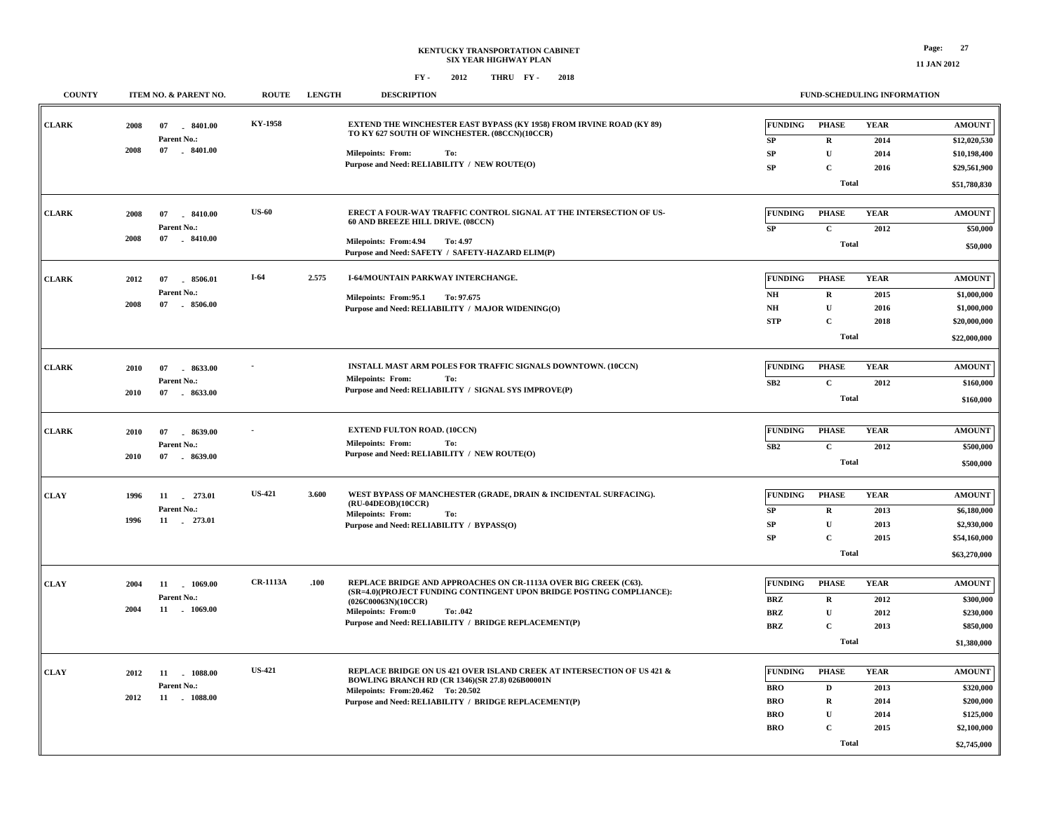**KENTUCKY TRANSPORTATION CABINET**
**SIX YEAR HIGHWAY PLAN**

**FY - 2012 THRU FY - 2018**

**11 JAN 2012**

| COUNTY | ITEM NO. & PARENT NO. | ROUTE | LENGTH | DESCRIPTION | FUNDING | PHASE | YEAR | AMOUNT |
|---|---|---|---|---|---|---|---|---|
| CLARK | 2008 07 - 8401.00<br>Parent No.:<br>2008 07 - 8401.00 | KY-1958 | | EXTEND THE WINCHESTER EAST BYPASS (KY 1958) FROM IRVINE ROAD (KY 89) TO KY 627 SOUTH OF WINCHESTER. (08CCN)(10CCR)<br>Milepoints: From: To:<br>Purpose and Need: RELIABILITY / NEW ROUTE(O) | SP | R | 2014 | $12,020,530 |
| | | | | | SP | U | 2014 | $10,198,400 |
| | | | | | SP | C | 2016 | $29,561,900 |
| | | | | | | Total | | $51,780,830 |
| CLARK | 2008 07 - 8410.00<br>Parent No.:<br>2008 07 - 8410.00 | US-60 | | ERECT A FOUR-WAY TRAFFIC CONTROL SIGNAL AT THE INTERSECTION OF US-60 AND BREEZE HILL DRIVE. (08CCN)<br>Milepoints: From:4.94 To: 4.97<br>Purpose and Need: SAFETY / SAFETY-HAZARD ELIM(P) | SP | C | 2012 | $50,000 |
| | | | | | | Total | | $50,000 |
| CLARK | 2012 07 - 8506.01<br>Parent No.:<br>2008 07 - 8506.00 | I-64 | 2.575 | I-64/MOUNTAIN PARKWAY INTERCHANGE.<br>Milepoints: From:95.1 To: 97.675<br>Purpose and Need: RELIABILITY / MAJOR WIDENING(O) | NH | R | 2015 | $1,000,000 |
| | | | | | NH | U | 2016 | $1,000,000 |
| | | | | | STP | C | 2018 | $20,000,000 |
| | | | | | | Total | | $22,000,000 |
| CLARK | 2010 07 - 8633.00<br>Parent No.:<br>2010 07 - 8633.00 | - | | INSTALL MAST ARM POLES FOR TRAFFIC SIGNALS DOWNTOWN. (10CCN)<br>Milepoints: From: To:<br>Purpose and Need: RELIABILITY / SIGNAL SYS IMPROVE(P) | SB2 | C | 2012 | $160,000 |
| | | | | | | Total | | $160,000 |
| CLARK | 2010 07 - 8639.00<br>Parent No.:<br>2010 07 - 8639.00 | - | | EXTEND FULTON ROAD. (10CCN)<br>Milepoints: From: To:<br>Purpose and Need: RELIABILITY / NEW ROUTE(O) | SB2 | C | 2012 | $500,000 |
| | | | | | | Total | | $500,000 |
| CLAY | 1996 11 - 273.01<br>Parent No.:<br>1996 11 - 273.01 | US-421 | 3.600 | WEST BYPASS OF MANCHESTER (GRADE, DRAIN & INCIDENTAL SURFACING). (RU-04DEOB)(10CCR)<br>Milepoints: From: To:<br>Purpose and Need: RELIABILITY / BYPASS(O) | SP | R | 2013 | $6,180,000 |
| | | | | | SP | U | 2013 | $2,930,000 |
| | | | | | SP | C | 2015 | $54,160,000 |
| | | | | | | Total | | $63,270,000 |
| CLAY | 2004 11 - 1069.00<br>Parent No.:<br>2004 11 - 1069.00 | CR-1113A | .100 | REPLACE BRIDGE AND APPROACHES ON CR-1113A OVER BIG CREEK (C63). (SR=4.0)(PROJECT FUNDING CONTINGENT UPON BRIDGE POSTING COMPLIANCE): (026C00063N)(10CCR)<br>Milepoints: From:0 To: .042<br>Purpose and Need: RELIABILITY / BRIDGE REPLACEMENT(P) | BRZ | R | 2012 | $300,000 |
| | | | | | BRZ | U | 2012 | $230,000 |
| | | | | | BRZ | C | 2013 | $850,000 |
| | | | | | | Total | | $1,380,000 |
| CLAY | 2012 11 - 1088.00<br>Parent No.:<br>2012 11 - 1088.00 | US-421 | | REPLACE BRIDGE ON US 421 OVER ISLAND CREEK AT INTERSECTION OF US 421 & BOWLING BRANCH RD (CR 1346)(SR 27.8) 026B00001N<br>Milepoints: From:20.462 To: 20.502<br>Purpose and Need: RELIABILITY / BRIDGE REPLACEMENT(P) | BRO | D | 2013 | $320,000 |
| | | | | | BRO | R | 2014 | $200,000 |
| | | | | | BRO | U | 2014 | $125,000 |
| | | | | | BRO | C | 2015 | $2,100,000 |
| | | | | | | Total | | $2,745,000 |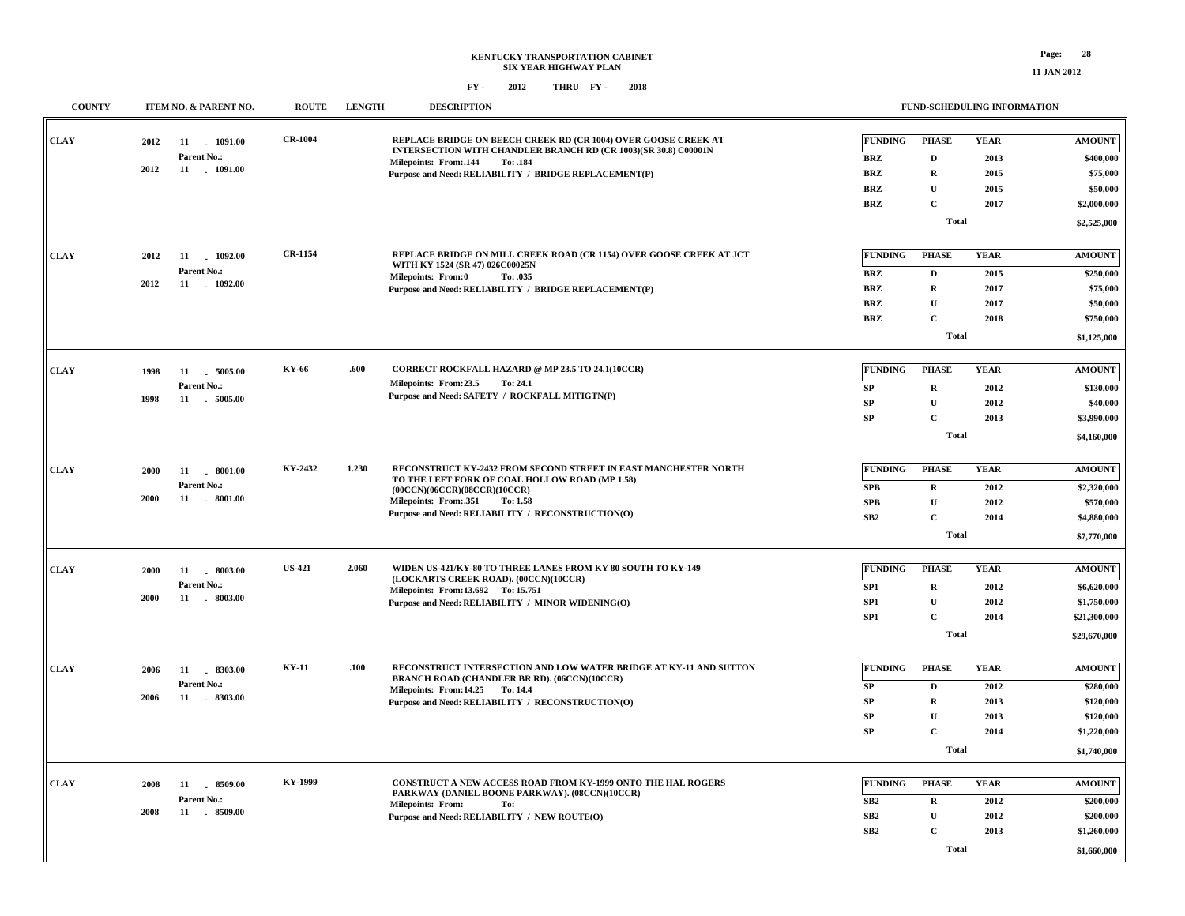# KENTUCKY TRANSPORTATION CABINET
## SIX YEAR HIGHWAY PLAN

FY - 2012 THRU FY - 2018

11 JAN 2012

| COUNTY | ITEM NO. & PARENT NO. | ROUTE | LENGTH | DESCRIPTION | FUNDING | PHASE | YEAR | AMOUNT |
|---|---|---|---|---|---|---|---|---|
| CLAY | 2012 11 - 1091.00<br>Parent No.:<br>2012 11 - 1091.00 | CR-1004 | | REPLACE BRIDGE ON BEECH CREEK RD (CR 1004) OVER GOOSE CREEK AT INTERSECTION WITH CHANDLER BRANCH RD (CR 1003)(SR 30.8) C00001N<br>Milepoints: From:.144 To: .184<br>Purpose and Need: RELIABILITY / BRIDGE REPLACEMENT(P) | BRZ | D | 2013 | $400,000 |
| | | | | | BRZ | R | 2015 | $75,000 |
| | | | | | BRZ | U | 2015 | $50,000 |
| | | | | | BRZ | C | 2017 | $2,000,000 |
| | | | | | | Total | | $2,525,000 |
| CLAY | 2012 11 - 1092.00<br>Parent No.:<br>2012 11 - 1092.00 | CR-1154 | | REPLACE BRIDGE ON MILL CREEK ROAD (CR 1154) OVER GOOSE CREEK AT JCT WITH KY 1524 (SR 47) 026C00025N<br>Milepoints: From:0 To: .035<br>Purpose and Need: RELIABILITY / BRIDGE REPLACEMENT(P) | BRZ | D | 2015 | $250,000 |
| | | | | | BRZ | R | 2017 | $75,000 |
| | | | | | BRZ | U | 2017 | $50,000 |
| | | | | | BRZ | C | 2018 | $750,000 |
| | | | | | | Total | | $1,125,000 |
| CLAY | 1998 11 - 5005.00<br>Parent No.:<br>1998 11 - 5005.00 | KY-66 | .600 | CORRECT ROCKFALL HAZARD @ MP 23.5 TO 24.1(10CCR)<br>Milepoints: From:23.5 To: 24.1<br>Purpose and Need: SAFETY / ROCKFALL MITIGTN(P) | SP | R | 2012 | $130,000 |
| | | | | | SP | U | 2012 | $40,000 |
| | | | | | SP | C | 2013 | $3,990,000 |
| | | | | | | Total | | $4,160,000 |
| CLAY | 2000 11 - 8001.00<br>Parent No.:<br>2000 11 - 8001.00 | KY-2432 | 1.230 | RECONSTRUCT KY-2432 FROM SECOND STREET IN EAST MANCHESTER NORTH TO THE LEFT FORK OF COAL HOLLOW ROAD (MP 1.58) (00CCN)(06CCR)(08CCR)(10CCR)<br>Milepoints: From:.351 To: 1.58<br>Purpose and Need: RELIABILITY / RECONSTRUCTION(O) | SPB | R | 2012 | $2,320,000 |
| | | | | | SPB | U | 2012 | $570,000 |
| | | | | | SB2 | C | 2014 | $4,880,000 |
| | | | | | | Total | | $7,770,000 |
| CLAY | 2000 11 - 8003.00<br>Parent No.:<br>2000 11 - 8003.00 | US-421 | 2.060 | WIDEN US-421/KY-80 TO THREE LANES FROM KY 80 SOUTH TO KY-149 (LOCKARTS CREEK ROAD). (00CCN)(10CCR)<br>Milepoints: From:13.692 To: 15.751<br>Purpose and Need: RELIABILITY / MINOR WIDENING(O) | SP1 | R | 2012 | $6,620,000 |
| | | | | | SP1 | U | 2012 | $1,750,000 |
| | | | | | SP1 | C | 2014 | $21,300,000 |
| | | | | | | Total | | $29,670,000 |
| CLAY | 2006 11 - 8303.00<br>Parent No.:<br>2006 11 - 8303.00 | KY-11 | .100 | RECONSTRUCT INTERSECTION AND LOW WATER BRIDGE AT KY-11 AND SUTTON BRANCH ROAD (CHANDLER BR RD). (06CCN)(10CCR)<br>Milepoints: From:14.25 To: 14.4<br>Purpose and Need: RELIABILITY / RECONSTRUCTION(O) | SP | D | 2012 | $280,000 |
| | | | | | SP | R | 2013 | $120,000 |
| | | | | | SP | U | 2013 | $120,000 |
| | | | | | SP | C | 2014 | $1,220,000 |
| | | | | | | Total | | $1,740,000 |
| CLAY | 2008 11 - 8509.00<br>Parent No.:<br>2008 11 - 8509.00 | KY-1999 | | CONSTRUCT A NEW ACCESS ROAD FROM KY-1999 ONTO THE HAL ROGERS PARKWAY (DANIEL BOONE PARKWAY). (08CCN)(10CCR)<br>Milepoints: From: To:<br>Purpose and Need: RELIABILITY / NEW ROUTE(O) | SB2 | R | 2012 | $200,000 |
| | | | | | SB2 | U | 2012 | $200,000 |
| | | | | | SB2 | C | 2013 | $1,260,000 |
| | | | | | | Total | | $1,660,000 |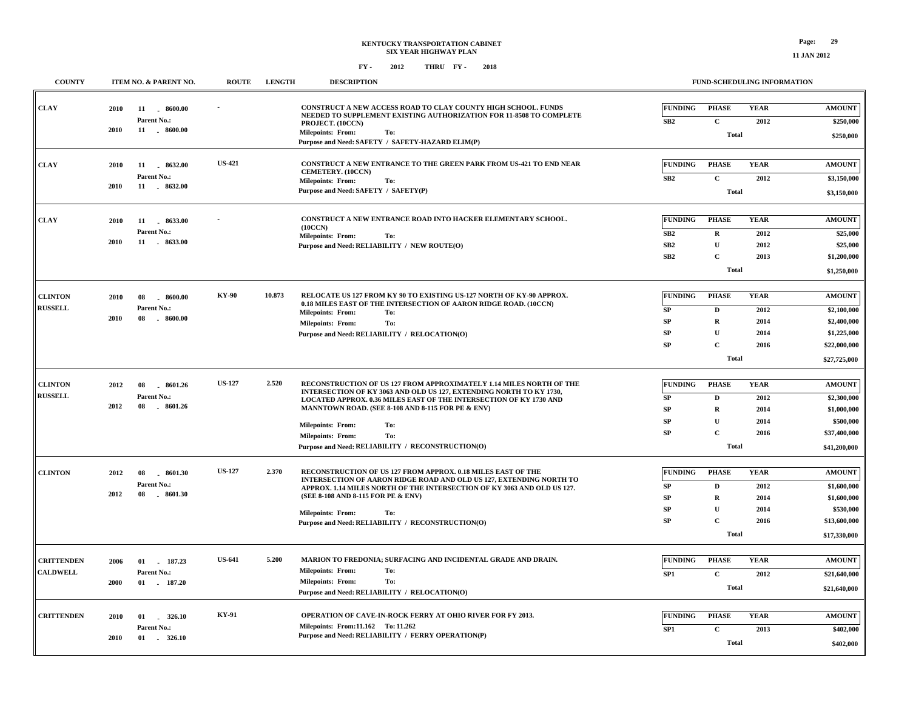**KENTUCKY TRANSPORTATION CABINET**
**SIX YEAR HIGHWAY PLAN**
**FY - 2012 THRU FY - 2018**

11 JAN 2012

| COUNTY | ITEM NO. & PARENT NO. | ROUTE | LENGTH | DESCRIPTION | FUNDING | PHASE | YEAR | AMOUNT |
|---|---|---|---|---|---|---|---|---|
| CLAY | 2010 11 - 8600.00<br>Parent No.:<br>2010 11 - 8600.00 | - | | CONSTRUCT A NEW ACCESS ROAD TO CLAY COUNTY HIGH SCHOOL. FUNDS NEEDED TO SUPPLEMENT EXISTING AUTHORIZATION FOR 11-8508 TO COMPLETE PROJECT. (10CCN)<br>Milepoints: From: To:<br>Purpose and Need: SAFETY / SAFETY-HAZARD ELIM(P) | SB2 | C | 2012 | $250,000 |
| | | | | | | Total | | $250,000 |
| CLAY | 2010 11 - 8632.00<br>Parent No.:<br>2010 11 - 8632.00 | US-421 | | CONSTRUCT A NEW ENTRANCE TO THE GREEN PARK FROM US-421 TO END NEAR CEMETERY. (10CCN)<br>Milepoints: From: To:<br>Purpose and Need: SAFETY / SAFETY(P) | SB2 | C | 2012 | $3,150,000 |
| | | | | | | Total | | $3,150,000 |
| CLAY | 2010 11 - 8633.00<br>Parent No.:<br>2010 11 - 8633.00 | - | | CONSTRUCT A NEW ENTRANCE ROAD INTO HACKER ELEMENTARY SCHOOL. (10CCN)<br>Milepoints: From: To:<br>Purpose and Need: RELIABILITY / NEW ROUTE(O) | SB2 | R | 2012 | $25,000 |
| | | | | | SB2 | U | 2012 | $25,000 |
| | | | | | SB2 | C | 2013 | $1,200,000 |
| | | | | | | Total | | $1,250,000 |
| CLINTON<br>RUSSELL | 2010 08 - 8600.00<br>Parent No.:<br>2010 08 - 8600.00 | KY-90 | 10.873 | RELOCATE US 127 FROM KY 90 TO EXISTING US-127 NORTH OF KY-90 APPROX. 0.18 MILES EAST OF THE INTERSECTION OF AARON RIDGE ROAD. (10CCN)<br>Milepoints: From: To:<br>Milepoints: From: To:<br>Purpose and Need: RELIABILITY / RELOCATION(O) | SP | D | 2012 | $2,100,000 |
| | | | | | SP | R | 2014 | $2,400,000 |
| | | | | | SP | U | 2014 | $1,225,000 |
| | | | | | SP | C | 2016 | $22,000,000 |
| | | | | | | Total | | $27,725,000 |
| CLINTON<br>RUSSELL | 2012 08 - 8601.26<br>Parent No.:<br>2012 08 - 8601.26 | US-127 | 2.520 | RECONSTRUCTION OF US 127 FROM APPROXIMATELY 1.14 MILES NORTH OF THE INTERSECTION OF KY 3063 AND OLD US 127, EXTENDING NORTH TO KY 1730, LOCATED APPROX. 0.36 MILES EAST OF THE INTERSECTION OF KY 1730 AND MANNTOWN ROAD. (SEE 8-108 AND 8-115 FOR PE & ENV)<br>Milepoints: From: To:<br>Milepoints: From: To:<br>Purpose and Need: RELIABILITY / RECONSTRUCTION(O) | SP | D | 2012 | $2,300,000 |
| | | | | | SP | R | 2014 | $1,000,000 |
| | | | | | SP | U | 2014 | $500,000 |
| | | | | | SP | C | 2016 | $37,400,000 |
| | | | | | | Total | | $41,200,000 |
| CLINTON | 2012 08 - 8601.30<br>Parent No.:<br>2012 08 - 8601.30 | US-127 | 2.370 | RECONSTRUCTION OF US 127 FROM APPROX. 0.18 MILES EAST OF THE INTERSECTION OF AARON RIDGE ROAD AND OLD US 127, EXTENDING NORTH TO APPROX. 1.14 MILES NORTH OF THE INTERSECTION OF KY 3063 AND OLD US 127. (SEE 8-108 AND 8-115 FOR PE & ENV)<br>Milepoints: From: To:<br>Purpose and Need: RELIABILITY / RECONSTRUCTION(O) | SP | D | 2012 | $1,600,000 |
| | | | | | SP | R | 2014 | $1,600,000 |
| | | | | | SP | U | 2014 | $530,000 |
| | | | | | SP | C | 2016 | $13,600,000 |
| | | | | | | Total | | $17,330,000 |
| CRITTENDEN<br>CALDWELL | 2006 01 - 187.23<br>Parent No.:<br>2000 01 - 187.20 | US-641 | 5.200 | MARION TO FREDONIA; SURFACING AND INCIDENTAL GRADE AND DRAIN.<br>Milepoints: From: To:<br>Milepoints: From: To:<br>Purpose and Need: RELIABILITY / RELOCATION(O) | SP1 | C | 2012 | $21,640,000 |
| | | | | | | Total | | $21,640,000 |
| CRITTENDEN | 2010 01 - 326.10<br>Parent No.:<br>2010 01 - 326.10 | KY-91 | | OPERATION OF CAVE-IN-ROCK FERRY AT OHIO RIVER FOR FY 2013.<br>Milepoints: From:11.162 To: 11.262<br>Purpose and Need: RELIABILITY / FERRY OPERATION(P) | SP1 | C | 2013 | $402,000 |
| | | | | | | Total | | $402,000 |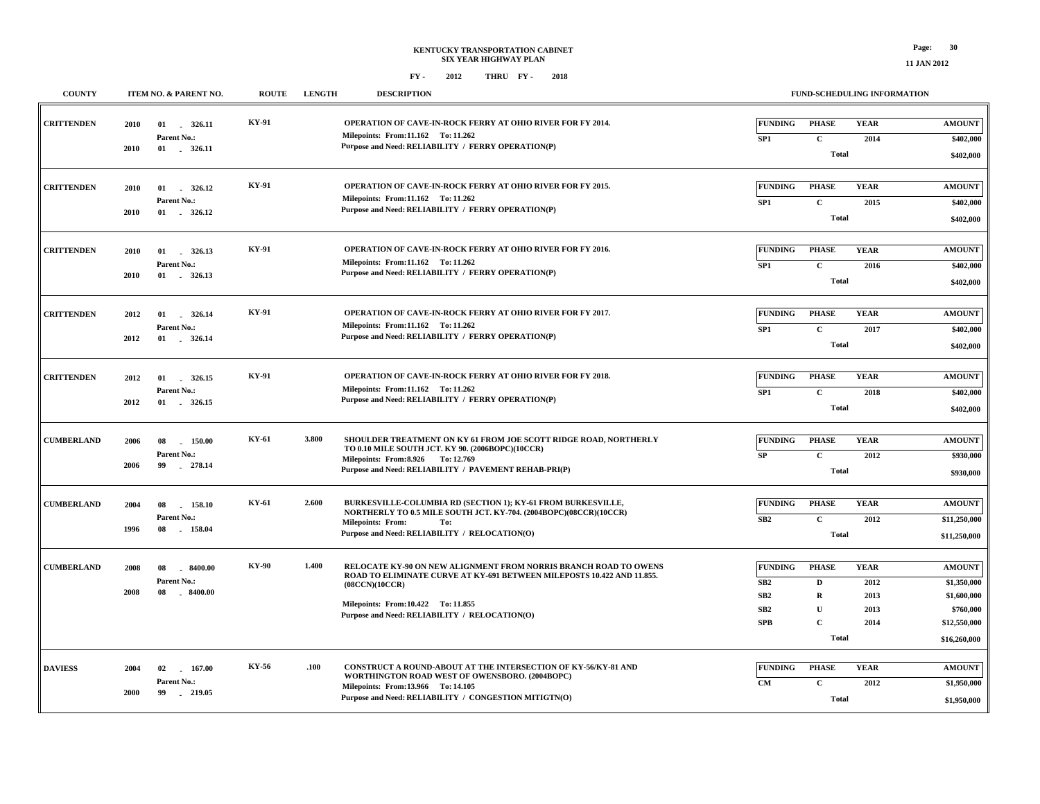# KENTUCKY TRANSPORTATION CABINET
## SIX YEAR HIGHWAY PLAN

FY - 2012 THRU FY - 2018

| COUNTY | ITEM NO. & PARENT NO. | ROUTE | LENGTH | DESCRIPTION | FUNDING | PHASE | YEAR | AMOUNT |
|---|---|---|---|---|---|---|---|---|
| CRITTENDEN | 2010 01 - 326.11<br>Parent No.:<br>2010 01 - 326.11 | KY-91 | | OPERATION OF CAVE-IN-ROCK FERRY AT OHIO RIVER FOR FY 2014.<br>Milepoints: From:11.162 To: 11.262<br>Purpose and Need: RELIABILITY / FERRY OPERATION(P) | SP1 | C | 2014 | $402,000 |
| | | | | | | Total | | $402,000 |
| CRITTENDEN | 2010 01 - 326.12<br>Parent No.:<br>2010 01 - 326.12 | KY-91 | | OPERATION OF CAVE-IN-ROCK FERRY AT OHIO RIVER FOR FY 2015.<br>Milepoints: From:11.162 To: 11.262<br>Purpose and Need: RELIABILITY / FERRY OPERATION(P) | SP1 | C | 2015 | $402,000 |
| | | | | | | Total | | $402,000 |
| CRITTENDEN | 2010 01 - 326.13<br>Parent No.:<br>2010 01 - 326.13 | KY-91 | | OPERATION OF CAVE-IN-ROCK FERRY AT OHIO RIVER FOR FY 2016.<br>Milepoints: From:11.162 To: 11.262<br>Purpose and Need: RELIABILITY / FERRY OPERATION(P) | SP1 | C | 2016 | $402,000 |
| | | | | | | Total | | $402,000 |
| CRITTENDEN | 2012 01 - 326.14<br>Parent No.:<br>2012 01 - 326.14 | KY-91 | | OPERATION OF CAVE-IN-ROCK FERRY AT OHIO RIVER FOR FY 2017.<br>Milepoints: From:11.162 To: 11.262<br>Purpose and Need: RELIABILITY / FERRY OPERATION(P) | SP1 | C | 2017 | $402,000 |
| | | | | | | Total | | $402,000 |
| CRITTENDEN | 2012 01 - 326.15<br>Parent No.:<br>2012 01 - 326.15 | KY-91 | | OPERATION OF CAVE-IN-ROCK FERRY AT OHIO RIVER FOR FY 2018.<br>Milepoints: From:11.162 To: 11.262<br>Purpose and Need: RELIABILITY / FERRY OPERATION(P) | SP1 | C | 2018 | $402,000 |
| | | | | | | Total | | $402,000 |
| CUMBERLAND | 2006 08 - 150.00<br>Parent No.:<br>2006 99 - 278.14 | KY-61 | 3.800 | SHOULDER TREATMENT ON KY 61 FROM JOE SCOTT RIDGE ROAD, NORTHERLY TO 0.10 MILE SOUTH JCT. KY 90. (2006BOPC)(10CCR)<br>Milepoints: From:8.926 To: 12.769<br>Purpose and Need: RELIABILITY / PAVEMENT REHAB-PRI(P) | SP | C | 2012 | $930,000 |
| | | | | | | Total | | $930,000 |
| CUMBERLAND | 2004 08 - 158.10<br>Parent No.:<br>1996 08 - 158.04 | KY-61 | 2.600 | BURKESVILLE-COLUMBIA RD (SECTION 1); KY-61 FROM BURKESVILLE, NORTHERLY TO 0.5 MILE SOUTH JCT. KY-704. (2004BOPC)(08CCR)(10CCR)<br>Milepoints: From: To:<br>Purpose and Need: RELIABILITY / RELOCATION(O) | SB2 | C | 2012 | $11,250,000 |
| | | | | | | Total | | $11,250,000 |
| CUMBERLAND | 2008 08 - 8400.00<br>Parent No.:<br>2008 08 - 8400.00 | KY-90 | 1.400 | RELOCATE KY-90 ON NEW ALIGNMENT FROM NORRIS BRANCH ROAD TO OWENS ROAD TO ELIMINATE CURVE AT KY-691 BETWEEN MILEPOSTS 10.422 AND 11.855. (08CCN)(10CCR)<br>Milepoints: From:10.422 To: 11.855<br>Purpose and Need: RELIABILITY / RELOCATION(O) | SB2 | D | 2012 | $1,350,000 |
| | | | | | SB2 | R | 2013 | $1,600,000 |
| | | | | | SB2 | U | 2013 | $760,000 |
| | | | | | SPB | C | 2014 | $12,550,000 |
| | | | | | | Total | | $16,260,000 |
| DAVIESS | 2004 02 - 167.00<br>Parent No.:<br>2000 99 - 219.05 | KY-56 | .100 | CONSTRUCT A ROUND-ABOUT AT THE INTERSECTION OF KY-56/KY-81 AND WORTHINGTON ROAD WEST OF OWENSBORO. (2004BOPC)<br>Milepoints: From:13.966 To: 14.105<br>Purpose and Need: RELIABILITY / CONGESTION MITIGTN(O) | CM | C | 2012 | $1,950,000 |
| | | | | | | Total | | $1,950,000 |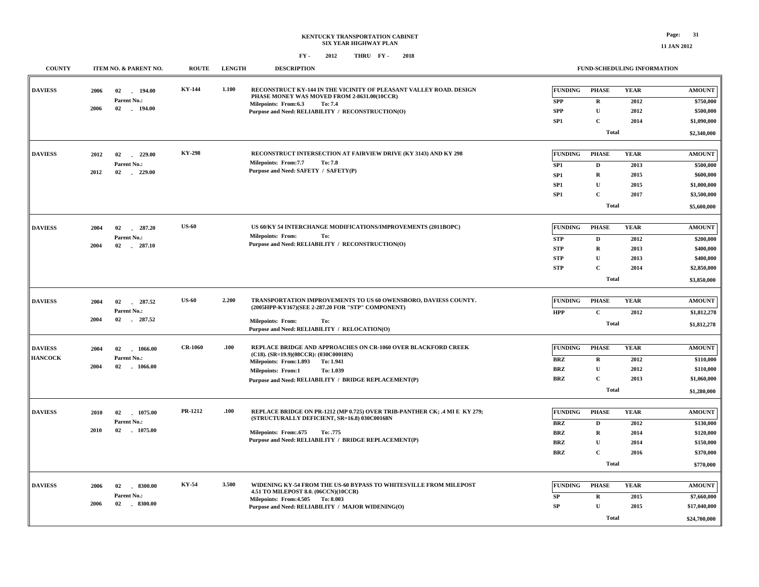# KENTUCKY TRANSPORTATION CABINET
## SIX YEAR HIGHWAY PLAN

FY - 2012 THRU FY - 2018

| COUNTY | ITEM NO. & PARENT NO. | ROUTE | LENGTH | DESCRIPTION | FUNDING | PHASE | YEAR | AMOUNT |
|---|---|---|---|---|---|---|---|---|
| DAVIESS | 2006 02 - 194.00<br>Parent No.:<br>2006 02 - 194.00 | KY-144 | 1.100 | RECONSTRUCT KY-144 IN THE VICINITY OF PLEASANT VALLEY ROAD. DESIGN PHASE MONEY WAS MOVED FROM 2-8631.00(10CCR)<br>Milepoints: From:6.3 To: 7.4<br>Purpose and Need: RELIABILITY / RECONSTRUCTION(O) | SPP | R | 2012 | $750,000 |
| | | | | | SPP | U | 2012 | $500,000 |
| | | | | | SP1 | C | 2014 | $1,090,000 |
| | | | | | | Total | | $2,340,000 |
| DAVIESS | 2012 02 - 229.00<br>Parent No.:<br>2012 02 - 229.00 | KY-298 | | RECONSTRUCT INTERSECTION AT FAIRVIEW DRIVE (KY 3143) AND KY 298<br>Milepoints: From:7.7 To: 7.8<br>Purpose and Need: SAFETY / SAFETY(P) | SP1 | D | 2013 | $500,000 |
| | | | | | SP1 | R | 2015 | $600,000 |
| | | | | | SP1 | U | 2015 | $1,000,000 |
| | | | | | SP1 | C | 2017 | $3,500,000 |
| | | | | | | Total | | $5,600,000 |
| DAVIESS | 2004 02 - 287.20<br>Parent No.:<br>2004 02 - 287.10 | US-60 | | US 60/KY 54 INTERCHANGE MODIFICATIONS/IMPROVEMENTS (2011BOPC)<br>Milepoints: From: To:<br>Purpose and Need: RELIABILITY / RECONSTRUCTION(O) | STP | D | 2012 | $200,000 |
| | | | | | STP | R | 2013 | $400,000 |
| | | | | | STP | U | 2013 | $400,000 |
| | | | | | STP | C | 2014 | $2,850,000 |
| | | | | | | Total | | $3,850,000 |
| DAVIESS | 2004 02 - 287.52<br>Parent No.:<br>2004 02 - 287.52 | US-60 | 2.200 | TRANSPORTATION IMPROVEMENTS TO US 60 OWENSBORO, DAVIESS COUNTY. (2005HPP-KY167)(SEE 2-287.20 FOR "STP" COMPONENT)<br>Milepoints: From: To:<br>Purpose and Need: RELIABILITY / RELOCATION(O) | HPP | C | 2012 | $1,812,278 |
| | | | | | | Total | | $1,812,278 |
| DAVIESS<br>HANCOCK | 2004 02 - 1066.00<br>Parent No.:<br>2004 02 - 1066.00 | CR-1060 | .100 | REPLACE BRIDGE AND APPROACHES ON CR-1060 OVER BLACKFORD CREEK (C18). (SR=19.9)(08CCR): (030C00018N)<br>Milepoints: From:1.893 To: 1.941<br>Milepoints: From:1 To: 1.039<br>Purpose and Need: RELIABILITY / BRIDGE REPLACEMENT(P) | BRZ | R | 2012 | $110,000 |
| | | | | | BRZ | U | 2012 | $110,000 |
| | | | | | BRZ | C | 2013 | $1,060,000 |
| | | | | | | Total | | $1,280,000 |
| DAVIESS | 2010 02 - 1075.00<br>Parent No.:<br>2010 02 - 1075.00 | PR-1212 | .100 | REPLACE BRIDGE ON PR-1212 (MP 0.725) OVER TRIB-PANTHER CK; .4 MI E KY 279; (STRUCTURALLY DEFICIENT, SR=16.8) 030C00168N<br>Milepoints: From:.675 To: .775<br>Purpose and Need: RELIABILITY / BRIDGE REPLACEMENT(P) | BRZ | D | 2012 | $130,000 |
| | | | | | BRZ | R | 2014 | $120,000 |
| | | | | | BRZ | U | 2014 | $150,000 |
| | | | | | BRZ | C | 2016 | $370,000 |
| | | | | | | Total | | $770,000 |
| DAVIESS | 2006 02 - 8300.00<br>Parent No.:<br>2006 02 - 8300.00 | KY-54 | 3.500 | WIDENING KY-54 FROM THE US-60 BYPASS TO WHITESVILLE FROM MILEPOST 4.51 TO MILEPOST 8.0. (06CCN)(10CCR)<br>Milepoints: From:4.505 To: 8.003<br>Purpose and Need: RELIABILITY / MAJOR WIDENING(O) | SP | R | 2015 | $7,660,000 |
| | | | | | SP | U | 2015 | $17,040,000 |
| | | | | | | Total | | $24,700,000 |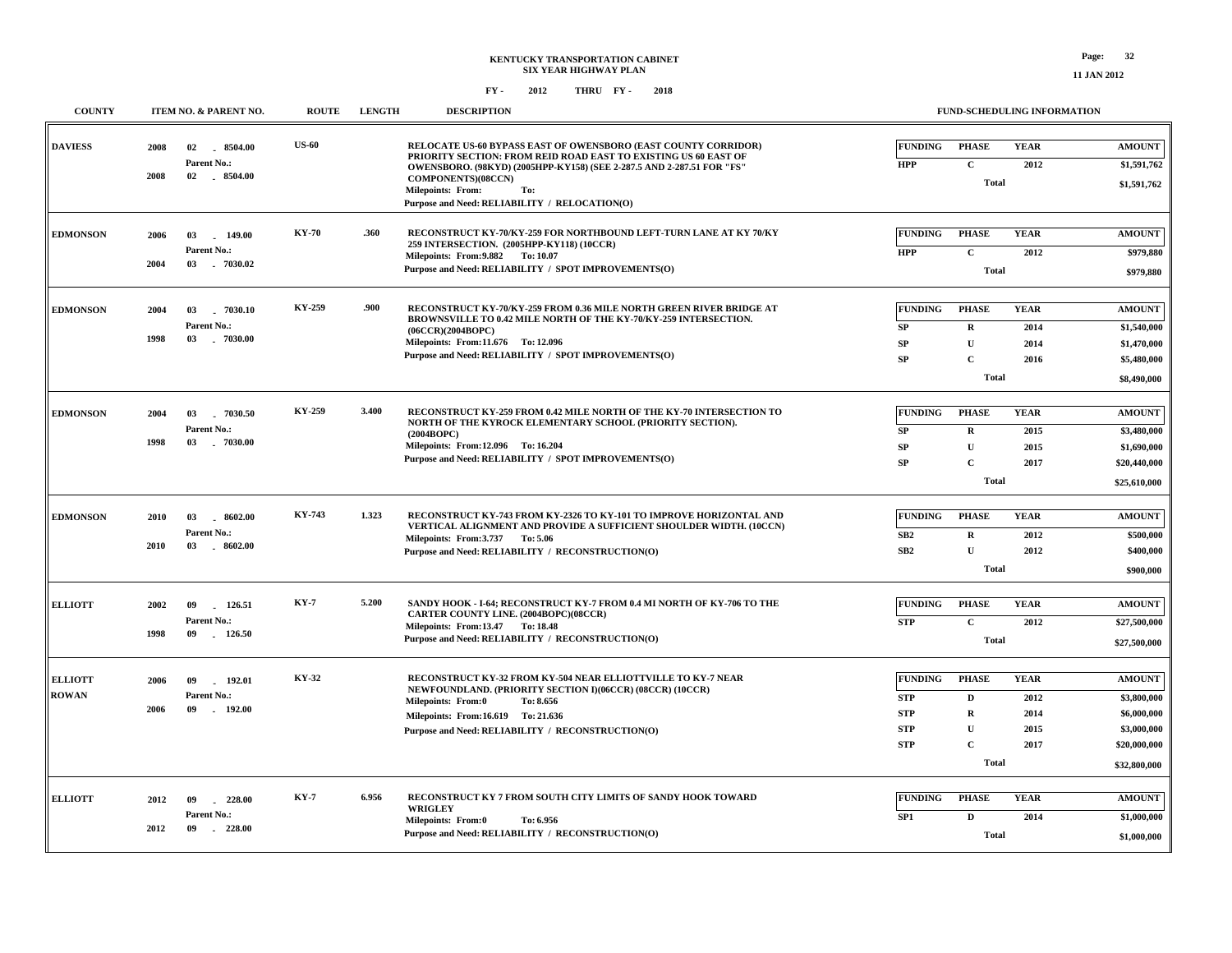# KENTUCKY TRANSPORTATION CABINET
## SIX YEAR HIGHWAY PLAN

FY - 2012 THRU FY - 2018

11 JAN 2012

| COUNTY | ITEM NO. & PARENT NO. | ROUTE | LENGTH | DESCRIPTION | FUNDING | PHASE | YEAR | AMOUNT |
|---|---|---|---|---|---|---|---|---|
| DAVIESS | 2008 02 - 8504.00<br>Parent No.:<br>2008 02 - 8504.00 | US-60 | | RELOCATE US-60 BYPASS EAST OF OWENSBORO (EAST COUNTY CORRIDOR) PRIORITY SECTION: FROM REID ROAD EAST TO EXISTING US 60 EAST OF OWENSBORO. (98KYD) (2005HPP-KY158) (SEE 2-287.5 AND 2-287.51 FOR "FS" COMPONENTS)(08CCN)<br>Milepoints: From: To:<br>Purpose and Need: RELIABILITY / RELOCATION(O) | HPP | C | 2012 | $1,591,762 |
| | | | | | | Total | | $1,591,762 |
| EDMONSON | 2006 03 - 149.00<br>Parent No.:<br>2004 03 - 7030.02 | KY-70 | .360 | RECONSTRUCT KY-70/KY-259 FOR NORTHBOUND LEFT-TURN LANE AT KY 70/KY 259 INTERSECTION. (2005HPP-KY118) (10CCR)<br>Milepoints: From:9.882 To: 10.07<br>Purpose and Need: RELIABILITY / SPOT IMPROVEMENTS(O) | HPP | C | 2012 | $979,880 |
| | | | | | | Total | | $979,880 |
| EDMONSON | 2004 03 - 7030.10<br>Parent No.:<br>1998 03 - 7030.00 | KY-259 | .900 | RECONSTRUCT KY-70/KY-259 FROM 0.36 MILE NORTH GREEN RIVER BRIDGE AT BROWNSVILLE TO 0.42 MILE NORTH OF THE KY-70/KY-259 INTERSECTION. (06CCR)(2004BOPC)<br>Milepoints: From:11.676 To: 12.096<br>Purpose and Need: RELIABILITY / SPOT IMPROVEMENTS(O) | SP | R | 2014 | $1,540,000 |
| | | | | | SP | U | 2014 | $1,470,000 |
| | | | | | SP | C | 2016 | $5,480,000 |
| | | | | | | Total | | $8,490,000 |
| EDMONSON | 2004 03 - 7030.50<br>Parent No.:<br>1998 03 - 7030.00 | KY-259 | 3.400 | RECONSTRUCT KY-259 FROM 0.42 MILE NORTH OF THE KY-70 INTERSECTION TO NORTH OF THE KYROCK ELEMENTARY SCHOOL (PRIORITY SECTION). (2004BOPC)<br>Milepoints: From:12.096 To: 16.204<br>Purpose and Need: RELIABILITY / SPOT IMPROVEMENTS(O) | SP | R | 2015 | $3,480,000 |
| | | | | | SP | U | 2015 | $1,690,000 |
| | | | | | SP | C | 2017 | $20,440,000 |
| | | | | | | Total | | $25,610,000 |
| EDMONSON | 2010 03 - 8602.00<br>Parent No.:<br>2010 03 - 8602.00 | KY-743 | 1.323 | RECONSTRUCT KY-743 FROM KY-2326 TO KY-101 TO IMPROVE HORIZONTAL AND VERTICAL ALIGNMENT AND PROVIDE A SUFFICIENT SHOULDER WIDTH. (10CCN)<br>Milepoints: From:3.737 To: 5.06<br>Purpose and Need: RELIABILITY / RECONSTRUCTION(O) | SB2 | R | 2012 | $500,000 |
| | | | | | SB2 | U | 2012 | $400,000 |
| | | | | | | Total | | $900,000 |
| ELLIOTT | 2002 09 - 126.51<br>Parent No.:<br>1998 09 - 126.50 | KY-7 | 5.200 | SANDY HOOK - I-64; RECONSTRUCT KY-7 FROM 0.4 MI NORTH OF KY-706 TO THE CARTER COUNTY LINE. (2004BOPC)(08CCR)<br>Milepoints: From:13.47 To: 18.48<br>Purpose and Need: RELIABILITY / RECONSTRUCTION(O) | STP | C | 2012 | $27,500,000 |
| | | | | | | Total | | $27,500,000 |
| ELLIOTT<br>ROWAN | 2006 09 - 192.01<br>Parent No.:<br>2006 09 - 192.00 | KY-32 | | RECONSTRUCT KY-32 FROM KY-504 NEAR ELLIOTTVILLE TO KY-7 NEAR NEWFOUNDLAND. (PRIORITY SECTION I)(06CCR) (08CCR) (10CCR)<br>Milepoints: From:0 To: 8.656<br>Milepoints: From:16.619 To: 21.636<br>Purpose and Need: RELIABILITY / RECONSTRUCTION(O) | STP | D | 2012 | $3,800,000 |
| | | | | | STP | R | 2014 | $6,000,000 |
| | | | | | STP | U | 2015 | $3,000,000 |
| | | | | | STP | C | 2017 | $20,000,000 |
| | | | | | | Total | | $32,800,000 |
| ELLIOTT | 2012 09 - 228.00<br>Parent No.:<br>2012 09 - 228.00 | KY-7 | 6.956 | RECONSTRUCT KY 7 FROM SOUTH CITY LIMITS OF SANDY HOOK TOWARD WRIGLEY<br>Milepoints: From:0 To: 6.956<br>Purpose and Need: RELIABILITY / RECONSTRUCTION(O) | SP1 | D | 2014 | $1,000,000 |
| | | | | | | Total | | $1,000,000 |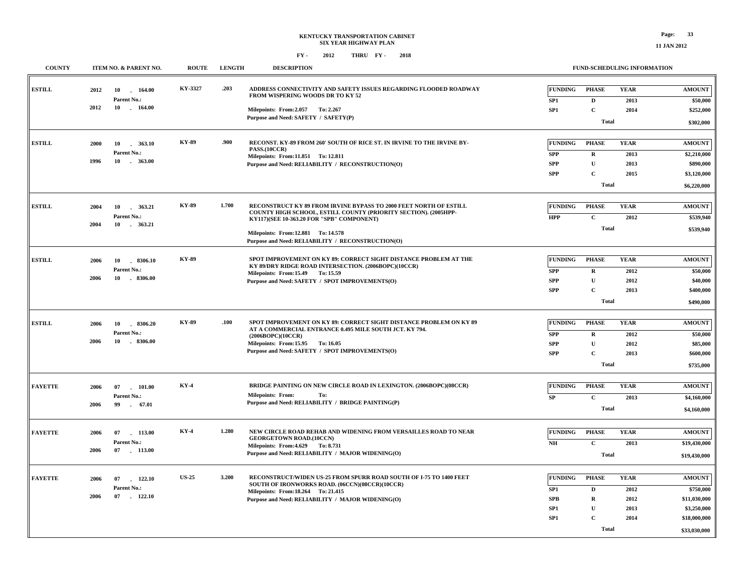# KENTUCKY TRANSPORTATION CABINET
## SIX YEAR HIGHWAY PLAN
### FY - 2012 THRU FY - 2018

| COUNTY | ITEM NO. & PARENT NO. | ROUTE | LENGTH | DESCRIPTION | FUNDING | PHASE | YEAR | AMOUNT |
|---|---|---|---|---|---|---|---|---|
| ESTILL | 2012 10 - 164.00<br>Parent No.:<br>2012 10 - 164.00 | KY-3327 | .203 | ADDRESS CONNECTIVITY AND SAFETY ISSUES REGARDING FLOODED ROADWAY FROM WISPERING WOODS DR TO KY 52<br>Milepoints: From:2.057 To: 2.267<br>Purpose and Need: SAFETY / SAFETY(P) | SP1 | D | 2013 | $50,000 |
| | | | | | SP1 | C | 2014 | $252,000 |
| | | | | | | Total | | $302,000 |
| ESTILL | 2000 10 - 363.10<br>Parent No.:<br>1996 10 - 363.00 | KY-89 | .900 | RECONST. KY-89 FROM 260' SOUTH OF RICE ST. IN IRVINE TO THE IRVINE BY-PASS.(10CCR)<br>Milepoints: From:11.851 To: 12.811<br>Purpose and Need: RELIABILITY / RECONSTRUCTION(O) | SPP | R | 2013 | $2,210,000 |
| | | | | | SPP | U | 2013 | $890,000 |
| | | | | | SPP | C | 2015 | $3,120,000 |
| | | | | | | Total | | $6,220,000 |
| ESTILL | 2004 10 - 363.21<br>Parent No.:<br>2004 10 - 363.21 | KY-89 | 1.700 | RECONSTRUCT KY 89 FROM IRVINE BYPASS TO 2000 FEET NORTH OF ESTILL COUNTY HIGH SCHOOL, ESTILL COUNTY (PRIORITY SECTION). (2005HPP-KY117)(SEE 10-363.20 FOR "SPB" COMPONENT)<br>Milepoints: From:12.881 To: 14.578<br>Purpose and Need: RELIABILITY / RECONSTRUCTION(O) | HPP | C | 2012 | $539,940 |
| | | | | | | Total | | $539,940 |
| ESTILL | 2006 10 - 8306.10<br>Parent No.:<br>2006 10 - 8306.00 | KY-89 | | SPOT IMPROVEMENT ON KY 89: CORRECT SIGHT DISTANCE PROBLEM AT THE KY 89/DRY RIDGE ROAD INTERSECTION. (2006BOPC)(10CCR)<br>Milepoints: From:15.49 To: 15.59<br>Purpose and Need: SAFETY / SPOT IMPROVEMENTS(O) | SPP | R | 2012 | $50,000 |
| | | | | | SPP | U | 2012 | $40,000 |
| | | | | | SPP | C | 2013 | $400,000 |
| | | | | | | Total | | $490,000 |
| ESTILL | 2006 10 - 8306.20<br>Parent No.:<br>2006 10 - 8306.00 | KY-89 | .100 | SPOT IMPROVEMENT ON KY 89: CORRECT SIGHT DISTANCE PROBLEM ON KY 89 AT A COMMERCIAL ENTRANCE 0.495 MILE SOUTH JCT. KY 794. (2006BOPC)(10CCR)<br>Milepoints: From:15.95 To: 16.05<br>Purpose and Need: SAFETY / SPOT IMPROVEMENTS(O) | SPP | R | 2012 | $50,000 |
| | | | | | SPP | U | 2012 | $85,000 |
| | | | | | SPP | C | 2013 | $600,000 |
| | | | | | | Total | | $735,000 |
| FAYETTE | 2006 07 - 101.00<br>Parent No.:<br>2006 99 - 67.01 | KY-4 | | BRIDGE PAINTING ON NEW CIRCLE ROAD IN LEXINGTON. (2006BOPC)(08CCR)<br>Milepoints: From: To:<br>Purpose and Need: RELIABILITY / BRIDGE PAINTING(P) | SP | C | 2013 | $4,160,000 |
| | | | | | | Total | | $4,160,000 |
| FAYETTE | 2006 07 - 113.00<br>Parent No.:<br>2006 07 - 113.00 | KY-4 | 1.280 | NEW CIRCLE ROAD REHAB AND WIDENING FROM VERSAILLES ROAD TO NEAR GEORGETOWN ROAD.(10CCN)<br>Milepoints: From:4.629 To: 8.731<br>Purpose and Need: RELIABILITY / MAJOR WIDENING(O) | NH | C | 2013 | $19,430,000 |
| | | | | | | Total | | $19,430,000 |
| FAYETTE | 2006 07 - 122.10<br>Parent No.:<br>2006 07 - 122.10 | US-25 | 3.200 | RECONSTRUCT/WIDEN US-25 FROM SPURR ROAD SOUTH OF I-75 TO 1400 FEET SOUTH OF IRONWORKS ROAD. (06CCN)(08CCR)(10CCR)<br>Milepoints: From:18.264 To: 21.415<br>Purpose and Need: RELIABILITY / MAJOR WIDENING(O) | SP1 | D | 2012 | $750,000 |
| | | | | | SPB | R | 2012 | $11,030,000 |
| | | | | | SP1 | U | 2013 | $3,250,000 |
| | | | | | SP1 | C | 2014 | $18,000,000 |
| | | | | | | Total | | $33,030,000 |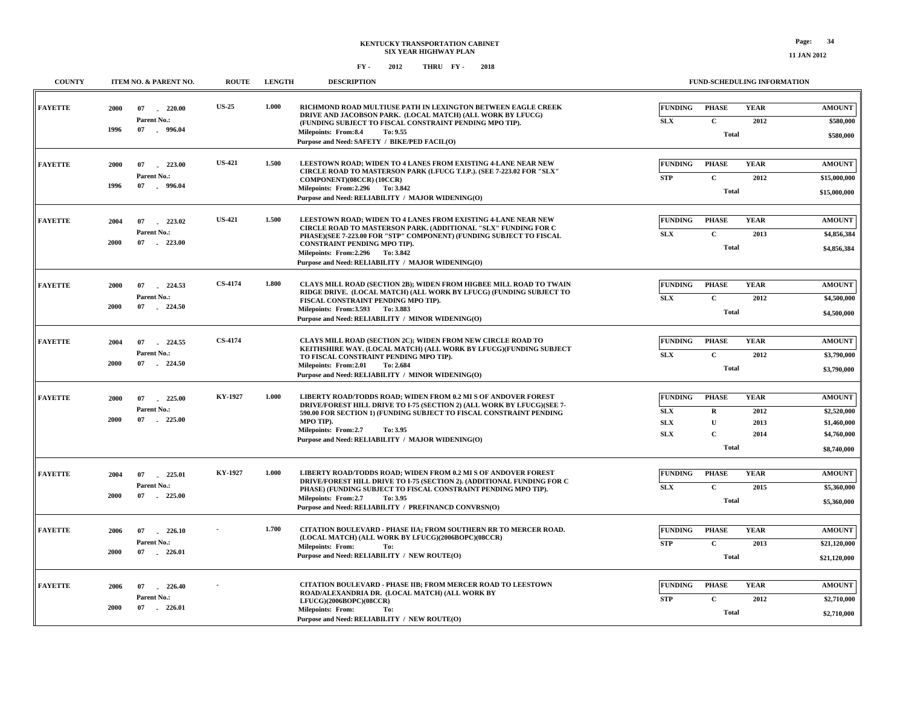**KENTUCKY TRANSPORTATION CABINET**
**SIX YEAR HIGHWAY PLAN**
**FY - 2012 THRU FY - 2018**

| COUNTY | ITEM NO. & PARENT NO. | ROUTE | LENGTH | DESCRIPTION | FUNDING | PHASE | YEAR | AMOUNT |
|---|---|---|---|---|---|---|---|---|
| FAYETTE | 2000 07 - 220.00 Parent No.: 1996 07 - 996.04 | US-25 | 1.000 | RICHMOND ROAD MULTIUSE PATH IN LEXINGTON BETWEEN EAGLE CREEK DRIVE AND JACOBSON PARK. (LOCAL MATCH) (ALL WORK BY LFUCG) (FUNDING SUBJECT TO FISCAL CONSTRAINT PENDING MPO TIP). Milepoints: From:8.4 To: 9.55 Purpose and Need: SAFETY / BIKE/PED FACIL(O) | SLX | C | 2012 | $580,000 |
| | | | | | | Total | | $580,000 |
| FAYETTE | 2000 07 - 223.00 Parent No.: 1996 07 - 996.04 | US-421 | 1.500 | LEESTOWN ROAD; WIDEN TO 4 LANES FROM EXISTING 4-LANE NEAR NEW CIRCLE ROAD TO MASTERSON PARK (LFUCG T.I.P.). (SEE 7-223.02 FOR "SLX" COMPONENT)(08CCR) (10CCR) Milepoints: From:2.296 To: 3.842 Purpose and Need: RELIABILITY / MAJOR WIDENING(O) | STP | C | 2012 | $15,000,000 |
| | | | | | | Total | | $15,000,000 |
| FAYETTE | 2004 07 - 223.02 Parent No.: 2000 07 - 223.00 | US-421 | 1.500 | LEESTOWN ROAD; WIDEN TO 4 LANES FROM EXISTING 4-LANE NEAR NEW CIRCLE ROAD TO MASTERSON PARK. (ADDITIONAL "SLX" FUNDING FOR C PHASE)(SEE 7-223.00 FOR "STP" COMPONENT) (FUNDING SUBJECT TO FISCAL CONSTRAINT PENDING MPO TIP). Milepoints: From:2.296 To: 3.842 Purpose and Need: RELIABILITY / MAJOR WIDENING(O) | SLX | C | 2013 | $4,856,384 |
| | | | | | | Total | | $4,856,384 |
| FAYETTE | 2000 07 - 224.53 Parent No.: 2000 07 - 224.50 | CS-4174 | 1.800 | CLAYS MILL ROAD (SECTION 2B); WIDEN FROM HIGBEE MILL ROAD TO TWAIN RIDGE DRIVE. (LOCAL MATCH) (ALL WORK BY LFUCG) (FUNDING SUBJECT TO FISCAL CONSTRAINT PENDING MPO TIP). Milepoints: From:3.593 To: 3.883 Purpose and Need: RELIABILITY / MINOR WIDENING(O) | SLX | C | 2012 | $4,500,000 |
| | | | | | | Total | | $4,500,000 |
| FAYETTE | 2004 07 - 224.55 Parent No.: 2000 07 - 224.50 | CS-4174 | | CLAYS MILL ROAD (SECTION 2C); WIDEN FROM NEW CIRCLE ROAD TO KEITHSHIRE WAY. (LOCAL MATCH) (ALL WORK BY LFUCG)(FUNDING SUBJECT TO FISCAL CONSTRAINT PENDING MPO TIP). Milepoints: From:2.01 To: 2.684 Purpose and Need: RELIABILITY / MINOR WIDENING(O) | SLX | C | 2012 | $3,790,000 |
| | | | | | | Total | | $3,790,000 |
| FAYETTE | 2000 07 - 225.00 Parent No.: 2000 07 - 225.00 | KY-1927 | 1.000 | LIBERTY ROAD/TODDS ROAD; WIDEN FROM 0.2 MI S OF ANDOVER FOREST DRIVE/FOREST HILL DRIVE TO I-75 (SECTION 2) (ALL WORK BY LFUCG)(SEE 7-590.00 FOR SECTION 1) (FUNDING SUBJECT TO FISCAL CONSTRAINT PENDING MPO TIP). Milepoints: From:2.7 To: 3.95 Purpose and Need: RELIABILITY / MAJOR WIDENING(O) | SLX | R | 2012 | $2,520,000 |
| | | | | | SLX | U | 2013 | $1,460,000 |
| | | | | | SLX | C | 2014 | $4,760,000 |
| | | | | | | Total | | $8,740,000 |
| FAYETTE | 2004 07 - 225.01 Parent No.: 2000 07 - 225.00 | KY-1927 | 1.000 | LIBERTY ROAD/TODDS ROAD; WIDEN FROM 0.2 MI S OF ANDOVER FOREST DRIVE/FOREST HILL DRIVE TO I-75 (SECTION 2). (ADDITIONAL FUNDING FOR C PHASE) (FUNDING SUBJECT TO FISCAL CONSTRAINT PENDING MPO TIP). Milepoints: From:2.7 To: 3.95 Purpose and Need: RELIABILITY / PREFINANCD CONVRSN(O) | SLX | C | 2015 | $5,360,000 |
| | | | | | | Total | | $5,360,000 |
| FAYETTE | 2006 07 - 226.10 Parent No.: 2000 07 - 226.01 | - | 1.700 | CITATION BOULEVARD - PHASE IIA; FROM SOUTHERN RR TO MERCER ROAD. (LOCAL MATCH) (ALL WORK BY LFUCG)(2006BOPC)(08CCR) Milepoints: From: To: Purpose and Need: RELIABILITY / NEW ROUTE(O) | STP | C | 2013 | $21,120,000 |
| | | | | | | Total | | $21,120,000 |
| FAYETTE | 2006 07 - 226.40 Parent No.: 2000 07 - 226.01 | - | | CITATION BOULEVARD - PHASE IIB; FROM MERCER ROAD TO LEESTOWN ROAD/ALEXANDRIA DR. (LOCAL MATCH) (ALL WORK BY LFUCG)(2006BOPC)(08CCR) Milepoints: From: To: Purpose and Need: RELIABILITY / NEW ROUTE(O) | STP | C | 2012 | $2,710,000 |
| | | | | | | Total | | $2,710,000 |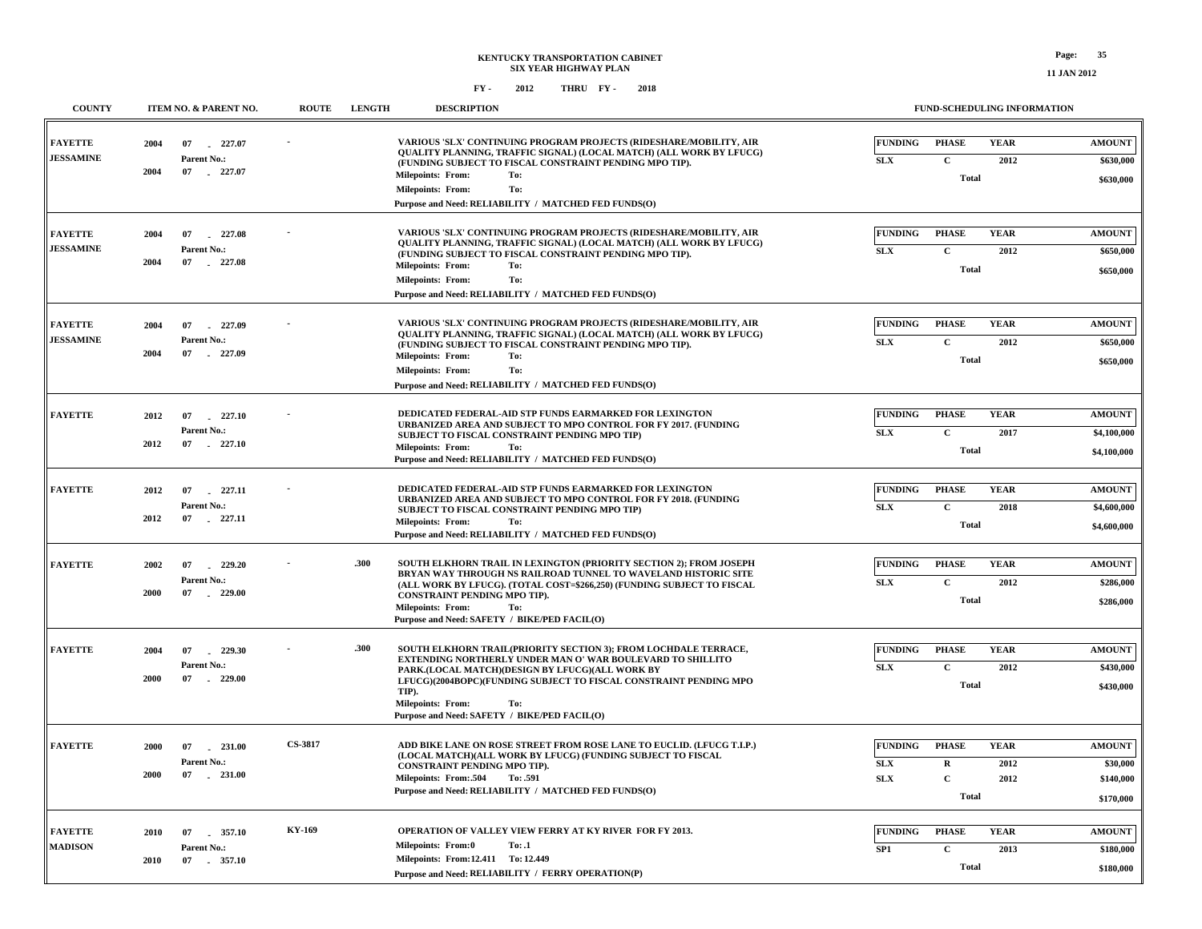**KENTUCKY TRANSPORTATION CABINET**
**SIX YEAR HIGHWAY PLAN**
**FY - 2012 THRU FY - 2018**

**11 JAN 2012**

| COUNTY | ITEM NO. & PARENT NO. | ROUTE | LENGTH | DESCRIPTION | FUNDING | PHASE | YEAR | AMOUNT |
|---|---|---|---|---|---|---|---|---|
| FAYETTE<br>JESSAMINE | 2004 07 - 227.07<br>Parent No.:<br>2004 07 - 227.07 | - | | VARIOUS 'SLX' CONTINUING PROGRAM PROJECTS (RIDESHARE/MOBILITY, AIR QUALITY PLANNING, TRAFFIC SIGNAL) (LOCAL MATCH) (ALL WORK BY LFUCG) (FUNDING SUBJECT TO FISCAL CONSTRAINT PENDING MPO TIP).<br>Milepoints: From: To:<br>Milepoints: From: To:<br>Purpose and Need: RELIABILITY / MATCHED FED FUNDS(O) | SLX | C | 2012 | $630,000 |
| | | | | | | Total | | $630,000 |
| FAYETTE<br>JESSAMINE | 2004 07 - 227.08<br>Parent No.:<br>2004 07 - 227.08 | - | | VARIOUS 'SLX' CONTINUING PROGRAM PROJECTS (RIDESHARE/MOBILITY, AIR QUALITY PLANNING, TRAFFIC SIGNAL) (LOCAL MATCH) (ALL WORK BY LFUCG) (FUNDING SUBJECT TO FISCAL CONSTRAINT PENDING MPO TIP).<br>Milepoints: From: To:<br>Milepoints: From: To:<br>Purpose and Need: RELIABILITY / MATCHED FED FUNDS(O) | SLX | C | 2012 | $650,000 |
| | | | | | | Total | | $650,000 |
| FAYETTE<br>JESSAMINE | 2004 07 - 227.09<br>Parent No.:<br>2004 07 - 227.09 | - | | VARIOUS 'SLX' CONTINUING PROGRAM PROJECTS (RIDESHARE/MOBILITY, AIR QUALITY PLANNING, TRAFFIC SIGNAL) (LOCAL MATCH) (ALL WORK BY LFUCG) (FUNDING SUBJECT TO FISCAL CONSTRAINT PENDING MPO TIP).<br>Milepoints: From: To:<br>Milepoints: From: To:<br>Purpose and Need: RELIABILITY / MATCHED FED FUNDS(O) | SLX | C | 2012 | $650,000 |
| | | | | | | Total | | $650,000 |
| FAYETTE | 2012 07 - 227.10<br>Parent No.:<br>2012 07 - 227.10 | - | | DEDICATED FEDERAL-AID STP FUNDS EARMARKED FOR LEXINGTON URBANIZED AREA AND SUBJECT TO MPO CONTROL FOR FY 2017. (FUNDING SUBJECT TO FISCAL CONSTRAINT PENDING MPO TIP)<br>Milepoints: From: To:<br>Purpose and Need: RELIABILITY / MATCHED FED FUNDS(O) | SLX | C | 2017 | $4,100,000 |
| | | | | | | Total | | $4,100,000 |
| FAYETTE | 2012 07 - 227.11<br>Parent No.:<br>2012 07 - 227.11 | - | | DEDICATED FEDERAL-AID STP FUNDS EARMARKED FOR LEXINGTON URBANIZED AREA AND SUBJECT TO MPO CONTROL FOR FY 2018. (FUNDING SUBJECT TO FISCAL CONSTRAINT PENDING MPO TIP)<br>Milepoints: From: To:<br>Purpose and Need: RELIABILITY / MATCHED FED FUNDS(O) | SLX | C | 2018 | $4,600,000 |
| | | | | | | Total | | $4,600,000 |
| FAYETTE | 2002 07 - 229.20<br>Parent No.:<br>2000 07 - 229.00 | - | .300 | SOUTH ELKHORN TRAIL IN LEXINGTON (PRIORITY SECTION 2); FROM JOSEPH BRYAN WAY THROUGH NS RAILROAD TUNNEL TO WAVELAND HISTORIC SITE (ALL WORK BY LFUCG). (TOTAL COST=$266,250) (FUNDING SUBJECT TO FISCAL CONSTRAINT PENDING MPO TIP).<br>Milepoints: From: To:<br>Purpose and Need: SAFETY / BIKE/PED FACIL(O) | SLX | C | 2012 | $286,000 |
| | | | | | | Total | | $286,000 |
| FAYETTE | 2004 07 - 229.30<br>Parent No.:<br>2000 07 - 229.00 | - | .300 | SOUTH ELKHORN TRAIL(PRIORITY SECTION 3); FROM LOCHDALE TERRACE, EXTENDING NORTHERLY UNDER MAN O' WAR BOULEVARD TO SHILLITO PARK.(LOCAL MATCH)(DESIGN BY LFUCG)(ALL WORK BY LFUCG)(2004BOPC)(FUNDING SUBJECT TO FISCAL CONSTRAINT PENDING MPO TIP).<br>Milepoints: From: To:<br>Purpose and Need: SAFETY / BIKE/PED FACIL(O) | SLX | C | 2012 | $430,000 |
| | | | | | | Total | | $430,000 |
| FAYETTE | 2000 07 - 231.00<br>Parent No.:<br>2000 07 - 231.00 | CS-3817 | | ADD BIKE LANE ON ROSE STREET FROM ROSE LANE TO EUCLID. (LFUCG T.I.P.) (LOCAL MATCH)(ALL WORK BY LFUCG) (FUNDING SUBJECT TO FISCAL CONSTRAINT PENDING MPO TIP).<br>Milepoints: From:.504 To:.591<br>Purpose and Need: RELIABILITY / MATCHED FED FUNDS(O) | SLX | R | 2012 | $30,000 |
| | | | | | SLX | C | 2012 | $140,000 |
| | | | | | | Total | | $170,000 |
| FAYETTE<br>MADISON | 2010 07 - 357.10<br>Parent No.:<br>2010 07 - 357.10 | KY-169 | | OPERATION OF VALLEY VIEW FERRY AT KY RIVER FOR FY 2013.<br>Milepoints: From:0 To:.1<br>Milepoints: From:12.411 To: 12.449<br>Purpose and Need: RELIABILITY / FERRY OPERATION(P) | SP1 | C | 2013 | $180,000 |
| | | | | | | Total | | $180,000 |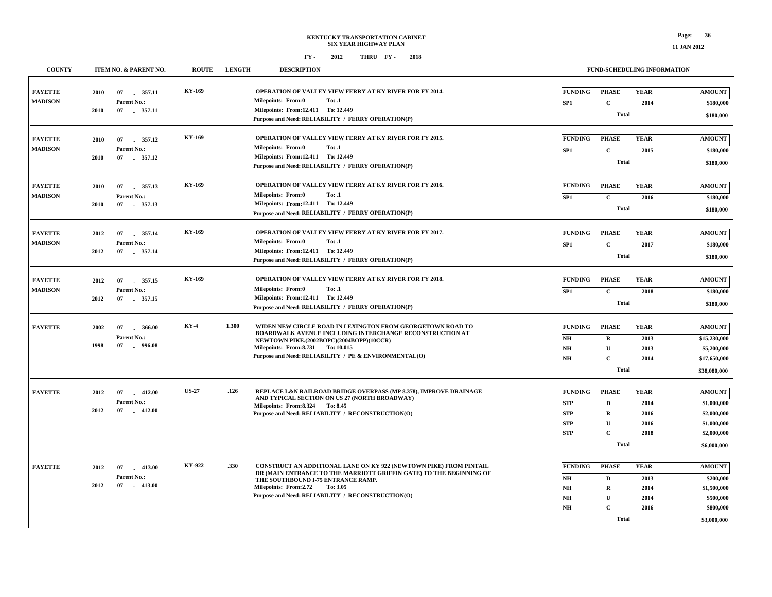# KENTUCKY TRANSPORTATION CABINET
## SIX YEAR HIGHWAY PLAN

FY - 2012 THRU FY - 2018

| COUNTY | ITEM NO. & PARENT NO. | ROUTE | LENGTH | DESCRIPTION | FUNDING | PHASE | YEAR | AMOUNT |
|---|---|---|---|---|---|---|---|---|
| FAYETTE<br>MADISON | 2010 07 - 357.11<br>Parent No.:<br>2010 07 - 357.11 | KY-169 | | OPERATION OF VALLEY VIEW FERRY AT KY RIVER FOR FY 2014.<br>Milepoints: From:0 To:.1<br>Milepoints: From:12.411 To:12.449<br>Purpose and Need: RELIABILITY / FERRY OPERATION(P) | SP1 | C | 2014 | $180,000 |
| | | | | | | Total | | $180,000 |
| FAYETTE<br>MADISON | 2010 07 - 357.12<br>Parent No.:<br>2010 07 - 357.12 | KY-169 | | OPERATION OF VALLEY VIEW FERRY AT KY RIVER FOR FY 2015.<br>Milepoints: From:0 To:.1<br>Milepoints: From:12.411 To:12.449<br>Purpose and Need: RELIABILITY / FERRY OPERATION(P) | SP1 | C | 2015 | $180,000 |
| | | | | | | Total | | $180,000 |
| FAYETTE<br>MADISON | 2010 07 - 357.13<br>Parent No.:<br>2010 07 - 357.13 | KY-169 | | OPERATION OF VALLEY VIEW FERRY AT KY RIVER FOR FY 2016.<br>Milepoints: From:0 To:.1<br>Milepoints: From:12.411 To:12.449<br>Purpose and Need: RELIABILITY / FERRY OPERATION(P) | SP1 | C | 2016 | $180,000 |
| | | | | | | Total | | $180,000 |
| FAYETTE<br>MADISON | 2012 07 - 357.14<br>Parent No.:<br>2012 07 - 357.14 | KY-169 | | OPERATION OF VALLEY VIEW FERRY AT KY RIVER FOR FY 2017.<br>Milepoints: From:0 To:.1<br>Milepoints: From:12.411 To:12.449<br>Purpose and Need: RELIABILITY / FERRY OPERATION(P) | SP1 | C | 2017 | $180,000 |
| | | | | | | Total | | $180,000 |
| FAYETTE<br>MADISON | 2012 07 - 357.15<br>Parent No.:<br>2012 07 - 357.15 | KY-169 | | OPERATION OF VALLEY VIEW FERRY AT KY RIVER FOR FY 2018.<br>Milepoints: From:0 To:.1<br>Milepoints: From:12.411 To:12.449<br>Purpose and Need: RELIABILITY / FERRY OPERATION(P) | SP1 | C | 2018 | $180,000 |
| | | | | | | Total | | $180,000 |
| FAYETTE | 2002 07 - 366.00<br>Parent No.:<br>1998 07 - 996.08 | KY-4 | 1.300 | WIDEN NEW CIRCLE ROAD IN LEXINGTON FROM GEORGETOWN ROAD TO BOARDWALK AVENUE INCLUDING INTERCHANGE RECONSTRUCTION AT NEWTOWN PIKE.(2002BOPC)(2004BOPP)(10CCR)<br>Milepoints: From:8.731 To:10.015<br>Purpose and Need: RELIABILITY / PE & ENVIRONMENTAL(O) | NH | R | 2013 | $15,230,000 |
| | | | | | NH | U | 2013 | $5,200,000 |
| | | | | | NH | C | 2014 | $17,650,000 |
| | | | | | | Total | | $38,080,000 |
| FAYETTE | 2012 07 - 412.00<br>Parent No.:<br>2012 07 - 412.00 | US-27 | .126 | REPLACE L&N RAILROAD BRIDGE OVERPASS (MP 8.378), IMPROVE DRAINAGE AND TYPICAL SECTION ON US 27 (NORTH BROADWAY)<br>Milepoints: From:8.324 To:8.45<br>Purpose and Need: RELIABILITY / RECONSTRUCTION(O) | STP | D | 2014 | $1,000,000 |
| | | | | | STP | R | 2016 | $2,000,000 |
| | | | | | STP | U | 2016 | $1,000,000 |
| | | | | | STP | C | 2018 | $2,000,000 |
| | | | | | | Total | | $6,000,000 |
| FAYETTE | 2012 07 - 413.00<br>Parent No.:<br>2012 07 - 413.00 | KY-922 | .330 | CONSTRUCT AN ADDITIONAL LANE ON KY 922 (NEWTOWN PIKE) FROM PINTAIL DR (MAIN ENTRANCE TO THE MARRIOTT GRIFFIN GATE) TO THE BEGINNING OF THE SOUTHBOUND I-75 ENTRANCE RAMP.<br>Milepoints: From:2.72 To:3.05<br>Purpose and Need: RELIABILITY / RECONSTRUCTION(O) | NH | D | 2013 | $200,000 |
| | | | | | NH | R | 2014 | $1,500,000 |
| | | | | | NH | U | 2014 | $500,000 |
| | | | | | NH | C | 2016 | $800,000 |
| | | | | | | Total | | $3,000,000 |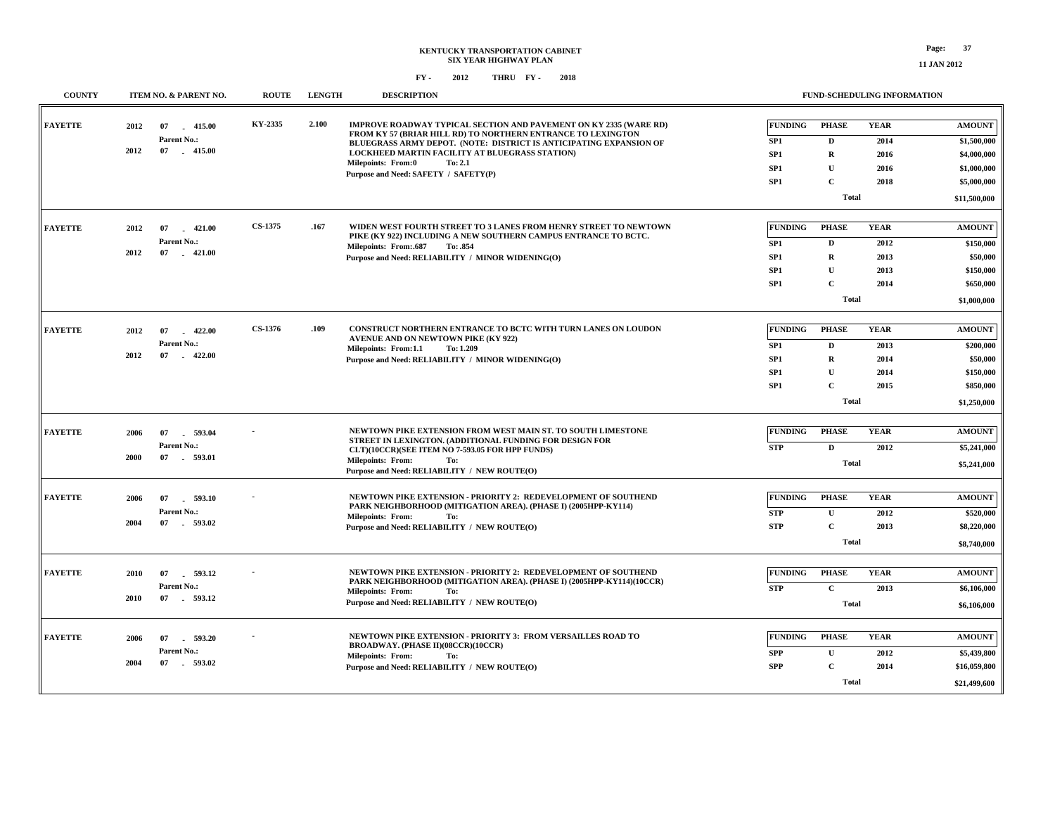**KENTUCKY TRANSPORTATION CABINET**
**SIX YEAR HIGHWAY PLAN**

**FY - 2012 THRU FY - 2018**

| COUNTY | ITEM NO. & PARENT NO. | ROUTE | LENGTH | DESCRIPTION | FUND-SCHEDULING INFORMATION |
|---|---|---|---|---|---|
| FAYETTE | 2012 07 - 415.00<br>Parent No.:<br>2012 07 - 415.00 | KY-2335 | 2.100 | IMPROVE ROADWAY TYPICAL SECTION AND PAVEMENT ON KY 2335 (WARE RD) FROM KY 57 (BRIAR HILL RD) TO NORTHERN ENTRANCE TO LEXINGTON BLUEGRASS ARMY DEPOT. (NOTE: DISTRICT IS ANTICIPATING EXPANSION OF LOCKHEED MARTIN FACILITY AT BLUEGRASS STATION)<br>Milepoints: From:0 To: 2.1<br>Purpose and Need: SAFETY / SAFETY(P) | FUNDING / PHASE / YEAR / AMOUNT<br>SP1 D 2014 $1,500,000<br>SP1 R 2016 $4,000,000<br>SP1 U 2016 $1,000,000<br>SP1 C 2018 $5,000,000<br>Total $11,500,000 |
| FAYETTE | 2012 07 - 421.00<br>Parent No.:<br>2012 07 - 421.00 | CS-1375 | .167 | WIDEN WEST FOURTH STREET TO 3 LANES FROM HENRY STREET TO NEWTOWN PIKE (KY 922) INCLUDING A NEW SOUTHERN CAMPUS ENTRANCE TO BCTC.<br>Milepoints: From:.687 To: .854<br>Purpose and Need: RELIABILITY / MINOR WIDENING(O) | FUNDING / PHASE / YEAR / AMOUNT<br>SP1 D 2012 $150,000<br>SP1 R 2013 $50,000<br>SP1 U 2013 $150,000<br>SP1 C 2014 $650,000<br>Total $1,000,000 |
| FAYETTE | 2012 07 - 422.00<br>Parent No.:<br>2012 07 - 422.00 | CS-1376 | .109 | CONSTRUCT NORTHERN ENTRANCE TO BCTC WITH TURN LANES ON LOUDON AVENUE AND ON NEWTOWN PIKE (KY 922)<br>Milepoints: From:1.1 To: 1.209<br>Purpose and Need: RELIABILITY / MINOR WIDENING(O) | FUNDING / PHASE / YEAR / AMOUNT<br>SP1 D 2013 $200,000<br>SP1 R 2014 $50,000<br>SP1 U 2014 $150,000<br>SP1 C 2015 $850,000<br>Total $1,250,000 |
| FAYETTE | 2006 07 - 593.04<br>Parent No.:<br>2000 07 - 593.01 | - | | NEWTOWN PIKE EXTENSION FROM WEST MAIN ST. TO SOUTH LIMESTONE STREET IN LEXINGTON. (ADDITIONAL FUNDING FOR DESIGN FOR CLT)(10CCR)(SEE ITEM NO 7-593.05 FOR HPP FUNDS)<br>Milepoints: From: To:<br>Purpose and Need: RELIABILITY / NEW ROUTE(O) | FUNDING / PHASE / YEAR / AMOUNT<br>STP D 2012 $5,241,000<br>Total $5,241,000 |
| FAYETTE | 2006 07 - 593.10<br>Parent No.:<br>2004 07 - 593.02 | - | | NEWTOWN PIKE EXTENSION - PRIORITY 2: REDEVELOPMENT OF SOUTHEND PARK NEIGHBORHOOD (MITIGATION AREA). (PHASE I) (2005HPP-KY114)<br>Milepoints: From: To:<br>Purpose and Need: RELIABILITY / NEW ROUTE(O) | FUNDING / PHASE / YEAR / AMOUNT<br>STP U 2012 $520,000<br>STP C 2013 $8,220,000<br>Total $8,740,000 |
| FAYETTE | 2010 07 - 593.12<br>Parent No.:<br>2010 07 - 593.12 | - | | NEWTOWN PIKE EXTENSION - PRIORITY 2: REDEVELOPMENT OF SOUTHEND PARK NEIGHBORHOOD (MITIGATION AREA). (PHASE I) (2005HPP-KY114)(10CCR)<br>Milepoints: From: To:<br>Purpose and Need: RELIABILITY / NEW ROUTE(O) | FUNDING / PHASE / YEAR / AMOUNT<br>STP C 2013 $6,106,000<br>Total $6,106,000 |
| FAYETTE | 2006 07 - 593.20<br>Parent No.:<br>2004 07 - 593.02 | - | | NEWTOWN PIKE EXTENSION - PRIORITY 3: FROM VERSAILLES ROAD TO BROADWAY. (PHASE II)(08CCR)(10CCR)<br>Milepoints: From: To:<br>Purpose and Need: RELIABILITY / NEW ROUTE(O) | FUNDING / PHASE / YEAR / AMOUNT<br>SPP U 2012 $5,439,800<br>SPP C 2014 $16,059,800<br>Total $21,499,600 |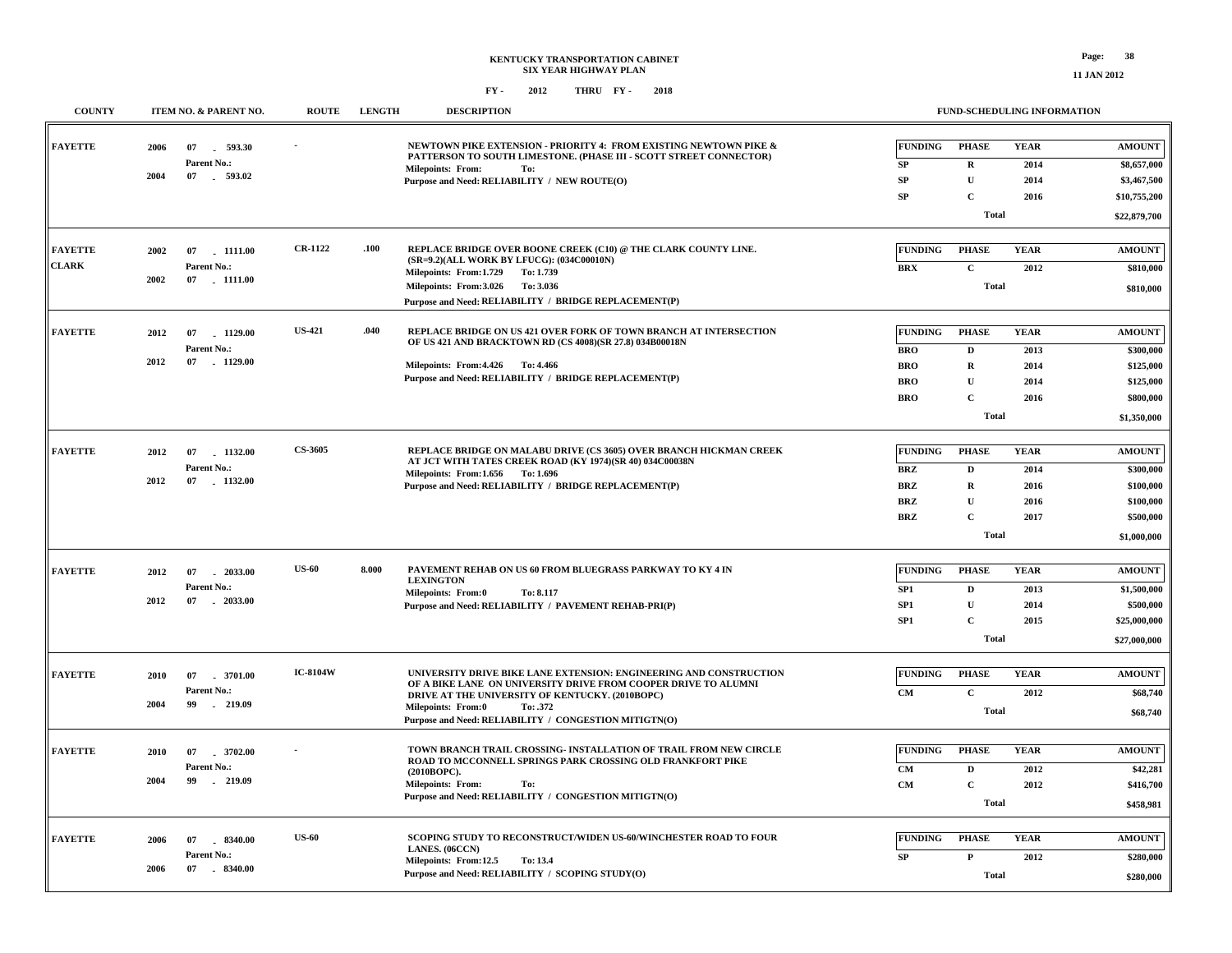# KENTUCKY TRANSPORTATION CABINET
## SIX YEAR HIGHWAY PLAN
### FY - 2012 THRU FY - 2018

| COUNTY | ITEM NO. & PARENT NO. | ROUTE | LENGTH | DESCRIPTION | FUNDING | PHASE | YEAR | AMOUNT |
|---|---|---|---|---|---|---|---|---|
| FAYETTE | 2006 07 - 593.30<br>Parent No.:<br>2004 07 - 593.02 | - | | NEWTOWN PIKE EXTENSION - PRIORITY 4: FROM EXISTING NEWTOWN PIKE & PATTERSON TO SOUTH LIMESTONE. (PHASE III - SCOTT STREET CONNECTOR)<br>Milepoints: From: To:<br>Purpose and Need: RELIABILITY / NEW ROUTE(O) | SP | R | 2014 | $8,657,000 |
| | | | | | SP | U | 2014 | $3,467,500 |
| | | | | | SP | C | 2016 | $10,755,200 |
| | | | | | | Total | | $22,879,700 |
| FAYETTE<br>CLARK | 2002 07 - 1111.00<br>Parent No.:<br>2002 07 - 1111.00 | CR-1122 | .100 | REPLACE BRIDGE OVER BOONE CREEK (C10) @ THE CLARK COUNTY LINE. (SR=9.2)(ALL WORK BY LFUCG): (034C00010N)<br>Milepoints: From:1.729 To: 1.739<br>Milepoints: From:3.026 To: 3.036<br>Purpose and Need: RELIABILITY / BRIDGE REPLACEMENT(P) | BRX | C | 2012 | $810,000 |
| | | | | | | Total | | $810,000 |
| FAYETTE | 2012 07 - 1129.00<br>Parent No.:<br>2012 07 - 1129.00 | US-421 | .040 | REPLACE BRIDGE ON US 421 OVER FORK OF TOWN BRANCH AT INTERSECTION OF US 421 AND BRACKTOWN RD (CS 4008)(SR 27.8) 034B00018N<br>Milepoints: From:4.426 To: 4.466<br>Purpose and Need: RELIABILITY / BRIDGE REPLACEMENT(P) | BRO | D | 2013 | $300,000 |
| | | | | | BRO | R | 2014 | $125,000 |
| | | | | | BRO | U | 2014 | $125,000 |
| | | | | | BRO | C | 2016 | $800,000 |
| | | | | | | Total | | $1,350,000 |
| FAYETTE | 2012 07 - 1132.00<br>Parent No.:<br>2012 07 - 1132.00 | CS-3605 | | REPLACE BRIDGE ON MALABU DRIVE (CS 3605) OVER BRANCH HICKMAN CREEK AT JCT WITH TATES CREEK ROAD (KY 1974)(SR 40) 034C00038N<br>Milepoints: From:1.656 To: 1.696<br>Purpose and Need: RELIABILITY / BRIDGE REPLACEMENT(P) | BRZ | D | 2014 | $300,000 |
| | | | | | BRZ | R | 2016 | $100,000 |
| | | | | | BRZ | U | 2016 | $100,000 |
| | | | | | BRZ | C | 2017 | $500,000 |
| | | | | | | Total | | $1,000,000 |
| FAYETTE | 2012 07 - 2033.00<br>Parent No.:<br>2012 07 - 2033.00 | US-60 | 8.000 | PAVEMENT REHAB ON US 60 FROM BLUEGRASS PARKWAY TO KY 4 IN LEXINGTON<br>Milepoints: From:0 To: 8.117<br>Purpose and Need: RELIABILITY / PAVEMENT REHAB-PRI(P) | SP1 | D | 2013 | $1,500,000 |
| | | | | | SP1 | U | 2014 | $500,000 |
| | | | | | SP1 | C | 2015 | $25,000,000 |
| | | | | | | Total | | $27,000,000 |
| FAYETTE | 2010 07 - 3701.00<br>Parent No.:<br>2004 99 - 219.09 | IC-8104W | | UNIVERSITY DRIVE BIKE LANE EXTENSION: ENGINEERING AND CONSTRUCTION OF A BIKE LANE ON UNIVERSITY DRIVE FROM COOPER DRIVE TO ALUMNI DRIVE AT THE UNIVERSITY OF KENTUCKY. (2010BOPC)<br>Milepoints: From:0 To: .372<br>Purpose and Need: RELIABILITY / CONGESTION MITIGTN(O) | CM | C | 2012 | $68,740 |
| | | | | | | Total | | $68,740 |
| FAYETTE | 2010 07 - 3702.00<br>Parent No.:<br>2004 99 - 219.09 | - | | TOWN BRANCH TRAIL CROSSING- INSTALLATION OF TRAIL FROM NEW CIRCLE ROAD TO MCCONNELL SPRINGS PARK CROSSING OLD FRANKFORT PIKE (2010BOPC).<br>Milepoints: From: To:<br>Purpose and Need: RELIABILITY / CONGESTION MITIGTN(O) | CM | D | 2012 | $42,281 |
| | | | | | CM | C | 2012 | $416,700 |
| | | | | | | Total | | $458,981 |
| FAYETTE | 2006 07 - 8340.00<br>Parent No.:<br>2006 07 - 8340.00 | US-60 | | SCOPING STUDY TO RECONSTRUCT/WIDEN US-60/WINCHESTER ROAD TO FOUR LANES. (06CCN)<br>Milepoints: From:12.5 To: 13.4<br>Purpose and Need: RELIABILITY / SCOPING STUDY(O) | SP | P | 2012 | $280,000 |
| | | | | | | Total | | $280,000 |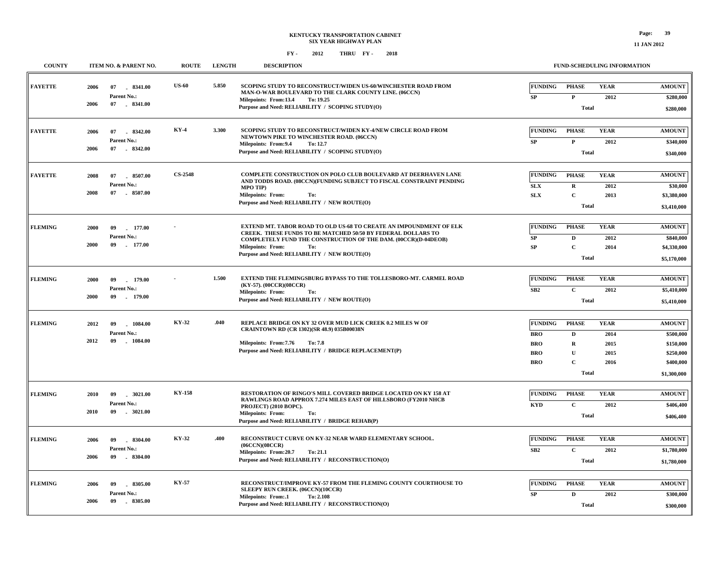KENTUCKY TRANSPORTATION CABINET
SIX YEAR HIGHWAY PLAN

FY - 2012 THRU FY - 2018

| COUNTY | ITEM NO. & PARENT NO. | ROUTE | LENGTH | DESCRIPTION | FUNDING | PHASE | YEAR | AMOUNT |
|---|---|---|---|---|---|---|---|---|
| FAYETTE | 2006 07 - 8341.00<br>Parent No.:<br>2006 07 - 8341.00 | US-60 | 5.850 | SCOPING STUDY TO RECONSTRUCT/WIDEN US-60/WINCHESTER ROAD FROM MAN-O-WAR BOULEVARD TO THE CLARK COUNTY LINE. (06CCN)<br>Milepoints: From:13.4 To: 19.25<br>Purpose and Need: RELIABILITY / SCOPING STUDY(O) | SP | P | 2012 | $280,000 |
| | | | | | | Total | | $280,000 |
| FAYETTE | 2006 07 - 8342.00<br>Parent No.:<br>2006 07 - 8342.00 | KY-4 | 3.300 | SCOPING STUDY TO RECONSTRUCT/WIDEN KY-4/NEW CIRCLE ROAD FROM NEWTOWN PIKE TO WINCHESTER ROAD. (06CCN)<br>Milepoints: From:9.4 To: 12.7<br>Purpose and Need: RELIABILITY / SCOPING STUDY(O) | SP | P | 2012 | $340,000 |
| | | | | | | Total | | $340,000 |
| FAYETTE | 2008 07 - 8507.00<br>Parent No.:<br>2008 07 - 8507.00 | CS-2548 | | COMPLETE CONSTRUCTION ON POLO CLUB BOULEVARD AT DEERHAVEN LANE AND TODDS ROAD. (08CCN)(FUNDING SUBJECT TO FISCAL CONSTRAINT PENDING MPO TIP)<br>Milepoints: From: To:<br>Purpose and Need: RELIABILITY / NEW ROUTE(O) | SLX | R | 2012 | $30,000 |
| | | | | | SLX | C | 2013 | $3,380,000 |
| | | | | | | Total | | $3,410,000 |
| FLEMING | 2000 09 - 177.00<br>Parent No.:<br>2000 09 - 177.00 | - | | EXTEND MT. TABOR ROAD TO OLD US-68 TO CREATE AN IMPOUNDMENT OF ELK CREEK. THESE FUNDS TO BE MATCHED 50/50 BY FEDERAL DOLLARS TO COMPLETELY FUND THE CONSTRUCTION OF THE DAM. (00CCR)(D-04DEOB)<br>Milepoints: From: To:<br>Purpose and Need: RELIABILITY / NEW ROUTE(O) | SP | D | 2012 | $840,000 |
| | | | | | SP | C | 2014 | $4,330,000 |
| | | | | | | Total | | $5,170,000 |
| FLEMING | 2000 09 - 179.00<br>Parent No.:<br>2000 09 - 179.00 | - | 1.500 | EXTEND THE FLEMINGSBURG BYPASS TO THE TOLLESBORO-MT. CARMEL ROAD (KY-57). (00CCR)(08CCR)<br>Milepoints: From: To:<br>Purpose and Need: RELIABILITY / NEW ROUTE(O) | SB2 | C | 2012 | $5,410,000 |
| | | | | | | Total | | $5,410,000 |
| FLEMING | 2012 09 - 1084.00<br>Parent No.:<br>2012 09 - 1084.00 | KY-32 | .040 | REPLACE BRIDGE ON KY 32 OVER MUD LICK CREEK 0.2 MILES W OF CRAINTOWN RD (CR 1302)(SR 48.9) 035B00038N<br>Milepoints: From:7.76 To: 7.8<br>Purpose and Need: RELIABILITY / BRIDGE REPLACEMENT(P) | BRO | D | 2014 | $500,000 |
| | | | | | BRO | R | 2015 | $150,000 |
| | | | | | BRO | U | 2015 | $250,000 |
| | | | | | BRO | C | 2016 | $400,000 |
| | | | | | | Total | | $1,300,000 |
| FLEMING | 2010 09 - 3021.00<br>Parent No.:<br>2010 09 - 3021.00 | KY-158 | | RESTORATION OF RINGO'S MILL COVERED BRIDGE LOCATED ON KY 158 AT RAWLINGS ROAD APPROX 7.274 MILES EAST OF HILLSBORO (FY2010 NHCB PROJECT) (2010 BOPC).<br>Milepoints: From: To:<br>Purpose and Need: RELIABILITY / BRIDGE REHAB(P) | KYD | C | 2012 | $406,400 |
| | | | | | | Total | | $406,400 |
| FLEMING | 2006 09 - 8304.00<br>Parent No.:<br>2006 09 - 8304.00 | KY-32 | .400 | RECONSTRUCT CURVE ON KY-32 NEAR WARD ELEMENTARY SCHOOL. (06CCN)(08CCR)<br>Milepoints: From:20.7 To: 21.1<br>Purpose and Need: RELIABILITY / RECONSTRUCTION(O) | SB2 | C | 2012 | $1,780,000 |
| | | | | | | Total | | $1,780,000 |
| FLEMING | 2006 09 - 8305.00<br>Parent No.:<br>2006 09 - 8305.00 | KY-57 | | RECONSTRUCT/IMPROVE KY-57 FROM THE FLEMING COUNTY COURTHOUSE TO SLEEPY RUN CREEK. (06CCN)(10CCR)<br>Milepoints: From:.1 To: 2.108<br>Purpose and Need: RELIABILITY / RECONSTRUCTION(O) | SP | D | 2012 | $300,000 |
| | | | | | | Total | | $300,000 |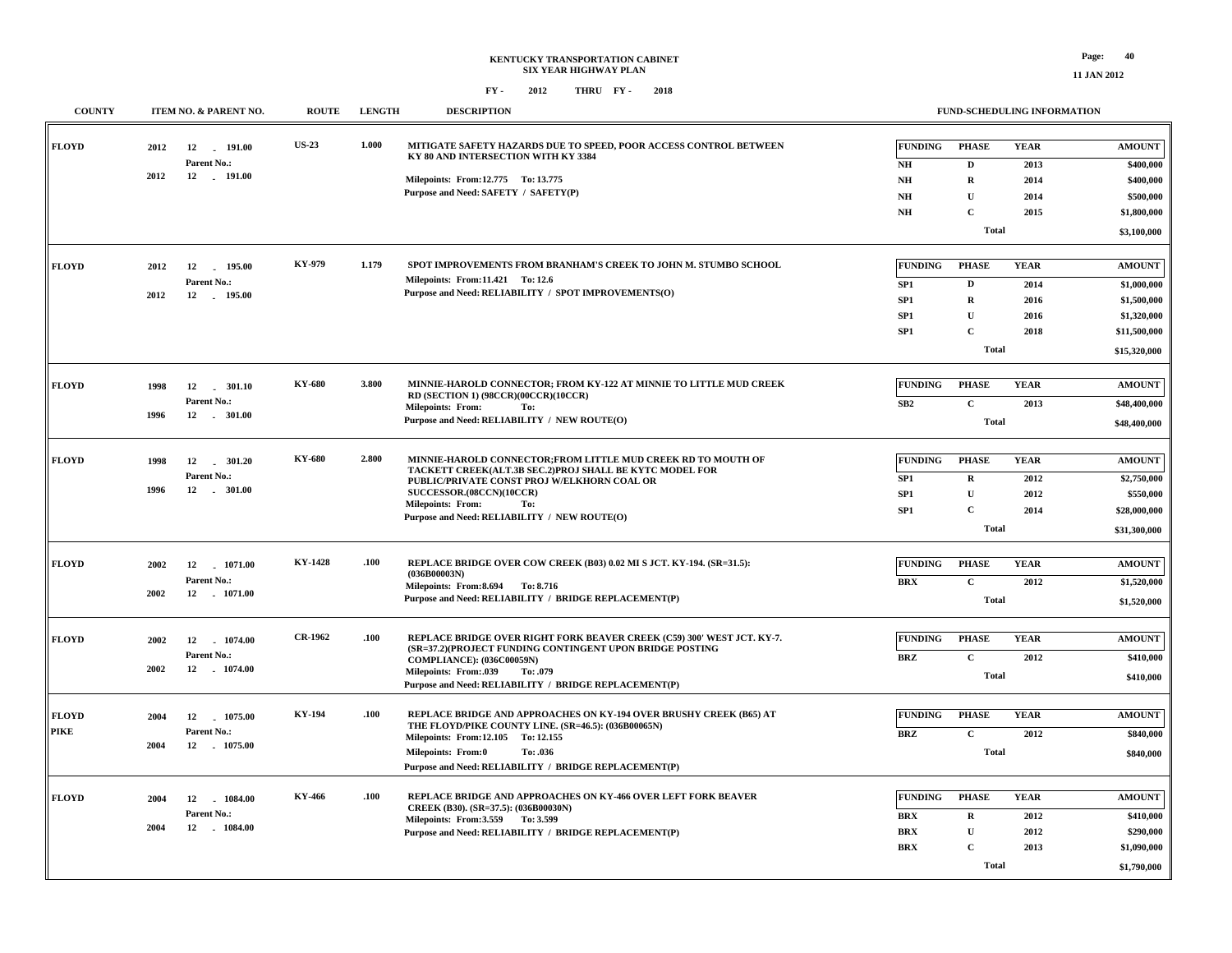**KENTUCKY TRANSPORTATION CABINET**
**SIX YEAR HIGHWAY PLAN**
**FY - 2012 THRU FY - 2018**

| COUNTY | ITEM NO. & PARENT NO. | ROUTE | LENGTH | DESCRIPTION | FUNDING | PHASE | YEAR | AMOUNT |
|---|---|---|---|---|---|---|---|---|
| FLOYD | 2012 12 - 191.00<br>Parent No.:<br>2012 12 - 191.00 | US-23 | 1.000 | MITIGATE SAFETY HAZARDS DUE TO SPEED, POOR ACCESS CONTROL BETWEEN KY 80 AND INTERSECTION WITH KY 3384<br>Milepoints: From:12.775 To: 13.775<br>Purpose and Need: SAFETY / SAFETY(P) | NH | D | 2013 | $400,000 |
| | | | | | NH | R | 2014 | $400,000 |
| | | | | | NH | U | 2014 | $500,000 |
| | | | | | NH | C | 2015 | $1,800,000 |
| | | | | | | Total | | $3,100,000 |
| FLOYD | 2012 12 - 195.00<br>Parent No.:<br>2012 12 - 195.00 | KY-979 | 1.179 | SPOT IMPROVEMENTS FROM BRANHAM'S CREEK TO JOHN M. STUMBO SCHOOL<br>Milepoints: From:11.421 To: 12.6<br>Purpose and Need: RELIABILITY / SPOT IMPROVEMENTS(O) | SP1 | D | 2014 | $1,000,000 |
| | | | | | SP1 | R | 2016 | $1,500,000 |
| | | | | | SP1 | U | 2016 | $1,320,000 |
| | | | | | SP1 | C | 2018 | $11,500,000 |
| | | | | | | Total | | $15,320,000 |
| FLOYD | 1998 12 - 301.10<br>Parent No.:<br>1996 12 - 301.00 | KY-680 | 3.800 | MINNIE-HAROLD CONNECTOR; FROM KY-122 AT MINNIE TO LITTLE MUD CREEK RD (SECTION 1) (98CCR)(00CCR)(10CCR)<br>Milepoints: From: To:<br>Purpose and Need: RELIABILITY / NEW ROUTE(O) | SB2 | C | 2013 | $48,400,000 |
| | | | | | | Total | | $48,400,000 |
| FLOYD | 1998 12 - 301.20<br>Parent No.:<br>1996 12 - 301.00 | KY-680 | 2.800 | MINNIE-HAROLD CONNECTOR;FROM LITTLE MUD CREEK RD TO MOUTH OF TACKETT CREEK(ALT.3B SEC.2)PROJ SHALL BE KYTC MODEL FOR PUBLIC/PRIVATE CONST PROJ W/ELKHORN COAL OR SUCCESSOR.(08CCN)(10CCR)<br>Milepoints: From: To:<br>Purpose and Need: RELIABILITY / NEW ROUTE(O) | SP1 | R | 2012 | $2,750,000 |
| | | | | | SP1 | U | 2012 | $550,000 |
| | | | | | SP1 | C | 2014 | $28,000,000 |
| | | | | | | Total | | $31,300,000 |
| FLOYD | 2002 12 - 1071.00<br>Parent No.:<br>2002 12 - 1071.00 | KY-1428 | .100 | REPLACE BRIDGE OVER COW CREEK (B03) 0.02 MI S JCT. KY-194. (SR=31.5): (036B00003N)<br>Milepoints: From:8.694 To: 8.716<br>Purpose and Need: RELIABILITY / BRIDGE REPLACEMENT(P) | BRX | C | 2012 | $1,520,000 |
| | | | | | | Total | | $1,520,000 |
| FLOYD | 2002 12 - 1074.00<br>Parent No.:<br>2002 12 - 1074.00 | CR-1962 | .100 | REPLACE BRIDGE OVER RIGHT FORK BEAVER CREEK (C59) 300' WEST JCT. KY-7. (SR=37.2)(PROJECT FUNDING CONTINGENT UPON BRIDGE POSTING COMPLIANCE): (036C00059N)<br>Milepoints: From:.039 To: .079<br>Purpose and Need: RELIABILITY / BRIDGE REPLACEMENT(P) | BRZ | C | 2012 | $410,000 |
| | | | | | | Total | | $410,000 |
| FLOYD<br>PIKE | 2004 12 - 1075.00<br>Parent No.:<br>2004 12 - 1075.00 | KY-194 | .100 | REPLACE BRIDGE AND APPROACHES ON KY-194 OVER BRUSHY CREEK (B65) AT THE FLOYD/PIKE COUNTY LINE. (SR=46.5): (036B00065N)<br>Milepoints: From:12.105 To: 12.155<br>Milepoints: From:0 To: .036<br>Purpose and Need: RELIABILITY / BRIDGE REPLACEMENT(P) | BRZ | C | 2012 | $840,000 |
| | | | | | | Total | | $840,000 |
| FLOYD | 2004 12 - 1084.00<br>Parent No.:<br>2004 12 - 1084.00 | KY-466 | .100 | REPLACE BRIDGE AND APPROACHES ON KY-466 OVER LEFT FORK BEAVER CREEK (B30). (SR=37.5): (036B00030N)<br>Milepoints: From:3.559 To: 3.599<br>Purpose and Need: RELIABILITY / BRIDGE REPLACEMENT(P) | BRX | R | 2012 | $410,000 |
| | | | | | BRX | U | 2012 | $290,000 |
| | | | | | BRX | C | 2013 | $1,090,000 |
| | | | | | | Total | | $1,790,000 |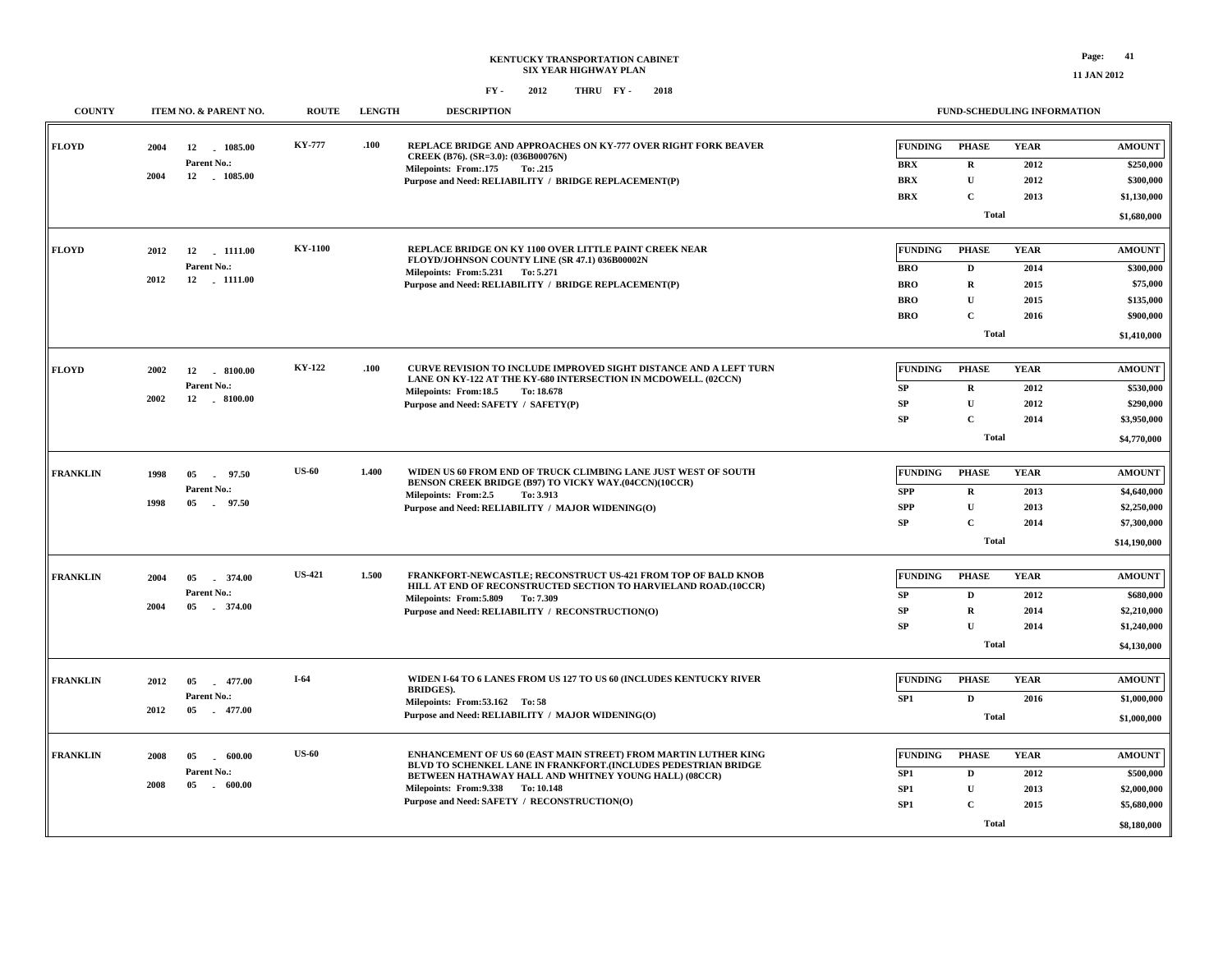**KENTUCKY TRANSPORTATION CABINET**
**SIX YEAR HIGHWAY PLAN**
**FY - 2012 THRU FY - 2018**

| COUNTY | ITEM NO. & PARENT NO. | ROUTE | LENGTH | DESCRIPTION | FUNDING | PHASE | YEAR | AMOUNT |
|---|---|---|---|---|---|---|---|---|
| FLOYD | 2004 12 - 1085.00<br>Parent No.:<br>2004 12 - 1085.00 | KY-777 | .100 | REPLACE BRIDGE AND APPROACHES ON KY-777 OVER RIGHT FORK BEAVER CREEK (B76). (SR=3.0): (036B00076N)<br>Milepoints: From:.175 To: .215<br>Purpose and Need: RELIABILITY / BRIDGE REPLACEMENT(P) | BRX | R | 2012 | $250,000 |
| | | | | | BRX | U | 2012 | $300,000 |
| | | | | | BRX | C | 2013 | $1,130,000 |
| | | | | | | Total | | $1,680,000 |
| FLOYD | 2012 12 - 1111.00<br>Parent No.:<br>2012 12 - 1111.00 | KY-1100 | | REPLACE BRIDGE ON KY 1100 OVER LITTLE PAINT CREEK NEAR FLOYD/JOHNSON COUNTY LINE (SR 47.1) 036B00002N<br>Milepoints: From:5.231 To: 5.271<br>Purpose and Need: RELIABILITY / BRIDGE REPLACEMENT(P) | BRO | D | 2014 | $300,000 |
| | | | | | BRO | R | 2015 | $75,000 |
| | | | | | BRO | U | 2015 | $135,000 |
| | | | | | BRO | C | 2016 | $900,000 |
| | | | | | | Total | | $1,410,000 |
| FLOYD | 2002 12 - 8100.00<br>Parent No.:<br>2002 12 - 8100.00 | KY-122 | .100 | CURVE REVISION TO INCLUDE IMPROVED SIGHT DISTANCE AND A LEFT TURN LANE ON KY-122 AT THE KY-680 INTERSECTION IN MCDOWELL. (02CCN)<br>Milepoints: From:18.5 To: 18.678<br>Purpose and Need: SAFETY / SAFETY(P) | SP | R | 2012 | $530,000 |
| | | | | | SP | U | 2012 | $290,000 |
| | | | | | SP | C | 2014 | $3,950,000 |
| | | | | | | Total | | $4,770,000 |
| FRANKLIN | 1998 05 - 97.50<br>Parent No.:<br>1998 05 - 97.50 | US-60 | 1.400 | WIDEN US 60 FROM END OF TRUCK CLIMBING LANE JUST WEST OF SOUTH BENSON CREEK BRIDGE (B97) TO VICKY WAY.(04CCN)(10CCR)<br>Milepoints: From:2.5 To: 3.913<br>Purpose and Need: RELIABILITY / MAJOR WIDENING(O) | SPP | R | 2013 | $4,640,000 |
| | | | | | SPP | U | 2013 | $2,250,000 |
| | | | | | SP | C | 2014 | $7,300,000 |
| | | | | | | Total | | $14,190,000 |
| FRANKLIN | 2004 05 - 374.00<br>Parent No.:<br>2004 05 - 374.00 | US-421 | 1.500 | FRANKFORT-NEWCASTLE; RECONSTRUCT US-421 FROM TOP OF BALD KNOB HILL AT END OF RECONSTRUCTED SECTION TO HARVIELAND ROAD.(10CCR)<br>Milepoints: From:5.809 To: 7.309<br>Purpose and Need: RELIABILITY / RECONSTRUCTION(O) | SP | D | 2012 | $680,000 |
| | | | | | SP | R | 2014 | $2,210,000 |
| | | | | | SP | U | 2014 | $1,240,000 |
| | | | | | | Total | | $4,130,000 |
| FRANKLIN | 2012 05 - 477.00<br>Parent No.:<br>2012 05 - 477.00 | I-64 | | WIDEN I-64 TO 6 LANES FROM US 127 TO US 60 (INCLUDES KENTUCKY RIVER BRIDGES).<br>Milepoints: From:53.162 To: 58<br>Purpose and Need: RELIABILITY / MAJOR WIDENING(O) | SP1 | D | 2016 | $1,000,000 |
| | | | | | | Total | | $1,000,000 |
| FRANKLIN | 2008 05 - 600.00<br>Parent No.:<br>2008 05 - 600.00 | US-60 | | ENHANCEMENT OF US 60 (EAST MAIN STREET) FROM MARTIN LUTHER KING BLVD TO SCHENKEL LANE IN FRANKFORT.(INCLUDES PEDESTRIAN BRIDGE BETWEEN HATHAWAY HALL AND WHITNEY YOUNG HALL) (08CCR)<br>Milepoints: From:9.338 To: 10.148<br>Purpose and Need: SAFETY / RECONSTRUCTION(O) | SP1 | D | 2012 | $500,000 |
| | | | | | SP1 | U | 2013 | $2,000,000 |
| | | | | | SP1 | C | 2015 | $5,680,000 |
| | | | | | | Total | | $8,180,000 |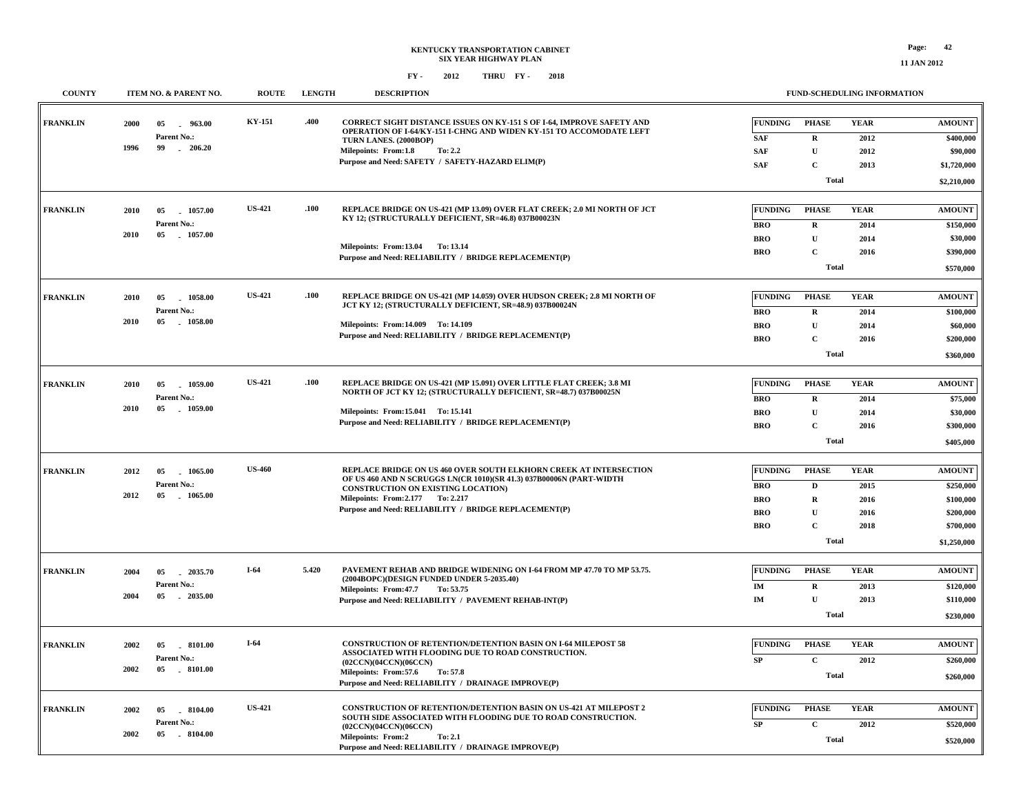# KENTUCKY TRANSPORTATION CABINET
## SIX YEAR HIGHWAY PLAN
### FY - 2012 THRU FY - 2018

11 JAN 2012

| COUNTY | ITEM NO. & PARENT NO. | ROUTE | LENGTH | DESCRIPTION | FUNDING | PHASE | YEAR | AMOUNT |
|---|---|---|---|---|---|---|---|---|
| FRANKLIN | 2000 05 - 963.00<br>Parent No.:<br>1996 99 - 206.20 | KY-151 | .400 | CORRECT SIGHT DISTANCE ISSUES ON KY-151 S OF I-64, IMPROVE SAFETY AND OPERATION OF I-64/KY-151 I-CHNG AND WIDEN KY-151 TO ACCOMODATE LEFT TURN LANES. (2000BOP)<br>Milepoints: From:1.8 To: 2.2<br>Purpose and Need: SAFETY / SAFETY-HAZARD ELIM(P) | SAF | R | 2012 | $400,000 |
| | | | | | SAF | U | 2012 | $90,000 |
| | | | | | SAF | C | 2013 | $1,720,000 |
| | | | | | | Total | | $2,210,000 |
| FRANKLIN | 2010 05 - 1057.00<br>Parent No.:<br>2010 05 - 1057.00 | US-421 | .100 | REPLACE BRIDGE ON US-421 (MP 13.09) OVER FLAT CREEK; 2.0 MI NORTH OF JCT KY 12; (STRUCTURALLY DEFICIENT, SR=46.8) 037B00023N<br>Milepoints: From:13.04 To: 13.14<br>Purpose and Need: RELIABILITY / BRIDGE REPLACEMENT(P) | BRO | R | 2014 | $150,000 |
| | | | | | BRO | U | 2014 | $30,000 |
| | | | | | BRO | C | 2016 | $390,000 |
| | | | | | | Total | | $570,000 |
| FRANKLIN | 2010 05 - 1058.00<br>Parent No.:<br>2010 05 - 1058.00 | US-421 | .100 | REPLACE BRIDGE ON US-421 (MP 14.059) OVER HUDSON CREEK; 2.8 MI NORTH OF JCT KY 12; (STRUCTURALLY DEFICIENT, SR=48.9) 037B00024N<br>Milepoints: From:14.009 To: 14.109<br>Purpose and Need: RELIABILITY / BRIDGE REPLACEMENT(P) | BRO | R | 2014 | $100,000 |
| | | | | | BRO | U | 2014 | $60,000 |
| | | | | | BRO | C | 2016 | $200,000 |
| | | | | | | Total | | $360,000 |
| FRANKLIN | 2010 05 - 1059.00<br>Parent No.:<br>2010 05 - 1059.00 | US-421 | .100 | REPLACE BRIDGE ON US-421 (MP 15.091) OVER LITTLE FLAT CREEK; 3.8 MI NORTH OF JCT KY 12; (STRUCTURALLY DEFICIENT, SR=48.7) 037B00025N<br>Milepoints: From:15.041 To: 15.141<br>Purpose and Need: RELIABILITY / BRIDGE REPLACEMENT(P) | BRO | R | 2014 | $75,000 |
| | | | | | BRO | U | 2014 | $30,000 |
| | | | | | BRO | C | 2016 | $300,000 |
| | | | | | | Total | | $405,000 |
| FRANKLIN | 2012 05 - 1065.00<br>Parent No.:<br>2012 05 - 1065.00 | US-460 | | REPLACE BRIDGE ON US 460 OVER SOUTH ELKHORN CREEK AT INTERSECTION OF US 460 AND N SCRUGGS LN(CR 1010)(SR 41.3) 037B00006N (PART-WIDTH CONSTRUCTION ON EXISTING LOCATION)<br>Milepoints: From:2.177 To: 2.217<br>Purpose and Need: RELIABILITY / BRIDGE REPLACEMENT(P) | BRO | D | 2015 | $250,000 |
| | | | | | BRO | R | 2016 | $100,000 |
| | | | | | BRO | U | 2016 | $200,000 |
| | | | | | BRO | C | 2018 | $700,000 |
| | | | | | | Total | | $1,250,000 |
| FRANKLIN | 2004 05 - 2035.70<br>Parent No.:<br>2004 05 - 2035.00 | I-64 | 5.420 | PAVEMENT REHAB AND BRIDGE WIDENING ON I-64 FROM MP 47.70 TO MP 53.75. (2004BOPC)(DESIGN FUNDED UNDER 5-2035.40)<br>Milepoints: From:47.7 To: 53.75<br>Purpose and Need: RELIABILITY / PAVEMENT REHAB-INT(P) | IM | R | 2013 | $120,000 |
| | | | | | IM | U | 2013 | $110,000 |
| | | | | | | Total | | $230,000 |
| FRANKLIN | 2002 05 - 8101.00<br>Parent No.:<br>2002 05 - 8101.00 | I-64 | | CONSTRUCTION OF RETENTION/DETENTION BASIN ON I-64 MILEPOST 58 ASSOCIATED WITH FLOODING DUE TO ROAD CONSTRUCTION. (02CCN)(04CCN)(06CCN)<br>Milepoints: From:57.6 To: 57.8<br>Purpose and Need: RELIABILITY / DRAINAGE IMPROVE(P) | SP | C | 2012 | $260,000 |
| | | | | | | Total | | $260,000 |
| FRANKLIN | 2002 05 - 8104.00<br>Parent No.:<br>2002 05 - 8104.00 | US-421 | | CONSTRUCTION OF RETENTION/DETENTION BASIN ON US-421 AT MILEPOST 2 SOUTH SIDE ASSOCIATED WITH FLOODING DUE TO ROAD CONSTRUCTION. (02CCN)(04CCN)(06CCN)<br>Milepoints: From:2 To: 2.1<br>Purpose and Need: RELIABILITY / DRAINAGE IMPROVE(P) | SP | C | 2012 | $520,000 |
| | | | | | | Total | | $520,000 |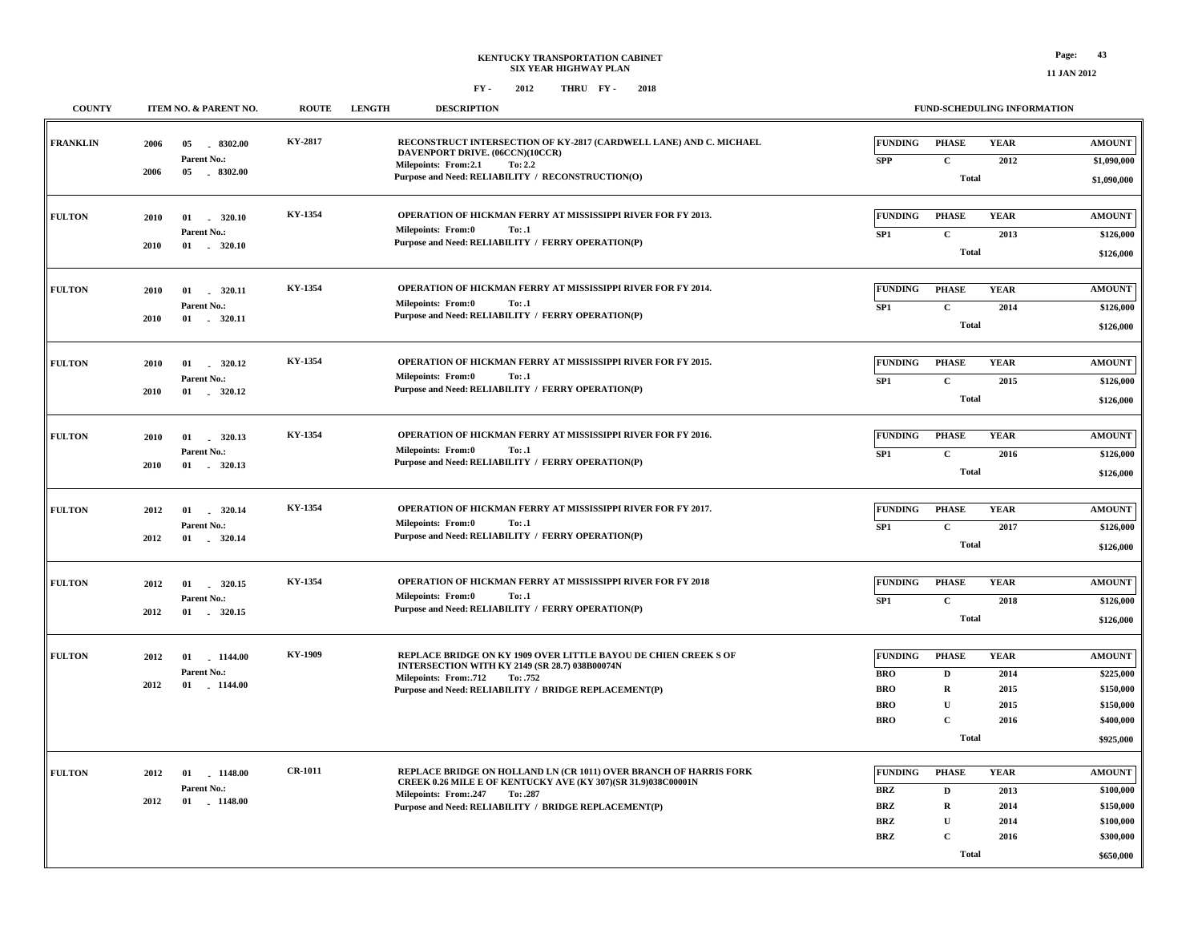**KENTUCKY TRANSPORTATION CABINET**
**SIX YEAR HIGHWAY PLAN**
**FY - 2012 THRU FY - 2018**

| COUNTY | ITEM NO. & PARENT NO. | ROUTE | LENGTH | DESCRIPTION | FUNDING | PHASE | YEAR | AMOUNT |
|---|---|---|---|---|---|---|---|---|
| FRANKLIN | 2006 05 - 8302.00<br>Parent No.:<br>2006 05 - 8302.00 | KY-2817 | | RECONSTRUCT INTERSECTION OF KY-2817 (CARDWELL LANE) AND C. MICHAEL DAVENPORT DRIVE. (06CCN)(10CCR)<br>Milepoints: From:2.1 To: 2.2<br>Purpose and Need: RELIABILITY / RECONSTRUCTION(O) | SPP | C | 2012 | $1,090,000 |
| | | | | | | Total | | $1,090,000 |
| FULTON | 2010 01 - 320.10<br>Parent No.:<br>2010 01 - 320.10 | KY-1354 | | OPERATION OF HICKMAN FERRY AT MISSISSIPPI RIVER FOR FY 2013.<br>Milepoints: From:0 To: .1<br>Purpose and Need: RELIABILITY / FERRY OPERATION(P) | SP1 | C | 2013 | $126,000 |
| | | | | | | Total | | $126,000 |
| FULTON | 2010 01 - 320.11<br>Parent No.:<br>2010 01 - 320.11 | KY-1354 | | OPERATION OF HICKMAN FERRY AT MISSISSIPPI RIVER FOR FY 2014.<br>Milepoints: From:0 To: .1<br>Purpose and Need: RELIABILITY / FERRY OPERATION(P) | SP1 | C | 2014 | $126,000 |
| | | | | | | Total | | $126,000 |
| FULTON | 2010 01 - 320.12<br>Parent No.:<br>2010 01 - 320.12 | KY-1354 | | OPERATION OF HICKMAN FERRY AT MISSISSIPPI RIVER FOR FY 2015.<br>Milepoints: From:0 To: .1<br>Purpose and Need: RELIABILITY / FERRY OPERATION(P) | SP1 | C | 2015 | $126,000 |
| | | | | | | Total | | $126,000 |
| FULTON | 2010 01 - 320.13<br>Parent No.:<br>2010 01 - 320.13 | KY-1354 | | OPERATION OF HICKMAN FERRY AT MISSISSIPPI RIVER FOR FY 2016.<br>Milepoints: From:0 To: .1<br>Purpose and Need: RELIABILITY / FERRY OPERATION(P) | SP1 | C | 2016 | $126,000 |
| | | | | | | Total | | $126,000 |
| FULTON | 2012 01 - 320.14<br>Parent No.:<br>2012 01 - 320.14 | KY-1354 | | OPERATION OF HICKMAN FERRY AT MISSISSIPPI RIVER FOR FY 2017.<br>Milepoints: From:0 To: .1<br>Purpose and Need: RELIABILITY / FERRY OPERATION(P) | SP1 | C | 2017 | $126,000 |
| | | | | | | Total | | $126,000 |
| FULTON | 2012 01 - 320.15<br>Parent No.:<br>2012 01 - 320.15 | KY-1354 | | OPERATION OF HICKMAN FERRY AT MISSISSIPPI RIVER FOR FY 2018<br>Milepoints: From:0 To: .1<br>Purpose and Need: RELIABILITY / FERRY OPERATION(P) | SP1 | C | 2018 | $126,000 |
| | | | | | | Total | | $126,000 |
| FULTON | 2012 01 - 1144.00<br>Parent No.:<br>2012 01 - 1144.00 | KY-1909 | | REPLACE BRIDGE ON KY 1909 OVER LITTLE BAYOU DE CHIEN CREEK S OF INTERSECTION WITH KY 2149 (SR 28.7) 038B00074N<br>Milepoints: From:.712 To: .752<br>Purpose and Need: RELIABILITY / BRIDGE REPLACEMENT(P) | BRO | D | 2014 | $225,000 |
| | | | | | BRO | R | 2015 | $150,000 |
| | | | | | BRO | U | 2015 | $150,000 |
| | | | | | BRO | C | 2016 | $400,000 |
| | | | | | | Total | | $925,000 |
| FULTON | 2012 01 - 1148.00<br>Parent No.:<br>2012 01 - 1148.00 | CR-1011 | | REPLACE BRIDGE ON HOLLAND LN (CR 1011) OVER BRANCH OF HARRIS FORK CREEK 0.26 MILE E OF KENTUCKY AVE (KY 307)(SR 31.9)038C00001N<br>Milepoints: From:.247 To: .287<br>Purpose and Need: RELIABILITY / BRIDGE REPLACEMENT(P) | BRZ | D | 2013 | $100,000 |
| | | | | | BRZ | R | 2014 | $150,000 |
| | | | | | BRZ | U | 2014 | $100,000 |
| | | | | | BRZ | C | 2016 | $300,000 |
| | | | | | | Total | | $650,000 |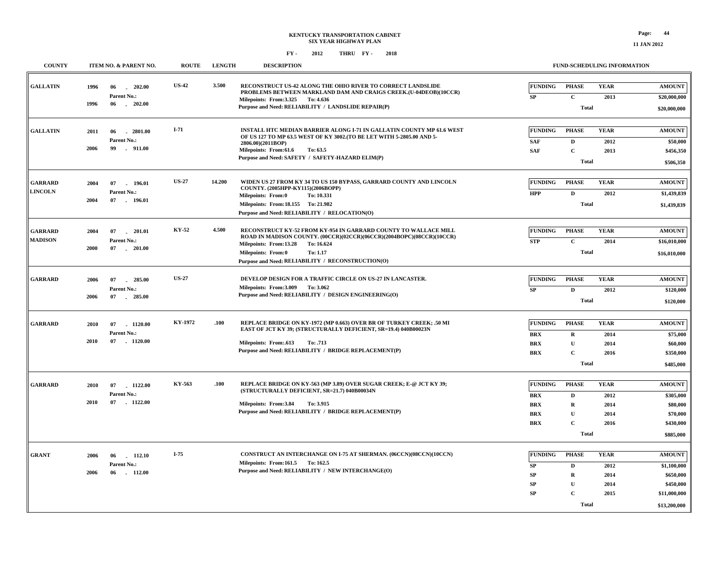**KENTUCKY TRANSPORTATION CABINET**
**SIX YEAR HIGHWAY PLAN**
**FY - 2012 THRU FY - 2018**

| COUNTY | ITEM NO. & PARENT NO. | ROUTE | LENGTH | DESCRIPTION | FUNDING | PHASE | YEAR | AMOUNT |
|---|---|---|---|---|---|---|---|---|
| GALLATIN | 1996 06 - 202.00<br>Parent No.:<br>1996 06 - 202.00 | US-42 | 3.500 | RECONSTRUCT US-42 ALONG THE OHIO RIVER TO CORRECT LANDSLIDE PROBLEMS BETWEEN MARKLAND DAM AND CRAIGS CREEK.(U-04DEOB)(10CCR)<br>Milepoints: From:3.325 To: 4.636<br>Purpose and Need: RELIABILITY / LANDSLIDE REPAIR(P) | SP | C | 2013 | $20,000,000 |
| | | | | | | Total | | $20,000,000 |
| GALLATIN | 2011 06 - 2801.00<br>Parent No.:<br>2006 99 - 911.00 | I-71 | | INSTALL HTC MEDIAN BARRIER ALONG I-71 IN GALLATIN COUNTY MP 61.6 WEST OF US 127 TO MP 63.5 WEST OF KY 3002.(TO BE LET WITH 5-2805.00 AND 5-2806.00)(2011BOP)<br>Milepoints: From:61.6 To: 63.5<br>Purpose and Need: SAFETY / SAFETY-HAZARD ELIM(P) | SAF | D | 2012 | $50,000 |
| | | | | | SAF | C | 2013 | $456,350 |
| | | | | | | Total | | $506,350 |
| GARRARD<br>LINCOLN | 2004 07 - 196.01<br>Parent No.:<br>2004 07 - 196.01 | US-27 | 14.200 | WIDEN US 27 FROM KY 34 TO US 150 BYPASS, GARRARD COUNTY AND LINCOLN COUNTY. (2005HPP-KY115)(2006BOPP)<br>Milepoints: From:0 To: 10.331<br>Milepoints: From:18.155 To: 21.982<br>Purpose and Need: RELIABILITY / RELOCATION(O) | HPP | D | 2012 | $1,439,839 |
| | | | | | | Total | | $1,439,839 |
| GARRARD<br>MADISON | 2004 07 - 201.01<br>Parent No.:<br>2000 07 - 201.00 | KY-52 | 4.500 | RECONSTRUCT KY-52 FROM KY-954 IN GARRARD COUNTY TO WALLACE MILL ROAD IN MADISON COUNTY. (00CCR)(02CCR)(06CCR)(2004BOPC)(08CCR)(10CCR)<br>Milepoints: From:13.28 To: 16.624<br>Milepoints: From:0 To: 1.17<br>Purpose and Need: RELIABILITY / RECONSTRUCTION(O) | STP | C | 2014 | $16,010,000 |
| | | | | | | Total | | $16,010,000 |
| GARRARD | 2006 07 - 285.00<br>Parent No.:<br>2006 07 - 285.00 | US-27 | | DEVELOP DESIGN FOR A TRAFFIC CIRCLE ON US-27 IN LANCASTER.<br>Milepoints: From:3.009 To: 3.062<br>Purpose and Need: RELIABILITY / DESIGN ENGINEERING(O) | SP | D | 2012 | $120,000 |
| | | | | | | Total | | $120,000 |
| GARRARD | 2010 07 - 1120.00<br>Parent No.:<br>2010 07 - 1120.00 | KY-1972 | .100 | REPLACE BRIDGE ON KY-1972 (MP 0.663) OVER BR OF TURKEY CREEK; .50 MI EAST OF JCT KY 39; (STRUCTURALLY DEFICIENT, SR=19.4) 040B00023N<br>Milepoints: From:.613 To: .713<br>Purpose and Need: RELIABILITY / BRIDGE REPLACEMENT(P) | BRX | R | 2014 | $75,000 |
| | | | | | BRX | U | 2014 | $60,000 |
| | | | | | BRX | C | 2016 | $350,000 |
| | | | | | | Total | | $485,000 |
| GARRARD | 2010 07 - 1122.00<br>Parent No.:<br>2010 07 - 1122.00 | KY-563 | .100 | REPLACE BRIDGE ON KY-563 (MP 3.89) OVER SUGAR CREEK; E-@ JCT KY 39; (STRUCTURALLY DEFICIENT, SR=21.7) 040B00034N<br>Milepoints: From:3.84 To: 3.915<br>Purpose and Need: RELIABILITY / BRIDGE REPLACEMENT(P) | BRX | D | 2012 | $305,000 |
| | | | | | BRX | R | 2014 | $80,000 |
| | | | | | BRX | U | 2014 | $70,000 |
| | | | | | BRX | C | 2016 | $430,000 |
| | | | | | | Total | | $885,000 |
| GRANT | 2006 06 - 112.10<br>Parent No.:<br>2006 06 - 112.00 | I-75 | | CONSTRUCT AN INTERCHANGE ON I-75 AT SHERMAN. (06CCN)(08CCN)(10CCN)<br>Milepoints: From:161.5 To: 162.5<br>Purpose and Need: RELIABILITY / NEW INTERCHANGE(O) | SP | D | 2012 | $1,100,000 |
| | | | | | SP | R | 2014 | $650,000 |
| | | | | | SP | U | 2014 | $450,000 |
| | | | | | SP | C | 2015 | $11,000,000 |
| | | | | | | Total | | $13,200,000 |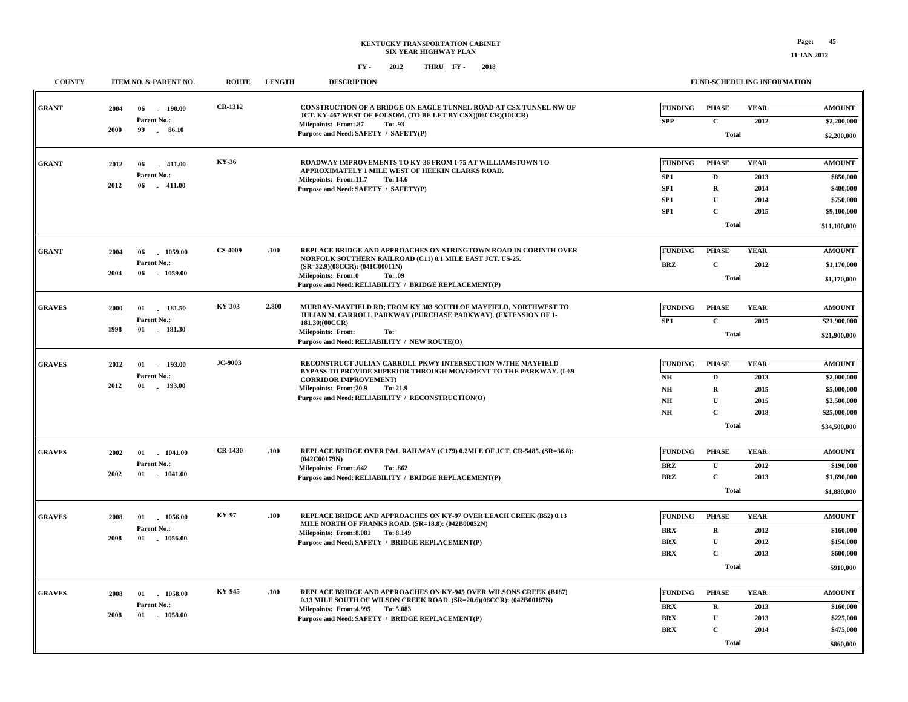KENTUCKY TRANSPORTATION CABINET
SIX YEAR HIGHWAY PLAN

FY - 2012 THRU FY - 2018

| COUNTY | ITEM NO. & PARENT NO. | ROUTE | LENGTH | DESCRIPTION | FUNDING | PHASE | YEAR | AMOUNT |
|---|---|---|---|---|---|---|---|---|
| GRANT | 2004 06 - 190.00<br>Parent No.:<br>2000 99 - 86.10 | CR-1312 | | CONSTRUCTION OF A BRIDGE ON EAGLE TUNNEL ROAD AT CSX TUNNEL NW OF JCT. KY-467 WEST OF FOLSOM. (TO BE LET BY CSX)(06CCR)(10CCR)<br>Milepoints: From:.87 To: .93<br>Purpose and Need: SAFETY / SAFETY(P) | SPP | C | 2012 | $2,200,000 |
| | | | | | | Total | | $2,200,000 |
| GRANT | 2012 06 - 411.00<br>Parent No.:<br>2012 06 - 411.00 | KY-36 | | ROADWAY IMPROVEMENTS TO KY-36 FROM I-75 AT WILLIAMSTOWN TO APPROXIMATELY 1 MILE WEST OF HEEKIN CLARKS ROAD.<br>Milepoints: From:11.7 To: 14.6<br>Purpose and Need: SAFETY / SAFETY(P) | SP1 | D | 2013 | $850,000 |
| | | | | | SP1 | R | 2014 | $400,000 |
| | | | | | SP1 | U | 2014 | $750,000 |
| | | | | | SP1 | C | 2015 | $9,100,000 |
| | | | | | | Total | | $11,100,000 |
| GRANT | 2004 06 - 1059.00<br>Parent No.:<br>2004 06 - 1059.00 | CS-4009 | .100 | REPLACE BRIDGE AND APPROACHES ON STRINGTOWN ROAD IN CORINTH OVER NORFOLK SOUTHERN RAILROAD (C11) 0.1 MILE EAST JCT. US-25. (SR=32.9)(08CCR): (041C00011N)<br>Milepoints: From:0 To: .09<br>Purpose and Need: RELIABILITY / BRIDGE REPLACEMENT(P) | BRZ | C | 2012 | $1,170,000 |
| | | | | | | Total | | $1,170,000 |
| GRAVES | 2000 01 - 181.50<br>Parent No.:<br>1998 01 - 181.30 | KY-303 | 2.800 | MURRAY-MAYFIELD RD; FROM KY 303 SOUTH OF MAYFIELD, NORTHWEST TO JULIAN M. CARROLL PARKWAY (PURCHASE PARKWAY). (EXTENSION OF 1-181.30)(00CCR)<br>Milepoints: From: To:<br>Purpose and Need: RELIABILITY / NEW ROUTE(O) | SP1 | C | 2015 | $21,900,000 |
| | | | | | | Total | | $21,900,000 |
| GRAVES | 2012 01 - 193.00<br>Parent No.:<br>2012 01 - 193.00 | JC-9003 | | RECONSTRUCT JULIAN CARROLL PKWY INTERSECTION W/THE MAYFIELD BYPASS TO PROVIDE SUPERIOR THROUGH MOVEMENT TO THE PARKWAY. (I-69 CORRIDOR IMPROVEMENT)<br>Milepoints: From:20.9 To: 21.9<br>Purpose and Need: RELIABILITY / RECONSTRUCTION(O) | NH | D | 2013 | $2,000,000 |
| | | | | | NH | R | 2015 | $5,000,000 |
| | | | | | NH | U | 2015 | $2,500,000 |
| | | | | | NH | C | 2018 | $25,000,000 |
| | | | | | | Total | | $34,500,000 |
| GRAVES | 2002 01 - 1041.00<br>Parent No.:<br>2002 01 - 1041.00 | CR-1430 | .100 | REPLACE BRIDGE OVER P&L RAILWAY (C179) 0.2MI E OF JCT. CR-5485. (SR=36.8): (042C00179N)<br>Milepoints: From:.642 To: .862<br>Purpose and Need: RELIABILITY / BRIDGE REPLACEMENT(P) | BRZ | U | 2012 | $190,000 |
| | | | | | BRZ | C | 2013 | $1,690,000 |
| | | | | | | Total | | $1,880,000 |
| GRAVES | 2008 01 - 1056.00<br>Parent No.:<br>2008 01 - 1056.00 | KY-97 | .100 | REPLACE BRIDGE AND APPROACHES ON KY-97 OVER LEACH CREEK (B52) 0.13 MILE NORTH OF FRANKS ROAD. (SR=18.8): (042B00052N)<br>Milepoints: From:8.081 To: 8.149<br>Purpose and Need: SAFETY / BRIDGE REPLACEMENT(P) | BRX | R | 2012 | $160,000 |
| | | | | | BRX | U | 2012 | $150,000 |
| | | | | | BRX | C | 2013 | $600,000 |
| | | | | | | Total | | $910,000 |
| GRAVES | 2008 01 - 1058.00<br>Parent No.:<br>2008 01 - 1058.00 | KY-945 | .100 | REPLACE BRIDGE AND APPROACHES ON KY-945 OVER WILSONS CREEK (B187) 0.13 MILE SOUTH OF WILSON CREEK ROAD. (SR=20.6)(08CCR): (042B00187N)<br>Milepoints: From:4.995 To: 5.083<br>Purpose and Need: SAFETY / BRIDGE REPLACEMENT(P) | BRX | R | 2013 | $160,000 |
| | | | | | BRX | U | 2013 | $225,000 |
| | | | | | BRX | C | 2014 | $475,000 |
| | | | | | | Total | | $860,000 |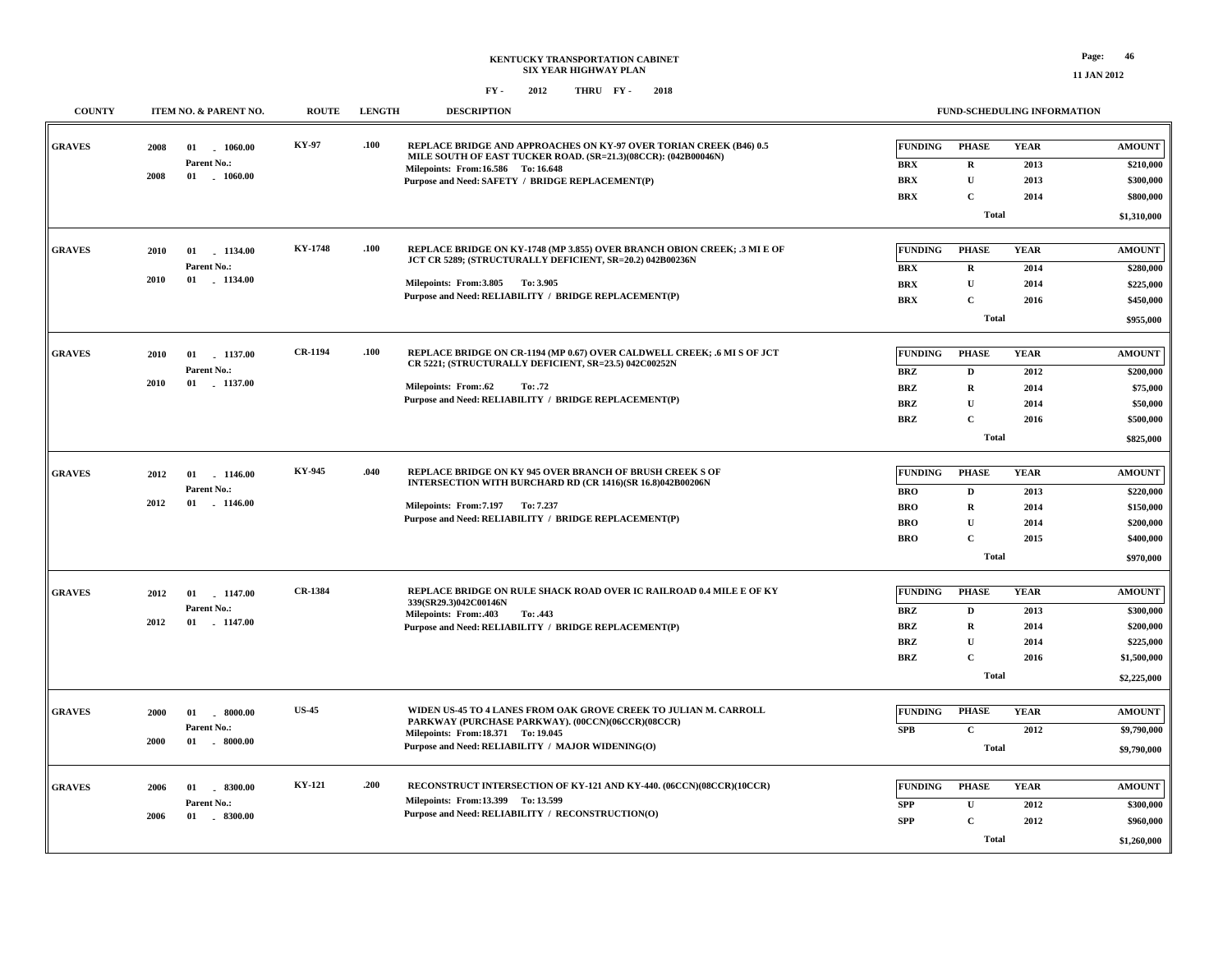**KENTUCKY TRANSPORTATION CABINET**
**SIX YEAR HIGHWAY PLAN**
**FY - 2012 THRU FY - 2018**

| COUNTY | ITEM NO. & PARENT NO. | ROUTE | LENGTH | DESCRIPTION | FUNDING | PHASE | YEAR | AMOUNT |
|---|---|---|---|---|---|---|---|---|
| GRAVES | 2008 01 - 1060.00<br>Parent No.:<br>2008 01 - 1060.00 | KY-97 | .100 | REPLACE BRIDGE AND APPROACHES ON KY-97 OVER TORIAN CREEK (B46) 0.5 MILE SOUTH OF EAST TUCKER ROAD. (SR=21.3)(08CCR): (042B00046N)<br>Milepoints: From:16.586 To: 16.648<br>Purpose and Need: SAFETY / BRIDGE REPLACEMENT(P) | BRX | R | 2013 | $210,000 |
| | | | | | BRX | U | 2013 | $300,000 |
| | | | | | BRX | C | 2014 | $800,000 |
| | | | | | | Total | | $1,310,000 |
| GRAVES | 2010 01 - 1134.00<br>Parent No.:<br>2010 01 - 1134.00 | KY-1748 | .100 | REPLACE BRIDGE ON KY-1748 (MP 3.855) OVER BRANCH OBION CREEK; .3 MI E OF JCT CR 5289; (STRUCTURALLY DEFICIENT, SR=20.2) 042B00236N<br>Milepoints: From:3.805 To: 3.905<br>Purpose and Need: RELIABILITY / BRIDGE REPLACEMENT(P) | BRX | R | 2014 | $280,000 |
| | | | | | BRX | U | 2014 | $225,000 |
| | | | | | BRX | C | 2016 | $450,000 |
| | | | | | | Total | | $955,000 |
| GRAVES | 2010 01 - 1137.00<br>Parent No.:<br>2010 01 - 1137.00 | CR-1194 | .100 | REPLACE BRIDGE ON CR-1194 (MP 0.67) OVER CALDWELL CREEK; .6 MI S OF JCT CR 5221; (STRUCTURALLY DEFICIENT, SR=23.5) 042C00252N<br>Milepoints: From:.62 To: .72<br>Purpose and Need: RELIABILITY / BRIDGE REPLACEMENT(P) | BRZ | D | 2012 | $200,000 |
| | | | | | BRZ | R | 2014 | $75,000 |
| | | | | | BRZ | U | 2014 | $50,000 |
| | | | | | BRZ | C | 2016 | $500,000 |
| | | | | | | Total | | $825,000 |
| GRAVES | 2012 01 - 1146.00<br>Parent No.:<br>2012 01 - 1146.00 | KY-945 | .040 | REPLACE BRIDGE ON KY 945 OVER BRANCH OF BRUSH CREEK S OF INTERSECTION WITH BURCHARD RD (CR 1416)(SR 16.8)042B00206N<br>Milepoints: From:7.197 To: 7.237<br>Purpose and Need: RELIABILITY / BRIDGE REPLACEMENT(P) | BRO | D | 2013 | $220,000 |
| | | | | | BRO | R | 2014 | $150,000 |
| | | | | | BRO | U | 2014 | $200,000 |
| | | | | | BRO | C | 2015 | $400,000 |
| | | | | | | Total | | $970,000 |
| GRAVES | 2012 01 - 1147.00<br>Parent No.:<br>2012 01 - 1147.00 | CR-1384 | | REPLACE BRIDGE ON RULE SHACK ROAD OVER IC RAILROAD 0.4 MILE E OF KY 339(SR29.3)042C00146N<br>Milepoints: From:.403 To: .443<br>Purpose and Need: RELIABILITY / BRIDGE REPLACEMENT(P) | BRZ | D | 2013 | $300,000 |
| | | | | | BRZ | R | 2014 | $200,000 |
| | | | | | BRZ | U | 2014 | $225,000 |
| | | | | | BRZ | C | 2016 | $1,500,000 |
| | | | | | | Total | | $2,225,000 |
| GRAVES | 2000 01 - 8000.00<br>Parent No.:<br>2000 01 - 8000.00 | US-45 | | WIDEN US-45 TO 4 LANES FROM OAK GROVE CREEK TO JULIAN M. CARROLL PARKWAY (PURCHASE PARKWAY). (00CCN)(06CCR)(08CCR)<br>Milepoints: From:18.371 To: 19.045<br>Purpose and Need: RELIABILITY / MAJOR WIDENING(O) | SPB | C | 2012 | $9,790,000 |
| | | | | | | Total | | $9,790,000 |
| GRAVES | 2006 01 - 8300.00<br>Parent No.:<br>2006 01 - 8300.00 | KY-121 | .200 | RECONSTRUCT INTERSECTION OF KY-121 AND KY-440. (06CCN)(08CCR)(10CCR)<br>Milepoints: From:13.399 To: 13.599<br>Purpose and Need: RELIABILITY / RECONSTRUCTION(O) | SPP | U | 2012 | $300,000 |
| | | | | | SPP | C | 2012 | $960,000 |
| | | | | | | Total | | $1,260,000 |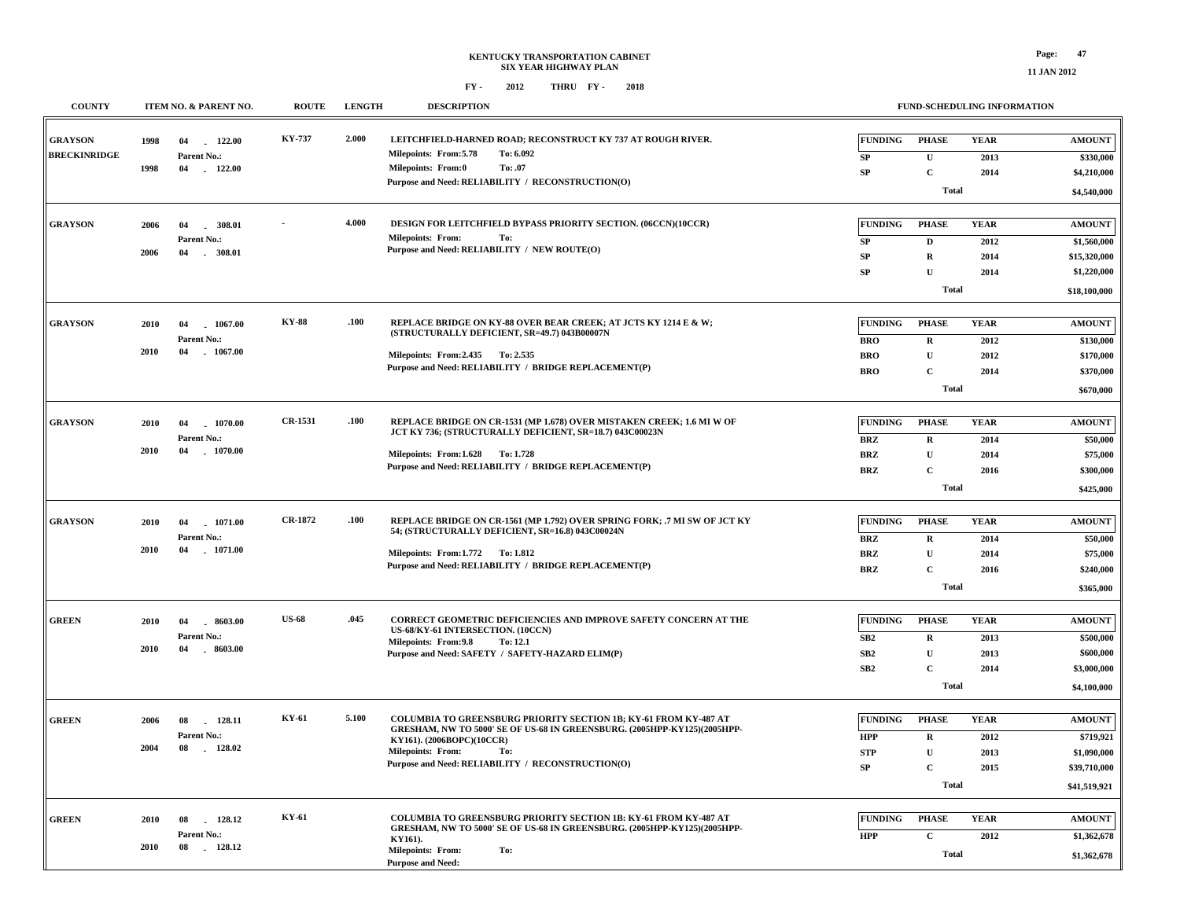# KENTUCKY TRANSPORTATION CABINET
## SIX YEAR HIGHWAY PLAN

FY - 2012 THRU FY - 2018

11 JAN 2012

| COUNTY | ITEM NO. & PARENT NO. | ROUTE | LENGTH | DESCRIPTION | FUNDING | PHASE | YEAR | AMOUNT |
|---|---|---|---|---|---|---|---|---|
| GRAYSON BRECKINRIDGE | 1998 04 - 122.00 Parent No.: 1998 04 - 122.00 | KY-737 | 2.000 | LEITCHFIELD-HARNED ROAD; RECONSTRUCT KY 737 AT ROUGH RIVER. Milepoints: From:5.78 To: 6.092 Milepoints: From:0 To: .07 Purpose and Need: RELIABILITY / RECONSTRUCTION(O) | SP | U | 2013 | $330,000 |
| | | | | | SP | C | 2014 | $4,210,000 |
| | | | | | | Total | | $4,540,000 |
| GRAYSON | 2006 04 - 308.01 Parent No.: 2006 04 - 308.01 | - | 4.000 | DESIGN FOR LEITCHFIELD BYPASS PRIORITY SECTION. (06CCN)(10CCR) Milepoints: From: To: Purpose and Need: RELIABILITY / NEW ROUTE(O) | SP | D | 2012 | $1,560,000 |
| | | | | | SP | R | 2014 | $15,320,000 |
| | | | | | SP | U | 2014 | $1,220,000 |
| | | | | | | Total | | $18,100,000 |
| GRAYSON | 2010 04 - 1067.00 Parent No.: 2010 04 - 1067.00 | KY-88 | .100 | REPLACE BRIDGE ON KY-88 OVER BEAR CREEK; AT JCTS KY 1214 E & W; (STRUCTURALLY DEFICIENT, SR=49.7) 043B00007N Milepoints: From:2.435 To: 2.535 Purpose and Need: RELIABILITY / BRIDGE REPLACEMENT(P) | BRO | R | 2012 | $130,000 |
| | | | | | BRO | U | 2012 | $170,000 |
| | | | | | BRO | C | 2014 | $370,000 |
| | | | | | | Total | | $670,000 |
| GRAYSON | 2010 04 - 1070.00 Parent No.: 2010 04 - 1070.00 | CR-1531 | .100 | REPLACE BRIDGE ON CR-1531 (MP 1.678) OVER MISTAKEN CREEK; 1.6 MI W OF JCT KY 736; (STRUCTURALLY DEFICIENT, SR=18.7) 043C00023N Milepoints: From:1.628 To: 1.728 Purpose and Need: RELIABILITY / BRIDGE REPLACEMENT(P) | BRZ | R | 2014 | $50,000 |
| | | | | | BRZ | U | 2014 | $75,000 |
| | | | | | BRZ | C | 2016 | $300,000 |
| | | | | | | Total | | $425,000 |
| GRAYSON | 2010 04 - 1071.00 Parent No.: 2010 04 - 1071.00 | CR-1872 | .100 | REPLACE BRIDGE ON CR-1561 (MP 1.792) OVER SPRING FORK; .7 MI SW OF JCT KY 54; (STRUCTURALLY DEFICIENT, SR=16.8) 043C00024N Milepoints: From:1.772 To: 1.812 Purpose and Need: RELIABILITY / BRIDGE REPLACEMENT(P) | BRZ | R | 2014 | $50,000 |
| | | | | | BRZ | U | 2014 | $75,000 |
| | | | | | BRZ | C | 2016 | $240,000 |
| | | | | | | Total | | $365,000 |
| GREEN | 2010 04 - 8603.00 Parent No.: 2010 04 - 8603.00 | US-68 | .045 | CORRECT GEOMETRIC DEFICIENCIES AND IMPROVE SAFETY CONCERN AT THE US-68/KY-61 INTERSECTION. (10CCN) Milepoints: From:9.8 To: 12.1 Purpose and Need: SAFETY / SAFETY-HAZARD ELIM(P) | SB2 | R | 2013 | $500,000 |
| | | | | | SB2 | U | 2013 | $600,000 |
| | | | | | SB2 | C | 2014 | $3,000,000 |
| | | | | | | Total | | $4,100,000 |
| GREEN | 2006 08 - 128.11 Parent No.: 2004 08 - 128.02 | KY-61 | 5.100 | COLUMBIA TO GREENSBURG PRIORITY SECTION 1B; KY-61 FROM KY-487 AT GRESHAM, NW TO 5000' SE OF US-68 IN GREENSBURG. (2005HPP-KY125)(2005HPP-KY161). (2006BOPC)(10CCR) Milepoints: From: To: Purpose and Need: RELIABILITY / RECONSTRUCTION(O) | HPP | R | 2012 | $719,921 |
| | | | | | STP | U | 2013 | $1,090,000 |
| | | | | | SP | C | 2015 | $39,710,000 |
| | | | | | | Total | | $41,519,921 |
| GREEN | 2010 08 - 128.12 Parent No.: 2010 08 - 128.12 | KY-61 | | COLUMBIA TO GREENSBURG PRIORITY SECTION 1B: KY-61 FROM KY-487 AT GRESHAM, NW TO 5000' SE OF US-68 IN GREENSBURG. (2005HPP-KY125)(2005HPP-KY161). Milepoints: From: To: Purpose and Need: | HPP | C | 2012 | $1,362,678 |
| | | | | | | Total | | $1,362,678 |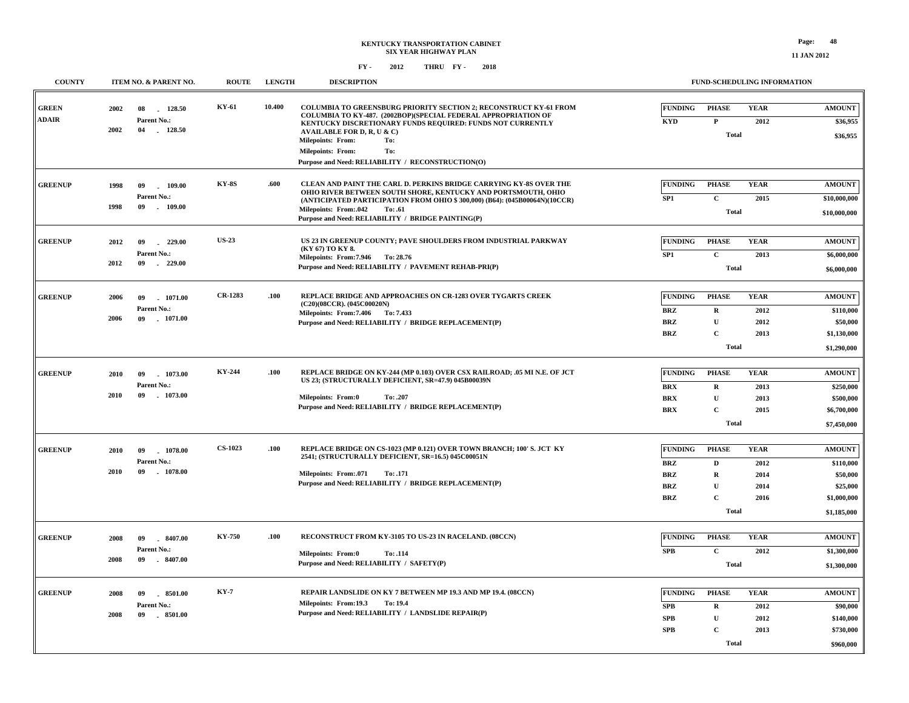**KENTUCKY TRANSPORTATION CABINET**
**SIX YEAR HIGHWAY PLAN**
**FY - 2012 THRU FY - 2018**

11 JAN 2012

| COUNTY | ITEM NO. & PARENT NO. | ROUTE | LENGTH | DESCRIPTION | FUNDING | PHASE | YEAR | AMOUNT |
|---|---|---|---|---|---|---|---|---|
| GREEN ADAIR | 2002 08 - 128.50 Parent No.: 2002 04 - 128.50 | KY-61 | 10.400 | COLUMBIA TO GREENSBURG PRIORITY SECTION 2; RECONSTRUCT KY-61 FROM COLUMBIA TO KY-487. (2002BOP)(SPECIAL FEDERAL APPROPRIATION OF KENTUCKY DISCRETIONARY FUNDS REQUIRED: FUNDS NOT CURRENTLY AVAILABLE FOR D, R, U & C) Milepoints: From: To: Milepoints: From: To: Purpose and Need: RELIABILITY / RECONSTRUCTION(O) | KYD | P | 2012 | $36,955 |
| | | | | | | Total | | $36,955 |
| GREENUP | 1998 09 - 109.00 Parent No.: 1998 09 - 109.00 | KY-8S | .600 | CLEAN AND PAINT THE CARL D. PERKINS BRIDGE CARRYING KY-8S OVER THE OHIO RIVER BETWEEN SOUTH SHORE, KENTUCKY AND PORTSMOUTH, OHIO (ANTICIPATED PARTICIPATION FROM OHIO $ 300,000) (B64): (045B00064N)(10CCR) Milepoints: From:.042 To: .61 Purpose and Need: RELIABILITY / BRIDGE PAINTING(P) | SP1 | C | 2015 | $10,000,000 |
| | | | | | | Total | | $10,000,000 |
| GREENUP | 2012 09 - 229.00 Parent No.: 2012 09 - 229.00 | US-23 | | US 23 IN GREENUP COUNTY; PAVE SHOULDERS FROM INDUSTRIAL PARKWAY (KY 67) TO KY 8. Milepoints: From:7.946 To: 28.76 Purpose and Need: RELIABILITY / PAVEMENT REHAB-PRI(P) | SP1 | C | 2013 | $6,000,000 |
| | | | | | | Total | | $6,000,000 |
| GREENUP | 2006 09 - 1071.00 Parent No.: 2006 09 - 1071.00 | CR-1283 | .100 | REPLACE BRIDGE AND APPROACHES ON CR-1283 OVER TYGARTS CREEK (C20)(08CCR). (045C00020N) Milepoints: From:7.406 To: 7.433 Purpose and Need: RELIABILITY / BRIDGE REPLACEMENT(P) | BRZ | R | 2012 | $110,000 |
| | | | | | BRZ | U | 2012 | $50,000 |
| | | | | | BRZ | C | 2013 | $1,130,000 |
| | | | | | | Total | | $1,290,000 |
| GREENUP | 2010 09 - 1073.00 Parent No.: 2010 09 - 1073.00 | KY-244 | .100 | REPLACE BRIDGE ON KY-244 (MP 0.103) OVER CSX RAILROAD; .05 MI N.E. OF JCT US 23; (STRUCTURALLY DEFICIENT, SR=47.9) 045B00039N Milepoints: From:0 To: .207 Purpose and Need: RELIABILITY / BRIDGE REPLACEMENT(P) | BRX | R | 2013 | $250,000 |
| | | | | | BRX | U | 2013 | $500,000 |
| | | | | | BRX | C | 2015 | $6,700,000 |
| | | | | | | Total | | $7,450,000 |
| GREENUP | 2010 09 - 1078.00 Parent No.: 2010 09 - 1078.00 | CS-1023 | .100 | REPLACE BRIDGE ON CS-1023 (MP 0.121) OVER TOWN BRANCH; 100' S. JCT KY 2541; (STRUCTURALLY DEFICIENT, SR=16.5) 045C00051N Milepoints: From:.071 To: .171 Purpose and Need: RELIABILITY / BRIDGE REPLACEMENT(P) | BRZ | D | 2012 | $110,000 |
| | | | | | BRZ | R | 2014 | $50,000 |
| | | | | | BRZ | U | 2014 | $25,000 |
| | | | | | BRZ | C | 2016 | $1,000,000 |
| | | | | | | Total | | $1,185,000 |
| GREENUP | 2008 09 - 8407.00 Parent No.: 2008 09 - 8407.00 | KY-750 | .100 | RECONSTRUCT FROM KY-3105 TO US-23 IN RACELAND. (08CCN) Milepoints: From:0 To: .114 Purpose and Need: RELIABILITY / SAFETY(P) | SPB | C | 2012 | $1,300,000 |
| | | | | | | Total | | $1,300,000 |
| GREENUP | 2008 09 - 8501.00 Parent No.: 2008 09 - 8501.00 | KY-7 | | REPAIR LANDSLIDE ON KY 7 BETWEEN MP 19.3 AND MP 19.4. (08CCN) Milepoints: From:19.3 To: 19.4 Purpose and Need: RELIABILITY / LANDSLIDE REPAIR(P) | SPB | R | 2012 | $90,000 |
| | | | | | SPB | U | 2012 | $140,000 |
| | | | | | SPB | C | 2013 | $730,000 |
| | | | | | | Total | | $960,000 |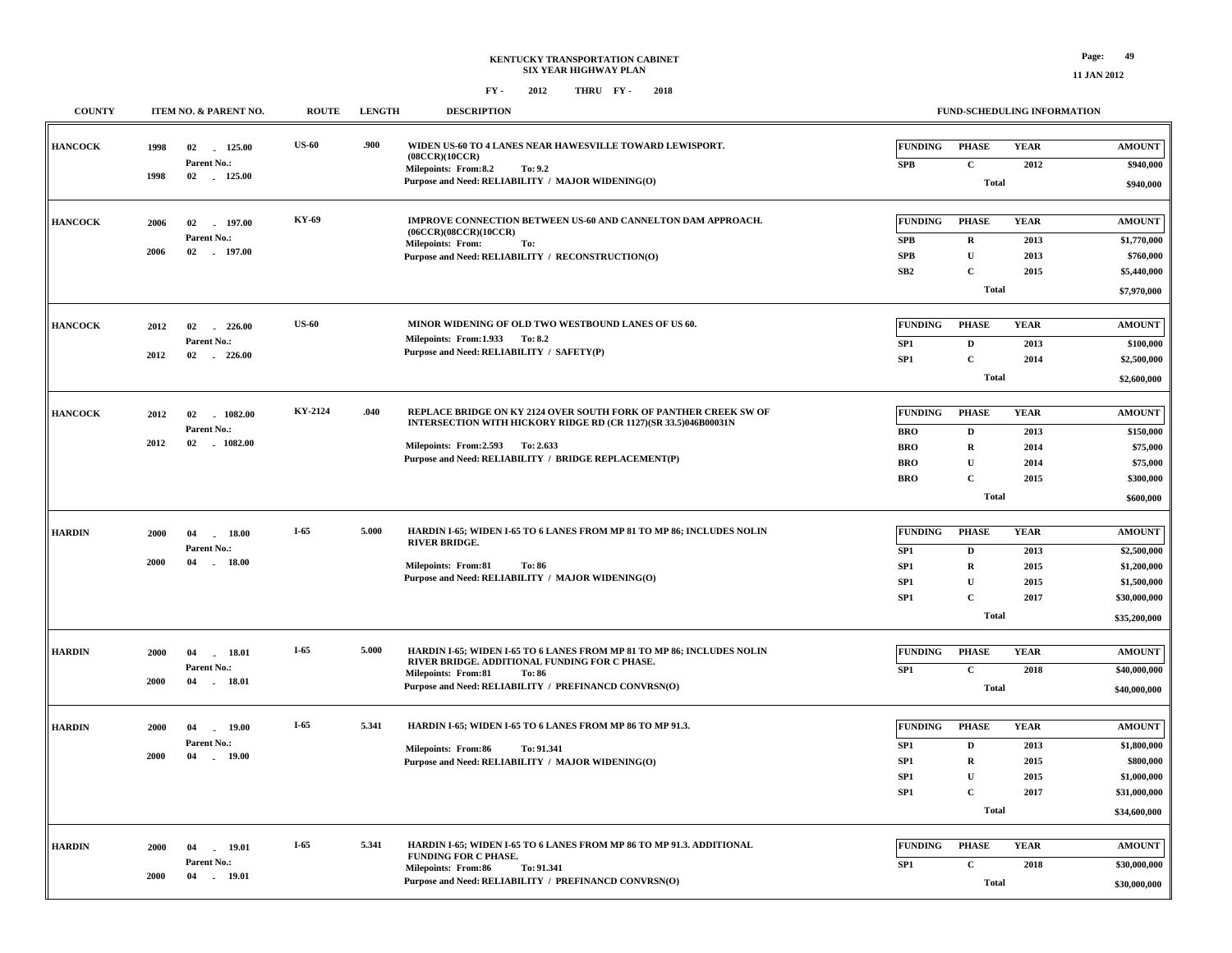KENTUCKY TRANSPORTATION CABINET
SIX YEAR HIGHWAY PLAN
FY - 2012 THRU FY - 2018

11 JAN 2012

| COUNTY | ITEM NO. & PARENT NO. | ROUTE | LENGTH | DESCRIPTION | FUNDING | PHASE | YEAR | AMOUNT |
|---|---|---|---|---|---|---|---|---|
| HANCOCK | 1998 02 - 125.00<br>Parent No.:<br>1998 02 - 125.00 | US-60 | .900 | WIDEN US-60 TO 4 LANES NEAR HAWESVILLE TOWARD LEWISPORT. (08CCR)(10CCR)<br>Milepoints: From:8.2 To: 9.2<br>Purpose and Need: RELIABILITY / MAJOR WIDENING(O) | SPB | C | 2012 | $940,000 |
| | | | | | | Total | | $940,000 |
| HANCOCK | 2006 02 - 197.00<br>Parent No.:<br>2006 02 - 197.00 | KY-69 | | IMPROVE CONNECTION BETWEEN US-60 AND CANNELTON DAM APPROACH. (06CCR)(08CCR)(10CCR)<br>Milepoints: From: To:<br>Purpose and Need: RELIABILITY / RECONSTRUCTION(O) | SPB | R | 2013 | $1,770,000 |
| | | | | | SPB | U | 2013 | $760,000 |
| | | | | | SB2 | C | 2015 | $5,440,000 |
| | | | | | | Total | | $7,970,000 |
| HANCOCK | 2012 02 - 226.00<br>Parent No.:<br>2012 02 - 226.00 | US-60 | | MINOR WIDENING OF OLD TWO WESTBOUND LANES OF US 60.<br>Milepoints: From:1.933 To: 8.2<br>Purpose and Need: RELIABILITY / SAFETY(P) | SP1 | D | 2013 | $100,000 |
| | | | | | SP1 | C | 2014 | $2,500,000 |
| | | | | | | Total | | $2,600,000 |
| HANCOCK | 2012 02 - 1082.00<br>Parent No.:<br>2012 02 - 1082.00 | KY-2124 | .040 | REPLACE BRIDGE ON KY 2124 OVER SOUTH FORK OF PANTHER CREEK SW OF INTERSECTION WITH HICKORY RIDGE RD (CR 1127)(SR 33.5)046B00031N<br>Milepoints: From:2.593 To: 2.633<br>Purpose and Need: RELIABILITY / BRIDGE REPLACEMENT(P) | BRO | D | 2013 | $150,000 |
| | | | | | BRO | R | 2014 | $75,000 |
| | | | | | BRO | U | 2014 | $75,000 |
| | | | | | BRO | C | 2015 | $300,000 |
| | | | | | | Total | | $600,000 |
| HARDIN | 2000 04 - 18.00<br>Parent No.:<br>2000 04 - 18.00 | I-65 | 5.000 | HARDIN I-65; WIDEN I-65 TO 6 LANES FROM MP 81 TO MP 86; INCLUDES NOLIN RIVER BRIDGE.<br>Milepoints: From:81 To: 86<br>Purpose and Need: RELIABILITY / MAJOR WIDENING(O) | SP1 | D | 2013 | $2,500,000 |
| | | | | | SP1 | R | 2015 | $1,200,000 |
| | | | | | SP1 | U | 2015 | $1,500,000 |
| | | | | | SP1 | C | 2017 | $30,000,000 |
| | | | | | | Total | | $35,200,000 |
| HARDIN | 2000 04 - 18.01<br>Parent No.:<br>2000 04 - 18.01 | I-65 | 5.000 | HARDIN I-65; WIDEN I-65 TO 6 LANES FROM MP 81 TO MP 86; INCLUDES NOLIN RIVER BRIDGE. ADDITIONAL FUNDING FOR C PHASE.<br>Milepoints: From:81 To: 86<br>Purpose and Need: RELIABILITY / PREFINANCD CONVRSN(O) | SP1 | C | 2018 | $40,000,000 |
| | | | | | | Total | | $40,000,000 |
| HARDIN | 2000 04 - 19.00<br>Parent No.:<br>2000 04 - 19.00 | I-65 | 5.341 | HARDIN I-65; WIDEN I-65 TO 6 LANES FROM MP 86 TO MP 91.3.<br>Milepoints: From:86 To: 91.341<br>Purpose and Need: RELIABILITY / MAJOR WIDENING(O) | SP1 | D | 2013 | $1,800,000 |
| | | | | | SP1 | R | 2015 | $800,000 |
| | | | | | SP1 | U | 2015 | $1,000,000 |
| | | | | | SP1 | C | 2017 | $31,000,000 |
| | | | | | | Total | | $34,600,000 |
| HARDIN | 2000 04 - 19.01<br>Parent No.:<br>2000 04 - 19.01 | I-65 | 5.341 | HARDIN I-65; WIDEN I-65 TO 6 LANES FROM MP 86 TO MP 91.3. ADDITIONAL FUNDING FOR C PHASE.<br>Milepoints: From:86 To: 91.341<br>Purpose and Need: RELIABILITY / PREFINANCD CONVRSN(O) | SP1 | C | 2018 | $30,000,000 |
| | | | | | | Total | | $30,000,000 |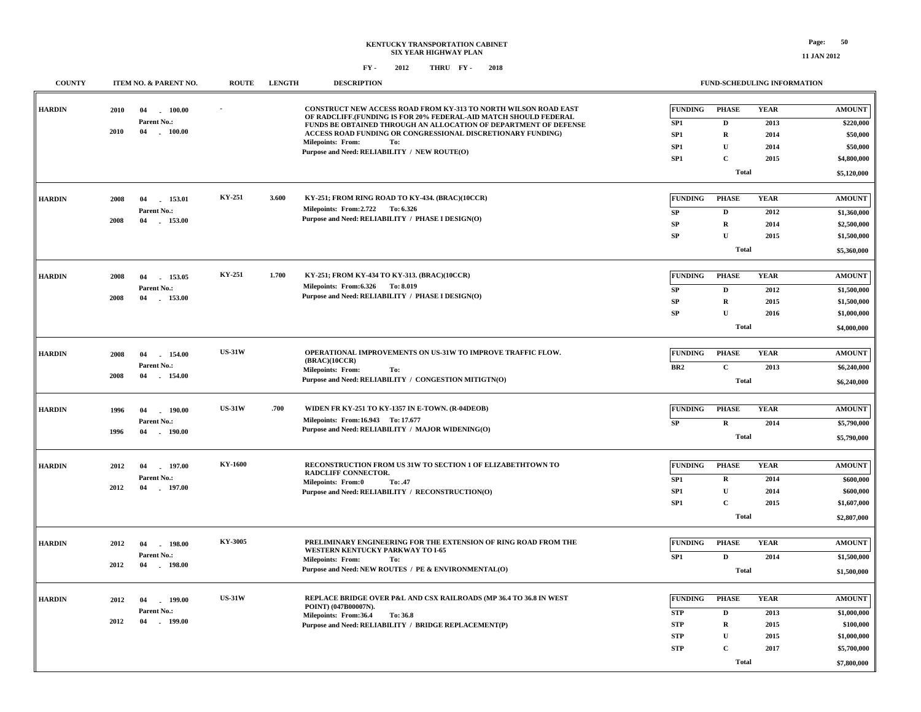# KENTUCKY TRANSPORTATION CABINET
## SIX YEAR HIGHWAY PLAN
### FY - 2012 THRU FY - 2018

11 JAN 2012

| COUNTY | ITEM NO. & PARENT NO. | ROUTE | LENGTH | DESCRIPTION | FUNDING | PHASE | YEAR | AMOUNT |
|---|---|---|---|---|---|---|---|---|
| HARDIN | 2010 04 - 100.00<br>Parent No.:<br>2010 04 - 100.00 | - | | CONSTRUCT NEW ACCESS ROAD FROM KY-313 TO NORTH WILSON ROAD EAST OF RADCLIFF.(FUNDING IS FOR 20% FEDERAL-AID MATCH SHOULD FEDERAL FUNDS BE OBTAINED THROUGH AN ALLOCATION OF DEPARTMENT OF DEFENSE ACCESS ROAD FUNDING OR CONGRESSIONAL DISCRETIONARY FUNDING)<br>Milepoints: From: To:<br>Purpose and Need: RELIABILITY / NEW ROUTE(O) | SP1 | D | 2013 | $220,000 |
| | | | | | SP1 | R | 2014 | $50,000 |
| | | | | | SP1 | U | 2014 | $50,000 |
| | | | | | SP1 | C | 2015 | $4,800,000 |
| | | | | | | Total | | $5,120,000 |
| HARDIN | 2008 04 - 153.01<br>Parent No.:<br>2008 04 - 153.00 | KY-251 | 3.600 | KY-251; FROM RING ROAD TO KY-434. (BRAC)(10CCR)<br>Milepoints: From:2.722 To: 6.326<br>Purpose and Need: RELIABILITY / PHASE I DESIGN(O) | SP | D | 2012 | $1,360,000 |
| | | | | | SP | R | 2014 | $2,500,000 |
| | | | | | SP | U | 2015 | $1,500,000 |
| | | | | | | Total | | $5,360,000 |
| HARDIN | 2008 04 - 153.05<br>Parent No.:<br>2008 04 - 153.00 | KY-251 | 1.700 | KY-251; FROM KY-434 TO KY-313. (BRAC)(10CCR)<br>Milepoints: From:6.326 To: 8.019<br>Purpose and Need: RELIABILITY / PHASE I DESIGN(O) | SP | D | 2012 | $1,500,000 |
| | | | | | SP | R | 2015 | $1,500,000 |
| | | | | | SP | U | 2016 | $1,000,000 |
| | | | | | | Total | | $4,000,000 |
| HARDIN | 2008 04 - 154.00<br>Parent No.:<br>2008 04 - 154.00 | US-31W | | OPERATIONAL IMPROVEMENTS ON US-31W TO IMPROVE TRAFFIC FLOW. (BRAC)(10CCR)<br>Milepoints: From: To:<br>Purpose and Need: RELIABILITY / CONGESTION MITIGTN(O) | BR2 | C | 2013 | $6,240,000 |
| | | | | | | Total | | $6,240,000 |
| HARDIN | 1996 04 - 190.00<br>Parent No.:<br>1996 04 - 190.00 | US-31W | .700 | WIDEN FR KY-251 TO KY-1357 IN E-TOWN. (R-04DEOB)<br>Milepoints: From:16.943 To: 17.677<br>Purpose and Need: RELIABILITY / MAJOR WIDENING(O) | SP | R | 2014 | $5,790,000 |
| | | | | | | Total | | $5,790,000 |
| HARDIN | 2012 04 - 197.00<br>Parent No.:<br>2012 04 - 197.00 | KY-1600 | | RECONSTRUCTION FROM US 31W TO SECTION 1 OF ELIZABETHTOWN TO RADCLIFF CONNECTOR.<br>Milepoints: From:0 To: .47<br>Purpose and Need: RELIABILITY / RECONSTRUCTION(O) | SP1 | R | 2014 | $600,000 |
| | | | | | SP1 | U | 2014 | $600,000 |
| | | | | | SP1 | C | 2015 | $1,607,000 |
| | | | | | | Total | | $2,807,000 |
| HARDIN | 2012 04 - 198.00<br>Parent No.:<br>2012 04 - 198.00 | KY-3005 | | PRELIMINARY ENGINEERING FOR THE EXTENSION OF RING ROAD FROM THE WESTERN KENTUCKY PARKWAY TO I-65<br>Milepoints: From: To:<br>Purpose and Need: NEW ROUTES / PE & ENVIRONMENTAL(O) | SP1 | D | 2014 | $1,500,000 |
| | | | | | | Total | | $1,500,000 |
| HARDIN | 2012 04 - 199.00<br>Parent No.:<br>2012 04 - 199.00 | US-31W | | REPLACE BRIDGE OVER P&L AND CSX RAILROADS (MP 36.4 TO 36.8 IN WEST POINT) (047B00007N).<br>Milepoints: From:36.4 To: 36.8<br>Purpose and Need: RELIABILITY / BRIDGE REPLACEMENT(P) | STP | D | 2013 | $1,000,000 |
| | | | | | STP | R | 2015 | $100,000 |
| | | | | | STP | U | 2015 | $1,000,000 |
| | | | | | STP | C | 2017 | $5,700,000 |
| | | | | | | Total | | $7,800,000 |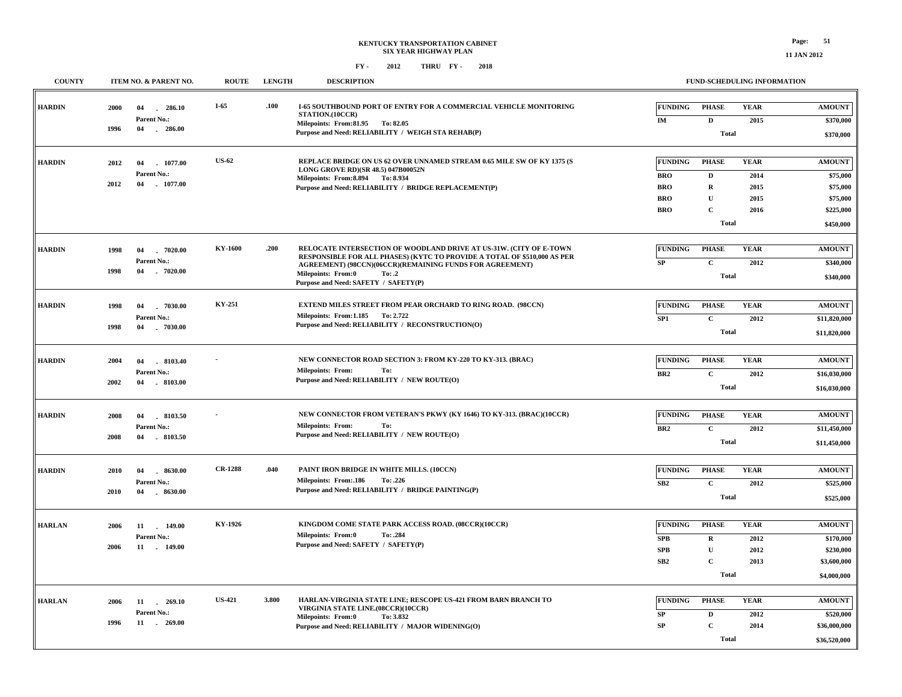# KENTUCKY TRANSPORTATION CABINET
## SIX YEAR HIGHWAY PLAN
### FY - 2012 THRU FY - 2018

| COUNTY | ITEM NO. & PARENT NO. | ROUTE | LENGTH | DESCRIPTION | FUNDING | PHASE | YEAR | AMOUNT |
|---|---|---|---|---|---|---|---|---|
| HARDIN | 2000 04 - 286.10<br>Parent No.:<br>1996 04 - 286.00 | I-65 | .100 | I-65 SOUTHBOUND PORT OF ENTRY FOR A COMMERCIAL VEHICLE MONITORING STATION.(10CCR)<br>Milepoints: From:81.95 To: 82.05<br>Purpose and Need: RELIABILITY / WEIGH STA REHAB(P) | IM | D | 2015 | $370,000 |
| | | | | | | Total | | $370,000 |
| HARDIN | 2012 04 - 1077.00<br>Parent No.:<br>2012 04 - 1077.00 | US-62 | | REPLACE BRIDGE ON US 62 OVER UNNAMED STREAM 0.65 MILE SW OF KY 1375 (S LONG GROVE RD)(SR 48.5) 047B00052N<br>Milepoints: From:8.894 To: 8.934<br>Purpose and Need: RELIABILITY / BRIDGE REPLACEMENT(P) | BRO | D | 2014 | $75,000 |
| | | | | | BRO | R | 2015 | $75,000 |
| | | | | | BRO | U | 2015 | $75,000 |
| | | | | | BRO | C | 2016 | $225,000 |
| | | | | | | Total | | $450,000 |
| HARDIN | 1998 04 - 7020.00<br>Parent No.:<br>1998 04 - 7020.00 | KY-1600 | .200 | RELOCATE INTERSECTION OF WOODLAND DRIVE AT US-31W. (CITY OF E-TOWN RESPONSIBLE FOR ALL PHASES) (KYTC TO PROVIDE A TOTAL OF $510,000 AS PER AGREEMENT) (98CCN)(06CCR)(REMAINING FUNDS FOR AGREEMENT)<br>Milepoints: From:0 To: .2<br>Purpose and Need: SAFETY / SAFETY(P) | SP | C | 2012 | $340,000 |
| | | | | | | Total | | $340,000 |
| HARDIN | 1998 04 - 7030.00<br>Parent No.:<br>1998 04 - 7030.00 | KY-251 | | EXTEND MILES STREET FROM PEAR ORCHARD TO RING ROAD. (98CCN)<br>Milepoints: From:1.185 To: 2.722<br>Purpose and Need: RELIABILITY / RECONSTRUCTION(O) | SP1 | C | 2012 | $11,820,000 |
| | | | | | | Total | | $11,820,000 |
| HARDIN | 2004 04 - 8103.40<br>Parent No.:<br>2002 04 - 8103.00 | - | | NEW CONNECTOR ROAD SECTION 3: FROM KY-220 TO KY-313. (BRAC)<br>Milepoints: From: To:<br>Purpose and Need: RELIABILITY / NEW ROUTE(O) | BR2 | C | 2012 | $16,030,000 |
| | | | | | | Total | | $16,030,000 |
| HARDIN | 2008 04 - 8103.50<br>Parent No.:<br>2008 04 - 8103.50 | - | | NEW CONNECTOR FROM VETERAN'S PKWY (KY 1646) TO KY-313. (BRAC)(10CCR)<br>Milepoints: From: To:<br>Purpose and Need: RELIABILITY / NEW ROUTE(O) | BR2 | C | 2012 | $11,450,000 |
| | | | | | | Total | | $11,450,000 |
| HARDIN | 2010 04 - 8630.00<br>Parent No.:<br>2010 04 - 8630.00 | CR-1288 | .040 | PAINT IRON BRIDGE IN WHITE MILLS. (10CCN)<br>Milepoints: From:.186 To: .226<br>Purpose and Need: RELIABILITY / BRIDGE PAINTING(P) | SB2 | C | 2012 | $525,000 |
| | | | | | | Total | | $525,000 |
| HARLAN | 2006 11 - 149.00<br>Parent No.:<br>2006 11 - 149.00 | KY-1926 | | KINGDOM COME STATE PARK ACCESS ROAD. (08CCR)(10CCR)<br>Milepoints: From:0 To: .284<br>Purpose and Need: SAFETY / SAFETY(P) | SPB | R | 2012 | $170,000 |
| | | | | | SPB | U | 2012 | $230,000 |
| | | | | | SB2 | C | 2013 | $3,600,000 |
| | | | | | | Total | | $4,000,000 |
| HARLAN | 2006 11 - 269.10<br>Parent No.:<br>1996 11 - 269.00 | US-421 | 3.800 | HARLAN-VIRGINIA STATE LINE; RESCOPE US-421 FROM BARN BRANCH TO VIRGINIA STATE LINE.(08CCR)(10CCR)<br>Milepoints: From:0 To: 3.832<br>Purpose and Need: RELIABILITY / MAJOR WIDENING(O) | SP | D | 2012 | $520,000 |
| | | | | | SP | C | 2014 | $36,000,000 |
| | | | | | | Total | | $36,520,000 |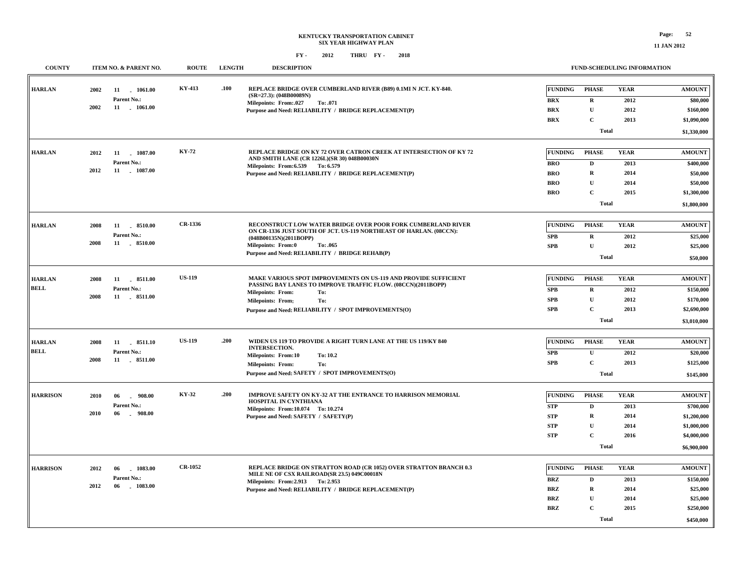# KENTUCKY TRANSPORTATION CABINET
## SIX YEAR HIGHWAY PLAN

FY - 2012 THRU FY - 2018

| COUNTY | ITEM NO. & PARENT NO. | ROUTE | LENGTH | DESCRIPTION | FUNDING | PHASE | YEAR | AMOUNT |
|---|---|---|---|---|---|---|---|---|
| HARLAN | 2002 11 - 1061.00<br>Parent No.:<br>2002 11 - 1061.00 | KY-413 | .100 | REPLACE BRIDGE OVER CUMBERLAND RIVER (B89) 0.1MI N JCT. KY-840. (SR=27.3): (048B00089N)<br>Milepoints: From:.027 To: .071<br>Purpose and Need: RELIABILITY / BRIDGE REPLACEMENT(P) | BRX | R | 2012 | $80,000 |
| | | | | | BRX | U | 2012 | $160,000 |
| | | | | | BRX | C | 2013 | $1,090,000 |
| | | | | | | Total | | $1,330,000 |
| HARLAN | 2012 11 - 1087.00<br>Parent No.:<br>2012 11 - 1087.00 | KY-72 | | REPLACE BRIDGE ON KY 72 OVER CATRON CREEK AT INTERSECTION OF KY 72 AND SMITH LANE (CR 1226L)(SR 30) 048B00030N<br>Milepoints: From:6.539 To: 6.579<br>Purpose and Need: RELIABILITY / BRIDGE REPLACEMENT(P) | BRO | D | 2013 | $400,000 |
| | | | | | BRO | R | 2014 | $50,000 |
| | | | | | BRO | U | 2014 | $50,000 |
| | | | | | BRO | C | 2015 | $1,300,000 |
| | | | | | | Total | | $1,800,000 |
| HARLAN | 2008 11 - 8510.00<br>Parent No.:<br>2008 11 - 8510.00 | CR-1336 | | RECONSTRUCT LOW WATER BRIDGE OVER POOR FORK CUMBERLAND RIVER ON CR-1336 JUST SOUTH OF JCT. US-119 NORTHEAST OF HARLAN. (08CCN): (048B00135N)(2011BOPP)<br>Milepoints: From:0 To: .065<br>Purpose and Need: RELIABILITY / BRIDGE REHAB(P) | SPB | R | 2012 | $25,000 |
| | | | | | SPB | U | 2012 | $25,000 |
| | | | | | | Total | | $50,000 |
| HARLAN<br>BELL | 2008 11 - 8511.00<br>Parent No.:<br>2008 11 - 8511.00 | US-119 | | MAKE VARIOUS SPOT IMPROVEMENTS ON US-119 AND PROVIDE SUFFICIENT PASSING BAY LANES TO IMPROVE TRAFFIC FLOW. (08CCN)(2011BOPP)<br>Milepoints: From: To:<br>Milepoints: From: To:<br>Purpose and Need: RELIABILITY / SPOT IMPROVEMENTS(O) | SPB | R | 2012 | $150,000 |
| | | | | | SPB | U | 2012 | $170,000 |
| | | | | | SPB | C | 2013 | $2,690,000 |
| | | | | | | Total | | $3,010,000 |
| HARLAN<br>BELL | 2008 11 - 8511.10<br>Parent No.:<br>2008 11 - 8511.00 | US-119 | .200 | WIDEN US 119 TO PROVIDE A RIGHT TURN LANE AT THE US 119/KY 840 INTERSECTION.<br>Milepoints: From:10 To: 10.2<br>Milepoints: From: To:<br>Purpose and Need: SAFETY / SPOT IMPROVEMENTS(O) | SPB | U | 2012 | $20,000 |
| | | | | | SPB | C | 2013 | $125,000 |
| | | | | | | Total | | $145,000 |
| HARRISON | 2010 06 - 908.00<br>Parent No.:<br>2010 06 - 908.00 | KY-32 | .200 | IMPROVE SAFETY ON KY-32 AT THE ENTRANCE TO HARRISON MEMORIAL HOSPITAL IN CYNTHIANA<br>Milepoints: From:10.074 To: 10.274<br>Purpose and Need: SAFETY / SAFETY(P) | STP | D | 2013 | $700,000 |
| | | | | | STP | R | 2014 | $1,200,000 |
| | | | | | STP | U | 2014 | $1,000,000 |
| | | | | | STP | C | 2016 | $4,000,000 |
| | | | | | | Total | | $6,900,000 |
| HARRISON | 2012 06 - 1083.00<br>Parent No.:<br>2012 06 - 1083.00 | CR-1052 | | REPLACE BRIDGE ON STRATTON ROAD (CR 1052) OVER STRATTON BRANCH 0.3 MILE NE OF CSX RAILROAD(SR 23.5) 049C00018N<br>Milepoints: From:2.913 To: 2.953<br>Purpose and Need: RELIABILITY / BRIDGE REPLACEMENT(P) | BRZ | D | 2013 | $150,000 |
| | | | | | BRZ | R | 2014 | $25,000 |
| | | | | | BRZ | U | 2014 | $25,000 |
| | | | | | BRZ | C | 2015 | $250,000 |
| | | | | | | Total | | $450,000 |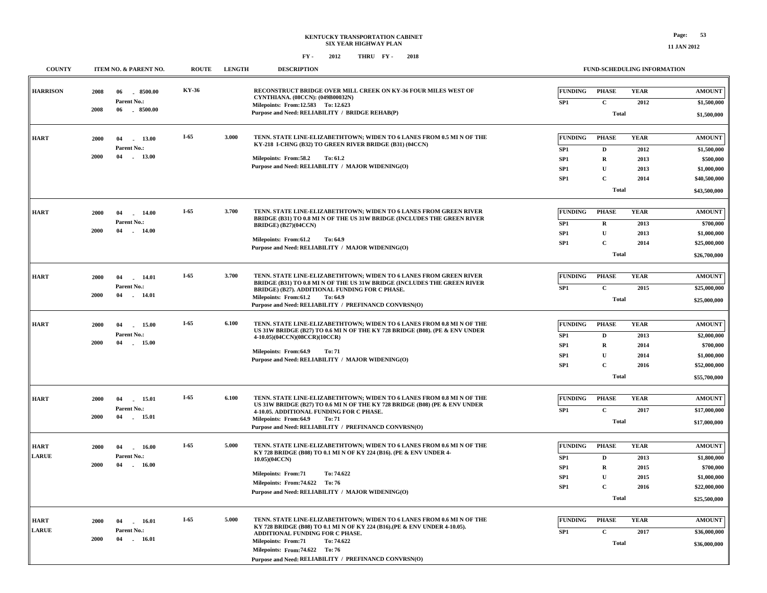KENTUCKY TRANSPORTATION CABINET
SIX YEAR HIGHWAY PLAN

FY - 2012 THRU FY - 2018

| COUNTY | ITEM NO. & PARENT NO. | ROUTE | LENGTH | DESCRIPTION | FUND-SCHEDULING INFORMATION |
|---|---|---|---|---|---|
| HARRISON | 2008 06 - 8500.00<br>Parent No.:<br>2008 06 - 8500.00 | KY-36 | | RECONSTRUCT BRIDGE OVER MILL CREEK ON KY-36 FOUR MILES WEST OF CYNTHIANA. (08CCN): (049B00032N)<br>Milepoints: From:12.583 To: 12.623<br>Purpose and Need: RELIABILITY / BRIDGE REHAB(P) | FUNDING / PHASE / YEAR / AMOUNT<br>SP1 / C / 2012 / $1,500,000<br>Total $1,500,000 |
| HART | 2000 04 - 13.00<br>Parent No.:<br>2000 04 - 13.00 | I-65 | 3.000 | TENN. STATE LINE-ELIZABETHTOWN; WIDEN TO 6 LANES FROM 0.5 MI N OF THE KY-218 I-CHNG (B32) TO GREEN RIVER BRIDGE (B31) (04CCN)<br>Milepoints: From:58.2 To: 61.2<br>Purpose and Need: RELIABILITY / MAJOR WIDENING(O) | FUNDING / PHASE / YEAR / AMOUNT<br>SP1 / D / 2012 / $1,500,000<br>SP1 / R / 2013 / $500,000<br>SP1 / U / 2013 / $1,000,000<br>SP1 / C / 2014 / $40,500,000<br>Total $43,500,000 |
| HART | 2000 04 - 14.00<br>Parent No.:<br>2000 04 - 14.00 | I-65 | 3.700 | TENN. STATE LINE-ELIZABETHTOWN; WIDEN TO 6 LANES FROM GREEN RIVER BRIDGE (B31) TO 0.8 MI N OF THE US 31W BRIDGE (INCLUDES THE GREEN RIVER BRIDGE) (B27)(04CCN)<br>Milepoints: From:61.2 To: 64.9<br>Purpose and Need: RELIABILITY / MAJOR WIDENING(O) | FUNDING / PHASE / YEAR / AMOUNT<br>SP1 / R / 2013 / $700,000<br>SP1 / U / 2013 / $1,000,000<br>SP1 / C / 2014 / $25,000,000<br>Total $26,700,000 |
| HART | 2000 04 - 14.01<br>Parent No.:<br>2000 04 - 14.01 | I-65 | 3.700 | TENN. STATE LINE-ELIZABETHTOWN; WIDEN TO 6 LANES FROM GREEN RIVER BRIDGE (B31) TO 0.8 MI N OF THE US 31W BRIDGE (INCLUDES THE GREEN RIVER BRIDGE) (B27). ADDITIONAL FUNDING FOR C PHASE.<br>Milepoints: From:61.2 To: 64.9<br>Purpose and Need: RELIABILITY / PREFINANCD CONVRSN(O) | FUNDING / PHASE / YEAR / AMOUNT<br>SP1 / C / 2015 / $25,000,000<br>Total $25,000,000 |
| HART | 2000 04 - 15.00<br>Parent No.:<br>2000 04 - 15.00 | I-65 | 6.100 | TENN. STATE LINE-ELIZABETHTOWN; WIDEN TO 6 LANES FROM 0.8 MI N OF THE US 31W BRIDGE (B27) TO 0.6 MI N OF THE KY 728 BRIDGE (B08). (PE & ENV UNDER 4-10.05)(04CCN)(08CCR)(10CCR)<br>Milepoints: From:64.9 To: 71<br>Purpose and Need: RELIABILITY / MAJOR WIDENING(O) | FUNDING / PHASE / YEAR / AMOUNT<br>SP1 / D / 2013 / $2,000,000<br>SP1 / R / 2014 / $700,000<br>SP1 / U / 2014 / $1,000,000<br>SP1 / C / 2016 / $52,000,000<br>Total $55,700,000 |
| HART | 2000 04 - 15.01<br>Parent No.:<br>2000 04 - 15.01 | I-65 | 6.100 | TENN. STATE LINE-ELIZABETHTOWN; WIDEN TO 6 LANES FROM 0.8 MI N OF THE US 31W BRIDGE (B27) TO 0.6 MI N OF THE KY 728 BRIDGE (B08) (PE & ENV UNDER 4-10.05. ADDITIONAL FUNDING FOR C PHASE.<br>Milepoints: From:64.9 To: 71<br>Purpose and Need: RELIABILITY / PREFINANCD CONVRSN(O) | FUNDING / PHASE / YEAR / AMOUNT<br>SP1 / C / 2017 / $17,000,000<br>Total $17,000,000 |
| HART<br>LARUE | 2000 04 - 16.00<br>Parent No.:<br>2000 04 - 16.00 | I-65 | 5.000 | TENN. STATE LINE-ELIZABETHTOWN; WIDEN TO 6 LANES FROM 0.6 MI N OF THE KY 728 BRIDGE (B08) TO 0.1 MI N OF KY 224 (B16). (PE & ENV UNDER 4-10.05)(04CCN)<br>Milepoints: From:71 To: 74.622<br>Milepoints: From:74.622 To: 76<br>Purpose and Need: RELIABILITY / MAJOR WIDENING(O) | FUNDING / PHASE / YEAR / AMOUNT<br>SP1 / D / 2013 / $1,800,000<br>SP1 / R / 2015 / $700,000<br>SP1 / U / 2015 / $1,000,000<br>SP1 / C / 2016 / $22,000,000<br>Total $25,500,000 |
| HART<br>LARUE | 2000 04 - 16.01<br>Parent No.:<br>2000 04 - 16.01 | I-65 | 5.000 | TENN. STATE LINE-ELIZABETHTOWN; WIDEN TO 6 LANES FROM 0.6 MI N OF THE KY 728 BRIDGE (B08) TO 0.1 MI N OF KY 224 (B16).(PE & ENV UNDER 4-10.05). ADDITIONAL FUNDING FOR C PHASE.<br>Milepoints: From:71 To: 74.622<br>Milepoints: From:74.622 To: 76<br>Purpose and Need: RELIABILITY / PREFINANCD CONVRSN(O) | FUNDING / PHASE / YEAR / AMOUNT<br>SP1 / C / 2017 / $36,000,000<br>Total $36,000,000 |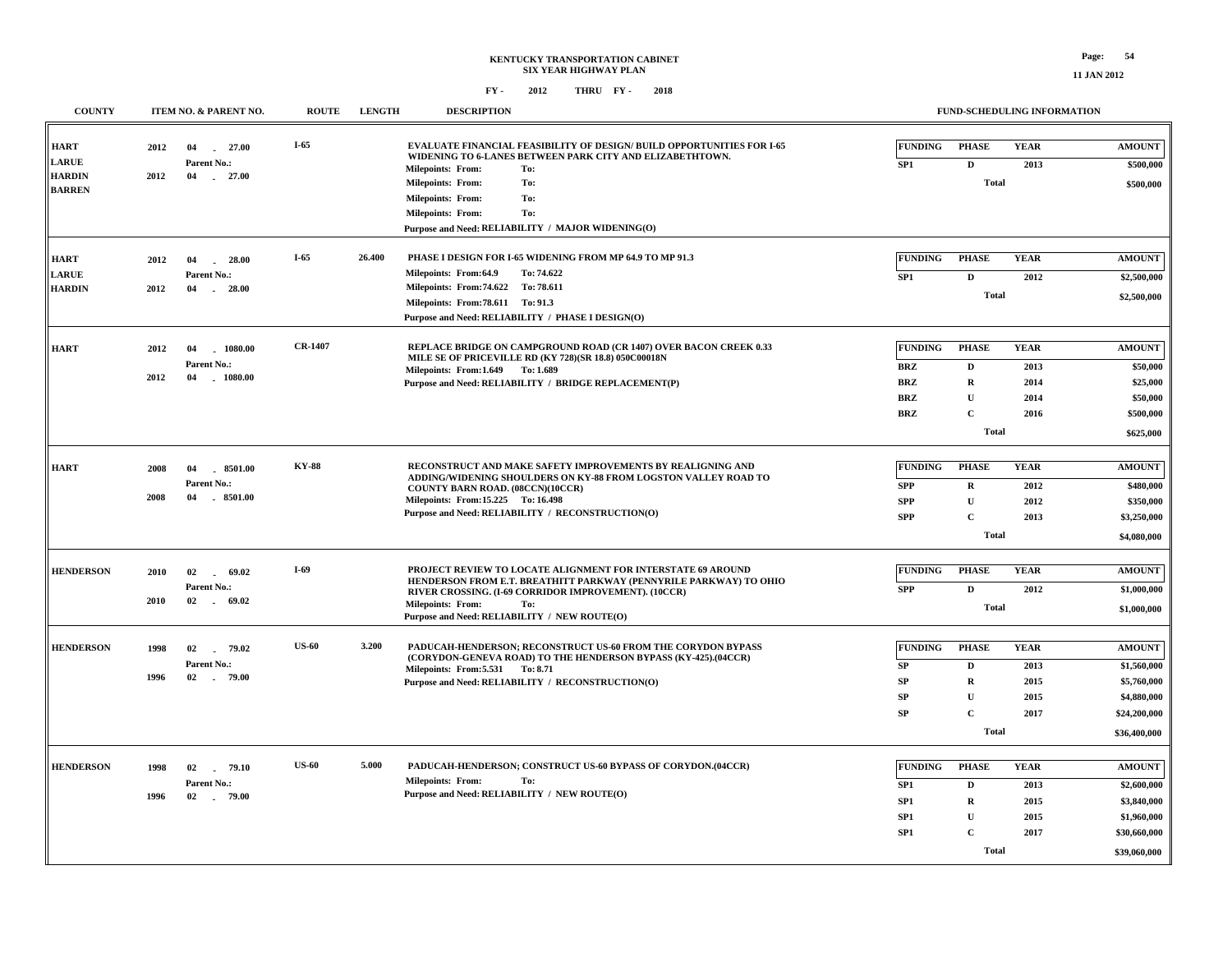# KENTUCKY TRANSPORTATION CABINET
## SIX YEAR HIGHWAY PLAN
### FY - 2012 THRU FY - 2018

| COUNTY | ITEM NO. & PARENT NO. | ROUTE | LENGTH | DESCRIPTION | FUNDING | PHASE | YEAR | AMOUNT |
|---|---|---|---|---|---|---|---|---|
| HART<br>LARUE<br>HARDIN<br>BARREN | 2012 04 - 27.00<br>Parent No.:<br>2012 04 - 27.00 | I-65 | | EVALUATE FINANCIAL FEASIBILITY OF DESIGN/ BUILD OPPORTUNITIES FOR I-65 WIDENING TO 6-LANES BETWEEN PARK CITY AND ELIZABETHTOWN.<br>Milepoints: From: To:<br>Milepoints: From: To:<br>Milepoints: From: To:<br>Milepoints: From: To:<br>Purpose and Need: RELIABILITY / MAJOR WIDENING(O) | SP1 | D | 2013 | $500,000 |
| | | | | | | Total | | $500,000 |
| HART<br>LARUE<br>HARDIN | 2012 04 - 28.00<br>Parent No.:<br>2012 04 - 28.00 | I-65 | 26.400 | PHASE I DESIGN FOR I-65 WIDENING FROM MP 64.9 TO MP 91.3<br>Milepoints: From:64.9 To: 74.622<br>Milepoints: From:74.622 To: 78.611<br>Milepoints: From:78.611 To: 91.3<br>Purpose and Need: RELIABILITY / PHASE I DESIGN(O) | SP1 | D | 2012 | $2,500,000 |
| | | | | | | Total | | $2,500,000 |
| HART | 2012 04 - 1080.00<br>Parent No.:<br>2012 04 - 1080.00 | CR-1407 | | REPLACE BRIDGE ON CAMPGROUND ROAD (CR 1407) OVER BACON CREEK 0.33 MILE SE OF PRICEVILLE RD (KY 728)(SR 18.8) 050C00018N<br>Milepoints: From:1.649 To: 1.689<br>Purpose and Need: RELIABILITY / BRIDGE REPLACEMENT(P) | BRZ | D | 2013 | $50,000 |
| | | | | | BRZ | R | 2014 | $25,000 |
| | | | | | BRZ | U | 2014 | $50,000 |
| | | | | | BRZ | C | 2016 | $500,000 |
| | | | | | | Total | | $625,000 |
| HART | 2008 04 - 8501.00<br>Parent No.:<br>2008 04 - 8501.00 | KY-88 | | RECONSTRUCT AND MAKE SAFETY IMPROVEMENTS BY REALIGNING AND ADDING/WIDENING SHOULDERS ON KY-88 FROM LOGSTON VALLEY ROAD TO COUNTY BARN ROAD. (08CCN)(10CCR)<br>Milepoints: From:15.225 To: 16.498<br>Purpose and Need: RELIABILITY / RECONSTRUCTION(O) | SPP | R | 2012 | $480,000 |
| | | | | | SPP | U | 2012 | $350,000 |
| | | | | | SPP | C | 2013 | $3,250,000 |
| | | | | | | Total | | $4,080,000 |
| HENDERSON | 2010 02 - 69.02<br>Parent No.:<br>2010 02 - 69.02 | I-69 | | PROJECT REVIEW TO LOCATE ALIGNMENT FOR INTERSTATE 69 AROUND HENDERSON FROM E.T. BREATHITT PARKWAY (PENNYRILE PARKWAY) TO OHIO RIVER CROSSING. (I-69 CORRIDOR IMPROVEMENT). (10CCR)<br>Milepoints: From: To:<br>Purpose and Need: RELIABILITY / NEW ROUTE(O) | SPP | D | 2012 | $1,000,000 |
| | | | | | | Total | | $1,000,000 |
| HENDERSON | 1998 02 - 79.02<br>Parent No.:<br>1996 02 - 79.00 | US-60 | 3.200 | PADUCAH-HENDERSON; RECONSTRUCT US-60 FROM THE CORYDON BYPASS (CORYDON-GENEVA ROAD) TO THE HENDERSON BYPASS (KY-425).(04CCR)<br>Milepoints: From:5.531 To: 8.71<br>Purpose and Need: RELIABILITY / RECONSTRUCTION(O) | SP | D | 2013 | $1,560,000 |
| | | | | | SP | R | 2015 | $5,760,000 |
| | | | | | SP | U | 2015 | $4,880,000 |
| | | | | | SP | C | 2017 | $24,200,000 |
| | | | | | | Total | | $36,400,000 |
| HENDERSON | 1998 02 - 79.10<br>Parent No.:<br>1996 02 - 79.00 | US-60 | 5.000 | PADUCAH-HENDERSON; CONSTRUCT US-60 BYPASS OF CORYDON.(04CCR)<br>Milepoints: From: To:<br>Purpose and Need: RELIABILITY / NEW ROUTE(O) | SP1 | D | 2013 | $2,600,000 |
| | | | | | SP1 | R | 2015 | $3,840,000 |
| | | | | | SP1 | U | 2015 | $1,960,000 |
| | | | | | SP1 | C | 2017 | $30,660,000 |
| | | | | | | Total | | $39,060,000 |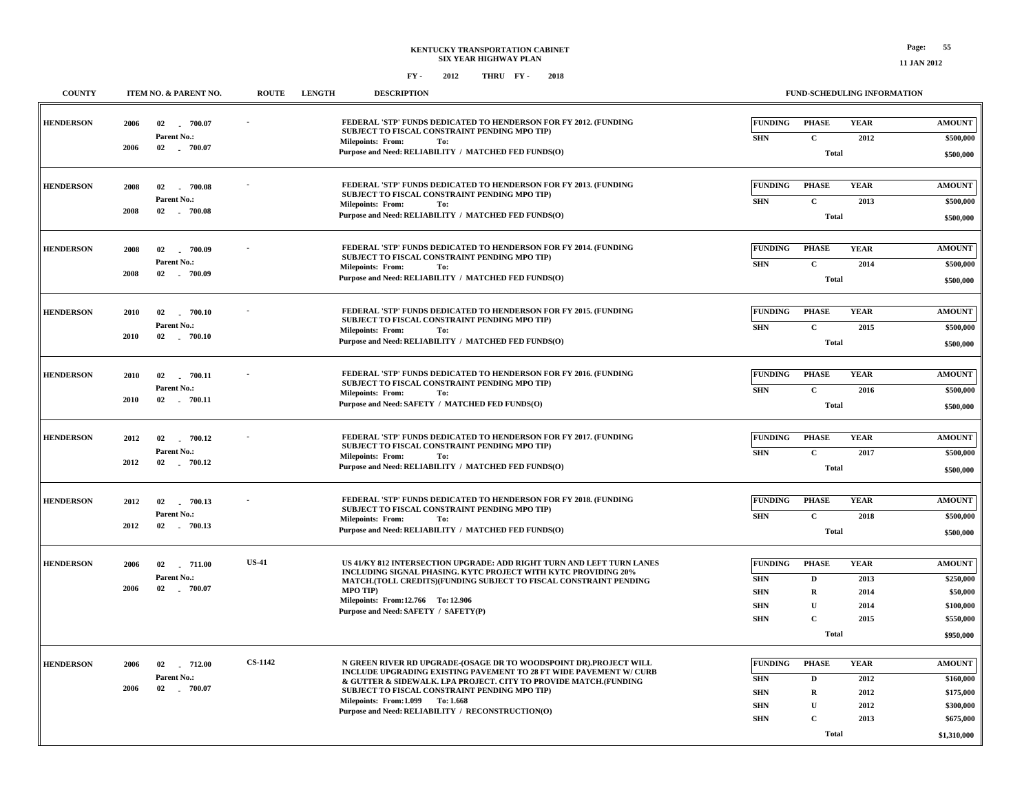# KENTUCKY TRANSPORTATION CABINET
## SIX YEAR HIGHWAY PLAN

FY - 2012 THRU FY - 2018

11 JAN 2012

| COUNTY | ITEM NO. & PARENT NO. | ROUTE | LENGTH | DESCRIPTION | FUNDING | PHASE | YEAR | AMOUNT |
|---|---|---|---|---|---|---|---|---|
| HENDERSON | 2006 02 - 700.07<br>Parent No.:<br>2006 02 - 700.07 | - | | FEDERAL 'STP' FUNDS DEDICATED TO HENDERSON FOR FY 2012. (FUNDING SUBJECT TO FISCAL CONSTRAINT PENDING MPO TIP)<br>Milepoints: From: To:<br>Purpose and Need: RELIABILITY / MATCHED FED FUNDS(O) | SHN | C | 2012 | $500,000 |
| | | | | | | Total | | $500,000 |
| HENDERSON | 2008 02 - 700.08<br>Parent No.:<br>2008 02 - 700.08 | - | | FEDERAL 'STP' FUNDS DEDICATED TO HENDERSON FOR FY 2013. (FUNDING SUBJECT TO FISCAL CONSTRAINT PENDING MPO TIP)<br>Milepoints: From: To:<br>Purpose and Need: RELIABILITY / MATCHED FED FUNDS(O) | SHN | C | 2013 | $500,000 |
| | | | | | | Total | | $500,000 |
| HENDERSON | 2008 02 - 700.09<br>Parent No.:<br>2008 02 - 700.09 | - | | FEDERAL 'STP' FUNDS DEDICATED TO HENDERSON FOR FY 2014. (FUNDING SUBJECT TO FISCAL CONSTRAINT PENDING MPO TIP)<br>Milepoints: From: To:<br>Purpose and Need: RELIABILITY / MATCHED FED FUNDS(O) | SHN | C | 2014 | $500,000 |
| | | | | | | Total | | $500,000 |
| HENDERSON | 2010 02 - 700.10<br>Parent No.:<br>2010 02 - 700.10 | - | | FEDERAL 'STP' FUNDS DEDICATED TO HENDERSON FOR FY 2015. (FUNDING SUBJECT TO FISCAL CONSTRAINT PENDING MPO TIP)<br>Milepoints: From: To:<br>Purpose and Need: RELIABILITY / MATCHED FED FUNDS(O) | SHN | C | 2015 | $500,000 |
| | | | | | | Total | | $500,000 |
| HENDERSON | 2010 02 - 700.11<br>Parent No.:<br>2010 02 - 700.11 | - | | FEDERAL 'STP' FUNDS DEDICATED TO HENDERSON FOR FY 2016. (FUNDING SUBJECT TO FISCAL CONSTRAINT PENDING MPO TIP)<br>Milepoints: From: To:<br>Purpose and Need: SAFETY / MATCHED FED FUNDS(O) | SHN | C | 2016 | $500,000 |
| | | | | | | Total | | $500,000 |
| HENDERSON | 2012 02 - 700.12<br>Parent No.:<br>2012 02 - 700.12 | - | | FEDERAL 'STP' FUNDS DEDICATED TO HENDERSON FOR FY 2017. (FUNDING SUBJECT TO FISCAL CONSTRAINT PENDING MPO TIP)<br>Milepoints: From: To:<br>Purpose and Need: RELIABILITY / MATCHED FED FUNDS(O) | SHN | C | 2017 | $500,000 |
| | | | | | | Total | | $500,000 |
| HENDERSON | 2012 02 - 700.13<br>Parent No.:<br>2012 02 - 700.13 | - | | FEDERAL 'STP' FUNDS DEDICATED TO HENDERSON FOR FY 2018. (FUNDING SUBJECT TO FISCAL CONSTRAINT PENDING MPO TIP)<br>Milepoints: From: To:<br>Purpose and Need: RELIABILITY / MATCHED FED FUNDS(O) | SHN | C | 2018 | $500,000 |
| | | | | | | Total | | $500,000 |
| HENDERSON | 2006 02 - 711.00<br>Parent No.:<br>2006 02 - 700.07 | US-41 | | US 41/KY 812 INTERSECTION UPGRADE: ADD RIGHT TURN AND LEFT TURN LANES INCLUDING SIGNAL PHASING. KYTC PROJECT WITH KYTC PROVIDING 20% MATCH.(TOLL CREDITS)(FUNDING SUBJECT TO FISCAL CONSTRAINT PENDING MPO TIP)<br>Milepoints: From:12.766 To: 12.906<br>Purpose and Need: SAFETY / SAFETY(P) | SHN | D | 2013 | $250,000 |
| | | | | | SHN | R | 2014 | $50,000 |
| | | | | | SHN | U | 2014 | $100,000 |
| | | | | | SHN | C | 2015 | $550,000 |
| | | | | | | Total | | $950,000 |
| HENDERSON | 2006 02 - 712.00<br>Parent No.:<br>2006 02 - 700.07 | CS-1142 | | N GREEN RIVER RD UPGRADE-(OSAGE DR TO WOODSPOINT DR).PROJECT WILL INCLUDE UPGRADING EXISTING PAVEMENT TO 28 FT WIDE PAVEMENT W/ CURB & GUTTER & SIDEWALK. LPA PROJECT. CITY TO PROVIDE MATCH.(FUNDING SUBJECT TO FISCAL CONSTRAINT PENDING MPO TIP)<br>Milepoints: From:1.099 To: 1.668<br>Purpose and Need: RELIABILITY / RECONSTRUCTION(O) | SHN | D | 2012 | $160,000 |
| | | | | | SHN | R | 2012 | $175,000 |
| | | | | | SHN | U | 2012 | $300,000 |
| | | | | | SHN | C | 2013 | $675,000 |
| | | | | | | Total | | $1,310,000 |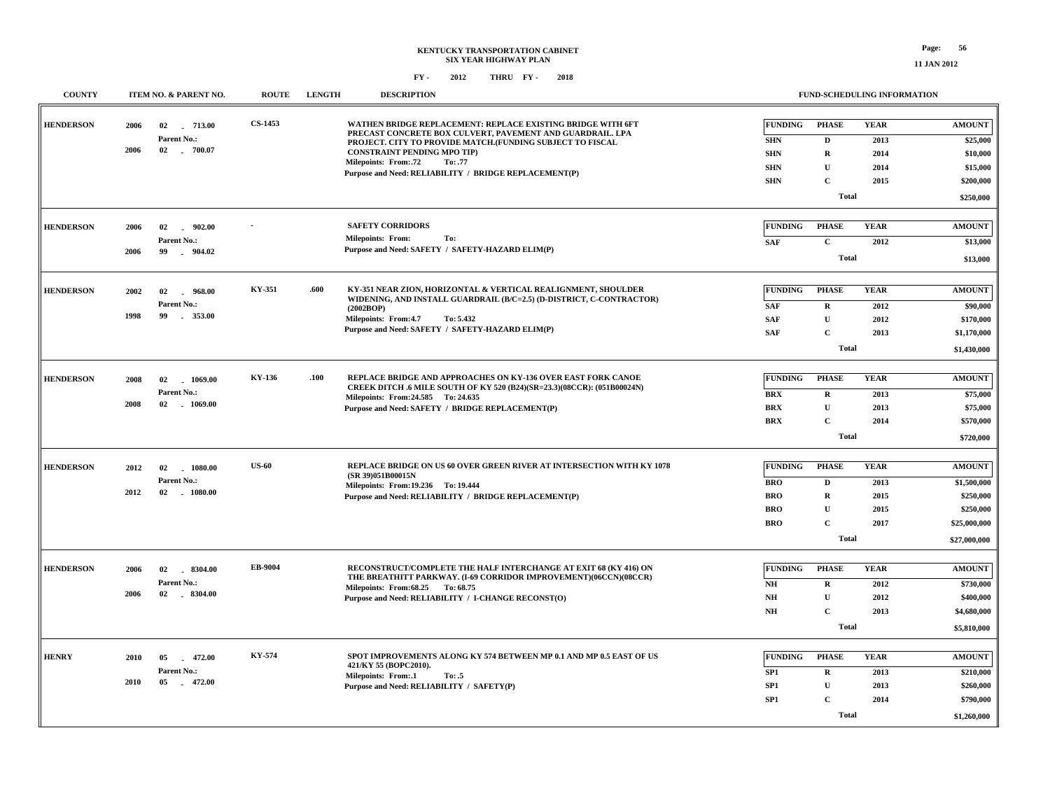# KENTUCKY TRANSPORTATION CABINET
## SIX YEAR HIGHWAY PLAN

FY - 2012 THRU FY - 2018

11 JAN 2012

| COUNTY | ITEM NO. & PARENT NO. | ROUTE | LENGTH | DESCRIPTION | FUNDING | PHASE | YEAR | AMOUNT |
|---|---|---|---|---|---|---|---|---|
| HENDERSON | 2006 02 - 713.00<br>Parent No.:<br>2006 02 - 700.07 | CS-1453 | | WATHEN BRIDGE REPLACEMENT: REPLACE EXISTING BRIDGE WITH 6FT PRECAST CONCRETE BOX CULVERT, PAVEMENT AND GUARDRAIL. LPA PROJECT. CITY TO PROVIDE MATCH.(FUNDING SUBJECT TO FISCAL CONSTRAINT PENDING MPO TIP)<br>Milepoints: From:.72 To: .77<br>Purpose and Need: RELIABILITY / BRIDGE REPLACEMENT(P) | SHN | D | 2013 | $25,000 |
| | | | | | SHN | R | 2014 | $10,000 |
| | | | | | SHN | U | 2014 | $15,000 |
| | | | | | SHN | C | 2015 | $200,000 |
| | | | | | | Total | | $250,000 |
| HENDERSON | 2006 02 - 902.00<br>Parent No.:<br>2006 99 - 904.02 | - | | SAFETY CORRIDORS<br>Milepoints: From: To:<br>Purpose and Need: SAFETY / SAFETY-HAZARD ELIM(P) | SAF | C | 2012 | $13,000 |
| | | | | | | Total | | $13,000 |
| HENDERSON | 2002 02 - 968.00<br>Parent No.:<br>1998 99 - 353.00 | KY-351 | .600 | KY-351 NEAR ZION, HORIZONTAL & VERTICAL REALIGNMENT, SHOULDER WIDENING, AND INSTALL GUARDRAIL (B/C=2.5) (D-DISTRICT, C-CONTRACTOR) (2002BOP)<br>Milepoints: From:4.7 To: 5.432<br>Purpose and Need: SAFETY / SAFETY-HAZARD ELIM(P) | SAF | R | 2012 | $90,000 |
| | | | | | SAF | U | 2012 | $170,000 |
| | | | | | SAF | C | 2013 | $1,170,000 |
| | | | | | | Total | | $1,430,000 |
| HENDERSON | 2008 02 - 1069.00<br>Parent No.:<br>2008 02 - 1069.00 | KY-136 | .100 | REPLACE BRIDGE AND APPROACHES ON KY-136 OVER EAST FORK CANOE CREEK DITCH .6 MILE SOUTH OF KY 520 (B24)(SR=23.3)(08CCR): (051B00024N)<br>Milepoints: From:24.585 To: 24.635<br>Purpose and Need: SAFETY / BRIDGE REPLACEMENT(P) | BRX | R | 2013 | $75,000 |
| | | | | | BRX | U | 2013 | $75,000 |
| | | | | | BRX | C | 2014 | $570,000 |
| | | | | | | Total | | $720,000 |
| HENDERSON | 2012 02 - 1080.00<br>Parent No.:<br>2012 02 - 1080.00 | US-60 | | REPLACE BRIDGE ON US 60 OVER GREEN RIVER AT INTERSECTION WITH KY 1078 (SR 39)051B00015N<br>Milepoints: From:19.236 To: 19.444<br>Purpose and Need: RELIABILITY / BRIDGE REPLACEMENT(P) | BRO | D | 2013 | $1,500,000 |
| | | | | | BRO | R | 2015 | $250,000 |
| | | | | | BRO | U | 2015 | $250,000 |
| | | | | | BRO | C | 2017 | $25,000,000 |
| | | | | | | Total | | $27,000,000 |
| HENDERSON | 2006 02 - 8304.00<br>Parent No.:<br>2006 02 - 8304.00 | EB-9004 | | RECONSTRUCT/COMPLETE THE HALF INTERCHANGE AT EXIT 68 (KY 416) ON THE BREATHITT PARKWAY. (I-69 CORRIDOR IMPROVEMENT)(06CCN)(08CCR)<br>Milepoints: From:68.25 To: 68.75<br>Purpose and Need: RELIABILITY / I-CHANGE RECONST(O) | NH | R | 2012 | $730,000 |
| | | | | | NH | U | 2012 | $400,000 |
| | | | | | NH | C | 2013 | $4,680,000 |
| | | | | | | Total | | $5,810,000 |
| HENRY | 2010 05 - 472.00<br>Parent No.:<br>2010 05 - 472.00 | KY-574 | | SPOT IMPROVEMENTS ALONG KY 574 BETWEEN MP 0.1 AND MP 0.5 EAST OF US 421/KY 55 (BOPC2010).<br>Milepoints: From:.1 To: .5<br>Purpose and Need: RELIABILITY / SAFETY(P) | SP1 | R | 2013 | $210,000 |
| | | | | | SP1 | U | 2013 | $260,000 |
| | | | | | SP1 | C | 2014 | $790,000 |
| | | | | | | Total | | $1,260,000 |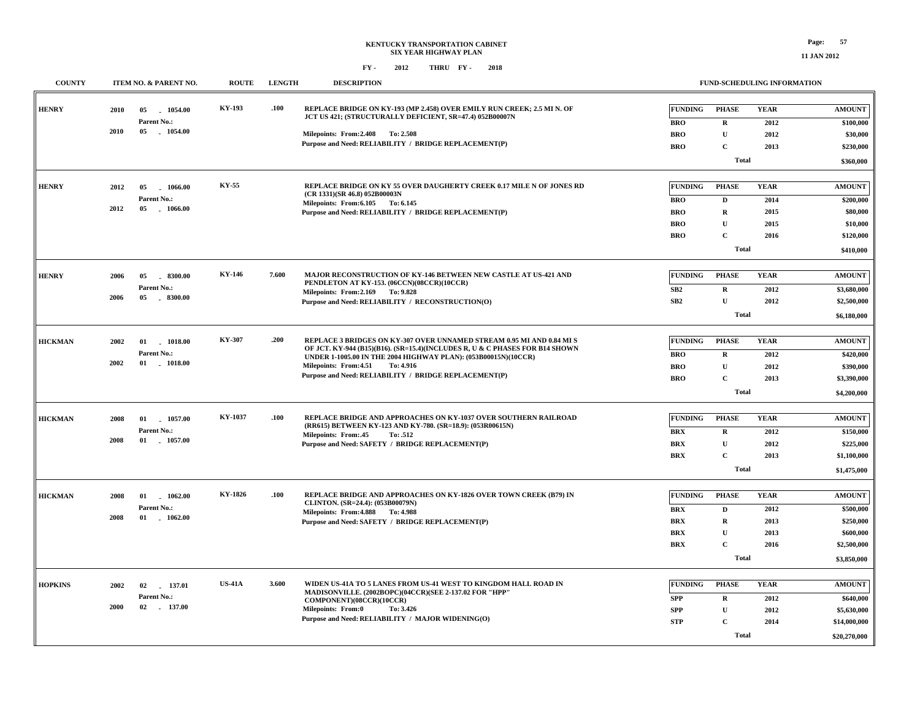**KENTUCKY TRANSPORTATION CABINET**
**SIX YEAR HIGHWAY PLAN**
**FY - 2012 THRU FY - 2018**

| COUNTY | ITEM NO. & PARENT NO. | ROUTE | LENGTH | DESCRIPTION | FUNDING | PHASE | YEAR | AMOUNT |
|---|---|---|---|---|---|---|---|---|
| HENRY | 2010 05 - 1054.00<br>Parent No.:<br>2010 05 - 1054.00 | KY-193 | .100 | REPLACE BRIDGE ON KY-193 (MP 2.458) OVER EMILY RUN CREEK; 2.5 MI N. OF JCT US 421; (STRUCTURALLY DEFICIENT, SR=47.4) 052B00007N<br>Milepoints: From:2.408 To: 2.508<br>Purpose and Need: RELIABILITY / BRIDGE REPLACEMENT(P) | BRO | R | 2012 | $100,000 |
| | | | | | BRO | U | 2012 | $30,000 |
| | | | | | BRO | C | 2013 | $230,000 |
| | | | | | | Total | | $360,000 |
| HENRY | 2012 05 - 1066.00<br>Parent No.:<br>2012 05 - 1066.00 | KY-55 | | REPLACE BRIDGE ON KY 55 OVER DAUGHERTY CREEK 0.17 MILE N OF JONES RD (CR 1331)(SR 46.8) 052B00003N<br>Milepoints: From:6.105 To: 6.145<br>Purpose and Need: RELIABILITY / BRIDGE REPLACEMENT(P) | BRO | D | 2014 | $200,000 |
| | | | | | BRO | R | 2015 | $80,000 |
| | | | | | BRO | U | 2015 | $10,000 |
| | | | | | BRO | C | 2016 | $120,000 |
| | | | | | | Total | | $410,000 |
| HENRY | 2006 05 - 8300.00<br>Parent No.:<br>2006 05 - 8300.00 | KY-146 | 7.600 | MAJOR RECONSTRUCTION OF KY-146 BETWEEN NEW CASTLE AT US-421 AND PENDLETON AT KY-153. (06CCN)(08CCR)(10CCR)<br>Milepoints: From:2.169 To: 9.828<br>Purpose and Need: RELIABILITY / RECONSTRUCTION(O) | SB2 | R | 2012 | $3,680,000 |
| | | | | | SB2 | U | 2012 | $2,500,000 |
| | | | | | | Total | | $6,180,000 |
| HICKMAN | 2002 01 - 1018.00<br>Parent No.:<br>2002 01 - 1018.00 | KY-307 | .200 | REPLACE 3 BRIDGES ON KY-307 OVER UNNAMED STREAM 0.95 MI AND 0.84 MI S OF JCT. KY-944 (B15)(B16). (SR=15.4)(INCLUDES R, U & C PHASES FOR B14 SHOWN UNDER 1-1005.00 IN THE 2004 HIGHWAY PLAN): (053B00015N)(10CCR)<br>Milepoints: From:4.51 To: 4.916<br>Purpose and Need: RELIABILITY / BRIDGE REPLACEMENT(P) | BRO | R | 2012 | $420,000 |
| | | | | | BRO | U | 2012 | $390,000 |
| | | | | | BRO | C | 2013 | $3,390,000 |
| | | | | | | Total | | $4,200,000 |
| HICKMAN | 2008 01 - 1057.00<br>Parent No.:<br>2008 01 - 1057.00 | KY-1037 | .100 | REPLACE BRIDGE AND APPROACHES ON KY-1037 OVER SOUTHERN RAILROAD (RR615) BETWEEN KY-123 AND KY-780. (SR=18.9): (053R00615N)<br>Milepoints: From:.45 To: .512<br>Purpose and Need: SAFETY / BRIDGE REPLACEMENT(P) | BRX | R | 2012 | $150,000 |
| | | | | | BRX | U | 2012 | $225,000 |
| | | | | | BRX | C | 2013 | $1,100,000 |
| | | | | | | Total | | $1,475,000 |
| HICKMAN | 2008 01 - 1062.00<br>Parent No.:<br>2008 01 - 1062.00 | KY-1826 | .100 | REPLACE BRIDGE AND APPROACHES ON KY-1826 OVER TOWN CREEK (B79) IN CLINTON. (SR=24.4): (053B00079N)<br>Milepoints: From:4.888 To: 4.988<br>Purpose and Need: SAFETY / BRIDGE REPLACEMENT(P) | BRX | D | 2012 | $500,000 |
| | | | | | BRX | R | 2013 | $250,000 |
| | | | | | BRX | U | 2013 | $600,000 |
| | | | | | BRX | C | 2016 | $2,500,000 |
| | | | | | | Total | | $3,850,000 |
| HOPKINS | 2002 02 - 137.01<br>Parent No.:<br>2000 02 - 137.00 | US-41A | 3.600 | WIDEN US-41A TO 5 LANES FROM US-41 WEST TO KINGDOM HALL ROAD IN MADISONVILLE. (2002BOPC)(04CCR)(SEE 2-137.02 FOR "HPP" COMPONENT)(08CCR)(10CCR)<br>Milepoints: From:0 To: 3.426<br>Purpose and Need: RELIABILITY / MAJOR WIDENING(O) | SPP | R | 2012 | $640,000 |
| | | | | | SPP | U | 2012 | $5,630,000 |
| | | | | | STP | C | 2014 | $14,000,000 |
| | | | | | | Total | | $20,270,000 |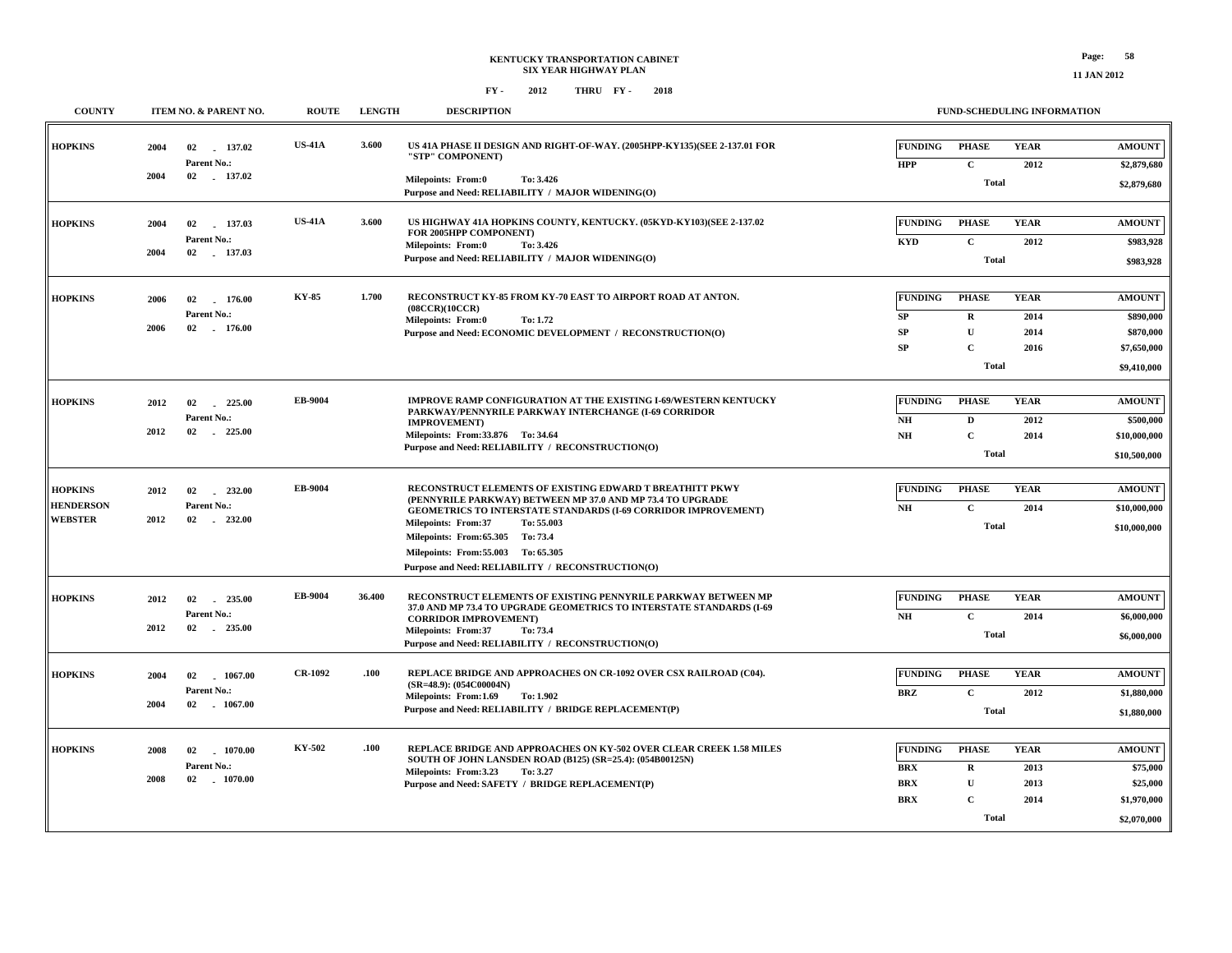# KENTUCKY TRANSPORTATION CABINET
## SIX YEAR HIGHWAY PLAN
### FY - 2012 THRU FY - 2018

| COUNTY | ITEM NO. & PARENT NO. | ROUTE | LENGTH | DESCRIPTION | FUNDING | PHASE | YEAR | AMOUNT |
|---|---|---|---|---|---|---|---|---|
| HOPKINS | 2004 02 - 137.02<br>Parent No.:<br>2004 02 - 137.02 | US-41A | 3.600 | US 41A PHASE II DESIGN AND RIGHT-OF-WAY. (2005HPP-KY135)(SEE 2-137.01 FOR "STP" COMPONENT)<br>Milepoints: From:0 To: 3.426<br>Purpose and Need: RELIABILITY / MAJOR WIDENING(O) | HPP | C | 2012 | $2,879,680 |
| | | | | | | Total | | $2,879,680 |
| HOPKINS | 2004 02 - 137.03<br>Parent No.:<br>2004 02 - 137.03 | US-41A | 3.600 | US HIGHWAY 41A HOPKINS COUNTY, KENTUCKY. (05KYD-KY103)(SEE 2-137.02 FOR 2005HPP COMPONENT)<br>Milepoints: From:0 To: 3.426<br>Purpose and Need: RELIABILITY / MAJOR WIDENING(O) | KYD | C | 2012 | $983,928 |
| | | | | | | Total | | $983,928 |
| HOPKINS | 2006 02 - 176.00<br>Parent No.:<br>2006 02 - 176.00 | KY-85 | 1.700 | RECONSTRUCT KY-85 FROM KY-70 EAST TO AIRPORT ROAD AT ANTON. (08CCR)(10CCR)<br>Milepoints: From:0 To: 1.72<br>Purpose and Need: ECONOMIC DEVELOPMENT / RECONSTRUCTION(O) | SP | R | 2014 | $890,000 |
| | | | | | SP | U | 2014 | $870,000 |
| | | | | | SP | C | 2016 | $7,650,000 |
| | | | | | | Total | | $9,410,000 |
| HOPKINS | 2012 02 - 225.00<br>Parent No.:<br>2012 02 - 225.00 | EB-9004 | | IMPROVE RAMP CONFIGURATION AT THE EXISTING I-69/WESTERN KENTUCKY PARKWAY/PENNYRILE PARKWAY INTERCHANGE (I-69 CORRIDOR IMPROVEMENT)<br>Milepoints: From:33.876 To: 34.64<br>Purpose and Need: RELIABILITY / RECONSTRUCTION(O) | NH | D | 2012 | $500,000 |
| | | | | | NH | C | 2014 | $10,000,000 |
| | | | | | | Total | | $10,500,000 |
| HOPKINS<br>HENDERSON<br>WEBSTER | 2012 02 - 232.00<br>Parent No.:<br>2012 02 - 232.00 | EB-9004 | | RECONSTRUCT ELEMENTS OF EXISTING EDWARD T BREATHITT PKWY (PENNYRILE PARKWAY) BETWEEN MP 37.0 AND MP 73.4 TO UPGRADE GEOMETRICS TO INTERSTATE STANDARDS (I-69 CORRIDOR IMPROVEMENT)<br>Milepoints: From:37 To: 55.003<br>Milepoints: From:65.305 To: 73.4<br>Milepoints: From:55.003 To: 65.305<br>Purpose and Need: RELIABILITY / RECONSTRUCTION(O) | NH | C | 2014 | $10,000,000 |
| | | | | | | Total | | $10,000,000 |
| HOPKINS | 2012 02 - 235.00<br>Parent No.:<br>2012 02 - 235.00 | EB-9004 | 36.400 | RECONSTRUCT ELEMENTS OF EXISTING PENNYRILE PARKWAY BETWEEN MP 37.0 AND MP 73.4 TO UPGRADE GEOMETRICS TO INTERSTATE STANDARDS (I-69 CORRIDOR IMPROVEMENT)<br>Milepoints: From:37 To: 73.4<br>Purpose and Need: RELIABILITY / RECONSTRUCTION(O) | NH | C | 2014 | $6,000,000 |
| | | | | | | Total | | $6,000,000 |
| HOPKINS | 2004 02 - 1067.00<br>Parent No.:<br>2004 02 - 1067.00 | CR-1092 | .100 | REPLACE BRIDGE AND APPROACHES ON CR-1092 OVER CSX RAILROAD (C04). (SR=48.9): (054C00004N)<br>Milepoints: From:1.69 To: 1.902<br>Purpose and Need: RELIABILITY / BRIDGE REPLACEMENT(P) | BRZ | C | 2012 | $1,880,000 |
| | | | | | | Total | | $1,880,000 |
| HOPKINS | 2008 02 - 1070.00<br>Parent No.:<br>2008 02 - 1070.00 | KY-502 | .100 | REPLACE BRIDGE AND APPROACHES ON KY-502 OVER CLEAR CREEK 1.58 MILES SOUTH OF JOHN LANSDEN ROAD (B125) (SR=25.4): (054B00125N)<br>Milepoints: From:3.23 To: 3.27<br>Purpose and Need: SAFETY / BRIDGE REPLACEMENT(P) | BRX | R | 2013 | $75,000 |
| | | | | | BRX | U | 2013 | $25,000 |
| | | | | | BRX | C | 2014 | $1,970,000 |
| | | | | | | Total | | $2,070,000 |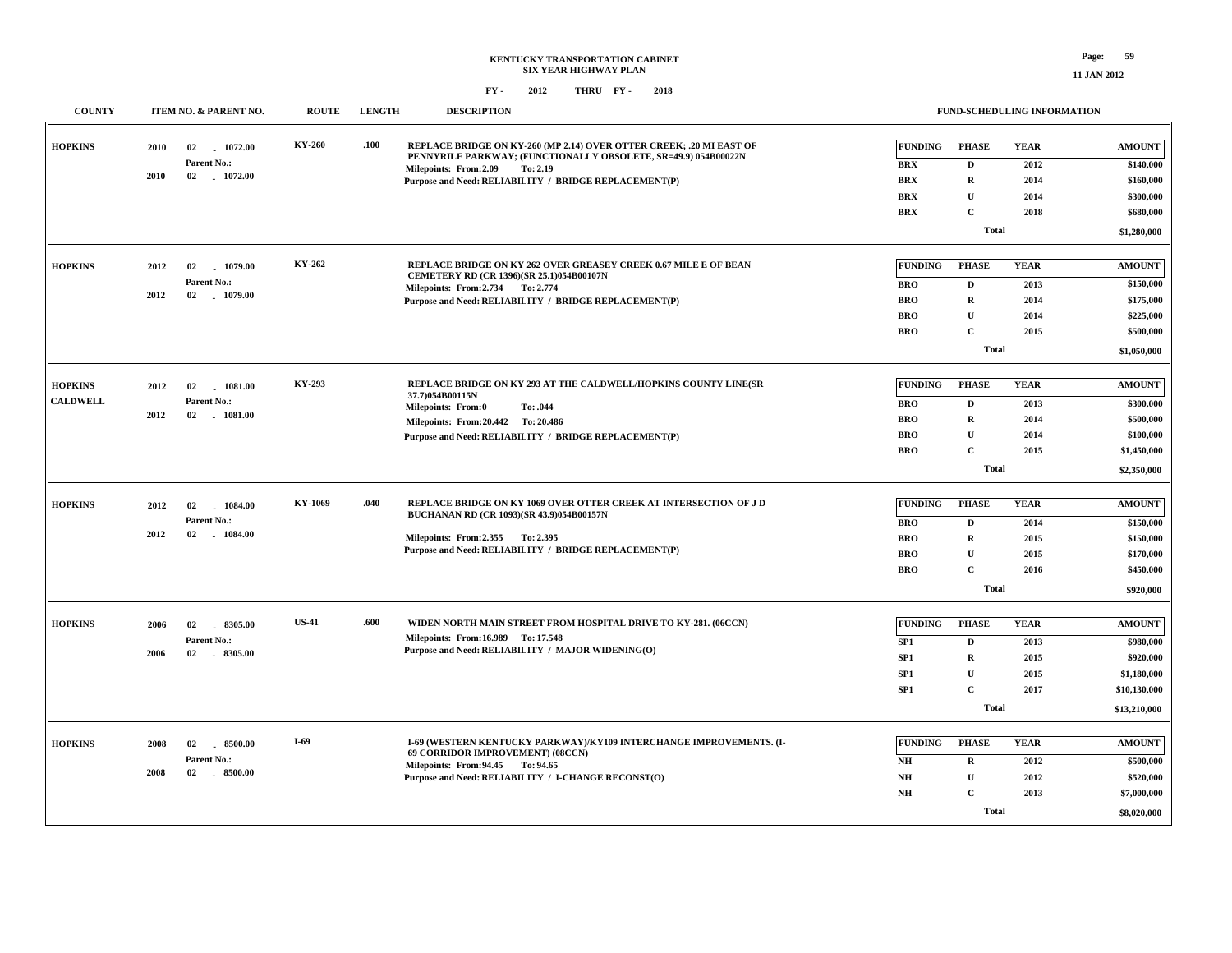**KENTUCKY TRANSPORTATION CABINET**
**SIX YEAR HIGHWAY PLAN**
**FY - 2012 THRU FY - 2018**

| COUNTY | ITEM NO. & PARENT NO. | ROUTE | LENGTH | DESCRIPTION | FUNDING | PHASE | YEAR | AMOUNT |
|---|---|---|---|---|---|---|---|---|
| HOPKINS | 2010 02 - 1072.00<br>Parent No.:<br>2010 02 - 1072.00 | KY-260 | .100 | REPLACE BRIDGE ON KY-260 (MP 2.14) OVER OTTER CREEK; .20 MI EAST OF PENNYRILE PARKWAY; (FUNCTIONALLY OBSOLETE, SR=49.9) 054B00022N<br>Milepoints: From:2.09 To: 2.19<br>Purpose and Need: RELIABILITY / BRIDGE REPLACEMENT(P) | BRX | D | 2012 | $140,000 |
| | | | | | BRX | R | 2014 | $160,000 |
| | | | | | BRX | U | 2014 | $300,000 |
| | | | | | BRX | C | 2018 | $680,000 |
| | | | | | | Total | | $1,280,000 |
| HOPKINS | 2012 02 - 1079.00<br>Parent No.:<br>2012 02 - 1079.00 | KY-262 | | REPLACE BRIDGE ON KY 262 OVER GREASEY CREEK 0.67 MILE E OF BEAN CEMETERY RD (CR 1396)(SR 25.1)054B00107N<br>Milepoints: From:2.734 To: 2.774<br>Purpose and Need: RELIABILITY / BRIDGE REPLACEMENT(P) | BRO | D | 2013 | $150,000 |
| | | | | | BRO | R | 2014 | $175,000 |
| | | | | | BRO | U | 2014 | $225,000 |
| | | | | | BRO | C | 2015 | $500,000 |
| | | | | | | Total | | $1,050,000 |
| HOPKINS<br>CALDWELL | 2012 02 - 1081.00<br>Parent No.:<br>2012 02 - 1081.00 | KY-293 | | REPLACE BRIDGE ON KY 293 AT THE CALDWELL/HOPKINS COUNTY LINE(SR 37.7)054B00115N<br>Milepoints: From:0 To: .044<br>Milepoints: From:20.442 To: 20.486<br>Purpose and Need: RELIABILITY / BRIDGE REPLACEMENT(P) | BRO | D | 2013 | $300,000 |
| | | | | | BRO | R | 2014 | $500,000 |
| | | | | | BRO | U | 2014 | $100,000 |
| | | | | | BRO | C | 2015 | $1,450,000 |
| | | | | | | Total | | $2,350,000 |
| HOPKINS | 2012 02 - 1084.00<br>Parent No.:<br>2012 02 - 1084.00 | KY-1069 | .040 | REPLACE BRIDGE ON KY 1069 OVER OTTER CREEK AT INTERSECTION OF J D BUCHANAN RD (CR 1093)(SR 43.9)054B00157N<br>Milepoints: From:2.355 To: 2.395<br>Purpose and Need: RELIABILITY / BRIDGE REPLACEMENT(P) | BRO | D | 2014 | $150,000 |
| | | | | | BRO | R | 2015 | $150,000 |
| | | | | | BRO | U | 2015 | $170,000 |
| | | | | | BRO | C | 2016 | $450,000 |
| | | | | | | Total | | $920,000 |
| HOPKINS | 2006 02 - 8305.00<br>Parent No.:<br>2006 02 - 8305.00 | US-41 | .600 | WIDEN NORTH MAIN STREET FROM HOSPITAL DRIVE TO KY-281. (06CCN)<br>Milepoints: From:16.989 To: 17.548<br>Purpose and Need: RELIABILITY / MAJOR WIDENING(O) | SP1 | D | 2013 | $980,000 |
| | | | | | SP1 | R | 2015 | $920,000 |
| | | | | | SP1 | U | 2015 | $1,180,000 |
| | | | | | SP1 | C | 2017 | $10,130,000 |
| | | | | | | Total | | $13,210,000 |
| HOPKINS | 2008 02 - 8500.00<br>Parent No.:<br>2008 02 - 8500.00 | I-69 | | I-69 (WESTERN KENTUCKY PARKWAY)/KY109 INTERCHANGE IMPROVEMENTS. (I-69 CORRIDOR IMPROVEMENT) (08CCN)<br>Milepoints: From:94.45 To: 94.65<br>Purpose and Need: RELIABILITY / I-CHANGE RECONST(O) | NH | R | 2012 | $500,000 |
| | | | | | NH | U | 2012 | $520,000 |
| | | | | | NH | C | 2013 | $7,000,000 |
| | | | | | | Total | | $8,020,000 |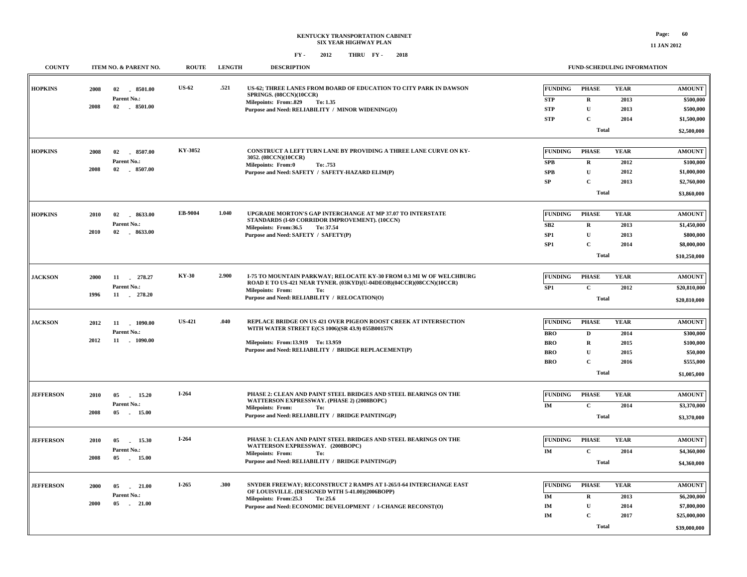# KENTUCKY TRANSPORTATION CABINET
## SIX YEAR HIGHWAY PLAN

FY - 2012 THRU FY - 2018

11 JAN 2012

| COUNTY | ITEM NO. & PARENT NO. | ROUTE | LENGTH | DESCRIPTION | FUNDING | PHASE | YEAR | AMOUNT |
|---|---|---|---|---|---|---|---|---|
| HOPKINS | 2008 02 - 8501.00<br>Parent No.:<br>2008 02 - 8501.00 | US-62 | .521 | US-62; THREE LANES FROM BOARD OF EDUCATION TO CITY PARK IN DAWSON SPRINGS. (08CCN)(10CCR)<br>Milepoints: From:.829 To: 1.35<br>Purpose and Need: RELIABILITY / MINOR WIDENING(O) | STP | R | 2013 | $500,000 |
| | | | | | STP | U | 2013 | $500,000 |
| | | | | | STP | C | 2014 | $1,500,000 |
| | | | | | | Total | | $2,500,000 |
| HOPKINS | 2008 02 - 8507.00<br>Parent No.:<br>2008 02 - 8507.00 | KY-3052 | | CONSTRUCT A LEFT TURN LANE BY PROVIDING A THREE LANE CURVE ON KY-3052. (08CCN)(10CCR)<br>Milepoints: From:0 To: .753<br>Purpose and Need: SAFETY / SAFETY-HAZARD ELIM(P) | SPB | R | 2012 | $100,000 |
| | | | | | SPB | U | 2012 | $1,000,000 |
| | | | | | SP | C | 2013 | $2,760,000 |
| | | | | | | Total | | $3,860,000 |
| HOPKINS | 2010 02 - 8633.00<br>Parent No.:<br>2010 02 - 8633.00 | EB-9004 | 1.040 | UPGRADE MORTON'S GAP INTERCHANGE AT MP 37.07 TO INTERSTATE STANDARDS (I-69 CORRIDOR IMPROVEMENT). (10CCN)<br>Milepoints: From:36.5 To: 37.54<br>Purpose and Need: SAFETY / SAFETY(P) | SB2 | R | 2013 | $1,450,000 |
| | | | | | SP1 | U | 2013 | $800,000 |
| | | | | | SP1 | C | 2014 | $8,000,000 |
| | | | | | | Total | | $10,250,000 |
| JACKSON | 2000 11 - 278.27<br>Parent No.:<br>1996 11 - 278.20 | KY-30 | 2.900 | I-75 TO MOUNTAIN PARKWAY; RELOCATE KY-30 FROM 0.3 MI W OF WELCHBURG ROAD E TO US-421 NEAR TYNER. (03KYD)(U-04DEOB)(04CCR)(08CCN)(10CCR)<br>Milepoints: From: To:<br>Purpose and Need: RELIABILITY / RELOCATION(O) | SP1 | C | 2012 | $20,810,000 |
| | | | | | | Total | | $20,810,000 |
| JACKSON | 2012 11 - 1090.00<br>Parent No.:<br>2012 11 - 1090.00 | US-421 | .040 | REPLACE BRIDGE ON US 421 OVER PIGEON ROOST CREEK AT INTERSECTION WITH WATER STREET E(CS 1006)(SR 43.9) 055B00157N<br>Milepoints: From:13.919 To: 13.959<br>Purpose and Need: RELIABILITY / BRIDGE REPLACEMENT(P) | BRO | D | 2014 | $300,000 |
| | | | | | BRO | R | 2015 | $100,000 |
| | | | | | BRO | U | 2015 | $50,000 |
| | | | | | BRO | C | 2016 | $555,000 |
| | | | | | | Total | | $1,005,000 |
| JEFFERSON | 2010 05 - 15.20<br>Parent No.:<br>2008 05 - 15.00 | I-264 | | PHASE 2: CLEAN AND PAINT STEEL BRIDGES AND STEEL BEARINGS ON THE WATTERSON EXPRESSWAY. (PHASE 2) (2008BOPC)<br>Milepoints: From: To:<br>Purpose and Need: RELIABILITY / BRIDGE PAINTING(P) | IM | C | 2014 | $3,370,000 |
| | | | | | | Total | | $3,370,000 |
| JEFFERSON | 2010 05 - 15.30<br>Parent No.:<br>2008 05 - 15.00 | I-264 | | PHASE 3: CLEAN AND PAINT STEEL BRIDGES AND STEEL BEARINGS ON THE WATTERSON EXPRESSWAY. (2008BOPC)<br>Milepoints: From: To:<br>Purpose and Need: RELIABILITY / BRIDGE PAINTING(P) | IM | C | 2014 | $4,360,000 |
| | | | | | | Total | | $4,360,000 |
| JEFFERSON | 2000 05 - 21.00<br>Parent No.:<br>2000 05 - 21.00 | I-265 | .300 | SNYDER FREEWAY; RECONSTRUCT 2 RAMPS AT I-265/I-64 INTERCHANGE EAST OF LOUISVILLE. (DESIGNED WITH 5-41.00)(2006BOPP)<br>Milepoints: From:25.3 To: 25.6<br>Purpose and Need: ECONOMIC DEVELOPMENT / I-CHANGE RECONST(O) | IM | R | 2013 | $6,200,000 |
| | | | | | IM | U | 2014 | $7,800,000 |
| | | | | | IM | C | 2017 | $25,000,000 |
| | | | | | | Total | | $39,000,000 |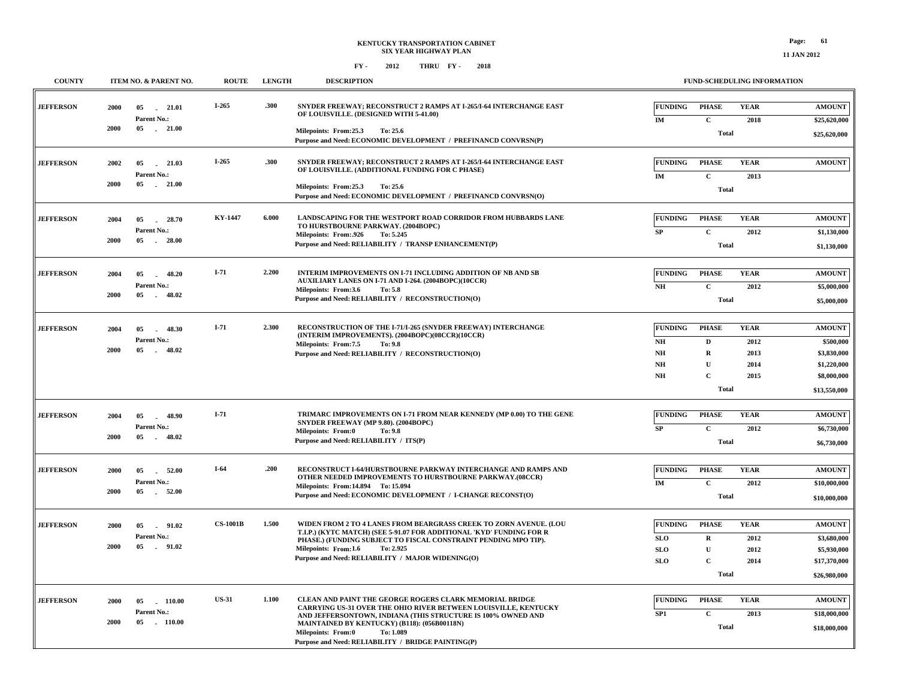# KENTUCKY TRANSPORTATION CABINET
## SIX YEAR HIGHWAY PLAN

FY - 2012 THRU FY - 2018

| COUNTY | ITEM NO. & PARENT NO. | ROUTE | LENGTH | DESCRIPTION | FUNDING | PHASE | YEAR | AMOUNT |
|---|---|---|---|---|---|---|---|---|
| JEFFERSON | 2000 05 - 21.01<br>Parent No.:<br>2000 05 - 21.00 | I-265 | .300 | SNYDER FREEWAY; RECONSTRUCT 2 RAMPS AT I-265/I-64 INTERCHANGE EAST OF LOUISVILLE. (DESIGNED WITH 5-41.00)<br>Milepoints: From:25.3 To: 25.6<br>Purpose and Need: ECONOMIC DEVELOPMENT / PREFINANCD CONVRSN(P) | IM | C | 2018 | $25,620,000 |
| | | | | | | Total | | $25,620,000 |
| JEFFERSON | 2002 05 - 21.03<br>Parent No.:<br>2000 05 - 21.00 | I-265 | .300 | SNYDER FREEWAY; RECONSTRUCT 2 RAMPS AT I-265/I-64 INTERCHANGE EAST OF LOUISVILLE. (ADDITIONAL FUNDING FOR C PHASE)<br>Milepoints: From:25.3 To: 25.6<br>Purpose and Need: ECONOMIC DEVELOPMENT / PREFINANCD CONVRSN(O) | IM | C | 2013 | |
| | | | | | | Total | | |
| JEFFERSON | 2004 05 - 28.70<br>Parent No.:<br>2000 05 - 28.00 | KY-1447 | 6.000 | LANDSCAPING FOR THE WESTPORT ROAD CORRIDOR FROM HUBBARDS LANE TO HURSTBOURNE PARKWAY. (2004BOPC)<br>Milepoints: From:.926 To: 5.245<br>Purpose and Need: RELIABILITY / TRANSP ENHANCEMENT(P) | SP | C | 2012 | $1,130,000 |
| | | | | | | Total | | $1,130,000 |
| JEFFERSON | 2004 05 - 48.20<br>Parent No.:<br>2000 05 - 48.02 | I-71 | 2.200 | INTERIM IMPROVEMENTS ON I-71 INCLUDING ADDITION OF NB AND SB AUXILIARY LANES ON I-71 AND I-264. (2004BOPC)(10CCR)<br>Milepoints: From:3.6 To: 5.8<br>Purpose and Need: RELIABILITY / RECONSTRUCTION(O) | NH | C | 2012 | $5,000,000 |
| | | | | | | Total | | $5,000,000 |
| JEFFERSON | 2004 05 - 48.30<br>Parent No.:<br>2000 05 - 48.02 | I-71 | 2.300 | RECONSTRUCTION OF THE I-71/I-265 (SNYDER FREEWAY) INTERCHANGE (INTERIM IMPROVEMENTS). (2004BOPC)(08CCR)(10CCR)<br>Milepoints: From:7.5 To: 9.8<br>Purpose and Need: RELIABILITY / RECONSTRUCTION(O) | NH | D | 2012 | $500,000 |
| | | | | | NH | R | 2013 | $3,830,000 |
| | | | | | NH | U | 2014 | $1,220,000 |
| | | | | | NH | C | 2015 | $8,000,000 |
| | | | | | | Total | | $13,550,000 |
| JEFFERSON | 2004 05 - 48.90<br>Parent No.:<br>2000 05 - 48.02 | I-71 | | TRIMARC IMPROVEMENTS ON I-71 FROM NEAR KENNEDY (MP 0.00) TO THE GENE SNYDER FREEWAY (MP 9.80). (2004BOPC)<br>Milepoints: From:0 To: 9.8<br>Purpose and Need: RELIABILITY / ITS(P) | SP | C | 2012 | $6,730,000 |
| | | | | | | Total | | $6,730,000 |
| JEFFERSON | 2000 05 - 52.00<br>Parent No.:<br>2000 05 - 52.00 | I-64 | .200 | RECONSTRUCT I-64/HURSTBOURNE PARKWAY INTERCHANGE AND RAMPS AND OTHER NEEDED IMPROVEMENTS TO HURSTBOURNE PARKWAY.(08CCR)<br>Milepoints: From:14.894 To: 15.094<br>Purpose and Need: ECONOMIC DEVELOPMENT / I-CHANGE RECONST(O) | IM | C | 2012 | $10,000,000 |
| | | | | | | Total | | $10,000,000 |
| JEFFERSON | 2000 05 - 91.02<br>Parent No.:<br>2000 05 - 91.02 | CS-1001B | 1.500 | WIDEN FROM 2 TO 4 LANES FROM BEARGRASS CREEK TO ZORN AVENUE. (LOU T.I.P.) (KYTC MATCH) (SEE 5-91.07 FOR ADDITIONAL 'KYD' FUNDING FOR R PHASE.) (FUNDING SUBJECT TO FISCAL CONSTRAINT PENDING MPO TIP).<br>Milepoints: From:1.6 To: 2.925<br>Purpose and Need: RELIABILITY / MAJOR WIDENING(O) | SLO | R | 2012 | $3,680,000 |
| | | | | | SLO | U | 2012 | $5,930,000 |
| | | | | | SLO | C | 2014 | $17,370,000 |
| | | | | | | Total | | $26,980,000 |
| JEFFERSON | 2000 05 - 110.00<br>Parent No.:<br>2000 05 - 110.00 | US-31 | 1.100 | CLEAN AND PAINT THE GEORGE ROGERS CLARK MEMORIAL BRIDGE CARRYING US-31 OVER THE OHIO RIVER BETWEEN LOUISVILLE, KENTUCKY AND JEFFERSONTOWN, INDIANA (THIS STRUCTURE IS 100% OWNED AND MAINTAINED BY KENTUCKY) (B118): (056B00118N)<br>Milepoints: From:0 To: 1.089<br>Purpose and Need: RELIABILITY / BRIDGE PAINTING(P) | SP1 | C | 2013 | $18,000,000 |
| | | | | | | Total | | $18,000,000 |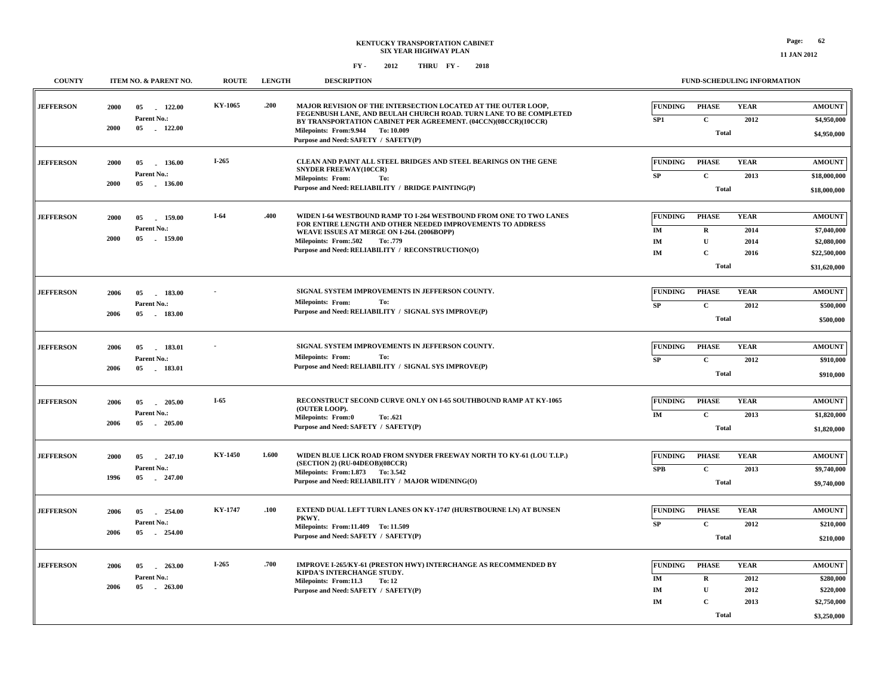**KENTUCKY TRANSPORTATION CABINET**
**SIX YEAR HIGHWAY PLAN**
**FY - 2012 THRU FY - 2018**

| COUNTY | ITEM NO. & PARENT NO. | ROUTE | LENGTH | DESCRIPTION | FUNDING | PHASE | YEAR | AMOUNT |
|---|---|---|---|---|---|---|---|---|
| JEFFERSON | 2000 05 - 122.00<br>Parent No.:<br>2000 05 - 122.00 | KY-1065 | .200 | MAJOR REVISION OF THE INTERSECTION LOCATED AT THE OUTER LOOP, FEGENBUSH LANE, AND BEULAH CHURCH ROAD. TURN LANE TO BE COMPLETED BY TRANSPORTATION CABINET PER AGREEMENT. (04CCN)(08CCR)(10CCR)<br>Milepoints: From:9.944 To: 10.009<br>Purpose and Need: SAFETY / SAFETY(P) | SP1 | C | 2012 | $4,950,000 |
| | | | | | | Total | | $4,950,000 |
| JEFFERSON | 2000 05 - 136.00<br>Parent No.:<br>2000 05 - 136.00 | I-265 | | CLEAN AND PAINT ALL STEEL BRIDGES AND STEEL BEARINGS ON THE GENE SNYDER FREEWAY(10CCR)<br>Milepoints: From: To:<br>Purpose and Need: RELIABILITY / BRIDGE PAINTING(P) | SP | C | 2013 | $18,000,000 |
| | | | | | | Total | | $18,000,000 |
| JEFFERSON | 2000 05 - 159.00<br>Parent No.:<br>2000 05 - 159.00 | I-64 | .400 | WIDEN I-64 WESTBOUND RAMP TO I-264 WESTBOUND FROM ONE TO TWO LANES FOR ENTIRE LENGTH AND OTHER NEEDED IMPROVEMENTS TO ADDRESS WEAVE ISSUES AT MERGE ON I-264. (2006BOPP)<br>Milepoints: From:.502 To: .779<br>Purpose and Need: RELIABILITY / RECONSTRUCTION(O) | IM | R | 2014 | $7,040,000 |
| | | | | | IM | U | 2014 | $2,080,000 |
| | | | | | IM | C | 2016 | $22,500,000 |
| | | | | | | Total | | $31,620,000 |
| JEFFERSON | 2006 05 - 183.00<br>Parent No.:<br>2006 05 - 183.00 | - | | SIGNAL SYSTEM IMPROVEMENTS IN JEFFERSON COUNTY.<br>Milepoints: From: To:<br>Purpose and Need: RELIABILITY / SIGNAL SYS IMPROVE(P) | SP | C | 2012 | $500,000 |
| | | | | | | Total | | $500,000 |
| JEFFERSON | 2006 05 - 183.01<br>Parent No.:<br>2006 05 - 183.01 | - | | SIGNAL SYSTEM IMPROVEMENTS IN JEFFERSON COUNTY.<br>Milepoints: From: To:<br>Purpose and Need: RELIABILITY / SIGNAL SYS IMPROVE(P) | SP | C | 2012 | $910,000 |
| | | | | | | Total | | $910,000 |
| JEFFERSON | 2006 05 - 205.00<br>Parent No.:<br>2006 05 - 205.00 | I-65 | | RECONSTRUCT SECOND CURVE ONLY ON I-65 SOUTHBOUND RAMP AT KY-1065 (OUTER LOOP).<br>Milepoints: From:0 To: .621<br>Purpose and Need: SAFETY / SAFETY(P) | IM | C | 2013 | $1,820,000 |
| | | | | | | Total | | $1,820,000 |
| JEFFERSON | 2000 05 - 247.10<br>Parent No.:<br>1996 05 - 247.00 | KY-1450 | 1.600 | WIDEN BLUE LICK ROAD FROM SNYDER FREEWAY NORTH TO KY-61 (LOU T.I.P.) (SECTION 2) (RU-04DEOB)(08CCR)<br>Milepoints: From:1.873 To: 3.542<br>Purpose and Need: RELIABILITY / MAJOR WIDENING(O) | SPB | C | 2013 | $9,740,000 |
| | | | | | | Total | | $9,740,000 |
| JEFFERSON | 2006 05 - 254.00<br>Parent No.:<br>2006 05 - 254.00 | KY-1747 | .100 | EXTEND DUAL LEFT TURN LANES ON KY-1747 (HURSTBOURNE LN) AT BUNSEN PKWY.<br>Milepoints: From:11.409 To: 11.509<br>Purpose and Need: SAFETY / SAFETY(P) | SP | C | 2012 | $210,000 |
| | | | | | | Total | | $210,000 |
| JEFFERSON | 2006 05 - 263.00<br>Parent No.:<br>2006 05 - 263.00 | I-265 | .700 | IMPROVE I-265/KY-61 (PRESTON HWY) INTERCHANGE AS RECOMMENDED BY KIPDA'S INTERCHANGE STUDY.<br>Milepoints: From:11.3 To: 12<br>Purpose and Need: SAFETY / SAFETY(P) | IM | R | 2012 | $280,000 |
| | | | | | IM | U | 2012 | $220,000 |
| | | | | | IM | C | 2013 | $2,750,000 |
| | | | | | | Total | | $3,250,000 |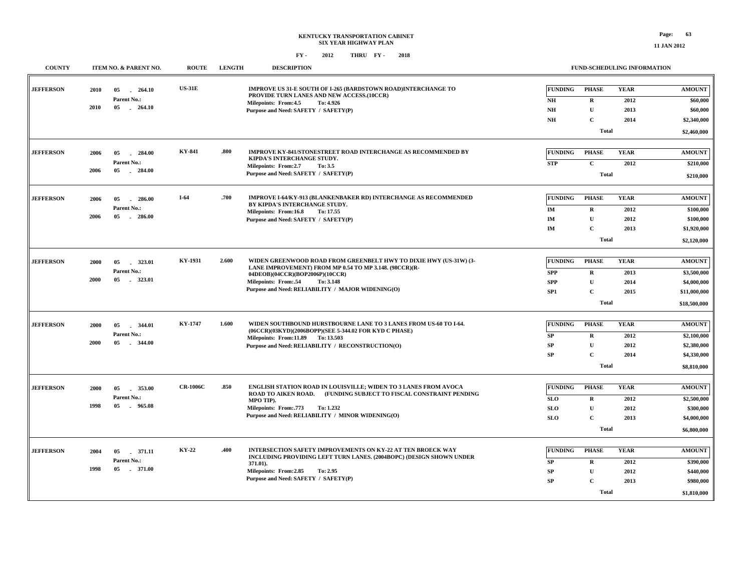**KENTUCKY TRANSPORTATION CABINET**
**SIX YEAR HIGHWAY PLAN**
**FY - 2012 THRU FY - 2018**

| COUNTY | ITEM NO. & PARENT NO. | ROUTE | LENGTH | DESCRIPTION | FUNDING | PHASE | YEAR | AMOUNT |
|---|---|---|---|---|---|---|---|---|
| JEFFERSON | 2010 05 - 264.10<br>Parent No.:<br>2010 05 - 264.10 | US-31E | | IMPROVE US 31-E SOUTH OF I-265 (BARDSTOWN ROAD)INTERCHANGE TO PROVIDE TURN LANES AND NEW ACCESS.(10CCR)<br>Milepoints: From:4.5 To: 4.926<br>Purpose and Need: SAFETY / SAFETY(P) | NH | R | 2012 | $60,000 |
| | | | | | NH | U | 2013 | $60,000 |
| | | | | | NH | C | 2014 | $2,340,000 |
| | | | | | | Total | | $2,460,000 |
| JEFFERSON | 2006 05 - 284.00<br>Parent No.:<br>2006 05 - 284.00 | KY-841 | .800 | IMPROVE KY-841/STONESTREET ROAD INTERCHANGE AS RECOMMENDED BY KIPDA'S INTERCHANGE STUDY.<br>Milepoints: From:2.7 To: 3.5<br>Purpose and Need: SAFETY / SAFETY(P) | STP | C | 2012 | $210,000 |
| | | | | | | Total | | $210,000 |
| JEFFERSON | 2006 05 - 286.00<br>Parent No.:<br>2006 05 - 286.00 | I-64 | .700 | IMPROVE I-64/KY-913 (BLANKENBAKER RD) INTERCHANGE AS RECOMMENDED BY KIPDA'S INTERCHANGE STUDY.<br>Milepoints: From:16.8 To: 17.55<br>Purpose and Need: SAFETY / SAFETY(P) | IM | R | 2012 | $100,000 |
| | | | | | IM | U | 2012 | $100,000 |
| | | | | | IM | C | 2013 | $1,920,000 |
| | | | | | | Total | | $2,120,000 |
| JEFFERSON | 2000 05 - 323.01<br>Parent No.:<br>2000 05 - 323.01 | KY-1931 | 2.600 | WIDEN GREENWOOD ROAD FROM GREENBELT HWY TO DIXIE HWY (US-31W) (3-LANE IMPROVEMENT) FROM MP 0.54 TO MP 3.148. (98CCR)(R-04DEOB)(04CCR)(BOP2006P)(10CCR)<br>Milepoints: From:.54 To: 3.148<br>Purpose and Need: RELIABILITY / MAJOR WIDENING(O) | SPP | R | 2013 | $3,500,000 |
| | | | | | SPP | U | 2014 | $4,000,000 |
| | | | | | SP1 | C | 2015 | $11,000,000 |
| | | | | | | Total | | $18,500,000 |
| JEFFERSON | 2000 05 - 344.01<br>Parent No.:<br>2000 05 - 344.00 | KY-1747 | 1.600 | WIDEN SOUTHBOUND HURSTBOURNE LANE TO 3 LANES FROM US-60 TO I-64. (06CCR)(03KYD)(2006BOPP)(SEE 5-344.02 FOR KYD C PHASE)<br>Milepoints: From:11.89 To: 13.503<br>Purpose and Need: RELIABILITY / RECONSTRUCTION(O) | SP | R | 2012 | $2,100,000 |
| | | | | | SP | U | 2012 | $2,380,000 |
| | | | | | SP | C | 2014 | $4,330,000 |
| | | | | | | Total | | $8,810,000 |
| JEFFERSON | 2000 05 - 353.00<br>Parent No.:<br>1998 05 - 965.08 | CR-1006C | .850 | ENGLISH STATION ROAD IN LOUISVILLE; WIDEN TO 3 LANES FROM AVOCA ROAD TO AIKEN ROAD. (FUNDING SUBJECT TO FISCAL CONSTRAINT PENDING MPO TIP).<br>Milepoints: From:.773 To: 1.232<br>Purpose and Need: RELIABILITY / MINOR WIDENING(O) | SLO | R | 2012 | $2,500,000 |
| | | | | | SLO | U | 2012 | $300,000 |
| | | | | | SLO | C | 2013 | $4,000,000 |
| | | | | | | Total | | $6,800,000 |
| JEFFERSON | 2004 05 - 371.11<br>Parent No.:<br>1998 05 - 371.00 | KY-22 | .400 | INTERSECTION SAFETY IMPROVEMENTS ON KY-22 AT TEN BROECK WAY INCLUDING PROVIDING LEFT TURN LANES. (2004BOPC) (DESIGN SHOWN UNDER 371.01).<br>Milepoints: From:2.85 To: 2.95<br>Purpose and Need: SAFETY / SAFETY(P) | SP | R | 2012 | $390,000 |
| | | | | | SP | U | 2012 | $440,000 |
| | | | | | SP | C | 2013 | $980,000 |
| | | | | | | Total | | $1,810,000 |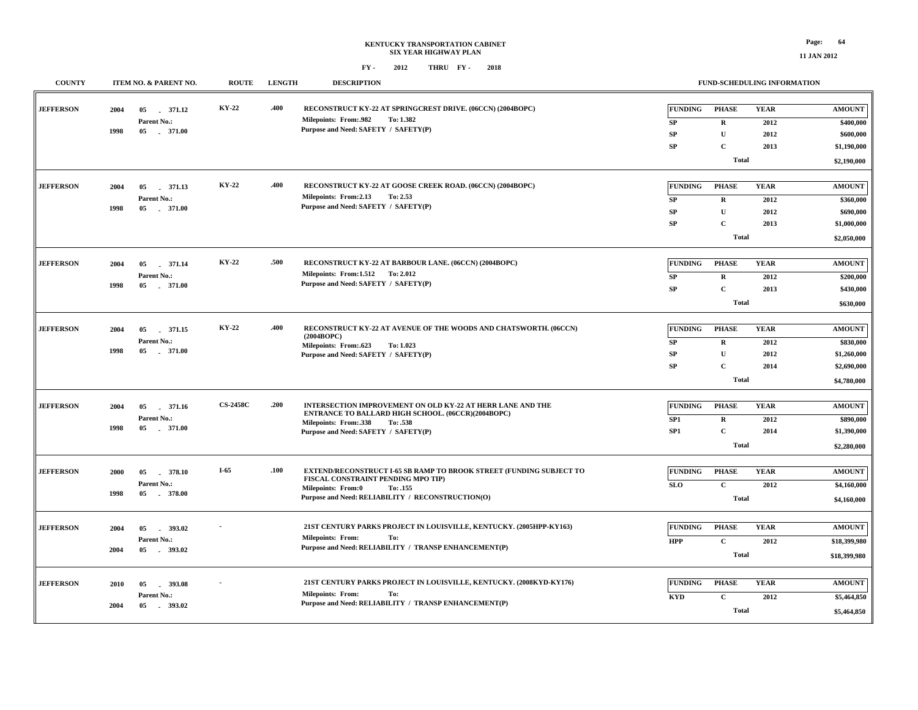**KENTUCKY TRANSPORTATION CABINET**
**SIX YEAR HIGHWAY PLAN**
**FY - 2012 THRU FY - 2018**

| COUNTY | ITEM NO. & PARENT NO. | ROUTE | LENGTH | DESCRIPTION | FUNDING | PHASE | YEAR | AMOUNT |
|---|---|---|---|---|---|---|---|---|
| JEFFERSON | 2004 05 - 371.12 Parent No.: 1998 05 - 371.00 | KY-22 | .400 | RECONSTRUCT KY-22 AT SPRINGCREST DRIVE. (06CCN) (2004BOPC) Milepoints: From:.982 To: 1.382 Purpose and Need: SAFETY / SAFETY(P) | SP | R | 2012 | $400,000 |
| | | | | | SP | U | 2012 | $600,000 |
| | | | | | SP | C | 2013 | $1,190,000 |
| | | | | | | Total | | $2,190,000 |
| JEFFERSON | 2004 05 - 371.13 Parent No.: 1998 05 - 371.00 | KY-22 | .400 | RECONSTRUCT KY-22 AT GOOSE CREEK ROAD. (06CCN) (2004BOPC) Milepoints: From:2.13 To: 2.53 Purpose and Need: SAFETY / SAFETY(P) | SP | R | 2012 | $360,000 |
| | | | | | SP | U | 2012 | $690,000 |
| | | | | | SP | C | 2013 | $1,000,000 |
| | | | | | | Total | | $2,050,000 |
| JEFFERSON | 2004 05 - 371.14 Parent No.: 1998 05 - 371.00 | KY-22 | .500 | RECONSTRUCT KY-22 AT BARBOUR LANE. (06CCN) (2004BOPC) Milepoints: From:1.512 To: 2.012 Purpose and Need: SAFETY / SAFETY(P) | SP | R | 2012 | $200,000 |
| | | | | | SP | C | 2013 | $430,000 |
| | | | | | | Total | | $630,000 |
| JEFFERSON | 2004 05 - 371.15 Parent No.: 1998 05 - 371.00 | KY-22 | .400 | RECONSTRUCT KY-22 AT AVENUE OF THE WOODS AND CHATSWORTH. (06CCN) (2004BOPC) Milepoints: From:.623 To: 1.023 Purpose and Need: SAFETY / SAFETY(P) | SP | R | 2012 | $830,000 |
| | | | | | SP | U | 2012 | $1,260,000 |
| | | | | | SP | C | 2014 | $2,690,000 |
| | | | | | | Total | | $4,780,000 |
| JEFFERSON | 2004 05 - 371.16 Parent No.: 1998 05 - 371.00 | CS-2458C | .200 | INTERSECTION IMPROVEMENT ON OLD KY-22 AT HERR LANE AND THE ENTRANCE TO BALLARD HIGH SCHOOL. (06CCR)(2004BOPC) Milepoints: From:.338 To: .538 Purpose and Need: SAFETY / SAFETY(P) | SP1 | R | 2012 | $890,000 |
| | | | | | SP1 | C | 2014 | $1,390,000 |
| | | | | | | Total | | $2,280,000 |
| JEFFERSON | 2000 05 - 378.10 Parent No.: 1998 05 - 378.00 | I-65 | .100 | EXTEND/RECONSTRUCT I-65 SB RAMP TO BROOK STREET (FUNDING SUBJECT TO FISCAL CONSTRAINT PENDING MPO TIP) Milepoints: From:0 To: .155 Purpose and Need: RELIABILITY / RECONSTRUCTION(O) | SLO | C | 2012 | $4,160,000 |
| | | | | | | Total | | $4,160,000 |
| JEFFERSON | 2004 05 - 393.02 Parent No.: 2004 05 - 393.02 | - | | 21ST CENTURY PARKS PROJECT IN LOUISVILLE, KENTUCKY. (2005HPP-KY163) Milepoints: From: To: Purpose and Need: RELIABILITY / TRANSP ENHANCEMENT(P) | HPP | C | 2012 | $18,399,980 |
| | | | | | | Total | | $18,399,980 |
| JEFFERSON | 2010 05 - 393.08 Parent No.: 2004 05 - 393.02 | - | | 21ST CENTURY PARKS PROJECT IN LOUISVILLE, KENTUCKY. (2008KYD-KY176) Milepoints: From: To: Purpose and Need: RELIABILITY / TRANSP ENHANCEMENT(P) | KYD | C | 2012 | $5,464,850 |
| | | | | | | Total | | $5,464,850 |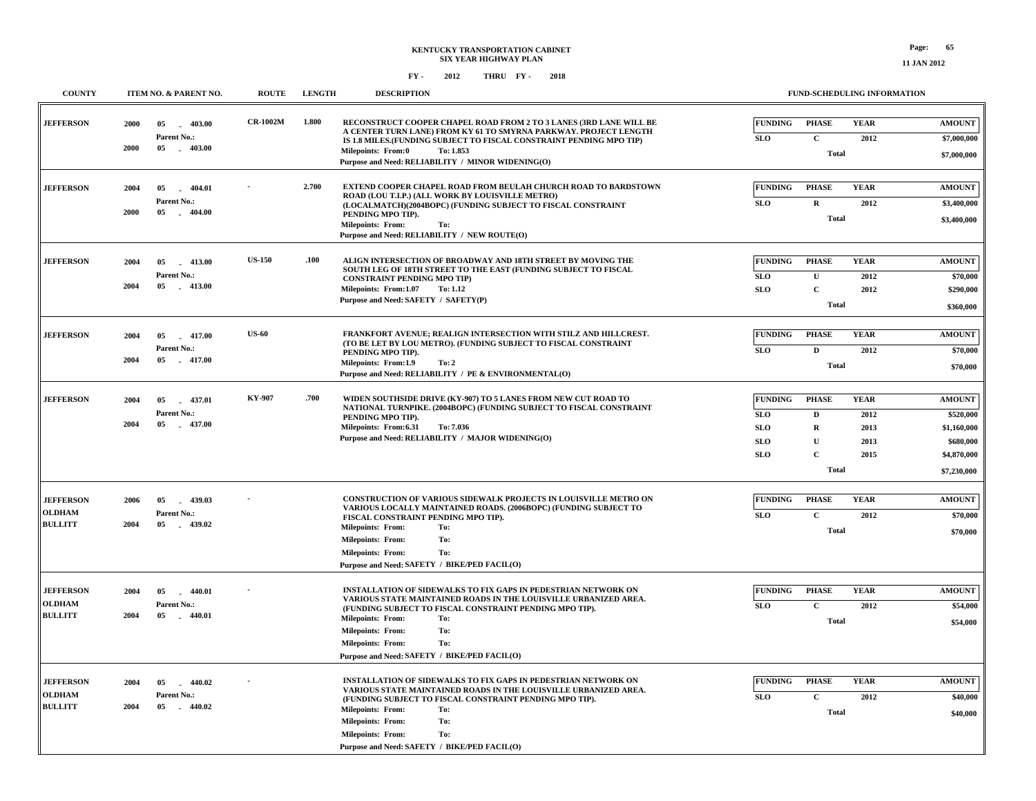**KENTUCKY TRANSPORTATION CABINET**
**SIX YEAR HIGHWAY PLAN**

**FY - 2012 THRU FY - 2018**

| COUNTY | ITEM NO. & PARENT NO. | ROUTE | LENGTH | DESCRIPTION | FUND-SCHEDULING INFORMATION |
|---|---|---|---|---|---|
| JEFFERSON | 2000 05 - 403.00<br>Parent No.:<br>2000 05 - 403.00 | CR-1002M | 1.800 | RECONSTRUCT COOPER CHAPEL ROAD FROM 2 TO 3 LANES (3RD LANE WILL BE A CENTER TURN LANE) FROM KY 61 TO SMYRNA PARKWAY. PROJECT LENGTH IS 1.8 MILES.(FUNDING SUBJECT TO FISCAL CONSTRAINT PENDING MPO TIP)<br>Milepoints: From:0 To: 1.853<br>Purpose and Need: RELIABILITY / MINOR WIDENING(O) | FUNDING / PHASE / YEAR / AMOUNT<br>SLO / C / 2012 / $7,000,000<br>Total $7,000,000 |
| JEFFERSON | 2004 05 - 404.01<br>Parent No.:<br>2000 05 - 404.00 | - | 2.700 | EXTEND COOPER CHAPEL ROAD FROM BEULAH CHURCH ROAD TO BARDSTOWN ROAD (LOU T.I.P.) (ALL WORK BY LOUISVILLE METRO) (LOCALMATCH)(2004BOPC) (FUNDING SUBJECT TO FISCAL CONSTRAINT PENDING MPO TIP).<br>Milepoints: From: To:<br>Purpose and Need: RELIABILITY / NEW ROUTE(O) | FUNDING / PHASE / YEAR / AMOUNT<br>SLO / R / 2012 / $3,400,000<br>Total $3,400,000 |
| JEFFERSON | 2004 05 - 413.00<br>Parent No.:<br>2004 05 - 413.00 | US-150 | .100 | ALIGN INTERSECTION OF BROADWAY AND 18TH STREET BY MOVING THE SOUTH LEG OF 18TH STREET TO THE EAST (FUNDING SUBJECT TO FISCAL CONSTRAINT PENDING MPO TIP)<br>Milepoints: From:1.07 To: 1.12<br>Purpose and Need: SAFETY / SAFETY(P) | FUNDING / PHASE / YEAR / AMOUNT<br>SLO / U / 2012 / $70,000<br>SLO / C / 2012 / $290,000<br>Total $360,000 |
| JEFFERSON | 2004 05 - 417.00<br>Parent No.:<br>2004 05 - 417.00 | US-60 | | FRANKFORT AVENUE; REALIGN INTERSECTION WITH STILZ AND HILLCREST. (TO BE LET BY LOU METRO). (FUNDING SUBJECT TO FISCAL CONSTRAINT PENDING MPO TIP).<br>Milepoints: From:1.9 To: 2<br>Purpose and Need: RELIABILITY / PE & ENVIRONMENTAL(O) | FUNDING / PHASE / YEAR / AMOUNT<br>SLO / D / 2012 / $70,000<br>Total $70,000 |
| JEFFERSON | 2004 05 - 437.01<br>Parent No.:<br>2004 05 - 437.00 | KY-907 | .700 | WIDEN SOUTHSIDE DRIVE (KY-907) TO 5 LANES FROM NEW CUT ROAD TO NATIONAL TURNPIKE. (2004BOPC) (FUNDING SUBJECT TO FISCAL CONSTRAINT PENDING MPO TIP).<br>Milepoints: From:6.31 To: 7.036<br>Purpose and Need: RELIABILITY / MAJOR WIDENING(O) | FUNDING / PHASE / YEAR / AMOUNT<br>SLO / D / 2012 / $520,000<br>SLO / R / 2013 / $1,160,000<br>SLO / U / 2013 / $680,000<br>SLO / C / 2015 / $4,870,000<br>Total $7,230,000 |
| JEFFERSON<br>OLDHAM<br>BULLITT | 2006 05 - 439.03<br>Parent No.:<br>2004 05 - 439.02 | - | | CONSTRUCTION OF VARIOUS SIDEWALK PROJECTS IN LOUISVILLE METRO ON VARIOUS LOCALLY MAINTAINED ROADS. (2006BOPC) (FUNDING SUBJECT TO FISCAL CONSTRAINT PENDING MPO TIP).<br>Milepoints: From: To:<br>Milepoints: From: To:<br>Milepoints: From: To:<br>Purpose and Need: SAFETY / BIKE/PED FACIL(O) | FUNDING / PHASE / YEAR / AMOUNT<br>SLO / C / 2012 / $70,000<br>Total $70,000 |
| JEFFERSON<br>OLDHAM<br>BULLITT | 2004 05 - 440.01<br>Parent No.:<br>2004 05 - 440.01 | - | | INSTALLATION OF SIDEWALKS TO FIX GAPS IN PEDESTRIAN NETWORK ON VARIOUS STATE MAINTAINED ROADS IN THE LOUISVILLE URBANIZED AREA. (FUNDING SUBJECT TO FISCAL CONSTRAINT PENDING MPO TIP).<br>Milepoints: From: To:<br>Milepoints: From: To:<br>Milepoints: From: To:<br>Purpose and Need: SAFETY / BIKE/PED FACIL(O) | FUNDING / PHASE / YEAR / AMOUNT<br>SLO / C / 2012 / $54,000<br>Total $54,000 |
| JEFFERSON<br>OLDHAM<br>BULLITT | 2004 05 - 440.02<br>Parent No.:<br>2004 05 - 440.02 | - | | INSTALLATION OF SIDEWALKS TO FIX GAPS IN PEDESTRIAN NETWORK ON VARIOUS STATE MAINTAINED ROADS IN THE LOUISVILLE URBANIZED AREA. (FUNDING SUBJECT TO FISCAL CONSTRAINT PENDING MPO TIP).<br>Milepoints: From: To:<br>Milepoints: From: To:<br>Milepoints: From: To:<br>Purpose and Need: SAFETY / BIKE/PED FACIL(O) | FUNDING / PHASE / YEAR / AMOUNT<br>SLO / C / 2012 / $40,000<br>Total $40,000 |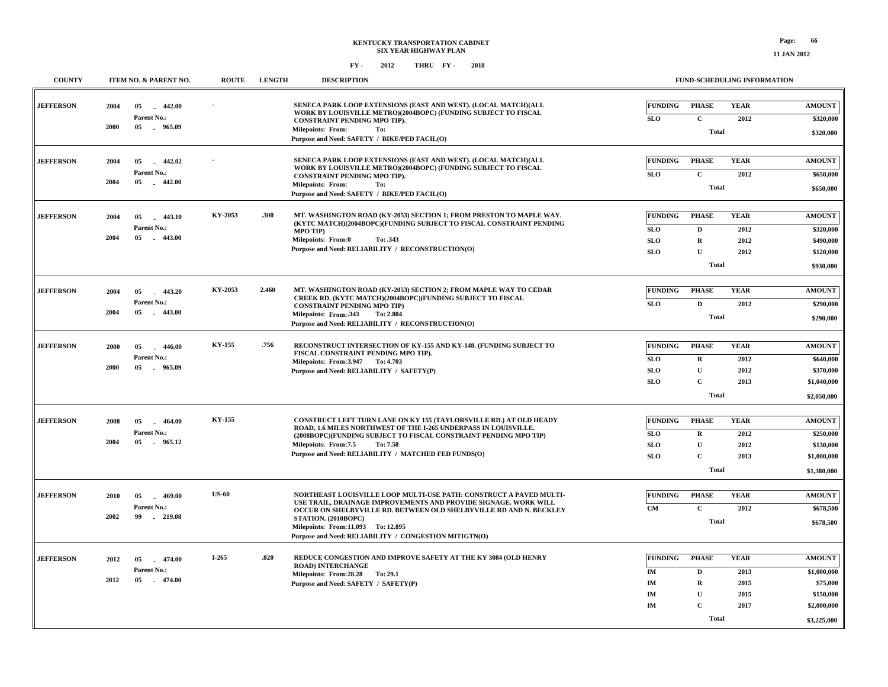# KENTUCKY TRANSPORTATION CABINET
## SIX YEAR HIGHWAY PLAN

FY - 2012 THRU FY - 2018

| COUNTY | ITEM NO. & PARENT NO. | ROUTE | LENGTH | DESCRIPTION | FUNDING | PHASE | YEAR | AMOUNT |
|---|---|---|---|---|---|---|---|---|
| JEFFERSON | 2004 05 - 442.00<br>Parent No.:<br>2000 05 - 965.09 | - | | SENECA PARK LOOP EXTENSIONS (EAST AND WEST). (LOCAL MATCH)(ALL WORK BY LOUISVILLE METRO)(2004BOPC) (FUNDING SUBJECT TO FISCAL CONSTRAINT PENDING MPO TIP).<br>Milepoints: From: To:<br>Purpose and Need: SAFETY / BIKE/PED FACIL(O) | SLO | C | 2012 | $320,000 |
| | | | | | | Total | | $320,000 |
| JEFFERSON | 2004 05 - 442.02<br>Parent No.:<br>2004 05 - 442.00 | - | | SENECA PARK LOOP EXTENSIONS (EAST AND WEST). (LOCAL MATCH)(ALL WORK BY LOUISVILLE METRO)(2004BOPC) (FUNDING SUBJECT TO FISCAL CONSTRAINT PENDING MPO TIP).<br>Milepoints: From: To:<br>Purpose and Need: SAFETY / BIKE/PED FACIL(O) | SLO | C | 2012 | $650,000 |
| | | | | | | Total | | $650,000 |
| JEFFERSON | 2004 05 - 443.10<br>Parent No.:<br>2004 05 - 443.00 | KY-2053 | .300 | MT. WASHINGTON ROAD (KY-2053) SECTION 1; FROM PRESTON TO MAPLE WAY. (KYTC MATCH)(2004BOPC)(FUNDING SUBJECT TO FISCAL CONSTRAINT PENDING MPO TIP)<br>Milepoints: From:0 To: .343<br>Purpose and Need: RELIABILITY / RECONSTRUCTION(O) | SLO | D | 2012 | $320,000 |
| | | | | | SLO | R | 2012 | $490,000 |
| | | | | | SLO | U | 2012 | $120,000 |
| | | | | | | Total | | $930,000 |
| JEFFERSON | 2004 05 - 443.20<br>Parent No.:<br>2004 05 - 443.00 | KY-2053 | 2.460 | MT. WASHINGTON ROAD (KY-2053) SECTION 2; FROM MAPLE WAY TO CEDAR CREEK RD. (KYTC MATCH)(2004BOPC)(FUNDING SUBJECT TO FISCAL CONSTRAINT PENDING MPO TIP)<br>Milepoints: From:.343 To: 2.804<br>Purpose and Need: RELIABILITY / RECONSTRUCTION(O) | SLO | D | 2012 | $290,000 |
| | | | | | | Total | | $290,000 |
| JEFFERSON | 2000 05 - 446.00<br>Parent No.:<br>2000 05 - 965.09 | KY-155 | .756 | RECONSTRUCT INTERSECTION OF KY-155 AND KY-148. (FUNDING SUBJECT TO FISCAL CONSTRAINT PENDING MPO TIP).<br>Milepoints: From:3.947 To: 4.703<br>Purpose and Need: RELIABILITY / SAFETY(P) | SLO | R | 2012 | $640,000 |
| | | | | | SLO | U | 2012 | $370,000 |
| | | | | | SLO | C | 2013 | $1,040,000 |
| | | | | | | Total | | $2,050,000 |
| JEFFERSON | 2008 05 - 464.00<br>Parent No.:<br>2004 05 - 965.12 | KY-155 | | CONSTRUCT LEFT TURN LANE ON KY 155 (TAYLORSVILLE RD.) AT OLD HEADY ROAD, 1.6 MILES NORTHWEST OF THE I-265 UNDERPASS IN LOUISVILLE. (2008BOPC)(FUNDING SUBJECT TO FISCAL CONSTRAINT PENDING MPO TIP)<br>Milepoints: From:7.5 To: 7.58<br>Purpose and Need: RELIABILITY / MATCHED FED FUNDS(O) | SLO | R | 2012 | $250,000 |
| | | | | | SLO | U | 2012 | $130,000 |
| | | | | | SLO | C | 2013 | $1,000,000 |
| | | | | | | Total | | $1,380,000 |
| JEFFERSON | 2010 05 - 469.00<br>Parent No.:<br>2002 99 - 219.08 | US-60 | | NORTHEAST LOUISVILLE LOOP MULTI-USE PATH: CONSTRUCT A PAVED MULTI-USE TRAIL, DRAINAGE IMPROVEMENTS AND PROVIDE SIGNAGE. WORK WILL OCCUR ON SHELBYVILLE RD. BETWEEN OLD SHELBYVILLE RD AND N. BECKLEY STATION. (2010BOPC)<br>Milepoints: From:11.093 To: 12.895<br>Purpose and Need: RELIABILITY / CONGESTION MITIGTN(O) | CM | C | 2012 | $678,500 |
| | | | | | | Total | | $678,500 |
| JEFFERSON | 2012 05 - 474.00<br>Parent No.:<br>2012 05 - 474.00 | I-265 | .820 | REDUCE CONGESTION AND IMPROVE SAFETY AT THE KY 3084 (OLD HENRY ROAD) INTERCHANGE<br>Milepoints: From:28.28 To: 29.1<br>Purpose and Need: SAFETY / SAFETY(P) | IM | D | 2013 | $1,000,000 |
| | | | | | IM | R | 2015 | $75,000 |
| | | | | | IM | U | 2015 | $150,000 |
| | | | | | IM | C | 2017 | $2,000,000 |
| | | | | | | Total | | $3,225,000 |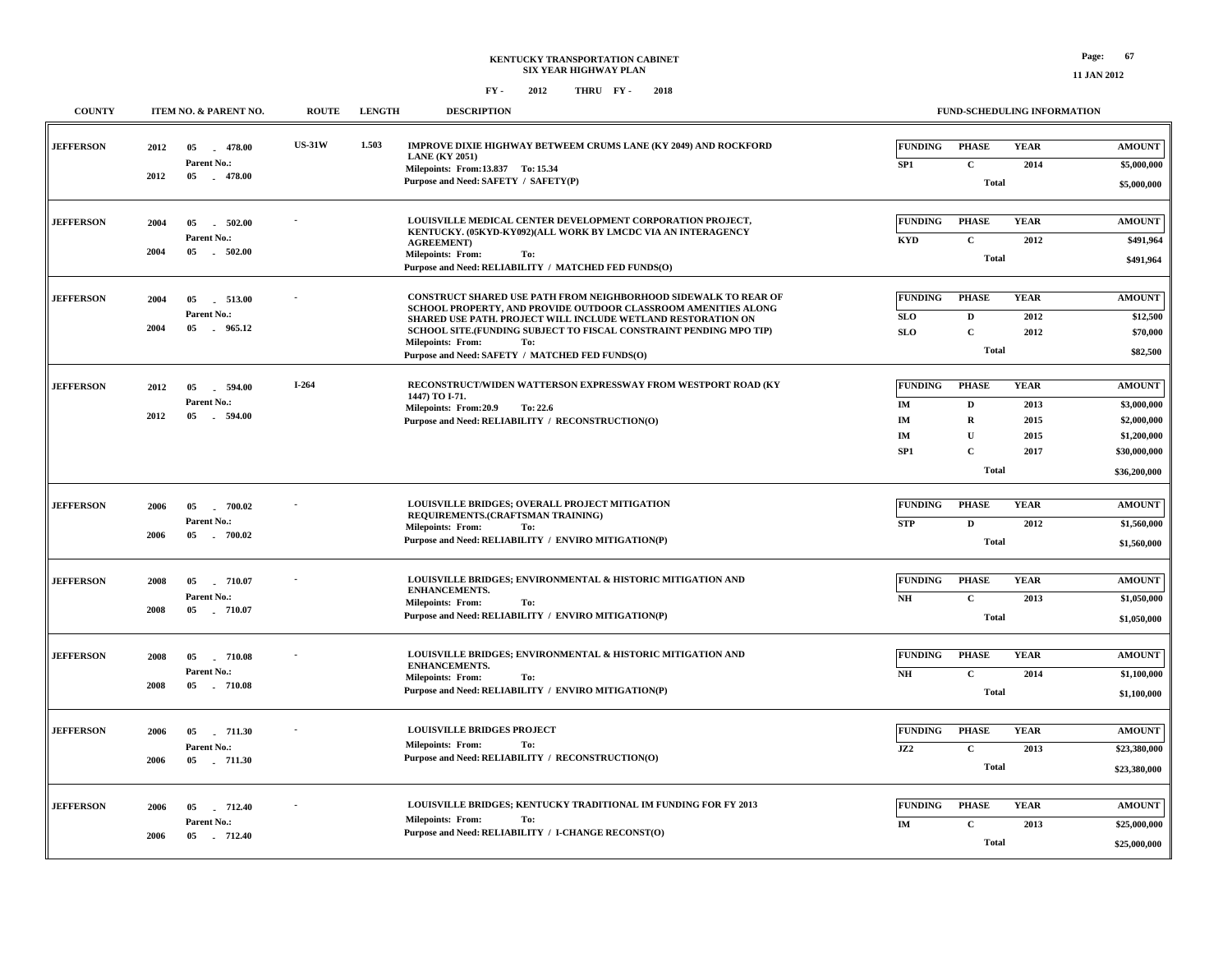# KENTUCKY TRANSPORTATION CABINET
## SIX YEAR HIGHWAY PLAN

FY - 2012 THRU FY - 2018

11 JAN 2012

| COUNTY | ITEM NO. & PARENT NO. | ROUTE | LENGTH | DESCRIPTION | FUNDING | PHASE | YEAR | AMOUNT |
|---|---|---|---|---|---|---|---|---|
| JEFFERSON | 2012 05 - 478.00<br>Parent No.:<br>2012 05 - 478.00 | US-31W | 1.503 | IMPROVE DIXIE HIGHWAY BETWEEM CRUMS LANE (KY 2049) AND ROCKFORD LANE (KY 2051)<br>Milepoints: From:13.837 To: 15.34<br>Purpose and Need: SAFETY / SAFETY(P) | SP1 | C | 2014 | $5,000,000 |
| | | | | | | Total | | $5,000,000 |
| JEFFERSON | 2004 05 - 502.00<br>Parent No.:<br>2004 05 - 502.00 | - | | LOUISVILLE MEDICAL CENTER DEVELOPMENT CORPORATION PROJECT, KENTUCKY. (05KYD-KY092)(ALL WORK BY LMCDC VIA AN INTERAGENCY AGREEMENT)<br>Milepoints: From: To:<br>Purpose and Need: RELIABILITY / MATCHED FED FUNDS(O) | KYD | C | 2012 | $491,964 |
| | | | | | | Total | | $491,964 |
| JEFFERSON | 2004 05 - 513.00<br>Parent No.:<br>2004 05 - 965.12 | - | | CONSTRUCT SHARED USE PATH FROM NEIGHBORHOOD SIDEWALK TO REAR OF SCHOOL PROPERTY, AND PROVIDE OUTDOOR CLASSROOM AMENITIES ALONG SHARED USE PATH. PROJECT WILL INCLUDE WETLAND RESTORATION ON SCHOOL SITE.(FUNDING SUBJECT TO FISCAL CONSTRAINT PENDING MPO TIP)<br>Milepoints: From: To:<br>Purpose and Need: SAFETY / MATCHED FED FUNDS(O) | SLO | D | 2012 | $12,500 |
| | | | | | SLO | C | 2012 | $70,000 |
| | | | | | | Total | | $82,500 |
| JEFFERSON | 2012 05 - 594.00<br>Parent No.:<br>2012 05 - 594.00 | I-264 | | RECONSTRUCT/WIDEN WATTERSON EXPRESSWAY FROM WESTPORT ROAD (KY 1447) TO I-71.<br>Milepoints: From:20.9 To: 22.6<br>Purpose and Need: RELIABILITY / RECONSTRUCTION(O) | IM | D | 2013 | $3,000,000 |
| | | | | | IM | R | 2015 | $2,000,000 |
| | | | | | IM | U | 2015 | $1,200,000 |
| | | | | | SP1 | C | 2017 | $30,000,000 |
| | | | | | | Total | | $36,200,000 |
| JEFFERSON | 2006 05 - 700.02<br>Parent No.:<br>2006 05 - 700.02 | - | | LOUISVILLE BRIDGES; OVERALL PROJECT MITIGATION REQUIREMENTS.(CRAFTSMAN TRAINING)<br>Milepoints: From: To:<br>Purpose and Need: RELIABILITY / ENVIRO MITIGATION(P) | STP | D | 2012 | $1,560,000 |
| | | | | | | Total | | $1,560,000 |
| JEFFERSON | 2008 05 - 710.07<br>Parent No.:<br>2008 05 - 710.07 | - | | LOUISVILLE BRIDGES; ENVIRONMENTAL & HISTORIC MITIGATION AND ENHANCEMENTS.<br>Milepoints: From: To:<br>Purpose and Need: RELIABILITY / ENVIRO MITIGATION(P) | NH | C | 2013 | $1,050,000 |
| | | | | | | Total | | $1,050,000 |
| JEFFERSON | 2008 05 - 710.08<br>Parent No.:<br>2008 05 - 710.08 | - | | LOUISVILLE BRIDGES; ENVIRONMENTAL & HISTORIC MITIGATION AND ENHANCEMENTS.<br>Milepoints: From: To:<br>Purpose and Need: RELIABILITY / ENVIRO MITIGATION(P) | NH | C | 2014 | $1,100,000 |
| | | | | | | Total | | $1,100,000 |
| JEFFERSON | 2006 05 - 711.30<br>Parent No.:<br>2006 05 - 711.30 | - | | LOUISVILLE BRIDGES PROJECT<br>Milepoints: From: To:<br>Purpose and Need: RELIABILITY / RECONSTRUCTION(O) | JZ2 | C | 2013 | $23,380,000 |
| | | | | | | Total | | $23,380,000 |
| JEFFERSON | 2006 05 - 712.40<br>Parent No.:<br>2006 05 - 712.40 | - | | LOUISVILLE BRIDGES; KENTUCKY TRADITIONAL IM FUNDING FOR FY 2013<br>Milepoints: From: To:<br>Purpose and Need: RELIABILITY / I-CHANGE RECONST(O) | IM | C | 2013 | $25,000,000 |
| | | | | | | Total | | $25,000,000 |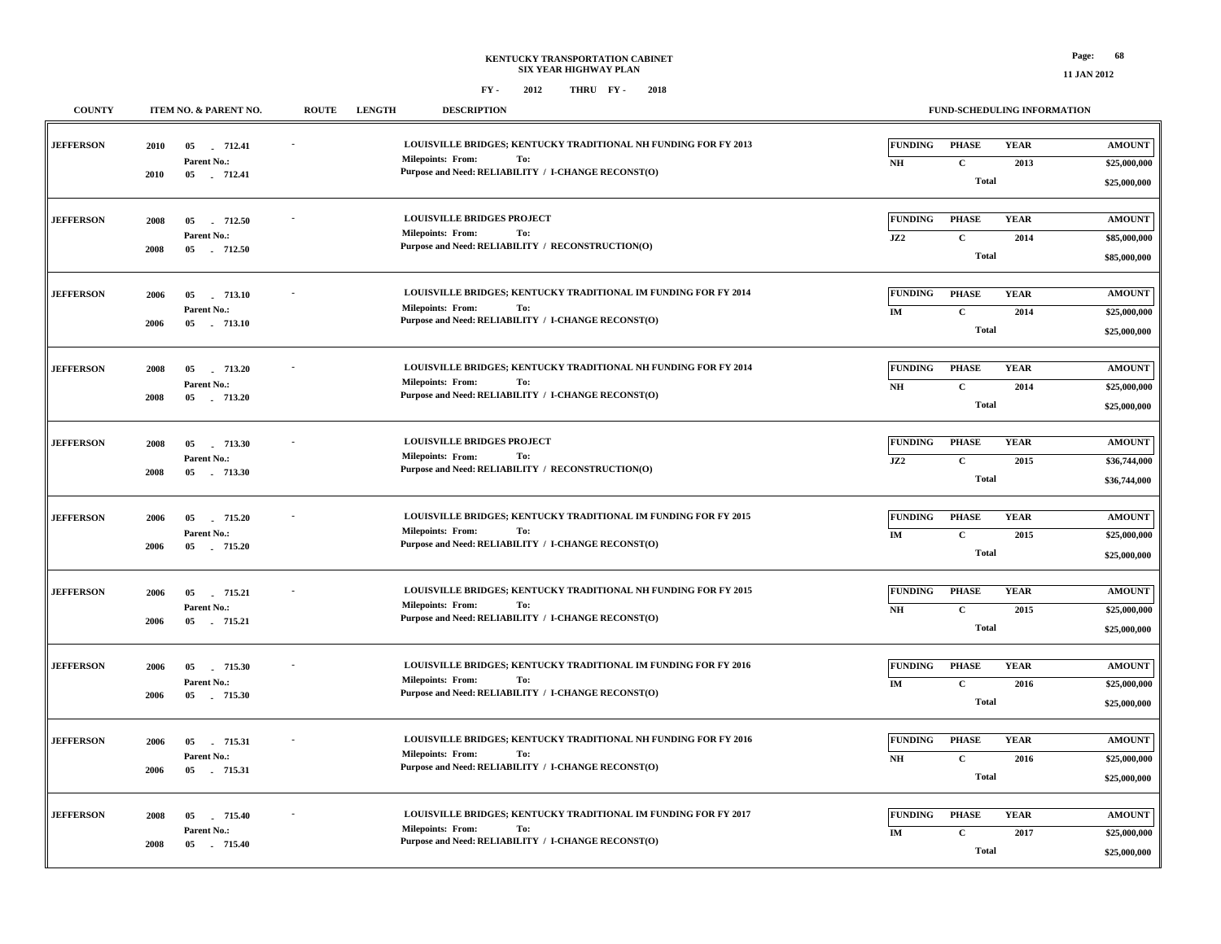**KENTUCKY TRANSPORTATION CABINET**
**SIX YEAR HIGHWAY PLAN**
**FY - 2012 THRU FY - 2018**

11 JAN 2012

| COUNTY | ITEM NO. & PARENT NO. | ROUTE | LENGTH | DESCRIPTION | FUNDING | PHASE | YEAR | AMOUNT |
|---|---|---|---|---|---|---|---|---|
| JEFFERSON | 2010 05 - 712.41<br>Parent No.:<br>2010 05 - 712.41 | - | | LOUISVILLE BRIDGES; KENTUCKY TRADITIONAL NH FUNDING FOR FY 2013<br>Milepoints: From: To:<br>Purpose and Need: RELIABILITY / I-CHANGE RECONST(O) | NH | C | 2013 | $25,000,000 |
| | | | | | | Total | | $25,000,000 |
| JEFFERSON | 2008 05 - 712.50<br>Parent No.:<br>2008 05 - 712.50 | - | | LOUISVILLE BRIDGES PROJECT<br>Milepoints: From: To:<br>Purpose and Need: RELIABILITY / RECONSTRUCTION(O) | JZ2 | C | 2014 | $85,000,000 |
| | | | | | | Total | | $85,000,000 |
| JEFFERSON | 2006 05 - 713.10<br>Parent No.:<br>2006 05 - 713.10 | - | | LOUISVILLE BRIDGES; KENTUCKY TRADITIONAL IM FUNDING FOR FY 2014<br>Milepoints: From: To:<br>Purpose and Need: RELIABILITY / I-CHANGE RECONST(O) | IM | C | 2014 | $25,000,000 |
| | | | | | | Total | | $25,000,000 |
| JEFFERSON | 2008 05 - 713.20<br>Parent No.:<br>2008 05 - 713.20 | - | | LOUISVILLE BRIDGES; KENTUCKY TRADITIONAL NH FUNDING FOR FY 2014<br>Milepoints: From: To:<br>Purpose and Need: RELIABILITY / I-CHANGE RECONST(O) | NH | C | 2014 | $25,000,000 |
| | | | | | | Total | | $25,000,000 |
| JEFFERSON | 2008 05 - 713.30<br>Parent No.:<br>2008 05 - 713.30 | - | | LOUISVILLE BRIDGES PROJECT<br>Milepoints: From: To:<br>Purpose and Need: RELIABILITY / RECONSTRUCTION(O) | JZ2 | C | 2015 | $36,744,000 |
| | | | | | | Total | | $36,744,000 |
| JEFFERSON | 2006 05 - 715.20<br>Parent No.:<br>2006 05 - 715.20 | - | | LOUISVILLE BRIDGES; KENTUCKY TRADITIONAL IM FUNDING FOR FY 2015<br>Milepoints: From: To:<br>Purpose and Need: RELIABILITY / I-CHANGE RECONST(O) | IM | C | 2015 | $25,000,000 |
| | | | | | | Total | | $25,000,000 |
| JEFFERSON | 2006 05 - 715.21<br>Parent No.:<br>2006 05 - 715.21 | - | | LOUISVILLE BRIDGES; KENTUCKY TRADITIONAL NH FUNDING FOR FY 2015<br>Milepoints: From: To:<br>Purpose and Need: RELIABILITY / I-CHANGE RECONST(O) | NH | C | 2015 | $25,000,000 |
| | | | | | | Total | | $25,000,000 |
| JEFFERSON | 2006 05 - 715.30<br>Parent No.:<br>2006 05 - 715.30 | - | | LOUISVILLE BRIDGES; KENTUCKY TRADITIONAL IM FUNDING FOR FY 2016<br>Milepoints: From: To:<br>Purpose and Need: RELIABILITY / I-CHANGE RECONST(O) | IM | C | 2016 | $25,000,000 |
| | | | | | | Total | | $25,000,000 |
| JEFFERSON | 2006 05 - 715.31<br>Parent No.:<br>2006 05 - 715.31 | - | | LOUISVILLE BRIDGES; KENTUCKY TRADITIONAL NH FUNDING FOR FY 2016<br>Milepoints: From: To:<br>Purpose and Need: RELIABILITY / I-CHANGE RECONST(O) | NH | C | 2016 | $25,000,000 |
| | | | | | | Total | | $25,000,000 |
| JEFFERSON | 2008 05 - 715.40<br>Parent No.:<br>2008 05 - 715.40 | - | | LOUISVILLE BRIDGES; KENTUCKY TRADITIONAL IM FUNDING FOR FY 2017<br>Milepoints: From: To:<br>Purpose and Need: RELIABILITY / I-CHANGE RECONST(O) | IM | C | 2017 | $25,000,000 |
| | | | | | | Total | | $25,000,000 |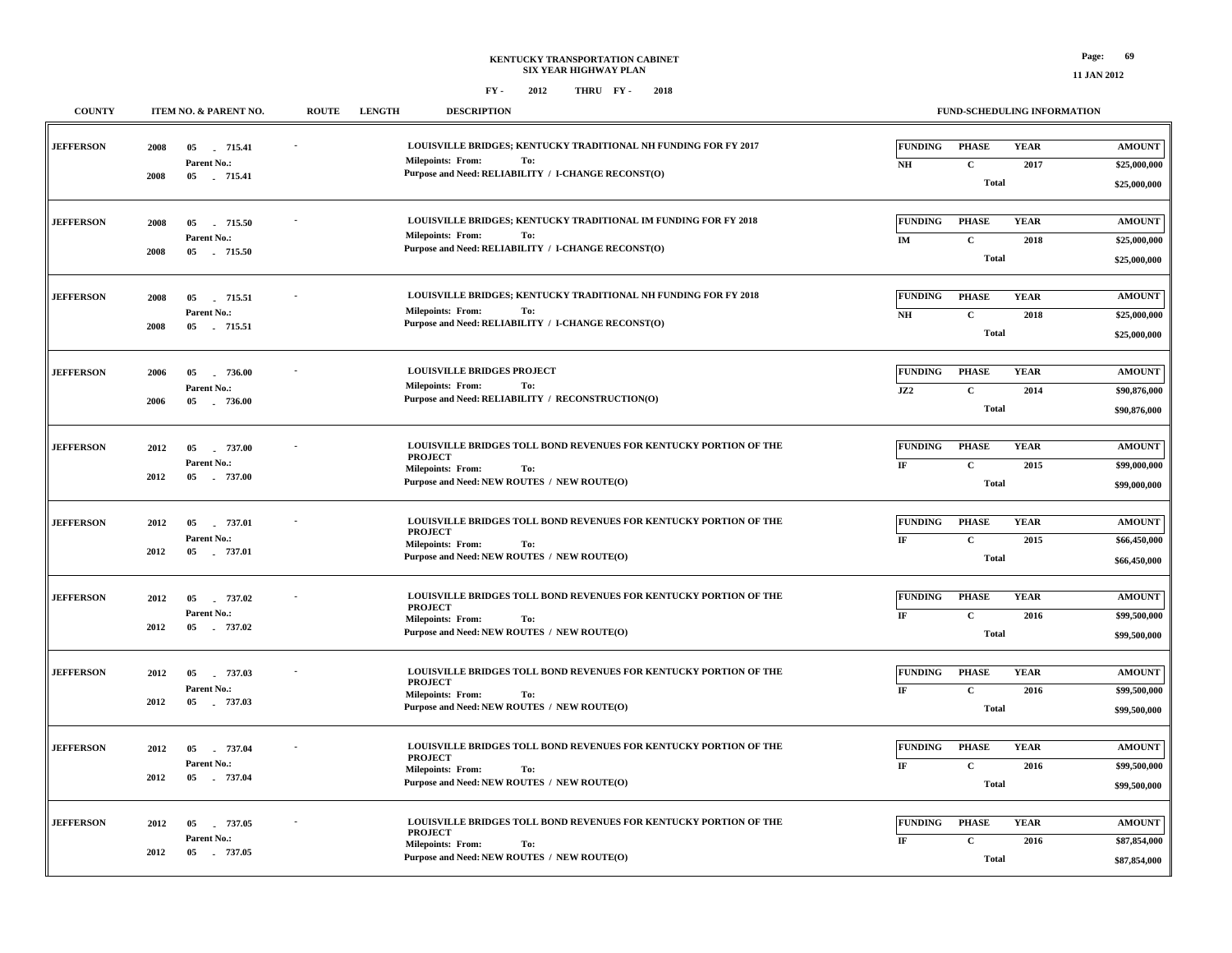**KENTUCKY TRANSPORTATION CABINET**
**SIX YEAR HIGHWAY PLAN**
**FY - 2012 THRU FY - 2018**

| COUNTY | ITEM NO. & PARENT NO. | ROUTE | LENGTH | DESCRIPTION | FUNDING | PHASE | YEAR | AMOUNT |
|---|---|---|---|---|---|---|---|---|
| JEFFERSON | 2008 05 - 715.41 Parent No.: 2008 05 - 715.41 | - | | LOUISVILLE BRIDGES; KENTUCKY TRADITIONAL NH FUNDING FOR FY 2017 Milepoints: From: To: Purpose and Need: RELIABILITY / I-CHANGE RECONST(O) | NH | C | 2017 | $25,000,000 |
| | | | | | | Total | | $25,000,000 |
| JEFFERSON | 2008 05 - 715.50 Parent No.: 2008 05 - 715.50 | - | | LOUISVILLE BRIDGES; KENTUCKY TRADITIONAL IM FUNDING FOR FY 2018 Milepoints: From: To: Purpose and Need: RELIABILITY / I-CHANGE RECONST(O) | IM | C | 2018 | $25,000,000 |
| | | | | | | Total | | $25,000,000 |
| JEFFERSON | 2008 05 - 715.51 Parent No.: 2008 05 - 715.51 | - | | LOUISVILLE BRIDGES; KENTUCKY TRADITIONAL NH FUNDING FOR FY 2018 Milepoints: From: To: Purpose and Need: RELIABILITY / I-CHANGE RECONST(O) | NH | C | 2018 | $25,000,000 |
| | | | | | | Total | | $25,000,000 |
| JEFFERSON | 2006 05 - 736.00 Parent No.: 2006 05 - 736.00 | - | | LOUISVILLE BRIDGES PROJECT Milepoints: From: To: Purpose and Need: RELIABILITY / RECONSTRUCTION(O) | JZ2 | C | 2014 | $90,876,000 |
| | | | | | | Total | | $90,876,000 |
| JEFFERSON | 2012 05 - 737.00 Parent No.: 2012 05 - 737.00 | - | | LOUISVILLE BRIDGES TOLL BOND REVENUES FOR KENTUCKY PORTION OF THE PROJECT Milepoints: From: To: Purpose and Need: NEW ROUTES / NEW ROUTE(O) | IF | C | 2015 | $99,000,000 |
| | | | | | | Total | | $99,000,000 |
| JEFFERSON | 2012 05 - 737.01 Parent No.: 2012 05 - 737.01 | - | | LOUISVILLE BRIDGES TOLL BOND REVENUES FOR KENTUCKY PORTION OF THE PROJECT Milepoints: From: To: Purpose and Need: NEW ROUTES / NEW ROUTE(O) | IF | C | 2015 | $66,450,000 |
| | | | | | | Total | | $66,450,000 |
| JEFFERSON | 2012 05 - 737.02 Parent No.: 2012 05 - 737.02 | - | | LOUISVILLE BRIDGES TOLL BOND REVENUES FOR KENTUCKY PORTION OF THE PROJECT Milepoints: From: To: Purpose and Need: NEW ROUTES / NEW ROUTE(O) | IF | C | 2016 | $99,500,000 |
| | | | | | | Total | | $99,500,000 |
| JEFFERSON | 2012 05 - 737.03 Parent No.: 2012 05 - 737.03 | - | | LOUISVILLE BRIDGES TOLL BOND REVENUES FOR KENTUCKY PORTION OF THE PROJECT Milepoints: From: To: Purpose and Need: NEW ROUTES / NEW ROUTE(O) | IF | C | 2016 | $99,500,000 |
| | | | | | | Total | | $99,500,000 |
| JEFFERSON | 2012 05 - 737.04 Parent No.: 2012 05 - 737.04 | - | | LOUISVILLE BRIDGES TOLL BOND REVENUES FOR KENTUCKY PORTION OF THE PROJECT Milepoints: From: To: Purpose and Need: NEW ROUTES / NEW ROUTE(O) | IF | C | 2016 | $99,500,000 |
| | | | | | | Total | | $99,500,000 |
| JEFFERSON | 2012 05 - 737.05 Parent No.: 2012 05 - 737.05 | - | | LOUISVILLE BRIDGES TOLL BOND REVENUES FOR KENTUCKY PORTION OF THE PROJECT Milepoints: From: To: Purpose and Need: NEW ROUTES / NEW ROUTE(O) | IF | C | 2016 | $87,854,000 |
| | | | | | | Total | | $87,854,000 |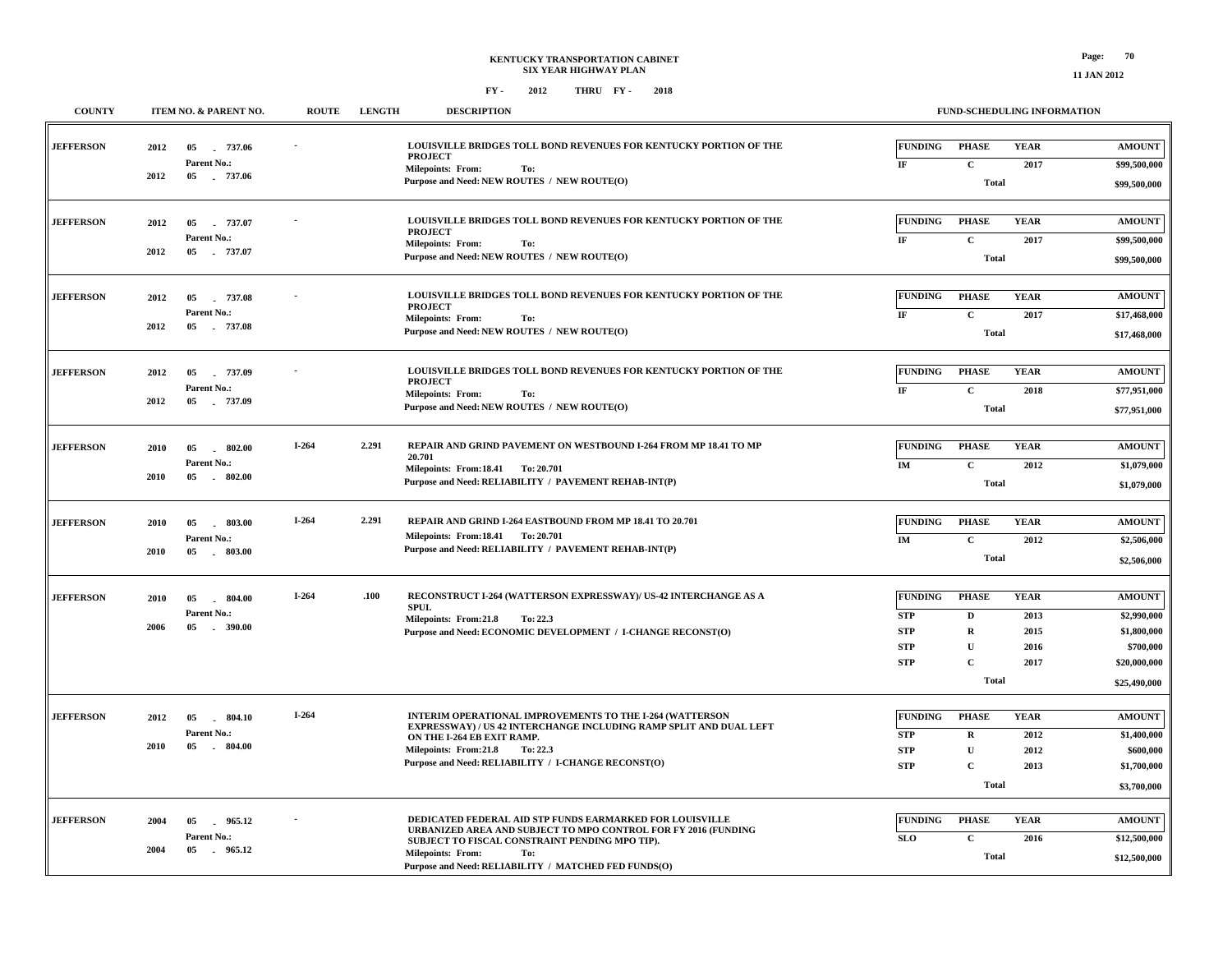**KENTUCKY TRANSPORTATION CABINET**
**SIX YEAR HIGHWAY PLAN**

**FY - 2012 THRU FY - 2018**

| COUNTY | ITEM NO. & PARENT NO. | ROUTE | LENGTH | DESCRIPTION | FUNDING | PHASE | YEAR | AMOUNT |
|---|---|---|---|---|---|---|---|---|
| JEFFERSON | 2012 05 - 737.06<br>Parent No.:<br>2012 05 - 737.06 | - | | LOUISVILLE BRIDGES TOLL BOND REVENUES FOR KENTUCKY PORTION OF THE PROJECT<br>Milepoints: From: To:<br>Purpose and Need: NEW ROUTES / NEW ROUTE(O) | IF | C | 2017 | $99,500,000 |
| | | | | | | Total | | $99,500,000 |
| JEFFERSON | 2012 05 - 737.07<br>Parent No.:<br>2012 05 - 737.07 | - | | LOUISVILLE BRIDGES TOLL BOND REVENUES FOR KENTUCKY PORTION OF THE PROJECT<br>Milepoints: From: To:<br>Purpose and Need: NEW ROUTES / NEW ROUTE(O) | IF | C | 2017 | $99,500,000 |
| | | | | | | Total | | $99,500,000 |
| JEFFERSON | 2012 05 - 737.08<br>Parent No.:<br>2012 05 - 737.08 | - | | LOUISVILLE BRIDGES TOLL BOND REVENUES FOR KENTUCKY PORTION OF THE PROJECT<br>Milepoints: From: To:<br>Purpose and Need: NEW ROUTES / NEW ROUTE(O) | IF | C | 2017 | $17,468,000 |
| | | | | | | Total | | $17,468,000 |
| JEFFERSON | 2012 05 - 737.09<br>Parent No.:<br>2012 05 - 737.09 | - | | LOUISVILLE BRIDGES TOLL BOND REVENUES FOR KENTUCKY PORTION OF THE PROJECT<br>Milepoints: From: To:<br>Purpose and Need: NEW ROUTES / NEW ROUTE(O) | IF | C | 2018 | $77,951,000 |
| | | | | | | Total | | $77,951,000 |
| JEFFERSON | 2010 05 - 802.00<br>Parent No.:<br>2010 05 - 802.00 | I-264 | 2.291 | REPAIR AND GRIND PAVEMENT ON WESTBOUND I-264 FROM MP 18.41 TO MP 20.701<br>Milepoints: From:18.41 To: 20.701<br>Purpose and Need: RELIABILITY / PAVEMENT REHAB-INT(P) | IM | C | 2012 | $1,079,000 |
| | | | | | | Total | | $1,079,000 |
| JEFFERSON | 2010 05 - 803.00<br>Parent No.:<br>2010 05 - 803.00 | I-264 | 2.291 | REPAIR AND GRIND I-264 EASTBOUND FROM MP 18.41 TO 20.701<br>Milepoints: From:18.41 To: 20.701<br>Purpose and Need: RELIABILITY / PAVEMENT REHAB-INT(P) | IM | C | 2012 | $2,506,000 |
| | | | | | | Total | | $2,506,000 |
| JEFFERSON | 2010 05 - 804.00<br>Parent No.:<br>2006 05 - 390.00 | I-264 | .100 | RECONSTRUCT I-264 (WATTERSON EXPRESSWAY)/ US-42 INTERCHANGE AS A SPUI.<br>Milepoints: From:21.8 To: 22.3<br>Purpose and Need: ECONOMIC DEVELOPMENT / I-CHANGE RECONST(O) | STP | D | 2013 | $2,990,000 |
| | | | | | STP | R | 2015 | $1,800,000 |
| | | | | | STP | U | 2016 | $700,000 |
| | | | | | STP | C | 2017 | $20,000,000 |
| | | | | | | Total | | $25,490,000 |
| JEFFERSON | 2012 05 - 804.10<br>Parent No.:<br>2010 05 - 804.00 | I-264 | | INTERIM OPERATIONAL IMPROVEMENTS TO THE I-264 (WATTERSON EXPRESSWAY) / US 42 INTERCHANGE INCLUDING RAMP SPLIT AND DUAL LEFT ON THE I-264 EB EXIT RAMP.<br>Milepoints: From:21.8 To: 22.3<br>Purpose and Need: RELIABILITY / I-CHANGE RECONST(O) | STP | R | 2012 | $1,400,000 |
| | | | | | STP | U | 2012 | $600,000 |
| | | | | | STP | C | 2013 | $1,700,000 |
| | | | | | | Total | | $3,700,000 |
| JEFFERSON | 2004 05 - 965.12<br>Parent No.:<br>2004 05 - 965.12 | - | | DEDICATED FEDERAL AID STP FUNDS EARMARKED FOR LOUISVILLE URBANIZED AREA AND SUBJECT TO MPO CONTROL FOR FY 2016 (FUNDING SUBJECT TO FISCAL CONSTRAINT PENDING MPO TIP).<br>Milepoints: From: To:<br>Purpose and Need: RELIABILITY / MATCHED FED FUNDS(O) | SLO | C | 2016 | $12,500,000 |
| | | | | | | Total | | $12,500,000 |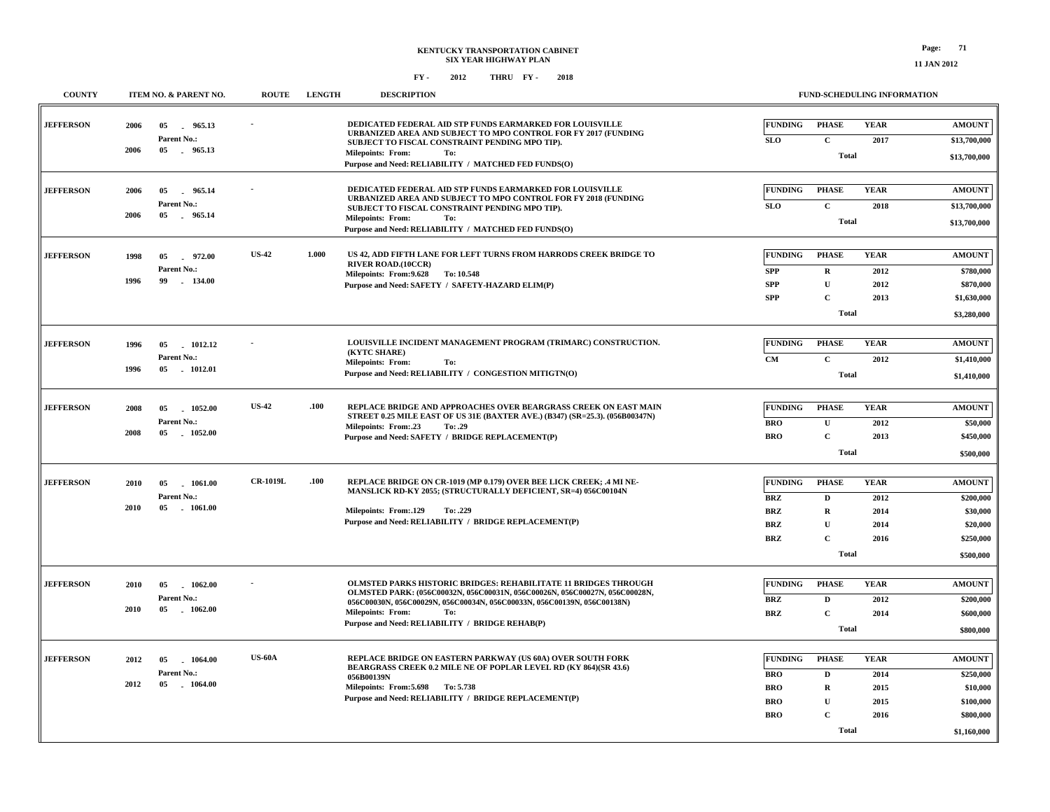# KENTUCKY TRANSPORTATION CABINET
## SIX YEAR HIGHWAY PLAN

FY - 2012 THRU FY - 2018

| COUNTY | ITEM NO. & PARENT NO. | ROUTE | LENGTH | DESCRIPTION | FUNDING | PHASE | YEAR | AMOUNT |
|---|---|---|---|---|---|---|---|---|
| JEFFERSON | 2006 05 - 965.13 Parent No.: 2006 05 - 965.13 | - | | DEDICATED FEDERAL AID STP FUNDS EARMARKED FOR LOUISVILLE URBANIZED AREA AND SUBJECT TO MPO CONTROL FOR FY 2017 (FUNDING SUBJECT TO FISCAL CONSTRAINT PENDING MPO TIP). Milepoints: From: To: Purpose and Need: RELIABILITY / MATCHED FED FUNDS(O) | SLO | C | 2017 | $13,700,000 |
| | | | | | | Total | | $13,700,000 |
| JEFFERSON | 2006 05 - 965.14 Parent No.: 2006 05 - 965.14 | - | | DEDICATED FEDERAL AID STP FUNDS EARMARKED FOR LOUISVILLE URBANIZED AREA AND SUBJECT TO MPO CONTROL FOR FY 2018 (FUNDING SUBJECT TO FISCAL CONSTRAINT PENDING MPO TIP). Milepoints: From: To: Purpose and Need: RELIABILITY / MATCHED FED FUNDS(O) | SLO | C | 2018 | $13,700,000 |
| | | | | | | Total | | $13,700,000 |
| JEFFERSON | 1998 05 - 972.00 Parent No.: 1996 99 - 134.00 | US-42 | 1.000 | US 42, ADD FIFTH LANE FOR LEFT TURNS FROM HARRODS CREEK BRIDGE TO RIVER ROAD.(10CCR) Milepoints: From:9.628 To: 10.548 Purpose and Need: SAFETY / SAFETY-HAZARD ELIM(P) | SPP | R | 2012 | $780,000 |
| | | | | | SPP | U | 2012 | $870,000 |
| | | | | | SPP | C | 2013 | $1,630,000 |
| | | | | | | Total | | $3,280,000 |
| JEFFERSON | 1996 05 - 1012.12 Parent No.: 1996 05 - 1012.01 | - | | LOUISVILLE INCIDENT MANAGEMENT PROGRAM (TRIMARC) CONSTRUCTION. (KYTC SHARE) Milepoints: From: To: Purpose and Need: RELIABILITY / CONGESTION MITIGTN(O) | CM | C | 2012 | $1,410,000 |
| | | | | | | Total | | $1,410,000 |
| JEFFERSON | 2008 05 - 1052.00 Parent No.: 2008 05 - 1052.00 | US-42 | .100 | REPLACE BRIDGE AND APPROACHES OVER BEARGRASS CREEK ON EAST MAIN STREET 0.25 MILE EAST OF US 31E (BAXTER AVE.) (B347) (SR=25.3). (056B00347N) Milepoints: From:.23 To: .29 Purpose and Need: SAFETY / BRIDGE REPLACEMENT(P) | BRO | U | 2012 | $50,000 |
| | | | | | BRO | C | 2013 | $450,000 |
| | | | | | | Total | | $500,000 |
| JEFFERSON | 2010 05 - 1061.00 Parent No.: 2010 05 - 1061.00 | CR-1019L | .100 | REPLACE BRIDGE ON CR-1019 (MP 0.179) OVER BEE LICK CREEK; .4 MI NE-MANSLICK RD-KY 2055; (STRUCTURALLY DEFICIENT, SR=4) 056C00104N Milepoints: From:.129 To: .229 Purpose and Need: RELIABILITY / BRIDGE REPLACEMENT(P) | BRZ | D | 2012 | $200,000 |
| | | | | | BRZ | R | 2014 | $30,000 |
| | | | | | BRZ | U | 2014 | $20,000 |
| | | | | | BRZ | C | 2016 | $250,000 |
| | | | | | | Total | | $500,000 |
| JEFFERSON | 2010 05 - 1062.00 Parent No.: 2010 05 - 1062.00 | - | | OLMSTED PARKS HISTORIC BRIDGES: REHABILITATE 11 BRIDGES THROUGH OLMSTED PARK: (056C00032N, 056C00031N, 056C00026N, 056C00027N, 056C00028N, 056C00030N, 056C00029N, 056C00034N, 056C00033N, 056C00139N, 056C00138N) Milepoints: From: To: Purpose and Need: RELIABILITY / BRIDGE REHAB(P) | BRZ | D | 2012 | $200,000 |
| | | | | | BRZ | C | 2014 | $600,000 |
| | | | | | | Total | | $800,000 |
| JEFFERSON | 2012 05 - 1064.00 Parent No.: 2012 05 - 1064.00 | US-60A | | REPLACE BRIDGE ON EASTERN PARKWAY (US 60A) OVER SOUTH FORK BEARGRASS CREEK 0.2 MILE NE OF POPLAR LEVEL RD (KY 864)(SR 43.6) 056B00139N Milepoints: From:5.698 To: 5.738 Purpose and Need: RELIABILITY / BRIDGE REPLACEMENT(P) | BRO | D | 2014 | $250,000 |
| | | | | | BRO | R | 2015 | $10,000 |
| | | | | | BRO | U | 2015 | $100,000 |
| | | | | | BRO | C | 2016 | $800,000 |
| | | | | | | Total | | $1,160,000 |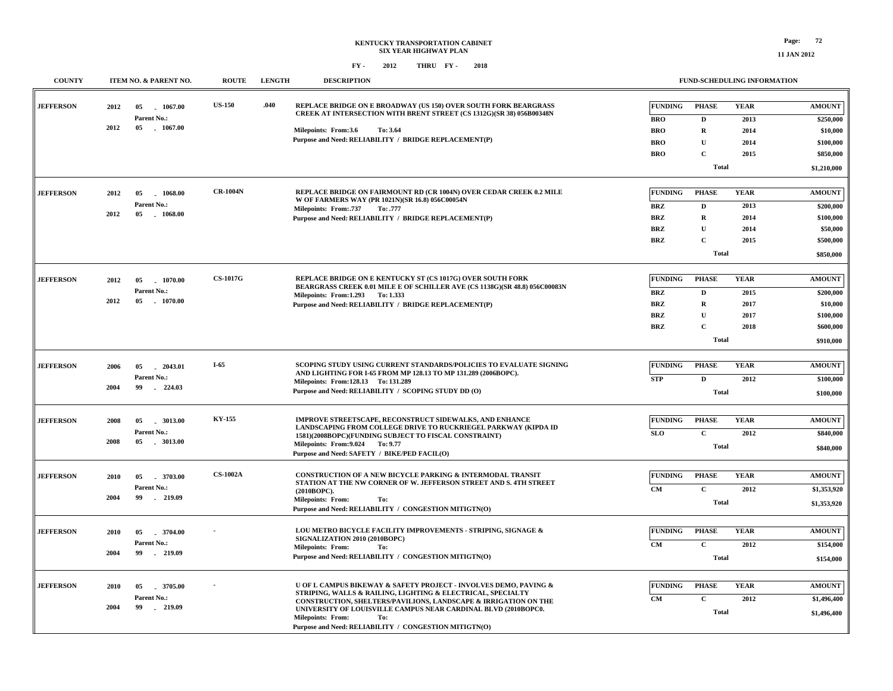# KENTUCKY TRANSPORTATION CABINET
## SIX YEAR HIGHWAY PLAN
### FY - 2012 THRU FY - 2018

| COUNTY | ITEM NO. & PARENT NO. | ROUTE | LENGTH | DESCRIPTION | FUNDING | PHASE | YEAR | AMOUNT |
|---|---|---|---|---|---|---|---|---|
| JEFFERSON | 2012 05 - 1067.00<br>Parent No.:<br>2012 05 - 1067.00 | US-150 | .040 | REPLACE BRIDGE ON E BROADWAY (US 150) OVER SOUTH FORK BEARGRASS CREEK AT INTERSECTION WITH BRENT STREET (CS 1312G)(SR 38) 056B00348N<br>Milepoints: From:3.6 To: 3.64<br>Purpose and Need: RELIABILITY / BRIDGE REPLACEMENT(P) | BRO | D | 2013 | $250,000 |
| | | | | | BRO | R | 2014 | $10,000 |
| | | | | | BRO | U | 2014 | $100,000 |
| | | | | | BRO | C | 2015 | $850,000 |
| | | | | | | Total | | $1,210,000 |
| JEFFERSON | 2012 05 - 1068.00<br>Parent No.:<br>2012 05 - 1068.00 | CR-1004N | | REPLACE BRIDGE ON FAIRMOUNT RD (CR 1004N) OVER CEDAR CREEK 0.2 MILE W OF FARMERS WAY (PR 1021N)(SR 16.8) 056C00054N<br>Milepoints: From:.737 To: .777<br>Purpose and Need: RELIABILITY / BRIDGE REPLACEMENT(P) | BRZ | D | 2013 | $200,000 |
| | | | | | BRZ | R | 2014 | $100,000 |
| | | | | | BRZ | U | 2014 | $50,000 |
| | | | | | BRZ | C | 2015 | $500,000 |
| | | | | | | Total | | $850,000 |
| JEFFERSON | 2012 05 - 1070.00<br>Parent No.:<br>2012 05 - 1070.00 | CS-1017G | | REPLACE BRIDGE ON E KENTUCKY ST (CS 1017G) OVER SOUTH FORK BEARGRASS CREEK 0.01 MILE E OF SCHILLER AVE (CS 1138G)(SR 48.8) 056C00083N<br>Milepoints: From:1.293 To: 1.333<br>Purpose and Need: RELIABILITY / BRIDGE REPLACEMENT(P) | BRZ | D | 2015 | $200,000 |
| | | | | | BRZ | R | 2017 | $10,000 |
| | | | | | BRZ | U | 2017 | $100,000 |
| | | | | | BRZ | C | 2018 | $600,000 |
| | | | | | | Total | | $910,000 |
| JEFFERSON | 2006 05 - 2043.01<br>Parent No.:<br>2004 99 - 224.03 | I-65 | | SCOPING STUDY USING CURRENT STANDARDS/POLICIES TO EVALUATE SIGNING AND LIGHTING FOR I-65 FROM MP 128.13 TO MP 131.289 (2006BOPC).<br>Milepoints: From:128.13 To: 131.289<br>Purpose and Need: RELIABILITY / SCOPING STUDY DD (O) | STP | D | 2012 | $100,000 |
| | | | | | | Total | | $100,000 |
| JEFFERSON | 2008 05 - 3013.00<br>Parent No.:<br>2008 05 - 3013.00 | KY-155 | | IMPROVE STREETSCAPE, RECONSTRUCT SIDEWALKS, AND ENHANCE LANDSCAPING FROM COLLEGE DRIVE TO RUCKRIEGEL PARKWAY (KIPDA ID 1581)(2008BOPC)(FUNDING SUBJECT TO FISCAL CONSTRAINT)<br>Milepoints: From:9.024 To: 9.77<br>Purpose and Need: SAFETY / BIKE/PED FACIL(O) | SLO | C | 2012 | $840,000 |
| | | | | | | Total | | $840,000 |
| JEFFERSON | 2010 05 - 3703.00<br>Parent No.:<br>2004 99 - 219.09 | CS-1002A | | CONSTRUCTION OF A NEW BICYCLE PARKING & INTERMODAL TRANSIT STATION AT THE NW CORNER OF W. JEFFERSON STREET AND S. 4TH STREET (2010BOPC).<br>Milepoints: From: To:<br>Purpose and Need: RELIABILITY / CONGESTION MITIGTN(O) | CM | C | 2012 | $1,353,920 |
| | | | | | | Total | | $1,353,920 |
| JEFFERSON | 2010 05 - 3704.00<br>Parent No.:<br>2004 99 - 219.09 | - | | LOU METRO BICYCLE FACILITY IMPROVEMENTS - STRIPING, SIGNAGE & SIGNALIZATION 2010 (2010BOPC)<br>Milepoints: From: To:<br>Purpose and Need: RELIABILITY / CONGESTION MITIGTN(O) | CM | C | 2012 | $154,000 |
| | | | | | | Total | | $154,000 |
| JEFFERSON | 2010 05 - 3705.00<br>Parent No.:<br>2004 99 - 219.09 | - | | U OF L CAMPUS BIKEWAY & SAFETY PROJECT - INVOLVES DEMO, PAVING & STRIPING, WALLS & RAILING, LIGHTING & ELECTRICAL, SPECIALTY CONSTRUCTION, SHELTERS/PAVILIONS, LANDSCAPE & IRRIGATION ON THE UNIVERSITY OF LOUISVILLE CAMPUS NEAR CARDINAL BLVD (2010BOPC0.<br>Milepoints: From: To:<br>Purpose and Need: RELIABILITY / CONGESTION MITIGTN(O) | CM | C | 2012 | $1,496,400 |
| | | | | | | Total | | $1,496,400 |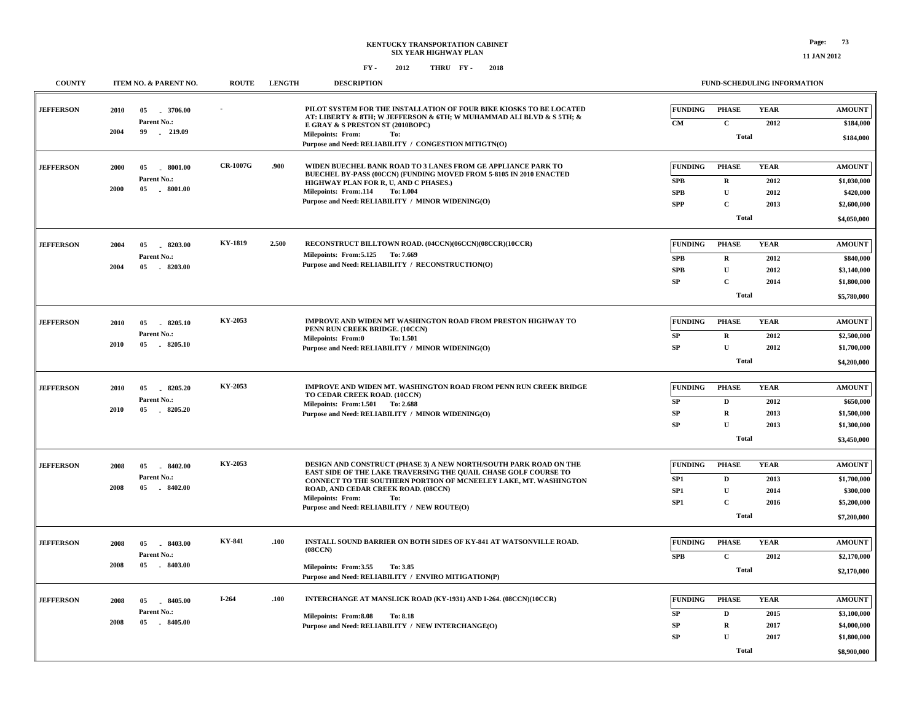**KENTUCKY TRANSPORTATION CABINET**
**SIX YEAR HIGHWAY PLAN**

**FY - 2012 THRU FY - 2018**

| COUNTY | ITEM NO. & PARENT NO. | ROUTE | LENGTH | DESCRIPTION | FUNDING | PHASE | YEAR | AMOUNT |
|---|---|---|---|---|---|---|---|---|
| JEFFERSON | 2010 05 - 3706.00 Parent No.: 2004 99 - 219.09 | - | | PILOT SYSTEM FOR THE INSTALLATION OF FOUR BIKE KIOSKS TO BE LOCATED AT: LIBERTY & 8TH; W JEFFERSON & 6TH; W MUHAMMAD ALI BLVD & S 5TH; & E GRAY & S PRESTON ST (2010BOPC) Milepoints: From: To: Purpose and Need: RELIABILITY / CONGESTION MITIGTN(O) | CM | C | 2012 | $184,000 |
| | | | | | | Total | | $184,000 |
| JEFFERSON | 2000 05 - 8001.00 Parent No.: 2000 05 - 8001.00 | CR-1007G | .900 | WIDEN BUECHEL BANK ROAD TO 3 LANES FROM GE APPLIANCE PARK TO BUECHEL BY-PASS (00CCN) (FUNDING MOVED FROM 5-8105 IN 2010 ENACTED HIGHWAY PLAN FOR R, U, AND C PHASES.) Milepoints: From:.114 To: 1.004 Purpose and Need: RELIABILITY / MINOR WIDENING(O) | SPB | R | 2012 | $1,030,000 |
| | | | | | SPB | U | 2012 | $420,000 |
| | | | | | SPP | C | 2013 | $2,600,000 |
| | | | | | | Total | | $4,050,000 |
| JEFFERSON | 2004 05 - 8203.00 Parent No.: 2004 05 - 8203.00 | KY-1819 | 2.500 | RECONSTRUCT BILLTOWN ROAD. (04CCN)(06CCN)(08CCR)(10CCR) Milepoints: From:5.125 To: 7.669 Purpose and Need: RELIABILITY / RECONSTRUCTION(O) | SPB | R | 2012 | $840,000 |
| | | | | | SPB | U | 2012 | $3,140,000 |
| | | | | | SP | C | 2014 | $1,800,000 |
| | | | | | | Total | | $5,780,000 |
| JEFFERSON | 2010 05 - 8205.10 Parent No.: 2010 05 - 8205.10 | KY-2053 | | IMPROVE AND WIDEN MT WASHINGTON ROAD FROM PRESTON HIGHWAY TO PENN RUN CREEK BRIDGE. (10CCN) Milepoints: From:0 To: 1.501 Purpose and Need: RELIABILITY / MINOR WIDENING(O) | SP | R | 2012 | $2,500,000 |
| | | | | | SP | U | 2012 | $1,700,000 |
| | | | | | | Total | | $4,200,000 |
| JEFFERSON | 2010 05 - 8205.20 Parent No.: 2010 05 - 8205.20 | KY-2053 | | IMPROVE AND WIDEN MT. WASHINGTON ROAD FROM PENN RUN CREEK BRIDGE TO CEDAR CREEK ROAD. (10CCN) Milepoints: From:1.501 To: 2.688 Purpose and Need: RELIABILITY / MINOR WIDENING(O) | SP | D | 2012 | $650,000 |
| | | | | | SP | R | 2013 | $1,500,000 |
| | | | | | SP | U | 2013 | $1,300,000 |
| | | | | | | Total | | $3,450,000 |
| JEFFERSON | 2008 05 - 8402.00 Parent No.: 2008 05 - 8402.00 | KY-2053 | | DESIGN AND CONSTRUCT (PHASE 3) A NEW NORTH/SOUTH PARK ROAD ON THE EAST SIDE OF THE LAKE TRAVERSING THE QUAIL CHASE GOLF COURSE TO CONNECT TO THE SOUTHERN PORTION OF MCNEELEY LAKE, MT. WASHINGTON ROAD, AND CEDAR CREEK ROAD. (08CCN) Milepoints: From: To: Purpose and Need: RELIABILITY / NEW ROUTE(O) | SP1 | D | 2013 | $1,700,000 |
| | | | | | SP1 | U | 2014 | $300,000 |
| | | | | | SP1 | C | 2016 | $5,200,000 |
| | | | | | | Total | | $7,200,000 |
| JEFFERSON | 2008 05 - 8403.00 Parent No.: 2008 05 - 8403.00 | KY-841 | .100 | INSTALL SOUND BARRIER ON BOTH SIDES OF KY-841 AT WATSONVILLE ROAD. (08CCN) Milepoints: From:3.55 To: 3.85 Purpose and Need: RELIABILITY / ENVIRO MITIGATION(P) | SPB | C | 2012 | $2,170,000 |
| | | | | | | Total | | $2,170,000 |
| JEFFERSON | 2008 05 - 8405.00 Parent No.: 2008 05 - 8405.00 | I-264 | .100 | INTERCHANGE AT MANSLICK ROAD (KY-1931) AND I-264. (08CCN)(10CCR) Milepoints: From:8.08 To: 8.18 Purpose and Need: RELIABILITY / NEW INTERCHANGE(O) | SP | D | 2015 | $3,100,000 |
| | | | | | SP | R | 2017 | $4,000,000 |
| | | | | | SP | U | 2017 | $1,800,000 |
| | | | | | | Total | | $8,900,000 |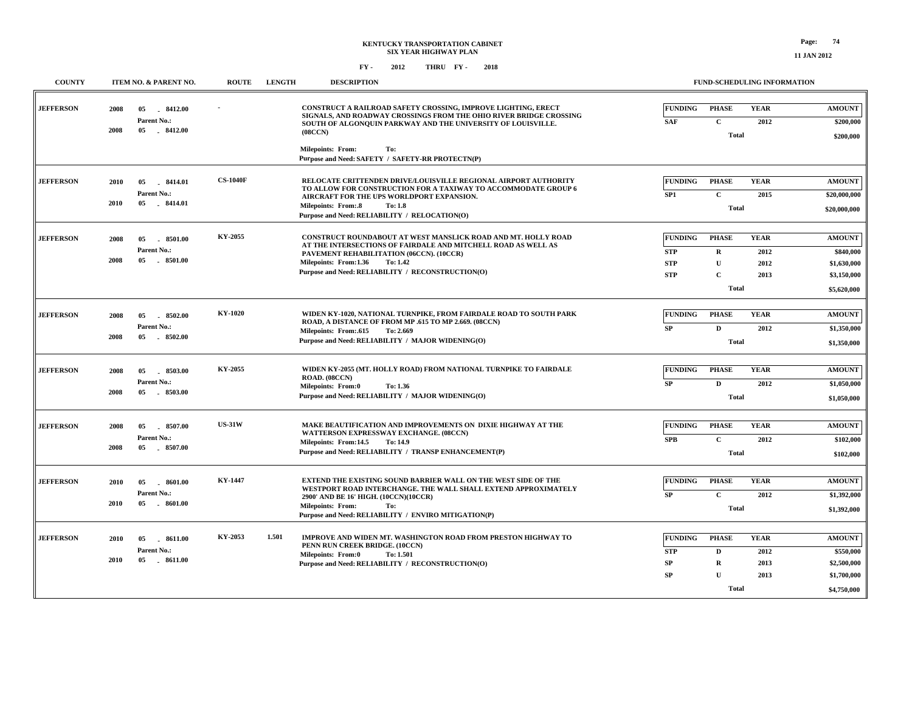KENTUCKY TRANSPORTATION CABINET
SIX YEAR HIGHWAY PLAN

FY - 2012 THRU FY - 2018

| COUNTY | ITEM NO. & PARENT NO. | ROUTE | LENGTH | DESCRIPTION | FUNDING | PHASE | YEAR | AMOUNT |
|---|---|---|---|---|---|---|---|---|
| JEFFERSON | 2008 05 - 8412.00<br>Parent No.:<br>2008 05 - 8412.00 | - | | CONSTRUCT A RAILROAD SAFETY CROSSING, IMPROVE LIGHTING, ERECT SIGNALS, AND ROADWAY CROSSINGS FROM THE OHIO RIVER BRIDGE CROSSING SOUTH OF ALGONQUIN PARKWAY AND THE UNIVERSITY OF LOUISVILLE. (08CCN)<br>Milepoints: From: To:<br>Purpose and Need: SAFETY / SAFETY-RR PROTECTN(P) | SAF | C | 2012 | $200,000 |
| | | | | | | Total | | $200,000 |
| JEFFERSON | 2010 05 - 8414.01<br>Parent No.:<br>2010 05 - 8414.01 | CS-1040F | | RELOCATE CRITTENDEN DRIVE/LOUISVILLE REGIONAL AIRPORT AUTHORITY TO ALLOW FOR CONSTRUCTION FOR A TAXIWAY TO ACCOMMODATE GROUP 6 AIRCRAFT FOR THE UPS WORLDPORT EXPANSION.<br>Milepoints: From:.8 To: 1.8<br>Purpose and Need: RELIABILITY / RELOCATION(O) | SP1 | C | 2015 | $20,000,000 |
| | | | | | | Total | | $20,000,000 |
| JEFFERSON | 2008 05 - 8501.00<br>Parent No.:<br>2008 05 - 8501.00 | KY-2055 | | CONSTRUCT ROUNDABOUT AT WEST MANSLICK ROAD AND MT. HOLLY ROAD AT THE INTERSECTIONS OF FAIRDALE AND MITCHELL ROAD AS WELL AS PAVEMENT REHABILITATION (06CCN). (10CCR)<br>Milepoints: From:1.36 To: 1.42<br>Purpose and Need: RELIABILITY / RECONSTRUCTION(O) | STP | R | 2012 | $840,000 |
| | | | | | STP | U | 2012 | $1,630,000 |
| | | | | | STP | C | 2013 | $3,150,000 |
| | | | | | | Total | | $5,620,000 |
| JEFFERSON | 2008 05 - 8502.00<br>Parent No.:<br>2008 05 - 8502.00 | KY-1020 | | WIDEN KY-1020, NATIONAL TURNPIKE, FROM FAIRDALE ROAD TO SOUTH PARK ROAD, A DISTANCE OF FROM MP .615 TO MP 2.669. (08CCN)<br>Milepoints: From:.615 To: 2.669<br>Purpose and Need: RELIABILITY / MAJOR WIDENING(O) | SP | D | 2012 | $1,350,000 |
| | | | | | | Total | | $1,350,000 |
| JEFFERSON | 2008 05 - 8503.00<br>Parent No.:<br>2008 05 - 8503.00 | KY-2055 | | WIDEN KY-2055 (MT. HOLLY ROAD) FROM NATIONAL TURNPIKE TO FAIRDALE ROAD. (08CCN)<br>Milepoints: From:0 To: 1.36<br>Purpose and Need: RELIABILITY / MAJOR WIDENING(O) | SP | D | 2012 | $1,050,000 |
| | | | | | | Total | | $1,050,000 |
| JEFFERSON | 2008 05 - 8507.00<br>Parent No.:<br>2008 05 - 8507.00 | US-31W | | MAKE BEAUTIFICATION AND IMPROVEMENTS ON DIXIE HIGHWAY AT THE WATTERSON EXPRESSWAY EXCHANGE. (08CCN)<br>Milepoints: From:14.5 To: 14.9<br>Purpose and Need: RELIABILITY / TRANSP ENHANCEMENT(P) | SPB | C | 2012 | $102,000 |
| | | | | | | Total | | $102,000 |
| JEFFERSON | 2010 05 - 8601.00<br>Parent No.:<br>2010 05 - 8601.00 | KY-1447 | | EXTEND THE EXISTING SOUND BARRIER WALL ON THE WEST SIDE OF THE WESTPORT ROAD INTERCHANGE. THE WALL SHALL EXTEND APPROXIMATELY 2900' AND BE 16' HIGH. (10CCN)(10CCR)<br>Milepoints: From: To:<br>Purpose and Need: RELIABILITY / ENVIRO MITIGATION(P) | SP | C | 2012 | $1,392,000 |
| | | | | | | Total | | $1,392,000 |
| JEFFERSON | 2010 05 - 8611.00<br>Parent No.:<br>2010 05 - 8611.00 | KY-2053 | 1.501 | IMPROVE AND WIDEN MT. WASHINGTON ROAD FROM PRESTON HIGHWAY TO PENN RUN CREEK BRIDGE. (10CCN)<br>Milepoints: From:0 To: 1.501<br>Purpose and Need: RELIABILITY / RECONSTRUCTION(O) | STP | D | 2012 | $550,000 |
| | | | | | SP | R | 2013 | $2,500,000 |
| | | | | | SP | U | 2013 | $1,700,000 |
| | | | | | | Total | | $4,750,000 |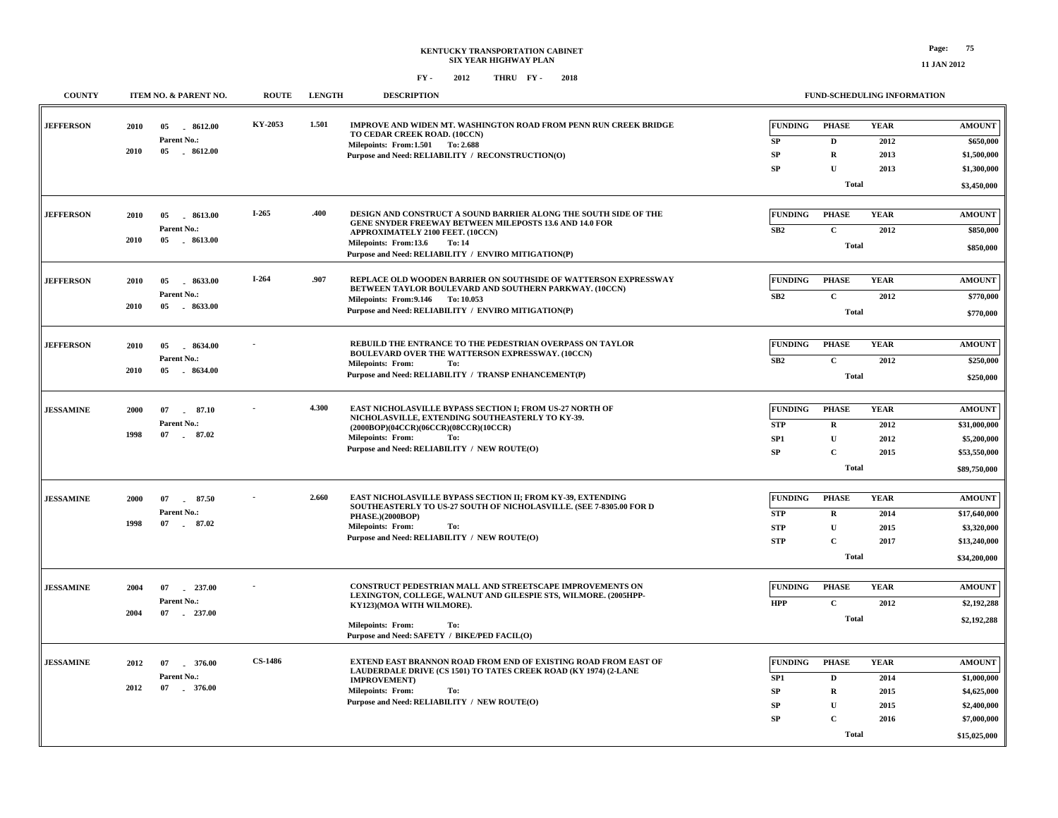# KENTUCKY TRANSPORTATION CABINET
## SIX YEAR HIGHWAY PLAN

FY - 2012 THRU FY - 2018

11 JAN 2012

| COUNTY | ITEM NO. & PARENT NO. | ROUTE | LENGTH | DESCRIPTION | FUNDING | PHASE | YEAR | AMOUNT |
|---|---|---|---|---|---|---|---|---|
| JEFFERSON | 2010 05 - 8612.00<br>Parent No.:<br>2010 05 - 8612.00 | KY-2053 | 1.501 | IMPROVE AND WIDEN MT. WASHINGTON ROAD FROM PENN RUN CREEK BRIDGE TO CEDAR CREEK ROAD. (10CCN)<br>Milepoints: From:1.501 To: 2.688<br>Purpose and Need: RELIABILITY / RECONSTRUCTION(O) | SP | D | 2012 | $650,000 |
| | | | | | SP | R | 2013 | $1,500,000 |
| | | | | | SP | U | 2013 | $1,300,000 |
| | | | | | | Total | | $3,450,000 |
| JEFFERSON | 2010 05 - 8613.00<br>Parent No.:<br>2010 05 - 8613.00 | I-265 | .400 | DESIGN AND CONSTRUCT A SOUND BARRIER ALONG THE SOUTH SIDE OF THE GENE SNYDER FREEWAY BETWEEN MILEPOSTS 13.6 AND 14.0 FOR APPROXIMATELY 2100 FEET. (10CCN)<br>Milepoints: From:13.6 To: 14<br>Purpose and Need: RELIABILITY / ENVIRO MITIGATION(P) | SB2 | C | 2012 | $850,000 |
| | | | | | | Total | | $850,000 |
| JEFFERSON | 2010 05 - 8633.00<br>Parent No.:<br>2010 05 - 8633.00 | I-264 | .907 | REPLACE OLD WOODEN BARRIER ON SOUTHSIDE OF WATTERSON EXPRESSWAY BETWEEN TAYLOR BOULEVARD AND SOUTHERN PARKWAY. (10CCN)<br>Milepoints: From:9.146 To: 10.053<br>Purpose and Need: RELIABILITY / ENVIRO MITIGATION(P) | SB2 | C | 2012 | $770,000 |
| | | | | | | Total | | $770,000 |
| JEFFERSON | 2010 05 - 8634.00<br>Parent No.:<br>2010 05 - 8634.00 | - | | REBUILD THE ENTRANCE TO THE PEDESTRIAN OVERPASS ON TAYLOR BOULEVARD OVER THE WATTERSON EXPRESSWAY. (10CCN)<br>Milepoints: From: To:<br>Purpose and Need: RELIABILITY / TRANSP ENHANCEMENT(P) | SB2 | C | 2012 | $250,000 |
| | | | | | | Total | | $250,000 |
| JESSAMINE | 2000 07 - 87.10<br>Parent No.:<br>1998 07 - 87.02 | - | 4.300 | EAST NICHOLASVILLE BYPASS SECTION I; FROM US-27 NORTH OF NICHOLASVILLE, EXTENDING SOUTHEASTERLY TO KY-39. (2000BOP)(04CCR)(06CCR)(08CCR)(10CCR)<br>Milepoints: From: To:<br>Purpose and Need: RELIABILITY / NEW ROUTE(O) | STP | R | 2012 | $31,000,000 |
| | | | | | SP1 | U | 2012 | $5,200,000 |
| | | | | | SP | C | 2015 | $53,550,000 |
| | | | | | | Total | | $89,750,000 |
| JESSAMINE | 2000 07 - 87.50<br>Parent No.:<br>1998 07 - 87.02 | - | 2.660 | EAST NICHOLASVILLE BYPASS SECTION II; FROM KY-39, EXTENDING SOUTHEASTERLY TO US-27 SOUTH OF NICHOLASVILLE. (SEE 7-8305.00 FOR D PHASE.)(2000BOP)<br>Milepoints: From: To:<br>Purpose and Need: RELIABILITY / NEW ROUTE(O) | STP | R | 2014 | $17,640,000 |
| | | | | | STP | U | 2015 | $3,320,000 |
| | | | | | STP | C | 2017 | $13,240,000 |
| | | | | | | Total | | $34,200,000 |
| JESSAMINE | 2004 07 - 237.00<br>Parent No.:<br>2004 07 - 237.00 | - | | CONSTRUCT PEDESTRIAN MALL AND STREETSCAPE IMPROVEMENTS ON LEXINGTON, COLLEGE, WALNUT AND GILESPIE STS, WILMORE. (2005HPP-KY123)(MOA WITH WILMORE).<br>Milepoints: From: To:<br>Purpose and Need: SAFETY / BIKE/PED FACIL(O) | HPP | C | 2012 | $2,192,288 |
| | | | | | | Total | | $2,192,288 |
| JESSAMINE | 2012 07 - 376.00<br>Parent No.:<br>2012 07 - 376.00 | CS-1486 | | EXTEND EAST BRANNON ROAD FROM END OF EXISTING ROAD FROM EAST OF LAUDERDALE DRIVE (CS 1501) TO TATES CREEK ROAD (KY 1974) (2-LANE IMPROVEMENT)<br>Milepoints: From: To:<br>Purpose and Need: RELIABILITY / NEW ROUTE(O) | SP1 | D | 2014 | $1,000,000 |
| | | | | | SP | R | 2015 | $4,625,000 |
| | | | | | SP | U | 2015 | $2,400,000 |
| | | | | | SP | C | 2016 | $7,000,000 |
| | | | | | | Total | | $15,025,000 |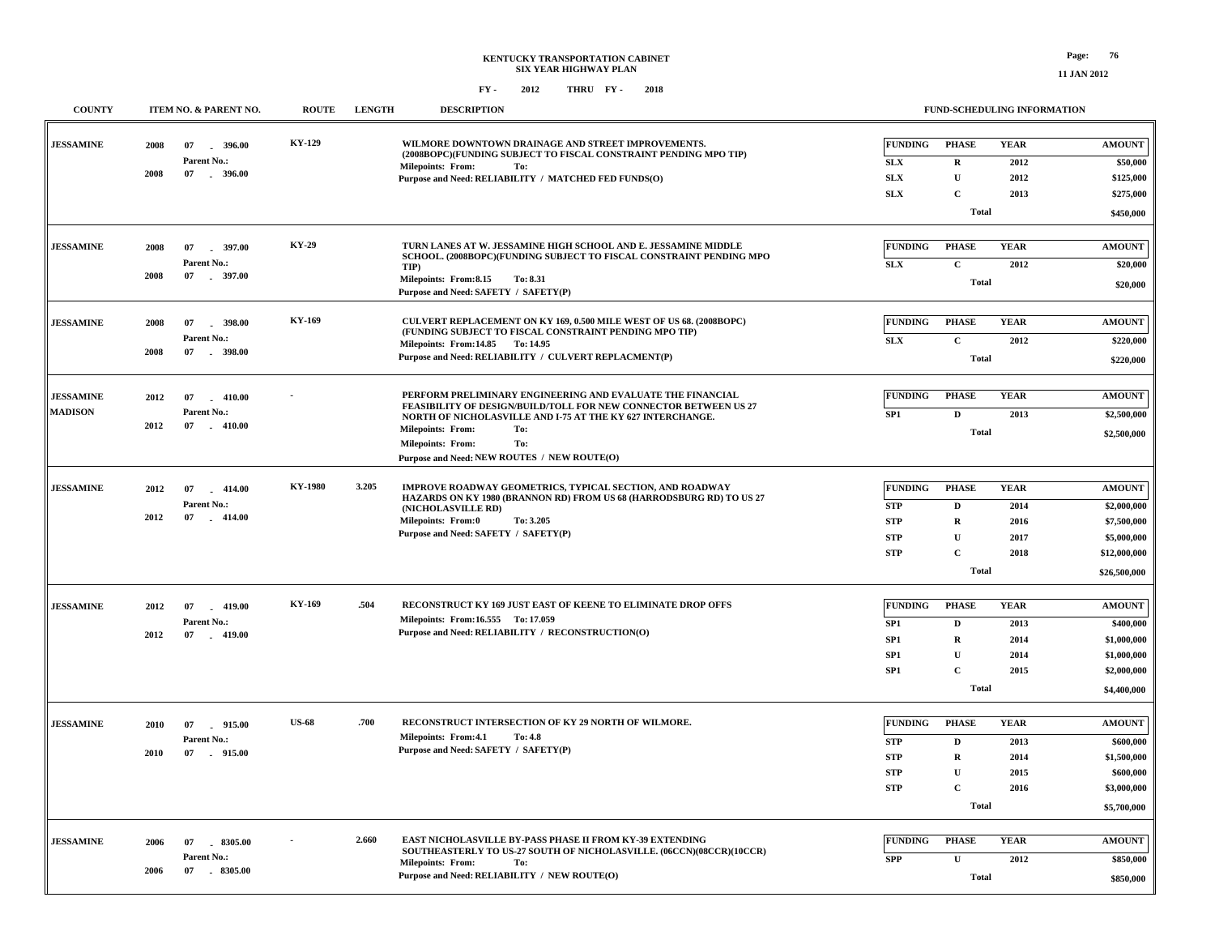# KENTUCKY TRANSPORTATION CABINET
## SIX YEAR HIGHWAY PLAN

FY - 2012 THRU FY - 2018

| COUNTY | ITEM NO. & PARENT NO. | ROUTE | LENGTH | DESCRIPTION | FUNDING | PHASE | YEAR | AMOUNT |
|---|---|---|---|---|---|---|---|---|
| JESSAMINE | 2008 07 - 396.00<br>Parent No.:<br>2008 07 - 396.00 | KY-129 | | WILMORE DOWNTOWN DRAINAGE AND STREET IMPROVEMENTS. (2008BOPC)(FUNDING SUBJECT TO FISCAL CONSTRAINT PENDING MPO TIP)<br>Milepoints: From: To:<br>Purpose and Need: RELIABILITY / MATCHED FED FUNDS(O) | SLX | R | 2012 | $50,000 |
| | | | | | SLX | U | 2012 | $125,000 |
| | | | | | SLX | C | 2013 | $275,000 |
| | | | | | | Total | | $450,000 |
| JESSAMINE | 2008 07 - 397.00<br>Parent No.:<br>2008 07 - 397.00 | KY-29 | | TURN LANES AT W. JESSAMINE HIGH SCHOOL AND E. JESSAMINE MIDDLE SCHOOL. (2008BOPC)(FUNDING SUBJECT TO FISCAL CONSTRAINT PENDING MPO TIP)<br>Milepoints: From:8.15 To: 8.31<br>Purpose and Need: SAFETY / SAFETY(P) | SLX | C | 2012 | $20,000 |
| | | | | | | Total | | $20,000 |
| JESSAMINE | 2008 07 - 398.00<br>Parent No.:<br>2008 07 - 398.00 | KY-169 | | CULVERT REPLACEMENT ON KY 169, 0.500 MILE WEST OF US 68. (2008BOPC) (FUNDING SUBJECT TO FISCAL CONSTRAINT PENDING MPO TIP)<br>Milepoints: From:14.85 To: 14.95<br>Purpose and Need: RELIABILITY / CULVERT REPLACMENT(P) | SLX | C | 2012 | $220,000 |
| | | | | | | Total | | $220,000 |
| JESSAMINE<br>MADISON | 2012 07 - 410.00<br>Parent No.:<br>2012 07 - 410.00 | - | | PERFORM PRELIMINARY ENGINEERING AND EVALUATE THE FINANCIAL FEASIBILITY OF DESIGN/BUILD/TOLL FOR NEW CONNECTOR BETWEEN US 27 NORTH OF NICHOLASVILLE AND I-75 AT THE KY 627 INTERCHANGE.<br>Milepoints: From: To:<br>Milepoints: From: To:<br>Purpose and Need: NEW ROUTES / NEW ROUTE(O) | SP1 | D | 2013 | $2,500,000 |
| | | | | | | Total | | $2,500,000 |
| JESSAMINE | 2012 07 - 414.00<br>Parent No.:<br>2012 07 - 414.00 | KY-1980 | 3.205 | IMPROVE ROADWAY GEOMETRICS, TYPICAL SECTION, AND ROADWAY HAZARDS ON KY 1980 (BRANNON RD) FROM US 68 (HARRODSBURG RD) TO US 27 (NICHOLASVILLE RD)<br>Milepoints: From:0 To: 3.205<br>Purpose and Need: SAFETY / SAFETY(P) | STP | D | 2014 | $2,000,000 |
| | | | | | STP | R | 2016 | $7,500,000 |
| | | | | | STP | U | 2017 | $5,000,000 |
| | | | | | STP | C | 2018 | $12,000,000 |
| | | | | | | Total | | $26,500,000 |
| JESSAMINE | 2012 07 - 419.00<br>Parent No.:<br>2012 07 - 419.00 | KY-169 | .504 | RECONSTRUCT KY 169 JUST EAST OF KEENE TO ELIMINATE DROP OFFS<br>Milepoints: From:16.555 To: 17.059<br>Purpose and Need: RELIABILITY / RECONSTRUCTION(O) | SP1 | D | 2013 | $400,000 |
| | | | | | SP1 | R | 2014 | $1,000,000 |
| | | | | | SP1 | U | 2014 | $1,000,000 |
| | | | | | SP1 | C | 2015 | $2,000,000 |
| | | | | | | Total | | $4,400,000 |
| JESSAMINE | 2010 07 - 915.00<br>Parent No.:<br>2010 07 - 915.00 | US-68 | .700 | RECONSTRUCT INTERSECTION OF KY 29 NORTH OF WILMORE.<br>Milepoints: From:4.1 To: 4.8<br>Purpose and Need: SAFETY / SAFETY(P) | STP | D | 2013 | $600,000 |
| | | | | | STP | R | 2014 | $1,500,000 |
| | | | | | STP | U | 2015 | $600,000 |
| | | | | | STP | C | 2016 | $3,000,000 |
| | | | | | | Total | | $5,700,000 |
| JESSAMINE | 2006 07 - 8305.00<br>Parent No.:<br>2006 07 - 8305.00 | - | 2.660 | EAST NICHOLASVILLE BY-PASS PHASE II FROM KY-39 EXTENDING SOUTHEASTERLY TO US-27 SOUTH OF NICHOLASVILLE. (06CCN)(08CCR)(10CCR)<br>Milepoints: From: To:<br>Purpose and Need: RELIABILITY / NEW ROUTE(O) | SPP | U | 2012 | $850,000 |
| | | | | | | Total | | $850,000 |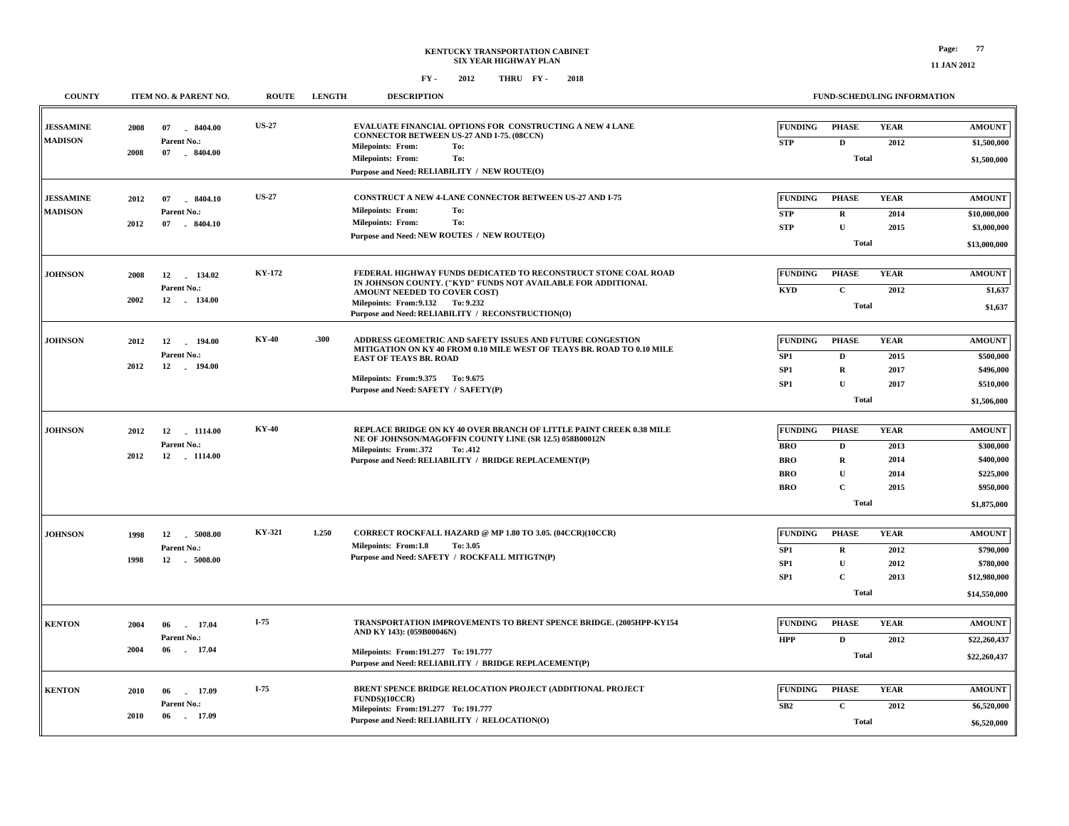# KENTUCKY TRANSPORTATION CABINET
## SIX YEAR HIGHWAY PLAN
### FY - 2012 THRU FY - 2018

11 JAN 2012

| COUNTY | ITEM NO. & PARENT NO. | ROUTE | LENGTH | DESCRIPTION | FUNDING | PHASE | YEAR | AMOUNT |
|---|---|---|---|---|---|---|---|---|
| JESSAMINE MADISON | 2008 07 - 8404.00 Parent No.: 2008 07 - 8404.00 | US-27 | | EVALUATE FINANCIAL OPTIONS FOR CONSTRUCTING A NEW 4 LANE CONNECTOR BETWEEN US-27 AND I-75. (08CCN) Milepoints: From: To: Milepoints: From: To: Purpose and Need: RELIABILITY / NEW ROUTE(O) | STP | D | 2012 | $1,500,000 |
| | | | | | | Total | | $1,500,000 |
| JESSAMINE MADISON | 2012 07 - 8404.10 Parent No.: 2012 07 - 8404.10 | US-27 | | CONSTRUCT A NEW 4-LANE CONNECTOR BETWEEN US-27 AND I-75 Milepoints: From: To: Milepoints: From: To: Purpose and Need: NEW ROUTES / NEW ROUTE(O) | STP | R | 2014 | $10,000,000 |
| | | | | | STP | U | 2015 | $3,000,000 |
| | | | | | | Total | | $13,000,000 |
| JOHNSON | 2008 12 - 134.02 Parent No.: 2002 12 - 134.00 | KY-172 | | FEDERAL HIGHWAY FUNDS DEDICATED TO RECONSTRUCT STONE COAL ROAD IN JOHNSON COUNTY. ("KYD" FUNDS NOT AVAILABLE FOR ADDITIONAL AMOUNT NEEDED TO COVER COST) Milepoints: From:9.132 To: 9.232 Purpose and Need: RELIABILITY / RECONSTRUCTION(O) | KYD | C | 2012 | $1,637 |
| | | | | | | Total | | $1,637 |
| JOHNSON | 2012 12 - 194.00 Parent No.: 2012 12 - 194.00 | KY-40 | .300 | ADDRESS GEOMETRIC AND SAFETY ISSUES AND FUTURE CONGESTION MITIGATION ON KY 40 FROM 0.10 MILE WEST OF TEAYS BR. ROAD TO 0.10 MILE EAST OF TEAYS BR. ROAD Milepoints: From:9.375 To: 9.675 Purpose and Need: SAFETY / SAFETY(P) | SP1 | D | 2015 | $500,000 |
| | | | | | SP1 | R | 2017 | $496,000 |
| | | | | | SP1 | U | 2017 | $510,000 |
| | | | | | | Total | | $1,506,000 |
| JOHNSON | 2012 12 - 1114.00 Parent No.: 2012 12 - 1114.00 | KY-40 | | REPLACE BRIDGE ON KY 40 OVER BRANCH OF LITTLE PAINT CREEK 0.38 MILE NE OF JOHNSON/MAGOFFIN COUNTY LINE (SR 12.5) 058B00012N Milepoints: From:.372 To: .412 Purpose and Need: RELIABILITY / BRIDGE REPLACEMENT(P) | BRO | D | 2013 | $300,000 |
| | | | | | BRO | R | 2014 | $400,000 |
| | | | | | BRO | U | 2014 | $225,000 |
| | | | | | BRO | C | 2015 | $950,000 |
| | | | | | | Total | | $1,875,000 |
| JOHNSON | 1998 12 - 5008.00 Parent No.: 1998 12 - 5008.00 | KY-321 | 1.250 | CORRECT ROCKFALL HAZARD @ MP 1.80 TO 3.05. (04CCR)(10CCR) Milepoints: From:1.8 To: 3.05 Purpose and Need: SAFETY / ROCKFALL MITIGTN(P) | SP1 | R | 2012 | $790,000 |
| | | | | | SP1 | U | 2012 | $780,000 |
| | | | | | SP1 | C | 2013 | $12,980,000 |
| | | | | | | Total | | $14,550,000 |
| KENTON | 2004 06 - 17.04 Parent No.: 2004 06 - 17.04 | I-75 | | TRANSPORTATION IMPROVEMENTS TO BRENT SPENCE BRIDGE. (2005HPP-KY154 AND KY 143): (059B00046N) Milepoints: From:191.277 To: 191.777 Purpose and Need: RELIABILITY / BRIDGE REPLACEMENT(P) | HPP | D | 2012 | $22,260,437 |
| | | | | | | Total | | $22,260,437 |
| KENTON | 2010 06 - 17.09 Parent No.: 2010 06 - 17.09 | I-75 | | BRENT SPENCE BRIDGE RELOCATION PROJECT (ADDITIONAL PROJECT FUNDS)(10CCR) Milepoints: From:191.277 To: 191.777 Purpose and Need: RELIABILITY / RELOCATION(O) | SB2 | C | 2012 | $6,520,000 |
| | | | | | | Total | | $6,520,000 |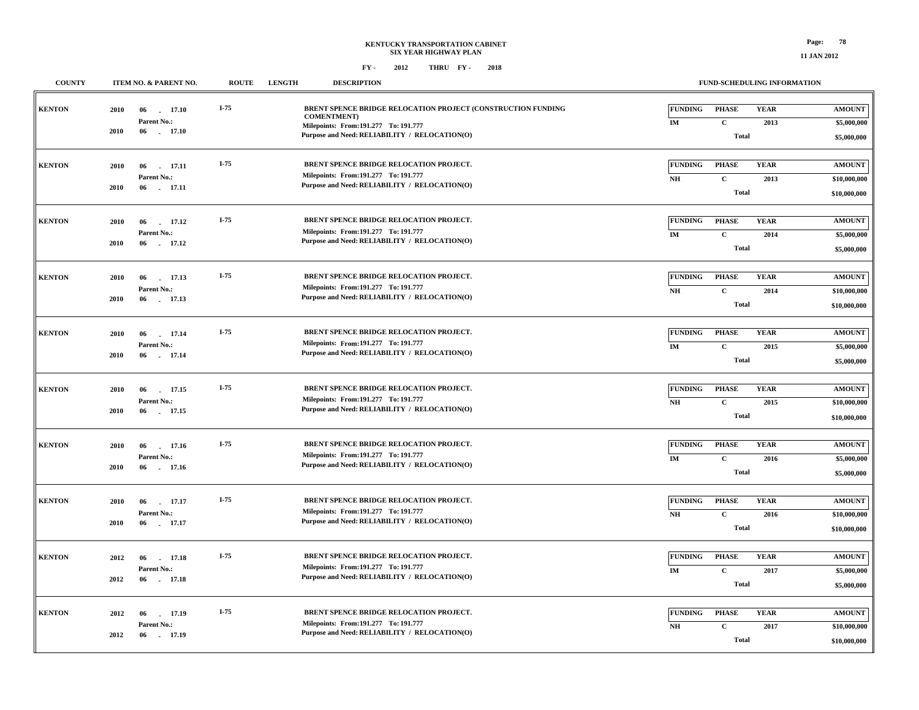KENTUCKY TRANSPORTATION CABINET
SIX YEAR HIGHWAY PLAN

FY - 2012 THRU FY - 2018

| COUNTY | ITEM NO. & PARENT NO. | ROUTE | LENGTH | DESCRIPTION | FUNDING | PHASE | YEAR | AMOUNT |
|---|---|---|---|---|---|---|---|---|
| KENTON | 2010 06 - 17.10<br>Parent No.:<br>2010 06 - 17.10 | I-75 | | BRENT SPENCE BRIDGE RELOCATION PROJECT (CONSTRUCTION FUNDING COMENTMENT)<br>Milepoints: From:191.277 To: 191.777<br>Purpose and Need: RELIABILITY / RELOCATION(O) | IM | C | 2013 | $5,000,000 |
| | | | | | | Total | | $5,000,000 |
| KENTON | 2010 06 - 17.11<br>Parent No.:<br>2010 06 - 17.11 | I-75 | | BRENT SPENCE BRIDGE RELOCATION PROJECT.<br>Milepoints: From:191.277 To: 191.777<br>Purpose and Need: RELIABILITY / RELOCATION(O) | NH | C | 2013 | $10,000,000 |
| | | | | | | Total | | $10,000,000 |
| KENTON | 2010 06 - 17.12<br>Parent No.:<br>2010 06 - 17.12 | I-75 | | BRENT SPENCE BRIDGE RELOCATION PROJECT.<br>Milepoints: From:191.277 To: 191.777<br>Purpose and Need: RELIABILITY / RELOCATION(O) | IM | C | 2014 | $5,000,000 |
| | | | | | | Total | | $5,000,000 |
| KENTON | 2010 06 - 17.13<br>Parent No.:<br>2010 06 - 17.13 | I-75 | | BRENT SPENCE BRIDGE RELOCATION PROJECT.<br>Milepoints: From:191.277 To: 191.777<br>Purpose and Need: RELIABILITY / RELOCATION(O) | NH | C | 2014 | $10,000,000 |
| | | | | | | Total | | $10,000,000 |
| KENTON | 2010 06 - 17.14<br>Parent No.:<br>2010 06 - 17.14 | I-75 | | BRENT SPENCE BRIDGE RELOCATION PROJECT.<br>Milepoints: From:191.277 To: 191.777<br>Purpose and Need: RELIABILITY / RELOCATION(O) | IM | C | 2015 | $5,000,000 |
| | | | | | | Total | | $5,000,000 |
| KENTON | 2010 06 - 17.15<br>Parent No.:<br>2010 06 - 17.15 | I-75 | | BRENT SPENCE BRIDGE RELOCATION PROJECT.<br>Milepoints: From:191.277 To: 191.777<br>Purpose and Need: RELIABILITY / RELOCATION(O) | NH | C | 2015 | $10,000,000 |
| | | | | | | Total | | $10,000,000 |
| KENTON | 2010 06 - 17.16<br>Parent No.:<br>2010 06 - 17.16 | I-75 | | BRENT SPENCE BRIDGE RELOCATION PROJECT.<br>Milepoints: From:191.277 To: 191.777<br>Purpose and Need: RELIABILITY / RELOCATION(O) | IM | C | 2016 | $5,000,000 |
| | | | | | | Total | | $5,000,000 |
| KENTON | 2010 06 - 17.17<br>Parent No.:<br>2010 06 - 17.17 | I-75 | | BRENT SPENCE BRIDGE RELOCATION PROJECT.<br>Milepoints: From:191.277 To: 191.777<br>Purpose and Need: RELIABILITY / RELOCATION(O) | NH | C | 2016 | $10,000,000 |
| | | | | | | Total | | $10,000,000 |
| KENTON | 2012 06 - 17.18<br>Parent No.:<br>2012 06 - 17.18 | I-75 | | BRENT SPENCE BRIDGE RELOCATION PROJECT.<br>Milepoints: From:191.277 To: 191.777<br>Purpose and Need: RELIABILITY / RELOCATION(O) | IM | C | 2017 | $5,000,000 |
| | | | | | | Total | | $5,000,000 |
| KENTON | 2012 06 - 17.19<br>Parent No.:<br>2012 06 - 17.19 | I-75 | | BRENT SPENCE BRIDGE RELOCATION PROJECT.<br>Milepoints: From:191.277 To: 191.777<br>Purpose and Need: RELIABILITY / RELOCATION(O) | NH | C | 2017 | $10,000,000 |
| | | | | | | Total | | $10,000,000 |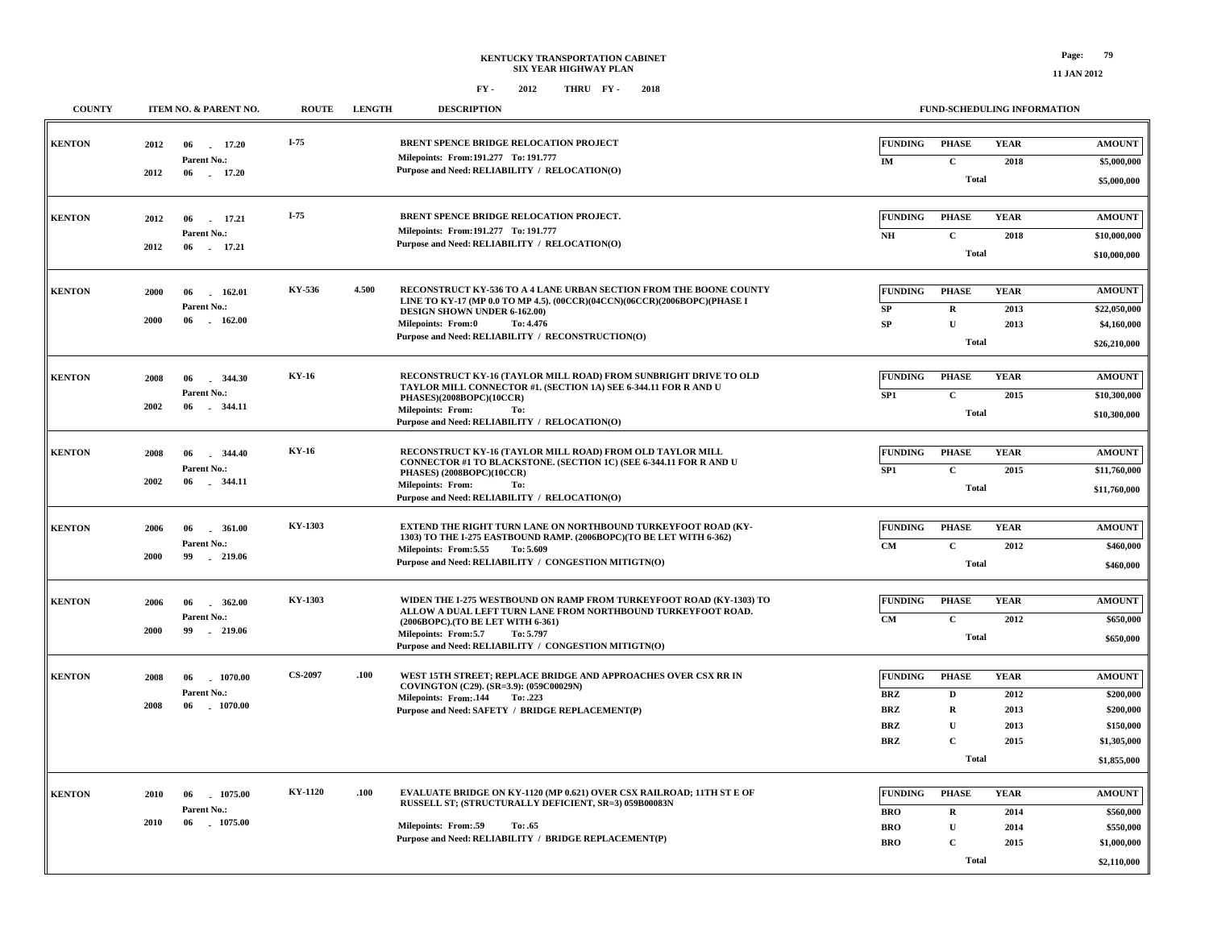**KENTUCKY TRANSPORTATION CABINET**
**SIX YEAR HIGHWAY PLAN**

**FY - 2012 THRU FY - 2018**

**11 JAN 2012**

| COUNTY | ITEM NO. & PARENT NO. | ROUTE | LENGTH | DESCRIPTION | FUNDING | PHASE | YEAR | AMOUNT |
|---|---|---|---|---|---|---|---|---|
| KENTON | 2012 06 - 17.20<br>Parent No.:<br>2012 06 - 17.20 | I-75 | | BRENT SPENCE BRIDGE RELOCATION PROJECT<br>Milepoints: From:191.277 To: 191.777<br>Purpose and Need: RELIABILITY / RELOCATION(O) | IM | C | 2018 | $5,000,000 |
| | | | | | | Total | | $5,000,000 |
| KENTON | 2012 06 - 17.21<br>Parent No.:<br>2012 06 - 17.21 | I-75 | | BRENT SPENCE BRIDGE RELOCATION PROJECT.<br>Milepoints: From:191.277 To: 191.777<br>Purpose and Need: RELIABILITY / RELOCATION(O) | NH | C | 2018 | $10,000,000 |
| | | | | | | Total | | $10,000,000 |
| KENTON | 2000 06 - 162.01<br>Parent No.:<br>2000 06 - 162.00 | KY-536 | 4.500 | RECONSTRUCT KY-536 TO A 4 LANE URBAN SECTION FROM THE BOONE COUNTY LINE TO KY-17 (MP 0.0 TO MP 4.5). (00CCR)(04CCN)(06CCR)(2006BOPC)(PHASE I DESIGN SHOWN UNDER 6-162.00)<br>Milepoints: From:0 To: 4.476<br>Purpose and Need: RELIABILITY / RECONSTRUCTION(O) | SP | R | 2013 | $22,050,000 |
| | | | | | SP | U | 2013 | $4,160,000 |
| | | | | | | Total | | $26,210,000 |
| KENTON | 2008 06 - 344.30<br>Parent No.:<br>2002 06 - 344.11 | KY-16 | | RECONSTRUCT KY-16 (TAYLOR MILL ROAD) FROM SUNBRIGHT DRIVE TO OLD TAYLOR MILL CONNECTOR #1. (SECTION 1A) SEE 6-344.11 FOR R AND U PHASES)(2008BOPC)(10CCR)<br>Milepoints: From: To:<br>Purpose and Need: RELIABILITY / RELOCATION(O) | SP1 | C | 2015 | $10,300,000 |
| | | | | | | Total | | $10,300,000 |
| KENTON | 2008 06 - 344.40<br>Parent No.:<br>2002 06 - 344.11 | KY-16 | | RECONSTRUCT KY-16 (TAYLOR MILL ROAD) FROM OLD TAYLOR MILL CONNECTOR #1 TO BLACKSTONE. (SECTION 1C) (SEE 6-344.11 FOR R AND U PHASES) (2008BOPC)(10CCR)<br>Milepoints: From: To:<br>Purpose and Need: RELIABILITY / RELOCATION(O) | SP1 | C | 2015 | $11,760,000 |
| | | | | | | Total | | $11,760,000 |
| KENTON | 2006 06 - 361.00<br>Parent No.:<br>2000 99 - 219.06 | KY-1303 | | EXTEND THE RIGHT TURN LANE ON NORTHBOUND TURKEYFOOT ROAD (KY-1303) TO THE I-275 EASTBOUND RAMP. (2006BOPC)(TO BE LET WITH 6-362)<br>Milepoints: From:5.55 To: 5.609<br>Purpose and Need: RELIABILITY / CONGESTION MITIGTN(O) | CM | C | 2012 | $460,000 |
| | | | | | | Total | | $460,000 |
| KENTON | 2006 06 - 362.00<br>Parent No.:<br>2000 99 - 219.06 | KY-1303 | | WIDEN THE I-275 WESTBOUND ON RAMP FROM TURKEYFOOT ROAD (KY-1303) TO ALLOW A DUAL LEFT TURN LANE FROM NORTHBOUND TURKEYFOOT ROAD. (2006BOPC).(TO BE LET WITH 6-361)<br>Milepoints: From:5.7 To: 5.797<br>Purpose and Need: RELIABILITY / CONGESTION MITIGTN(O) | CM | C | 2012 | $650,000 |
| | | | | | | Total | | $650,000 |
| KENTON | 2008 06 - 1070.00<br>Parent No.:<br>2008 06 - 1070.00 | CS-2097 | .100 | WEST 15TH STREET; REPLACE BRIDGE AND APPROACHES OVER CSX RR IN COVINGTON (C29). (SR=3.9): (059C00029N)<br>Milepoints: From:.144 To: .223<br>Purpose and Need: SAFETY / BRIDGE REPLACEMENT(P) | BRZ | D | 2012 | $200,000 |
| | | | | | BRZ | R | 2013 | $200,000 |
| | | | | | BRZ | U | 2013 | $150,000 |
| | | | | | BRZ | C | 2015 | $1,305,000 |
| | | | | | | Total | | $1,855,000 |
| KENTON | 2010 06 - 1075.00<br>Parent No.:<br>2010 06 - 1075.00 | KY-1120 | .100 | EVALUATE BRIDGE ON KY-1120 (MP 0.621) OVER CSX RAILROAD; 11TH ST E OF RUSSELL ST; (STRUCTURALLY DEFICIENT, SR=3) 059B00083N<br>Milepoints: From:.59 To: .65<br>Purpose and Need: RELIABILITY / BRIDGE REPLACEMENT(P) | BRO | R | 2014 | $560,000 |
| | | | | | BRO | U | 2014 | $550,000 |
| | | | | | BRO | C | 2015 | $1,000,000 |
| | | | | | | Total | | $2,110,000 |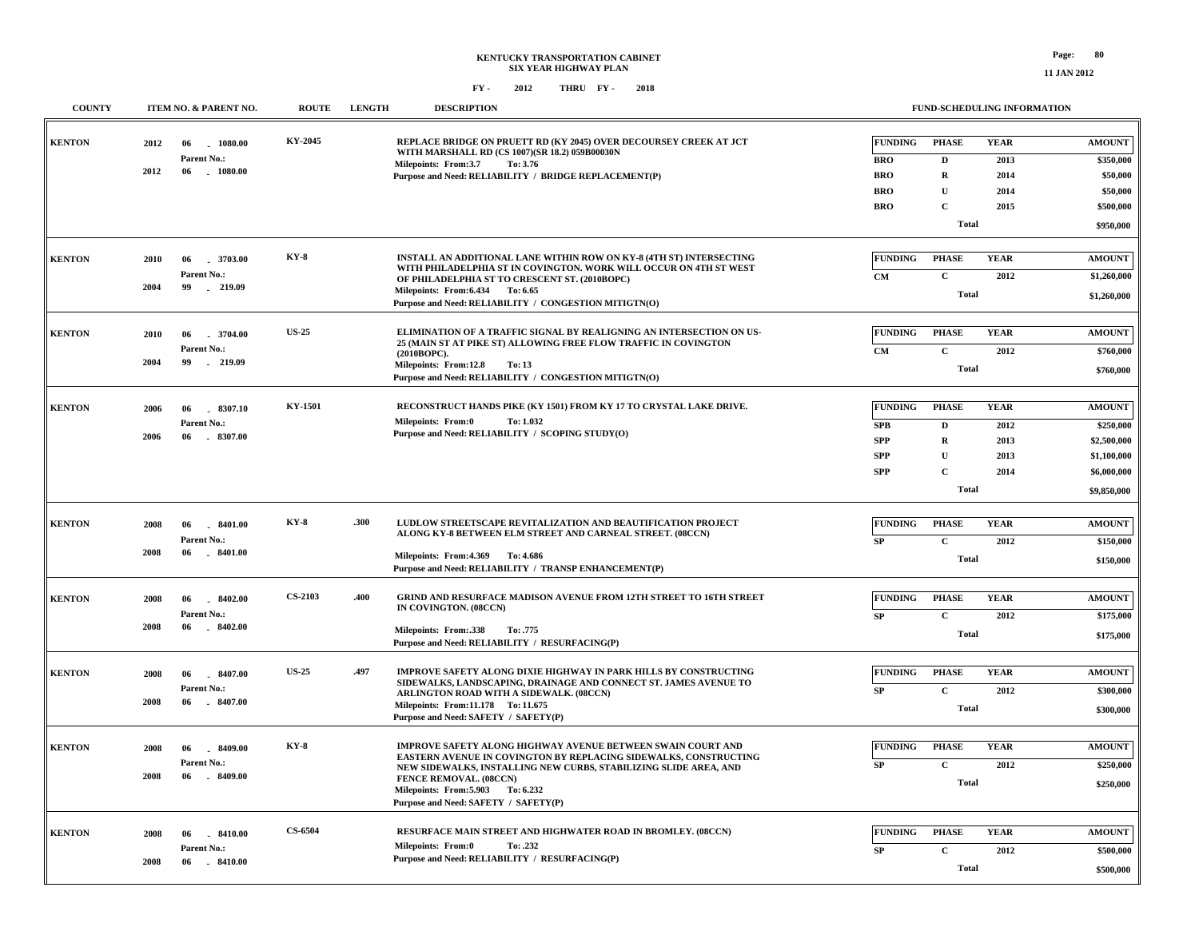# KENTUCKY TRANSPORTATION CABINET
## SIX YEAR HIGHWAY PLAN

FY - 2012 THRU FY - 2018

| COUNTY | ITEM NO. & PARENT NO. | ROUTE | LENGTH | DESCRIPTION | FUNDING | PHASE | YEAR | AMOUNT |
|---|---|---|---|---|---|---|---|---|
| KENTON | 2012 06 - 1080.00<br>Parent No.:<br>2012 06 - 1080.00 | KY-2045 | | REPLACE BRIDGE ON PRUETT RD (KY 2045) OVER DECOURSEY CREEK AT JCT WITH MARSHALL RD (CS 1007)(SR 18.2) 059B00030N<br>Milepoints: From:3.7 To: 3.76<br>Purpose and Need: RELIABILITY / BRIDGE REPLACEMENT(P) | BRO | D | 2013 | $350,000 |
| | | | | | BRO | R | 2014 | $50,000 |
| | | | | | BRO | U | 2014 | $50,000 |
| | | | | | BRO | C | 2015 | $500,000 |
| | | | | | | Total | | $950,000 |
| KENTON | 2010 06 - 3703.00<br>Parent No.:<br>2004 99 - 219.09 | KY-8 | | INSTALL AN ADDITIONAL LANE WITHIN ROW ON KY-8 (4TH ST) INTERSECTING WITH PHILADELPHIA ST IN COVINGTON. WORK WILL OCCUR ON 4TH ST WEST OF PHILADELPHIA ST TO CRESCENT ST. (2010BOPC)<br>Milepoints: From:6.434 To: 6.65<br>Purpose and Need: RELIABILITY / CONGESTION MITIGTN(O) | CM | C | 2012 | $1,260,000 |
| | | | | | | Total | | $1,260,000 |
| KENTON | 2010 06 - 3704.00<br>Parent No.:<br>2004 99 - 219.09 | US-25 | | ELIMINATION OF A TRAFFIC SIGNAL BY REALIGNING AN INTERSECTION ON US-25 (MAIN ST AT PIKE ST) ALLOWING FREE FLOW TRAFFIC IN COVINGTON (2010BOPC).<br>Milepoints: From:12.8 To: 13<br>Purpose and Need: RELIABILITY / CONGESTION MITIGTN(O) | CM | C | 2012 | $760,000 |
| | | | | | | Total | | $760,000 |
| KENTON | 2006 06 - 8307.10<br>Parent No.:<br>2006 06 - 8307.00 | KY-1501 | | RECONSTRUCT HANDS PIKE (KY 1501) FROM KY 17 TO CRYSTAL LAKE DRIVE.<br>Milepoints: From:0 To: 1.032<br>Purpose and Need: RELIABILITY / SCOPING STUDY(O) | SPB | D | 2012 | $250,000 |
| | | | | | SPP | R | 2013 | $2,500,000 |
| | | | | | SPP | U | 2013 | $1,100,000 |
| | | | | | SPP | C | 2014 | $6,000,000 |
| | | | | | | Total | | $9,850,000 |
| KENTON | 2008 06 - 8401.00<br>Parent No.:<br>2008 06 - 8401.00 | KY-8 | .300 | LUDLOW STREETSCAPE REVITALIZATION AND BEAUTIFICATION PROJECT ALONG KY-8 BETWEEN ELM STREET AND CARNEAL STREET. (08CCN)<br>Milepoints: From:4.369 To: 4.686<br>Purpose and Need: RELIABILITY / TRANSP ENHANCEMENT(P) | SP | C | 2012 | $150,000 |
| | | | | | | Total | | $150,000 |
| KENTON | 2008 06 - 8402.00<br>Parent No.:<br>2008 06 - 8402.00 | CS-2103 | .400 | GRIND AND RESURFACE MADISON AVENUE FROM 12TH STREET TO 16TH STREET IN COVINGTON. (08CCN)<br>Milepoints: From:.338 To: .775<br>Purpose and Need: RELIABILITY / RESURFACING(P) | SP | C | 2012 | $175,000 |
| | | | | | | Total | | $175,000 |
| KENTON | 2008 06 - 8407.00<br>Parent No.:<br>2008 06 - 8407.00 | US-25 | .497 | IMPROVE SAFETY ALONG DIXIE HIGHWAY IN PARK HILLS BY CONSTRUCTING SIDEWALKS, LANDSCAPING, DRAINAGE AND CONNECT ST. JAMES AVENUE TO ARLINGTON ROAD WITH A SIDEWALK. (08CCN)<br>Milepoints: From:11.178 To: 11.675<br>Purpose and Need: SAFETY / SAFETY(P) | SP | C | 2012 | $300,000 |
| | | | | | | Total | | $300,000 |
| KENTON | 2008 06 - 8409.00<br>Parent No.:<br>2008 06 - 8409.00 | KY-8 | | IMPROVE SAFETY ALONG HIGHWAY AVENUE BETWEEN SWAIN COURT AND EASTERN AVENUE IN COVINGTON BY REPLACING SIDEWALKS, CONSTRUCTING NEW SIDEWALKS, INSTALLING NEW CURBS, STABILIZING SLIDE AREA, AND FENCE REMOVAL. (08CCN)<br>Milepoints: From:5.903 To: 6.232<br>Purpose and Need: SAFETY / SAFETY(P) | SP | C | 2012 | $250,000 |
| | | | | | | Total | | $250,000 |
| KENTON | 2008 06 - 8410.00<br>Parent No.:<br>2008 06 - 8410.00 | CS-6504 | | RESURFACE MAIN STREET AND HIGHWATER ROAD IN BROMLEY. (08CCN)<br>Milepoints: From:0 To: .232<br>Purpose and Need: RELIABILITY / RESURFACING(P) | SP | C | 2012 | $500,000 |
| | | | | | | Total | | $500,000 |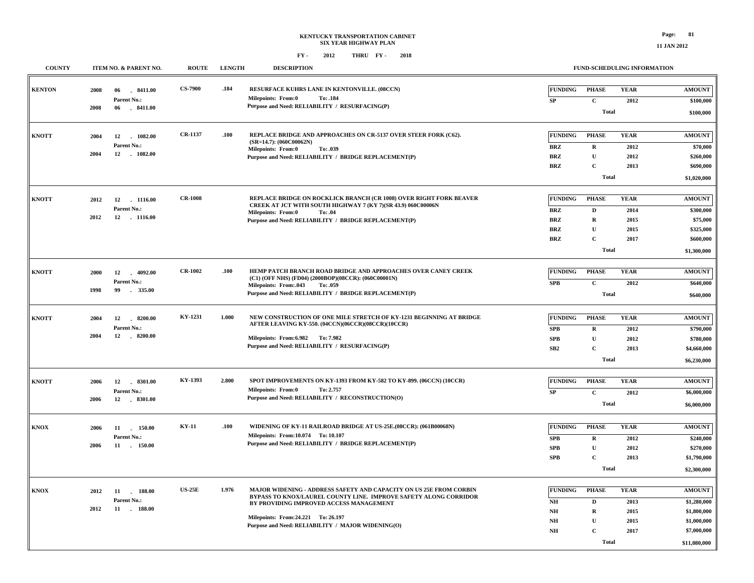# KENTUCKY TRANSPORTATION CABINET
## SIX YEAR HIGHWAY PLAN
### FY - 2012 THRU FY - 2018

| COUNTY | ITEM NO. & PARENT NO. | ROUTE | LENGTH | DESCRIPTION | FUNDING | PHASE | YEAR | AMOUNT |
|---|---|---|---|---|---|---|---|---|
| KENTON | 2008 06 - 8411.00<br>Parent No.:<br>2008 06 - 8411.00 | CS-7900 | .184 | RESURFACE KUHRS LANE IN KENTONVILLE. (08CCN)<br>Milepoints: From:0 To: .184<br>Purpose and Need: RELIABILITY / RESURFACING(P) | SP | C | 2012 | $100,000 |
| | | | | | | Total | | $100,000 |
| KNOTT | 2004 12 - 1082.00<br>Parent No.:<br>2004 12 - 1082.00 | CR-1137 | .100 | REPLACE BRIDGE AND APPROACHES ON CR-5137 OVER STEER FORK (C62). (SR=14.7): (060C00062N)<br>Milepoints: From:0 To: .039<br>Purpose and Need: RELIABILITY / BRIDGE REPLACEMENT(P) | BRZ | R | 2012 | $70,000 |
| | | | | | BRZ | U | 2012 | $260,000 |
| | | | | | BRZ | C | 2013 | $690,000 |
| | | | | | | Total | | $1,020,000 |
| KNOTT | 2012 12 - 1116.00<br>Parent No.:<br>2012 12 - 1116.00 | CR-1008 | | REPLACE BRIDGE ON ROCKLICK BRANCH (CR 1008) OVER RIGHT FORK BEAVER CREEK AT JCT WITH SOUTH HIGHWAY 7 (KY 7)(SR 43.9) 060C00006N<br>Milepoints: From:0 To: .04<br>Purpose and Need: RELIABILITY / BRIDGE REPLACEMENT(P) | BRZ | D | 2014 | $300,000 |
| | | | | | BRZ | R | 2015 | $75,000 |
| | | | | | BRZ | U | 2015 | $325,000 |
| | | | | | BRZ | C | 2017 | $600,000 |
| | | | | | | Total | | $1,300,000 |
| KNOTT | 2000 12 - 4092.00<br>Parent No.:<br>1998 99 - 335.00 | CR-1002 | .100 | HEMP PATCH BRANCH ROAD BRIDGE AND APPROACHES OVER CANEY CREEK (C1) (OFF NHS) (FD04) (2000BOP)(08CCR): (060C00001N)<br>Milepoints: From: .043 To: .059<br>Purpose and Need: RELIABILITY / BRIDGE REPLACEMENT(P) | SPB | C | 2012 | $640,000 |
| | | | | | | Total | | $640,000 |
| KNOTT | 2004 12 - 8200.00<br>Parent No.:<br>2004 12 - 8200.00 | KY-1231 | 1.000 | NEW CONSTRUCTION OF ONE MILE STRETCH OF KY-1231 BEGINNING AT BRIDGE AFTER LEAVING KY-550. (04CCN)(06CCR)(08CCR)(10CCR)<br>Milepoints: From:6.982 To: 7.982<br>Purpose and Need: RELIABILITY / RESURFACING(P) | SPB | R | 2012 | $790,000 |
| | | | | | SPB | U | 2012 | $780,000 |
| | | | | | SB2 | C | 2013 | $4,660,000 |
| | | | | | | Total | | $6,230,000 |
| KNOTT | 2006 12 - 8301.00<br>Parent No.:<br>2006 12 - 8301.00 | KY-1393 | 2.800 | SPOT IMPROVEMENTS ON KY-1393 FROM KY-582 TO KY-899. (06CCN) (10CCR)<br>Milepoints: From:0 To: 2.757<br>Purpose and Need: RELIABILITY / RECONSTRUCTION(O) | SP | C | 2012 | $6,000,000 |
| | | | | | | Total | | $6,000,000 |
| KNOX | 2006 11 - 150.00<br>Parent No.:<br>2006 11 - 150.00 | KY-11 | .100 | WIDENING OF KY-11 RAILROAD BRIDGE AT US-25E.(08CCR): (061B00068N)<br>Milepoints: From:10.074 To: 10.107<br>Purpose and Need: RELIABILITY / BRIDGE REPLACEMENT(P) | SPB | R | 2012 | $240,000 |
| | | | | | SPB | U | 2012 | $270,000 |
| | | | | | SPB | C | 2013 | $1,790,000 |
| | | | | | | Total | | $2,300,000 |
| KNOX | 2012 11 - 188.00<br>Parent No.:<br>2012 11 - 188.00 | US-25E | 1.976 | MAJOR WIDENING - ADDRESS SAFETY AND CAPACITY ON US 25E FROM CORBIN BYPASS TO KNOX/LAUREL COUNTY LINE. IMPROVE SAFETY ALONG CORRIDOR BY PROVIDING IMPROVED ACCESS MANAGEMENT<br>Milepoints: From:24.221 To: 26.197<br>Purpose and Need: RELIABILITY / MAJOR WIDENING(O) | NH | D | 2013 | $1,280,000 |
| | | | | | NH | R | 2015 | $1,800,000 |
| | | | | | NH | U | 2015 | $1,000,000 |
| | | | | | NH | C | 2017 | $7,000,000 |
| | | | | | | Total | | $11,080,000 |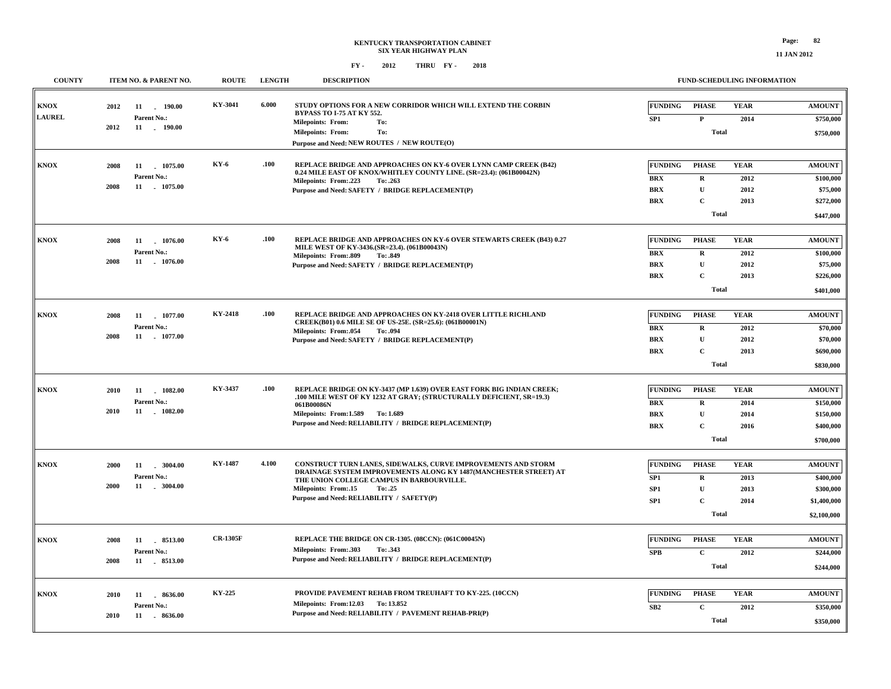# KENTUCKY TRANSPORTATION CABINET
## SIX YEAR HIGHWAY PLAN

FY - 2012 THRU FY - 2018

| COUNTY | ITEM NO. & PARENT NO. | ROUTE | LENGTH | DESCRIPTION | FUNDING | PHASE | YEAR | AMOUNT |
|---|---|---|---|---|---|---|---|---|
| KNOX LAUREL | 2012 11 - 190.00 Parent No.: 2012 11 - 190.00 | KY-3041 | 6.000 | STUDY OPTIONS FOR A NEW CORRIDOR WHICH WILL EXTEND THE CORBIN BYPASS TO I-75 AT KY 552. Milepoints: From: To: Milepoints: From: To: Purpose and Need: NEW ROUTES / NEW ROUTE(O) | SP1 | P | 2014 | $750,000 |
| | | | | | | Total | | $750,000 |
| KNOX | 2008 11 - 1075.00 Parent No.: 2008 11 - 1075.00 | KY-6 | .100 | REPLACE BRIDGE AND APPROACHES ON KY-6 OVER LYNN CAMP CREEK (B42) 0.24 MILE EAST OF KNOX/WHITLEY COUNTY LINE. (SR=23.4): (061B00042N) Milepoints: From:.223 To: .263 Purpose and Need: SAFETY / BRIDGE REPLACEMENT(P) | BRX | R | 2012 | $100,000 |
| | | | | | BRX | U | 2012 | $75,000 |
| | | | | | BRX | C | 2013 | $272,000 |
| | | | | | | Total | | $447,000 |
| KNOX | 2008 11 - 1076.00 Parent No.: 2008 11 - 1076.00 | KY-6 | .100 | REPLACE BRIDGE AND APPROACHES ON KY-6 OVER STEWARTS CREEK (B43) 0.27 MILE WEST OF KY-3436.(SR=23.4). (061B00043N) Milepoints: From:.809 To: .849 Purpose and Need: SAFETY / BRIDGE REPLACEMENT(P) | BRX | R | 2012 | $100,000 |
| | | | | | BRX | U | 2012 | $75,000 |
| | | | | | BRX | C | 2013 | $226,000 |
| | | | | | | Total | | $401,000 |
| KNOX | 2008 11 - 1077.00 Parent No.: 2008 11 - 1077.00 | KY-2418 | .100 | REPLACE BRIDGE AND APPROACHES ON KY-2418 OVER LITTLE RICHLAND CREEK(B01) 0.6 MILE SE OF US-25E. (SR=25.6): (061B00001N) Milepoints: From:.054 To: .094 Purpose and Need: SAFETY / BRIDGE REPLACEMENT(P) | BRX | R | 2012 | $70,000 |
| | | | | | BRX | U | 2012 | $70,000 |
| | | | | | BRX | C | 2013 | $690,000 |
| | | | | | | Total | | $830,000 |
| KNOX | 2010 11 - 1082.00 Parent No.: 2010 11 - 1082.00 | KY-3437 | .100 | REPLACE BRIDGE ON KY-3437 (MP 1.639) OVER EAST FORK BIG INDIAN CREEK; .100 MILE WEST OF KY 1232 AT GRAY; (STRUCTURALLY DEFICIENT, SR=19.3) 061B00086N Milepoints: From:1.589 To: 1.689 Purpose and Need: RELIABILITY / BRIDGE REPLACEMENT(P) | BRX | R | 2014 | $150,000 |
| | | | | | BRX | U | 2014 | $150,000 |
| | | | | | BRX | C | 2016 | $400,000 |
| | | | | | | Total | | $700,000 |
| KNOX | 2000 11 - 3004.00 Parent No.: 2000 11 - 3004.00 | KY-1487 | 4.100 | CONSTRUCT TURN LANES, SIDEWALKS, CURVE IMPROVEMENTS AND STORM DRAINAGE SYSTEM IMPROVEMENTS ALONG KY 1487(MANCHESTER STREET) AT THE UNION COLLEGE CAMPUS IN BARBOURVILLE. Milepoints: From:.15 To: .25 Purpose and Need: RELIABILITY / SAFETY(P) | SP1 | R | 2013 | $400,000 |
| | | | | | SP1 | U | 2013 | $300,000 |
| | | | | | SP1 | C | 2014 | $1,400,000 |
| | | | | | | Total | | $2,100,000 |
| KNOX | 2008 11 - 8513.00 Parent No.: 2008 11 - 8513.00 | CR-1305F | | REPLACE THE BRIDGE ON CR-1305. (08CCN): (061C00045N) Milepoints: From:.303 To: .343 Purpose and Need: RELIABILITY / BRIDGE REPLACEMENT(P) | SPB | C | 2012 | $244,000 |
| | | | | | | Total | | $244,000 |
| KNOX | 2010 11 - 8636.00 Parent No.: 2010 11 - 8636.00 | KY-225 | | PROVIDE PAVEMENT REHAB FROM TREUHAFT TO KY-225. (10CCN) Milepoints: From:12.03 To: 13.852 Purpose and Need: RELIABILITY / PAVEMENT REHAB-PRI(P) | SB2 | C | 2012 | $350,000 |
| | | | | | | Total | | $350,000 |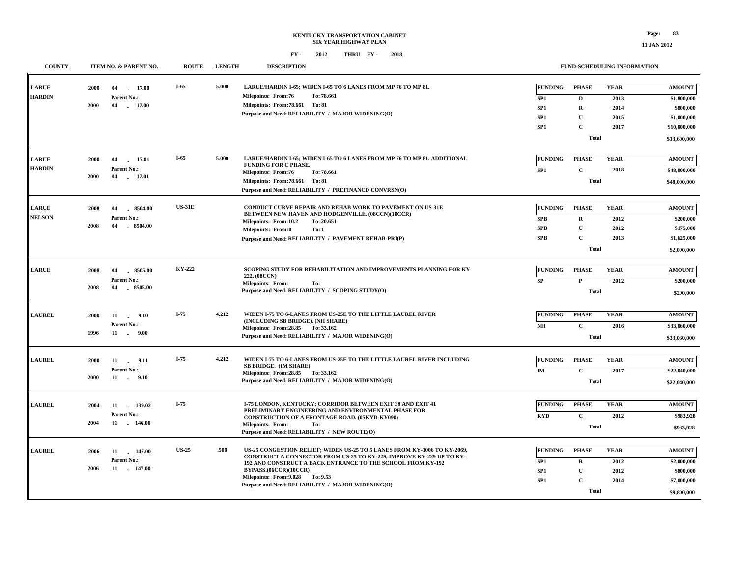# KENTUCKY TRANSPORTATION CABINET
## SIX YEAR HIGHWAY PLAN
### FY - 2012 THRU FY - 2018

| COUNTY | ITEM NO. & PARENT NO. | ROUTE | LENGTH | DESCRIPTION | FUNDING | PHASE | YEAR | AMOUNT |
|---|---|---|---|---|---|---|---|---|
| LARUE<br>HARDIN | 2000 04 - 17.00<br>Parent No.:<br>2000 04 - 17.00 | I-65 | 5.000 | LARUE/HARDIN I-65; WIDEN I-65 TO 6 LANES FROM MP 76 TO MP 81.<br>Milepoints: From:76 To: 78.661<br>Milepoints: From:78.661 To: 81<br>Purpose and Need: RELIABILITY / MAJOR WIDENING(O) | SP1 | D | 2013 | $1,800,000 |
| | | | | | SP1 | R | 2014 | $800,000 |
| | | | | | SP1 | U | 2015 | $1,000,000 |
| | | | | | SP1 | C | 2017 | $10,000,000 |
| | | | | | | Total | | $13,600,000 |
| LARUE<br>HARDIN | 2000 04 - 17.01<br>Parent No.:<br>2000 04 - 17.01 | I-65 | 5.000 | LARUE/HARDIN I-65; WIDEN I-65 TO 6 LANES FROM MP 76 TO MP 81. ADDITIONAL FUNDING FOR C PHASE.<br>Milepoints: From:76 To: 78.661<br>Milepoints: From:78.661 To: 81<br>Purpose and Need: RELIABILITY / PREFINANCD CONVRSN(O) | SP1 | C | 2018 | $48,000,000 |
| | | | | | | Total | | $48,000,000 |
| LARUE<br>NELSON | 2008 04 - 8504.00<br>Parent No.:<br>2008 04 - 8504.00 | US-31E | | CONDUCT CURVE REPAIR AND REHAB WORK TO PAVEMENT ON US-31E BETWEEN NEW HAVEN AND HODGENVILLE. (08CCN)(10CCR)<br>Milepoints: From:10.2 To: 20.651<br>Milepoints: From:0 To: 1<br>Purpose and Need: RELIABILITY / PAVEMENT REHAB-PRI(P) | SPB | R | 2012 | $200,000 |
| | | | | | SPB | U | 2012 | $175,000 |
| | | | | | SPB | C | 2013 | $1,625,000 |
| | | | | | | Total | | $2,000,000 |
| LARUE | 2008 04 - 8505.00<br>Parent No.:<br>2008 04 - 8505.00 | KY-222 | | SCOPING STUDY FOR REHABILITATION AND IMPROVEMENTS PLANNING FOR KY 222. (08CCN)<br>Milepoints: From: To:<br>Purpose and Need: RELIABILITY / SCOPING STUDY(O) | SP | P | 2012 | $200,000 |
| | | | | | | Total | | $200,000 |
| LAUREL | 2000 11 - 9.10<br>Parent No.:<br>1996 11 - 9.00 | I-75 | 4.212 | WIDEN I-75 TO 6-LANES FROM US-25E TO THE LITTLE LAUREL RIVER (INCLUDING SB BRIDGE). (NH SHARE)<br>Milepoints: From:28.85 To: 33.162<br>Purpose and Need: RELIABILITY / MAJOR WIDENING(O) | NH | C | 2016 | $33,060,000 |
| | | | | | | Total | | $33,060,000 |
| LAUREL | 2000 11 - 9.11<br>Parent No.:<br>2000 11 - 9.10 | I-75 | 4.212 | WIDEN I-75 TO 6-LANES FROM US-25E TO THE LITTLE LAUREL RIVER INCLUDING SB BRIDGE. (IM SHARE)<br>Milepoints: From:28.85 To: 33.162<br>Purpose and Need: RELIABILITY / MAJOR WIDENING(O) | IM | C | 2017 | $22,040,000 |
| | | | | | | Total | | $22,040,000 |
| LAUREL | 2004 11 - 139.02<br>Parent No.:<br>2004 11 - 146.00 | I-75 | | I-75 LONDON, KENTUCKY; CORRIDOR BETWEEN EXIT 38 AND EXIT 41 PRELIMINARY ENGINEERING AND ENVIRONMENTAL PHASE FOR CONSTRUCTION OF A FRONTAGE ROAD. (05KYD-KY090)<br>Milepoints: From: To:<br>Purpose and Need: RELIABILITY / NEW ROUTE(O) | KYD | C | 2012 | $983,928 |
| | | | | | | Total | | $983,928 |
| LAUREL | 2006 11 - 147.00<br>Parent No.:<br>2006 11 - 147.00 | US-25 | .500 | US-25 CONGESTION RELIEF; WIDEN US-25 TO 5 LANES FROM KY-1006 TO KY-2069, CONSTRUCT A CONNECTOR FROM US-25 TO KY-229, IMPROVE KY-229 UP TO KY-192 AND CONSTRUCT A BACK ENTRANCE TO THE SCHOOL FROM KY-192 BYPASS.(06CCR)(10CCR)<br>Milepoints: From:9.028 To: 9.53<br>Purpose and Need: RELIABILITY / MAJOR WIDENING(O) | SP1 | R | 2012 | $2,000,000 |
| | | | | | SP1 | U | 2012 | $800,000 |
| | | | | | SP1 | C | 2014 | $7,000,000 |
| | | | | | | Total | | $9,800,000 |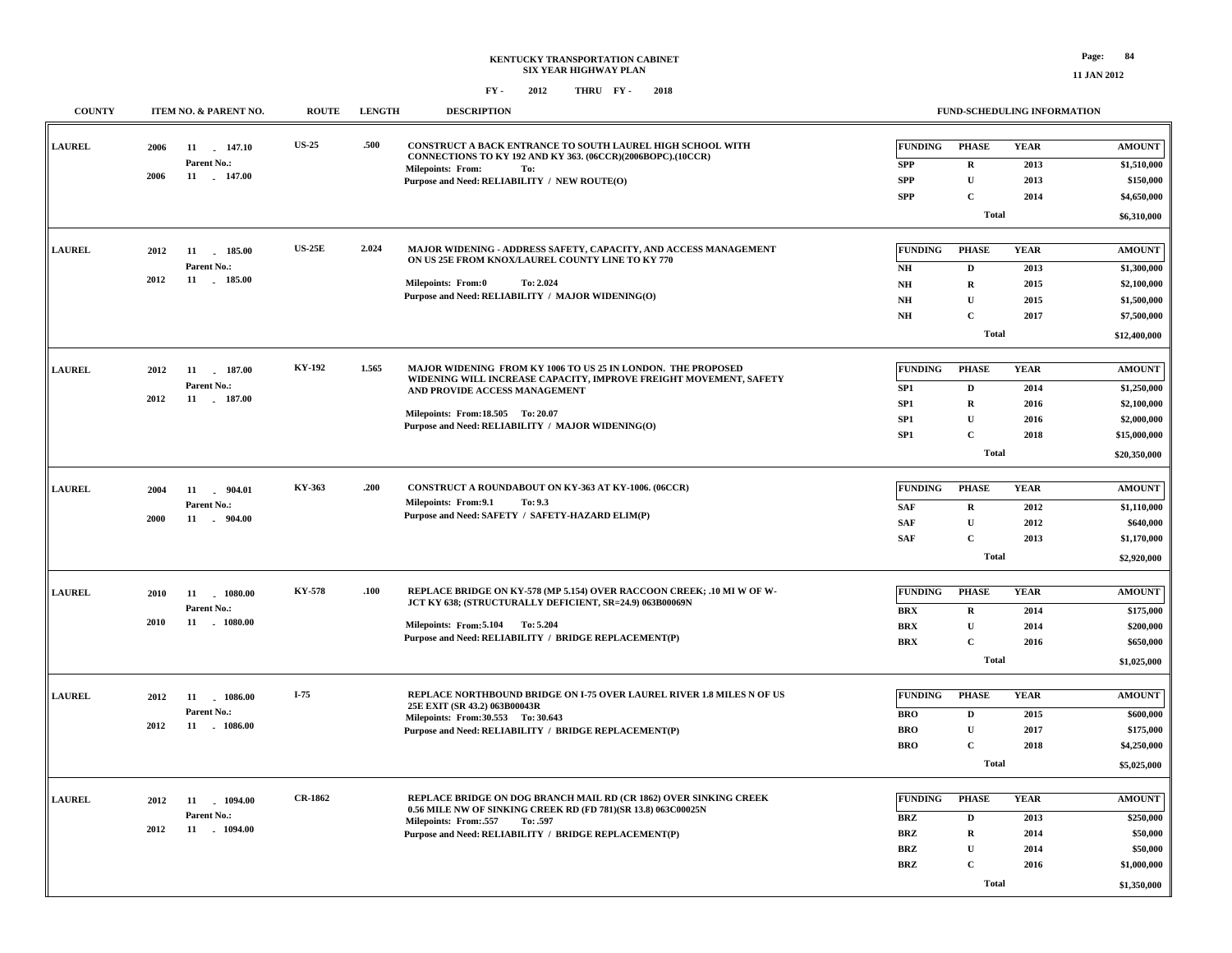# KENTUCKY TRANSPORTATION CABINET
## SIX YEAR HIGHWAY PLAN

FY - 2012 THRU FY - 2018

11 JAN 2012

| COUNTY | ITEM NO. & PARENT NO. | ROUTE | LENGTH | DESCRIPTION | FUNDING | PHASE | YEAR | AMOUNT |
|---|---|---|---|---|---|---|---|---|
| LAUREL | 2006 11 - 147.10<br>Parent No.:<br>2006 11 - 147.00 | US-25 | .500 | CONSTRUCT A BACK ENTRANCE TO SOUTH LAUREL HIGH SCHOOL WITH CONNECTIONS TO KY 192 AND KY 363. (06CCR)(2006BOPC).(10CCR)<br>Milepoints: From: To:<br>Purpose and Need: RELIABILITY / NEW ROUTE(O) | SPP | R | 2013 | $1,510,000 |
| | | | | | SPP | U | 2013 | $150,000 |
| | | | | | SPP | C | 2014 | $4,650,000 |
| | | | | | | Total | | $6,310,000 |
| LAUREL | 2012 11 - 185.00<br>Parent No.:<br>2012 11 - 185.00 | US-25E | 2.024 | MAJOR WIDENING - ADDRESS SAFETY, CAPACITY, AND ACCESS MANAGEMENT ON US 25E FROM KNOX/LAUREL COUNTY LINE TO KY 770<br>Milepoints: From:0 To: 2.024<br>Purpose and Need: RELIABILITY / MAJOR WIDENING(O) | NH | D | 2013 | $1,300,000 |
| | | | | | NH | R | 2015 | $2,100,000 |
| | | | | | NH | U | 2015 | $1,500,000 |
| | | | | | NH | C | 2017 | $7,500,000 |
| | | | | | | Total | | $12,400,000 |
| LAUREL | 2012 11 - 187.00<br>Parent No.:<br>2012 11 - 187.00 | KY-192 | 1.565 | MAJOR WIDENING FROM KY 1006 TO US 25 IN LONDON. THE PROPOSED WIDENING WILL INCREASE CAPACITY, IMPROVE FREIGHT MOVEMENT, SAFETY AND PROVIDE ACCESS MANAGEMENT<br>Milepoints: From:18.505 To: 20.07<br>Purpose and Need: RELIABILITY / MAJOR WIDENING(O) | SP1 | D | 2014 | $1,250,000 |
| | | | | | SP1 | R | 2016 | $2,100,000 |
| | | | | | SP1 | U | 2016 | $2,000,000 |
| | | | | | SP1 | C | 2018 | $15,000,000 |
| | | | | | | Total | | $20,350,000 |
| LAUREL | 2004 11 - 904.01<br>Parent No.:<br>2000 11 - 904.00 | KY-363 | .200 | CONSTRUCT A ROUNDABOUT ON KY-363 AT KY-1006. (06CCR)<br>Milepoints: From:9.1 To: 9.3<br>Purpose and Need: SAFETY / SAFETY-HAZARD ELIM(P) | SAF | R | 2012 | $1,110,000 |
| | | | | | SAF | U | 2012 | $640,000 |
| | | | | | SAF | C | 2013 | $1,170,000 |
| | | | | | | Total | | $2,920,000 |
| LAUREL | 2010 11 - 1080.00<br>Parent No.:<br>2010 11 - 1080.00 | KY-578 | .100 | REPLACE BRIDGE ON KY-578 (MP 5.154) OVER RACCOON CREEK; .10 MI W OF W-JCT KY 638; (STRUCTURALLY DEFICIENT, SR=24.9) 063B00069N<br>Milepoints: From:5.104 To: 5.204<br>Purpose and Need: RELIABILITY / BRIDGE REPLACEMENT(P) | BRX | R | 2014 | $175,000 |
| | | | | | BRX | U | 2014 | $200,000 |
| | | | | | BRX | C | 2016 | $650,000 |
| | | | | | | Total | | $1,025,000 |
| LAUREL | 2012 11 - 1086.00<br>Parent No.:<br>2012 11 - 1086.00 | I-75 | | REPLACE NORTHBOUND BRIDGE ON I-75 OVER LAUREL RIVER 1.8 MILES N OF US 25E EXIT (SR 43.2) 063B00043R<br>Milepoints: From:30.553 To: 30.643<br>Purpose and Need: RELIABILITY / BRIDGE REPLACEMENT(P) | BRO | D | 2015 | $600,000 |
| | | | | | BRO | U | 2017 | $175,000 |
| | | | | | BRO | C | 2018 | $4,250,000 |
| | | | | | | Total | | $5,025,000 |
| LAUREL | 2012 11 - 1094.00<br>Parent No.:<br>2012 11 - 1094.00 | CR-1862 | | REPLACE BRIDGE ON DOG BRANCH MAIL RD (CR 1862) OVER SINKING CREEK 0.56 MILE NW OF SINKING CREEK RD (FD 781)(SR 13.8) 063C00025N<br>Milepoints: From:.557 To: .597<br>Purpose and Need: RELIABILITY / BRIDGE REPLACEMENT(P) | BRZ | D | 2013 | $250,000 |
| | | | | | BRZ | R | 2014 | $50,000 |
| | | | | | BRZ | U | 2014 | $50,000 |
| | | | | | BRZ | C | 2016 | $1,000,000 |
| | | | | | | Total | | $1,350,000 |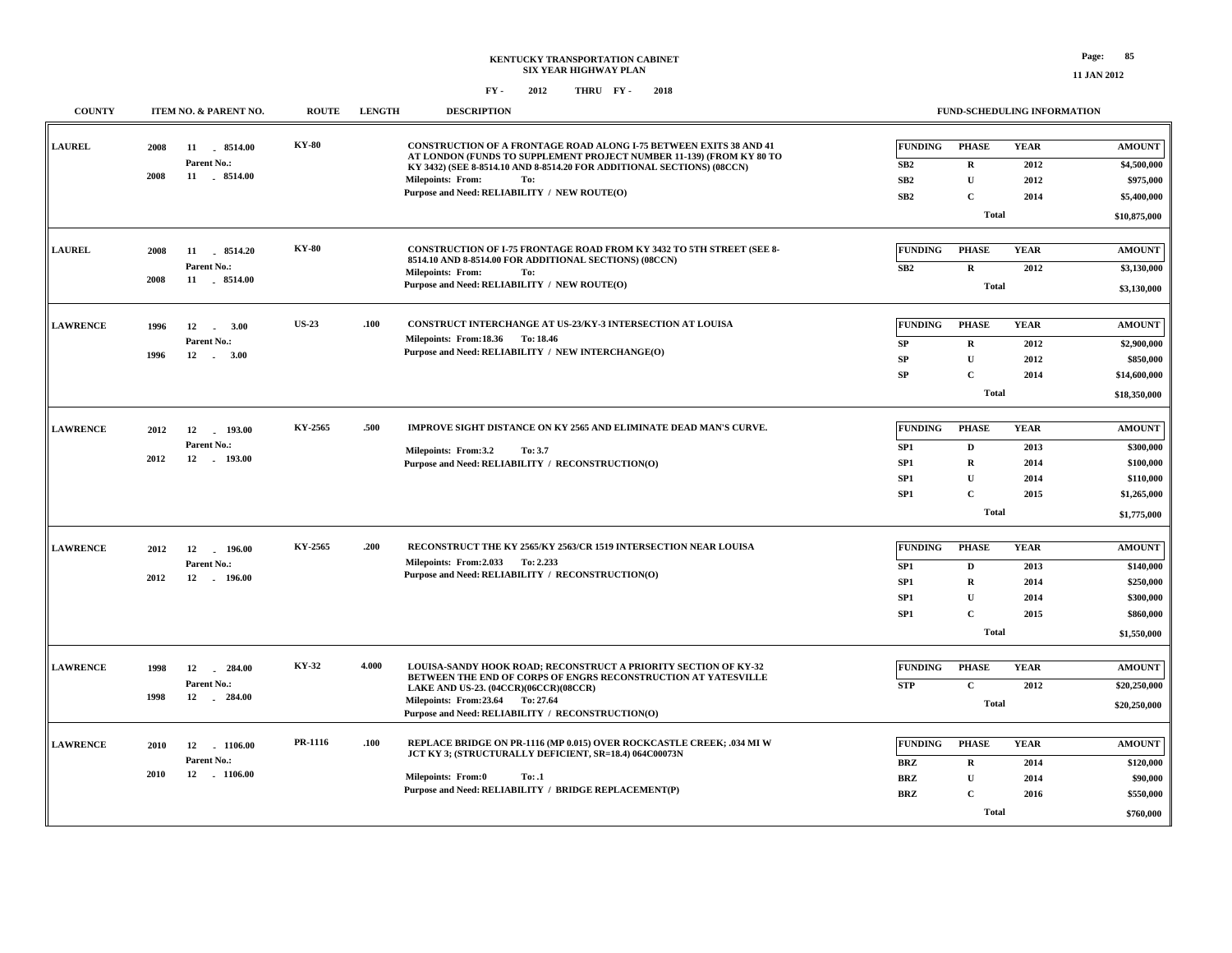KENTUCKY TRANSPORTATION CABINET
SIX YEAR HIGHWAY PLAN

FY - 2012 THRU FY - 2018

11 JAN 2012

| COUNTY | ITEM NO. & PARENT NO. | ROUTE | LENGTH | DESCRIPTION | FUNDING | PHASE | YEAR | AMOUNT |
|---|---|---|---|---|---|---|---|---|
| LAUREL | 2008 11 - 8514.00<br>Parent No.:<br>2008 11 - 8514.00 | KY-80 | | CONSTRUCTION OF A FRONTAGE ROAD ALONG I-75 BETWEEN EXITS 38 AND 41 AT LONDON (FUNDS TO SUPPLEMENT PROJECT NUMBER 11-139) (FROM KY 80 TO KY 3432) (SEE 8-8514.10 AND 8-8514.20 FOR ADDITIONAL SECTIONS) (08CCN)<br>Milepoints: From: To:<br>Purpose and Need: RELIABILITY / NEW ROUTE(O) | SB2 | R | 2012 | $4,500,000 |
| | | | | | SB2 | U | 2012 | $975,000 |
| | | | | | SB2 | C | 2014 | $5,400,000 |
| | | | | | | Total | | $10,875,000 |
| LAUREL | 2008 11 - 8514.20<br>Parent No.:<br>2008 11 - 8514.00 | KY-80 | | CONSTRUCTION OF I-75 FRONTAGE ROAD FROM KY 3432 TO 5TH STREET (SEE 8-8514.10 AND 8-8514.00 FOR ADDITIONAL SECTIONS) (08CCN)<br>Milepoints: From: To:<br>Purpose and Need: RELIABILITY / NEW ROUTE(O) | SB2 | R | 2012 | $3,130,000 |
| | | | | | | Total | | $3,130,000 |
| LAWRENCE | 1996 12 - 3.00<br>Parent No.:<br>1996 12 - 3.00 | US-23 | .100 | CONSTRUCT INTERCHANGE AT US-23/KY-3 INTERSECTION AT LOUISA<br>Milepoints: From:18.36 To: 18.46<br>Purpose and Need: RELIABILITY / NEW INTERCHANGE(O) | SP | R | 2012 | $2,900,000 |
| | | | | | SP | U | 2012 | $850,000 |
| | | | | | SP | C | 2014 | $14,600,000 |
| | | | | | | Total | | $18,350,000 |
| LAWRENCE | 2012 12 - 193.00<br>Parent No.:<br>2012 12 - 193.00 | KY-2565 | .500 | IMPROVE SIGHT DISTANCE ON KY 2565 AND ELIMINATE DEAD MAN'S CURVE.<br>Milepoints: From:3.2 To: 3.7<br>Purpose and Need: RELIABILITY / RECONSTRUCTION(O) | SP1 | D | 2013 | $300,000 |
| | | | | | SP1 | R | 2014 | $100,000 |
| | | | | | SP1 | U | 2014 | $110,000 |
| | | | | | SP1 | C | 2015 | $1,265,000 |
| | | | | | | Total | | $1,775,000 |
| LAWRENCE | 2012 12 - 196.00<br>Parent No.:<br>2012 12 - 196.00 | KY-2565 | .200 | RECONSTRUCT THE KY 2565/KY 2563/CR 1519 INTERSECTION NEAR LOUISA<br>Milepoints: From:2.033 To: 2.233<br>Purpose and Need: RELIABILITY / RECONSTRUCTION(O) | SP1 | D | 2013 | $140,000 |
| | | | | | SP1 | R | 2014 | $250,000 |
| | | | | | SP1 | U | 2014 | $300,000 |
| | | | | | SP1 | C | 2015 | $860,000 |
| | | | | | | Total | | $1,550,000 |
| LAWRENCE | 1998 12 - 284.00<br>Parent No.:<br>1998 12 - 284.00 | KY-32 | 4.000 | LOUISA-SANDY HOOK ROAD; RECONSTRUCT A PRIORITY SECTION OF KY-32 BETWEEN THE END OF CORPS OF ENGRS RECONSTRUCTION AT YATESVILLE LAKE AND US-23. (04CCR)(06CCR)(08CCR)<br>Milepoints: From:23.64 To: 27.64<br>Purpose and Need: RELIABILITY / RECONSTRUCTION(O) | STP | C | 2012 | $20,250,000 |
| | | | | | | Total | | $20,250,000 |
| LAWRENCE | 2010 12 - 1106.00<br>Parent No.:<br>2010 12 - 1106.00 | PR-1116 | .100 | REPLACE BRIDGE ON PR-1116 (MP 0.015) OVER ROCKCASTLE CREEK; .034 MI W JCT KY 3; (STRUCTURALLY DEFICIENT, SR=18.4) 064C00073N<br>Milepoints: From:0 To: .1<br>Purpose and Need: RELIABILITY / BRIDGE REPLACEMENT(P) | BRZ | R | 2014 | $120,000 |
| | | | | | BRZ | U | 2014 | $90,000 |
| | | | | | BRZ | C | 2016 | $550,000 |
| | | | | | | Total | | $760,000 |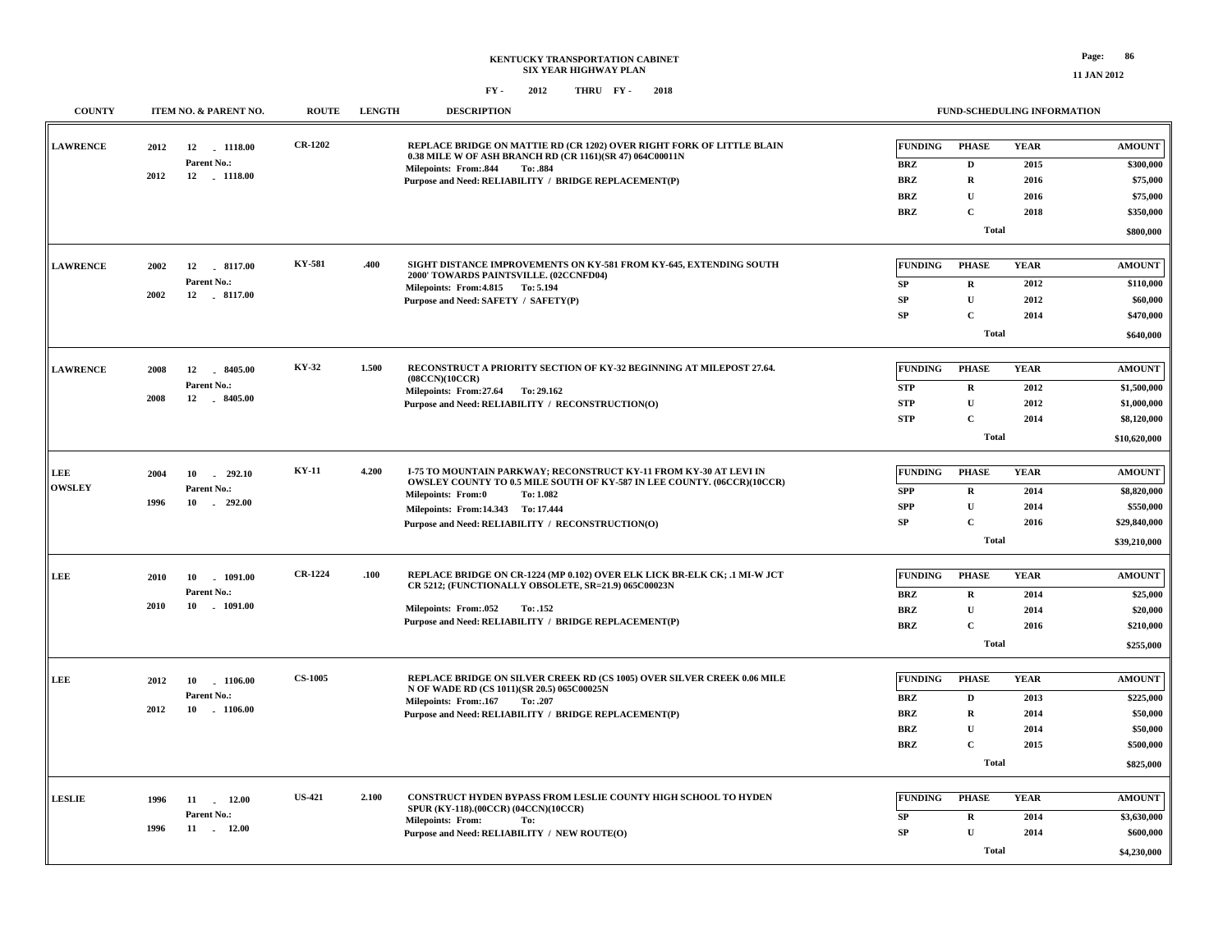# KENTUCKY TRANSPORTATION CABINET
## SIX YEAR HIGHWAY PLAN

FY - 2012 THRU FY - 2018

| COUNTY | ITEM NO. & PARENT NO. | ROUTE | LENGTH | DESCRIPTION | FUNDING | PHASE | YEAR | AMOUNT |
|---|---|---|---|---|---|---|---|---|
| LAWRENCE | 2012 12 - 1118.00<br>Parent No.:<br>2012 12 - 1118.00 | CR-1202 | | REPLACE BRIDGE ON MATTIE RD (CR 1202) OVER RIGHT FORK OF LITTLE BLAIN 0.38 MILE W OF ASH BRANCH RD (CR 1161)(SR 47) 064C00011N<br>Milepoints: From:.844 To: .884<br>Purpose and Need: RELIABILITY / BRIDGE REPLACEMENT(P) | BRZ | D | 2015 | $300,000 |
| | | | | | BRZ | R | 2016 | $75,000 |
| | | | | | BRZ | U | 2016 | $75,000 |
| | | | | | BRZ | C | 2018 | $350,000 |
| | | | | | | Total | | $800,000 |
| LAWRENCE | 2002 12 - 8117.00<br>Parent No.:<br>2002 12 - 8117.00 | KY-581 | .400 | SIGHT DISTANCE IMPROVEMENTS ON KY-581 FROM KY-645, EXTENDING SOUTH 2000' TOWARDS PAINTSVILLE. (02CCNFD04)<br>Milepoints: From:4.815 To: 5.194<br>Purpose and Need: SAFETY / SAFETY(P) | SP | R | 2012 | $110,000 |
| | | | | | SP | U | 2012 | $60,000 |
| | | | | | SP | C | 2014 | $470,000 |
| | | | | | | Total | | $640,000 |
| LAWRENCE | 2008 12 - 8405.00<br>Parent No.:<br>2008 12 - 8405.00 | KY-32 | 1.500 | RECONSTRUCT A PRIORITY SECTION OF KY-32 BEGINNING AT MILEPOST 27.64. (08CCN)(10CCR)<br>Milepoints: From:27.64 To: 29.162<br>Purpose and Need: RELIABILITY / RECONSTRUCTION(O) | STP | R | 2012 | $1,500,000 |
| | | | | | STP | U | 2012 | $1,000,000 |
| | | | | | STP | C | 2014 | $8,120,000 |
| | | | | | | Total | | $10,620,000 |
| LEE<br>OWSLEY | 2004 10 - 292.10<br>Parent No.:<br>1996 10 - 292.00 | KY-11 | 4.200 | I-75 TO MOUNTAIN PARKWAY; RECONSTRUCT KY-11 FROM KY-30 AT LEVI IN OWSLEY COUNTY TO 0.5 MILE SOUTH OF KY-587 IN LEE COUNTY. (06CCR)(10CCR)<br>Milepoints: From:0 To: 1.082<br>Milepoints: From:14.343 To: 17.444<br>Purpose and Need: RELIABILITY / RECONSTRUCTION(O) | SPP | R | 2014 | $8,820,000 |
| | | | | | SPP | U | 2014 | $550,000 |
| | | | | | SP | C | 2016 | $29,840,000 |
| | | | | | | Total | | $39,210,000 |
| LEE | 2010 10 - 1091.00<br>Parent No.:<br>2010 10 - 1091.00 | CR-1224 | .100 | REPLACE BRIDGE ON CR-1224 (MP 0.102) OVER ELK LICK BR-ELK CK; .1 MI-W JCT CR 5212; (FUNCTIONALLY OBSOLETE, SR=21.9) 065C00023N<br>Milepoints: From:.052 To: .152<br>Purpose and Need: RELIABILITY / BRIDGE REPLACEMENT(P) | BRZ | R | 2014 | $25,000 |
| | | | | | BRZ | U | 2014 | $20,000 |
| | | | | | BRZ | C | 2016 | $210,000 |
| | | | | | | Total | | $255,000 |
| LEE | 2012 10 - 1106.00<br>Parent No.:<br>2012 10 - 1106.00 | CS-1005 | | REPLACE BRIDGE ON SILVER CREEK RD (CS 1005) OVER SILVER CREEK 0.06 MILE N OF WADE RD (CS 1011)(SR 20.5) 065C00025N<br>Milepoints: From:.167 To: .207<br>Purpose and Need: RELIABILITY / BRIDGE REPLACEMENT(P) | BRZ | D | 2013 | $225,000 |
| | | | | | BRZ | R | 2014 | $50,000 |
| | | | | | BRZ | U | 2014 | $50,000 |
| | | | | | BRZ | C | 2015 | $500,000 |
| | | | | | | Total | | $825,000 |
| LESLIE | 1996 11 - 12.00<br>Parent No.:<br>1996 11 - 12.00 | US-421 | 2.100 | CONSTRUCT HYDEN BYPASS FROM LESLIE COUNTY HIGH SCHOOL TO HYDEN SPUR (KY-118).(00CCR) (04CCN)(10CCR)<br>Milepoints: From: To:<br>Purpose and Need: RELIABILITY / NEW ROUTE(O) | SP | R | 2014 | $3,630,000 |
| | | | | | SP | U | 2014 | $600,000 |
| | | | | | | Total | | $4,230,000 |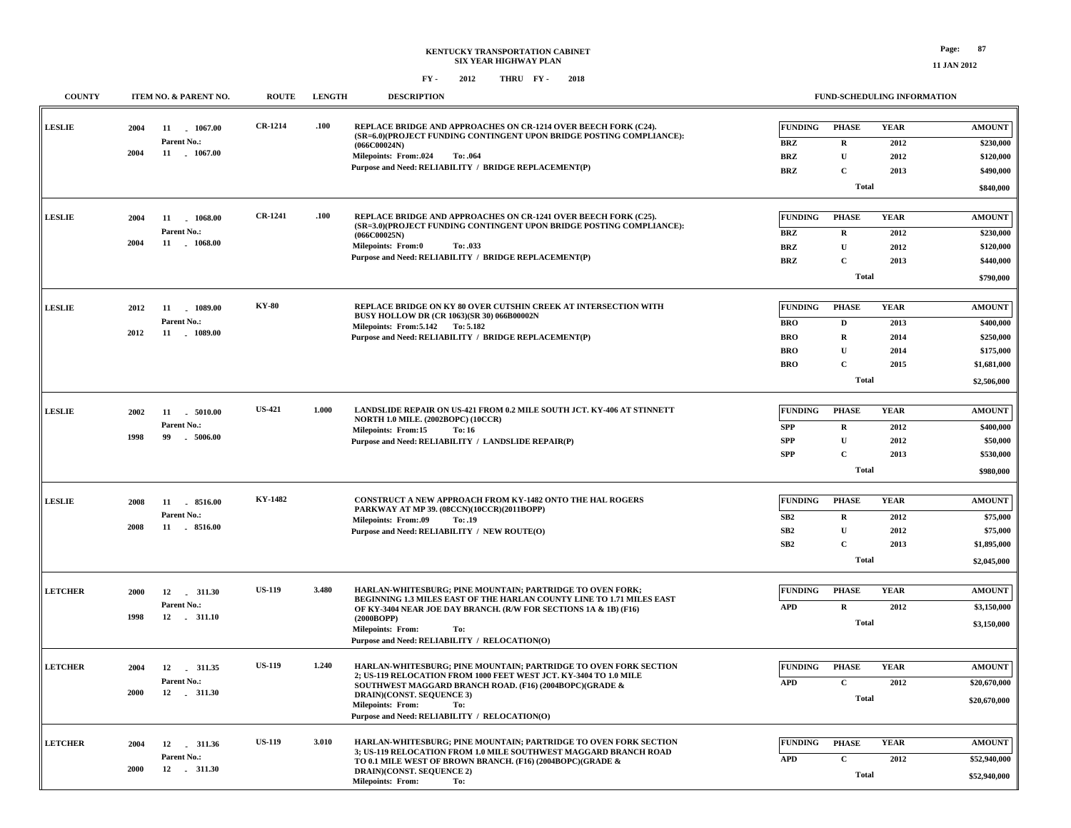**KENTUCKY TRANSPORTATION CABINET**
**SIX YEAR HIGHWAY PLAN**
**FY - 2012 THRU FY - 2018**

| COUNTY | ITEM NO. & PARENT NO. | ROUTE | LENGTH | DESCRIPTION | FUND-SCHEDULING INFORMATION |
|---|---|---|---|---|---|
| LESLIE | 2004 11 - 1067.00<br>Parent No.:<br>2004 11 - 1067.00 | CR-1214 | .100 | REPLACE BRIDGE AND APPROACHES ON CR-1214 OVER BEECH FORK (C24). (SR=6.0)(PROJECT FUNDING CONTINGENT UPON BRIDGE POSTING COMPLIANCE): (066C00024N)<br>Milepoints: From:.024 To: .064<br>Purpose and Need: RELIABILITY / BRIDGE REPLACEMENT(P) | BRZ R 2012 $230,000<br>BRZ U 2012 $120,000<br>BRZ C 2013 $490,000<br>Total $840,000 |
| LESLIE | 2004 11 - 1068.00<br>Parent No.:<br>2004 11 - 1068.00 | CR-1241 | .100 | REPLACE BRIDGE AND APPROACHES ON CR-1241 OVER BEECH FORK (C25). (SR=3.0)(PROJECT FUNDING CONTINGENT UPON BRIDGE POSTING COMPLIANCE): (066C00025N)<br>Milepoints: From:0 To: .033<br>Purpose and Need: RELIABILITY / BRIDGE REPLACEMENT(P) | BRZ R 2012 $230,000<br>BRZ U 2012 $120,000<br>BRZ C 2013 $440,000<br>Total $790,000 |
| LESLIE | 2012 11 - 1089.00<br>Parent No.:<br>2012 11 - 1089.00 | KY-80 | | REPLACE BRIDGE ON KY 80 OVER CUTSHIN CREEK AT INTERSECTION WITH BUSY HOLLOW DR (CR 1063)(SR 30) 066B00002N<br>Milepoints: From:5.142 To: 5.182<br>Purpose and Need: RELIABILITY / BRIDGE REPLACEMENT(P) | BRO D 2013 $400,000<br>BRO R 2014 $250,000<br>BRO U 2014 $175,000<br>BRO C 2015 $1,681,000<br>Total $2,506,000 |
| LESLIE | 2002 11 - 5010.00<br>Parent No.:<br>1998 99 - 5006.00 | US-421 | 1.000 | LANDSLIDE REPAIR ON US-421 FROM 0.2 MILE SOUTH JCT. KY-406 AT STINNETT NORTH 1.0 MILE. (2002BOPC) (10CCR)<br>Milepoints: From:15 To: 16<br>Purpose and Need: RELIABILITY / LANDSLIDE REPAIR(P) | SPP R 2012 $400,000<br>SPP U 2012 $50,000<br>SPP C 2013 $530,000<br>Total $980,000 |
| LESLIE | 2008 11 - 8516.00<br>Parent No.:<br>2008 11 - 8516.00 | KY-1482 | | CONSTRUCT A NEW APPROACH FROM KY-1482 ONTO THE HAL ROGERS PARKWAY AT MP 39. (08CCN)(10CCR)(2011BOPP)<br>Milepoints: From:.09 To: .19<br>Purpose and Need: RELIABILITY / NEW ROUTE(O) | SB2 R 2012 $75,000<br>SB2 U 2012 $75,000<br>SB2 C 2013 $1,895,000<br>Total $2,045,000 |
| LETCHER | 2000 12 - 311.30<br>Parent No.:<br>1998 12 - 311.10 | US-119 | 3.480 | HARLAN-WHITESBURG; PINE MOUNTAIN; PARTRIDGE TO OVEN FORK; BEGINNING 1.3 MILES EAST OF THE HARLAN COUNTY LINE TO 1.71 MILES EAST OF KY-3404 NEAR JOE DAY BRANCH. (R/W FOR SECTIONS 1A & 1B) (F16) (2000BOPP)<br>Milepoints: From: To:<br>Purpose and Need: RELIABILITY / RELOCATION(O) | APD R 2012 $3,150,000<br>Total $3,150,000 |
| LETCHER | 2004 12 - 311.35<br>Parent No.:<br>2000 12 - 311.30 | US-119 | 1.240 | HARLAN-WHITESBURG; PINE MOUNTAIN; PARTRIDGE TO OVEN FORK SECTION 2; US-119 RELOCATION FROM 1000 FEET WEST JCT. KY-3404 TO 1.0 MILE SOUTHWEST MAGGARD BRANCH ROAD. (F16) (2004BOPC)(GRADE & DRAIN)(CONST. SEQUENCE 3)<br>Milepoints: From: To:<br>Purpose and Need: RELIABILITY / RELOCATION(O) | APD C 2012 $20,670,000<br>Total $20,670,000 |
| LETCHER | 2004 12 - 311.36<br>Parent No.:<br>2000 12 - 311.30 | US-119 | 3.010 | HARLAN-WHITESBURG; PINE MOUNTAIN; PARTRIDGE TO OVEN FORK SECTION 3; US-119 RELOCATION FROM 1.0 MILE SOUTHWEST MAGGARD BRANCH ROAD TO 0.1 MILE WEST OF BROWN BRANCH. (F16) (2004BOPC)(GRADE & DRAIN)(CONST. SEQUENCE 2)<br>Milepoints: From: To: | APD C 2012 $52,940,000<br>Total $52,940,000 |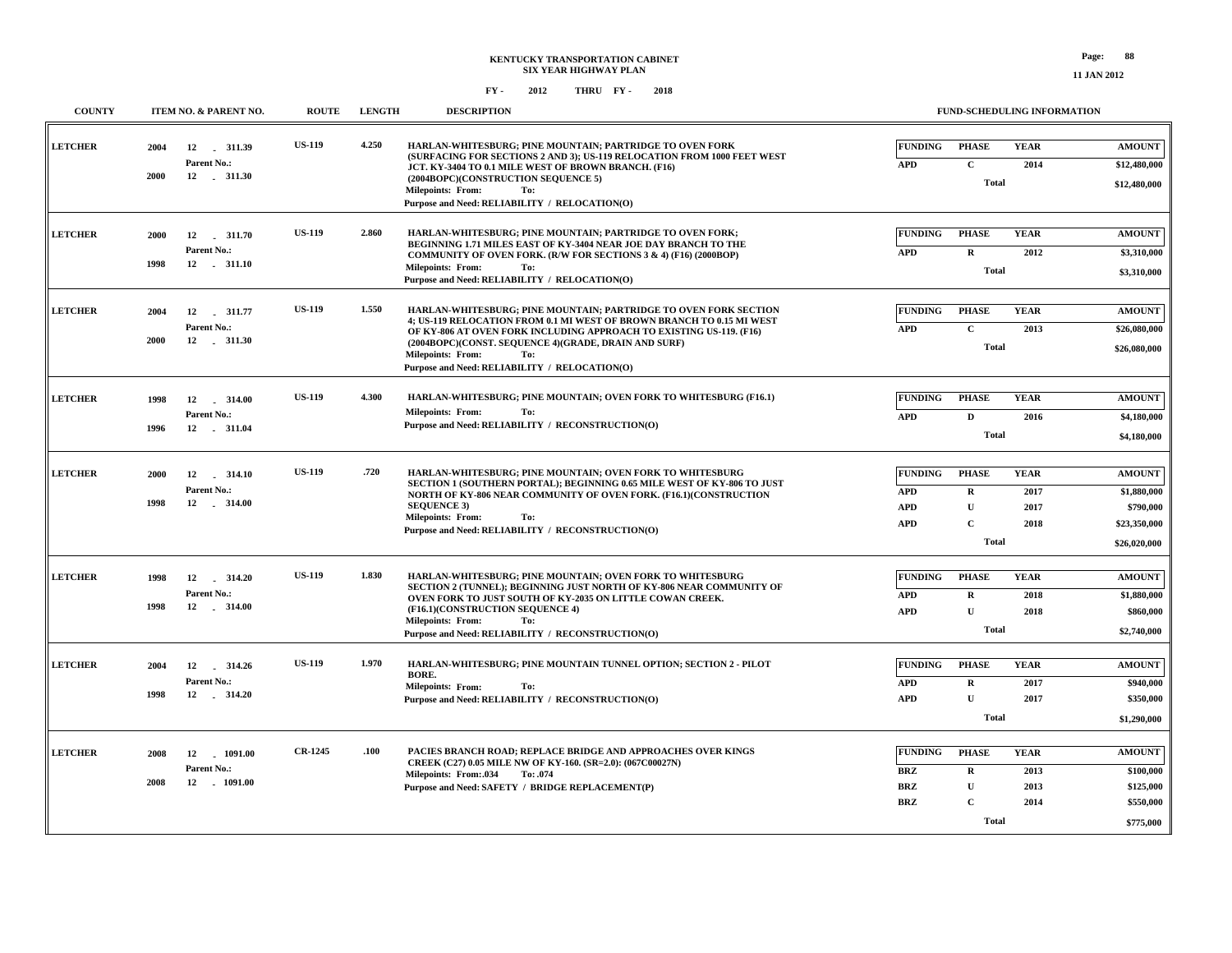# KENTUCKY TRANSPORTATION CABINET
## SIX YEAR HIGHWAY PLAN

FY - 2012 THRU FY - 2018

11 JAN 2012

| COUNTY | ITEM NO. & PARENT NO. | ROUTE | LENGTH | DESCRIPTION | FUNDING | PHASE | YEAR | AMOUNT |
|---|---|---|---|---|---|---|---|---|
| LETCHER | 2004 12 - 311.39<br>Parent No.:<br>2000 12 - 311.30 | US-119 | 4.250 | HARLAN-WHITESBURG; PINE MOUNTAIN; PARTRIDGE TO OVEN FORK (SURFACING FOR SECTIONS 2 AND 3); US-119 RELOCATION FROM 1000 FEET WEST JCT. KY-3404 TO 0.1 MILE WEST OF BROWN BRANCH. (F16) (2004BOPC)(CONSTRUCTION SEQUENCE 5)<br>Milepoints: From: To:<br>Purpose and Need: RELIABILITY / RELOCATION(O) | APD | C | 2014 | $12,480,000 |
| | | | | | | Total | | $12,480,000 |
| LETCHER | 2000 12 - 311.70<br>Parent No.:<br>1998 12 - 311.10 | US-119 | 2.860 | HARLAN-WHITESBURG; PINE MOUNTAIN; PARTRIDGE TO OVEN FORK; BEGINNING 1.71 MILES EAST OF KY-3404 NEAR JOE DAY BRANCH TO THE COMMUNITY OF OVEN FORK. (R/W FOR SECTIONS 3 & 4) (F16) (2000BOP)<br>Milepoints: From: To:<br>Purpose and Need: RELIABILITY / RELOCATION(O) | APD | R | 2012 | $3,310,000 |
| | | | | | | Total | | $3,310,000 |
| LETCHER | 2004 12 - 311.77<br>Parent No.:<br>2000 12 - 311.30 | US-119 | 1.550 | HARLAN-WHITESBURG; PINE MOUNTAIN; PARTRIDGE TO OVEN FORK SECTION 4; US-119 RELOCATION FROM 0.1 MI WEST OF BROWN BRANCH TO 0.15 MI WEST OF KY-806 AT OVEN FORK INCLUDING APPROACH TO EXISTING US-119. (F16) (2004BOPC)(CONST. SEQUENCE 4)(GRADE, DRAIN AND SURF)<br>Milepoints: From: To:<br>Purpose and Need: RELIABILITY / RELOCATION(O) | APD | C | 2013 | $26,080,000 |
| | | | | | | Total | | $26,080,000 |
| LETCHER | 1998 12 - 314.00<br>Parent No.:<br>1996 12 - 311.04 | US-119 | 4.300 | HARLAN-WHITESBURG; PINE MOUNTAIN; OVEN FORK TO WHITESBURG (F16.1)<br>Milepoints: From: To:<br>Purpose and Need: RELIABILITY / RECONSTRUCTION(O) | APD | D | 2016 | $4,180,000 |
| | | | | | | Total | | $4,180,000 |
| LETCHER | 2000 12 - 314.10<br>Parent No.:<br>1998 12 - 314.00 | US-119 | .720 | HARLAN-WHITESBURG; PINE MOUNTAIN; OVEN FORK TO WHITESBURG SECTION 1 (SOUTHERN PORTAL); BEGINNING 0.65 MILE WEST OF KY-806 TO JUST NORTH OF KY-806 NEAR COMMUNITY OF OVEN FORK. (F16.1)(CONSTRUCTION SEQUENCE 3)<br>Milepoints: From: To:<br>Purpose and Need: RELIABILITY / RECONSTRUCTION(O) | APD | R | 2017 | $1,880,000 |
| | | | | | APD | U | 2017 | $790,000 |
| | | | | | APD | C | 2018 | $23,350,000 |
| | | | | | | Total | | $26,020,000 |
| LETCHER | 1998 12 - 314.20<br>Parent No.:<br>1998 12 - 314.00 | US-119 | 1.830 | HARLAN-WHITESBURG; PINE MOUNTAIN; OVEN FORK TO WHITESBURG SECTION 2 (TUNNEL); BEGINNING JUST NORTH OF KY-806 NEAR COMMUNITY OF OVEN FORK TO JUST SOUTH OF KY-2035 ON LITTLE COWAN CREEK. (F16.1)(CONSTRUCTION SEQUENCE 4)<br>Milepoints: From: To:<br>Purpose and Need: RELIABILITY / RECONSTRUCTION(O) | APD | R | 2018 | $1,880,000 |
| | | | | | APD | U | 2018 | $860,000 |
| | | | | | | Total | | $2,740,000 |
| LETCHER | 2004 12 - 314.26<br>Parent No.:<br>1998 12 - 314.20 | US-119 | 1.970 | HARLAN-WHITESBURG; PINE MOUNTAIN TUNNEL OPTION; SECTION 2 - PILOT BORE.<br>Milepoints: From: To:<br>Purpose and Need: RELIABILITY / RECONSTRUCTION(O) | APD | R | 2017 | $940,000 |
| | | | | | APD | U | 2017 | $350,000 |
| | | | | | | Total | | $1,290,000 |
| LETCHER | 2008 12 - 1091.00<br>Parent No.:<br>2008 12 - 1091.00 | CR-1245 | .100 | PACIES BRANCH ROAD; REPLACE BRIDGE AND APPROACHES OVER KINGS CREEK (C27) 0.05 MILE NW OF KY-160. (SR=2.0): (067C00027N)<br>Milepoints: From:.034 To:.074<br>Purpose and Need: SAFETY / BRIDGE REPLACEMENT(P) | BRZ | R | 2013 | $100,000 |
| | | | | | BRZ | U | 2013 | $125,000 |
| | | | | | BRZ | C | 2014 | $550,000 |
| | | | | | | Total | | $775,000 |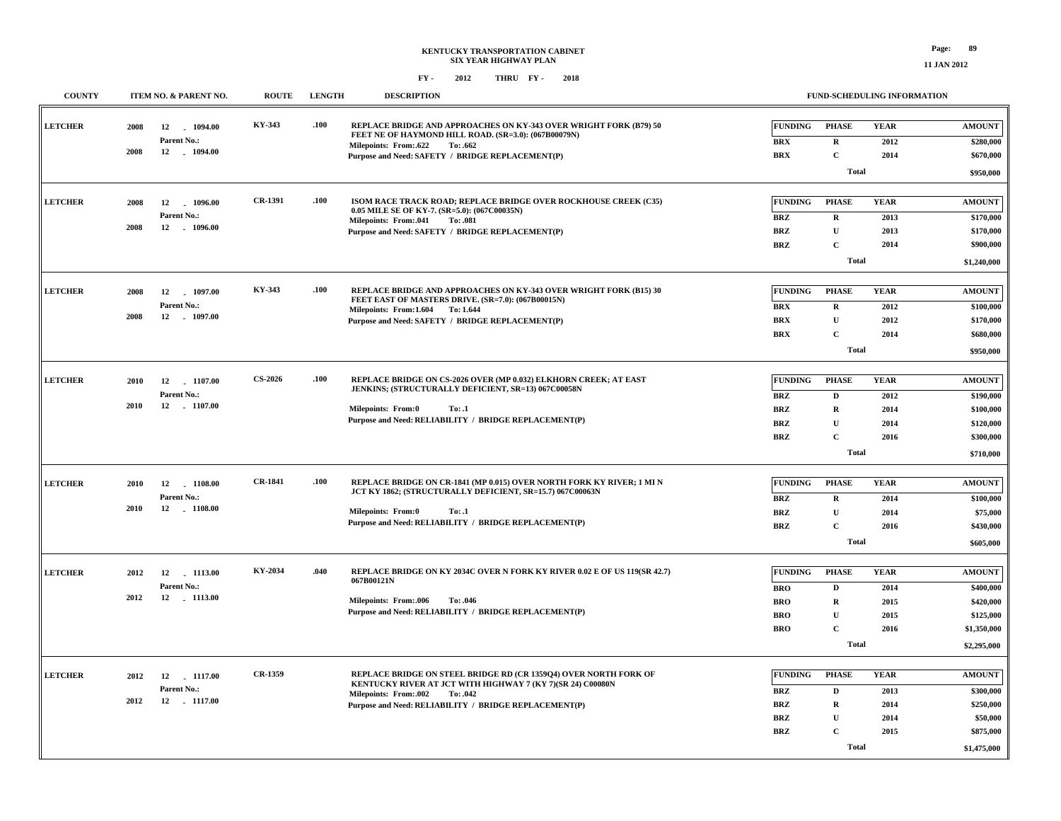# KENTUCKY TRANSPORTATION CABINET
## SIX YEAR HIGHWAY PLAN

FY - 2012 THRU FY - 2018

11 JAN 2012

| COUNTY | ITEM NO. & PARENT NO. | ROUTE | LENGTH | DESCRIPTION | FUNDING | PHASE | YEAR | AMOUNT |
|---|---|---|---|---|---|---|---|---|
| LETCHER | 2008 12 - 1094.00<br>Parent No.:<br>2008 12 - 1094.00 | KY-343 | .100 | REPLACE BRIDGE AND APPROACHES ON KY-343 OVER WRIGHT FORK (B79) 50 FEET NE OF HAYMOND HILL ROAD. (SR=3.0): (067B00079N)<br>Milepoints: From:.622 To: .662<br>Purpose and Need: SAFETY / BRIDGE REPLACEMENT(P) | BRX | R | 2012 | $280,000 |
| | | | | | BRX | C | 2014 | $670,000 |
| | | | | | | Total | | $950,000 |
| LETCHER | 2008 12 - 1096.00<br>Parent No.:<br>2008 12 - 1096.00 | CR-1391 | .100 | ISOM RACE TRACK ROAD; REPLACE BRIDGE OVER ROCKHOUSE CREEK (C35) 0.05 MILE SE OF KY-7. (SR=5.0): (067C00035N)<br>Milepoints: From:.041 To: .081<br>Purpose and Need: SAFETY / BRIDGE REPLACEMENT(P) | BRZ | R | 2013 | $170,000 |
| | | | | | BRZ | U | 2013 | $170,000 |
| | | | | | BRZ | C | 2014 | $900,000 |
| | | | | | | Total | | $1,240,000 |
| LETCHER | 2008 12 - 1097.00<br>Parent No.:<br>2008 12 - 1097.00 | KY-343 | .100 | REPLACE BRIDGE AND APPROACHES ON KY-343 OVER WRIGHT FORK (B15) 30 FEET EAST OF MASTERS DRIVE. (SR=7.0): (067B00015N)<br>Milepoints: From:1.604 To: 1.644<br>Purpose and Need: SAFETY / BRIDGE REPLACEMENT(P) | BRX | R | 2012 | $100,000 |
| | | | | | BRX | U | 2012 | $170,000 |
| | | | | | BRX | C | 2014 | $680,000 |
| | | | | | | Total | | $950,000 |
| LETCHER | 2010 12 - 1107.00<br>Parent No.:<br>2010 12 - 1107.00 | CS-2026 | .100 | REPLACE BRIDGE ON CS-2026 OVER (MP 0.032) ELKHORN CREEK; AT EAST JENKINS; (STRUCTURALLY DEFICIENT, SR=13) 067C00058N<br>Milepoints: From:0 To: .1<br>Purpose and Need: RELIABILITY / BRIDGE REPLACEMENT(P) | BRZ | D | 2012 | $190,000 |
| | | | | | BRZ | R | 2014 | $100,000 |
| | | | | | BRZ | U | 2014 | $120,000 |
| | | | | | BRZ | C | 2016 | $300,000 |
| | | | | | | Total | | $710,000 |
| LETCHER | 2010 12 - 1108.00<br>Parent No.:<br>2010 12 - 1108.00 | CR-1841 | .100 | REPLACE BRIDGE ON CR-1841 (MP 0.015) OVER NORTH FORK KY RIVER; 1 MI N JCT KY 1862; (STRUCTURALLY DEFICIENT, SR=15.7) 067C00063N<br>Milepoints: From:0 To: .1<br>Purpose and Need: RELIABILITY / BRIDGE REPLACEMENT(P) | BRZ | R | 2014 | $100,000 |
| | | | | | BRZ | U | 2014 | $75,000 |
| | | | | | BRZ | C | 2016 | $430,000 |
| | | | | | | Total | | $605,000 |
| LETCHER | 2012 12 - 1113.00<br>Parent No.:<br>2012 12 - 1113.00 | KY-2034 | .040 | REPLACE BRIDGE ON KY 2034C OVER N FORK KY RIVER 0.02 E OF US 119(SR 42.7) 067B00121N<br>Milepoints: From:.006 To: .046<br>Purpose and Need: RELIABILITY / BRIDGE REPLACEMENT(P) | BRO | D | 2014 | $400,000 |
| | | | | | BRO | R | 2015 | $420,000 |
| | | | | | BRO | U | 2015 | $125,000 |
| | | | | | BRO | C | 2016 | $1,350,000 |
| | | | | | | Total | | $2,295,000 |
| LETCHER | 2012 12 - 1117.00<br>Parent No.:<br>2012 12 - 1117.00 | CR-1359 | | REPLACE BRIDGE ON STEEL BRIDGE RD (CR 1359Q4) OVER NORTH FORK OF KENTUCKY RIVER AT JCT WITH HIGHWAY 7 (KY 7)(SR 24) C00080N<br>Milepoints: From:.002 To: .042<br>Purpose and Need: RELIABILITY / BRIDGE REPLACEMENT(P) | BRZ | D | 2013 | $300,000 |
| | | | | | BRZ | R | 2014 | $250,000 |
| | | | | | BRZ | U | 2014 | $50,000 |
| | | | | | BRZ | C | 2015 | $875,000 |
| | | | | | | Total | | $1,475,000 |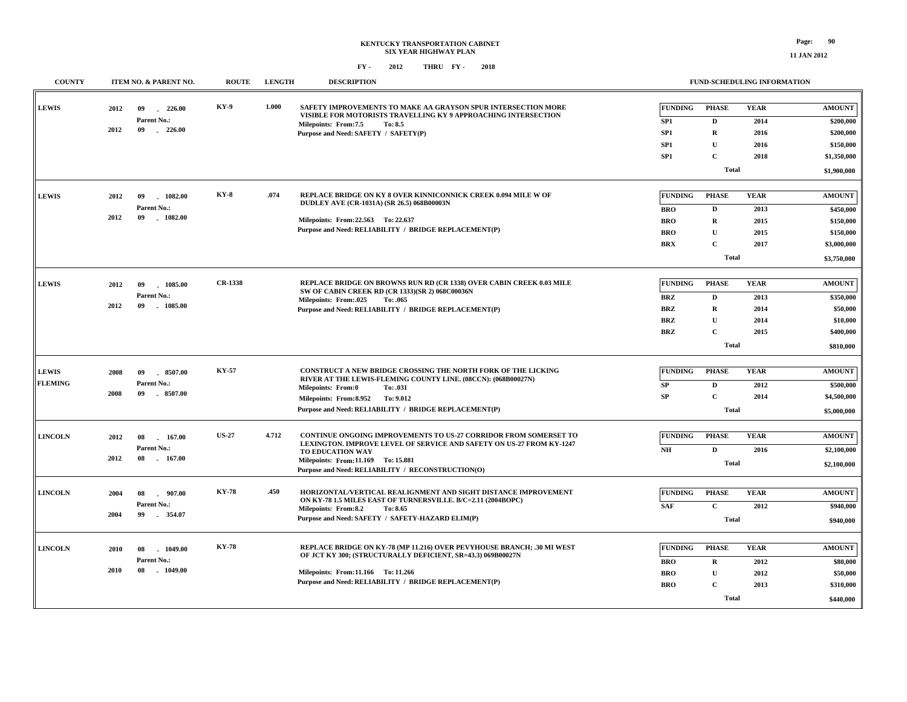**KENTUCKY TRANSPORTATION CABINET**
**SIX YEAR HIGHWAY PLAN**
**FY - 2012 THRU FY - 2018**

**11 JAN 2012**

| COUNTY | ITEM NO. & PARENT NO. | ROUTE | LENGTH | DESCRIPTION | FUNDING | PHASE | YEAR | AMOUNT |
|---|---|---|---|---|---|---|---|---|
| LEWIS | 2012 09 - 226.00 Parent No.: 2012 09 - 226.00 | KY-9 | 1.000 | SAFETY IMPROVEMENTS TO MAKE AA GRAYSON SPUR INTERSECTION MORE VISIBLE FOR MOTORISTS TRAVELLING KY 9 APPROACHING INTERSECTION Milepoints: From:7.5 To: 8.5 Purpose and Need: SAFETY / SAFETY(P) | SP1 | D | 2014 | $200,000 |
| | | | | | SP1 | R | 2016 | $200,000 |
| | | | | | SP1 | U | 2016 | $150,000 |
| | | | | | SP1 | C | 2018 | $1,350,000 |
| | | | | | | Total | | $1,900,000 |
| LEWIS | 2012 09 - 1082.00 Parent No.: 2012 09 - 1082.00 | KY-8 | .074 | REPLACE BRIDGE ON KY 8 OVER KINNICONNICK CREEK 0.094 MILE W OF DUDLEY AVE (CR-1031A) (SR 26.5) 068B00003N Milepoints: From:22.563 To: 22.637 Purpose and Need: RELIABILITY / BRIDGE REPLACEMENT(P) | BRO | D | 2013 | $450,000 |
| | | | | | BRO | R | 2015 | $150,000 |
| | | | | | BRO | U | 2015 | $150,000 |
| | | | | | BRX | C | 2017 | $3,000,000 |
| | | | | | | Total | | $3,750,000 |
| LEWIS | 2012 09 - 1085.00 Parent No.: 2012 09 - 1085.00 | CR-1338 | | REPLACE BRIDGE ON BROWNS RUN RD (CR 1338) OVER CABIN CREEK 0.03 MILE SW OF CABIN CREEK RD (CR 1333)(SR 2) 068C00036N Milepoints: From:.025 To: .065 Purpose and Need: RELIABILITY / BRIDGE REPLACEMENT(P) | BRZ | D | 2013 | $350,000 |
| | | | | | BRZ | R | 2014 | $50,000 |
| | | | | | BRZ | U | 2014 | $10,000 |
| | | | | | BRZ | C | 2015 | $400,000 |
| | | | | | | Total | | $810,000 |
| LEWIS FLEMING | 2008 09 - 8507.00 Parent No.: 2008 09 - 8507.00 | KY-57 | | CONSTRUCT A NEW BRIDGE CROSSING THE NORTH FORK OF THE LICKING RIVER AT THE LEWIS-FLEMING COUNTY LINE. (08CCN): (068B00027N) Milepoints: From:0 To: .031 Milepoints: From:8.952 To: 9.012 Purpose and Need: RELIABILITY / BRIDGE REPLACEMENT(P) | SP | D | 2012 | $500,000 |
| | | | | | SP | C | 2014 | $4,500,000 |
| | | | | | | Total | | $5,000,000 |
| LINCOLN | 2012 08 - 167.00 Parent No.: 2012 08 - 167.00 | US-27 | 4.712 | CONTINUE ONGOING IMPROVEMENTS TO US-27 CORRIDOR FROM SOMERSET TO LEXINGTON. IMPROVE LEVEL OF SERVICE AND SAFETY ON US-27 FROM KY-1247 TO EDUCATION WAY Milepoints: From:11.169 To: 15.881 Purpose and Need: RELIABILITY / RECONSTRUCTION(O) | NH | D | 2016 | $2,100,000 |
| | | | | | | Total | | $2,100,000 |
| LINCOLN | 2004 08 - 907.00 Parent No.: 2004 99 - 354.07 | KY-78 | .450 | HORIZONTAL/VERTICAL REALIGNMENT AND SIGHT DISTANCE IMPROVEMENT ON KY-78 1.5 MILES EAST OF TURNERSVILLE. B/C=2.11 (2004BOPC) Milepoints: From:8.2 To: 8.65 Purpose and Need: SAFETY / SAFETY-HAZARD ELIM(P) | SAF | C | 2012 | $940,000 |
| | | | | | | Total | | $940,000 |
| LINCOLN | 2010 08 - 1049.00 Parent No.: 2010 08 - 1049.00 | KY-78 | | REPLACE BRIDGE ON KY-78 (MP 11.216) OVER PEVYHOUSE BRANCH; .30 MI WEST OF JCT KY 300; (STRUCTURALLY DEFICIENT, SR=43.3) 069B00027N Milepoints: From:11.166 To: 11.266 Purpose and Need: RELIABILITY / BRIDGE REPLACEMENT(P) | BRO | R | 2012 | $80,000 |
| | | | | | BRO | U | 2012 | $50,000 |
| | | | | | BRO | C | 2013 | $310,000 |
| | | | | | | Total | | $440,000 |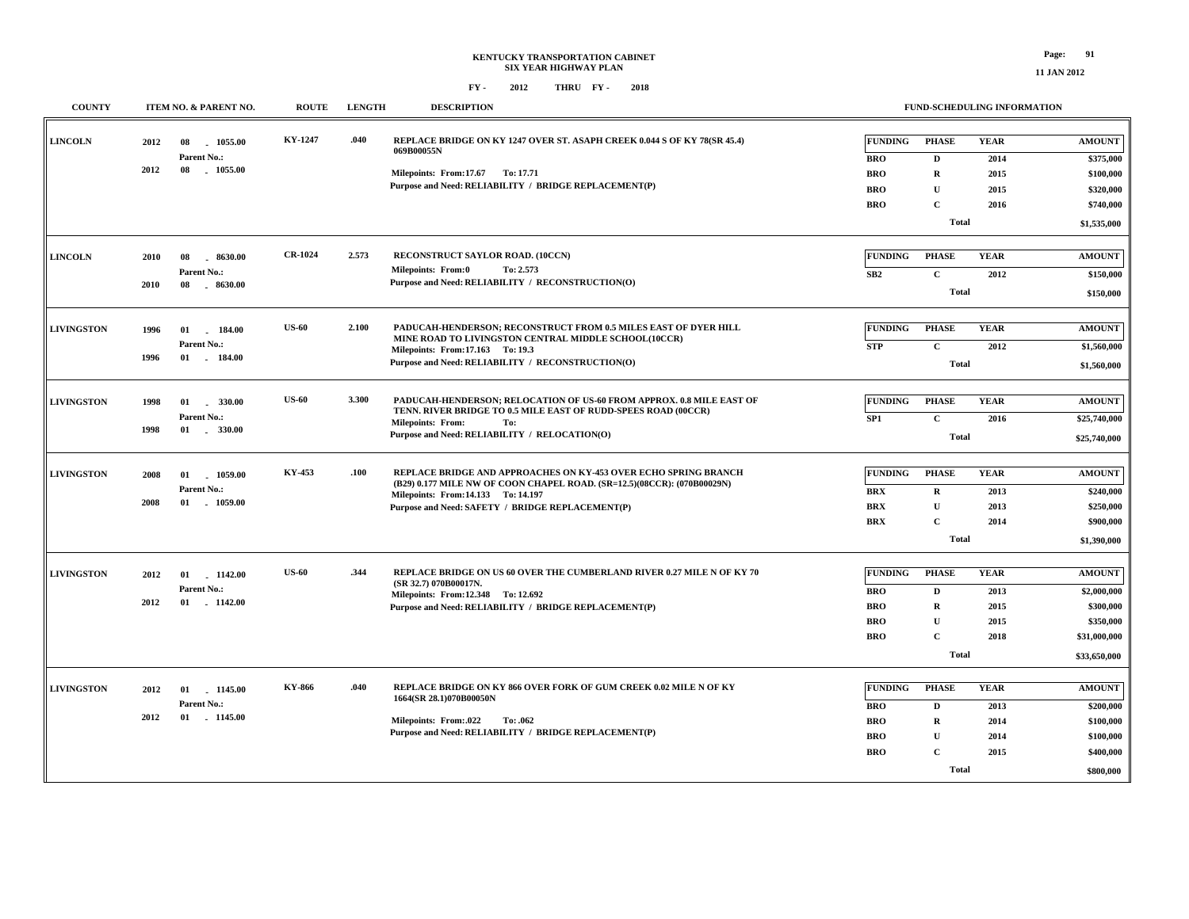**KENTUCKY TRANSPORTATION CABINET**
**SIX YEAR HIGHWAY PLAN**
**FY - 2012 THRU FY - 2018**

| COUNTY | ITEM NO. & PARENT NO. | ROUTE | LENGTH | DESCRIPTION | FUNDING | PHASE | YEAR | AMOUNT |
|---|---|---|---|---|---|---|---|---|
| LINCOLN | 2012 08 - 1055.00<br>Parent No.:<br>2012 08 - 1055.00 | KY-1247 | .040 | REPLACE BRIDGE ON KY 1247 OVER ST. ASAPH CREEK 0.044 S OF KY 78(SR 45.4) 069B00055N<br>Milepoints: From:17.67 To: 17.71<br>Purpose and Need: RELIABILITY / BRIDGE REPLACEMENT(P) | BRO | D | 2014 | $375,000 |
| | | | | | BRO | R | 2015 | $100,000 |
| | | | | | BRO | U | 2015 | $320,000 |
| | | | | | BRO | C | 2016 | $740,000 |
| | | | | | | Total | | $1,535,000 |
| LINCOLN | 2010 08 - 8630.00<br>Parent No.:<br>2010 08 - 8630.00 | CR-1024 | 2.573 | RECONSTRUCT SAYLOR ROAD. (10CCN)<br>Milepoints: From:0 To: 2.573<br>Purpose and Need: RELIABILITY / RECONSTRUCTION(O) | SB2 | C | 2012 | $150,000 |
| | | | | | | Total | | $150,000 |
| LIVINGSTON | 1996 01 - 184.00<br>Parent No.:<br>1996 01 - 184.00 | US-60 | 2.100 | PADUCAH-HENDERSON; RECONSTRUCT FROM 0.5 MILES EAST OF DYER HILL MINE ROAD TO LIVINGSTON CENTRAL MIDDLE SCHOOL(10CCR)<br>Milepoints: From:17.163 To: 19.3<br>Purpose and Need: RELIABILITY / RECONSTRUCTION(O) | STP | C | 2012 | $1,560,000 |
| | | | | | | Total | | $1,560,000 |
| LIVINGSTON | 1998 01 - 330.00<br>Parent No.:<br>1998 01 - 330.00 | US-60 | 3.300 | PADUCAH-HENDERSON; RELOCATION OF US-60 FROM APPROX. 0.8 MILE EAST OF TENN. RIVER BRIDGE TO 0.5 MILE EAST OF RUDD-SPEES ROAD (00CCR)<br>Milepoints: From: To:<br>Purpose and Need: RELIABILITY / RELOCATION(O) | SP1 | C | 2016 | $25,740,000 |
| | | | | | | Total | | $25,740,000 |
| LIVINGSTON | 2008 01 - 1059.00<br>Parent No.:<br>2008 01 - 1059.00 | KY-453 | .100 | REPLACE BRIDGE AND APPROACHES ON KY-453 OVER ECHO SPRING BRANCH (B29) 0.177 MILE NW OF COON CHAPEL ROAD. (SR=12.5)(08CCR): (070B00029N)<br>Milepoints: From:14.133 To: 14.197<br>Purpose and Need: SAFETY / BRIDGE REPLACEMENT(P) | BRX | R | 2013 | $240,000 |
| | | | | | BRX | U | 2013 | $250,000 |
| | | | | | BRX | C | 2014 | $900,000 |
| | | | | | | Total | | $1,390,000 |
| LIVINGSTON | 2012 01 - 1142.00<br>Parent No.:<br>2012 01 - 1142.00 | US-60 | .344 | REPLACE BRIDGE ON US 60 OVER THE CUMBERLAND RIVER 0.27 MILE N OF KY 70 (SR 32.7) 070B00017N.<br>Milepoints: From:12.348 To: 12.692<br>Purpose and Need: RELIABILITY / BRIDGE REPLACEMENT(P) | BRO | D | 2013 | $2,000,000 |
| | | | | | BRO | R | 2015 | $300,000 |
| | | | | | BRO | U | 2015 | $350,000 |
| | | | | | BRO | C | 2018 | $31,000,000 |
| | | | | | | Total | | $33,650,000 |
| LIVINGSTON | 2012 01 - 1145.00<br>Parent No.:<br>2012 01 - 1145.00 | KY-866 | .040 | REPLACE BRIDGE ON KY 866 OVER FORK OF GUM CREEK 0.02 MILE N OF KY 1664(SR 28.1)070B00050N<br>Milepoints: From:.022 To: .062<br>Purpose and Need: RELIABILITY / BRIDGE REPLACEMENT(P) | BRO | D | 2013 | $200,000 |
| | | | | | BRO | R | 2014 | $100,000 |
| | | | | | BRO | U | 2014 | $100,000 |
| | | | | | BRO | C | 2015 | $400,000 |
| | | | | | | Total | | $800,000 |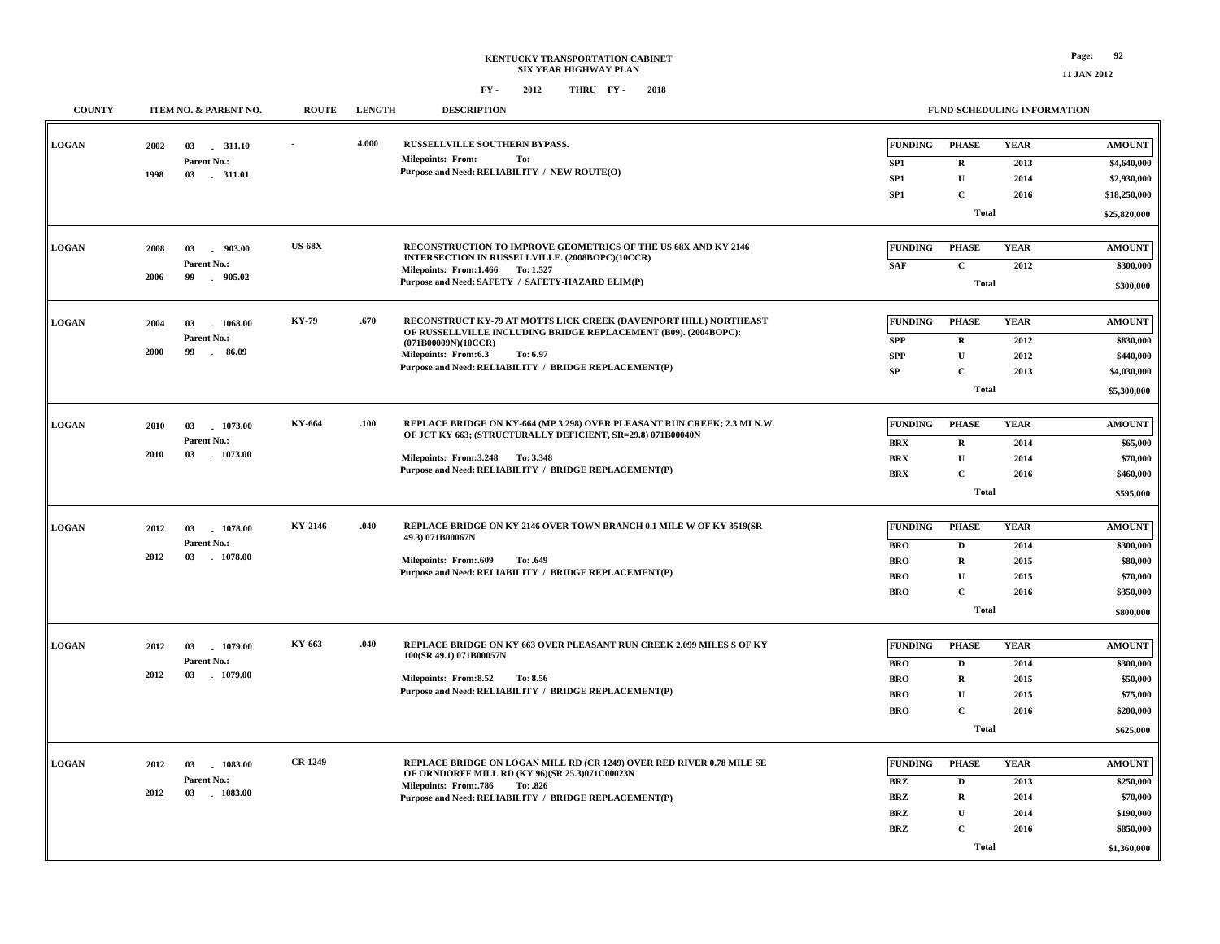# KENTUCKY TRANSPORTATION CABINET
## SIX YEAR HIGHWAY PLAN
### FY - 2012 THRU FY - 2018

| COUNTY | ITEM NO. & PARENT NO. | ROUTE | LENGTH | DESCRIPTION | FUNDING | PHASE | YEAR | AMOUNT |
|---|---|---|---|---|---|---|---|---|
| LOGAN | 2002 03 - 311.10<br>Parent No.:<br>1998 03 - 311.01 | - | 4.000 | RUSSELLVILLE SOUTHERN BYPASS.<br>Milepoints: From: To:<br>Purpose and Need: RELIABILITY / NEW ROUTE(O) | SP1 | R | 2013 | $4,640,000 |
| | | | | | SP1 | U | 2014 | $2,930,000 |
| | | | | | SP1 | C | 2016 | $18,250,000 |
| | | | | | | Total | | $25,820,000 |
| LOGAN | 2008 03 - 903.00<br>Parent No.:<br>2006 99 - 905.02 | US-68X | | RECONSTRUCTION TO IMPROVE GEOMETRICS OF THE US 68X AND KY 2146 INTERSECTION IN RUSSELLVILLE. (2008BOPC)(10CCR)<br>Milepoints: From:1.466 To: 1.527<br>Purpose and Need: SAFETY / SAFETY-HAZARD ELIM(P) | SAF | C | 2012 | $300,000 |
| | | | | | | Total | | $300,000 |
| LOGAN | 2004 03 - 1068.00<br>Parent No.:<br>2000 99 - 86.09 | KY-79 | .670 | RECONSTRUCT KY-79 AT MOTTS LICK CREEK (DAVENPORT HILL) NORTHEAST OF RUSSELLVILLE INCLUDING BRIDGE REPLACEMENT (B09). (2004BOPC): (071B00009N)(10CCR)<br>Milepoints: From:6.3 To: 6.97<br>Purpose and Need: RELIABILITY / BRIDGE REPLACEMENT(P) | SPP | R | 2012 | $830,000 |
| | | | | | SPP | U | 2012 | $440,000 |
| | | | | | SP | C | 2013 | $4,030,000 |
| | | | | | | Total | | $5,300,000 |
| LOGAN | 2010 03 - 1073.00<br>Parent No.:<br>2010 03 - 1073.00 | KY-664 | .100 | REPLACE BRIDGE ON KY-664 (MP 3.298) OVER PLEASANT RUN CREEK; 2.3 MI N.W. OF JCT KY 663; (STRUCTURALLY DEFICIENT, SR=29.8) 071B00040N<br>Milepoints: From:3.248 To: 3.348<br>Purpose and Need: RELIABILITY / BRIDGE REPLACEMENT(P) | BRX | R | 2014 | $65,000 |
| | | | | | BRX | U | 2014 | $70,000 |
| | | | | | BRX | C | 2016 | $460,000 |
| | | | | | | Total | | $595,000 |
| LOGAN | 2012 03 - 1078.00<br>Parent No.:<br>2012 03 - 1078.00 | KY-2146 | .040 | REPLACE BRIDGE ON KY 2146 OVER TOWN BRANCH 0.1 MILE W OF KY 3519(SR 49.3) 071B00067N<br>Milepoints: From:.609 To: .649<br>Purpose and Need: RELIABILITY / BRIDGE REPLACEMENT(P) | BRO | D | 2014 | $300,000 |
| | | | | | BRO | R | 2015 | $80,000 |
| | | | | | BRO | U | 2015 | $70,000 |
| | | | | | BRO | C | 2016 | $350,000 |
| | | | | | | Total | | $800,000 |
| LOGAN | 2012 03 - 1079.00<br>Parent No.:<br>2012 03 - 1079.00 | KY-663 | .040 | REPLACE BRIDGE ON KY 663 OVER PLEASANT RUN CREEK 2.099 MILES S OF KY 100(SR 49.1) 071B00057N<br>Milepoints: From:8.52 To: 8.56<br>Purpose and Need: RELIABILITY / BRIDGE REPLACEMENT(P) | BRO | D | 2014 | $300,000 |
| | | | | | BRO | R | 2015 | $50,000 |
| | | | | | BRO | U | 2015 | $75,000 |
| | | | | | BRO | C | 2016 | $200,000 |
| | | | | | | Total | | $625,000 |
| LOGAN | 2012 03 - 1083.00<br>Parent No.:<br>2012 03 - 1083.00 | CR-1249 | | REPLACE BRIDGE ON LOGAN MILL RD (CR 1249) OVER RED RIVER 0.78 MILE SE OF ORNDORFF MILL RD (KY 96)(SR 25.3)071C00023N<br>Milepoints: From:.786 To: .826<br>Purpose and Need: RELIABILITY / BRIDGE REPLACEMENT(P) | BRZ | D | 2013 | $250,000 |
| | | | | | BRZ | R | 2014 | $70,000 |
| | | | | | BRZ | U | 2014 | $190,000 |
| | | | | | BRZ | C | 2016 | $850,000 |
| | | | | | | Total | | $1,360,000 |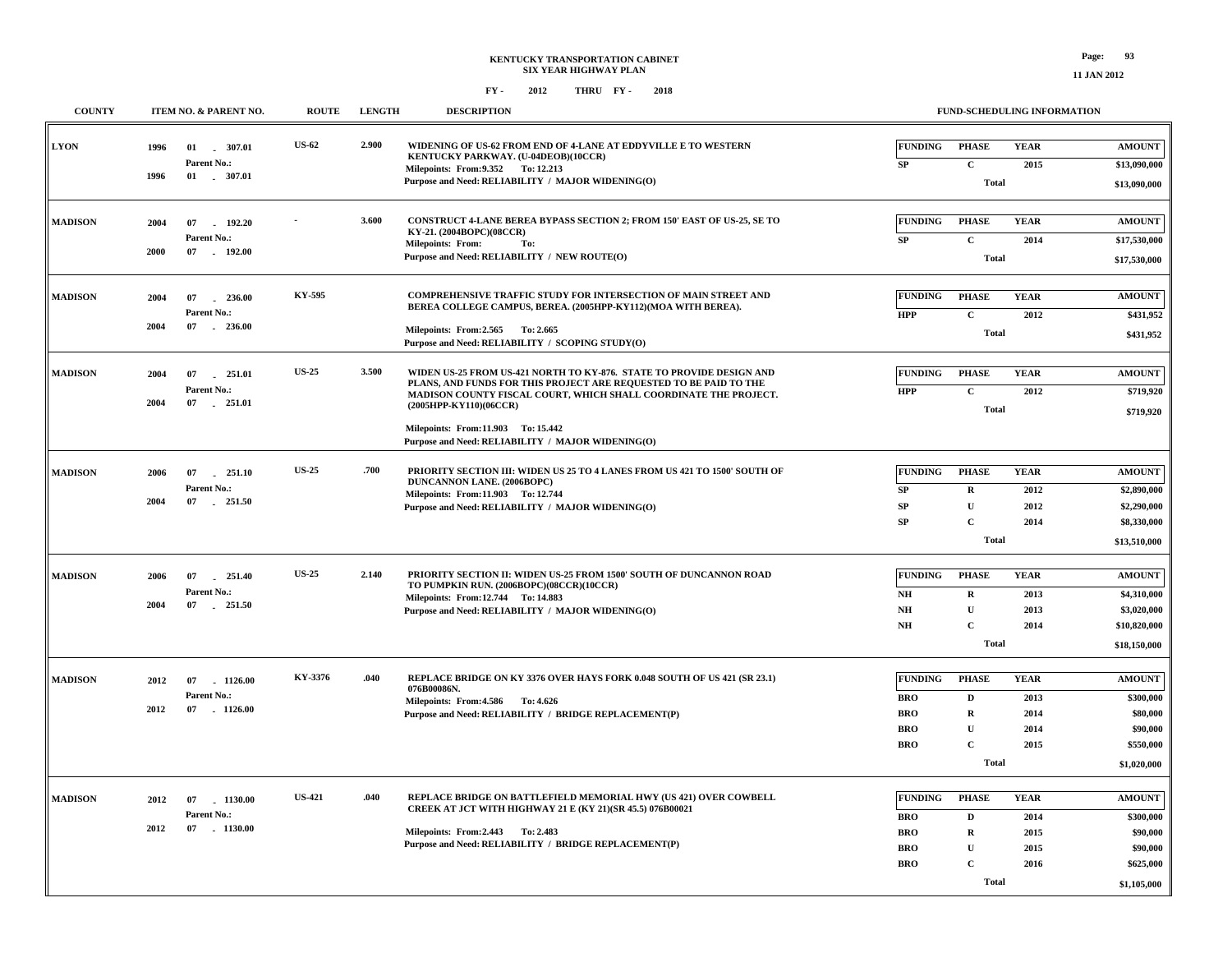**KENTUCKY TRANSPORTATION CABINET**
**SIX YEAR HIGHWAY PLAN**
**FY - 2012 THRU FY - 2018**

11 JAN 2012

| COUNTY | ITEM NO. & PARENT NO. | ROUTE | LENGTH | DESCRIPTION | FUNDING | PHASE | YEAR | AMOUNT |
|---|---|---|---|---|---|---|---|---|
| LYON | 1996 01 - 307.01<br>Parent No.:<br>1996 01 - 307.01 | US-62 | 2.900 | WIDENING OF US-62 FROM END OF 4-LANE AT EDDYVILLE E TO WESTERN KENTUCKY PARKWAY. (U-04DEOB)(10CCR)<br>Milepoints: From:9.352 To: 12.213<br>Purpose and Need: RELIABILITY / MAJOR WIDENING(O) | SP | C | 2015 | $13,090,000 |
| | | | | | | Total | | $13,090,000 |
| MADISON | 2004 07 - 192.20<br>Parent No.:<br>2000 07 - 192.00 | - | 3.600 | CONSTRUCT 4-LANE BEREA BYPASS SECTION 2; FROM 150' EAST OF US-25, SE TO KY-21. (2004BOPC)(08CCR)<br>Milepoints: From: To:<br>Purpose and Need: RELIABILITY / NEW ROUTE(O) | SP | C | 2014 | $17,530,000 |
| | | | | | | Total | | $17,530,000 |
| MADISON | 2004 07 - 236.00<br>Parent No.:<br>2004 07 - 236.00 | KY-595 | | COMPREHENSIVE TRAFFIC STUDY FOR INTERSECTION OF MAIN STREET AND BEREA COLLEGE CAMPUS, BEREA. (2005HPP-KY112)(MOA WITH BEREA).<br>Milepoints: From:2.565 To: 2.665<br>Purpose and Need: RELIABILITY / SCOPING STUDY(O) | HPP | C | 2012 | $431,952 |
| | | | | | | Total | | $431,952 |
| MADISON | 2004 07 - 251.01<br>Parent No.:<br>2004 07 - 251.01 | US-25 | 3.500 | WIDEN US-25 FROM US-421 NORTH TO KY-876. STATE TO PROVIDE DESIGN AND PLANS, AND FUNDS FOR THIS PROJECT ARE REQUESTED TO BE PAID TO THE MADISON COUNTY FISCAL COURT, WHICH SHALL COORDINATE THE PROJECT. (2005HPP-KY110)(06CCR)<br>Milepoints: From:11.903 To: 15.442<br>Purpose and Need: RELIABILITY / MAJOR WIDENING(O) | HPP | C | 2012 | $719,920 |
| | | | | | | Total | | $719,920 |
| MADISON | 2006 07 - 251.10<br>Parent No.:<br>2004 07 - 251.50 | US-25 | .700 | PRIORITY SECTION III: WIDEN US 25 TO 4 LANES FROM US 421 TO 1500' SOUTH OF DUNCANNON LANE. (2006BOPC)<br>Milepoints: From:11.903 To: 12.744<br>Purpose and Need: RELIABILITY / MAJOR WIDENING(O) | SP | R | 2012 | $2,890,000 |
| | | | | | SP | U | 2012 | $2,290,000 |
| | | | | | SP | C | 2014 | $8,330,000 |
| | | | | | | Total | | $13,510,000 |
| MADISON | 2006 07 - 251.40<br>Parent No.:<br>2004 07 - 251.50 | US-25 | 2.140 | PRIORITY SECTION II: WIDEN US-25 FROM 1500' SOUTH OF DUNCANNON ROAD TO PUMPKIN RUN. (2006BOPC)(08CCR)(10CCR)<br>Milepoints: From:12.744 To: 14.883<br>Purpose and Need: RELIABILITY / MAJOR WIDENING(O) | NH | R | 2013 | $4,310,000 |
| | | | | | NH | U | 2013 | $3,020,000 |
| | | | | | NH | C | 2014 | $10,820,000 |
| | | | | | | Total | | $18,150,000 |
| MADISON | 2012 07 - 1126.00<br>Parent No.:<br>2012 07 - 1126.00 | KY-3376 | .040 | REPLACE BRIDGE ON KY 3376 OVER HAYS FORK 0.048 SOUTH OF US 421 (SR 23.1) 076B00086N.<br>Milepoints: From:4.586 To: 4.626<br>Purpose and Need: RELIABILITY / BRIDGE REPLACEMENT(P) | BRO | D | 2013 | $300,000 |
| | | | | | BRO | R | 2014 | $80,000 |
| | | | | | BRO | U | 2014 | $90,000 |
| | | | | | BRO | C | 2015 | $550,000 |
| | | | | | | Total | | $1,020,000 |
| MADISON | 2012 07 - 1130.00<br>Parent No.:<br>2012 07 - 1130.00 | US-421 | .040 | REPLACE BRIDGE ON BATTLEFIELD MEMORIAL HWY (US 421) OVER COWBELL CREEK AT JCT WITH HIGHWAY 21 E (KY 21)(SR 45.5) 076B00021<br>Milepoints: From:2.443 To: 2.483<br>Purpose and Need: RELIABILITY / BRIDGE REPLACEMENT(P) | BRO | D | 2014 | $300,000 |
| | | | | | BRO | R | 2015 | $90,000 |
| | | | | | BRO | U | 2015 | $90,000 |
| | | | | | BRO | C | 2016 | $625,000 |
| | | | | | | Total | | $1,105,000 |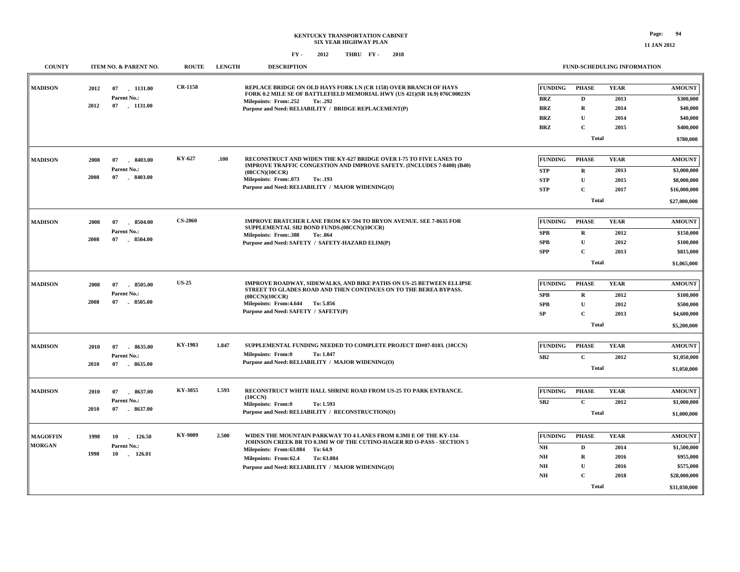# KENTUCKY TRANSPORTATION CABINET
## SIX YEAR HIGHWAY PLAN

FY - 2012 THRU FY - 2018

| COUNTY | ITEM NO. & PARENT NO. | ROUTE | LENGTH | DESCRIPTION | FUNDING | PHASE | YEAR | AMOUNT |
|---|---|---|---|---|---|---|---|---|
| MADISON | 2012 07 - 1131.00<br>Parent No.:<br>2012 07 - 1131.00 | CR-1158 | | REPLACE BRIDGE ON OLD HAYS FORK LN (CR 1158) OVER BRANCH OF HAYS FORK 0.2 MILE SE OF BATTLEFIELD MEMORIAL HWY (US 421)(SR 16.9) 076C00023N<br>Milepoints: From:.252 To: .292<br>Purpose and Need: RELIABILITY / BRIDGE REPLACEMENT(P) | BRZ | D | 2013 | $300,000 |
| | | | | | BRZ | R | 2014 | $40,000 |
| | | | | | BRZ | U | 2014 | $40,000 |
| | | | | | BRZ | C | 2015 | $400,000 |
| | | | | | | Total | | $780,000 |
| MADISON | 2008 07 - 8403.00<br>Parent No.:<br>2008 07 - 8403.00 | KY-627 | .100 | RECONSTRUCT AND WIDEN THE KY-627 BRIDGE OVER I-75 TO FIVE LANES TO IMPROVE TRAFFIC CONGESTION AND IMPROVE SAFETY. (INCLUDES 7-8400) (B40) (08CCN)(10CCR)<br>Milepoints: From:.073 To: .193<br>Purpose and Need: RELIABILITY / MAJOR WIDENING(O) | STP | R | 2013 | $3,000,000 |
| | | | | | STP | U | 2015 | $8,000,000 |
| | | | | | STP | C | 2017 | $16,000,000 |
| | | | | | | Total | | $27,000,000 |
| MADISON | 2008 07 - 8504.00<br>Parent No.:<br>2008 07 - 8504.00 | CS-2060 | | IMPROVE BRATCHER LANE FROM KY-594 TO BRYON AVENUE. SEE 7-8635 FOR SUPPLEMENTAL SB2 BOND FUNDS.(08CCN)(10CCR)<br>Milepoints: From:.388 To: .864<br>Purpose and Need: SAFETY / SAFETY-HAZARD ELIM(P) | SPB | R | 2012 | $150,000 |
| | | | | | SPB | U | 2012 | $100,000 |
| | | | | | SPP | C | 2013 | $815,000 |
| | | | | | | Total | | $1,065,000 |
| MADISON | 2008 07 - 8505.00<br>Parent No.:<br>2008 07 - 8505.00 | US-25 | | IMPROVE ROADWAY, SIDEWALKS, AND BIKE PATHS ON US-25 BETWEEN ELLIPSE STREET TO GLADES ROAD AND THEN CONTINUES ON TO THE BEREA BYPASS. (08CCN)(10CCR)<br>Milepoints: From:4.644 To: 5.856<br>Purpose and Need: SAFETY / SAFETY(P) | SPB | R | 2012 | $100,000 |
| | | | | | SPB | U | 2012 | $500,000 |
| | | | | | SP | C | 2013 | $4,600,000 |
| | | | | | | Total | | $5,200,000 |
| MADISON | 2010 07 - 8635.00<br>Parent No.:<br>2010 07 - 8635.00 | KY-1983 | 1.847 | SUPPLEMENTAL FUNDING NEEDED TO COMPLETE PROJECT ID#07-8103. (10CCN)<br>Milepoints: From:0 To: 1.847<br>Purpose and Need: RELIABILITY / MAJOR WIDENING(O) | SB2 | C | 2012 | $1,050,000 |
| | | | | | | Total | | $1,050,000 |
| MADISON | 2010 07 - 8637.00<br>Parent No.:<br>2010 07 - 8637.00 | KY-3055 | 1.593 | RECONSTRUCT WHITE HALL SHRINE ROAD FROM US-25 TO PARK ENTRANCE. (10CCN)<br>Milepoints: From:0 To: 1.593<br>Purpose and Need: RELIABILITY / RECONSTRUCTION(O) | SB2 | C | 2012 | $1,000,000 |
| | | | | | | Total | | $1,000,000 |
| MAGOFFIN<br>MORGAN | 1998 10 - 126.50<br>Parent No.:<br>1998 10 - 126.01 | KY-9009 | 2.500 | WIDEN THE MOUNTAIN PARKWAY TO 4 LANES FROM 0.3MI E OF THE KY-134-JOHNSON CREEK BR TO 0.3MI W OF THE CUTINO-HAGER RD O-PASS - SECTION 5<br>Milepoints: From:63.084 To: 64.9<br>Milepoints: From:62.4 To: 63.084<br>Purpose and Need: RELIABILITY / MAJOR WIDENING(O) | NH | D | 2014 | $1,500,000 |
| | | | | | NH | R | 2016 | $955,000 |
| | | | | | NH | U | 2016 | $575,000 |
| | | | | | NH | C | 2018 | $28,000,000 |
| | | | | | | Total | | $31,030,000 |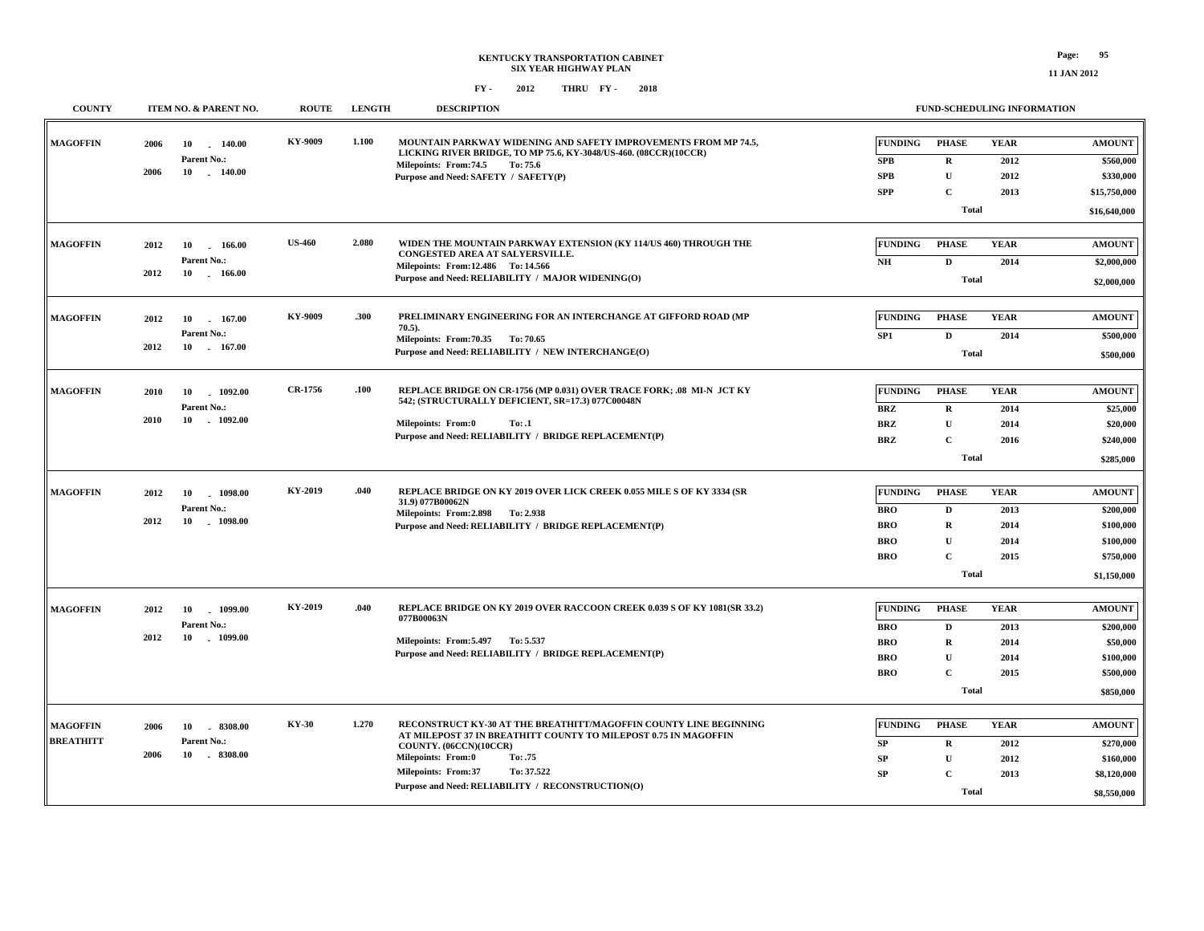# KENTUCKY TRANSPORTATION CABINET
## SIX YEAR HIGHWAY PLAN
### FY - 2012 THRU FY - 2018

| COUNTY | ITEM NO. & PARENT NO. | ROUTE | LENGTH | DESCRIPTION | FUNDING | PHASE | YEAR | AMOUNT |
|---|---|---|---|---|---|---|---|---|
| MAGOFFIN | 2006 10 - 140.00<br>Parent No.:<br>2006 10 - 140.00 | KY-9009 | 1.100 | MOUNTAIN PARKWAY WIDENING AND SAFETY IMPROVEMENTS FROM MP 74.5, LICKING RIVER BRIDGE, TO MP 75.6, KY-3048/US-460. (08CCR)(10CCR)<br>Milepoints: From:74.5 To: 75.6<br>Purpose and Need: SAFETY / SAFETY(P) | SPB | R | 2012 | $560,000 |
| | | | | | SPB | U | 2012 | $330,000 |
| | | | | | SPP | C | 2013 | $15,750,000 |
| | | | | | | Total | | $16,640,000 |
| MAGOFFIN | 2012 10 - 166.00<br>Parent No.:<br>2012 10 - 166.00 | US-460 | 2.080 | WIDEN THE MOUNTAIN PARKWAY EXTENSION (KY 114/US 460) THROUGH THE CONGESTED AREA AT SALYERSVILLE.<br>Milepoints: From:12.486 To: 14.566<br>Purpose and Need: RELIABILITY / MAJOR WIDENING(O) | NH | D | 2014 | $2,000,000 |
| | | | | | | Total | | $2,000,000 |
| MAGOFFIN | 2012 10 - 167.00<br>Parent No.:<br>2012 10 - 167.00 | KY-9009 | .300 | PRELIMINARY ENGINEERING FOR AN INTERCHANGE AT GIFFORD ROAD (MP 70.5).<br>Milepoints: From:70.35 To: 70.65<br>Purpose and Need: RELIABILITY / NEW INTERCHANGE(O) | SP1 | D | 2014 | $500,000 |
| | | | | | | Total | | $500,000 |
| MAGOFFIN | 2010 10 - 1092.00<br>Parent No.:<br>2010 10 - 1092.00 | CR-1756 | .100 | REPLACE BRIDGE ON CR-1756 (MP 0.031) OVER TRACE FORK; .08 MI-N JCT KY 542; (STRUCTURALLY DEFICIENT, SR=17.3) 077C00048N<br>Milepoints: From:0 To: .1<br>Purpose and Need: RELIABILITY / BRIDGE REPLACEMENT(P) | BRZ | R | 2014 | $25,000 |
| | | | | | BRZ | U | 2014 | $20,000 |
| | | | | | BRZ | C | 2016 | $240,000 |
| | | | | | | Total | | $285,000 |
| MAGOFFIN | 2012 10 - 1098.00<br>Parent No.:<br>2012 10 - 1098.00 | KY-2019 | .040 | REPLACE BRIDGE ON KY 2019 OVER LICK CREEK 0.055 MILE S OF KY 3334 (SR 31.9) 077B00062N<br>Milepoints: From:2.898 To: 2.938<br>Purpose and Need: RELIABILITY / BRIDGE REPLACEMENT(P) | BRO | D | 2013 | $200,000 |
| | | | | | BRO | R | 2014 | $100,000 |
| | | | | | BRO | U | 2014 | $100,000 |
| | | | | | BRO | C | 2015 | $750,000 |
| | | | | | | Total | | $1,150,000 |
| MAGOFFIN | 2012 10 - 1099.00<br>Parent No.:<br>2012 10 - 1099.00 | KY-2019 | .040 | REPLACE BRIDGE ON KY 2019 OVER RACCOON CREEK 0.039 S OF KY 1081(SR 33.2) 077B00063N<br>Milepoints: From:5.497 To: 5.537<br>Purpose and Need: RELIABILITY / BRIDGE REPLACEMENT(P) | BRO | D | 2013 | $200,000 |
| | | | | | BRO | R | 2014 | $50,000 |
| | | | | | BRO | U | 2014 | $100,000 |
| | | | | | BRO | C | 2015 | $500,000 |
| | | | | | | Total | | $850,000 |
| MAGOFFIN<br>BREATHITT | 2006 10 - 8308.00<br>Parent No.:<br>2006 10 - 8308.00 | KY-30 | 1.270 | RECONSTRUCT KY-30 AT THE BREATHITT/MAGOFFIN COUNTY LINE BEGINNING AT MILEPOST 37 IN BREATHITT COUNTY TO MILEPOST 0.75 IN MAGOFFIN COUNTY. (06CCN)(10CCR)<br>Milepoints: From:0 To: .75<br>Milepoints: From:37 To: 37.522<br>Purpose and Need: RELIABILITY / RECONSTRUCTION(O) | SP | R | 2012 | $270,000 |
| | | | | | SP | U | 2012 | $160,000 |
| | | | | | SP | C | 2013 | $8,120,000 |
| | | | | | | Total | | $8,550,000 |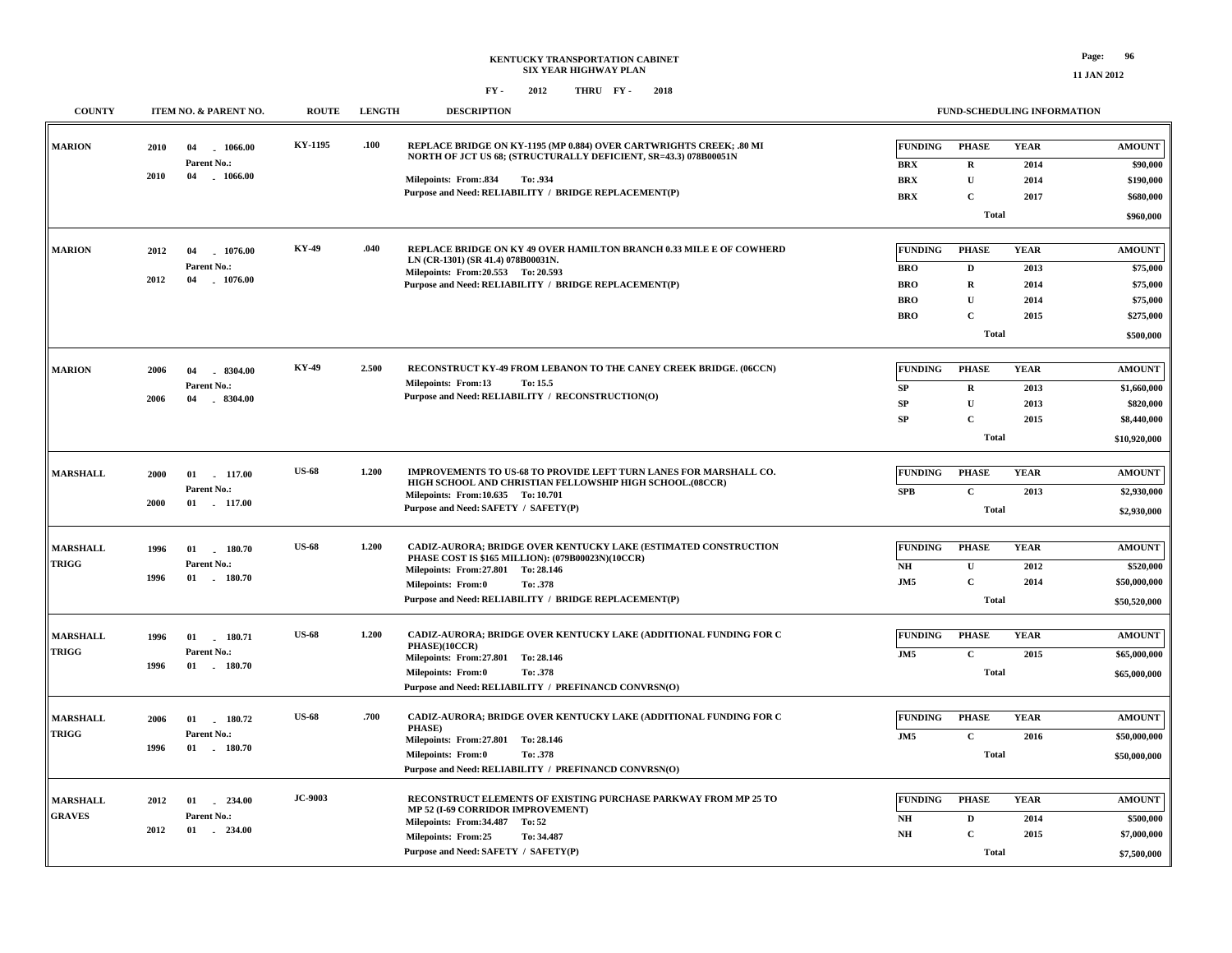# KENTUCKY TRANSPORTATION CABINET
## SIX YEAR HIGHWAY PLAN
### FY - 2012 THRU FY - 2018

| COUNTY | ITEM NO. & PARENT NO. | ROUTE | LENGTH | DESCRIPTION | FUNDING | PHASE | YEAR | AMOUNT |
|---|---|---|---|---|---|---|---|---|
| MARION | 2010 04 - 1066.00<br>Parent No.:<br>2010 04 - 1066.00 | KY-1195 | .100 | REPLACE BRIDGE ON KY-1195 (MP 0.884) OVER CARTWRIGHTS CREEK; .80 MI NORTH OF JCT US 68; (STRUCTURALLY DEFICIENT, SR=43.3) 078B00051N<br>Milepoints: From:.834 To: .934<br>Purpose and Need: RELIABILITY / BRIDGE REPLACEMENT(P) | BRX | R | 2014 | $90,000 |
| | | | | | BRX | U | 2014 | $190,000 |
| | | | | | BRX | C | 2017 | $680,000 |
| | | | | | | Total | | $960,000 |
| MARION | 2012 04 - 1076.00<br>Parent No.:<br>2012 04 - 1076.00 | KY-49 | .040 | REPLACE BRIDGE ON KY 49 OVER HAMILTON BRANCH 0.33 MILE E OF COWHERD LN (CR-1301) (SR 41.4) 078B00031N.<br>Milepoints: From:20.553 To: 20.593<br>Purpose and Need: RELIABILITY / BRIDGE REPLACEMENT(P) | BRO | D | 2013 | $75,000 |
| | | | | | BRO | R | 2014 | $75,000 |
| | | | | | BRO | U | 2014 | $75,000 |
| | | | | | BRO | C | 2015 | $275,000 |
| | | | | | | Total | | $500,000 |
| MARION | 2006 04 - 8304.00<br>Parent No.:<br>2006 04 - 8304.00 | KY-49 | 2.500 | RECONSTRUCT KY-49 FROM LEBANON TO THE CANEY CREEK BRIDGE. (06CCN)<br>Milepoints: From:13 To: 15.5<br>Purpose and Need: RELIABILITY / RECONSTRUCTION(O) | SP | R | 2013 | $1,660,000 |
| | | | | | SP | U | 2013 | $820,000 |
| | | | | | SP | C | 2015 | $8,440,000 |
| | | | | | | Total | | $10,920,000 |
| MARSHALL | 2000 01 - 117.00<br>Parent No.:<br>2000 01 - 117.00 | US-68 | 1.200 | IMPROVEMENTS TO US-68 TO PROVIDE LEFT TURN LANES FOR MARSHALL CO. HIGH SCHOOL AND CHRISTIAN FELLOWSHIP HIGH SCHOOL.(08CCR)<br>Milepoints: From:10.635 To: 10.701<br>Purpose and Need: SAFETY / SAFETY(P) | SPB | C | 2013 | $2,930,000 |
| | | | | | | Total | | $2,930,000 |
| MARSHALL<br>TRIGG | 1996 01 - 180.70<br>Parent No.:<br>1996 01 - 180.70 | US-68 | 1.200 | CADIZ-AURORA; BRIDGE OVER KENTUCKY LAKE (ESTIMATED CONSTRUCTION PHASE COST IS $165 MILLION): (079B00023N)(10CCR)<br>Milepoints: From:27.801 To: 28.146<br>Milepoints: From:0 To: .378<br>Purpose and Need: RELIABILITY / BRIDGE REPLACEMENT(P) | NH | U | 2012 | $520,000 |
| | | | | | JM5 | C | 2014 | $50,000,000 |
| | | | | | | Total | | $50,520,000 |
| MARSHALL<br>TRIGG | 1996 01 - 180.71<br>Parent No.:<br>1996 01 - 180.70 | US-68 | 1.200 | CADIZ-AURORA; BRIDGE OVER KENTUCKY LAKE (ADDITIONAL FUNDING FOR C PHASE)(10CCR)<br>Milepoints: From:27.801 To: 28.146<br>Milepoints: From:0 To: .378<br>Purpose and Need: RELIABILITY / PREFINANCD CONVRSN(O) | JM5 | C | 2015 | $65,000,000 |
| | | | | | | Total | | $65,000,000 |
| MARSHALL<br>TRIGG | 2006 01 - 180.72<br>Parent No.:<br>1996 01 - 180.70 | US-68 | .700 | CADIZ-AURORA; BRIDGE OVER KENTUCKY LAKE (ADDITIONAL FUNDING FOR C PHASE)<br>Milepoints: From:27.801 To: 28.146<br>Milepoints: From:0 To: .378<br>Purpose and Need: RELIABILITY / PREFINANCD CONVRSN(O) | JM5 | C | 2016 | $50,000,000 |
| | | | | | | Total | | $50,000,000 |
| MARSHALL<br>GRAVES | 2012 01 - 234.00<br>Parent No.:<br>2012 01 - 234.00 | JC-9003 | | RECONSTRUCT ELEMENTS OF EXISTING PURCHASE PARKWAY FROM MP 25 TO MP 52 (I-69 CORRIDOR IMPROVEMENT)<br>Milepoints: From:34.487 To: 52<br>Milepoints: From:25 To: 34.487<br>Purpose and Need: SAFETY / SAFETY(P) | NH | D | 2014 | $500,000 |
| | | | | | NH | C | 2015 | $7,000,000 |
| | | | | | | Total | | $7,500,000 |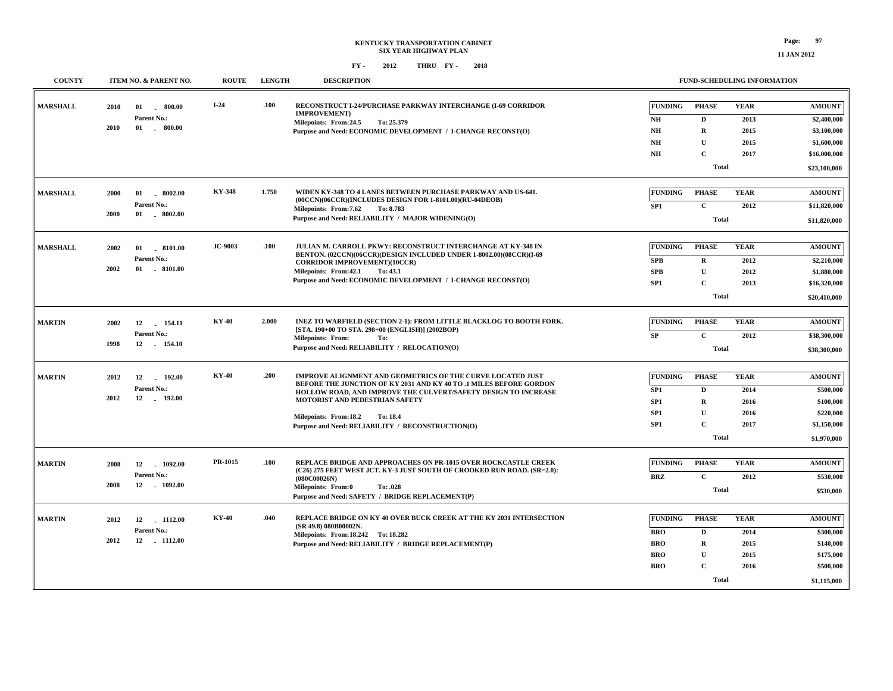# KENTUCKY TRANSPORTATION CABINET
## SIX YEAR HIGHWAY PLAN

**FY - 2012 THRU FY - 2018**

| COUNTY | ITEM NO. & PARENT NO. | ROUTE | LENGTH | DESCRIPTION | FUNDING | PHASE | YEAR | AMOUNT |
|---|---|---|---|---|---|---|---|---|
| MARSHALL | 2010 01 - 800.00<br>Parent No.:<br>2010 01 - 800.00 | I-24 | .100 | RECONSTRUCT I-24/PURCHASE PARKWAY INTERCHANGE (I-69 CORRIDOR IMPROVEMENT)<br>Milepoints: From:24.5 To: 25.379<br>Purpose and Need: ECONOMIC DEVELOPMENT / I-CHANGE RECONST(O) | NH | D | 2013 | $2,400,000 |
| | | | | | NH | R | 2015 | $3,100,000 |
| | | | | | NH | U | 2015 | $1,600,000 |
| | | | | | NH | C | 2017 | $16,000,000 |
| | | | | | | Total | | $23,100,000 |
| MARSHALL | 2000 01 - 8002.00<br>Parent No.:<br>2000 01 - 8002.00 | KY-348 | 1.750 | WIDEN KY-348 TO 4 LANES BETWEEN PURCHASE PARKWAY AND US-641. (00CCN)(06CCR)(INCLUDES DESIGN FOR 1-8101.00)(RU-04DEOB)<br>Milepoints: From:7.62 To: 8.783<br>Purpose and Need: RELIABILITY / MAJOR WIDENING(O) | SP1 | C | 2012 | $11,820,000 |
| | | | | | | Total | | $11,820,000 |
| MARSHALL | 2002 01 - 8101.00<br>Parent No.:<br>2002 01 - 8101.00 | JC-9003 | .100 | JULIAN M. CARROLL PKWY: RECONSTRUCT INTERCHANGE AT KY-348 IN BENTON. (02CCN)(06CCR)(DESIGN INCLUDED UNDER 1-8002.00)(08CCR)(I-69 CORRIDOR IMPROVEMENT)(10CCR)<br>Milepoints: From:42.1 To: 43.1<br>Purpose and Need: ECONOMIC DEVELOPMENT / I-CHANGE RECONST(O) | SPB | R | 2012 | $2,210,000 |
| | | | | | SPB | U | 2012 | $1,880,000 |
| | | | | | SP1 | C | 2013 | $16,320,000 |
| | | | | | | Total | | $20,410,000 |
| MARTIN | 2002 12 - 154.11<br>Parent No.:<br>1998 12 - 154.10 | KY-40 | 2.000 | INEZ TO WARFIELD (SECTION 2-1): FROM LITTLE BLACKLOG TO BOOTH FORK. [STA. 190+00 TO STA. 298+00 (ENGLISH)] (2002BOP)<br>Milepoints: From: To:<br>Purpose and Need: RELIABILITY / RELOCATION(O) | SP | C | 2012 | $38,300,000 |
| | | | | | | Total | | $38,300,000 |
| MARTIN | 2012 12 - 192.00<br>Parent No.:<br>2012 12 - 192.00 | KY-40 | .200 | IMPROVE ALIGNMENT AND GEOMETRICS OF THE CURVE LOCATED JUST BEFORE THE JUNCTION OF KY 2031 AND KY 40 TO .1 MILES BEFORE GORDON HOLLOW ROAD, AND IMPROVE THE CULVERT/SAFETY DESIGN TO INCREASE MOTORIST AND PEDESTRIAN SAFETY<br>Milepoints: From:18.2 To: 18.4<br>Purpose and Need: RELIABILITY / RECONSTRUCTION(O) | SP1 | D | 2014 | $500,000 |
| | | | | | SP1 | R | 2016 | $100,000 |
| | | | | | SP1 | U | 2016 | $220,000 |
| | | | | | SP1 | C | 2017 | $1,150,000 |
| | | | | | | Total | | $1,970,000 |
| MARTIN | 2008 12 - 1092.00<br>Parent No.:<br>2008 12 - 1092.00 | PR-1015 | .100 | REPLACE BRIDGE AND APPROACHES ON PR-1015 OVER ROCKCASTLE CREEK (C26) 275 FEET WEST JCT. KY-3 JUST SOUTH OF CROOKED RUN ROAD. (SR=2.0): (080C00026N)<br>Milepoints: From:0 To: .028<br>Purpose and Need: SAFETY / BRIDGE REPLACEMENT(P) | BRZ | C | 2012 | $530,000 |
| | | | | | | Total | | $530,000 |
| MARTIN | 2012 12 - 1112.00<br>Parent No.:<br>2012 12 - 1112.00 | KY-40 | .040 | REPLACE BRIDGE ON KY 40 OVER BUCK CREEK AT THE KY 2031 INTERSECTION (SR 49.8) 080B00002N.<br>Milepoints: From:18.242 To: 18.282<br>Purpose and Need: RELIABILITY / BRIDGE REPLACEMENT(P) | BRO | D | 2014 | $300,000 |
| | | | | | BRO | R | 2015 | $140,000 |
| | | | | | BRO | U | 2015 | $175,000 |
| | | | | | BRO | C | 2016 | $500,000 |
| | | | | | | Total | | $1,115,000 |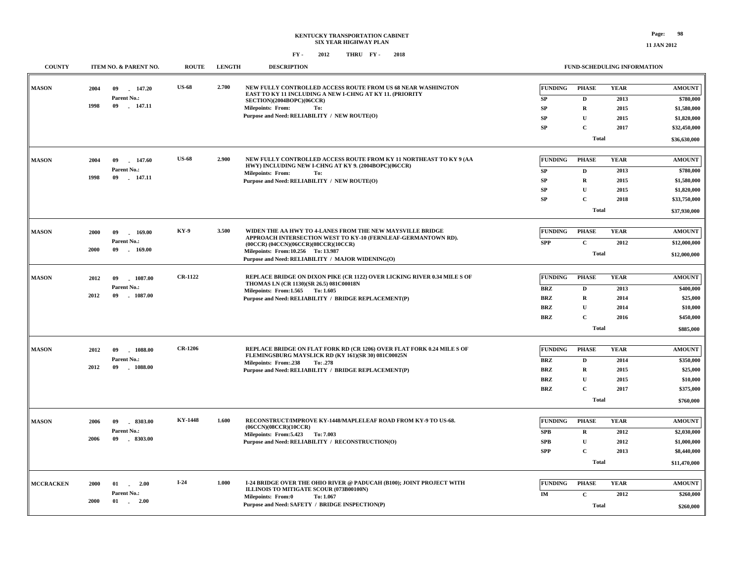**KENTUCKY TRANSPORTATION CABINET**
**SIX YEAR HIGHWAY PLAN**
**FY - 2012 THRU FY - 2018**

11 JAN 2012

| COUNTY | ITEM NO. & PARENT NO. | ROUTE | LENGTH | DESCRIPTION | FUNDING | PHASE | YEAR | AMOUNT |
|---|---|---|---|---|---|---|---|---|
| MASON | 2004 09 - 147.20<br>Parent No.:<br>1998 09 - 147.11 | US-68 | 2.700 | NEW FULLY CONTROLLED ACCESS ROUTE FROM US 68 NEAR WASHINGTON EAST TO KY 11 INCLUDING A NEW I-CHNG AT KY 11. (PRIORITY SECTION)(2004BOPC)(06CCR)<br>Milepoints: From: To:<br>Purpose and Need: RELIABILITY / NEW ROUTE(O) | SP | D | 2013 | $780,000 |
| | | | | | SP | R | 2015 | $1,580,000 |
| | | | | | SP | U | 2015 | $1,820,000 |
| | | | | | SP | C | 2017 | $32,450,000 |
| | | | | | | Total | | $36,630,000 |
| MASON | 2004 09 - 147.60<br>Parent No.:<br>1998 09 - 147.11 | US-68 | 2.900 | NEW FULLY CONTROLLED ACCESS ROUTE FROM KY 11 NORTHEAST TO KY 9 (AA HWY) INCLUDING NEW I-CHNG AT KY 9. (2004BOPC)(06CCR)<br>Milepoints: From: To:<br>Purpose and Need: RELIABILITY / NEW ROUTE(O) | SP | D | 2013 | $780,000 |
| | | | | | SP | R | 2015 | $1,580,000 |
| | | | | | SP | U | 2015 | $1,820,000 |
| | | | | | SP | C | 2018 | $33,750,000 |
| | | | | | | Total | | $37,930,000 |
| MASON | 2000 09 - 169.00<br>Parent No.:<br>2000 09 - 169.00 | KY-9 | 3.500 | WIDEN THE AA HWY TO 4-LANES FROM THE NEW MAYSVILLE BRIDGE APPROACH INTERSECTION WEST TO KY-10 (FERNLEAF-GERMANTOWN RD). (00CCR) (04CCN)(06CCR)(08CCR)(10CCR)<br>Milepoints: From:10.256 To: 13.987<br>Purpose and Need: RELIABILITY / MAJOR WIDENING(O) | SPP | C | 2012 | $12,000,000 |
| | | | | | | Total | | $12,000,000 |
| MASON | 2012 09 - 1087.00<br>Parent No.:<br>2012 09 - 1087.00 | CR-1122 | | REPLACE BRIDGE ON DIXON PIKE (CR 1122) OVER LICKING RIVER 0.34 MILE S OF THOMAS LN (CR 1130)(SR 26.5) 081C00018N<br>Milepoints: From:1.565 To: 1.605<br>Purpose and Need: RELIABILITY / BRIDGE REPLACEMENT(P) | BRZ | D | 2013 | $400,000 |
| | | | | | BRZ | R | 2014 | $25,000 |
| | | | | | BRZ | U | 2014 | $10,000 |
| | | | | | BRZ | C | 2016 | $450,000 |
| | | | | | | Total | | $885,000 |
| MASON | 2012 09 - 1088.00<br>Parent No.:<br>2012 09 - 1088.00 | CR-1206 | | REPLACE BRIDGE ON FLAT FORK RD (CR 1206) OVER FLAT FORK 0.24 MILE S OF FLEMINGSBURG MAYSLICK RD (KY 161)(SR 30) 081C00025N<br>Milepoints: From:.238 To: .278<br>Purpose and Need: RELIABILITY / BRIDGE REPLACEMENT(P) | BRZ | D | 2014 | $350,000 |
| | | | | | BRZ | R | 2015 | $25,000 |
| | | | | | BRZ | U | 2015 | $10,000 |
| | | | | | BRZ | C | 2017 | $375,000 |
| | | | | | | Total | | $760,000 |
| MASON | 2006 09 - 8303.00<br>Parent No.:<br>2006 09 - 8303.00 | KY-1448 | 1.600 | RECONSTRUCT/IMPROVE KY-1448/MAPLELEAF ROAD FROM KY-9 TO US-68. (06CCN)(08CCR)(10CCR)<br>Milepoints: From:5.423 To: 7.003<br>Purpose and Need: RELIABILITY / RECONSTRUCTION(O) | SPB | R | 2012 | $2,030,000 |
| | | | | | SPB | U | 2012 | $1,000,000 |
| | | | | | SPP | C | 2013 | $8,440,000 |
| | | | | | | Total | | $11,470,000 |
| MCCRACKEN | 2000 01 - 2.00<br>Parent No.:<br>2000 01 - 2.00 | I-24 | 1.000 | I-24 BRIDGE OVER THE OHIO RIVER @ PADUCAH (B100); JOINT PROJECT WITH ILLINOIS TO MITIGATE SCOUR (073B00100N)<br>Milepoints: From:0 To: 1.067<br>Purpose and Need: SAFETY / BRIDGE INSPECTION(P) | IM | C | 2012 | $260,000 |
| | | | | | | Total | | $260,000 |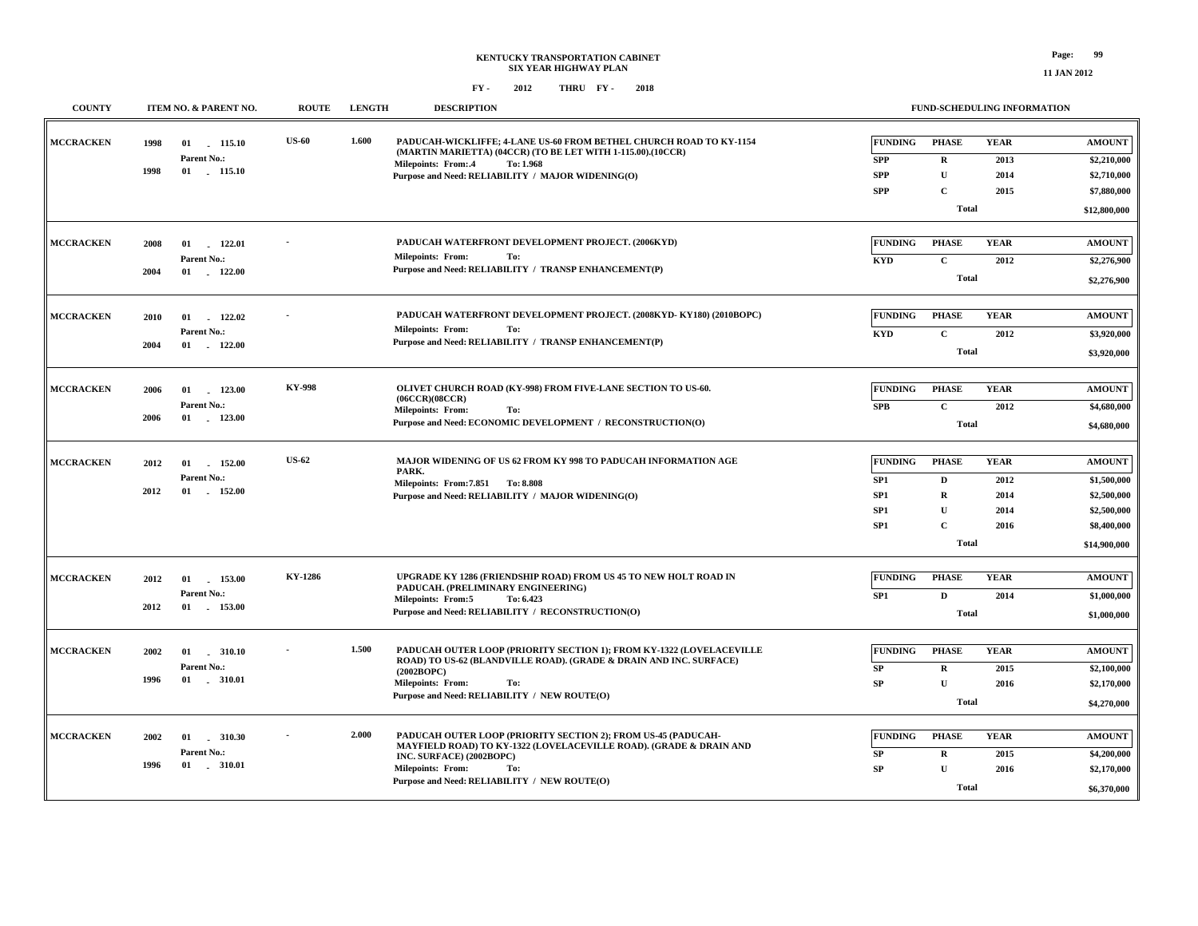**KENTUCKY TRANSPORTATION CABINET**
**SIX YEAR HIGHWAY PLAN**
**FY - 2012 THRU FY - 2018**

| COUNTY | ITEM NO. & PARENT NO. | ROUTE | LENGTH | DESCRIPTION | FUNDING | PHASE | YEAR | AMOUNT |
|---|---|---|---|---|---|---|---|---|
| MCCRACKEN | 1998 01 - 115.10<br>Parent No.:<br>1998 01 - 115.10 | US-60 | 1.600 | PADUCAH-WICKLIFFE; 4-LANE US-60 FROM BETHEL CHURCH ROAD TO KY-1154 (MARTIN MARIETTA) (04CCR) (TO BE LET WITH 1-115.00).(10CCR)<br>Milepoints: From:.4 To: 1.968<br>Purpose and Need: RELIABILITY / MAJOR WIDENING(O) | SPP | R | 2013 | $2,210,000 |
| | | | | | SPP | U | 2014 | $2,710,000 |
| | | | | | SPP | C | 2015 | $7,880,000 |
| | | | | | | Total | | $12,800,000 |
| MCCRACKEN | 2008 01 - 122.01<br>Parent No.:<br>2004 01 - 122.00 | - | | PADUCAH WATERFRONT DEVELOPMENT PROJECT. (2006KYD)<br>Milepoints: From: To:<br>Purpose and Need: RELIABILITY / TRANSP ENHANCEMENT(P) | KYD | C | 2012 | $2,276,900 |
| | | | | | | Total | | $2,276,900 |
| MCCRACKEN | 2010 01 - 122.02<br>Parent No.:<br>2004 01 - 122.00 | - | | PADUCAH WATERFRONT DEVELOPMENT PROJECT. (2008KYD- KY180) (2010BOPC)<br>Milepoints: From: To:<br>Purpose and Need: RELIABILITY / TRANSP ENHANCEMENT(P) | KYD | C | 2012 | $3,920,000 |
| | | | | | | Total | | $3,920,000 |
| MCCRACKEN | 2006 01 - 123.00<br>Parent No.:<br>2006 01 - 123.00 | KY-998 | | OLIVET CHURCH ROAD (KY-998) FROM FIVE-LANE SECTION TO US-60. (06CCR)(08CCR)<br>Milepoints: From: To:<br>Purpose and Need: ECONOMIC DEVELOPMENT / RECONSTRUCTION(O) | SPB | C | 2012 | $4,680,000 |
| | | | | | | Total | | $4,680,000 |
| MCCRACKEN | 2012 01 - 152.00<br>Parent No.:<br>2012 01 - 152.00 | US-62 | | MAJOR WIDENING OF US 62 FROM KY 998 TO PADUCAH INFORMATION AGE PARK.<br>Milepoints: From:7.851 To: 8.808<br>Purpose and Need: RELIABILITY / MAJOR WIDENING(O) | SP1 | D | 2012 | $1,500,000 |
| | | | | | SP1 | R | 2014 | $2,500,000 |
| | | | | | SP1 | U | 2014 | $2,500,000 |
| | | | | | SP1 | C | 2016 | $8,400,000 |
| | | | | | | Total | | $14,900,000 |
| MCCRACKEN | 2012 01 - 153.00<br>Parent No.:<br>2012 01 - 153.00 | KY-1286 | | UPGRADE KY 1286 (FRIENDSHIP ROAD) FROM US 45 TO NEW HOLT ROAD IN PADUCAH. (PRELIMINARY ENGINEERING)<br>Milepoints: From:5 To: 6.423<br>Purpose and Need: RELIABILITY / RECONSTRUCTION(O) | SP1 | D | 2014 | $1,000,000 |
| | | | | | | Total | | $1,000,000 |
| MCCRACKEN | 2002 01 - 310.10<br>Parent No.:<br>1996 01 - 310.01 | - | 1.500 | PADUCAH OUTER LOOP (PRIORITY SECTION 1); FROM KY-1322 (LOVELACEVILLE ROAD) TO US-62 (BLANDVILLE ROAD). (GRADE & DRAIN AND INC. SURFACE) (2002BOPC)<br>Milepoints: From: To:<br>Purpose and Need: RELIABILITY / NEW ROUTE(O) | SP | R | 2015 | $2,100,000 |
| | | | | | SP | U | 2016 | $2,170,000 |
| | | | | | | Total | | $4,270,000 |
| MCCRACKEN | 2002 01 - 310.30<br>Parent No.:<br>1996 01 - 310.01 | - | 2.000 | PADUCAH OUTER LOOP (PRIORITY SECTION 2); FROM US-45 (PADUCAH-MAYFIELD ROAD) TO KY-1322 (LOVELACEVILLE ROAD). (GRADE & DRAIN AND INC. SURFACE) (2002BOPC)<br>Milepoints: From: To:<br>Purpose and Need: RELIABILITY / NEW ROUTE(O) | SP | R | 2015 | $4,200,000 |
| | | | | | SP | U | 2016 | $2,170,000 |
| | | | | | | Total | | $6,370,000 |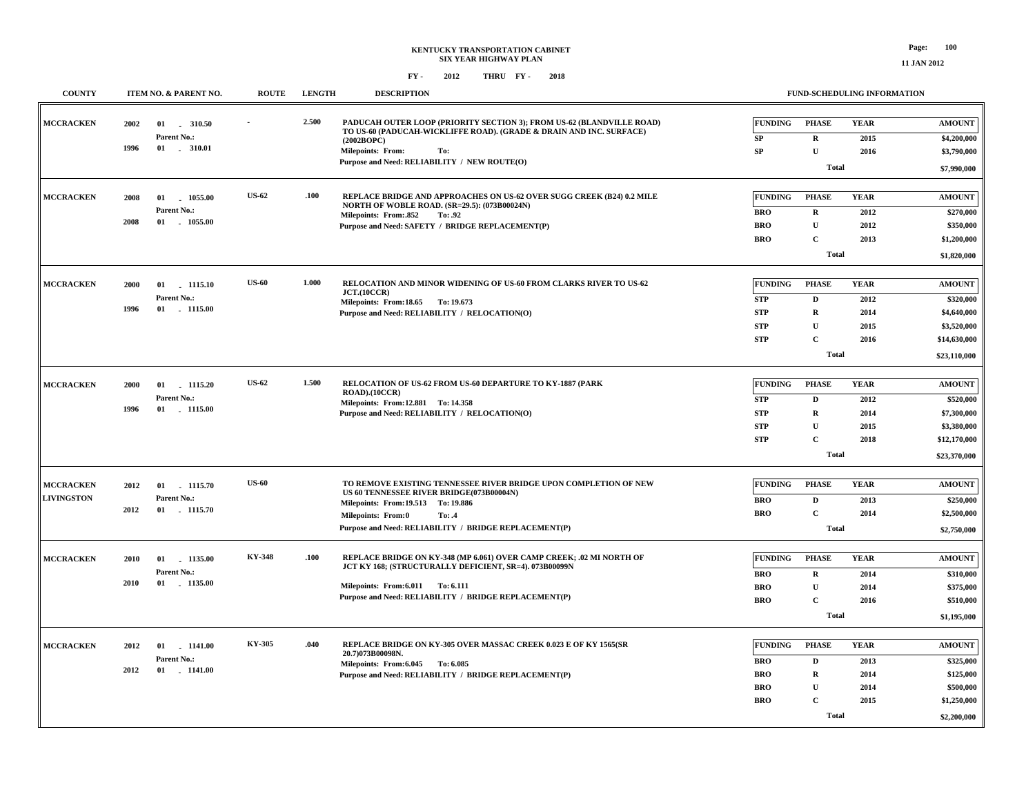**KENTUCKY TRANSPORTATION CABINET**
**SIX YEAR HIGHWAY PLAN**
**FY - 2012 THRU FY - 2018**

| COUNTY | ITEM NO. & PARENT NO. | ROUTE | LENGTH | DESCRIPTION | FUNDING | PHASE | YEAR | AMOUNT |
|---|---|---|---|---|---|---|---|---|
| MCCRACKEN | 2002 01 - 310.50<br>Parent No.:<br>1996 01 - 310.01 | - | 2.500 | PADUCAH OUTER LOOP (PRIORITY SECTION 3); FROM US-62 (BLANDVILLE ROAD) TO US-60 (PADUCAH-WICKLIFFE ROAD). (GRADE & DRAIN AND INC. SURFACE) (2002BOPC)<br>Milepoints: From: To:<br>Purpose and Need: RELIABILITY / NEW ROUTE(O) | SP | R | 2015 | $4,200,000 |
| | | | | | SP | U | 2016 | $3,790,000 |
| | | | | | | Total | | $7,990,000 |
| MCCRACKEN | 2008 01 - 1055.00<br>Parent No.:<br>2008 01 - 1055.00 | US-62 | .100 | REPLACE BRIDGE AND APPROACHES ON US-62 OVER SUGG CREEK (B24) 0.2 MILE NORTH OF WOBLE ROAD. (SR=29.5): (073B00024N)<br>Milepoints: From:.852 To: .92<br>Purpose and Need: SAFETY / BRIDGE REPLACEMENT(P) | BRO | R | 2012 | $270,000 |
| | | | | | BRO | U | 2012 | $350,000 |
| | | | | | BRO | C | 2013 | $1,200,000 |
| | | | | | | Total | | $1,820,000 |
| MCCRACKEN | 2000 01 - 1115.10<br>Parent No.:<br>1996 01 - 1115.00 | US-60 | 1.000 | RELOCATION AND MINOR WIDENING OF US-60 FROM CLARKS RIVER TO US-62 JCT.(10CCR)<br>Milepoints: From:18.65 To: 19.673<br>Purpose and Need: RELIABILITY / RELOCATION(O) | STP | D | 2012 | $320,000 |
| | | | | | STP | R | 2014 | $4,640,000 |
| | | | | | STP | U | 2015 | $3,520,000 |
| | | | | | STP | C | 2016 | $14,630,000 |
| | | | | | | Total | | $23,110,000 |
| MCCRACKEN | 2000 01 - 1115.20<br>Parent No.:<br>1996 01 - 1115.00 | US-62 | 1.500 | RELOCATION OF US-62 FROM US-60 DEPARTURE TO KY-1887 (PARK ROAD).(10CCR)<br>Milepoints: From:12.881 To: 14.358<br>Purpose and Need: RELIABILITY / RELOCATION(O) | STP | D | 2012 | $520,000 |
| | | | | | STP | R | 2014 | $7,300,000 |
| | | | | | STP | U | 2015 | $3,380,000 |
| | | | | | STP | C | 2018 | $12,170,000 |
| | | | | | | Total | | $23,370,000 |
| MCCRACKEN<br>LIVINGSTON | 2012 01 - 1115.70<br>Parent No.:<br>2012 01 - 1115.70 | US-60 | | TO REMOVE EXISTING TENNESSEE RIVER BRIDGE UPON COMPLETION OF NEW US 60 TENNESSEE RIVER BRIDGE(073B00004N)<br>Milepoints: From:19.513 To: 19.886<br>Milepoints: From:0 To: .4<br>Purpose and Need: RELIABILITY / BRIDGE REPLACEMENT(P) | BRO | D | 2013 | $250,000 |
| | | | | | BRO | C | 2014 | $2,500,000 |
| | | | | | | Total | | $2,750,000 |
| MCCRACKEN | 2010 01 - 1135.00<br>Parent No.:<br>2010 01 - 1135.00 | KY-348 | .100 | REPLACE BRIDGE ON KY-348 (MP 6.061) OVER CAMP CREEK; .02 MI NORTH OF JCT KY 168; (STRUCTURALLY DEFICIENT, SR=4). 073B00099N<br>Milepoints: From:6.011 To: 6.111<br>Purpose and Need: RELIABILITY / BRIDGE REPLACEMENT(P) | BRO | R | 2014 | $310,000 |
| | | | | | BRO | U | 2014 | $375,000 |
| | | | | | BRO | C | 2016 | $510,000 |
| | | | | | | Total | | $1,195,000 |
| MCCRACKEN | 2012 01 - 1141.00<br>Parent No.:<br>2012 01 - 1141.00 | KY-305 | .040 | REPLACE BRIDGE ON KY-305 OVER MASSAC CREEK 0.023 E OF KY 1565(SR 20.7)073B00098N.<br>Milepoints: From:6.045 To: 6.085<br>Purpose and Need: RELIABILITY / BRIDGE REPLACEMENT(P) | BRO | D | 2013 | $325,000 |
| | | | | | BRO | R | 2014 | $125,000 |
| | | | | | BRO | U | 2014 | $500,000 |
| | | | | | BRO | C | 2015 | $1,250,000 |
| | | | | | | Total | | $2,200,000 |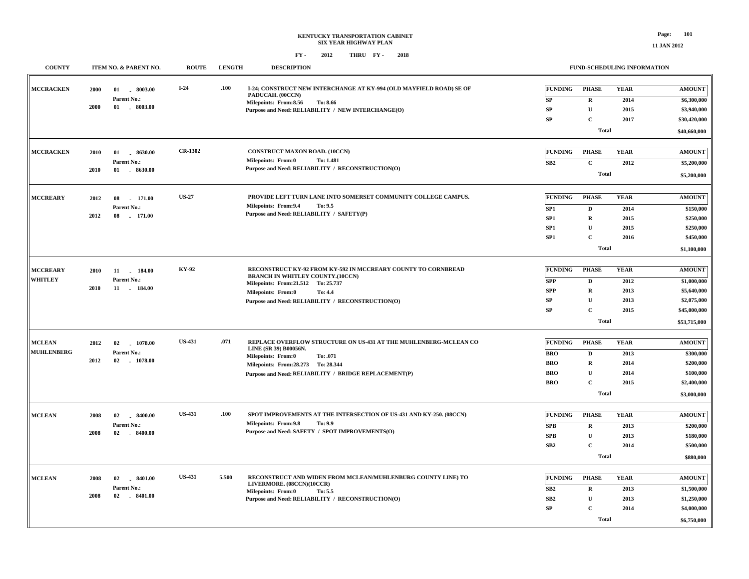**KENTUCKY TRANSPORTATION CABINET**
**SIX YEAR HIGHWAY PLAN**

**FY - 2012 THRU FY - 2018**

| COUNTY | ITEM NO. & PARENT NO. | ROUTE | LENGTH | DESCRIPTION | FUNDING | PHASE | YEAR | AMOUNT |
|---|---|---|---|---|---|---|---|---|
| MCCRACKEN | 2000 01 - 8003.00<br>Parent No.:<br>2000 01 - 8003.00 | I-24 | .100 | I-24; CONSTRUCT NEW INTERCHANGE AT KY-994 (OLD MAYFIELD ROAD) SE OF PADUCAH. (00CCN)<br>Milepoints: From:8.56 To: 8.66<br>Purpose and Need: RELIABILITY / NEW INTERCHANGE(O) | SP | R | 2014 | $6,300,000 |
| | | | | | SP | U | 2015 | $3,940,000 |
| | | | | | SP | C | 2017 | $30,420,000 |
| | | | | | | Total | | $40,660,000 |
| MCCRACKEN | 2010 01 - 8630.00<br>Parent No.:<br>2010 01 - 8630.00 | CR-1302 | | CONSTRUCT MAXON ROAD. (10CCN)<br>Milepoints: From:0 To: 1.481<br>Purpose and Need: RELIABILITY / RECONSTRUCTION(O) | SB2 | C | 2012 | $5,200,000 |
| | | | | | | Total | | $5,200,000 |
| MCCREARY | 2012 08 - 171.00<br>Parent No.:<br>2012 08 - 171.00 | US-27 | | PROVIDE LEFT TURN LANE INTO SOMERSET COMMUNITY COLLEGE CAMPUS.<br>Milepoints: From:9.4 To: 9.5<br>Purpose and Need: RELIABILITY / SAFETY(P) | SP1 | D | 2014 | $150,000 |
| | | | | | SP1 | R | 2015 | $250,000 |
| | | | | | SP1 | U | 2015 | $250,000 |
| | | | | | SP1 | C | 2016 | $450,000 |
| | | | | | | Total | | $1,100,000 |
| MCCREARY<br>WHITLEY | 2010 11 - 184.00<br>Parent No.:<br>2010 11 - 184.00 | KY-92 | | RECONSTRUCT KY-92 FROM KY-592 IN MCCREARY COUNTY TO CORNBREAD BRANCH IN WHITLEY COUNTY.(10CCN)<br>Milepoints: From:21.512 To: 25.737<br>Milepoints: From:0 To: 4.4<br>Purpose and Need: RELIABILITY / RECONSTRUCTION(O) | SPP | D | 2012 | $1,000,000 |
| | | | | | SPP | R | 2013 | $5,640,000 |
| | | | | | SP | U | 2013 | $2,075,000 |
| | | | | | SP | C | 2015 | $45,000,000 |
| | | | | | | Total | | $53,715,000 |
| MCLEAN<br>MUHLENBERG | 2012 02 - 1078.00<br>Parent No.:<br>2012 02 - 1078.00 | US-431 | .071 | REPLACE OVERFLOW STRUCTURE ON US-431 AT THE MUHLENBERG-MCLEAN CO LINE (SR 39) B00056N.<br>Milepoints: From:0 To: .071<br>Milepoints: From:28.273 To: 28.344<br>Purpose and Need: RELIABILITY / BRIDGE REPLACEMENT(P) | BRO | D | 2013 | $300,000 |
| | | | | | BRO | R | 2014 | $200,000 |
| | | | | | BRO | U | 2014 | $100,000 |
| | | | | | BRO | C | 2015 | $2,400,000 |
| | | | | | | Total | | $3,000,000 |
| MCLEAN | 2008 02 - 8400.00<br>Parent No.:<br>2008 02 - 8400.00 | US-431 | .100 | SPOT IMPROVEMENTS AT THE INTERSECTION OF US-431 AND KY-250. (08CCN)<br>Milepoints: From:9.8 To: 9.9<br>Purpose and Need: SAFETY / SPOT IMPROVEMENTS(O) | SPB | R | 2013 | $200,000 |
| | | | | | SPB | U | 2013 | $180,000 |
| | | | | | SB2 | C | 2014 | $500,000 |
| | | | | | | Total | | $880,000 |
| MCLEAN | 2008 02 - 8401.00<br>Parent No.:<br>2008 02 - 8401.00 | US-431 | 5.500 | RECONSTRUCT AND WIDEN FROM MCLEAN/MUHLENBURG COUNTY LINE) TO LIVERMORE. (08CCN)(10CCR)<br>Milepoints: From:0 To: 5.5<br>Purpose and Need: RELIABILITY / RECONSTRUCTION(O) | SB2 | R | 2013 | $1,500,000 |
| | | | | | SB2 | U | 2013 | $1,250,000 |
| | | | | | SP | C | 2014 | $4,000,000 |
| | | | | | | Total | | $6,750,000 |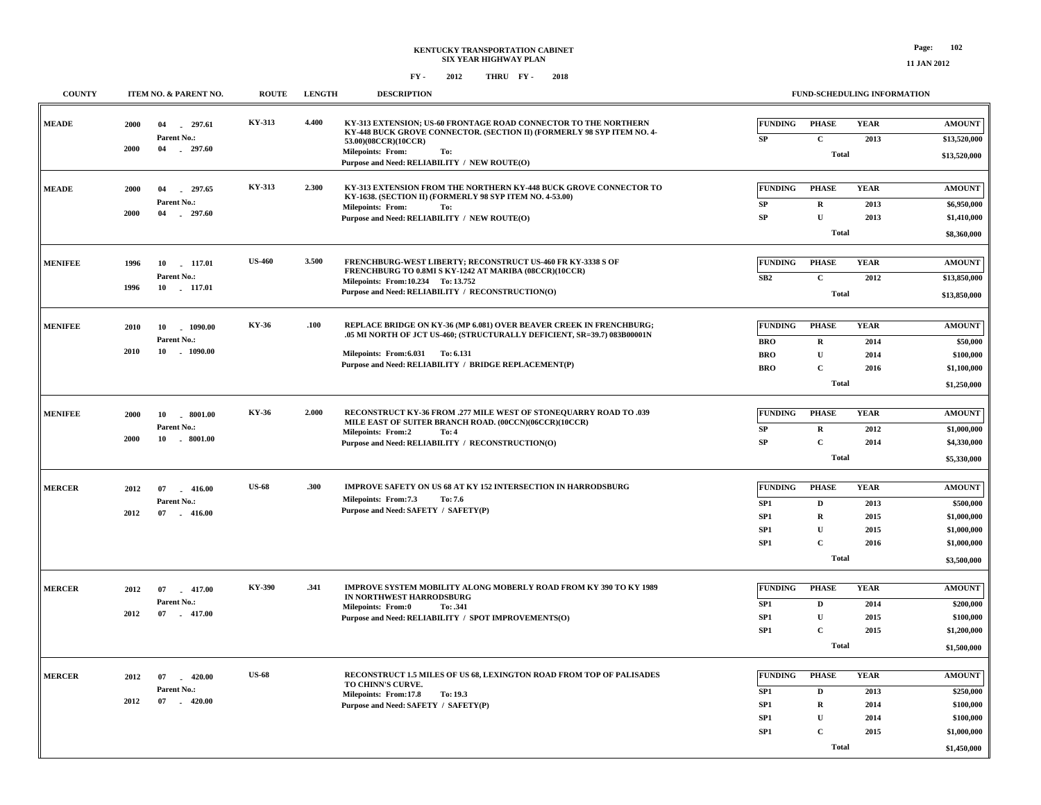**KENTUCKY TRANSPORTATION CABINET**
**SIX YEAR HIGHWAY PLAN**

**FY - 2012 THRU FY - 2018**

| COUNTY | ITEM NO. & PARENT NO. | ROUTE | LENGTH | DESCRIPTION | FUNDING | PHASE | YEAR | AMOUNT |
|---|---|---|---|---|---|---|---|---|
| **MEADE** | 2000 04 - 297.61<br>Parent No.:<br>2000 04 - 297.60 | KY-313 | 4.400 | KY-313 EXTENSION; US-60 FRONTAGE ROAD CONNECTOR TO THE NORTHERN KY-448 BUCK GROVE CONNECTOR. (SECTION II) (FORMERLY 98 SYP ITEM NO. 4-53.00)(08CCR)(10CCR)<br>Milepoints: From: To:<br>Purpose and Need: RELIABILITY / NEW ROUTE(O) | SP | C | 2013 | $13,520,000 |
| | | | | | | Total | | $13,520,000 |
| **MEADE** | 2000 04 - 297.65<br>Parent No.:<br>2000 04 - 297.60 | KY-313 | 2.300 | KY-313 EXTENSION FROM THE NORTHERN KY-448 BUCK GROVE CONNECTOR TO KY-1638. (SECTION II) (FORMERLY 98 SYP ITEM NO. 4-53.00)<br>Milepoints: From: To:<br>Purpose and Need: RELIABILITY / NEW ROUTE(O) | SP | R | 2013 | $6,950,000 |
| | | | | | SP | U | 2013 | $1,410,000 |
| | | | | | | Total | | $8,360,000 |
| **MENIFEE** | 1996 10 - 117.01<br>Parent No.:<br>1996 10 - 117.01 | US-460 | 3.500 | FRENCHBURG-WEST LIBERTY; RECONSTRUCT US-460 FR KY-3338 S OF FRENCHBURG TO 0.8MI S KY-1242 AT MARIBA (08CCR)(10CCR)<br>Milepoints: From:10.234 To: 13.752<br>Purpose and Need: RELIABILITY / RECONSTRUCTION(O) | SB2 | C | 2012 | $13,850,000 |
| | | | | | | Total | | $13,850,000 |
| **MENIFEE** | 2010 10 - 1090.00<br>Parent No.:<br>2010 10 - 1090.00 | KY-36 | .100 | REPLACE BRIDGE ON KY-36 (MP 6.081) OVER BEAVER CREEK IN FRENCHBURG; .05 MI NORTH OF JCT US-460; (STRUCTURALLY DEFICIENT, SR=39.7) 083B00001N<br>Milepoints: From:6.031 To: 6.131<br>Purpose and Need: RELIABILITY / BRIDGE REPLACEMENT(P) | BRO | R | 2014 | $50,000 |
| | | | | | BRO | U | 2014 | $100,000 |
| | | | | | BRO | C | 2016 | $1,100,000 |
| | | | | | | Total | | $1,250,000 |
| **MENIFEE** | 2000 10 - 8001.00<br>Parent No.:<br>2000 10 - 8001.00 | KY-36 | 2.000 | RECONSTRUCT KY-36 FROM .277 MILE WEST OF STONEQUARRY ROAD TO .039 MILE EAST OF SUITER BRANCH ROAD. (00CCN)(06CCR)(10CCR)<br>Milepoints: From:2 To: 4<br>Purpose and Need: RELIABILITY / RECONSTRUCTION(O) | SP | R | 2012 | $1,000,000 |
| | | | | | SP | C | 2014 | $4,330,000 |
| | | | | | | Total | | $5,330,000 |
| **MERCER** | 2012 07 - 416.00<br>Parent No.:<br>2012 07 - 416.00 | US-68 | .300 | IMPROVE SAFETY ON US 68 AT KY 152 INTERSECTION IN HARRODSBURG<br>Milepoints: From:7.3 To: 7.6<br>Purpose and Need: SAFETY / SAFETY(P) | SP1 | D | 2013 | $500,000 |
| | | | | | SP1 | R | 2015 | $1,000,000 |
| | | | | | SP1 | U | 2015 | $1,000,000 |
| | | | | | SP1 | C | 2016 | $1,000,000 |
| | | | | | | Total | | $3,500,000 |
| **MERCER** | 2012 07 - 417.00<br>Parent No.:<br>2012 07 - 417.00 | KY-390 | .341 | IMPROVE SYSTEM MOBILITY ALONG MOBERLY ROAD FROM KY 390 TO KY 1989 IN NORTHWEST HARRODSBURG<br>Milepoints: From:0 To: .341<br>Purpose and Need: RELIABILITY / SPOT IMPROVEMENTS(O) | SP1 | D | 2014 | $200,000 |
| | | | | | SP1 | U | 2015 | $100,000 |
| | | | | | SP1 | C | 2015 | $1,200,000 |
| | | | | | | Total | | $1,500,000 |
| **MERCER** | 2012 07 - 420.00<br>Parent No.:<br>2012 07 - 420.00 | US-68 | | RECONSTRUCT 1.5 MILES OF US 68, LEXINGTON ROAD FROM TOP OF PALISADES TO CHINN'S CURVE.<br>Milepoints: From:17.8 To: 19.3<br>Purpose and Need: SAFETY / SAFETY(P) | SP1 | D | 2013 | $250,000 |
| | | | | | SP1 | R | 2014 | $100,000 |
| | | | | | SP1 | U | 2014 | $100,000 |
| | | | | | SP1 | C | 2015 | $1,000,000 |
| | | | | | | Total | | $1,450,000 |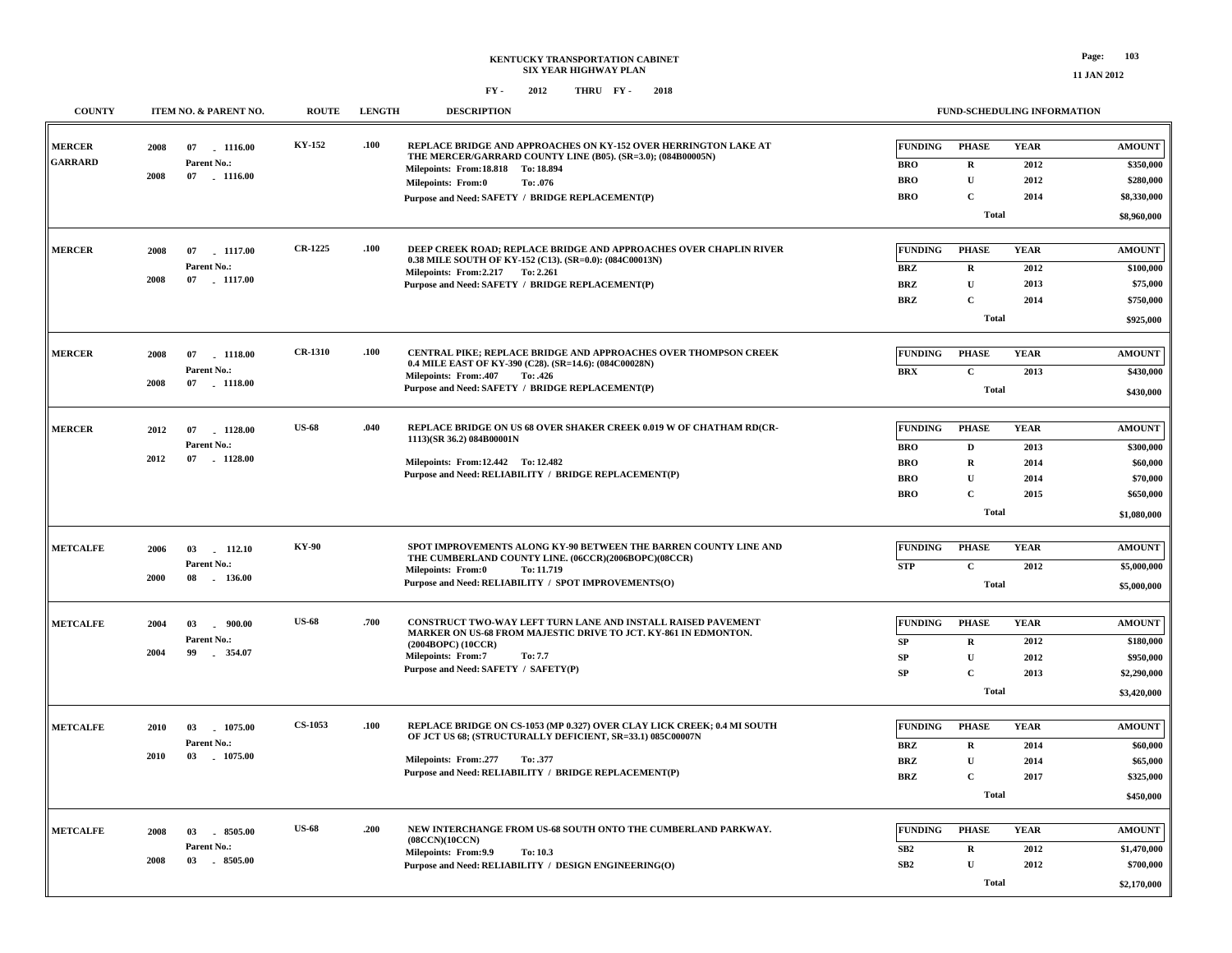**KENTUCKY TRANSPORTATION CABINET**
**SIX YEAR HIGHWAY PLAN**
**FY - 2012 THRU FY - 2018**

| COUNTY | ITEM NO. & PARENT NO. | ROUTE | LENGTH | DESCRIPTION | FUND-SCHEDULING INFORMATION |
|---|---|---|---|---|---|
| MERCER GARRARD | 2008 07 - 1116.00 Parent No.: 2008 07 - 1116.00 | KY-152 | .100 | REPLACE BRIDGE AND APPROACHES ON KY-152 OVER HERRINGTON LAKE AT THE MERCER/GARRARD COUNTY LINE (B05). (SR=3.0); (084B00005N) Milepoints: From:18.818 To: 18.894 Milepoints: From:0 To: .076 Purpose and Need: SAFETY / BRIDGE REPLACEMENT(P) | FUNDING / PHASE / YEAR / AMOUNT: BRO R 2012 $350,000; BRO U 2012 $280,000; BRO C 2014 $8,330,000; Total $8,960,000 |
| MERCER | 2008 07 - 1117.00 Parent No.: 2008 07 - 1117.00 | CR-1225 | .100 | DEEP CREEK ROAD; REPLACE BRIDGE AND APPROACHES OVER CHAPLIN RIVER 0.38 MILE SOUTH OF KY-152 (C13). (SR=0.0): (084C00013N) Milepoints: From:2.217 To: 2.261 Purpose and Need: SAFETY / BRIDGE REPLACEMENT(P) | FUNDING / PHASE / YEAR / AMOUNT: BRZ R 2012 $100,000; BRZ U 2013 $75,000; BRZ C 2014 $750,000; Total $925,000 |
| MERCER | 2008 07 - 1118.00 Parent No.: 2008 07 - 1118.00 | CR-1310 | .100 | CENTRAL PIKE; REPLACE BRIDGE AND APPROACHES OVER THOMPSON CREEK 0.4 MILE EAST OF KY-390 (C28). (SR=14.6): (084C00028N) Milepoints: From:.407 To: .426 Purpose and Need: SAFETY / BRIDGE REPLACEMENT(P) | FUNDING / PHASE / YEAR / AMOUNT: BRX C 2013 $430,000; Total $430,000 |
| MERCER | 2012 07 - 1128.00 Parent No.: 2012 07 - 1128.00 | US-68 | .040 | REPLACE BRIDGE ON US 68 OVER SHAKER CREEK 0.019 W OF CHATHAM RD(CR-1113)(SR 36.2) 084B00001N Milepoints: From:12.442 To: 12.482 Purpose and Need: RELIABILITY / BRIDGE REPLACEMENT(P) | FUNDING / PHASE / YEAR / AMOUNT: BRO D 2013 $300,000; BRO R 2014 $60,000; BRO U 2014 $70,000; BRO C 2015 $650,000; Total $1,080,000 |
| METCALFE | 2006 03 - 112.10 Parent No.: 2000 08 - 136.00 | KY-90 | | SPOT IMPROVEMENTS ALONG KY-90 BETWEEN THE BARREN COUNTY LINE AND THE CUMBERLAND COUNTY LINE. (06CCR)(2006BOPC)(08CCR) Milepoints: From:0 To: 11.719 Purpose and Need: RELIABILITY / SPOT IMPROVEMENTS(O) | FUNDING / PHASE / YEAR / AMOUNT: STP C 2012 $5,000,000; Total $5,000,000 |
| METCALFE | 2004 03 - 900.00 Parent No.: 2004 99 - 354.07 | US-68 | .700 | CONSTRUCT TWO-WAY LEFT TURN LANE AND INSTALL RAISED PAVEMENT MARKER ON US-68 FROM MAJESTIC DRIVE TO JCT. KY-861 IN EDMONTON. (2004BOPC) (10CCR) Milepoints: From:7 To: 7.7 Purpose and Need: SAFETY / SAFETY(P) | FUNDING / PHASE / YEAR / AMOUNT: SP R 2012 $180,000; SP U 2012 $950,000; SP C 2013 $2,290,000; Total $3,420,000 |
| METCALFE | 2010 03 - 1075.00 Parent No.: 2010 03 - 1075.00 | CS-1053 | .100 | REPLACE BRIDGE ON CS-1053 (MP 0.327) OVER CLAY LICK CREEK; 0.4 MI SOUTH OF JCT US 68; (STRUCTURALLY DEFICIENT, SR=33.1) 085C00007N Milepoints: From:.277 To: .377 Purpose and Need: RELIABILITY / BRIDGE REPLACEMENT(P) | FUNDING / PHASE / YEAR / AMOUNT: BRZ R 2014 $60,000; BRZ U 2014 $65,000; BRZ C 2017 $325,000; Total $450,000 |
| METCALFE | 2008 03 - 8505.00 Parent No.: 2008 03 - 8505.00 | US-68 | .200 | NEW INTERCHANGE FROM US-68 SOUTH ONTO THE CUMBERLAND PARKWAY. (08CCR)(10CCN) Milepoints: From:9.9 To: 10.3 Purpose and Need: RELIABILITY / DESIGN ENGINEERING(O) | FUNDING / PHASE / YEAR / AMOUNT: SB2 R 2012 $1,470,000; SB2 U 2012 $700,000; Total $2,170,000 |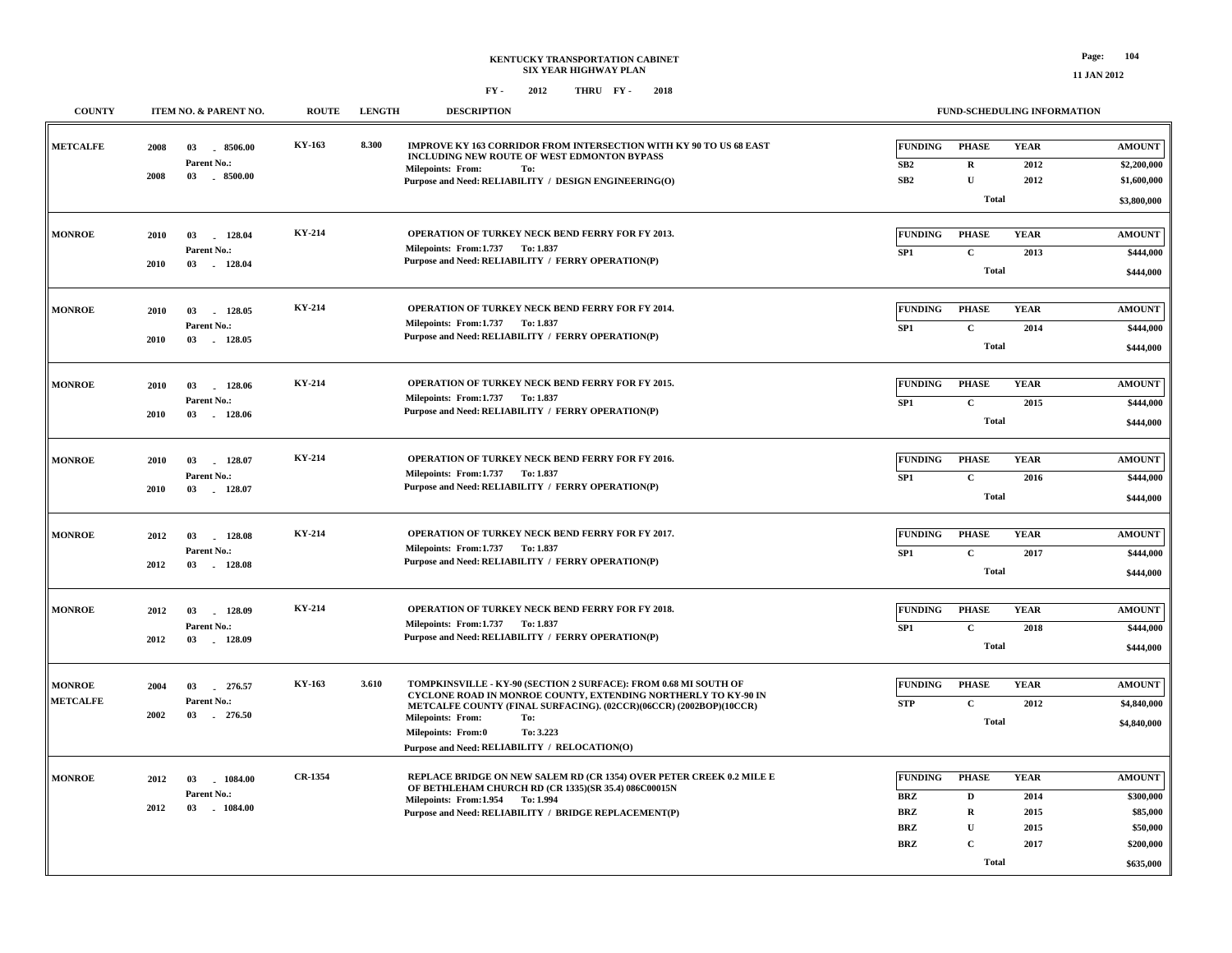**KENTUCKY TRANSPORTATION CABINET**
**SIX YEAR HIGHWAY PLAN**

**FY - 2012 THRU FY - 2018**

**11 JAN 2012**

| COUNTY | ITEM NO. & PARENT NO. | ROUTE | LENGTH | DESCRIPTION | FUNDING | PHASE | YEAR | AMOUNT |
|---|---|---|---|---|---|---|---|---|
| METCALFE | 2008 03 - 8506.00<br>Parent No.:<br>2008 03 - 8500.00 | KY-163 | 8.300 | IMPROVE KY 163 CORRIDOR FROM INTERSECTION WITH KY 90 TO US 68 EAST INCLUDING NEW ROUTE OF WEST EDMONTON BYPASS<br>Milepoints: From: To:<br>Purpose and Need: RELIABILITY / DESIGN ENGINEERING(O) | SB2 | R | 2012 | $2,200,000 |
| | | | | | SB2 | U | 2012 | $1,600,000 |
| | | | | | | Total | | $3,800,000 |
| MONROE | 2010 03 - 128.04<br>Parent No.:<br>2010 03 - 128.04 | KY-214 | | OPERATION OF TURKEY NECK BEND FERRY FOR FY 2013.<br>Milepoints: From:1.737 To: 1.837<br>Purpose and Need: RELIABILITY / FERRY OPERATION(P) | SP1 | C | 2013 | $444,000 |
| | | | | | | Total | | $444,000 |
| MONROE | 2010 03 - 128.05<br>Parent No.:<br>2010 03 - 128.05 | KY-214 | | OPERATION OF TURKEY NECK BEND FERRY FOR FY 2014.<br>Milepoints: From:1.737 To: 1.837<br>Purpose and Need: RELIABILITY / FERRY OPERATION(P) | SP1 | C | 2014 | $444,000 |
| | | | | | | Total | | $444,000 |
| MONROE | 2010 03 - 128.06<br>Parent No.:<br>2010 03 - 128.06 | KY-214 | | OPERATION OF TURKEY NECK BEND FERRY FOR FY 2015.<br>Milepoints: From:1.737 To: 1.837<br>Purpose and Need: RELIABILITY / FERRY OPERATION(P) | SP1 | C | 2015 | $444,000 |
| | | | | | | Total | | $444,000 |
| MONROE | 2010 03 - 128.07<br>Parent No.:<br>2010 03 - 128.07 | KY-214 | | OPERATION OF TURKEY NECK BEND FERRY FOR FY 2016.<br>Milepoints: From:1.737 To: 1.837<br>Purpose and Need: RELIABILITY / FERRY OPERATION(P) | SP1 | C | 2016 | $444,000 |
| | | | | | | Total | | $444,000 |
| MONROE | 2012 03 - 128.08<br>Parent No.:<br>2012 03 - 128.08 | KY-214 | | OPERATION OF TURKEY NECK BEND FERRY FOR FY 2017.<br>Milepoints: From:1.737 To: 1.837<br>Purpose and Need: RELIABILITY / FERRY OPERATION(P) | SP1 | C | 2017 | $444,000 |
| | | | | | | Total | | $444,000 |
| MONROE | 2012 03 - 128.09<br>Parent No.:<br>2012 03 - 128.09 | KY-214 | | OPERATION OF TURKEY NECK BEND FERRY FOR FY 2018.<br>Milepoints: From:1.737 To: 1.837<br>Purpose and Need: RELIABILITY / FERRY OPERATION(P) | SP1 | C | 2018 | $444,000 |
| | | | | | | Total | | $444,000 |
| MONROE<br>METCALFE | 2004 03 - 276.57<br>Parent No.:<br>2002 03 - 276.50 | KY-163 | 3.610 | TOMPKINSVILLE - KY-90 (SECTION 2 SURFACE): FROM 0.68 MI SOUTH OF CYCLONE ROAD IN MONROE COUNTY, EXTENDING NORTHERLY TO KY-90 IN METCALFE COUNTY (FINAL SURFACING). (02CCR)(06CCR) (2002BOP)(10CCR)<br>Milepoints: From: To:<br>Milepoints: From:0 To: 3.223<br>Purpose and Need: RELIABILITY / RELOCATION(O) | STP | C | 2012 | $4,840,000 |
| | | | | | | Total | | $4,840,000 |
| MONROE | 2012 03 - 1084.00<br>Parent No.:<br>2012 03 - 1084.00 | CR-1354 | | REPLACE BRIDGE ON NEW SALEM RD (CR 1354) OVER PETER CREEK 0.2 MILE E OF BETHLEHAM CHURCH RD (CR 1335)(SR 35.4) 086C00015N<br>Milepoints: From:1.954 To: 1.994<br>Purpose and Need: RELIABILITY / BRIDGE REPLACEMENT(P) | BRZ | D | 2014 | $300,000 |
| | | | | | BRZ | R | 2015 | $85,000 |
| | | | | | BRZ | U | 2015 | $50,000 |
| | | | | | BRZ | C | 2017 | $200,000 |
| | | | | | | Total | | $635,000 |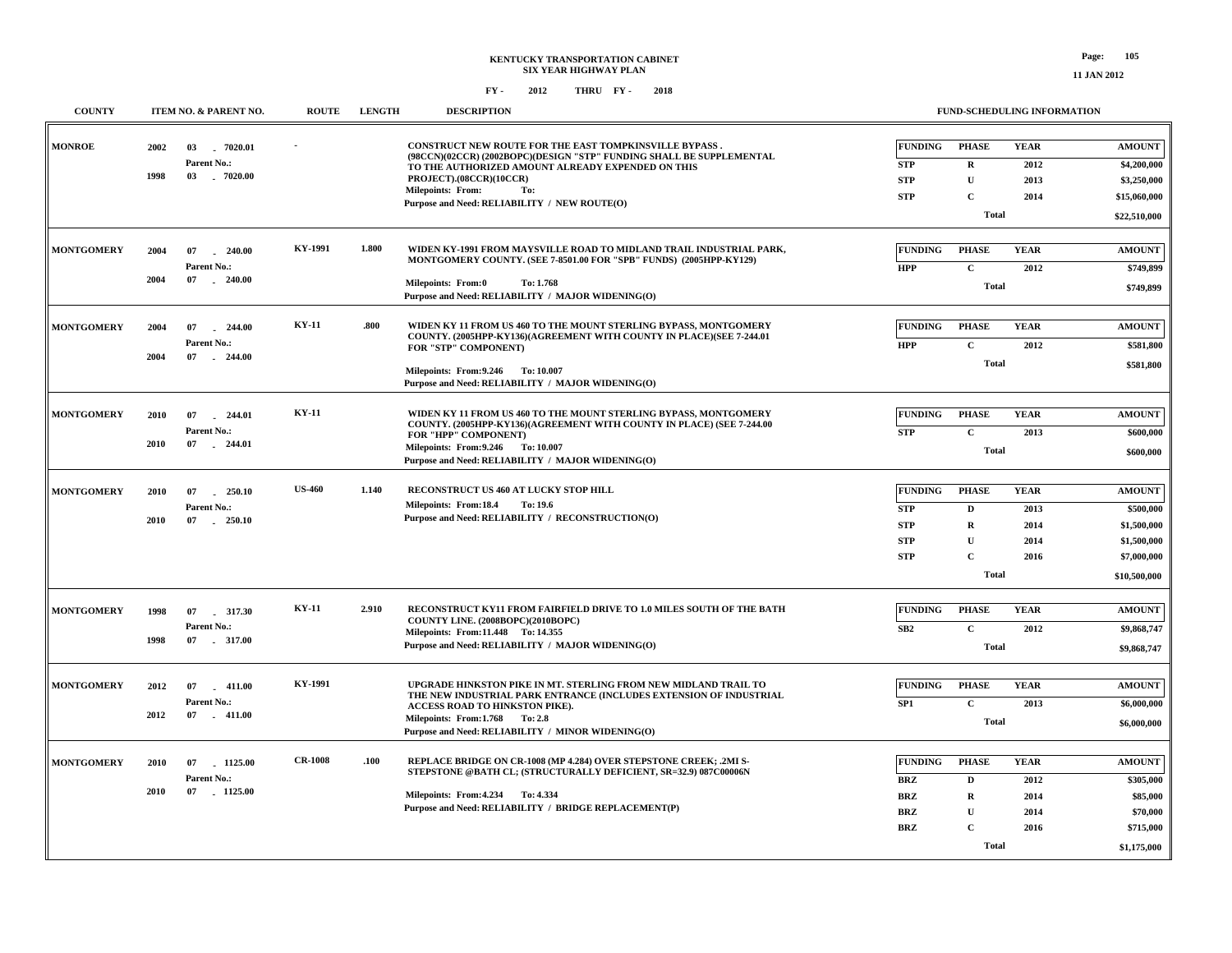# KENTUCKY TRANSPORTATION CABINET
## SIX YEAR HIGHWAY PLAN

FY - 2012 THRU FY - 2018

| COUNTY | ITEM NO. & PARENT NO. | ROUTE | LENGTH | DESCRIPTION | FUNDING | PHASE | YEAR | AMOUNT |
|---|---|---|---|---|---|---|---|---|
| MONROE | 2002 03 - 7020.01<br>Parent No.:<br>1998 03 - 7020.00 | - | | CONSTRUCT NEW ROUTE FOR THE EAST TOMPKINSVILLE BYPASS . (98CCN)(02CCR) (2002BOPC)(DESIGN "STP" FUNDING SHALL BE SUPPLEMENTAL TO THE AUTHORIZED AMOUNT ALREADY EXPENDED ON THIS PROJECT).(08CCR)(10CCR)<br>Milepoints: From: To:<br>Purpose and Need: RELIABILITY / NEW ROUTE(O) | STP | R | 2012 | $4,200,000 |
| | | | | | STP | U | 2013 | $3,250,000 |
| | | | | | STP | C | 2014 | $15,060,000 |
| | | | | | | Total | | $22,510,000 |
| MONTGOMERY | 2004 07 - 240.00<br>Parent No.:<br>2004 07 - 240.00 | KY-1991 | 1.800 | WIDEN KY-1991 FROM MAYSVILLE ROAD TO MIDLAND TRAIL INDUSTRIAL PARK, MONTGOMERY COUNTY. (SEE 7-8501.00 FOR "SPB" FUNDS) (2005HPP-KY129)<br>Milepoints: From:0 To: 1.768<br>Purpose and Need: RELIABILITY / MAJOR WIDENING(O) | HPP | C | 2012 | $749,899 |
| | | | | | | Total | | $749,899 |
| MONTGOMERY | 2004 07 - 244.00<br>Parent No.:<br>2004 07 - 244.00 | KY-11 | .800 | WIDEN KY 11 FROM US 460 TO THE MOUNT STERLING BYPASS, MONTGOMERY COUNTY. (2005HPP-KY136)(AGREEMENT WITH COUNTY IN PLACE)(SEE 7-244.01 FOR "STP" COMPONENT)<br>Milepoints: From:9.246 To: 10.007<br>Purpose and Need: RELIABILITY / MAJOR WIDENING(O) | HPP | C | 2012 | $581,800 |
| | | | | | | Total | | $581,800 |
| MONTGOMERY | 2010 07 - 244.01<br>Parent No.:<br>2010 07 - 244.01 | KY-11 | | WIDEN KY 11 FROM US 460 TO THE MOUNT STERLING BYPASS, MONTGOMERY COUNTY. (2005HPP-KY136)(AGREEMENT WITH COUNTY IN PLACE) (SEE 7-244.00 FOR "HPP" COMPONENT)<br>Milepoints: From:9.246 To: 10.007<br>Purpose and Need: RELIABILITY / MAJOR WIDENING(O) | STP | C | 2013 | $600,000 |
| | | | | | | Total | | $600,000 |
| MONTGOMERY | 2010 07 - 250.10<br>Parent No.:<br>2010 07 - 250.10 | US-460 | 1.140 | RECONSTRUCT US 460 AT LUCKY STOP HILL<br>Milepoints: From:18.4 To: 19.6<br>Purpose and Need: RELIABILITY / RECONSTRUCTION(O) | STP | D | 2013 | $500,000 |
| | | | | | STP | R | 2014 | $1,500,000 |
| | | | | | STP | U | 2014 | $1,500,000 |
| | | | | | STP | C | 2016 | $7,000,000 |
| | | | | | | Total | | $10,500,000 |
| MONTGOMERY | 1998 07 - 317.30<br>Parent No.:<br>1998 07 - 317.00 | KY-11 | 2.910 | RECONSTRUCT KY11 FROM FAIRFIELD DRIVE TO 1.0 MILES SOUTH OF THE BATH COUNTY LINE. (2008BOPC)(2010BOPC)<br>Milepoints: From:11.448 To: 14.355<br>Purpose and Need: RELIABILITY / MAJOR WIDENING(O) | SB2 | C | 2012 | $9,868,747 |
| | | | | | | Total | | $9,868,747 |
| MONTGOMERY | 2012 07 - 411.00<br>Parent No.:<br>2012 07 - 411.00 | KY-1991 | | UPGRADE HINKSTON PIKE IN MT. STERLING FROM NEW MIDLAND TRAIL TO THE NEW INDUSTRIAL PARK ENTRANCE (INCLUDES EXTENSION OF INDUSTRIAL ACCESS ROAD TO HINKSTON PIKE).<br>Milepoints: From:1.768 To: 2.8<br>Purpose and Need: RELIABILITY / MINOR WIDENING(O) | SP1 | C | 2013 | $6,000,000 |
| | | | | | | Total | | $6,000,000 |
| MONTGOMERY | 2010 07 - 1125.00<br>Parent No.:<br>2010 07 - 1125.00 | CR-1008 | .100 | REPLACE BRIDGE ON CR-1008 (MP 4.284) OVER STEPSTONE CREEK; .2MI S-STEPSTONE @BATH CL; (STRUCTURALLY DEFICIENT, SR=32.9) 087C00006N<br>Milepoints: From:4.234 To: 4.334<br>Purpose and Need: RELIABILITY / BRIDGE REPLACEMENT(P) | BRZ | D | 2012 | $305,000 |
| | | | | | BRZ | R | 2014 | $85,000 |
| | | | | | BRZ | U | 2014 | $70,000 |
| | | | | | BRZ | C | 2016 | $715,000 |
| | | | | | | Total | | $1,175,000 |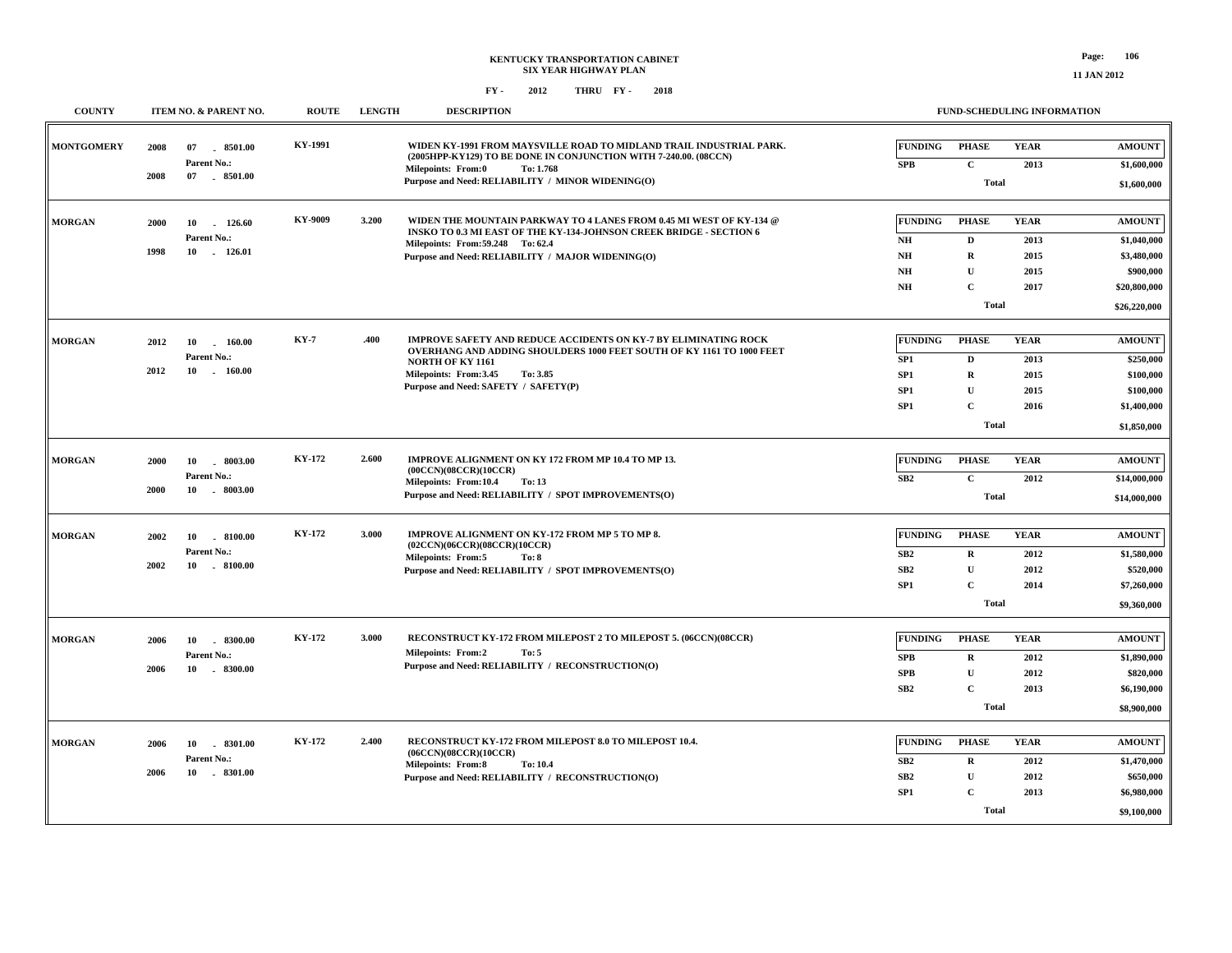**KENTUCKY TRANSPORTATION CABINET**
**SIX YEAR HIGHWAY PLAN**
**FY - 2012 THRU FY - 2018**

11 JAN 2012

| COUNTY | ITEM NO. & PARENT NO. | ROUTE | LENGTH | DESCRIPTION | FUNDING | PHASE | YEAR | AMOUNT |
|---|---|---|---|---|---|---|---|---|
| MONTGOMERY | 2008 07 - 8501.00<br>Parent No.:<br>2008 07 - 8501.00 | KY-1991 | | WIDEN KY-1991 FROM MAYSVILLE ROAD TO MIDLAND TRAIL INDUSTRIAL PARK. (2005HPP-KY129) TO BE DONE IN CONJUNCTION WITH 7-240.00. (08CCN)<br>Milepoints: From:0 To: 1.768<br>Purpose and Need: RELIABILITY / MINOR WIDENING(O) | SPB | C | 2013 | $1,600,000 |
| | | | | | | Total | | $1,600,000 |
| MORGAN | 2000 10 - 126.60<br>Parent No.:<br>1998 10 - 126.01 | KY-9009 | 3.200 | WIDEN THE MOUNTAIN PARKWAY TO 4 LANES FROM 0.45 MI WEST OF KY-134 @ INSKO TO 0.3 MI EAST OF THE KY-134-JOHNSON CREEK BRIDGE - SECTION 6<br>Milepoints: From:59.248 To: 62.4<br>Purpose and Need: RELIABILITY / MAJOR WIDENING(O) | NH | D | 2013 | $1,040,000 |
| | | | | | NH | R | 2015 | $3,480,000 |
| | | | | | NH | U | 2015 | $900,000 |
| | | | | | NH | C | 2017 | $20,800,000 |
| | | | | | | Total | | $26,220,000 |
| MORGAN | 2012 10 - 160.00<br>Parent No.:<br>2012 10 - 160.00 | KY-7 | .400 | IMPROVE SAFETY AND REDUCE ACCIDENTS ON KY-7 BY ELIMINATING ROCK OVERHANG AND ADDING SHOULDERS 1000 FEET SOUTH OF KY 1161 TO 1000 FEET NORTH OF KY 1161<br>Milepoints: From:3.45 To: 3.85<br>Purpose and Need: SAFETY / SAFETY(P) | SP1 | D | 2013 | $250,000 |
| | | | | | SP1 | R | 2015 | $100,000 |
| | | | | | SP1 | U | 2015 | $100,000 |
| | | | | | SP1 | C | 2016 | $1,400,000 |
| | | | | | | Total | | $1,850,000 |
| MORGAN | 2000 10 - 8003.00<br>Parent No.:<br>2000 10 - 8003.00 | KY-172 | 2.600 | IMPROVE ALIGNMENT ON KY 172 FROM MP 10.4 TO MP 13. (00CCN)(08CCR)(10CCR)<br>Milepoints: From:10.4 To: 13<br>Purpose and Need: RELIABILITY / SPOT IMPROVEMENTS(O) | SB2 | C | 2012 | $14,000,000 |
| | | | | | | Total | | $14,000,000 |
| MORGAN | 2002 10 - 8100.00<br>Parent No.:<br>2002 10 - 8100.00 | KY-172 | 3.000 | IMPROVE ALIGNMENT ON KY-172 FROM MP 5 TO MP 8. (02CCN)(06CCR)(08CCR)(10CCR)<br>Milepoints: From:5 To: 8<br>Purpose and Need: RELIABILITY / SPOT IMPROVEMENTS(O) | SB2 | R | 2012 | $1,580,000 |
| | | | | | SB2 | U | 2012 | $520,000 |
| | | | | | SP1 | C | 2014 | $7,260,000 |
| | | | | | | Total | | $9,360,000 |
| MORGAN | 2006 10 - 8300.00<br>Parent No.:<br>2006 10 - 8300.00 | KY-172 | 3.000 | RECONSTRUCT KY-172 FROM MILEPOST 2 TO MILEPOST 5. (06CCN)(08CCR)<br>Milepoints: From:2 To: 5<br>Purpose and Need: RELIABILITY / RECONSTRUCTION(O) | SPB | R | 2012 | $1,890,000 |
| | | | | | SPB | U | 2012 | $820,000 |
| | | | | | SB2 | C | 2013 | $6,190,000 |
| | | | | | | Total | | $8,900,000 |
| MORGAN | 2006 10 - 8301.00<br>Parent No.:<br>2006 10 - 8301.00 | KY-172 | 2.400 | RECONSTRUCT KY-172 FROM MILEPOST 8.0 TO MILEPOST 10.4. (06CCN)(08CCR)(10CCR)<br>Milepoints: From:8 To: 10.4<br>Purpose and Need: RELIABILITY / RECONSTRUCTION(O) | SB2 | R | 2012 | $1,470,000 |
| | | | | | SB2 | U | 2012 | $650,000 |
| | | | | | SP1 | C | 2013 | $6,980,000 |
| | | | | | | Total | | $9,100,000 |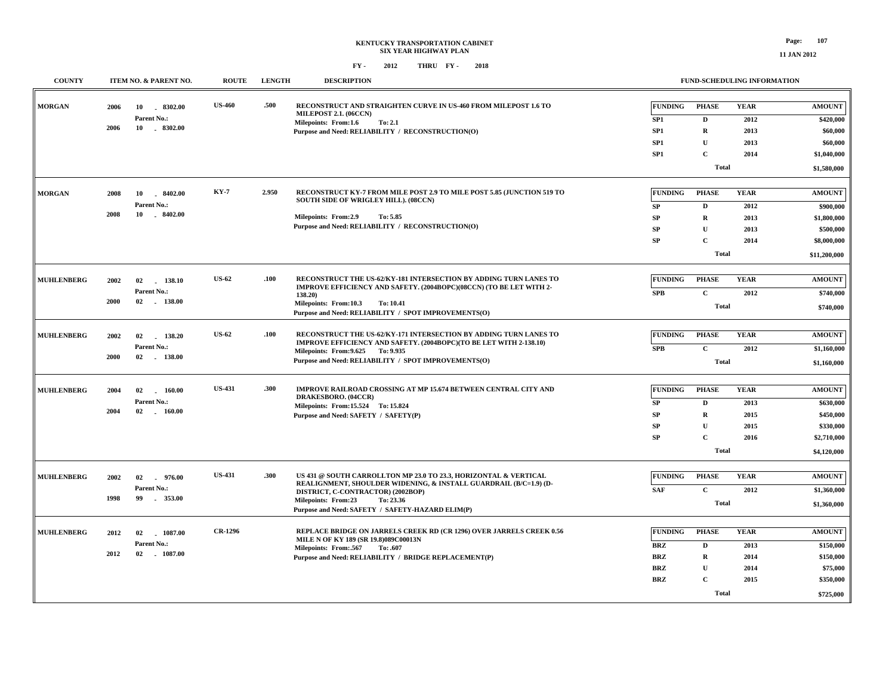# KENTUCKY TRANSPORTATION CABINET
## SIX YEAR HIGHWAY PLAN

FY - 2012 THRU FY - 2018

| COUNTY | ITEM NO. & PARENT NO. | ROUTE | LENGTH | DESCRIPTION | FUNDING | PHASE | YEAR | AMOUNT |
|---|---|---|---|---|---|---|---|---|
| MORGAN | 2006 10 - 8302.00<br>Parent No.:<br>2006 10 - 8302.00 | US-460 | .500 | RECONSTRUCT AND STRAIGHTEN CURVE IN US-460 FROM MILEPOST 1.6 TO MILEPOST 2.1. (06CCN)<br>Milepoints: From:1.6 To: 2.1<br>Purpose and Need: RELIABILITY / RECONSTRUCTION(O) | SP1 | D | 2012 | $420,000 |
| | | | | | SP1 | R | 2013 | $60,000 |
| | | | | | SP1 | U | 2013 | $60,000 |
| | | | | | SP1 | C | 2014 | $1,040,000 |
| | | | | | | Total | | $1,580,000 |
| MORGAN | 2008 10 - 8402.00<br>Parent No.:<br>2008 10 - 8402.00 | KY-7 | 2.950 | RECONSTRUCT KY-7 FROM MILE POST 2.9 TO MILE POST 5.85 (JUNCTION 519 TO SOUTH SIDE OF WRIGLEY HILL). (08CCN)<br>Milepoints: From:2.9 To: 5.85<br>Purpose and Need: RELIABILITY / RECONSTRUCTION(O) | SP | D | 2012 | $900,000 |
| | | | | | SP | R | 2013 | $1,800,000 |
| | | | | | SP | U | 2013 | $500,000 |
| | | | | | SP | C | 2014 | $8,000,000 |
| | | | | | | Total | | $11,200,000 |
| MUHLENBERG | 2002 02 - 138.10<br>Parent No.:<br>2000 02 - 138.00 | US-62 | .100 | RECONSTRUCT THE US-62/KY-181 INTERSECTION BY ADDING TURN LANES TO IMPROVE EFFICIENCY AND SAFETY. (2004BOPC)(08CCN) (TO BE LET WITH 2-138.20)<br>Milepoints: From:10.3 To: 10.41<br>Purpose and Need: RELIABILITY / SPOT IMPROVEMENTS(O) | SPB | C | 2012 | $740,000 |
| | | | | | | Total | | $740,000 |
| MUHLENBERG | 2002 02 - 138.20<br>Parent No.:<br>2000 02 - 138.00 | US-62 | .100 | RECONSTRUCT THE US-62/KY-171 INTERSECTION BY ADDING TURN LANES TO IMPROVE EFFICIENCY AND SAFETY. (2004BOPC)(TO BE LET WITH 2-138.10)<br>Milepoints: From:9.625 To: 9.935<br>Purpose and Need: RELIABILITY / SPOT IMPROVEMENTS(O) | SPB | C | 2012 | $1,160,000 |
| | | | | | | Total | | $1,160,000 |
| MUHLENBERG | 2004 02 - 160.00<br>Parent No.:<br>2004 02 - 160.00 | US-431 | .300 | IMPROVE RAILROAD CROSSING AT MP 15.674 BETWEEN CENTRAL CITY AND DRAKESBORO. (04CCR)<br>Milepoints: From:15.524 To: 15.824<br>Purpose and Need: SAFETY / SAFETY(P) | SP | D | 2013 | $630,000 |
| | | | | | SP | R | 2015 | $450,000 |
| | | | | | SP | U | 2015 | $330,000 |
| | | | | | SP | C | 2016 | $2,710,000 |
| | | | | | | Total | | $4,120,000 |
| MUHLENBERG | 2002 02 - 976.00<br>Parent No.:<br>1998 99 - 353.00 | US-431 | .300 | US 431 @ SOUTH CARROLLTON MP 23.0 TO 23.3, HORIZONTAL & VERTICAL REALIGNMENT, SHOULDER WIDENING, & INSTALL GUARDRAIL (B/C=1.9) (D-DISTRICT, C-CONTRACTOR) (2002BOP)<br>Milepoints: From:23 To: 23.36<br>Purpose and Need: SAFETY / SAFETY-HAZARD ELIM(P) | SAF | C | 2012 | $1,360,000 |
| | | | | | | Total | | $1,360,000 |
| MUHLENBERG | 2012 02 - 1087.00<br>Parent No.:<br>2012 02 - 1087.00 | CR-1296 | | REPLACE BRIDGE ON JARRELS CREEK RD (CR 1296) OVER JARRELS CREEK 0.56 MILE N OF KY 189 (SR 19.8)089C00013N<br>Milepoints: From:.567 To: .607<br>Purpose and Need: RELIABILITY / BRIDGE REPLACEMENT(P) | BRZ | D | 2013 | $150,000 |
| | | | | | BRZ | R | 2014 | $150,000 |
| | | | | | BRZ | U | 2014 | $75,000 |
| | | | | | BRZ | C | 2015 | $350,000 |
| | | | | | | Total | | $725,000 |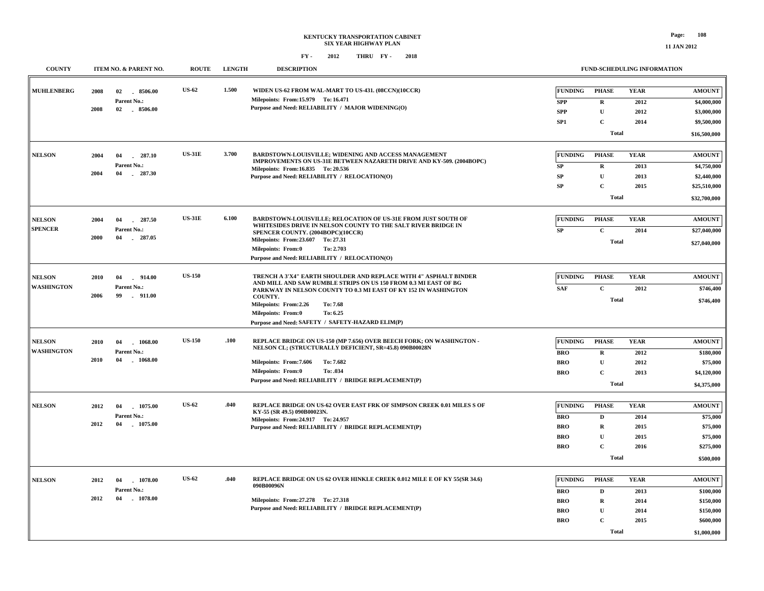**KENTUCKY TRANSPORTATION CABINET**
**SIX YEAR HIGHWAY PLAN**

**FY - 2012 THRU FY - 2018**

| COUNTY | ITEM NO. & PARENT NO. | ROUTE | LENGTH | DESCRIPTION | FUND-SCHEDULING INFORMATION |
|---|---|---|---|---|---|
| MUHLENBERG | 2008 02 - 8506.00<br>Parent No.:<br>2008 02 - 8506.00 | US-62 | 1.500 | WIDEN US-62 FROM WAL-MART TO US-431. (08CCN)(10CCR)<br>Milepoints: From:15.979 To: 16.471<br>Purpose and Need: RELIABILITY / MAJOR WIDENING(O) | FUNDING / PHASE / YEAR / AMOUNT<br>SPP / R / 2012 / $4,000,000<br>SPP / U / 2012 / $3,000,000<br>SP1 / C / 2014 / $9,500,000<br>Total: $16,500,000 |
| NELSON | 2004 04 - 287.10<br>Parent No.:<br>2004 04 - 287.30 | US-31E | 3.700 | BARDSTOWN-LOUISVILLE; WIDENING AND ACCESS MANAGEMENT IMPROVEMENTS ON US-31E BETWEEN NAZARETH DRIVE AND KY-509. (2004BOPC)<br>Milepoints: From:16.835 To: 20.536<br>Purpose and Need: RELIABILITY / RELOCATION(O) | FUNDING / PHASE / YEAR / AMOUNT<br>SP / R / 2013 / $4,750,000<br>SP / U / 2013 / $2,440,000<br>SP / C / 2015 / $25,510,000<br>Total: $32,700,000 |
| NELSON<br>SPENCER | 2004 04 - 287.50<br>Parent No.:<br>2000 04 - 287.05 | US-31E | 6.100 | BARDSTOWN-LOUISVILLE; RELOCATION OF US-31E FROM JUST SOUTH OF WHITESIDES DRIVE IN NELSON COUNTY TO THE SALT RIVER BRIDGE IN SPENCER COUNTY. (2004BOPC)(10CCR)<br>Milepoints: From:23.607 To: 27.31<br>Milepoints: From:0 To: 2.703<br>Purpose and Need: RELIABILITY / RELOCATION(O) | FUNDING / PHASE / YEAR / AMOUNT<br>SP / C / 2014 / $27,040,000<br>Total: $27,040,000 |
| NELSON<br>WASHINGTON | 2010 04 - 914.00<br>Parent No.:<br>2006 99 - 911.00 | US-150 | | TRENCH A 3'X4" EARTH SHOULDER AND REPLACE WITH 4" ASPHALT BINDER AND MILL AND SAW RUMBLE STRIPS ON US 150 FROM 0.3 MI EAST OF BG PARKWAY IN NELSON COUNTY TO 0.3 MI EAST OF KY 152 IN WASHINGTON COUNTY.<br>Milepoints: From:2.26 To: 7.68<br>Milepoints: From:0 To: 6.25<br>Purpose and Need: SAFETY / SAFETY-HAZARD ELIM(P) | FUNDING / PHASE / YEAR / AMOUNT<br>SAF / C / 2012 / $746,400<br>Total: $746,400 |
| NELSON<br>WASHINGTON | 2010 04 - 1068.00<br>Parent No.:<br>2010 04 - 1068.00 | US-150 | .100 | REPLACE BRIDGE ON US-150 (MP 7.656) OVER BEECH FORK; ON WASHINGTON - NELSON CL; (STRUCTURALLY DEFICIENT, SR=45.8) 090B00028N<br>Milepoints: From:7.606 To: 7.682<br>Milepoints: From:0 To: .034<br>Purpose and Need: RELIABILITY / BRIDGE REPLACEMENT(P) | FUNDING / PHASE / YEAR / AMOUNT<br>BRO / R / 2012 / $180,000<br>BRO / U / 2012 / $75,000<br>BRO / C / 2013 / $4,120,000<br>Total: $4,375,000 |
| NELSON | 2012 04 - 1075.00<br>Parent No.:<br>2012 04 - 1075.00 | US-62 | .040 | REPLACE BRIDGE ON US-62 OVER EAST FRK OF SIMPSON CREEK 0.01 MILES S OF KY-55 (SR 49.5) 090B00023N.<br>Milepoints: From:24.917 To: 24.957<br>Purpose and Need: RELIABILITY / BRIDGE REPLACEMENT(P) | FUNDING / PHASE / YEAR / AMOUNT<br>BRO / D / 2014 / $75,000<br>BRO / R / 2015 / $75,000<br>BRO / U / 2015 / $75,000<br>BRO / C / 2016 / $275,000<br>Total: $500,000 |
| NELSON | 2012 04 - 1078.00<br>Parent No.:<br>2012 04 - 1078.00 | US-62 | .040 | REPLACE BRIDGE ON US 62 OVER HINKLE CREEK 0.012 MILE E OF KY 55(SR 34.6) 090B00096N<br>Milepoints: From:27.278 To: 27.318<br>Purpose and Need: RELIABILITY / BRIDGE REPLACEMENT(P) | FUNDING / PHASE / YEAR / AMOUNT<br>BRO / D / 2013 / $100,000<br>BRO / R / 2014 / $150,000<br>BRO / U / 2014 / $150,000<br>BRO / C / 2015 / $600,000<br>Total: $1,000,000 |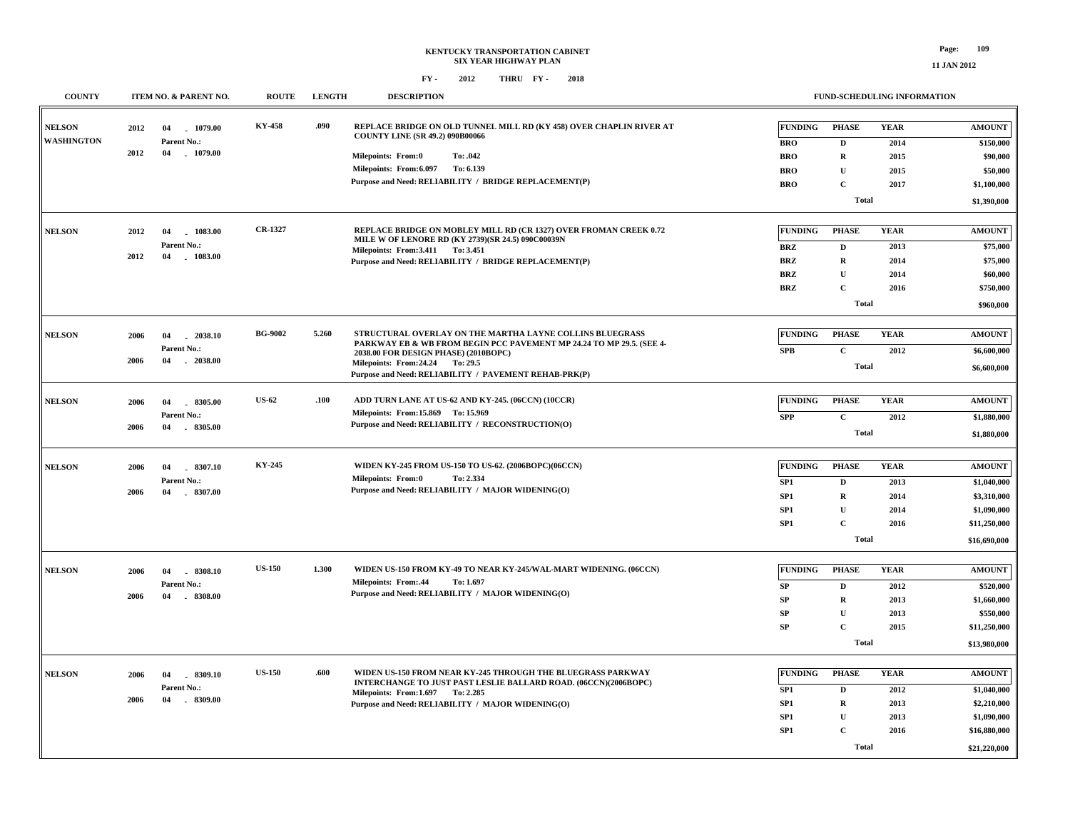**KENTUCKY TRANSPORTATION CABINET**
**SIX YEAR HIGHWAY PLAN**
**FY - 2012 THRU FY - 2018**

| COUNTY | ITEM NO. & PARENT NO. | ROUTE | LENGTH | DESCRIPTION | FUNDING | PHASE | YEAR | AMOUNT |
|---|---|---|---|---|---|---|---|---|
| NELSON<br>WASHINGTON | 2012 04 - 1079.00<br>Parent No.:<br>2012 04 - 1079.00 | KY-458 | .090 | REPLACE BRIDGE ON OLD TUNNEL MILL RD (KY 458) OVER CHAPLIN RIVER AT COUNTY LINE (SR 49.2) 090B00066<br>Milepoints: From:0 To: .042<br>Milepoints: From:6.097 To: 6.139<br>Purpose and Need: RELIABILITY / BRIDGE REPLACEMENT(P) | BRO | D | 2014 | $150,000 |
| | | | | | BRO | R | 2015 | $90,000 |
| | | | | | BRO | U | 2015 | $50,000 |
| | | | | | BRO | C | 2017 | $1,100,000 |
| | | | | | | Total | | $1,390,000 |
| NELSON | 2012 04 - 1083.00<br>Parent No.:<br>2012 04 - 1083.00 | CR-1327 | | REPLACE BRIDGE ON MOBLEY MILL RD (CR 1327) OVER FROMAN CREEK 0.72 MILE W OF LENORE RD (KY 2739)(SR 24.5) 090C00039N<br>Milepoints: From:3.411 To: 3.451<br>Purpose and Need: RELIABILITY / BRIDGE REPLACEMENT(P) | BRZ | D | 2013 | $75,000 |
| | | | | | BRZ | R | 2014 | $75,000 |
| | | | | | BRZ | U | 2014 | $60,000 |
| | | | | | BRZ | C | 2016 | $750,000 |
| | | | | | | Total | | $960,000 |
| NELSON | 2006 04 - 2038.10<br>Parent No.:<br>2006 04 - 2038.00 | BG-9002 | 5.260 | STRUCTURAL OVERLAY ON THE MARTHA LAYNE COLLINS BLUEGRASS PARKWAY EB & WB FROM BEGIN PCC PAVEMENT MP 24.24 TO MP 29.5. (SEE 4-2038.00 FOR DESIGN PHASE) (2010BOPC)<br>Milepoints: From:24.24 To: 29.5<br>Purpose and Need: RELIABILITY / PAVEMENT REHAB-PRK(P) | SPB | C | 2012 | $6,600,000 |
| | | | | | | Total | | $6,600,000 |
| NELSON | 2006 04 - 8305.00<br>Parent No.:<br>2006 04 - 8305.00 | US-62 | .100 | ADD TURN LANE AT US-62 AND KY-245. (06CCN) (10CCR)<br>Milepoints: From:15.869 To: 15.969<br>Purpose and Need: RELIABILITY / RECONSTRUCTION(O) | SPP | C | 2012 | $1,880,000 |
| | | | | | | Total | | $1,880,000 |
| NELSON | 2006 04 - 8307.10<br>Parent No.:<br>2006 04 - 8307.00 | KY-245 | | WIDEN KY-245 FROM US-150 TO US-62. (2006BOPC)(06CCN)<br>Milepoints: From:0 To: 2.334<br>Purpose and Need: RELIABILITY / MAJOR WIDENING(O) | SP1 | D | 2013 | $1,040,000 |
| | | | | | SP1 | R | 2014 | $3,310,000 |
| | | | | | SP1 | U | 2014 | $1,090,000 |
| | | | | | SP1 | C | 2016 | $11,250,000 |
| | | | | | | Total | | $16,690,000 |
| NELSON | 2006 04 - 8308.10<br>Parent No.:<br>2006 04 - 8308.00 | US-150 | 1.300 | WIDEN US-150 FROM KY-49 TO NEAR KY-245/WAL-MART WIDENING. (06CCN)<br>Milepoints: From:.44 To: 1.697<br>Purpose and Need: RELIABILITY / MAJOR WIDENING(O) | SP | D | 2012 | $520,000 |
| | | | | | SP | R | 2013 | $1,660,000 |
| | | | | | SP | U | 2013 | $550,000 |
| | | | | | SP | C | 2015 | $11,250,000 |
| | | | | | | Total | | $13,980,000 |
| NELSON | 2006 04 - 8309.10<br>Parent No.:<br>2006 04 - 8309.00 | US-150 | .600 | WIDEN US-150 FROM NEAR KY-245 THROUGH THE BLUEGRASS PARKWAY INTERCHANGE TO JUST PAST LESLIE BALLARD ROAD. (06CCN)(2006BOPC)<br>Milepoints: From:1.697 To: 2.285<br>Purpose and Need: RELIABILITY / MAJOR WIDENING(O) | SP1 | D | 2012 | $1,040,000 |
| | | | | | SP1 | R | 2013 | $2,210,000 |
| | | | | | SP1 | U | 2013 | $1,090,000 |
| | | | | | SP1 | C | 2016 | $16,880,000 |
| | | | | | | Total | | $21,220,000 |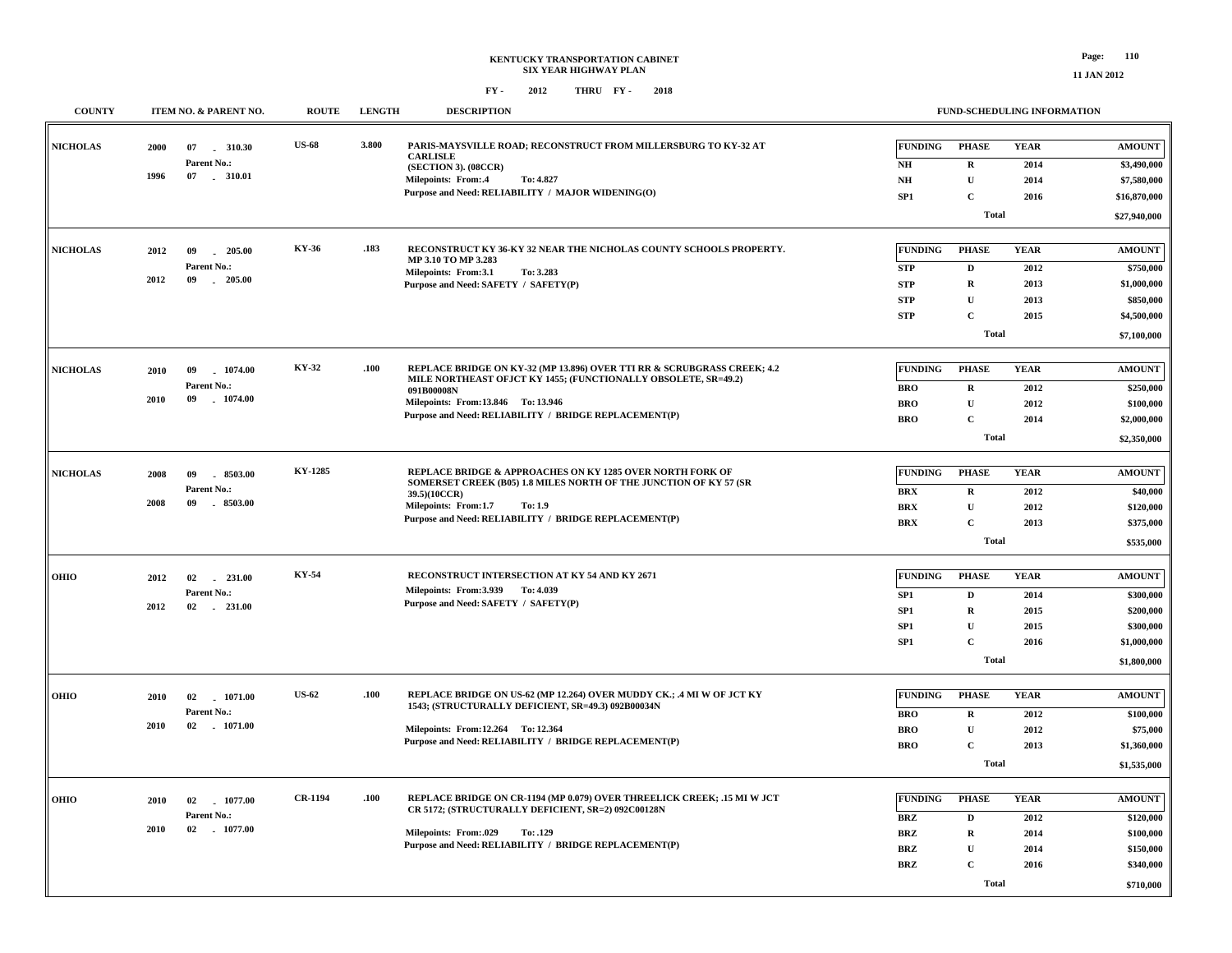# KENTUCKY TRANSPORTATION CABINET
## SIX YEAR HIGHWAY PLAN
### FY - 2012 THRU FY - 2018

11 JAN 2012

| COUNTY | ITEM NO. & PARENT NO. | ROUTE | LENGTH | DESCRIPTION | FUNDING | PHASE | YEAR | AMOUNT |
|---|---|---|---|---|---|---|---|---|
| NICHOLAS | 2000 07 - 310.30<br>Parent No.:<br>1996 07 - 310.01 | US-68 | 3.800 | PARIS-MAYSVILLE ROAD; RECONSTRUCT FROM MILLERSBURG TO KY-32 AT CARLISLE (SECTION 3). (08CCR)<br>Milepoints: From:.4 To: 4.827<br>Purpose and Need: RELIABILITY / MAJOR WIDENING(O) | NH | R | 2014 | $3,490,000 |
| | | | | | NH | U | 2014 | $7,580,000 |
| | | | | | SP1 | C | 2016 | $16,870,000 |
| | | | | | | Total | | $27,940,000 |
| NICHOLAS | 2012 09 - 205.00<br>Parent No.:<br>2012 09 - 205.00 | KY-36 | .183 | RECONSTRUCT KY 36-KY 32 NEAR THE NICHOLAS COUNTY SCHOOLS PROPERTY. MP 3.10 TO MP 3.283<br>Milepoints: From:3.1 To: 3.283<br>Purpose and Need: SAFETY / SAFETY(P) | STP | D | 2012 | $750,000 |
| | | | | | STP | R | 2013 | $1,000,000 |
| | | | | | STP | U | 2013 | $850,000 |
| | | | | | STP | C | 2015 | $4,500,000 |
| | | | | | | Total | | $7,100,000 |
| NICHOLAS | 2010 09 - 1074.00<br>Parent No.:<br>2010 09 - 1074.00 | KY-32 | .100 | REPLACE BRIDGE ON KY-32 (MP 13.896) OVER TTI RR & SCRUBGRASS CREEK; 4.2 MILE NORTHEAST OFJCT KY 1455; (FUNCTIONALLY OBSOLETE, SR=49.2) 091B00008N<br>Milepoints: From:13.846 To: 13.946<br>Purpose and Need: RELIABILITY / BRIDGE REPLACEMENT(P) | BRO | R | 2012 | $250,000 |
| | | | | | BRO | U | 2012 | $100,000 |
| | | | | | BRO | C | 2014 | $2,000,000 |
| | | | | | | Total | | $2,350,000 |
| NICHOLAS | 2008 09 - 8503.00<br>Parent No.:<br>2008 09 - 8503.00 | KY-1285 | | REPLACE BRIDGE & APPROACHES ON KY 1285 OVER NORTH FORK OF SOMERSET CREEK (B05) 1.8 MILES NORTH OF THE JUNCTION OF KY 57 (SR 39.5)(10CCR)<br>Milepoints: From:1.7 To: 1.9<br>Purpose and Need: RELIABILITY / BRIDGE REPLACEMENT(P) | BRX | R | 2012 | $40,000 |
| | | | | | BRX | U | 2012 | $120,000 |
| | | | | | BRX | C | 2013 | $375,000 |
| | | | | | | Total | | $535,000 |
| OHIO | 2012 02 - 231.00<br>Parent No.:<br>2012 02 - 231.00 | KY-54 | | RECONSTRUCT INTERSECTION AT KY 54 AND KY 2671<br>Milepoints: From:3.939 To: 4.039<br>Purpose and Need: SAFETY / SAFETY(P) | SP1 | D | 2014 | $300,000 |
| | | | | | SP1 | R | 2015 | $200,000 |
| | | | | | SP1 | U | 2015 | $300,000 |
| | | | | | SP1 | C | 2016 | $1,000,000 |
| | | | | | | Total | | $1,800,000 |
| OHIO | 2010 02 - 1071.00<br>Parent No.:<br>2010 02 - 1071.00 | US-62 | .100 | REPLACE BRIDGE ON US-62 (MP 12.264) OVER MUDDY CK.; .4 MI W OF JCT KY 1543; (STRUCTURALLY DEFICIENT, SR=49.3) 092B00034N<br>Milepoints: From:12.264 To: 12.364<br>Purpose and Need: RELIABILITY / BRIDGE REPLACEMENT(P) | BRO | R | 2012 | $100,000 |
| | | | | | BRO | U | 2012 | $75,000 |
| | | | | | BRO | C | 2013 | $1,360,000 |
| | | | | | | Total | | $1,535,000 |
| OHIO | 2010 02 - 1077.00<br>Parent No.:<br>2010 02 - 1077.00 | CR-1194 | .100 | REPLACE BRIDGE ON CR-1194 (MP 0.079) OVER THREELICK CREEK; .15 MI W JCT CR 5172; (STRUCTURALLY DEFICIENT, SR=2) 092C00128N<br>Milepoints: From:.029 To: .129<br>Purpose and Need: RELIABILITY / BRIDGE REPLACEMENT(P) | BRZ | D | 2012 | $120,000 |
| | | | | | BRZ | R | 2014 | $100,000 |
| | | | | | BRZ | U | 2014 | $150,000 |
| | | | | | BRZ | C | 2016 | $340,000 |
| | | | | | | Total | | $710,000 |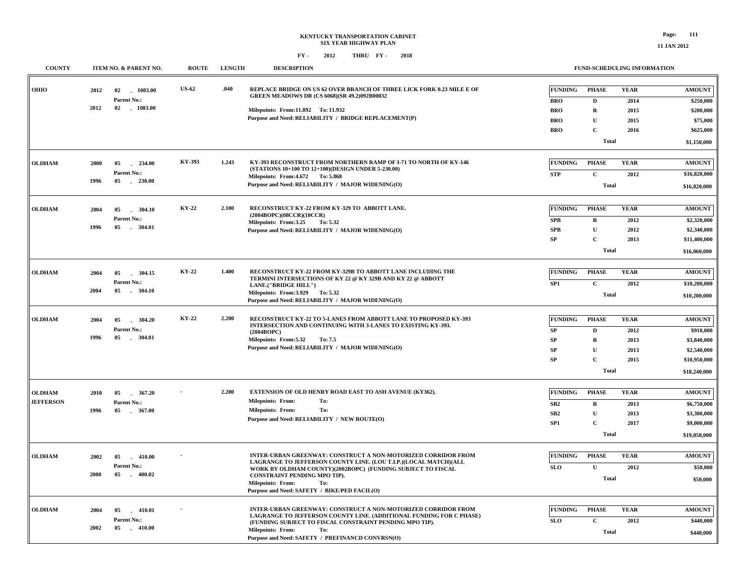**KENTUCKY TRANSPORTATION CABINET**
**SIX YEAR HIGHWAY PLAN**

**FY - 2012 THRU FY - 2018**

| COUNTY | ITEM NO. & PARENT NO. | ROUTE | LENGTH | DESCRIPTION | FUNDING | PHASE | YEAR | AMOUNT |
|---|---|---|---|---|---|---|---|---|
| OHIO | 2012 02 - 1083.00<br>Parent No.:<br>2012 02 - 1083.00 | US-62 | .040 | REPLACE BRIDGE ON US 62 OVER BRANCH OF THREE LICK FORK 0.23 MILE E OF GREEN MEADOWS DR (CS 6068)(SR 49.2)092B00032<br>Milepoints: From:11.892 To: 11.932<br>Purpose and Need: RELIABILITY / BRIDGE REPLACEMENT(P) | BRO | D | 2014 | $250,000 |
| | | | | | BRO | R | 2015 | $200,000 |
| | | | | | BRO | U | 2015 | $75,000 |
| | | | | | BRO | C | 2016 | $625,000 |
| | | | | | | Total | | $1,150,000 |
| OLDHAM | 2000 05 - 234.00<br>Parent No.:<br>1996 05 - 230.00 | KY-393 | 1.243 | KY-393 RECONSTRUCT FROM NORTHERN RAMP OF I-71 TO NORTH OF KY-146 (STATIONS 10+100 TO 12+100)(DESIGN UNDER 5-230.00)<br>Milepoints: From:4.672 To: 5.868<br>Purpose and Need: RELIABILITY / MAJOR WIDENING(O) | STP | C | 2012 | $16,820,000 |
| | | | | | | Total | | $16,820,000 |
| OLDHAM | 2004 05 - 304.10<br>Parent No.:<br>1996 05 - 304.01 | KY-22 | 2.100 | RECONSTRUCT KY-22 FROM KY-329 TO ABBOTT LANE. (2004BOPC)(08CCR)(10CCR)<br>Milepoints: From:3.25 To: 5.32<br>Purpose and Need: RELIABILITY / MAJOR WIDENING(O) | SPB | R | 2012 | $2,320,000 |
| | | | | | SPB | U | 2012 | $2,340,000 |
| | | | | | SP | C | 2013 | $11,400,000 |
| | | | | | | Total | | $16,060,000 |
| OLDHAM | 2004 05 - 304.15<br>Parent No.:<br>2004 05 - 304.10 | KY-22 | 1.400 | RECONSTRUCT KY-22 FROM KY-329B TO ABBOTT LANE INCLUDING THE TERMINI INTERSECTIONS OF KY 22 @ KY 329B AND KY 22 @ ABBOTT LANE.("BRIDGE HILL")<br>Milepoints: From:3.929 To: 5.32<br>Purpose and Need: RELIABILITY / MAJOR WIDENING(O) | SP1 | C | 2012 | $10,200,000 |
| | | | | | | Total | | $10,200,000 |
| OLDHAM | 2004 05 - 304.20<br>Parent No.:<br>1996 05 - 304.01 | KY-22 | 2.200 | RECONSTRUCT KY-22 TO 5-LANES FROM ABBOTT LANE TO PROPOSED KY-393 INTERSECTION AND CONTINUING WITH 3-LANES TO EXISTING KY-393. (2004BOPC)<br>Milepoints: From:5.32 To: 7.5<br>Purpose and Need: RELIABILITY / MAJOR WIDENING(O) | SP | D | 2012 | $910,000 |
| | | | | | SP | R | 2013 | $3,840,000 |
| | | | | | SP | U | 2013 | $2,540,000 |
| | | | | | SP | C | 2015 | $10,950,000 |
| | | | | | | Total | | $18,240,000 |
| OLDHAM<br>JEFFERSON | 2010 05 - 367.20<br>Parent No.:<br>1996 05 - 367.00 | - | 2.200 | EXTENSION OF OLD HENRY ROAD EAST TO ASH AVENUE (KY362).<br>Milepoints: From: To:<br>Milepoints: From: To:<br>Purpose and Need: RELIABILITY / NEW ROUTE(O) | SB2 | R | 2013 | $6,750,000 |
| | | | | | SB2 | U | 2013 | $3,300,000 |
| | | | | | SP1 | C | 2017 | $9,000,000 |
| | | | | | | Total | | $19,050,000 |
| OLDHAM | 2002 05 - 410.00<br>Parent No.:<br>2000 05 - 400.02 | - | | INTER-URBAN GREENWAY: CONSTRUCT A NON-MOTORIZED CORRIDOR FROM LAGRANGE TO JEFFERSON COUNTY LINE. (LOU T.I.P.)(LOCAL MATCH)(ALL WORK BY OLDHAM COUNTY)(2002BOPC) (FUNDING SUBJECT TO FISCAL CONSTRAINT PENDING MPO TIP).<br>Milepoints: From: To:<br>Purpose and Need: SAFETY / BIKE/PED FACIL(O) | SLO | U | 2012 | $50,000 |
| | | | | | | Total | | $50,000 |
| OLDHAM | 2004 05 - 410.01<br>Parent No.:<br>2002 05 - 410.00 | - | | INTER-URBAN GREENWAY: CONSTRUCT A NON-MOTORIZED CORRIDOR FROM LAGRANGE TO JEFFERSON COUNTY LINE. (ADDITIONAL FUNDING FOR C PHASE) (FUNDING SUBJECT TO FISCAL CONSTRAINT PENDING MPO TIP).<br>Milepoints: From: To:<br>Purpose and Need: SAFETY / PREFINANCD CONVRSN(O) | SLO | C | 2012 | $440,000 |
| | | | | | | Total | | $440,000 |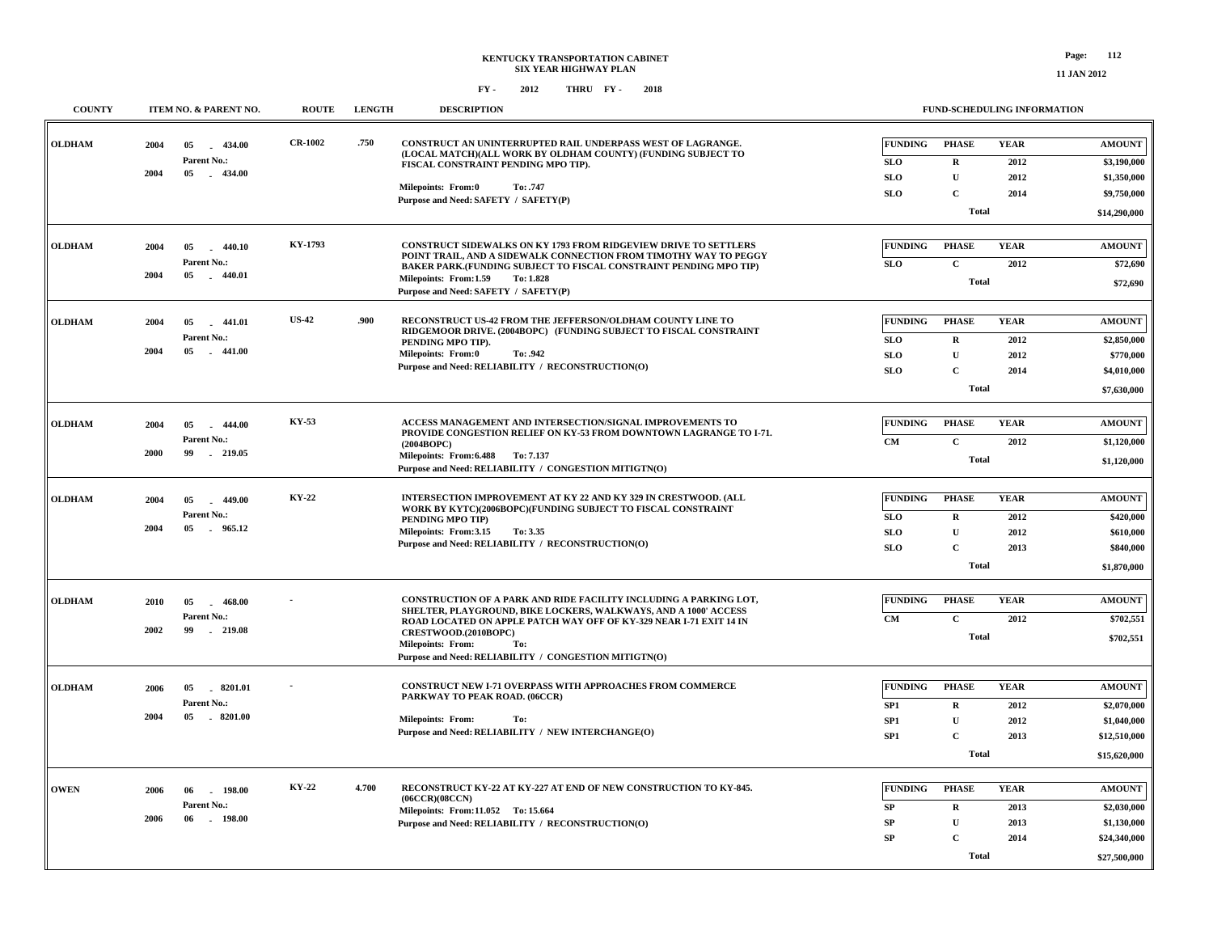# KENTUCKY TRANSPORTATION CABINET
## SIX YEAR HIGHWAY PLAN

**FY - 2012 THRU FY - 2018**

| COUNTY | ITEM NO. & PARENT NO. | ROUTE | LENGTH | DESCRIPTION | FUNDING | PHASE | YEAR | AMOUNT |
|---|---|---|---|---|---|---|---|---|
| OLDHAM | 2004 05 - 434.00<br>Parent No.:<br>2004 05 - 434.00 | CR-1002 | .750 | CONSTRUCT AN UNINTERRUPTED RAIL UNDERPASS WEST OF LAGRANGE. (LOCAL MATCH)(ALL WORK BY OLDHAM COUNTY) (FUNDING SUBJECT TO FISCAL CONSTRAINT PENDING MPO TIP).<br>Milepoints: From:0 To: .747<br>Purpose and Need: SAFETY / SAFETY(P) | SLO | R | 2012 | $3,190,000 |
| | | | | | SLO | U | 2012 | $1,350,000 |
| | | | | | SLO | C | 2014 | $9,750,000 |
| | | | | | | Total | | $14,290,000 |
| OLDHAM | 2004 05 - 440.10<br>Parent No.:<br>2004 05 - 440.01 | KY-1793 | | CONSTRUCT SIDEWALKS ON KY 1793 FROM RIDGEVIEW DRIVE TO SETTLERS POINT TRAIL, AND A SIDEWALK CONNECTION FROM TIMOTHY WAY TO PEGGY BAKER PARK.(FUNDING SUBJECT TO FISCAL CONSTRAINT PENDING MPO TIP)<br>Milepoints: From:1.59 To: 1.828<br>Purpose and Need: SAFETY / SAFETY(P) | SLO | C | 2012 | $72,690 |
| | | | | | | Total | | $72,690 |
| OLDHAM | 2004 05 - 441.01<br>Parent No.:<br>2004 05 - 441.00 | US-42 | .900 | RECONSTRUCT US-42 FROM THE JEFFERSON/OLDHAM COUNTY LINE TO RIDGEMOOR DRIVE. (2004BOPC) (FUNDING SUBJECT TO FISCAL CONSTRAINT PENDING MPO TIP).<br>Milepoints: From:0 To: .942<br>Purpose and Need: RELIABILITY / RECONSTRUCTION(O) | SLO | R | 2012 | $2,850,000 |
| | | | | | SLO | U | 2012 | $770,000 |
| | | | | | SLO | C | 2014 | $4,010,000 |
| | | | | | | Total | | $7,630,000 |
| OLDHAM | 2004 05 - 444.00<br>Parent No.:<br>2000 99 - 219.05 | KY-53 | | ACCESS MANAGEMENT AND INTERSECTION/SIGNAL IMPROVEMENTS TO PROVIDE CONGESTION RELIEF ON KY-53 FROM DOWNTOWN LAGRANGE TO I-71. (2004BOPC)<br>Milepoints: From:6.488 To: 7.137<br>Purpose and Need: RELIABILITY / CONGESTION MITIGTN(O) | CM | C | 2012 | $1,120,000 |
| | | | | | | Total | | $1,120,000 |
| OLDHAM | 2004 05 - 449.00<br>Parent No.:<br>2004 05 - 965.12 | KY-22 | | INTERSECTION IMPROVEMENT AT KY 22 AND KY 329 IN CRESTWOOD. (ALL WORK BY KYTC)(2006BOPC)(FUNDING SUBJECT TO FISCAL CONSTRAINT PENDING MPO TIP)<br>Milepoints: From:3.15 To: 3.35<br>Purpose and Need: RELIABILITY / RECONSTRUCTION(O) | SLO | R | 2012 | $420,000 |
| | | | | | SLO | U | 2012 | $610,000 |
| | | | | | SLO | C | 2013 | $840,000 |
| | | | | | | Total | | $1,870,000 |
| OLDHAM | 2010 05 - 468.00<br>Parent No.:<br>2002 99 - 219.08 | - | | CONSTRUCTION OF A PARK AND RIDE FACILITY INCLUDING A PARKING LOT, SHELTER, PLAYGROUND, BIKE LOCKERS, WALKWAYS, AND A 1000' ACCESS ROAD LOCATED ON APPLE PATCH WAY OFF OF KY-329 NEAR I-71 EXIT 14 IN CRESTWOOD.(2010BOPC)<br>Milepoints: From: To:<br>Purpose and Need: RELIABILITY / CONGESTION MITIGTN(O) | CM | C | 2012 | $702,551 |
| | | | | | | Total | | $702,551 |
| OLDHAM | 2006 05 - 8201.01<br>Parent No.:<br>2004 05 - 8201.00 | - | | CONSTRUCT NEW I-71 OVERPASS WITH APPROACHES FROM COMMERCE PARKWAY TO PEAK ROAD. (06CCR)<br>Milepoints: From: To:<br>Purpose and Need: RELIABILITY / NEW INTERCHANGE(O) | SP1 | R | 2012 | $2,070,000 |
| | | | | | SP1 | U | 2012 | $1,040,000 |
| | | | | | SP1 | C | 2013 | $12,510,000 |
| | | | | | | Total | | $15,620,000 |
| OWEN | 2006 06 - 198.00<br>Parent No.:<br>2006 06 - 198.00 | KY-22 | 4.700 | RECONSTRUCT KY-22 AT KY-227 AT END OF NEW CONSTRUCTION TO KY-845. (06CCR)(08CCN)<br>Milepoints: From:11.052 To: 15.664<br>Purpose and Need: RELIABILITY / RECONSTRUCTION(O) | SP | R | 2013 | $2,030,000 |
| | | | | | SP | U | 2013 | $1,130,000 |
| | | | | | SP | C | 2014 | $24,340,000 |
| | | | | | | Total | | $27,500,000 |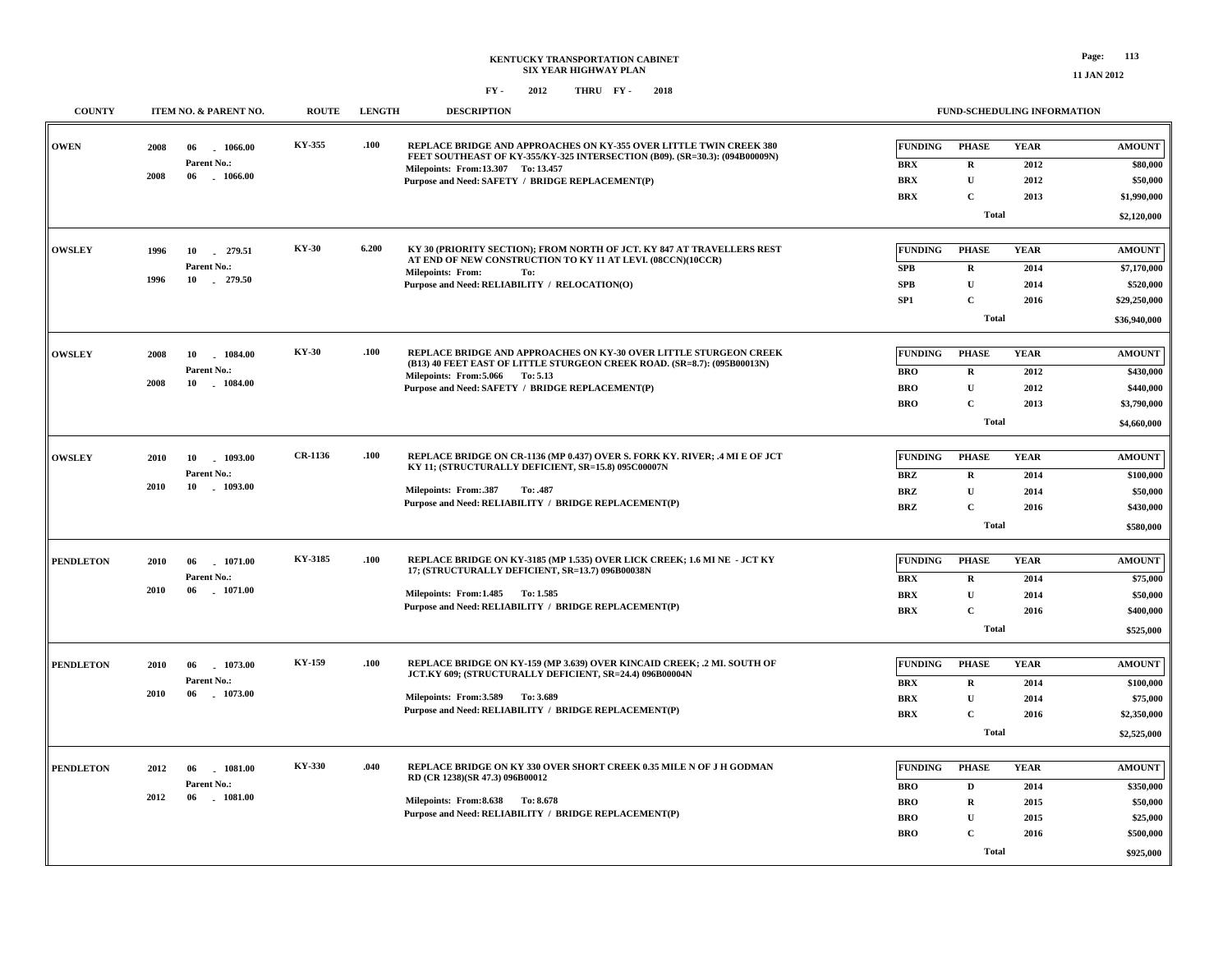# KENTUCKY TRANSPORTATION CABINET
## SIX YEAR HIGHWAY PLAN

FY - 2012 THRU FY - 2018

11 JAN 2012

| COUNTY | ITEM NO. & PARENT NO. | ROUTE | LENGTH | DESCRIPTION | FUNDING | PHASE | YEAR | AMOUNT |
|---|---|---|---|---|---|---|---|---|
| OWEN | 2008 06 - 1066.00<br>Parent No.:<br>2008 06 - 1066.00 | KY-355 | .100 | REPLACE BRIDGE AND APPROACHES ON KY-355 OVER LITTLE TWIN CREEK 380 FEET SOUTHEAST OF KY-355/KY-325 INTERSECTION (B09). (SR=30.3): (094B00009N)<br>Milepoints: From:13.307 To: 13.457<br>Purpose and Need: SAFETY / BRIDGE REPLACEMENT(P) | BRX | R | 2012 | $80,000 |
| | | | | | BRX | U | 2012 | $50,000 |
| | | | | | BRX | C | 2013 | $1,990,000 |
| | | | | | | Total | | $2,120,000 |
| OWSLEY | 1996 10 - 279.51<br>Parent No.:<br>1996 10 - 279.50 | KY-30 | 6.200 | KY 30 (PRIORITY SECTION); FROM NORTH OF JCT. KY 847 AT TRAVELLERS REST AT END OF NEW CONSTRUCTION TO KY 11 AT LEVI. (08CCN)(10CCR)<br>Milepoints: From: To:<br>Purpose and Need: RELIABILITY / RELOCATION(O) | SPB | R | 2014 | $7,170,000 |
| | | | | | SPB | U | 2014 | $520,000 |
| | | | | | SP1 | C | 2016 | $29,250,000 |
| | | | | | | Total | | $36,940,000 |
| OWSLEY | 2008 10 - 1084.00<br>Parent No.:<br>2008 10 - 1084.00 | KY-30 | .100 | REPLACE BRIDGE AND APPROACHES ON KY-30 OVER LITTLE STURGEON CREEK (B13) 40 FEET EAST OF LITTLE STURGEON CREEK ROAD. (SR=8.7): (095B00013N)<br>Milepoints: From:5.066 To: 5.13<br>Purpose and Need: SAFETY / BRIDGE REPLACEMENT(P) | BRO | R | 2012 | $430,000 |
| | | | | | BRO | U | 2012 | $440,000 |
| | | | | | BRO | C | 2013 | $3,790,000 |
| | | | | | | Total | | $4,660,000 |
| OWSLEY | 2010 10 - 1093.00<br>Parent No.:<br>2010 10 - 1093.00 | CR-1136 | .100 | REPLACE BRIDGE ON CR-1136 (MP 0.437) OVER S. FORK KY. RIVER; .4 MI E OF JCT KY 11; (STRUCTURALLY DEFICIENT, SR=15.8) 095C00007N<br>Milepoints: From:.387 To: .487<br>Purpose and Need: RELIABILITY / BRIDGE REPLACEMENT(P) | BRZ | R | 2014 | $100,000 |
| | | | | | BRZ | U | 2014 | $50,000 |
| | | | | | BRZ | C | 2016 | $430,000 |
| | | | | | | Total | | $580,000 |
| PENDLETON | 2010 06 - 1071.00<br>Parent No.:<br>2010 06 - 1071.00 | KY-3185 | .100 | REPLACE BRIDGE ON KY-3185 (MP 1.535) OVER LICK CREEK; 1.6 MI NE - JCT KY 17; (STRUCTURALLY DEFICIENT, SR=13.7) 096B00038N<br>Milepoints: From:1.485 To: 1.585<br>Purpose and Need: RELIABILITY / BRIDGE REPLACEMENT(P) | BRX | R | 2014 | $75,000 |
| | | | | | BRX | U | 2014 | $50,000 |
| | | | | | BRX | C | 2016 | $400,000 |
| | | | | | | Total | | $525,000 |
| PENDLETON | 2010 06 - 1073.00<br>Parent No.:<br>2010 06 - 1073.00 | KY-159 | .100 | REPLACE BRIDGE ON KY-159 (MP 3.639) OVER KINCAID CREEK; .2 MI. SOUTH OF JCT.KY 609; (STRUCTURALLY DEFICIENT, SR=24.4) 096B00004N<br>Milepoints: From:3.589 To: 3.689<br>Purpose and Need: RELIABILITY / BRIDGE REPLACEMENT(P) | BRX | R | 2014 | $100,000 |
| | | | | | BRX | U | 2014 | $75,000 |
| | | | | | BRX | C | 2016 | $2,350,000 |
| | | | | | | Total | | $2,525,000 |
| PENDLETON | 2012 06 - 1081.00<br>Parent No.:<br>2012 06 - 1081.00 | KY-330 | .040 | REPLACE BRIDGE ON KY 330 OVER SHORT CREEK 0.35 MILE N OF J H GODMAN RD (CR 1238)(SR 47.3) 096B00012<br>Milepoints: From:8.638 To: 8.678<br>Purpose and Need: RELIABILITY / BRIDGE REPLACEMENT(P) | BRO | D | 2014 | $350,000 |
| | | | | | BRO | R | 2015 | $50,000 |
| | | | | | BRO | U | 2015 | $25,000 |
| | | | | | BRO | C | 2016 | $500,000 |
| | | | | | | Total | | $925,000 |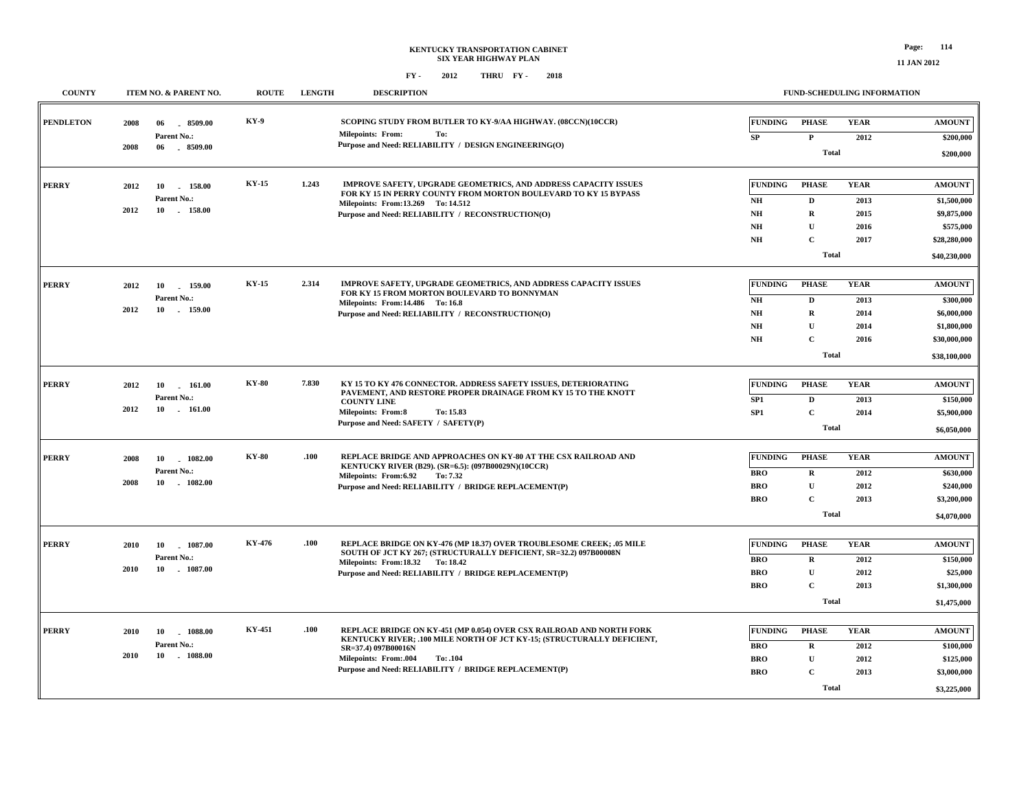**KENTUCKY TRANSPORTATION CABINET**
**SIX YEAR HIGHWAY PLAN**
**FY - 2012 THRU FY - 2018**

11 JAN 2012

| COUNTY | ITEM NO. & PARENT NO. | ROUTE | LENGTH | DESCRIPTION | FUNDING | PHASE | YEAR | AMOUNT |
|---|---|---|---|---|---|---|---|---|
| PENDLETON | 2008 06 - 8509.00<br>Parent No.:<br>2008 06 - 8509.00 | KY-9 | | SCOPING STUDY FROM BUTLER TO KY-9/AA HIGHWAY. (08CCN)(10CCR)<br>Milepoints: From: To:<br>Purpose and Need: RELIABILITY / DESIGN ENGINEERING(O) | SP | P | 2012 | $200,000 |
| | | | | | | Total | | $200,000 |
| PERRY | 2012 10 - 158.00<br>Parent No.:<br>2012 10 - 158.00 | KY-15 | 1.243 | IMPROVE SAFETY, UPGRADE GEOMETRICS, AND ADDRESS CAPACITY ISSUES FOR KY 15 IN PERRY COUNTY FROM MORTON BOULEVARD TO KY 15 BYPASS<br>Milepoints: From:13.269 To: 14.512<br>Purpose and Need: RELIABILITY / RECONSTRUCTION(O) | NH | D | 2013 | $1,500,000 |
| | | | | | NH | R | 2015 | $9,875,000 |
| | | | | | NH | U | 2016 | $575,000 |
| | | | | | NH | C | 2017 | $28,280,000 |
| | | | | | | Total | | $40,230,000 |
| PERRY | 2012 10 - 159.00<br>Parent No.:<br>2012 10 - 159.00 | KY-15 | 2.314 | IMPROVE SAFETY, UPGRADE GEOMETRICS, AND ADDRESS CAPACITY ISSUES FOR KY 15 FROM MORTON BOULEVARD TO BONNYMAN<br>Milepoints: From:14.486 To: 16.8<br>Purpose and Need: RELIABILITY / RECONSTRUCTION(O) | NH | D | 2013 | $300,000 |
| | | | | | NH | R | 2014 | $6,000,000 |
| | | | | | NH | U | 2014 | $1,800,000 |
| | | | | | NH | C | 2016 | $30,000,000 |
| | | | | | | Total | | $38,100,000 |
| PERRY | 2012 10 - 161.00<br>Parent No.:<br>2012 10 - 161.00 | KY-80 | 7.830 | KY 15 TO KY 476 CONNECTOR. ADDRESS SAFETY ISSUES, DETERIORATING PAVEMENT, AND RESTORE PROPER DRAINAGE FROM KY 15 TO THE KNOTT COUNTY LINE<br>Milepoints: From:8 To: 15.83<br>Purpose and Need: SAFETY / SAFETY(P) | SP1 | D | 2013 | $150,000 |
| | | | | | SP1 | C | 2014 | $5,900,000 |
| | | | | | | Total | | $6,050,000 |
| PERRY | 2008 10 - 1082.00<br>Parent No.:<br>2008 10 - 1082.00 | KY-80 | .100 | REPLACE BRIDGE AND APPROACHES ON KY-80 AT THE CSX RAILROAD AND KENTUCKY RIVER (B29). (SR=6.5): (097B00029N)(10CCR)<br>Milepoints: From:6.92 To: 7.32<br>Purpose and Need: RELIABILITY / BRIDGE REPLACEMENT(P) | BRO | R | 2012 | $630,000 |
| | | | | | BRO | U | 2012 | $240,000 |
| | | | | | BRO | C | 2013 | $3,200,000 |
| | | | | | | Total | | $4,070,000 |
| PERRY | 2010 10 - 1087.00<br>Parent No.:<br>2010 10 - 1087.00 | KY-476 | .100 | REPLACE BRIDGE ON KY-476 (MP 18.37) OVER TROUBLESOME CREEK; .05 MILE SOUTH OF JCT KY 267; (STRUCTURALLY DEFICIENT, SR=32.2) 097B00008N<br>Milepoints: From:18.32 To: 18.42<br>Purpose and Need: RELIABILITY / BRIDGE REPLACEMENT(P) | BRO | R | 2012 | $150,000 |
| | | | | | BRO | U | 2012 | $25,000 |
| | | | | | BRO | C | 2013 | $1,300,000 |
| | | | | | | Total | | $1,475,000 |
| PERRY | 2010 10 - 1088.00<br>Parent No.:<br>2010 10 - 1088.00 | KY-451 | .100 | REPLACE BRIDGE ON KY-451 (MP 0.054) OVER CSX RAILROAD AND NORTH FORK KENTUCKY RIVER; .100 MILE NORTH OF JCT KY-15; (STRUCTURALLY DEFICIENT, SR=37.4) 097B00016N<br>Milepoints: From:.004 To: .104<br>Purpose and Need: RELIABILITY / BRIDGE REPLACEMENT(P) | BRO | R | 2012 | $100,000 |
| | | | | | BRO | U | 2012 | $125,000 |
| | | | | | BRO | C | 2013 | $3,000,000 |
| | | | | | | Total | | $3,225,000 |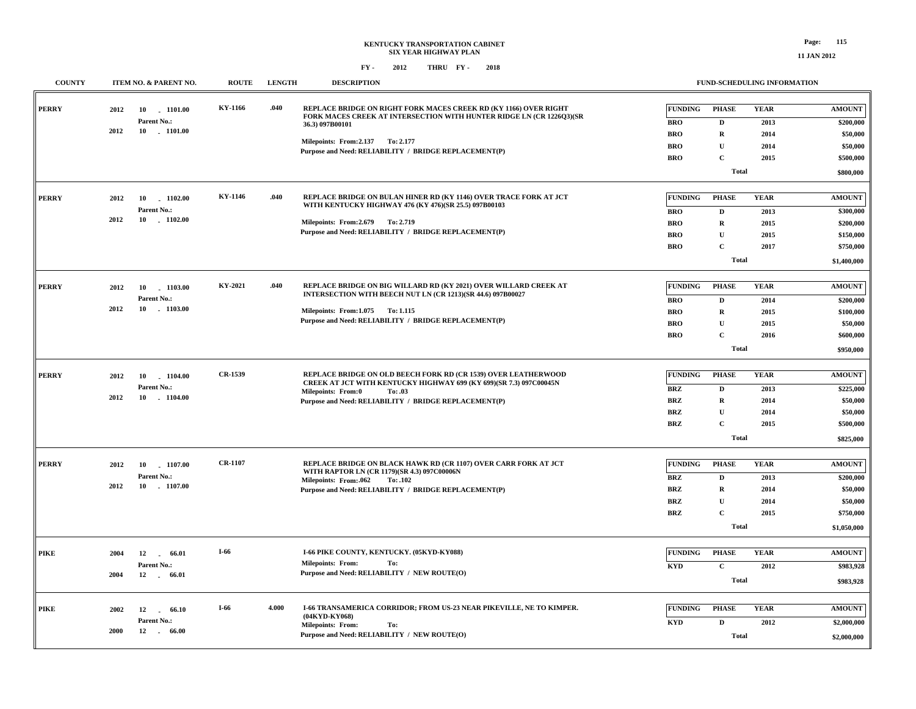**KENTUCKY TRANSPORTATION CABINET**
**SIX YEAR HIGHWAY PLAN**

**FY - 2012 THRU FY - 2018**

| COUNTY | ITEM NO. & PARENT NO. | ROUTE | LENGTH | DESCRIPTION | FUNDING | PHASE | YEAR | AMOUNT |
|---|---|---|---|---|---|---|---|---|
| PERRY | 2012 10 - 1101.00<br>Parent No.:<br>2012 10 - 1101.00 | KY-1166 | .040 | REPLACE BRIDGE ON RIGHT FORK MACES CREEK RD (KY 1166) OVER RIGHT FORK MACES CREEK AT INTERSECTION WITH HUNTER RIDGE LN (CR 1226Q3)(SR 36.3) 097B00101<br>Milepoints: From:2.137 To: 2.177<br>Purpose and Need: RELIABILITY / BRIDGE REPLACEMENT(P) | BRO | D | 2013 | $200,000 |
| | | | | | BRO | R | 2014 | $50,000 |
| | | | | | BRO | U | 2014 | $50,000 |
| | | | | | BRO | C | 2015 | $500,000 |
| | | | | | | Total | | $800,000 |
| PERRY | 2012 10 - 1102.00<br>Parent No.:<br>2012 10 - 1102.00 | KY-1146 | .040 | REPLACE BRIDGE ON BULAN HINER RD (KY 1146) OVER TRACE FORK AT JCT WITH KENTUCKY HIGHWAY 476 (KY 476)(SR 25.5) 097B00103<br>Milepoints: From:2.679 To: 2.719<br>Purpose and Need: RELIABILITY / BRIDGE REPLACEMENT(P) | BRO | D | 2013 | $300,000 |
| | | | | | BRO | R | 2015 | $200,000 |
| | | | | | BRO | U | 2015 | $150,000 |
| | | | | | BRO | C | 2017 | $750,000 |
| | | | | | | Total | | $1,400,000 |
| PERRY | 2012 10 - 1103.00<br>Parent No.:<br>2012 10 - 1103.00 | KY-2021 | .040 | REPLACE BRIDGE ON BIG WILLARD RD (KY 2021) OVER WILLARD CREEK AT INTERSECTION WITH BEECH NUT LN (CR 1213)(SR 44.6) 097B00027<br>Milepoints: From:1.075 To: 1.115<br>Purpose and Need: RELIABILITY / BRIDGE REPLACEMENT(P) | BRO | D | 2014 | $200,000 |
| | | | | | BRO | R | 2015 | $100,000 |
| | | | | | BRO | U | 2015 | $50,000 |
| | | | | | BRO | C | 2016 | $600,000 |
| | | | | | | Total | | $950,000 |
| PERRY | 2012 10 - 1104.00<br>Parent No.:<br>2012 10 - 1104.00 | CR-1539 | | REPLACE BRIDGE ON OLD BEECH FORK RD (CR 1539) OVER LEATHERWOOD CREEK AT JCT WITH KENTUCKY HIGHWAY 699 (KY 699)(SR 7.3) 097C00045N<br>Milepoints: From:0 To: .03<br>Purpose and Need: RELIABILITY / BRIDGE REPLACEMENT(P) | BRZ | D | 2013 | $225,000 |
| | | | | | BRZ | R | 2014 | $50,000 |
| | | | | | BRZ | U | 2014 | $50,000 |
| | | | | | BRZ | C | 2015 | $500,000 |
| | | | | | | Total | | $825,000 |
| PERRY | 2012 10 - 1107.00<br>Parent No.:<br>2012 10 - 1107.00 | CR-1107 | | REPLACE BRIDGE ON BLACK HAWK RD (CR 1107) OVER CARR FORK AT JCT WITH RAPTOR LN (CR 1179)(SR 4.3) 097C00006N<br>Milepoints: From:.062 To: .102<br>Purpose and Need: RELIABILITY / BRIDGE REPLACEMENT(P) | BRZ | D | 2013 | $200,000 |
| | | | | | BRZ | R | 2014 | $50,000 |
| | | | | | BRZ | U | 2014 | $50,000 |
| | | | | | BRZ | C | 2015 | $750,000 |
| | | | | | | Total | | $1,050,000 |
| PIKE | 2004 12 - 66.01<br>Parent No.:<br>2004 12 - 66.01 | I-66 | | I-66 PIKE COUNTY, KENTUCKY. (05KYD-KY088)<br>Milepoints: From: To:<br>Purpose and Need: RELIABILITY / NEW ROUTE(O) | KYD | C | 2012 | $983,928 |
| | | | | | | Total | | $983,928 |
| PIKE | 2002 12 - 66.10<br>Parent No.:<br>2000 12 - 66.00 | I-66 | 4.000 | I-66 TRANSAMERICA CORRIDOR; FROM US-23 NEAR PIKEVILLE, NE TO KIMPER. (04KYD-KY068)<br>Milepoints: From: To:<br>Purpose and Need: RELIABILITY / NEW ROUTE(O) | KYD | D | 2012 | $2,000,000 |
| | | | | | | Total | | $2,000,000 |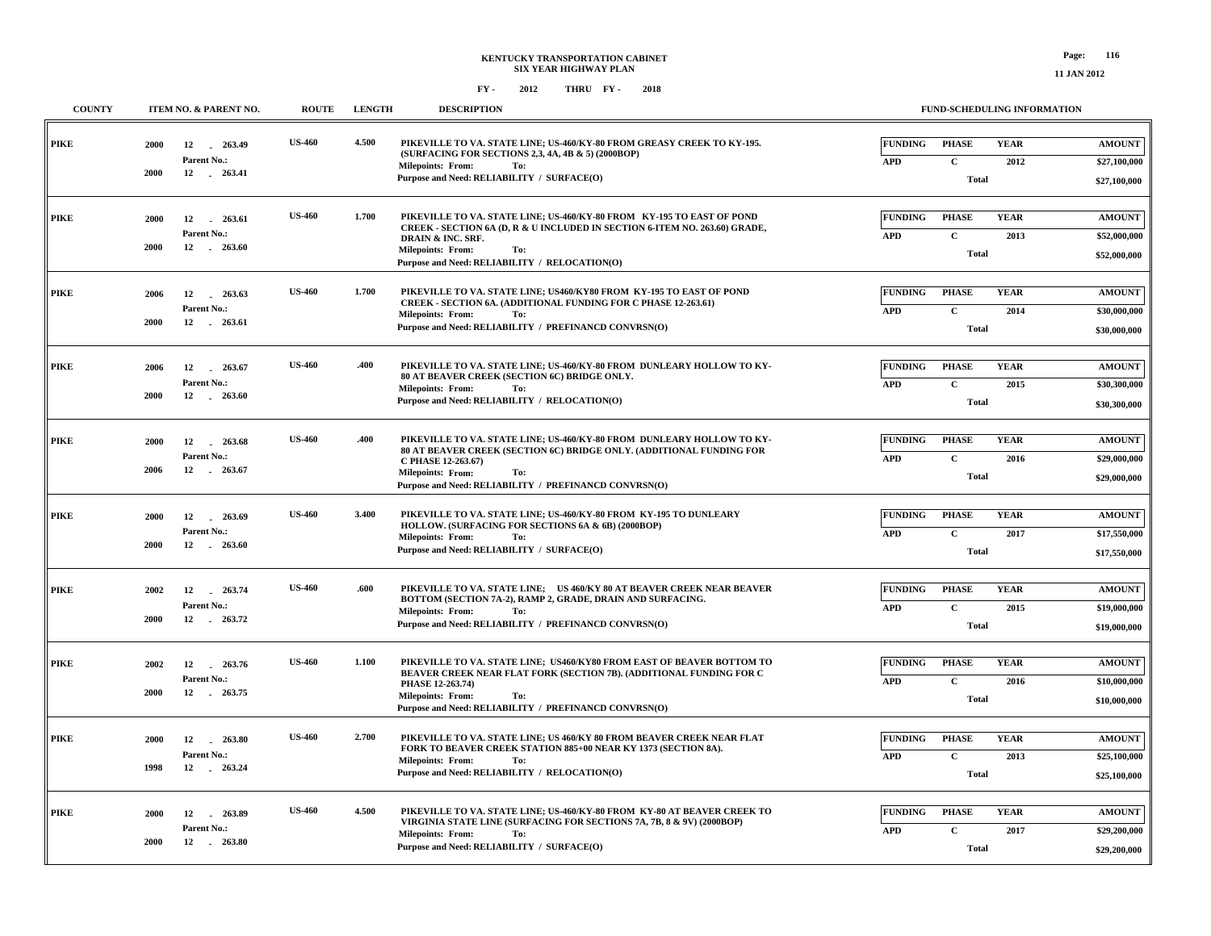# KENTUCKY TRANSPORTATION CABINET
## SIX YEAR HIGHWAY PLAN

FY - 2012 THRU FY - 2018

| COUNTY | ITEM NO. & PARENT NO. | ROUTE | LENGTH | DESCRIPTION | FUNDING | PHASE | YEAR | AMOUNT |
|---|---|---|---|---|---|---|---|---|
| PIKE | 2000 12 - 263.49<br>Parent No.:<br>2000 12 - 263.41 | US-460 | 4.500 | PIKEVILLE TO VA. STATE LINE; US-460/KY-80 FROM GREASY CREEK TO KY-195. (SURFACING FOR SECTIONS 2,3, 4A, 4B & 5) (2000BOP)<br>Milepoints: From: To:<br>Purpose and Need: RELIABILITY / SURFACE(O) | APD | C | 2012 | $27,100,000 |
| | | | | | | Total | | $27,100,000 |
| PIKE | 2000 12 - 263.61<br>Parent No.:<br>2000 12 - 263.60 | US-460 | 1.700 | PIKEVILLE TO VA. STATE LINE; US-460/KY-80 FROM KY-195 TO EAST OF POND CREEK - SECTION 6A (D, R & U INCLUDED IN SECTION 6-ITEM NO. 263.60) GRADE, DRAIN & INC. SRF.<br>Milepoints: From: To:<br>Purpose and Need: RELIABILITY / RELOCATION(O) | APD | C | 2013 | $52,000,000 |
| | | | | | | Total | | $52,000,000 |
| PIKE | 2006 12 - 263.63<br>Parent No.:<br>2000 12 - 263.61 | US-460 | 1.700 | PIKEVILLE TO VA. STATE LINE; US460/KY80 FROM KY-195 TO EAST OF POND CREEK - SECTION 6A. (ADDITIONAL FUNDING FOR C PHASE 12-263.61)<br>Milepoints: From: To:<br>Purpose and Need: RELIABILITY / PREFINANCD CONVRSN(O) | APD | C | 2014 | $30,000,000 |
| | | | | | | Total | | $30,000,000 |
| PIKE | 2006 12 - 263.67<br>Parent No.:<br>2000 12 - 263.60 | US-460 | .400 | PIKEVILLE TO VA. STATE LINE; US-460/KY-80 FROM DUNLEARY HOLLOW TO KY-80 AT BEAVER CREEK (SECTION 6C) BRIDGE ONLY.<br>Milepoints: From: To:<br>Purpose and Need: RELIABILITY / RELOCATION(O) | APD | C | 2015 | $30,300,000 |
| | | | | | | Total | | $30,300,000 |
| PIKE | 2000 12 - 263.68<br>Parent No.:<br>2006 12 - 263.67 | US-460 | .400 | PIKEVILLE TO VA. STATE LINE; US-460/KY-80 FROM DUNLEARY HOLLOW TO KY-80 AT BEAVER CREEK (SECTION 6C) BRIDGE ONLY. (ADDITIONAL FUNDING FOR C PHASE 12-263.67)<br>Milepoints: From: To:<br>Purpose and Need: RELIABILITY / PREFINANCD CONVRSN(O) | APD | C | 2016 | $29,000,000 |
| | | | | | | Total | | $29,000,000 |
| PIKE | 2000 12 - 263.69<br>Parent No.:<br>2000 12 - 263.60 | US-460 | 3.400 | PIKEVILLE TO VA. STATE LINE; US-460/KY-80 FROM KY-195 TO DUNLEARY HOLLOW. (SURFACING FOR SECTIONS 6A & 6B) (2000BOP)<br>Milepoints: From: To:<br>Purpose and Need: RELIABILITY / SURFACE(O) | APD | C | 2017 | $17,550,000 |
| | | | | | | Total | | $17,550,000 |
| PIKE | 2002 12 - 263.74<br>Parent No.:<br>2000 12 - 263.72 | US-460 | .600 | PIKEVILLE TO VA. STATE LINE; US 460/KY 80 AT BEAVER CREEK NEAR BEAVER BOTTOM (SECTION 7A-2), RAMP 2, GRADE, DRAIN AND SURFACING.<br>Milepoints: From: To:<br>Purpose and Need: RELIABILITY / PREFINANCD CONVRSN(O) | APD | C | 2015 | $19,000,000 |
| | | | | | | Total | | $19,000,000 |
| PIKE | 2002 12 - 263.76<br>Parent No.:<br>2000 12 - 263.75 | US-460 | 1.100 | PIKEVILLE TO VA. STATE LINE; US460/KY80 FROM EAST OF BEAVER BOTTOM TO BEAVER CREEK NEAR FLAT FORK (SECTION 7B). (ADDITIONAL FUNDING FOR C PHASE 12-263.74)<br>Milepoints: From: To:<br>Purpose and Need: RELIABILITY / PREFINANCD CONVRSN(O) | APD | C | 2016 | $10,000,000 |
| | | | | | | Total | | $10,000,000 |
| PIKE | 2000 12 - 263.80<br>Parent No.:<br>1998 12 - 263.24 | US-460 | 2.700 | PIKEVILLE TO VA. STATE LINE; US 460/KY 80 FROM BEAVER CREEK NEAR FLAT FORK TO BEAVER CREEK STATION 885+00 NEAR KY 1373 (SECTION 8A).<br>Milepoints: From: To:<br>Purpose and Need: RELIABILITY / RELOCATION(O) | APD | C | 2013 | $25,100,000 |
| | | | | | | Total | | $25,100,000 |
| PIKE | 2000 12 - 263.89<br>Parent No.:<br>2000 12 - 263.80 | US-460 | 4.500 | PIKEVILLE TO VA. STATE LINE; US-460/KY-80 FROM KY-80 AT BEAVER CREEK TO VIRGINIA STATE LINE (SURFACING FOR SECTIONS 7A, 7B, 8 & 9V) (2000BOP)<br>Milepoints: From: To:<br>Purpose and Need: RELIABILITY / SURFACE(O) | APD | C | 2017 | $29,200,000 |
| | | | | | | Total | | $29,200,000 |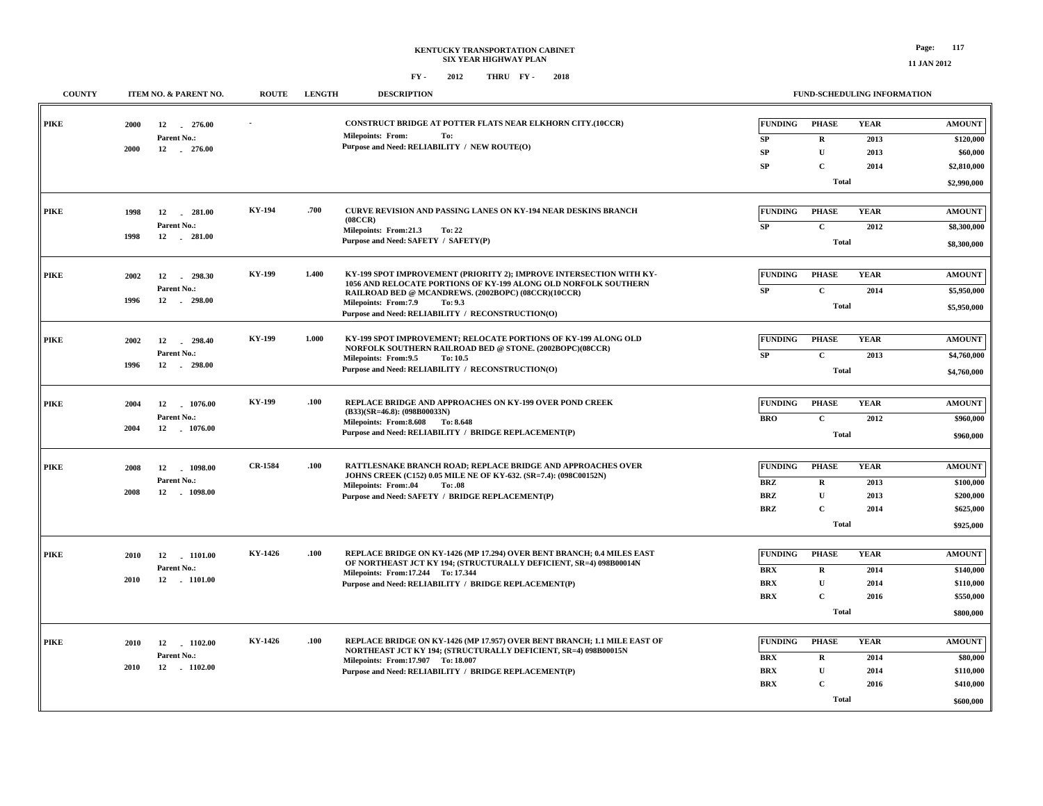# KENTUCKY TRANSPORTATION CABINET
## SIX YEAR HIGHWAY PLAN
### FY - 2012 THRU FY - 2018

| COUNTY | ITEM NO. & PARENT NO. | ROUTE | LENGTH | DESCRIPTION | FUNDING | PHASE | YEAR | AMOUNT |
|---|---|---|---|---|---|---|---|---|
| PIKE | 2000 12 - 276.00<br>Parent No.:<br>2000 12 - 276.00 | - | | CONSTRUCT BRIDGE AT POTTER FLATS NEAR ELKHORN CITY.(10CCR)<br>Milepoints: From: To:<br>Purpose and Need: RELIABILITY / NEW ROUTE(O) | SP | R | 2013 | $120,000 |
| | | | | | SP | U | 2013 | $60,000 |
| | | | | | SP | C | 2014 | $2,810,000 |
| | | | | | | Total | | $2,990,000 |
| PIKE | 1998 12 - 281.00<br>Parent No.:<br>1998 12 - 281.00 | KY-194 | .700 | CURVE REVISION AND PASSING LANES ON KY-194 NEAR DESKINS BRANCH (08CCR)<br>Milepoints: From:21.3 To: 22<br>Purpose and Need: SAFETY / SAFETY(P) | SP | C | 2012 | $8,300,000 |
| | | | | | | Total | | $8,300,000 |
| PIKE | 2002 12 - 298.30<br>Parent No.:<br>1996 12 - 298.00 | KY-199 | 1.400 | KY-199 SPOT IMPROVEMENT (PRIORITY 2); IMPROVE INTERSECTION WITH KY-1056 AND RELOCATE PORTIONS OF KY-199 ALONG OLD NORFOLK SOUTHERN RAILROAD BED @ MCANDREWS. (2002BOPC) (08CCR)(10CCR)<br>Milepoints: From:7.9 To: 9.3<br>Purpose and Need: RELIABILITY / RECONSTRUCTION(O) | SP | C | 2014 | $5,950,000 |
| | | | | | | Total | | $5,950,000 |
| PIKE | 2002 12 - 298.40<br>Parent No.:<br>1996 12 - 298.00 | KY-199 | 1.000 | KY-199 SPOT IMPROVEMENT; RELOCATE PORTIONS OF KY-199 ALONG OLD NORFOLK SOUTHERN RAILROAD BED @ STONE. (2002BOPC)(08CCR)<br>Milepoints: From:9.5 To: 10.5<br>Purpose and Need: RELIABILITY / RECONSTRUCTION(O) | SP | C | 2013 | $4,760,000 |
| | | | | | | Total | | $4,760,000 |
| PIKE | 2004 12 - 1076.00<br>Parent No.:<br>2004 12 - 1076.00 | KY-199 | .100 | REPLACE BRIDGE AND APPROACHES ON KY-199 OVER POND CREEK (B33)(SR=46.8): (098B00033N)<br>Milepoints: From:8.608 To: 8.648<br>Purpose and Need: RELIABILITY / BRIDGE REPLACEMENT(P) | BRO | C | 2012 | $960,000 |
| | | | | | | Total | | $960,000 |
| PIKE | 2008 12 - 1098.00<br>Parent No.:<br>2008 12 - 1098.00 | CR-1584 | .100 | RATTLESNAKE BRANCH ROAD; REPLACE BRIDGE AND APPROACHES OVER JOHNS CREEK (C152) 0.05 MILE NE OF KY-632. (SR=7.4): (098C00152N)<br>Milepoints: From:.04 To: .08<br>Purpose and Need: SAFETY / BRIDGE REPLACEMENT(P) | BRZ | R | 2013 | $100,000 |
| | | | | | BRZ | U | 2013 | $200,000 |
| | | | | | BRZ | C | 2014 | $625,000 |
| | | | | | | Total | | $925,000 |
| PIKE | 2010 12 - 1101.00<br>Parent No.:<br>2010 12 - 1101.00 | KY-1426 | .100 | REPLACE BRIDGE ON KY-1426 (MP 17.294) OVER BENT BRANCH; 0.4 MILES EAST OF NORTHEAST JCT KY 194; (STRUCTURALLY DEFICIENT, SR=4) 098B00014N<br>Milepoints: From:17.244 To: 17.344<br>Purpose and Need: RELIABILITY / BRIDGE REPLACEMENT(P) | BRX | R | 2014 | $140,000 |
| | | | | | BRX | U | 2014 | $110,000 |
| | | | | | BRX | C | 2016 | $550,000 |
| | | | | | | Total | | $800,000 |
| PIKE | 2010 12 - 1102.00<br>Parent No.:<br>2010 12 - 1102.00 | KY-1426 | .100 | REPLACE BRIDGE ON KY-1426 (MP 17.957) OVER BENT BRANCH; 1.1 MILE EAST OF NORTHEAST JCT KY 194; (STRUCTURALLY DEFICIENT, SR=4) 098B00015N<br>Milepoints: From:17.907 To: 18.007<br>Purpose and Need: RELIABILITY / BRIDGE REPLACEMENT(P) | BRX | R | 2014 | $80,000 |
| | | | | | BRX | U | 2014 | $110,000 |
| | | | | | BRX | C | 2016 | $410,000 |
| | | | | | | Total | | $600,000 |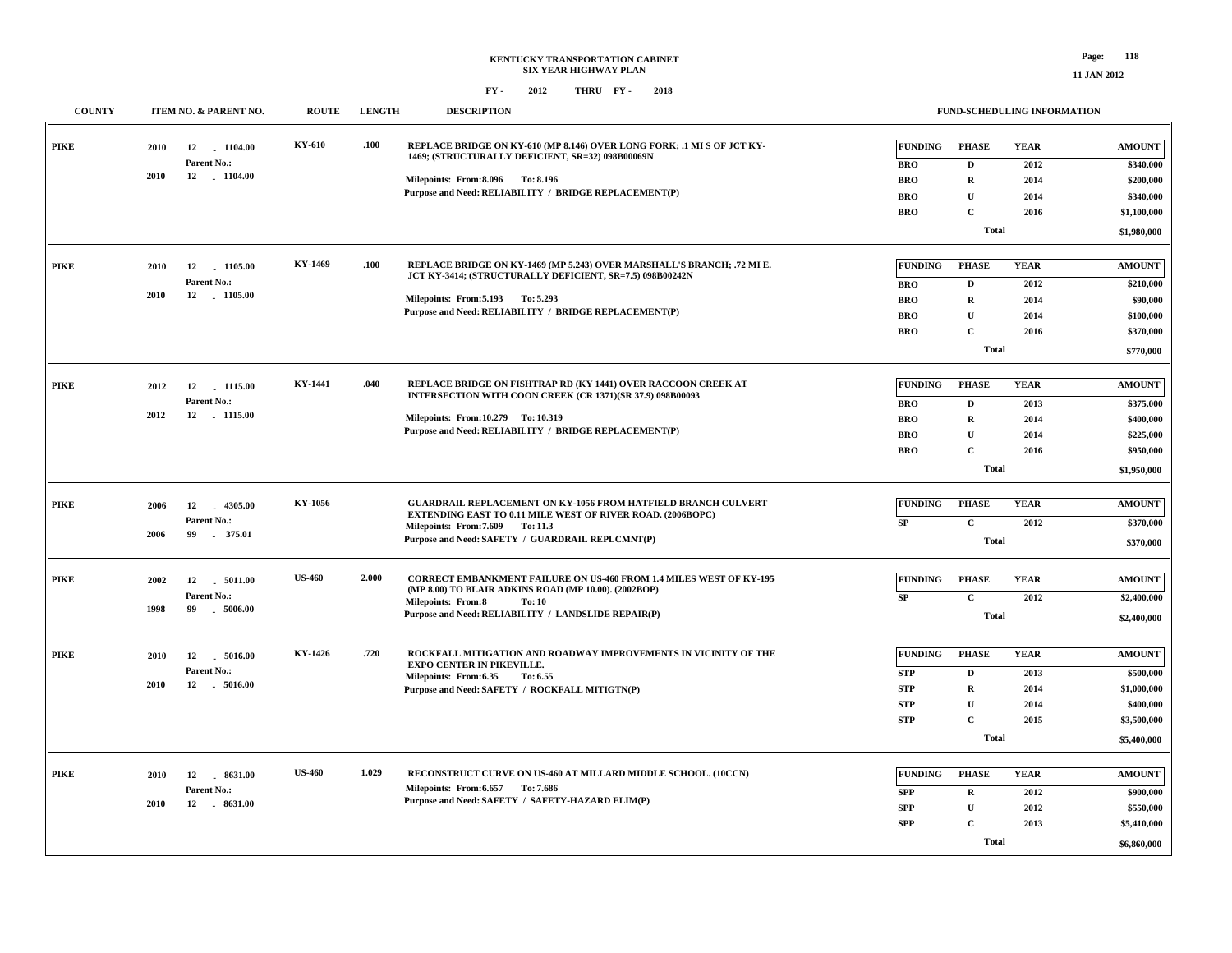**KENTUCKY TRANSPORTATION CABINET**
**SIX YEAR HIGHWAY PLAN**
**FY - 2012 THRU FY - 2018**

11 JAN 2012

| COUNTY | ITEM NO. & PARENT NO. | ROUTE | LENGTH | DESCRIPTION | FUNDING | PHASE | YEAR | AMOUNT |
|---|---|---|---|---|---|---|---|---|
| PIKE | 2010 12 - 1104.00 Parent No.: 2010 12 - 1104.00 | KY-610 | .100 | REPLACE BRIDGE ON KY-610 (MP 8.146) OVER LONG FORK; .1 MI S OF JCT KY-1469; (STRUCTURALLY DEFICIENT, SR=32) 098B00069N Milepoints: From:8.096 To: 8.196 Purpose and Need: RELIABILITY / BRIDGE REPLACEMENT(P) | BRO | D | 2012 | $340,000 |
| | | | | | BRO | R | 2014 | $200,000 |
| | | | | | BRO | U | 2014 | $340,000 |
| | | | | | BRO | C | 2016 | $1,100,000 |
| | | | | | | Total | | $1,980,000 |
| PIKE | 2010 12 - 1105.00 Parent No.: 2010 12 - 1105.00 | KY-1469 | .100 | REPLACE BRIDGE ON KY-1469 (MP 5.243) OVER MARSHALL'S BRANCH; .72 MI E. JCT KY-3414; (STRUCTURALLY DEFICIENT, SR=7.5) 098B00242N Milepoints: From:5.193 To: 5.293 Purpose and Need: RELIABILITY / BRIDGE REPLACEMENT(P) | BRO | D | 2012 | $210,000 |
| | | | | | BRO | R | 2014 | $90,000 |
| | | | | | BRO | U | 2014 | $100,000 |
| | | | | | BRO | C | 2016 | $370,000 |
| | | | | | | Total | | $770,000 |
| PIKE | 2012 12 - 1115.00 Parent No.: 2012 12 - 1115.00 | KY-1441 | .040 | REPLACE BRIDGE ON FISHTRAP RD (KY 1441) OVER RACCOON CREEK AT INTERSECTION WITH COON CREEK (CR 1371)(SR 37.9) 098B00093 Milepoints: From:10.279 To: 10.319 Purpose and Need: RELIABILITY / BRIDGE REPLACEMENT(P) | BRO | D | 2013 | $375,000 |
| | | | | | BRO | R | 2014 | $400,000 |
| | | | | | BRO | U | 2014 | $225,000 |
| | | | | | BRO | C | 2016 | $950,000 |
| | | | | | | Total | | $1,950,000 |
| PIKE | 2006 12 - 4305.00 Parent No.: 2006 99 - 375.01 | KY-1056 | | GUARDRAIL REPLACEMENT ON KY-1056 FROM HATFIELD BRANCH CULVERT EXTENDING EAST TO 0.11 MILE WEST OF RIVER ROAD. (2006BOPC) Milepoints: From:7.609 To: 11.3 Purpose and Need: SAFETY / GUARDRAIL REPLCMNT(P) | SP | C | 2012 | $370,000 |
| | | | | | | Total | | $370,000 |
| PIKE | 2002 12 - 5011.00 Parent No.: 1998 99 - 5006.00 | US-460 | 2.000 | CORRECT EMBANKMENT FAILURE ON US-460 FROM 1.4 MILES WEST OF KY-195 (MP 8.00) TO BLAIR ADKINS ROAD (MP 10.00). (2002BOP) Milepoints: From:8 To: 10 Purpose and Need: RELIABILITY / LANDSLIDE REPAIR(P) | SP | C | 2012 | $2,400,000 |
| | | | | | | Total | | $2,400,000 |
| PIKE | 2010 12 - 5016.00 Parent No.: 2010 12 - 5016.00 | KY-1426 | .720 | ROCKFALL MITIGATION AND ROADWAY IMPROVEMENTS IN VICINITY OF THE EXPO CENTER IN PIKEVILLE. Milepoints: From:6.35 To: 6.55 Purpose and Need: SAFETY / ROCKFALL MITIGTN(P) | STP | D | 2013 | $500,000 |
| | | | | | STP | R | 2014 | $1,000,000 |
| | | | | | STP | U | 2014 | $400,000 |
| | | | | | STP | C | 2015 | $3,500,000 |
| | | | | | | Total | | $5,400,000 |
| PIKE | 2010 12 - 8631.00 Parent No.: 2010 12 - 8631.00 | US-460 | 1.029 | RECONSTRUCT CURVE ON US-460 AT MILLARD MIDDLE SCHOOL. (10CCN) Milepoints: From:6.657 To: 7.686 Purpose and Need: SAFETY / SAFETY-HAZARD ELIM(P) | SPP | R | 2012 | $900,000 |
| | | | | | SPP | U | 2012 | $550,000 |
| | | | | | SPP | C | 2013 | $5,410,000 |
| | | | | | | Total | | $6,860,000 |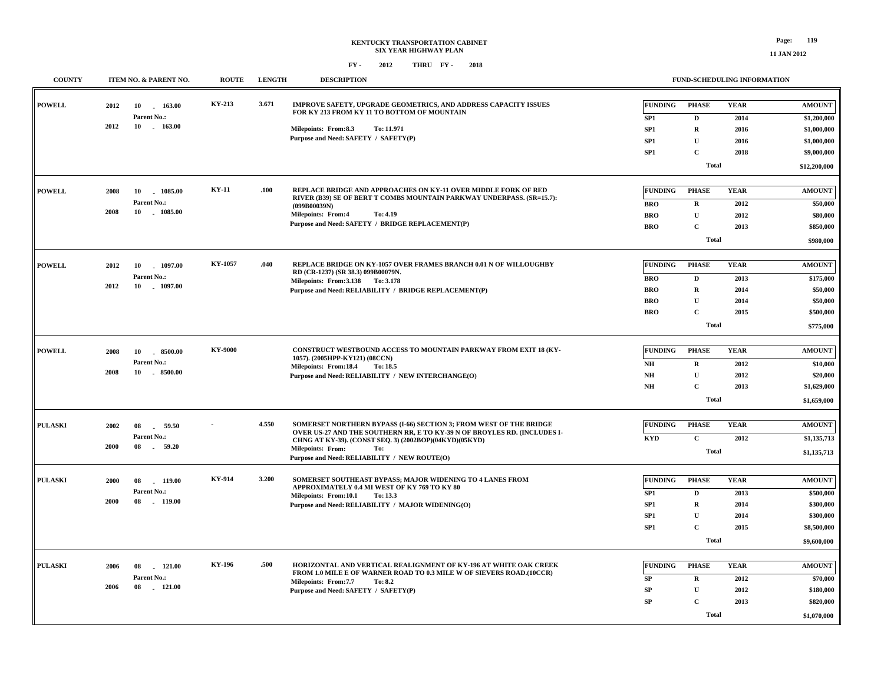**KENTUCKY TRANSPORTATION CABINET**
**SIX YEAR HIGHWAY PLAN**

**FY - 2012 THRU FY - 2018**

| COUNTY | ITEM NO. & PARENT NO. | ROUTE | LENGTH | DESCRIPTION | FUNDING | PHASE | YEAR | AMOUNT |
|---|---|---|---|---|---|---|---|---|
| POWELL | 2012 10 - 163.00<br>Parent No.:<br>2012 10 - 163.00 | KY-213 | 3.671 | IMPROVE SAFETY, UPGRADE GEOMETRICS, AND ADDRESS CAPACITY ISSUES FOR KY 213 FROM KY 11 TO BOTTOM OF MOUNTAIN<br>Milepoints: From:8.3 To: 11.971<br>Purpose and Need: SAFETY / SAFETY(P) | SP1 | D | 2014 | $1,200,000 |
| | | | | | SP1 | R | 2016 | $1,000,000 |
| | | | | | SP1 | U | 2016 | $1,000,000 |
| | | | | | SP1 | C | 2018 | $9,000,000 |
| | | | | | | Total | | $12,200,000 |
| POWELL | 2008 10 - 1085.00<br>Parent No.:<br>2008 10 - 1085.00 | KY-11 | .100 | REPLACE BRIDGE AND APPROACHES ON KY-11 OVER MIDDLE FORK OF RED RIVER (B39) SE OF BERT T COMBS MOUNTAIN PARKWAY UNDERPASS. (SR=15.7): (099B00039N)<br>Milepoints: From:4 To: 4.19<br>Purpose and Need: SAFETY / BRIDGE REPLACEMENT(P) | BRO | R | 2012 | $50,000 |
| | | | | | BRO | U | 2012 | $80,000 |
| | | | | | BRO | C | 2013 | $850,000 |
| | | | | | | Total | | $980,000 |
| POWELL | 2012 10 - 1097.00<br>Parent No.:<br>2012 10 - 1097.00 | KY-1057 | .040 | REPLACE BRIDGE ON KY-1057 OVER FRAMES BRANCH 0.01 N OF WILLOUGHBY RD (CR-1237) (SR 38.3) 099B00079N.<br>Milepoints: From:3.138 To: 3.178<br>Purpose and Need: RELIABILITY / BRIDGE REPLACEMENT(P) | BRO | D | 2013 | $175,000 |
| | | | | | BRO | R | 2014 | $50,000 |
| | | | | | BRO | U | 2014 | $50,000 |
| | | | | | BRO | C | 2015 | $500,000 |
| | | | | | | Total | | $775,000 |
| POWELL | 2008 10 - 8500.00<br>Parent No.:<br>2008 10 - 8500.00 | KY-9000 | | CONSTRUCT WESTBOUND ACCESS TO MOUNTAIN PARKWAY FROM EXIT 18 (KY-1057). (2005HPP-KY121) (08CCN)<br>Milepoints: From:18.4 To: 18.5<br>Purpose and Need: RELIABILITY / NEW INTERCHANGE(O) | NH | R | 2012 | $10,000 |
| | | | | | NH | U | 2012 | $20,000 |
| | | | | | NH | C | 2013 | $1,629,000 |
| | | | | | | Total | | $1,659,000 |
| PULASKI | 2002 08 - 59.50<br>Parent No.:<br>2000 08 - 59.20 | - | 4.550 | SOMERSET NORTHERN BYPASS (I-66) SECTION 3; FROM WEST OF THE BRIDGE OVER US-27 AND THE SOUTHERN RR, E TO KY-39 N OF BROYLES RD. (INCLUDES I-CHNG AT KY-39). (CONST SEQ. 3) (2002BOP)(04KYD)(05KYD)<br>Milepoints: From: To:<br>Purpose and Need: RELIABILITY / NEW ROUTE(O) | KYD | C | 2012 | $1,135,713 |
| | | | | | | Total | | $1,135,713 |
| PULASKI | 2000 08 - 119.00<br>Parent No.:<br>2000 08 - 119.00 | KY-914 | 3.200 | SOMERSET SOUTHEAST BYPASS; MAJOR WIDENING TO 4 LANES FROM APPROXIMATELY 0.4 MI WEST OF KY 769 TO KY 80<br>Milepoints: From:10.1 To: 13.3<br>Purpose and Need: RELIABILITY / MAJOR WIDENING(O) | SP1 | D | 2013 | $500,000 |
| | | | | | SP1 | R | 2014 | $300,000 |
| | | | | | SP1 | U | 2014 | $300,000 |
| | | | | | SP1 | C | 2015 | $8,500,000 |
| | | | | | | Total | | $9,600,000 |
| PULASKI | 2006 08 - 121.00<br>Parent No.:<br>2006 08 - 121.00 | KY-196 | .500 | HORIZONTAL AND VERTICAL REALIGNMENT OF KY-196 AT WHITE OAK CREEK FROM 1.0 MILE E OF WARNER ROAD TO 0.3 MILE W OF SIEVERS ROAD.(10CCR)<br>Milepoints: From:7.7 To: 8.2<br>Purpose and Need: SAFETY / SAFETY(P) | SP | R | 2012 | $70,000 |
| | | | | | SP | U | 2012 | $180,000 |
| | | | | | SP | C | 2013 | $820,000 |
| | | | | | | Total | | $1,070,000 |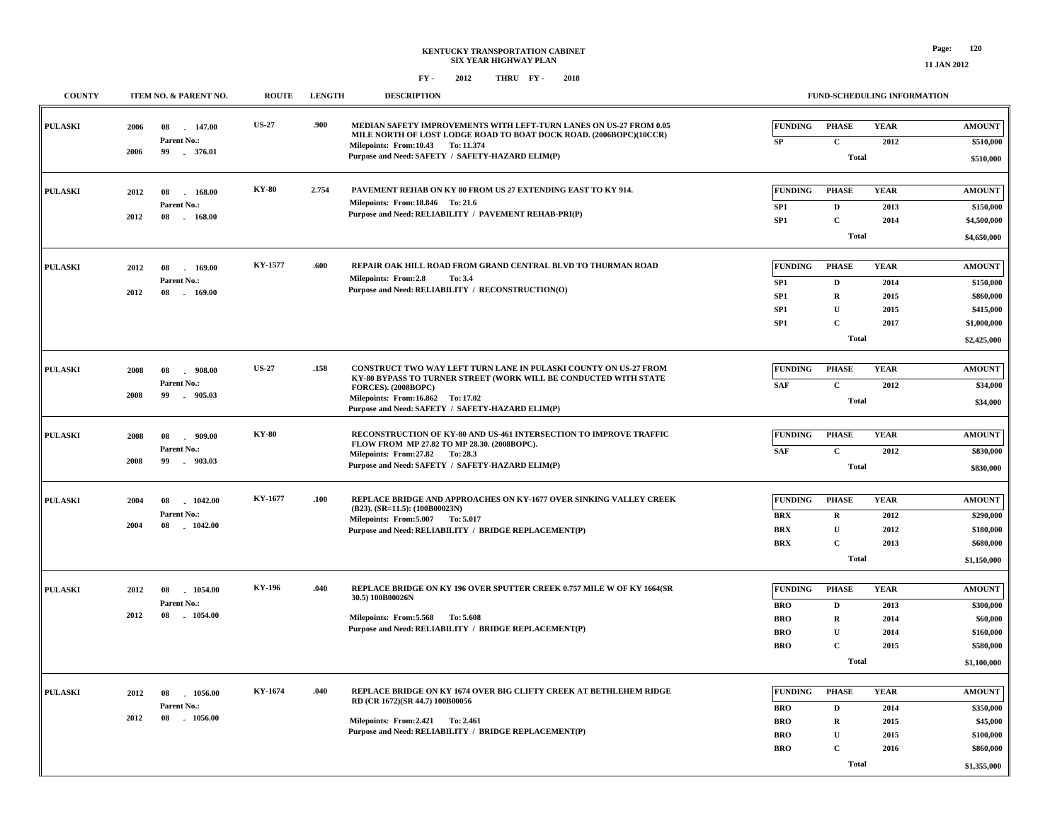**KENTUCKY TRANSPORTATION CABINET**
**SIX YEAR HIGHWAY PLAN**
**FY - 2012 THRU FY - 2018**

**11 JAN 2012**

| COUNTY | ITEM NO. & PARENT NO. | ROUTE | LENGTH | DESCRIPTION | FUNDING | PHASE | YEAR | AMOUNT |
|---|---|---|---|---|---|---|---|---|
| PULASKI | 2006 08 - 147.00 Parent No.: 2006 99 - 376.01 | US-27 | .900 | MEDIAN SAFETY IMPROVEMENTS WITH LEFT-TURN LANES ON US-27 FROM 0.05 MILE NORTH OF LOST LODGE ROAD TO BOAT DOCK ROAD. (2006BOPC)(10CCR) Milepoints: From:10.43 To: 11.374 Purpose and Need: SAFETY / SAFETY-HAZARD ELIM(P) | SP | C | 2012 | $510,000 |
| | | | | | | Total | | $510,000 |
| PULASKI | 2012 08 - 168.00 Parent No.: 2012 08 - 168.00 | KY-80 | 2.754 | PAVEMENT REHAB ON KY 80 FROM US 27 EXTENDING EAST TO KY 914. Milepoints: From:18.846 To: 21.6 Purpose and Need: RELIABILITY / PAVEMENT REHAB-PRI(P) | SP1 | D | 2013 | $150,000 |
| | | | | | SP1 | C | 2014 | $4,500,000 |
| | | | | | | Total | | $4,650,000 |
| PULASKI | 2012 08 - 169.00 Parent No.: 2012 08 - 169.00 | KY-1577 | .600 | REPAIR OAK HILL ROAD FROM GRAND CENTRAL BLVD TO THURMAN ROAD Milepoints: From:2.8 To: 3.4 Purpose and Need: RELIABILITY / RECONSTRUCTION(O) | SP1 | D | 2014 | $150,000 |
| | | | | | SP1 | R | 2015 | $860,000 |
| | | | | | SP1 | U | 2015 | $415,000 |
| | | | | | SP1 | C | 2017 | $1,000,000 |
| | | | | | | Total | | $2,425,000 |
| PULASKI | 2008 08 - 908.00 Parent No.: 2008 99 - 905.03 | US-27 | .158 | CONSTRUCT TWO WAY LEFT TURN LANE IN PULASKI COUNTY ON US-27 FROM KY-80 BYPASS TO TURNER STREET (WORK WILL BE CONDUCTED WITH STATE FORCES). (2008BOPC) Milepoints: From:16.862 To: 17.02 Purpose and Need: SAFETY / SAFETY-HAZARD ELIM(P) | SAF | C | 2012 | $34,000 |
| | | | | | | Total | | $34,000 |
| PULASKI | 2008 08 - 909.00 Parent No.: 2008 99 - 903.03 | KY-80 | | RECONSTRUCTION OF KY-80 AND US-461 INTERSECTION TO IMPROVE TRAFFIC FLOW FROM MP 27.82 TO MP 28.30. (2008BOPC). Milepoints: From:27.82 To: 28.3 Purpose and Need: SAFETY / SAFETY-HAZARD ELIM(P) | SAF | C | 2012 | $830,000 |
| | | | | | | Total | | $830,000 |
| PULASKI | 2004 08 - 1042.00 Parent No.: 2004 08 - 1042.00 | KY-1677 | .100 | REPLACE BRIDGE AND APPROACHES ON KY-1677 OVER SINKING VALLEY CREEK (B23). (SR=11.5): (100B00023N) Milepoints: From:5.007 To: 5.017 Purpose and Need: RELIABILITY / BRIDGE REPLACEMENT(P) | BRX | R | 2012 | $290,000 |
| | | | | | BRX | U | 2012 | $180,000 |
| | | | | | BRX | C | 2013 | $680,000 |
| | | | | | | Total | | $1,150,000 |
| PULASKI | 2012 08 - 1054.00 Parent No.: 2012 08 - 1054.00 | KY-196 | .040 | REPLACE BRIDGE ON KY 196 OVER SPUTTER CREEK 0.757 MILE W OF KY 1664(SR 30.5) 100B00026N Milepoints: From:5.568 To: 5.608 Purpose and Need: RELIABILITY / BRIDGE REPLACEMENT(P) | BRO | D | 2013 | $300,000 |
| | | | | | BRO | R | 2014 | $60,000 |
| | | | | | BRO | U | 2014 | $160,000 |
| | | | | | BRO | C | 2015 | $580,000 |
| | | | | | | Total | | $1,100,000 |
| PULASKI | 2012 08 - 1056.00 Parent No.: 2012 08 - 1056.00 | KY-1674 | .040 | REPLACE BRIDGE ON KY 1674 OVER BIG CLIFTY CREEK AT BETHLEHEM RIDGE RD (CR 1672)(SR 44.7) 100B00056 Milepoints: From:2.421 To: 2.461 Purpose and Need: RELIABILITY / BRIDGE REPLACEMENT(P) | BRO | D | 2014 | $350,000 |
| | | | | | BRO | R | 2015 | $45,000 |
| | | | | | BRO | U | 2015 | $100,000 |
| | | | | | BRO | C | 2016 | $860,000 |
| | | | | | | Total | | $1,355,000 |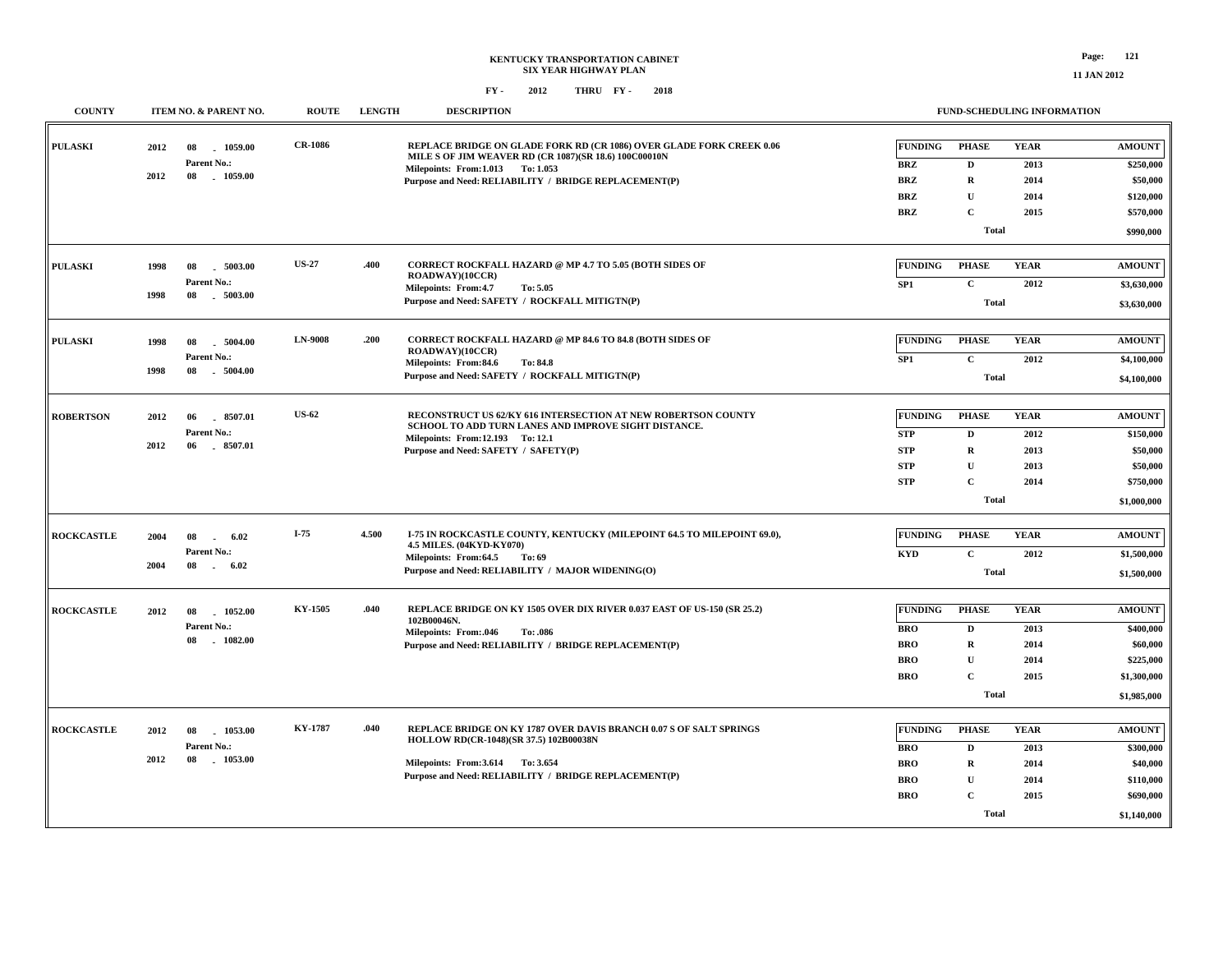# KENTUCKY TRANSPORTATION CABINET
## SIX YEAR HIGHWAY PLAN
### FY - 2012 THRU FY - 2018

11 JAN 2012

| COUNTY | ITEM NO. & PARENT NO. | ROUTE | LENGTH | DESCRIPTION | FUNDING | PHASE | YEAR | AMOUNT |
|---|---|---|---|---|---|---|---|---|
| PULASKI | 2012 08 - 1059.00<br>Parent No.:<br>2012 08 - 1059.00 | CR-1086 | | REPLACE BRIDGE ON GLADE FORK RD (CR 1086) OVER GLADE FORK CREEK 0.06 MILE S OF JIM WEAVER RD (CR 1087)(SR 18.6) 100C00010N<br>Milepoints: From:1.013 To: 1.053<br>Purpose and Need: RELIABILITY / BRIDGE REPLACEMENT(P) | BRZ | D | 2013 | $250,000 |
| | | | | | BRZ | R | 2014 | $50,000 |
| | | | | | BRZ | U | 2014 | $120,000 |
| | | | | | BRZ | C | 2015 | $570,000 |
| | | | | | | Total | | $990,000 |
| PULASKI | 1998 08 - 5003.00<br>Parent No.:<br>1998 08 - 5003.00 | US-27 | .400 | CORRECT ROCKFALL HAZARD @ MP 4.7 TO 5.05 (BOTH SIDES OF ROADWAY)(10CCR)<br>Milepoints: From:4.7 To: 5.05<br>Purpose and Need: SAFETY / ROCKFALL MITIGTN(P) | SP1 | C | 2012 | $3,630,000 |
| | | | | | | Total | | $3,630,000 |
| PULASKI | 1998 08 - 5004.00<br>Parent No.:<br>1998 08 - 5004.00 | LN-9008 | .200 | CORRECT ROCKFALL HAZARD @ MP 84.6 TO 84.8 (BOTH SIDES OF ROADWAY)(10CCR)<br>Milepoints: From:84.6 To: 84.8<br>Purpose and Need: SAFETY / ROCKFALL MITIGTN(P) | SP1 | C | 2012 | $4,100,000 |
| | | | | | | Total | | $4,100,000 |
| ROBERTSON | 2012 06 - 8507.01<br>Parent No.:<br>2012 06 - 8507.01 | US-62 | | RECONSTRUCT US 62/KY 616 INTERSECTION AT NEW ROBERTSON COUNTY SCHOOL TO ADD TURN LANES AND IMPROVE SIGHT DISTANCE.<br>Milepoints: From:12.193 To: 12.1<br>Purpose and Need: SAFETY / SAFETY(P) | STP | D | 2012 | $150,000 |
| | | | | | STP | R | 2013 | $50,000 |
| | | | | | STP | U | 2013 | $50,000 |
| | | | | | STP | C | 2014 | $750,000 |
| | | | | | | Total | | $1,000,000 |
| ROCKCASTLE | 2004 08 - 6.02<br>Parent No.:<br>2004 08 - 6.02 | I-75 | 4.500 | I-75 IN ROCKCASTLE COUNTY, KENTUCKY (MILEPOINT 64.5 TO MILEPOINT 69.0), 4.5 MILES. (04KYD-KY070)<br>Milepoints: From:64.5 To: 69<br>Purpose and Need: RELIABILITY / MAJOR WIDENING(O) | KYD | C | 2012 | $1,500,000 |
| | | | | | | Total | | $1,500,000 |
| ROCKCASTLE | 2012 08 - 1052.00<br>Parent No.:<br>08 - 1082.00 | KY-1505 | .040 | REPLACE BRIDGE ON KY 1505 OVER DIX RIVER 0.037 EAST OF US-150 (SR 25.2) 102B00046N.<br>Milepoints: From:.046 To: .086<br>Purpose and Need: RELIABILITY / BRIDGE REPLACEMENT(P) | BRO | D | 2013 | $400,000 |
| | | | | | BRO | R | 2014 | $60,000 |
| | | | | | BRO | U | 2014 | $225,000 |
| | | | | | BRO | C | 2015 | $1,300,000 |
| | | | | | | Total | | $1,985,000 |
| ROCKCASTLE | 2012 08 - 1053.00<br>Parent No.:<br>2012 08 - 1053.00 | KY-1787 | .040 | REPLACE BRIDGE ON KY 1787 OVER DAVIS BRANCH 0.07 S OF SALT SPRINGS HOLLOW RD(CR-1048)(SR 37.5) 102B00038N<br>Milepoints: From:3.614 To: 3.654<br>Purpose and Need: RELIABILITY / BRIDGE REPLACEMENT(P) | BRO | D | 2013 | $300,000 |
| | | | | | BRO | R | 2014 | $40,000 |
| | | | | | BRO | U | 2014 | $110,000 |
| | | | | | BRO | C | 2015 | $690,000 |
| | | | | | | Total | | $1,140,000 |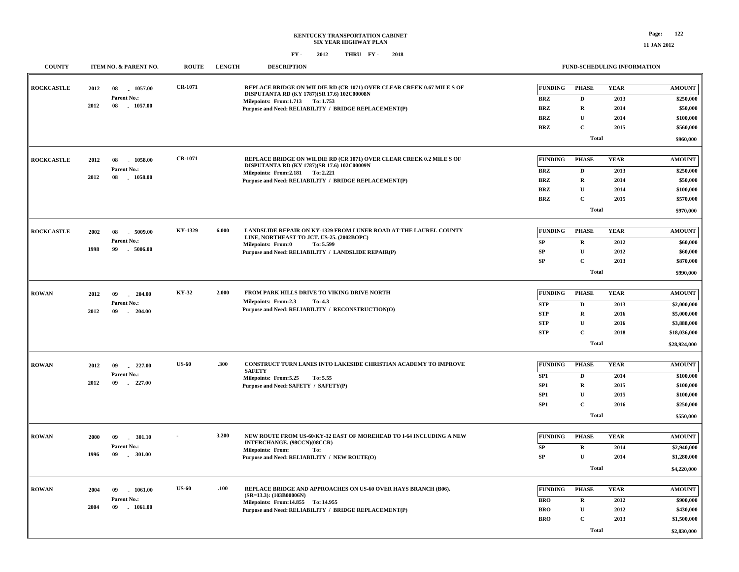# KENTUCKY TRANSPORTATION CABINET
## SIX YEAR HIGHWAY PLAN

FY - 2012 THRU FY - 2018

| COUNTY | ITEM NO. & PARENT NO. | ROUTE | LENGTH | DESCRIPTION | FUNDING | PHASE | YEAR | AMOUNT |
|---|---|---|---|---|---|---|---|---|
| ROCKCASTLE | 2012 08 - 1057.00<br>Parent No.:<br>2012 08 - 1057.00 | CR-1071 | | REPLACE BRIDGE ON WILDIE RD (CR 1071) OVER CLEAR CREEK 0.67 MILE S OF DISPUTANTA RD (KY 1787)(SR 17.6) 102C00008N<br>Milepoints: From:1.713 To: 1.753<br>Purpose and Need: RELIABILITY / BRIDGE REPLACEMENT(P) | BRZ | D | 2013 | $250,000 |
| | | | | | BRZ | R | 2014 | $50,000 |
| | | | | | BRZ | U | 2014 | $100,000 |
| | | | | | BRZ | C | 2015 | $560,000 |
| | | | | | | Total | | $960,000 |
| ROCKCASTLE | 2012 08 - 1058.00<br>Parent No.:<br>2012 08 - 1058.00 | CR-1071 | | REPLACE BRIDGE ON WILDIE RD (CR 1071) OVER CLEAR CREEK 0.2 MILE S OF DISPUTANTA RD (KY 1787)(SR 17.6) 102C00009N<br>Milepoints: From:2.181 To: 2.221<br>Purpose and Need: RELIABILITY / BRIDGE REPLACEMENT(P) | BRZ | D | 2013 | $250,000 |
| | | | | | BRZ | R | 2014 | $50,000 |
| | | | | | BRZ | U | 2014 | $100,000 |
| | | | | | BRZ | C | 2015 | $570,000 |
| | | | | | | Total | | $970,000 |
| ROCKCASTLE | 2002 08 - 5009.00<br>Parent No.:<br>1998 99 - 5006.00 | KY-1329 | 6.000 | LANDSLIDE REPAIR ON KY-1329 FROM LUNER ROAD AT THE LAUREL COUNTY LINE, NORTHEAST TO JCT. US-25. (2002BOPC)<br>Milepoints: From:0 To: 5.599<br>Purpose and Need: RELIABILITY / LANDSLIDE REPAIR(P) | SP | R | 2012 | $60,000 |
| | | | | | SP | U | 2012 | $60,000 |
| | | | | | SP | C | 2013 | $870,000 |
| | | | | | | Total | | $990,000 |
| ROWAN | 2012 09 - 204.00<br>Parent No.:<br>2012 09 - 204.00 | KY-32 | 2.000 | FROM PARK HILLS DRIVE TO VIKING DRIVE NORTH<br>Milepoints: From:2.3 To: 4.3<br>Purpose and Need: RELIABILITY / RECONSTRUCTION(O) | STP | D | 2013 | $2,000,000 |
| | | | | | STP | R | 2016 | $5,000,000 |
| | | | | | STP | U | 2016 | $3,888,000 |
| | | | | | STP | C | 2018 | $18,036,000 |
| | | | | | | Total | | $28,924,000 |
| ROWAN | 2012 09 - 227.00<br>Parent No.:<br>2012 09 - 227.00 | US-60 | .300 | CONSTRUCT TURN LANES INTO LAKESIDE CHRISTIAN ACADEMY TO IMPROVE SAFETY<br>Milepoints: From:5.25 To: 5.55<br>Purpose and Need: SAFETY / SAFETY(P) | SP1 | D | 2014 | $100,000 |
| | | | | | SP1 | R | 2015 | $100,000 |
| | | | | | SP1 | U | 2015 | $100,000 |
| | | | | | SP1 | C | 2016 | $250,000 |
| | | | | | | Total | | $550,000 |
| ROWAN | 2000 09 - 301.10<br>Parent No.:<br>1996 09 - 301.00 | - | 3.200 | NEW ROUTE FROM US-60/KY-32 EAST OF MOREHEAD TO I-64 INCLUDING A NEW INTERCHANGE. (98CCN)(08CCR)<br>Milepoints: From: To:<br>Purpose and Need: RELIABILITY / NEW ROUTE(O) | SP | R | 2014 | $2,940,000 |
| | | | | | SP | U | 2014 | $1,280,000 |
| | | | | | | Total | | $4,220,000 |
| ROWAN | 2004 09 - 1061.00<br>Parent No.:<br>2004 09 - 1061.00 | US-60 | .100 | REPLACE BRIDGE AND APPROACHES ON US-60 OVER HAYS BRANCH (B06). (SR=13.3): (103B00006N)<br>Milepoints: From:14.855 To: 14.955<br>Purpose and Need: RELIABILITY / BRIDGE REPLACEMENT(P) | BRO | R | 2012 | $900,000 |
| | | | | | BRO | U | 2012 | $430,000 |
| | | | | | BRO | C | 2013 | $1,500,000 |
| | | | | | | Total | | $2,830,000 |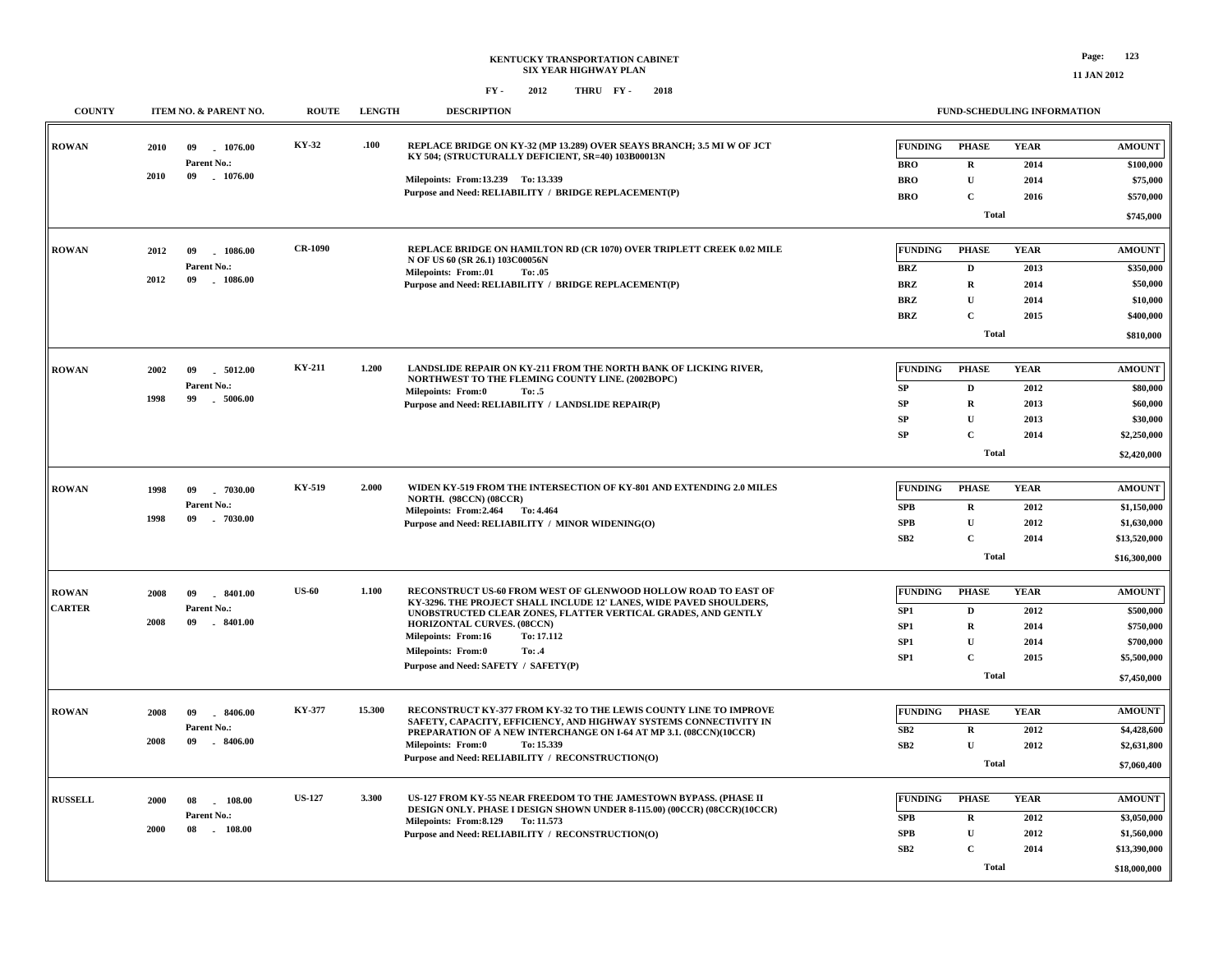# KENTUCKY TRANSPORTATION CABINET
## SIX YEAR HIGHWAY PLAN

FY - 2012 THRU FY - 2018

11 JAN 2012

| COUNTY | ITEM NO. & PARENT NO. | ROUTE | LENGTH | DESCRIPTION | FUNDING | PHASE | YEAR | AMOUNT |
|---|---|---|---|---|---|---|---|---|
| ROWAN | 2010 09 - 1076.00 Parent No.: 2010 09 - 1076.00 | KY-32 | .100 | REPLACE BRIDGE ON KY-32 (MP 13.289) OVER SEAYS BRANCH; 3.5 MI W OF JCT KY 504; (STRUCTURALLY DEFICIENT, SR=40) 103B00013N Milepoints: From:13.239 To: 13.339 Purpose and Need: RELIABILITY / BRIDGE REPLACEMENT(P) | BRO | R | 2014 | $100,000 |
| | | | | | BRO | U | 2014 | $75,000 |
| | | | | | BRO | C | 2016 | $570,000 |
| | | | | | | Total | | $745,000 |
| ROWAN | 2012 09 - 1086.00 Parent No.: 2012 09 - 1086.00 | CR-1090 | | REPLACE BRIDGE ON HAMILTON RD (CR 1070) OVER TRIPLETT CREEK 0.02 MILE N OF US 60 (SR 26.1) 103C00056N Milepoints: From:.01 To: .05 Purpose and Need: RELIABILITY / BRIDGE REPLACEMENT(P) | BRZ | D | 2013 | $350,000 |
| | | | | | BRZ | R | 2014 | $50,000 |
| | | | | | BRZ | U | 2014 | $10,000 |
| | | | | | BRZ | C | 2015 | $400,000 |
| | | | | | | Total | | $810,000 |
| ROWAN | 2002 09 - 5012.00 Parent No.: 1998 99 - 5006.00 | KY-211 | 1.200 | LANDSLIDE REPAIR ON KY-211 FROM THE NORTH BANK OF LICKING RIVER, NORTHWEST TO THE FLEMING COUNTY LINE. (2002BOPC) Milepoints: From:0 To: .5 Purpose and Need: RELIABILITY / LANDSLIDE REPAIR(P) | SP | D | 2012 | $80,000 |
| | | | | | SP | R | 2013 | $60,000 |
| | | | | | SP | U | 2013 | $30,000 |
| | | | | | SP | C | 2014 | $2,250,000 |
| | | | | | | Total | | $2,420,000 |
| ROWAN | 1998 09 - 7030.00 Parent No.: 1998 09 - 7030.00 | KY-519 | 2.000 | WIDEN KY-519 FROM THE INTERSECTION OF KY-801 AND EXTENDING 2.0 MILES NORTH. (98CCN) (08CCR) Milepoints: From:2.464 To: 4.464 Purpose and Need: RELIABILITY / MINOR WIDENING(O) | SPB | R | 2012 | $1,150,000 |
| | | | | | SPB | U | 2012 | $1,630,000 |
| | | | | | SB2 | C | 2014 | $13,520,000 |
| | | | | | | Total | | $16,300,000 |
| ROWAN CARTER | 2008 09 - 8401.00 Parent No.: 2008 09 - 8401.00 | US-60 | 1.100 | RECONSTRUCT US-60 FROM WEST OF GLENWOOD HOLLOW ROAD TO EAST OF KY-3296. THE PROJECT SHALL INCLUDE 12' LANES, WIDE PAVED SHOULDERS, UNOBSTRUCTED CLEAR ZONES, FLATTER VERTICAL GRADES, AND GENTLY HORIZONTAL CURVES. (08CCN) Milepoints: From:16 To: 17.112 Milepoints: From:0 To: .4 Purpose and Need: SAFETY / SAFETY(P) | SP1 | D | 2012 | $500,000 |
| | | | | | SP1 | R | 2014 | $750,000 |
| | | | | | SP1 | U | 2014 | $700,000 |
| | | | | | SP1 | C | 2015 | $5,500,000 |
| | | | | | | Total | | $7,450,000 |
| ROWAN | 2008 09 - 8406.00 Parent No.: 2008 09 - 8406.00 | KY-377 | 15.300 | RECONSTRUCT KY-377 FROM KY-32 TO THE LEWIS COUNTY LINE TO IMPROVE SAFETY, CAPACITY, EFFICIENCY, AND HIGHWAY SYSTEMS CONNECTIVITY IN PREPARATION OF A NEW INTERCHANGE ON I-64 AT MP 3.1. (08CCN)(10CCR) Milepoints: From:0 To: 15.339 Purpose and Need: RELIABILITY / RECONSTRUCTION(O) | SB2 | R | 2012 | $4,428,600 |
| | | | | | SB2 | U | 2012 | $2,631,800 |
| | | | | | | Total | | $7,060,400 |
| RUSSELL | 2000 08 - 108.00 Parent No.: 2000 08 - 108.00 | US-127 | 3.300 | US-127 FROM KY-55 NEAR FREEDOM TO THE JAMESTOWN BYPASS. (PHASE II DESIGN ONLY. PHASE I DESIGN SHOWN UNDER 8-115.00) (00CCR) (08CCR)(10CCR) Milepoints: From:8.129 To: 11.573 Purpose and Need: RELIABILITY / RECONSTRUCTION(O) | SPB | R | 2012 | $3,050,000 |
| | | | | | SPB | U | 2012 | $1,560,000 |
| | | | | | SB2 | C | 2014 | $13,390,000 |
| | | | | | | Total | | $18,000,000 |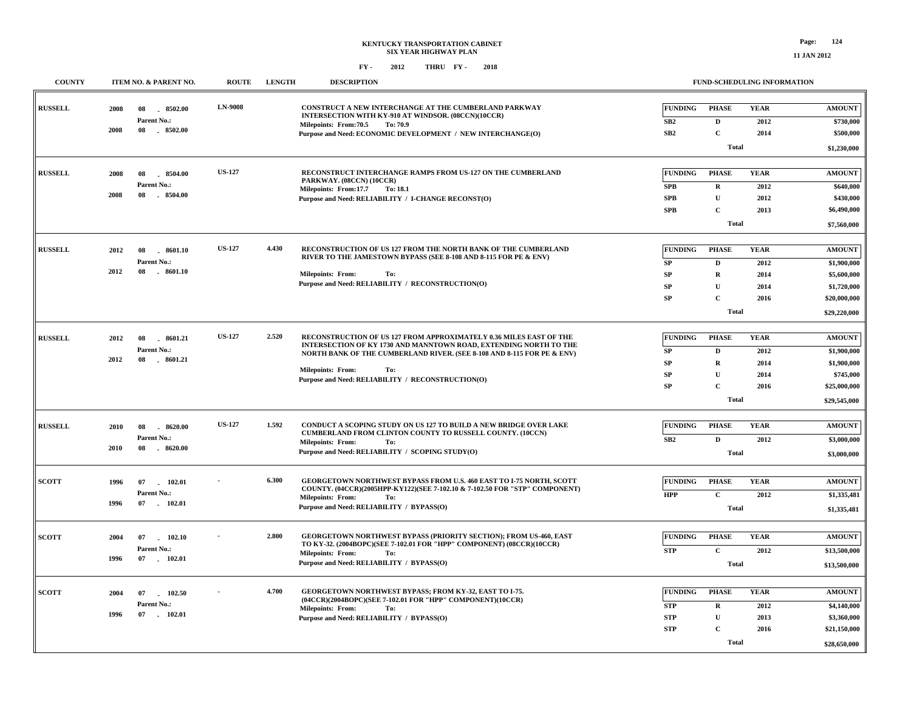**KENTUCKY TRANSPORTATION CABINET**
**SIX YEAR HIGHWAY PLAN**

**FY - 2012 THRU FY - 2018**

| COUNTY | ITEM NO. & PARENT NO. | ROUTE | LENGTH | DESCRIPTION | FUNDING | PHASE | YEAR | AMOUNT |
|---|---|---|---|---|---|---|---|---|
| RUSSELL | 2008 08 - 8502.00<br>Parent No.:<br>2008 08 - 8502.00 | LN-9008 | | CONSTRUCT A NEW INTERCHANGE AT THE CUMBERLAND PARKWAY INTERSECTION WITH KY-910 AT WINDSOR. (08CCN)(10CCR)<br>Milepoints: From:70.5 To: 70.9<br>Purpose and Need: ECONOMIC DEVELOPMENT / NEW INTERCHANGE(O) | SB2 | D | 2012 | $730,000 |
| | | | | | SB2 | C | 2014 | $500,000 |
| | | | | | | Total | | $1,230,000 |
| RUSSELL | 2008 08 - 8504.00<br>Parent No.:<br>2008 08 - 8504.00 | US-127 | | RECONSTRUCT INTERCHANGE RAMPS FROM US-127 ON THE CUMBERLAND PARKWAY. (08CCN) (10CCR)<br>Milepoints: From:17.7 To: 18.1<br>Purpose and Need: RELIABILITY / I-CHANGE RECONST(O) | SPB | R | 2012 | $640,000 |
| | | | | | SPB | U | 2012 | $430,000 |
| | | | | | SPB | C | 2013 | $6,490,000 |
| | | | | | | Total | | $7,560,000 |
| RUSSELL | 2012 08 - 8601.10<br>Parent No.:<br>2012 08 - 8601.10 | US-127 | 4.430 | RECONSTRUCTION OF US 127 FROM THE NORTH BANK OF THE CUMBERLAND RIVER TO THE JAMESTOWN BYPASS (SEE 8-108 AND 8-115 FOR PE & ENV)<br>Milepoints: From: To:<br>Purpose and Need: RELIABILITY / RECONSTRUCTION(O) | SP | D | 2012 | $1,900,000 |
| | | | | | SP | R | 2014 | $5,600,000 |
| | | | | | SP | U | 2014 | $1,720,000 |
| | | | | | SP | C | 2016 | $20,000,000 |
| | | | | | | Total | | $29,220,000 |
| RUSSELL | 2012 08 - 8601.21<br>Parent No.:<br>2012 08 - 8601.21 | US-127 | 2.520 | RECONSTRUCTION OF US 127 FROM APPROXIMATELY 0.36 MILES EAST OF THE INTERSECTION OF KY 1730 AND MANNTOWN ROAD, EXTENDING NORTH TO THE NORTH BANK OF THE CUMBERLAND RIVER. (SEE 8-108 AND 8-115 FOR PE & ENV)<br>Milepoints: From: To:<br>Purpose and Need: RELIABILITY / RECONSTRUCTION(O) | SP | D | 2012 | $1,900,000 |
| | | | | | SP | R | 2014 | $1,900,000 |
| | | | | | SP | U | 2014 | $745,000 |
| | | | | | SP | C | 2016 | $25,000,000 |
| | | | | | | Total | | $29,545,000 |
| RUSSELL | 2010 08 - 8620.00<br>Parent No.:<br>2010 08 - 8620.00 | US-127 | 1.592 | CONDUCT A SCOPING STUDY ON US 127 TO BUILD A NEW BRIDGE OVER LAKE CUMBERLAND FROM CLINTON COUNTY TO RUSSELL COUNTY. (10CCN)<br>Milepoints: From: To:<br>Purpose and Need: RELIABILITY / SCOPING STUDY(O) | SB2 | D | 2012 | $3,000,000 |
| | | | | | | Total | | $3,000,000 |
| SCOTT | 1996 07 - 102.01<br>Parent No.:<br>1996 07 - 102.01 | - | 6.300 | GEORGETOWN NORTHWEST BYPASS FROM U.S. 460 EAST TO I-75 NORTH, SCOTT COUNTY. (04CCR)(2005HPP-KY122)(SEE 7-102.10 & 7-102.50 FOR "STP" COMPONENT)<br>Milepoints: From: To:<br>Purpose and Need: RELIABILITY / BYPASS(O) | HPP | C | 2012 | $1,335,481 |
| | | | | | | Total | | $1,335,481 |
| SCOTT | 2004 07 - 102.10<br>Parent No.:<br>1996 07 - 102.01 | - | 2.800 | GEORGETOWN NORTHWEST BYPASS (PRIORITY SECTION); FROM US-460, EAST TO KY-32. (2004BOPC)(SEE 7-102.01 FOR "HPP" COMPONENT) (08CCR)(10CCR)<br>Milepoints: From: To:<br>Purpose and Need: RELIABILITY / BYPASS(O) | STP | C | 2012 | $13,500,000 |
| | | | | | | Total | | $13,500,000 |
| SCOTT | 2004 07 - 102.50<br>Parent No.:<br>1996 07 - 102.01 | - | 4.700 | GEORGETOWN NORTHWEST BYPASS; FROM KY-32, EAST TO I-75. (04CCR)(2004BOPC)(SEE 7-102.01 FOR "HPP" COMPONENT)(10CCR)<br>Milepoints: From: To:<br>Purpose and Need: RELIABILITY / BYPASS(O) | STP | R | 2012 | $4,140,000 |
| | | | | | STP | U | 2013 | $3,360,000 |
| | | | | | STP | C | 2016 | $21,150,000 |
| | | | | | | Total | | $28,650,000 |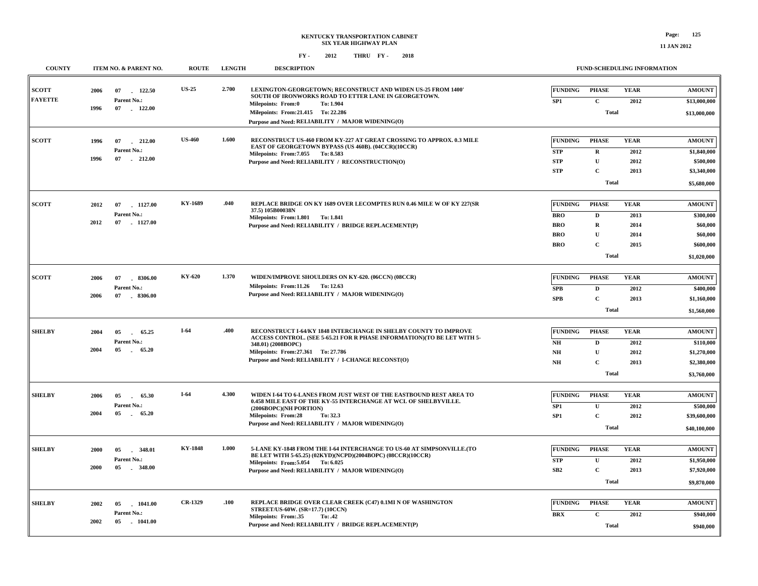**KENTUCKY TRANSPORTATION CABINET**
**SIX YEAR HIGHWAY PLAN**
**FY - 2012 THRU FY - 2018**

11 JAN 2012

| COUNTY | ITEM NO. & PARENT NO. | ROUTE | LENGTH | DESCRIPTION | FUNDING | PHASE | YEAR | AMOUNT |
|---|---|---|---|---|---|---|---|---|
| SCOTT / FAYETTE | 2006 07 - 122.50; Parent No.: 1996 07 - 122.00 | US-25 | 2.700 | LEXINGTON-GEORGETOWN; RECONSTRUCT AND WIDEN US-25 FROM 1400' SOUTH OF IRONWORKS ROAD TO ETTER LANE IN GEORGETOWN. Milepoints: From:0 To: 1.904; Milepoints: From:21.415 To: 22.286; Purpose and Need: RELIABILITY / MAJOR WIDENING(O) | SP1 | C | 2012 | $13,000,000 |
| | | | | | | Total | | $13,000,000 |
| SCOTT | 1996 07 - 212.00; Parent No.: 1996 07 - 212.00 | US-460 | 1.600 | RECONSTRUCT US-460 FROM KY-227 AT GREAT CROSSING TO APPROX. 0.3 MILE EAST OF GEORGETOWN BYPASS (US 460B). (04CCR)(10CCR) Milepoints: From:7.055 To: 8.583; Purpose and Need: RELIABILITY / RECONSTRUCTION(O) | STP | R | 2012 | $1,840,000 |
| | | | | | STP | U | 2012 | $500,000 |
| | | | | | STP | C | 2013 | $3,340,000 |
| | | | | | | Total | | $5,680,000 |
| SCOTT | 2012 07 - 1127.00; Parent No.: 2012 07 - 1127.00 | KY-1689 | .040 | REPLACE BRIDGE ON KY 1689 OVER LECOMPTES RUN 0.46 MILE W OF KY 227(SR 37.5) 105B00038N Milepoints: From:1.801 To: 1.841; Purpose and Need: RELIABILITY / BRIDGE REPLACEMENT(P) | BRO | D | 2013 | $300,000 |
| | | | | | BRO | R | 2014 | $60,000 |
| | | | | | BRO | U | 2014 | $60,000 |
| | | | | | BRO | C | 2015 | $600,000 |
| | | | | | | Total | | $1,020,000 |
| SCOTT | 2006 07 - 8306.00; Parent No.: 2006 07 - 8306.00 | KY-620 | 1.370 | WIDEN/IMPROVE SHOULDERS ON KY-620. (06CCN) (08CCR) Milepoints: From:11.26 To: 12.63; Purpose and Need: RELIABILITY / MAJOR WIDENING(O) | SPB | D | 2012 | $400,000 |
| | | | | | SPB | C | 2013 | $1,160,000 |
| | | | | | | Total | | $1,560,000 |
| SHELBY | 2004 05 - 65.25; Parent No.: 2004 05 - 65.20 | I-64 | .400 | RECONSTRUCT I-64/KY 1848 INTERCHANGE IN SHELBY COUNTY TO IMPROVE ACCESS CONTROL. (SEE 5-65.21 FOR R PHASE INFORMATION)(TO BE LET WITH 5-348.01) (2008BOPC) Milepoints: From:27.361 To: 27.786; Purpose and Need: RELIABILITY / I-CHANGE RECONST(O) | NH | D | 2012 | $110,000 |
| | | | | | NH | U | 2012 | $1,270,000 |
| | | | | | NH | C | 2013 | $2,380,000 |
| | | | | | | Total | | $3,760,000 |
| SHELBY | 2006 05 - 65.30; Parent No.: 2004 05 - 65.20 | I-64 | 4.300 | WIDEN I-64 TO 6-LANES FROM JUST WEST OF THE EASTBOUND REST AREA TO 0.458 MILE EAST OF THE KY-55 INTERCHANGE AT WCL OF SHELBYVILLE. (2006BOPC)(NH PORTION) Milepoints: From:28 To: 32.3; Purpose and Need: RELIABILITY / MAJOR WIDENING(O) | SP1 | U | 2012 | $500,000 |
| | | | | | SP1 | C | 2012 | $39,600,000 |
| | | | | | | Total | | $40,100,000 |
| SHELBY | 2000 05 - 348.01; Parent No.: 2000 05 - 348.00 | KY-1848 | 1.000 | 5-LANE KY-1848 FROM THE I-64 INTERCHANGE TO US-60 AT SIMPSONVILLE.(TO BE LET WITH 5-65.25) (02KYD)(NCPD)(2004BOPC) (08CCR)(10CCR) Milepoints: From:5.054 To: 6.025; Purpose and Need: RELIABILITY / MAJOR WIDENING(O) | STP | U | 2012 | $1,950,000 |
| | | | | | SB2 | C | 2013 | $7,920,000 |
| | | | | | | Total | | $9,870,000 |
| SHELBY | 2002 05 - 1041.00; Parent No.: 2002 05 - 1041.00 | CR-1329 | .100 | REPLACE BRIDGE OVER CLEAR CREEK (C47) 0.1MI N OF WASHINGTON STREET/US-60W. (SR=17.7) (10CCN) Milepoints: From:.35 To: .42; Purpose and Need: RELIABILITY / BRIDGE REPLACEMENT(P) | BRX | C | 2012 | $940,000 |
| | | | | | | Total | | $940,000 |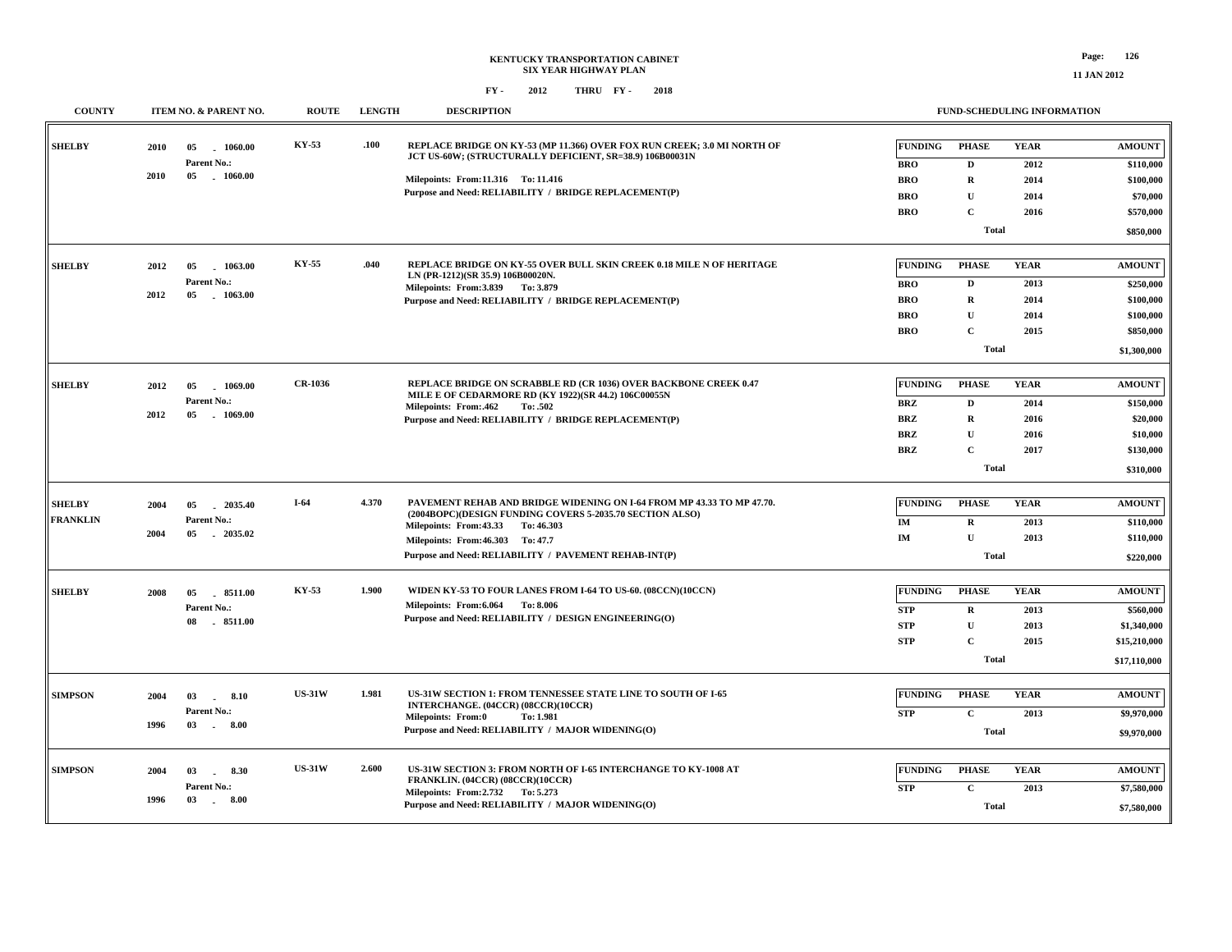# KENTUCKY TRANSPORTATION CABINET
## SIX YEAR HIGHWAY PLAN

FY - 2012 THRU FY - 2018

11 JAN 2012

| COUNTY | ITEM NO. & PARENT NO. | ROUTE | LENGTH | DESCRIPTION | FUNDING | PHASE | YEAR | AMOUNT |
|---|---|---|---|---|---|---|---|---|
| SHELBY | 2010 05 - 1060.00<br>Parent No.:<br>2010 05 - 1060.00 | KY-53 | .100 | REPLACE BRIDGE ON KY-53 (MP 11.366) OVER FOX RUN CREEK; 3.0 MI NORTH OF JCT US-60W; (STRUCTURALLY DEFICIENT, SR=38.9) 106B00031N<br>Milepoints: From:11.316 To: 11.416<br>Purpose and Need: RELIABILITY / BRIDGE REPLACEMENT(P) | BRO | D | 2012 | $110,000 |
| | | | | | BRO | R | 2014 | $100,000 |
| | | | | | BRO | U | 2014 | $70,000 |
| | | | | | BRO | C | 2016 | $570,000 |
| | | | | | | Total | | $850,000 |
| SHELBY | 2012 05 - 1063.00<br>Parent No.:<br>2012 05 - 1063.00 | KY-55 | .040 | REPLACE BRIDGE ON KY-55 OVER BULL SKIN CREEK 0.18 MILE N OF HERITAGE LN (PR-1212)(SR 35.9) 106B00020N.<br>Milepoints: From:3.839 To: 3.879<br>Purpose and Need: RELIABILITY / BRIDGE REPLACEMENT(P) | BRO | D | 2013 | $250,000 |
| | | | | | BRO | R | 2014 | $100,000 |
| | | | | | BRO | U | 2014 | $100,000 |
| | | | | | BRO | C | 2015 | $850,000 |
| | | | | | | Total | | $1,300,000 |
| SHELBY | 2012 05 - 1069.00<br>Parent No.:<br>2012 05 - 1069.00 | CR-1036 | | REPLACE BRIDGE ON SCRABBLE RD (CR 1036) OVER BACKBONE CREEK 0.47 MILE E OF CEDARMORE RD (KY 1922)(SR 44.2) 106C00055N<br>Milepoints: From:.462 To: .502<br>Purpose and Need: RELIABILITY / BRIDGE REPLACEMENT(P) | BRZ | D | 2014 | $150,000 |
| | | | | | BRZ | R | 2016 | $20,000 |
| | | | | | BRZ | U | 2016 | $10,000 |
| | | | | | BRZ | C | 2017 | $130,000 |
| | | | | | | Total | | $310,000 |
| SHELBY<br>FRANKLIN | 2004 05 - 2035.40<br>Parent No.:<br>2004 05 - 2035.02 | I-64 | 4.370 | PAVEMENT REHAB AND BRIDGE WIDENING ON I-64 FROM MP 43.33 TO MP 47.70. (2004BOPC)(DESIGN FUNDING COVERS 5-2035.70 SECTION ALSO)<br>Milepoints: From:43.33 To: 46.303<br>Milepoints: From:46.303 To: 47.7<br>Purpose and Need: RELIABILITY / PAVEMENT REHAB-INT(P) | IM | R | 2013 | $110,000 |
| | | | | | IM | U | 2013 | $110,000 |
| | | | | | | Total | | $220,000 |
| SHELBY | 2008 05 - 8511.00<br>Parent No.:<br>08 - 8511.00 | KY-53 | 1.900 | WIDEN KY-53 TO FOUR LANES FROM I-64 TO US-60. (08CCN)(10CCN)<br>Milepoints: From:6.064 To: 8.006<br>Purpose and Need: RELIABILITY / DESIGN ENGINEERING(O) | STP | R | 2013 | $560,000 |
| | | | | | STP | U | 2013 | $1,340,000 |
| | | | | | STP | C | 2015 | $15,210,000 |
| | | | | | | Total | | $17,110,000 |
| SIMPSON | 2004 03 - 8.10<br>Parent No.:<br>1996 03 - 8.00 | US-31W | 1.981 | US-31W SECTION 1: FROM TENNESSEE STATE LINE TO SOUTH OF I-65 INTERCHANGE. (04CCR) (08CCR)(10CCR)<br>Milepoints: From:0 To: 1.981<br>Purpose and Need: RELIABILITY / MAJOR WIDENING(O) | STP | C | 2013 | $9,970,000 |
| | | | | | | Total | | $9,970,000 |
| SIMPSON | 2004 03 - 8.30<br>Parent No.:<br>1996 03 - 8.00 | US-31W | 2.600 | US-31W SECTION 3: FROM NORTH OF I-65 INTERCHANGE TO KY-1008 AT FRANKLIN. (04CCR) (08CCR)(10CCR)<br>Milepoints: From:2.732 To: 5.273<br>Purpose and Need: RELIABILITY / MAJOR WIDENING(O) | STP | C | 2013 | $7,580,000 |
| | | | | | | Total | | $7,580,000 |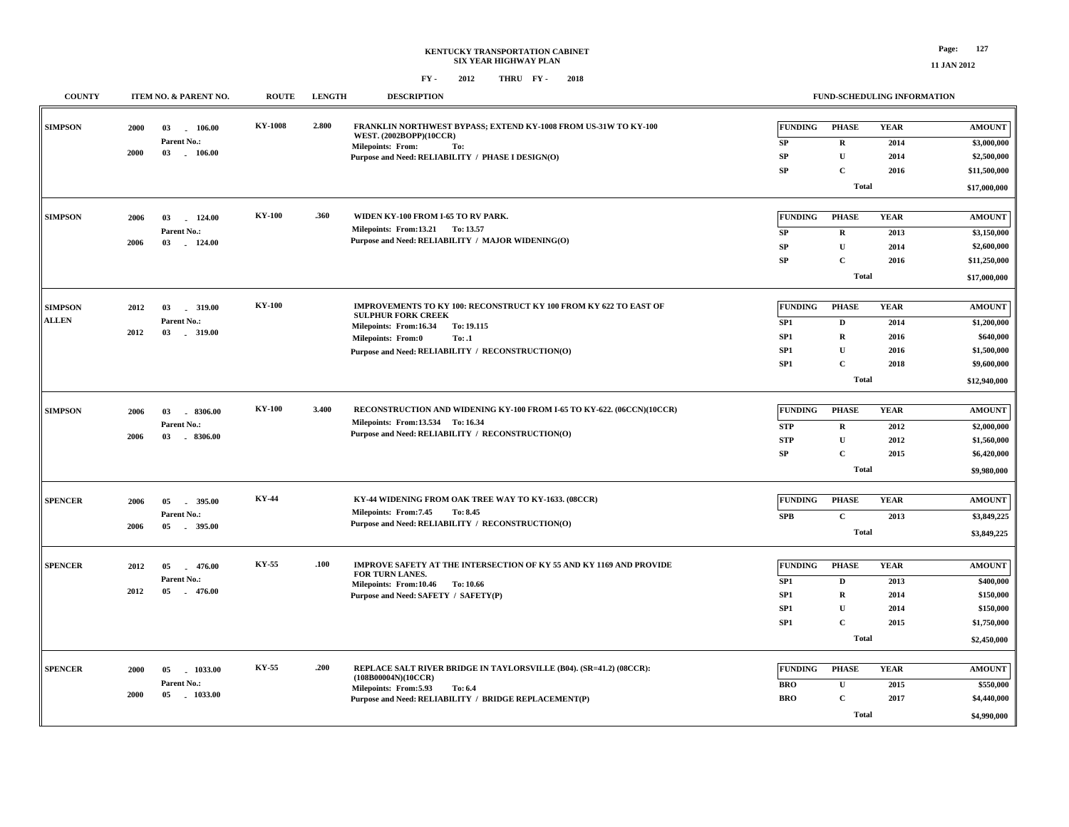# KENTUCKY TRANSPORTATION CABINET
## SIX YEAR HIGHWAY PLAN

FY - 2012 THRU FY - 2018

11 JAN 2012

| COUNTY | ITEM NO. & PARENT NO. | ROUTE | LENGTH | DESCRIPTION | FUNDING | PHASE | YEAR | AMOUNT |
|---|---|---|---|---|---|---|---|---|
| SIMPSON | 2000 03 - 106.00 Parent No.: 2000 03 - 106.00 | KY-1008 | 2.800 | FRANKLIN NORTHWEST BYPASS; EXTEND KY-1008 FROM US-31W TO KY-100 WEST. (2002BOPP)(10CCR) Milepoints: From: To: Purpose and Need: RELIABILITY / PHASE I DESIGN(O) | SP | R | 2014 | $3,000,000 |
| | | | | | SP | U | 2014 | $2,500,000 |
| | | | | | SP | C | 2016 | $11,500,000 |
| | | | | | | Total | | $17,000,000 |
| SIMPSON | 2006 03 - 124.00 Parent No.: 2006 03 - 124.00 | KY-100 | .360 | WIDEN KY-100 FROM I-65 TO RV PARK. Milepoints: From:13.21 To: 13.57 Purpose and Need: RELIABILITY / MAJOR WIDENING(O) | SP | R | 2013 | $3,150,000 |
| | | | | | SP | U | 2014 | $2,600,000 |
| | | | | | SP | C | 2016 | $11,250,000 |
| | | | | | | Total | | $17,000,000 |
| SIMPSON ALLEN | 2012 03 - 319.00 Parent No.: 2012 03 - 319.00 | KY-100 | | IMPROVEMENTS TO KY 100: RECONSTRUCT KY 100 FROM KY 622 TO EAST OF SULPHUR FORK CREEK Milepoints: From:16.34 To: 19.115 Milepoints: From:0 To: .1 Purpose and Need: RELIABILITY / RECONSTRUCTION(O) | SP1 | D | 2014 | $1,200,000 |
| | | | | | SP1 | R | 2016 | $640,000 |
| | | | | | SP1 | U | 2016 | $1,500,000 |
| | | | | | SP1 | C | 2018 | $9,600,000 |
| | | | | | | Total | | $12,940,000 |
| SIMPSON | 2006 03 - 8306.00 Parent No.: 2006 03 - 8306.00 | KY-100 | 3.400 | RECONSTRUCTION AND WIDENING KY-100 FROM I-65 TO KY-622. (06CCN)(10CCR) Milepoints: From:13.534 To: 16.34 Purpose and Need: RELIABILITY / RECONSTRUCTION(O) | STP | R | 2012 | $2,000,000 |
| | | | | | STP | U | 2012 | $1,560,000 |
| | | | | | SP | C | 2015 | $6,420,000 |
| | | | | | | Total | | $9,980,000 |
| SPENCER | 2006 05 - 395.00 Parent No.: 2006 05 - 395.00 | KY-44 | | KY-44 WIDENING FROM OAK TREE WAY TO KY-1633. (08CCR) Milepoints: From:7.45 To: 8.45 Purpose and Need: RELIABILITY / RECONSTRUCTION(O) | SPB | C | 2013 | $3,849,225 |
| | | | | | | Total | | $3,849,225 |
| SPENCER | 2012 05 - 476.00 Parent No.: 2012 05 - 476.00 | KY-55 | .100 | IMPROVE SAFETY AT THE INTERSECTION OF KY 55 AND KY 1169 AND PROVIDE FOR TURN LANES. Milepoints: From:10.46 To: 10.66 Purpose and Need: SAFETY / SAFETY(P) | SP1 | D | 2013 | $400,000 |
| | | | | | SP1 | R | 2014 | $150,000 |
| | | | | | SP1 | U | 2014 | $150,000 |
| | | | | | SP1 | C | 2015 | $1,750,000 |
| | | | | | | Total | | $2,450,000 |
| SPENCER | 2000 05 - 1033.00 Parent No.: 2000 05 - 1033.00 | KY-55 | .200 | REPLACE SALT RIVER BRIDGE IN TAYLORSVILLE (B04). (SR=41.2) (08CCR): (108B00004N)(10CCR) Milepoints: From:5.93 To: 6.4 Purpose and Need: RELIABILITY / BRIDGE REPLACEMENT(P) | BRO | U | 2015 | $550,000 |
| | | | | | BRO | C | 2017 | $4,440,000 |
| | | | | | | Total | | $4,990,000 |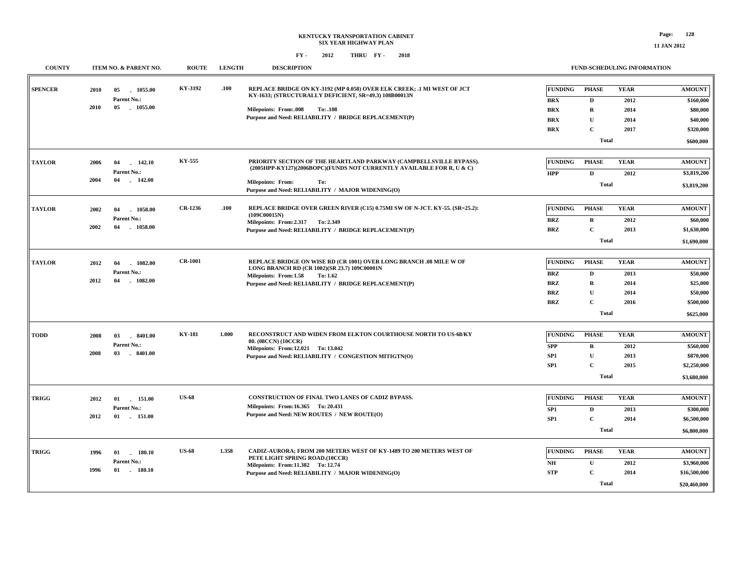**KENTUCKY TRANSPORTATION CABINET**
**SIX YEAR HIGHWAY PLAN**
**FY - 2012 THRU FY - 2018**

| COUNTY | ITEM NO. & PARENT NO. | ROUTE | LENGTH | DESCRIPTION | FUNDING | PHASE | YEAR | AMOUNT |
|---|---|---|---|---|---|---|---|---|
| SPENCER | 2010 05 - 1055.00<br>Parent No.:<br>2010 05 - 1055.00 | KY-3192 | .100 | REPLACE BRIDGE ON KY-3192 (MP 0.058) OVER ELK CREEK; .1 MI WEST OF JCT KY-1633; (STRUCTURALLY DEFICIENT, SR=49.3) 108B00013N<br>Milepoints: From:.008 To: .108<br>Purpose and Need: RELIABILITY / BRIDGE REPLACEMENT(P) | BRX | D | 2012 | $160,000 |
| | | | | | BRX | R | 2014 | $80,000 |
| | | | | | BRX | U | 2014 | $40,000 |
| | | | | | BRX | C | 2017 | $320,000 |
| | | | | | | Total | | $600,000 |
| TAYLOR | 2006 04 - 142.10<br>Parent No.:<br>2004 04 - 142.00 | KY-555 | | PRIORITY SECTION OF THE HEARTLAND PARKWAY (CAMPBELLSVILLE BYPASS). (2005HPP-KY127)(2006BOPC)(FUNDS NOT CURRENTLY AVAILABLE FOR R, U & C)<br>Milepoints: From: To:<br>Purpose and Need: RELIABILITY / MAJOR WIDENING(O) | HPP | D | 2012 | $3,819,200 |
| | | | | | | Total | | $3,819,200 |
| TAYLOR | 2002 04 - 1058.00<br>Parent No.:<br>2002 04 - 1058.00 | CR-1236 | .100 | REPLACE BRIDGE OVER GREEN RIVER (C15) 0.75MI SW OF N-JCT. KY-55. (SR=25.2): (109C00015N)<br>Milepoints: From:2.317 To: 2.349<br>Purpose and Need: RELIABILITY / BRIDGE REPLACEMENT(P) | BRZ | R | 2012 | $60,000 |
| | | | | | BRZ | C | 2013 | $1,630,000 |
| | | | | | | Total | | $1,690,000 |
| TAYLOR | 2012 04 - 1082.00<br>Parent No.:<br>2012 04 - 1082.00 | CR-1001 | | REPLACE BRIDGE ON WISE RD (CR 1001) OVER LONG BRANCH .08 MILE W OF LONG BRANCH RD (CR 1002)(SR 23.7) 109C00001N<br>Milepoints: From:1.58 To: 1.62<br>Purpose and Need: RELIABILITY / BRIDGE REPLACEMENT(P) | BRZ | D | 2013 | $50,000 |
| | | | | | BRZ | R | 2014 | $25,000 |
| | | | | | BRZ | U | 2014 | $50,000 |
| | | | | | BRZ | C | 2016 | $500,000 |
| | | | | | | Total | | $625,000 |
| TODD | 2008 03 - 8401.00<br>Parent No.:<br>2008 03 - 8401.00 | KY-181 | 1.000 | RECONSTRUCT AND WIDEN FROM ELKTON COURTHOUSE NORTH TO US-68/KY 80. (08CCN) (10CCR)<br>Milepoints: From:12.021 To: 13.042<br>Purpose and Need: RELIABILITY / CONGESTION MITIGTN(O) | SPP | R | 2012 | $560,000 |
| | | | | | SP1 | U | 2013 | $870,000 |
| | | | | | SP1 | C | 2015 | $2,250,000 |
| | | | | | | Total | | $3,680,000 |
| TRIGG | 2012 01 - 151.00<br>Parent No.:<br>2012 01 - 151.00 | US-68 | | CONSTRUCTION OF FINAL TWO LANES OF CADIZ BYPASS.<br>Milepoints: From:16.365 To: 20.431<br>Purpose and Need: NEW ROUTES / NEW ROUTE(O) | SP1 | D | 2013 | $300,000 |
| | | | | | SP1 | C | 2014 | $6,500,000 |
| | | | | | | Total | | $6,800,000 |
| TRIGG | 1996 01 - 180.10<br>Parent No.:<br>1996 01 - 180.10 | US-68 | 1.358 | CADIZ-AURORA; FROM 200 METERS WEST OF KY-1489 TO 200 METERS WEST OF PETE LIGHT SPRING ROAD.(10CCR)<br>Milepoints: From:11.382 To: 12.74<br>Purpose and Need: RELIABILITY / MAJOR WIDENING(O) | NH | U | 2012 | $3,960,000 |
| | | | | | STP | C | 2014 | $16,500,000 |
| | | | | | | Total | | $20,460,000 |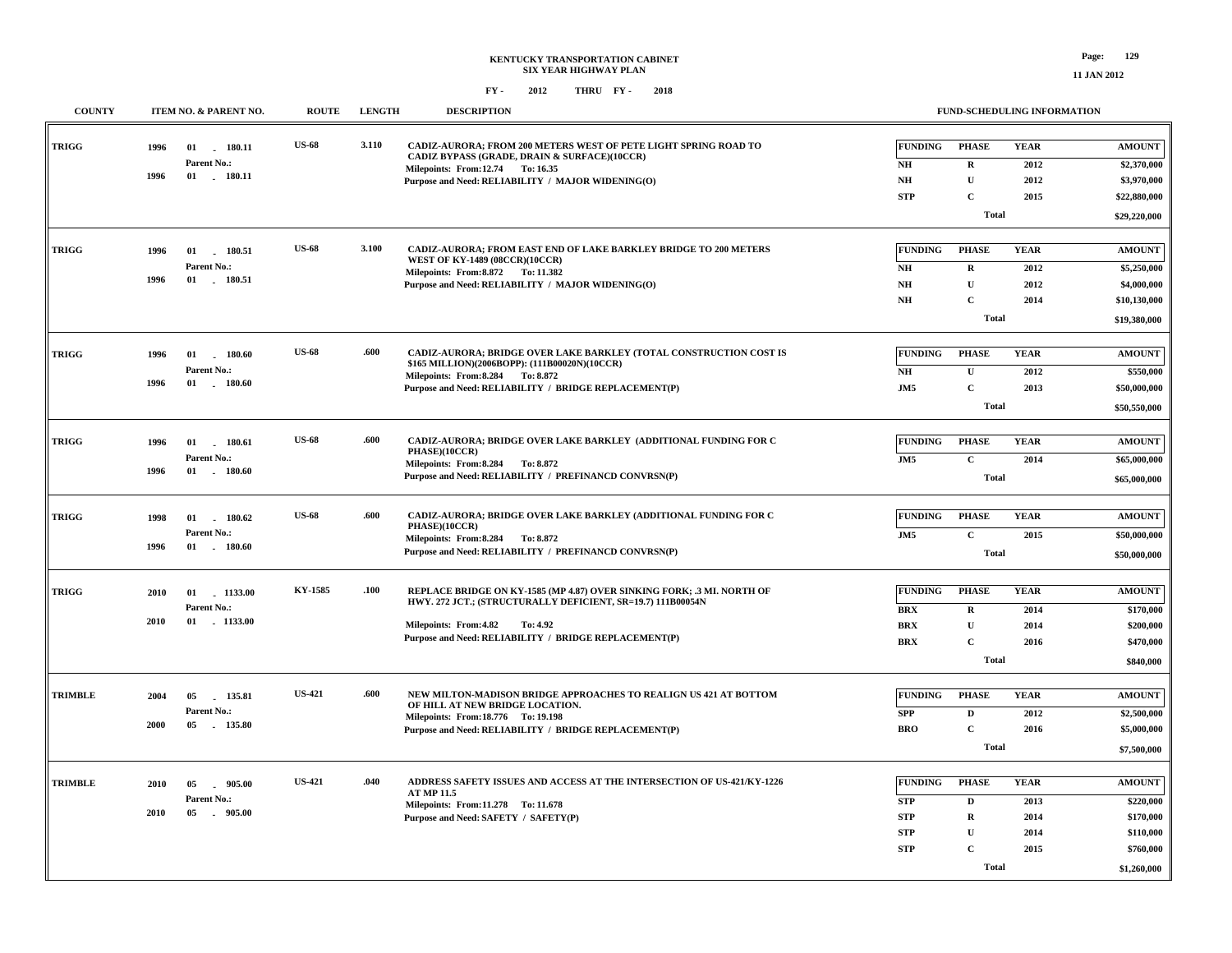**KENTUCKY TRANSPORTATION CABINET**
**SIX YEAR HIGHWAY PLAN**
**FY - 2012 THRU FY - 2018**

| COUNTY | ITEM NO. & PARENT NO. | ROUTE | LENGTH | DESCRIPTION | FUNDING | PHASE | YEAR | AMOUNT |
|---|---|---|---|---|---|---|---|---|
| TRIGG | 1996 01 - 180.11<br>Parent No.:<br>1996 01 - 180.11 | US-68 | 3.110 | CADIZ-AURORA; FROM 200 METERS WEST OF PETE LIGHT SPRING ROAD TO CADIZ BYPASS (GRADE, DRAIN & SURFACE)(10CCR)<br>Milepoints: From:12.74 To: 16.35<br>Purpose and Need: RELIABILITY / MAJOR WIDENING(O) | NH | R | 2012 | $2,370,000 |
| | | | | | NH | U | 2012 | $3,970,000 |
| | | | | | STP | C | 2015 | $22,880,000 |
| | | | | | | Total | | $29,220,000 |
| TRIGG | 1996 01 - 180.51<br>Parent No.:<br>1996 01 - 180.51 | US-68 | 3.100 | CADIZ-AURORA; FROM EAST END OF LAKE BARKLEY BRIDGE TO 200 METERS WEST OF KY-1489 (08CCR)(10CCR)<br>Milepoints: From:8.872 To: 11.382<br>Purpose and Need: RELIABILITY / MAJOR WIDENING(O) | NH | R | 2012 | $5,250,000 |
| | | | | | NH | U | 2012 | $4,000,000 |
| | | | | | NH | C | 2014 | $10,130,000 |
| | | | | | | Total | | $19,380,000 |
| TRIGG | 1996 01 - 180.60<br>Parent No.:<br>1996 01 - 180.60 | US-68 | .600 | CADIZ-AURORA; BRIDGE OVER LAKE BARKLEY (TOTAL CONSTRUCTION COST IS $165 MILLION)(2006BOPP): (111B00020N)(10CCR)<br>Milepoints: From:8.284 To: 8.872<br>Purpose and Need: RELIABILITY / BRIDGE REPLACEMENT(P) | NH | U | 2012 | $550,000 |
| | | | | | JM5 | C | 2013 | $50,000,000 |
| | | | | | | Total | | $50,550,000 |
| TRIGG | 1996 01 - 180.61<br>Parent No.:<br>1996 01 - 180.60 | US-68 | .600 | CADIZ-AURORA; BRIDGE OVER LAKE BARKLEY (ADDITIONAL FUNDING FOR C PHASE)(10CCR)<br>Milepoints: From:8.284 To: 8.872<br>Purpose and Need: RELIABILITY / PREFINANCD CONVRSN(P) | JM5 | C | 2014 | $65,000,000 |
| | | | | | | Total | | $65,000,000 |
| TRIGG | 1998 01 - 180.62<br>Parent No.:<br>1996 01 - 180.60 | US-68 | .600 | CADIZ-AURORA; BRIDGE OVER LAKE BARKLEY (ADDITIONAL FUNDING FOR C PHASE)(10CCR)<br>Milepoints: From:8.284 To: 8.872<br>Purpose and Need: RELIABILITY / PREFINANCD CONVRSN(P) | JM5 | C | 2015 | $50,000,000 |
| | | | | | | Total | | $50,000,000 |
| TRIGG | 2010 01 - 1133.00<br>Parent No.:<br>2010 01 - 1133.00 | KY-1585 | .100 | REPLACE BRIDGE ON KY-1585 (MP 4.87) OVER SINKING FORK; .3 MI. NORTH OF HWY. 272 JCT.; (STRUCTURALLY DEFICIENT, SR=19.7) 111B00054N<br>Milepoints: From:4.82 To: 4.92<br>Purpose and Need: RELIABILITY / BRIDGE REPLACEMENT(P) | BRX | R | 2014 | $170,000 |
| | | | | | BRX | U | 2014 | $200,000 |
| | | | | | BRX | C | 2016 | $470,000 |
| | | | | | | Total | | $840,000 |
| TRIMBLE | 2004 05 - 135.81<br>Parent No.:<br>2000 05 - 135.80 | US-421 | .600 | NEW MILTON-MADISON BRIDGE APPROACHES TO REALIGN US 421 AT BOTTOM OF HILL AT NEW BRIDGE LOCATION.<br>Milepoints: From:18.776 To: 19.198<br>Purpose and Need: RELIABILITY / BRIDGE REPLACEMENT(P) | SPP | D | 2012 | $2,500,000 |
| | | | | | BRO | C | 2016 | $5,000,000 |
| | | | | | | Total | | $7,500,000 |
| TRIMBLE | 2010 05 - 905.00<br>Parent No.:<br>2010 05 - 905.00 | US-421 | .040 | ADDRESS SAFETY ISSUES AND ACCESS AT THE INTERSECTION OF US-421/KY-1226 AT MP 11.5<br>Milepoints: From:11.278 To: 11.678<br>Purpose and Need: SAFETY / SAFETY(P) | STP | D | 2013 | $220,000 |
| | | | | | STP | R | 2014 | $170,000 |
| | | | | | STP | U | 2014 | $110,000 |
| | | | | | STP | C | 2015 | $760,000 |
| | | | | | | Total | | $1,260,000 |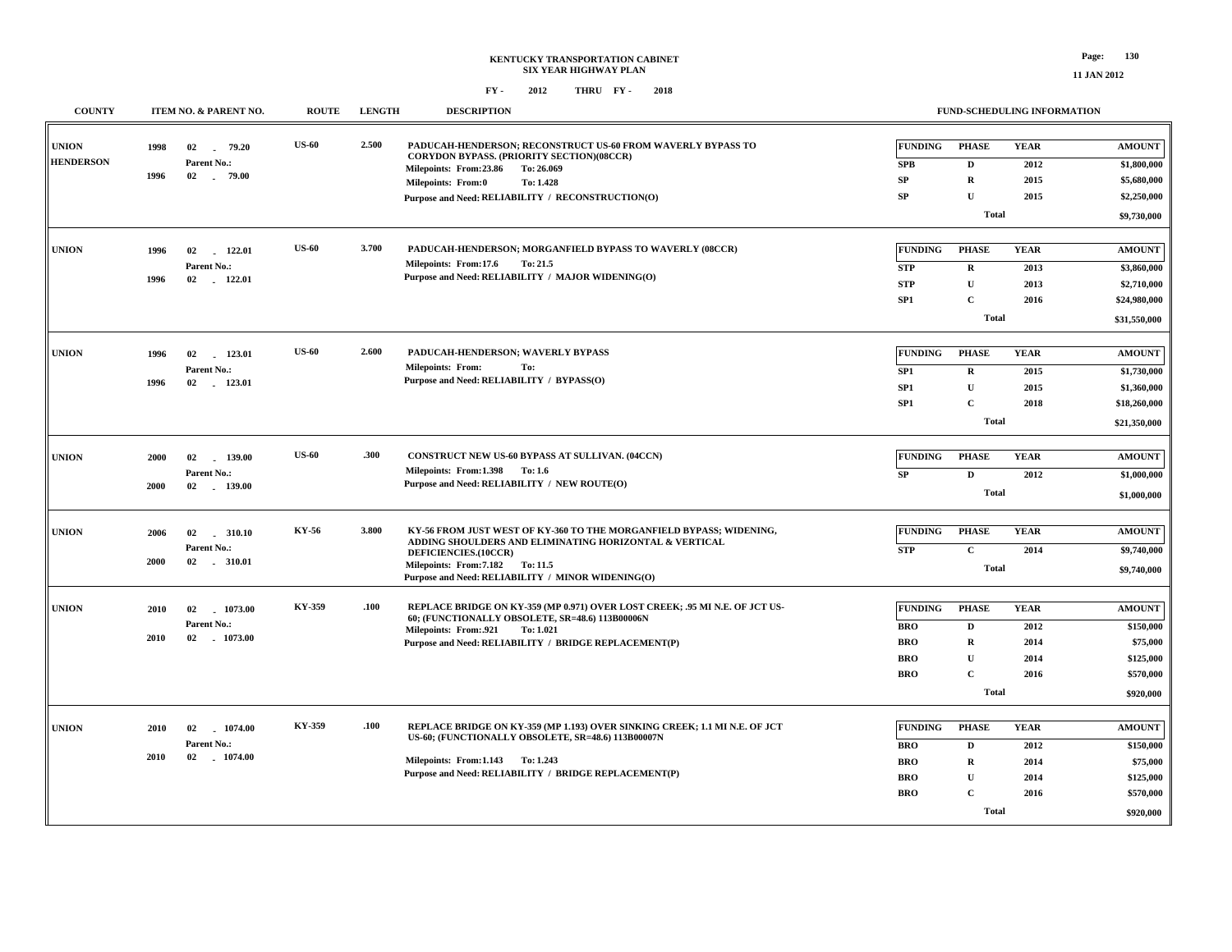**KENTUCKY TRANSPORTATION CABINET**
**SIX YEAR HIGHWAY PLAN**

**FY - 2012 THRU FY - 2018**

| COUNTY | ITEM NO. & PARENT NO. | ROUTE | LENGTH | DESCRIPTION | FUND-SCHEDULING INFORMATION |
|---|---|---|---|---|---|
| UNION<br>HENDERSON | 1998 02 - 79.20<br>Parent No.:<br>1996 02 - 79.00 | US-60 | 2.500 | PADUCAH-HENDERSON; RECONSTRUCT US-60 FROM WAVERLY BYPASS TO CORYDON BYPASS. (PRIORITY SECTION)(08CCR)<br>Milepoints: From:23.86 To: 26.069<br>Milepoints: From:0 To: 1.428<br>Purpose and Need: RELIABILITY / RECONSTRUCTION(O) | FUNDING / PHASE / YEAR / AMOUNT<br>SPB / D / 2012 / $1,800,000<br>SP / R / 2015 / $5,680,000<br>SP / U / 2015 / $2,250,000<br>Total $9,730,000 |
| UNION | 1996 02 - 122.01<br>Parent No.:<br>1996 02 - 122.01 | US-60 | 3.700 | PADUCAH-HENDERSON; MORGANFIELD BYPASS TO WAVERLY (08CCR)<br>Milepoints: From:17.6 To: 21.5<br>Purpose and Need: RELIABILITY / MAJOR WIDENING(O) | FUNDING / PHASE / YEAR / AMOUNT<br>STP / R / 2013 / $3,860,000<br>STP / U / 2013 / $2,710,000<br>SP1 / C / 2016 / $24,980,000<br>Total $31,550,000 |
| UNION | 1996 02 - 123.01<br>Parent No.:<br>1996 02 - 123.01 | US-60 | 2.600 | PADUCAH-HENDERSON; WAVERLY BYPASS<br>Milepoints: From: To:<br>Purpose and Need: RELIABILITY / BYPASS(O) | FUNDING / PHASE / YEAR / AMOUNT<br>SP1 / R / 2015 / $1,730,000<br>SP1 / U / 2015 / $1,360,000<br>SP1 / C / 2018 / $18,260,000<br>Total $21,350,000 |
| UNION | 2000 02 - 139.00<br>Parent No.:<br>2000 02 - 139.00 | US-60 | .300 | CONSTRUCT NEW US-60 BYPASS AT SULLIVAN. (04CCN)<br>Milepoints: From:1.398 To: 1.6<br>Purpose and Need: RELIABILITY / NEW ROUTE(O) | FUNDING / PHASE / YEAR / AMOUNT<br>SP / D / 2012 / $1,000,000<br>Total $1,000,000 |
| UNION | 2006 02 - 310.10<br>Parent No.:<br>2000 02 - 310.01 | KY-56 | 3.800 | KY-56 FROM JUST WEST OF KY-360 TO THE MORGANFIELD BYPASS; WIDENING, ADDING SHOULDERS AND ELIMINATING HORIZONTAL & VERTICAL DEFICIENCIES.(10CCR)<br>Milepoints: From:7.182 To: 11.5<br>Purpose and Need: RELIABILITY / MINOR WIDENING(O) | FUNDING / PHASE / YEAR / AMOUNT<br>STP / C / 2014 / $9,740,000<br>Total $9,740,000 |
| UNION | 2010 02 - 1073.00<br>Parent No.:<br>2010 02 - 1073.00 | KY-359 | .100 | REPLACE BRIDGE ON KY-359 (MP 0.971) OVER LOST CREEK; .95 MI N.E. OF JCT US-60; (FUNCTIONALLY OBSOLETE, SR=48.6) 113B00006N<br>Milepoints: From:.921 To: 1.021<br>Purpose and Need: RELIABILITY / BRIDGE REPLACEMENT(P) | FUNDING / PHASE / YEAR / AMOUNT<br>BRO / D / 2012 / $150,000<br>BRO / R / 2014 / $75,000<br>BRO / U / 2014 / $125,000<br>BRO / C / 2016 / $570,000<br>Total $920,000 |
| UNION | 2010 02 - 1074.00<br>Parent No.:<br>2010 02 - 1074.00 | KY-359 | .100 | REPLACE BRIDGE ON KY-359 (MP 1.193) OVER SINKING CREEK; 1.1 MI N.E. OF JCT US-60; (FUNCTIONALLY OBSOLETE, SR=48.6) 113B00007N<br>Milepoints: From:1.143 To: 1.243<br>Purpose and Need: RELIABILITY / BRIDGE REPLACEMENT(P) | FUNDING / PHASE / YEAR / AMOUNT<br>BRO / D / 2012 / $150,000<br>BRO / R / 2014 / $75,000<br>BRO / U / 2014 / $125,000<br>BRO / C / 2016 / $570,000<br>Total $920,000 |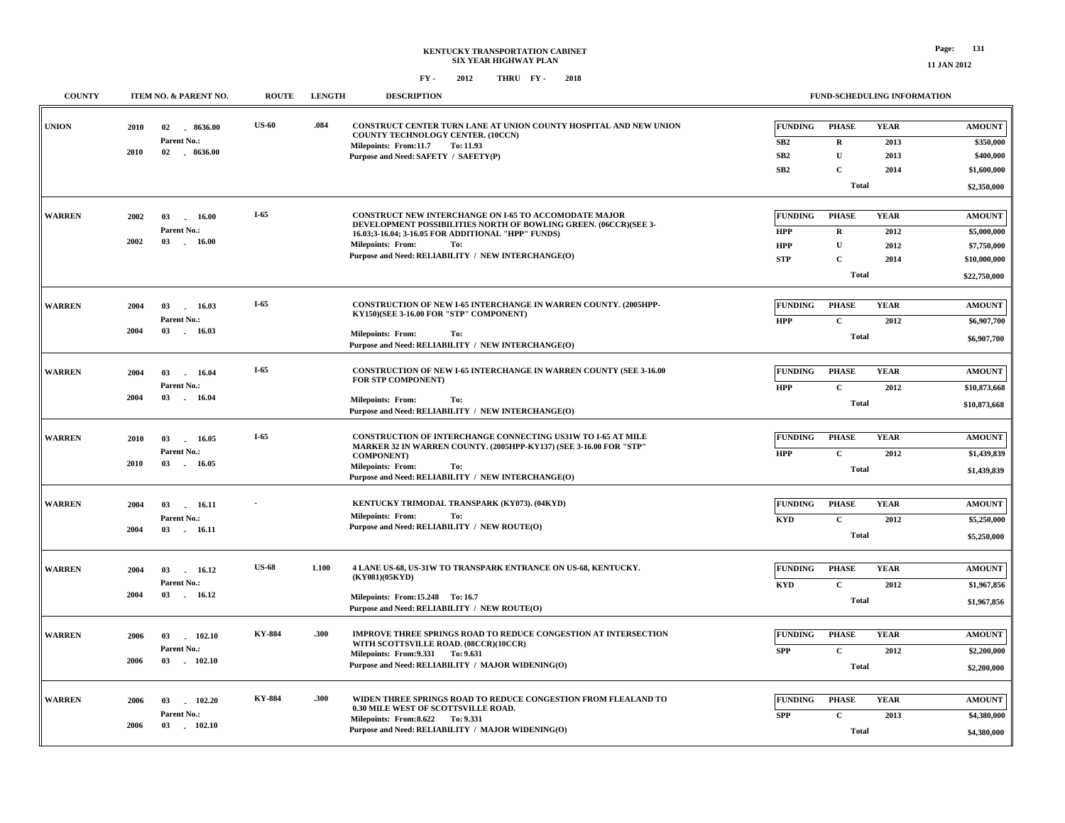# KENTUCKY TRANSPORTATION CABINET
## SIX YEAR HIGHWAY PLAN

FY - 2012 THRU FY - 2018

| COUNTY | ITEM NO. & PARENT NO. | ROUTE | LENGTH | DESCRIPTION | FUNDING | PHASE | YEAR | AMOUNT |
|---|---|---|---|---|---|---|---|---|
| UNION | 2010 02 - 8636.00<br>Parent No.:<br>2010 02 - 8636.00 | US-60 | .084 | CONSTRUCT CENTER TURN LANE AT UNION COUNTY HOSPITAL AND NEW UNION COUNTY TECHNOLOGY CENTER. (10CCN)<br>Milepoints: From:11.7 To: 11.93<br>Purpose and Need: SAFETY / SAFETY(P) | SB2 | R | 2013 | $350,000 |
| | | | | | SB2 | U | 2013 | $400,000 |
| | | | | | SB2 | C | 2014 | $1,600,000 |
| | | | | | | Total | | $2,350,000 |
| WARREN | 2002 03 - 16.00<br>Parent No.:<br>2002 03 - 16.00 | I-65 | | CONSTRUCT NEW INTERCHANGE ON I-65 TO ACCOMODATE MAJOR DEVELOPMENT POSSIBILITIES NORTH OF BOWLING GREEN. (06CCR)(SEE 3-16.03;3-16.04; 3-16.05 FOR ADDITIONAL "HPP" FUNDS)<br>Milepoints: From: To:<br>Purpose and Need: RELIABILITY / NEW INTERCHANGE(O) | HPP | R | 2012 | $5,000,000 |
| | | | | | HPP | U | 2012 | $7,750,000 |
| | | | | | STP | C | 2014 | $10,000,000 |
| | | | | | | Total | | $22,750,000 |
| WARREN | 2004 03 - 16.03<br>Parent No.:<br>2004 03 - 16.03 | I-65 | | CONSTRUCTION OF NEW I-65 INTERCHANGE IN WARREN COUNTY. (2005HPP-KY150)(SEE 3-16.00 FOR "STP" COMPONENT)<br>Milepoints: From: To:<br>Purpose and Need: RELIABILITY / NEW INTERCHANGE(O) | HPP | C | 2012 | $6,907,700 |
| | | | | | | Total | | $6,907,700 |
| WARREN | 2004 03 - 16.04<br>Parent No.:<br>2004 03 - 16.04 | I-65 | | CONSTRUCTION OF NEW I-65 INTERCHANGE IN WARREN COUNTY (SEE 3-16.00 FOR STP COMPONENT)<br>Milepoints: From: To:<br>Purpose and Need: RELIABILITY / NEW INTERCHANGE(O) | HPP | C | 2012 | $10,873,668 |
| | | | | | | Total | | $10,873,668 |
| WARREN | 2010 03 - 16.05<br>Parent No.:<br>2010 03 - 16.05 | I-65 | | CONSTRUCTION OF INTERCHANGE CONNECTING US31W TO I-65 AT MILE MARKER 32 IN WARREN COUNTY. (2005HPP-KY137) (SEE 3-16.00 FOR "STP" COMPONENT)<br>Milepoints: From: To:<br>Purpose and Need: RELIABILITY / NEW INTERCHANGE(O) | HPP | C | 2012 | $1,439,839 |
| | | | | | | Total | | $1,439,839 |
| WARREN | 2004 03 - 16.11<br>Parent No.:<br>2004 03 - 16.11 | - | | KENTUCKY TRIMODAL TRANSPARK (KY073). (04KYD)<br>Milepoints: From: To:<br>Purpose and Need: RELIABILITY / NEW ROUTE(O) | KYD | C | 2012 | $5,250,000 |
| | | | | | | Total | | $5,250,000 |
| WARREN | 2004 03 - 16.12<br>Parent No.:<br>2004 03 - 16.12 | US-68 | 1.100 | 4 LANE US-68, US-31W TO TRANSPARK ENTRANCE ON US-68, KENTUCKY. (KY081)(05KYD)<br>Milepoints: From:15.248 To: 16.7<br>Purpose and Need: RELIABILITY / NEW ROUTE(O) | KYD | C | 2012 | $1,967,856 |
| | | | | | | Total | | $1,967,856 |
| WARREN | 2006 03 - 102.10<br>Parent No.:<br>2006 03 - 102.10 | KY-884 | .300 | IMPROVE THREE SPRINGS ROAD TO REDUCE CONGESTION AT INTERSECTION WITH SCOTTSVILLE ROAD. (08CCR)(10CCR)<br>Milepoints: From:9.331 To: 9.631<br>Purpose and Need: RELIABILITY / MAJOR WIDENING(O) | SPP | C | 2012 | $2,200,000 |
| | | | | | | Total | | $2,200,000 |
| WARREN | 2006 03 - 102.20<br>Parent No.:<br>2006 03 - 102.10 | KY-884 | .300 | WIDEN THREE SPRINGS ROAD TO REDUCE CONGESTION FROM FLEALAND TO 0.30 MILE WEST OF SCOTTSVILLE ROAD.<br>Milepoints: From:8.622 To: 9.331<br>Purpose and Need: RELIABILITY / MAJOR WIDENING(O) | SPP | C | 2013 | $4,380,000 |
| | | | | | | Total | | $4,380,000 |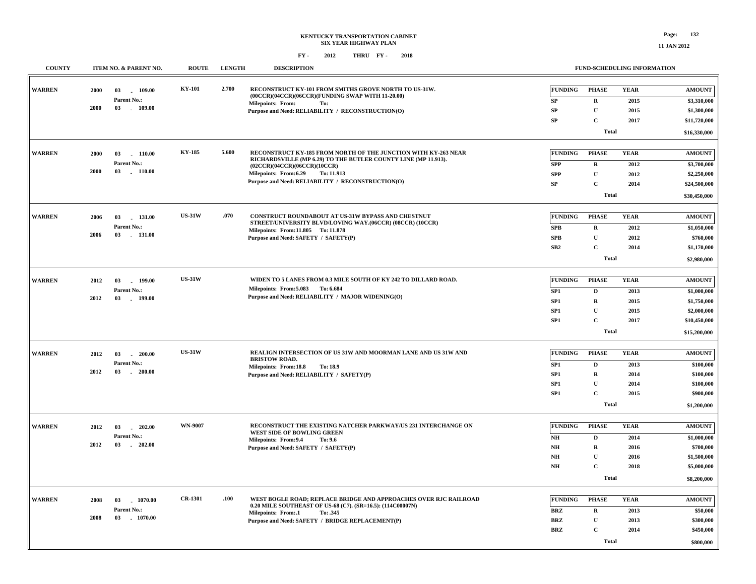# KENTUCKY TRANSPORTATION CABINET
## SIX YEAR HIGHWAY PLAN

FY - 2012 THRU FY - 2018

11 JAN 2012

| COUNTY | ITEM NO. & PARENT NO. | ROUTE | LENGTH | DESCRIPTION | FUNDING | PHASE | YEAR | AMOUNT |
|---|---|---|---|---|---|---|---|---|
| WARREN | 2000 03 - 109.00<br>Parent No.:<br>2000 03 - 109.00 | KY-101 | 2.700 | RECONSTRUCT KY-101 FROM SMITHS GROVE NORTH TO US-31W. (00CCR)(04CCR)(06CCR)(FUNDING SWAP WITH 11-20.00)<br>Milepoints: From: To:<br>Purpose and Need: RELIABILITY / RECONSTRUCTION(O) | SP | R | 2015 | $3,310,000 |
| | | | | | SP | U | 2015 | $1,300,000 |
| | | | | | SP | C | 2017 | $11,720,000 |
| | | | | | | Total | | $16,330,000 |
| WARREN | 2000 03 - 110.00<br>Parent No.:<br>2000 03 - 110.00 | KY-185 | 5.600 | RECONSTRUCT KY-185 FROM NORTH OF THE JUNCTION WITH KY-263 NEAR RICHARDSVILLE (MP 6.29) TO THE BUTLER COUNTY LINE (MP 11.913). (02CCR)(04CCR)(06CCR)(10CCR)<br>Milepoints: From:6.29 To: 11.913<br>Purpose and Need: RELIABILITY / RECONSTRUCTION(O) | SPP | R | 2012 | $3,700,000 |
| | | | | | SPP | U | 2012 | $2,250,000 |
| | | | | | SP | C | 2014 | $24,500,000 |
| | | | | | | Total | | $30,450,000 |
| WARREN | 2006 03 - 131.00<br>Parent No.:<br>2006 03 - 131.00 | US-31W | .070 | CONSTRUCT ROUNDABOUT AT US-31W BYPASS AND CHESTNUT STREET/UNIVERSITY BLVD/LOVING WAY.(06CCR) (08CCR) (10CCR)<br>Milepoints: From:11.805 To: 11.878<br>Purpose and Need: SAFETY / SAFETY(P) | SPB | R | 2012 | $1,050,000 |
| | | | | | SPB | U | 2012 | $760,000 |
| | | | | | SB2 | C | 2014 | $1,170,000 |
| | | | | | | Total | | $2,980,000 |
| WARREN | 2012 03 - 199.00<br>Parent No.:<br>2012 03 - 199.00 | US-31W | | WIDEN TO 5 LANES FROM 0.3 MILE SOUTH OF KY 242 TO DILLARD ROAD.<br>Milepoints: From:5.083 To: 6.684<br>Purpose and Need: RELIABILITY / MAJOR WIDENING(O) | SP1 | D | 2013 | $1,000,000 |
| | | | | | SP1 | R | 2015 | $1,750,000 |
| | | | | | SP1 | U | 2015 | $2,000,000 |
| | | | | | SP1 | C | 2017 | $10,450,000 |
| | | | | | | Total | | $15,200,000 |
| WARREN | 2012 03 - 200.00<br>Parent No.:<br>2012 03 - 200.00 | US-31W | | REALIGN INTERSECTION OF US 31W AND MOORMAN LANE AND US 31W AND BRISTOW ROAD.<br>Milepoints: From:18.8 To: 18.9<br>Purpose and Need: RELIABILITY / SAFETY(P) | SP1 | D | 2013 | $100,000 |
| | | | | | SP1 | R | 2014 | $100,000 |
| | | | | | SP1 | U | 2014 | $100,000 |
| | | | | | SP1 | C | 2015 | $900,000 |
| | | | | | | Total | | $1,200,000 |
| WARREN | 2012 03 - 202.00<br>Parent No.:<br>2012 03 - 202.00 | WN-9007 | | RECONSTRUCT THE EXISTING NATCHER PARKWAY/US 231 INTERCHANGE ON WEST SIDE OF BOWLING GREEN<br>Milepoints: From:9.4 To: 9.6<br>Purpose and Need: SAFETY / SAFETY(P) | NH | D | 2014 | $1,000,000 |
| | | | | | NH | R | 2016 | $700,000 |
| | | | | | NH | U | 2016 | $1,500,000 |
| | | | | | NH | C | 2018 | $5,000,000 |
| | | | | | | Total | | $8,200,000 |
| WARREN | 2008 03 - 1070.00<br>Parent No.:<br>2008 03 - 1070.00 | CR-1301 | .100 | WEST BOGLE ROAD; REPLACE BRIDGE AND APPROACHES OVER RJC RAILROAD 0.20 MILE SOUTHEAST OF US-68 (C7). (SR=16.5): (114C00007N)<br>Milepoints: From:.1 To: .345<br>Purpose and Need: SAFETY / BRIDGE REPLACEMENT(P) | BRZ | R | 2013 | $50,000 |
| | | | | | BRZ | U | 2013 | $300,000 |
| | | | | | BRZ | C | 2014 | $450,000 |
| | | | | | | Total | | $800,000 |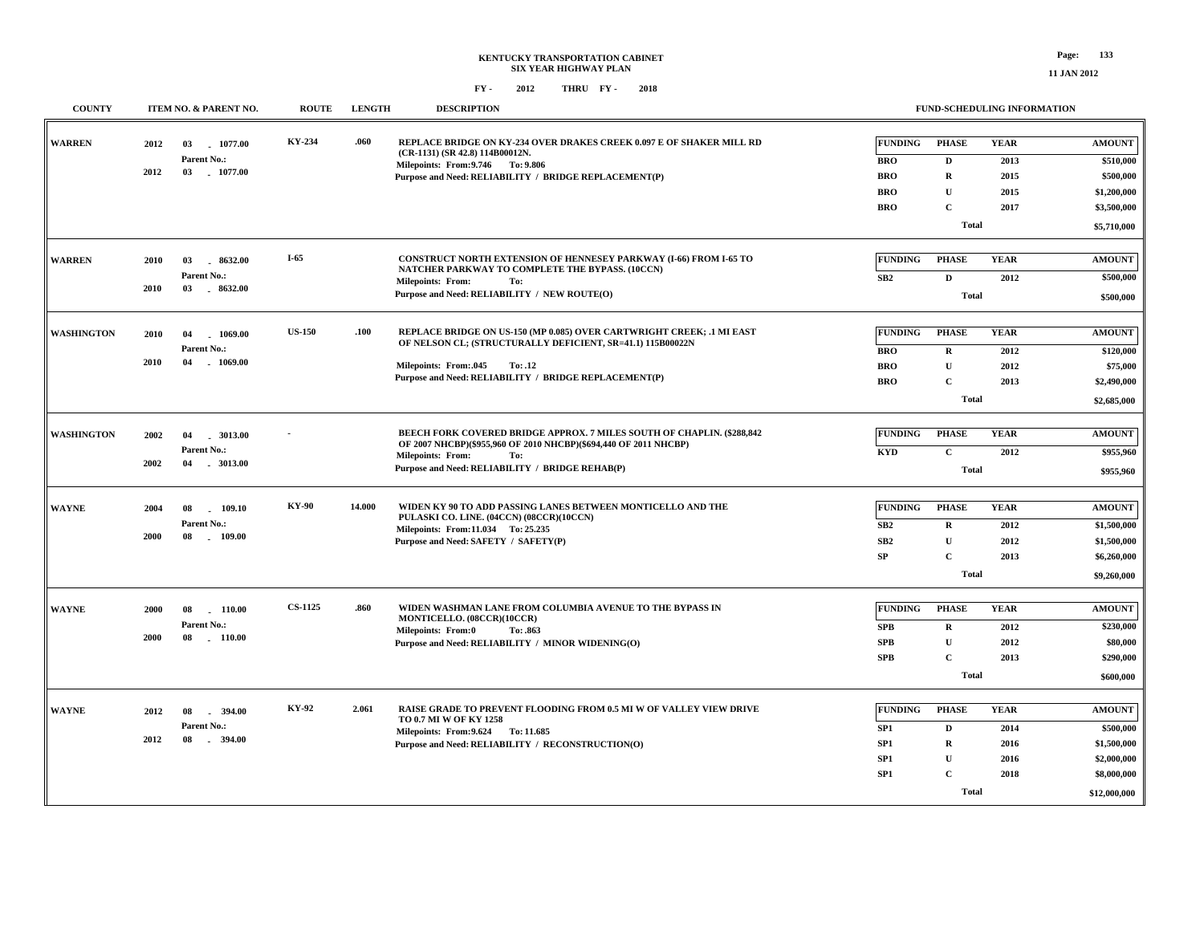KENTUCKY TRANSPORTATION CABINET
SIX YEAR HIGHWAY PLAN

FY - 2012 THRU FY - 2018

11 JAN 2012

| COUNTY | ITEM NO. & PARENT NO. | ROUTE | LENGTH | DESCRIPTION | FUNDING | PHASE | YEAR | AMOUNT |
|---|---|---|---|---|---|---|---|---|
| WARREN | 2012 03 - 1077.00<br>Parent No.:<br>2012 03 - 1077.00 | KY-234 | .060 | REPLACE BRIDGE ON KY-234 OVER DRAKES CREEK 0.097 E OF SHAKER MILL RD (CR-1131) (SR 42.8) 114B00012N.<br>Milepoints: From:9.746 To: 9.806<br>Purpose and Need: RELIABILITY / BRIDGE REPLACEMENT(P) | BRO | D | 2013 | $510,000 |
| | | | | | BRO | R | 2015 | $500,000 |
| | | | | | BRO | U | 2015 | $1,200,000 |
| | | | | | BRO | C | 2017 | $3,500,000 |
| | | | | | | Total | | $5,710,000 |
| WARREN | 2010 03 - 8632.00<br>Parent No.:<br>2010 03 - 8632.00 | I-65 | | CONSTRUCT NORTH EXTENSION OF HENNESEY PARKWAY (I-66) FROM I-65 TO NATCHER PARKWAY TO COMPLETE THE BYPASS. (10CCN)<br>Milepoints: From: To:<br>Purpose and Need: RELIABILITY / NEW ROUTE(O) | SB2 | D | 2012 | $500,000 |
| | | | | | | Total | | $500,000 |
| WASHINGTON | 2010 04 - 1069.00<br>Parent No.:<br>2010 04 - 1069.00 | US-150 | .100 | REPLACE BRIDGE ON US-150 (MP 0.085) OVER CARTWRIGHT CREEK; .1 MI EAST OF NELSON CL; (STRUCTURALLY DEFICIENT, SR=41.1) 115B00022N<br>Milepoints: From:.045 To: .12<br>Purpose and Need: RELIABILITY / BRIDGE REPLACEMENT(P) | BRO | R | 2012 | $120,000 |
| | | | | | BRO | U | 2012 | $75,000 |
| | | | | | BRO | C | 2013 | $2,490,000 |
| | | | | | | Total | | $2,685,000 |
| WASHINGTON | 2002 04 - 3013.00<br>Parent No.:<br>2002 04 - 3013.00 | - | | BEECH FORK COVERED BRIDGE APPROX. 7 MILES SOUTH OF CHAPLIN. ($288,842 OF 2007 NHCBP)($955,960 OF 2010 NHCBP)($694,440 OF 2011 NHCBP)<br>Milepoints: From: To:<br>Purpose and Need: RELIABILITY / BRIDGE REHAB(P) | KYD | C | 2012 | $955,960 |
| | | | | | | Total | | $955,960 |
| WAYNE | 2004 08 - 109.10<br>Parent No.:<br>2000 08 - 109.00 | KY-90 | 14.000 | WIDEN KY 90 TO ADD PASSING LANES BETWEEN MONTICELLO AND THE PULASKI CO. LINE. (04CCN) (08CCR)(10CCN)<br>Milepoints: From:11.034 To: 25.235<br>Purpose and Need: SAFETY / SAFETY(P) | SB2 | R | 2012 | $1,500,000 |
| | | | | | SB2 | U | 2012 | $1,500,000 |
| | | | | | SP | C | 2013 | $6,260,000 |
| | | | | | | Total | | $9,260,000 |
| WAYNE | 2000 08 - 110.00<br>Parent No.:<br>2000 08 - 110.00 | CS-1125 | .860 | WIDEN WASHMAN LANE FROM COLUMBIA AVENUE TO THE BYPASS IN MONTICELLO. (08CCR)(10CCR)<br>Milepoints: From:0 To: .863<br>Purpose and Need: RELIABILITY / MINOR WIDENING(O) | SPB | R | 2012 | $230,000 |
| | | | | | SPB | U | 2012 | $80,000 |
| | | | | | SPB | C | 2013 | $290,000 |
| | | | | | | Total | | $600,000 |
| WAYNE | 2012 08 - 394.00<br>Parent No.:<br>2012 08 - 394.00 | KY-92 | 2.061 | RAISE GRADE TO PREVENT FLOODING FROM 0.5 MI W OF VALLEY VIEW DRIVE TO 0.7 MI W OF KY 1258<br>Milepoints: From:9.624 To: 11.685<br>Purpose and Need: RELIABILITY / RECONSTRUCTION(O) | SP1 | D | 2014 | $500,000 |
| | | | | | SP1 | R | 2016 | $1,500,000 |
| | | | | | SP1 | U | 2016 | $2,000,000 |
| | | | | | SP1 | C | 2018 | $8,000,000 |
| | | | | | | Total | | $12,000,000 |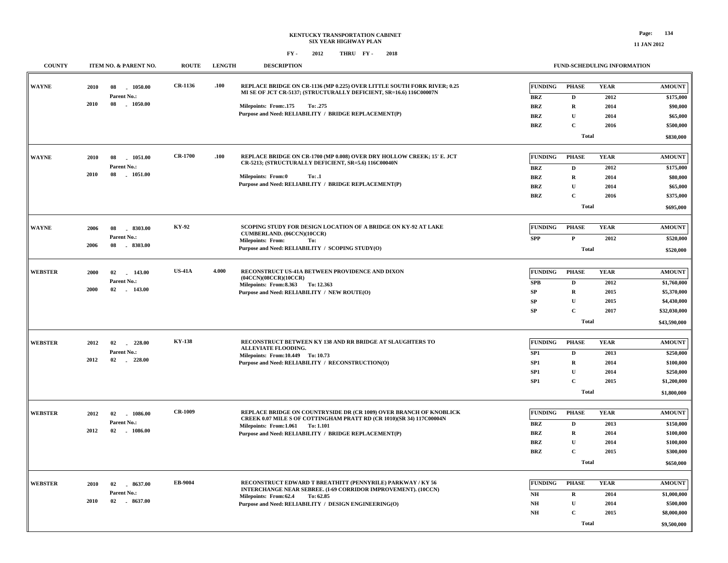# KENTUCKY TRANSPORTATION CABINET
## SIX YEAR HIGHWAY PLAN
### FY - 2012 THRU FY - 2018

| COUNTY | ITEM NO. & PARENT NO. | ROUTE | LENGTH | DESCRIPTION | FUNDING | PHASE | YEAR | AMOUNT |
|---|---|---|---|---|---|---|---|---|
| WAYNE | 2010 08 - 1050.00<br>Parent No.:<br>2010 08 - 1050.00 | CR-1136 | .100 | REPLACE BRIDGE ON CR-1136 (MP 0.225) OVER LITTLE SOUTH FORK RIVER; 0.25 MI SE OF JCT CR-5137; (STRUCTURALLY DEFICIENT, SR=16.6) 116C00007N<br>Milepoints: From:.175 To: .275<br>Purpose and Need: RELIABILITY / BRIDGE REPLACEMENT(P) | BRZ | D | 2012 | $175,000 |
| | | | | | BRZ | R | 2014 | $90,000 |
| | | | | | BRZ | U | 2014 | $65,000 |
| | | | | | BRZ | C | 2016 | $500,000 |
| | | | | | | Total | | $830,000 |
| WAYNE | 2010 08 - 1051.00<br>Parent No.:<br>2010 08 - 1051.00 | CR-1700 | .100 | REPLACE BRIDGE ON CR-1700 (MP 0.008) OVER DRY HOLLOW CREEK; 15' E. JCT CR-5213; (STRUCTURALLY DEFICIENT, SR=5.6) 116C00040N<br>Milepoints: From:0 To: .1<br>Purpose and Need: RELIABILITY / BRIDGE REPLACEMENT(P) | BRZ | D | 2012 | $175,000 |
| | | | | | BRZ | R | 2014 | $80,000 |
| | | | | | BRZ | U | 2014 | $65,000 |
| | | | | | BRZ | C | 2016 | $375,000 |
| | | | | | | Total | | $695,000 |
| WAYNE | 2006 08 - 8303.00<br>Parent No.:<br>2006 08 - 8303.00 | KY-92 | | SCOPING STUDY FOR DESIGN LOCATION OF A BRIDGE ON KY-92 AT LAKE CUMBERLAND. (06CCN)(10CCR)<br>Milepoints: From: To:<br>Purpose and Need: RELIABILITY / SCOPING STUDY(O) | SPP | P | 2012 | $520,000 |
| | | | | | | Total | | $520,000 |
| WEBSTER | 2000 02 - 143.00<br>Parent No.:<br>2000 02 - 143.00 | US-41A | 4.000 | RECONSTRUCT US-41A BETWEEN PROVIDENCE AND DIXON (04CCN)(08CCR)(10CCR)<br>Milepoints: From:8.363 To: 12.363<br>Purpose and Need: RELIABILITY / NEW ROUTE(O) | SPB | D | 2012 | $1,760,000 |
| | | | | | SP | R | 2015 | $5,370,000 |
| | | | | | SP | U | 2015 | $4,430,000 |
| | | | | | SP | C | 2017 | $32,030,000 |
| | | | | | | Total | | $43,590,000 |
| WEBSTER | 2012 02 - 228.00<br>Parent No.:<br>2012 02 - 228.00 | KY-138 | | RECONSTRUCT BETWEEN KY 138 AND RR BRIDGE AT SLAUGHTERS TO ALLEVIATE FLOODING.<br>Milepoints: From:10.449 To: 10.73<br>Purpose and Need: RELIABILITY / RECONSTRUCTION(O) | SP1 | D | 2013 | $250,000 |
| | | | | | SP1 | R | 2014 | $100,000 |
| | | | | | SP1 | U | 2014 | $250,000 |
| | | | | | SP1 | C | 2015 | $1,200,000 |
| | | | | | | Total | | $1,800,000 |
| WEBSTER | 2012 02 - 1086.00<br>Parent No.:<br>2012 02 - 1086.00 | CR-1009 | | REPLACE BRIDGE ON COUNTRYSIDE DR (CR 1009) OVER BRANCH OF KNOBLICK CREEK 0.07 MILE S OF COTTINGHAM PRATT RD (CR 1010)(SR 34) 117C00004N<br>Milepoints: From:1.061 To: 1.101<br>Purpose and Need: RELIABILITY / BRIDGE REPLACEMENT(P) | BRZ | D | 2013 | $150,000 |
| | | | | | BRZ | R | 2014 | $100,000 |
| | | | | | BRZ | U | 2014 | $100,000 |
| | | | | | BRZ | C | 2015 | $300,000 |
| | | | | | | Total | | $650,000 |
| WEBSTER | 2010 02 - 8637.00<br>Parent No.:<br>2010 02 - 8637.00 | EB-9004 | | RECONSTRUCT EDWARD T BREATHITT (PENNYRILE) PARKWAY / KY 56 INTERCHANGE NEAR SEBREE. (I-69 CORRIDOR IMPROVEMENT). (10CCN)<br>Milepoints: From:62.4 To: 62.85<br>Purpose and Need: RELIABILITY / DESIGN ENGINEERING(O) | NH | R | 2014 | $1,000,000 |
| | | | | | NH | U | 2014 | $500,000 |
| | | | | | NH | C | 2015 | $8,000,000 |
| | | | | | | Total | | $9,500,000 |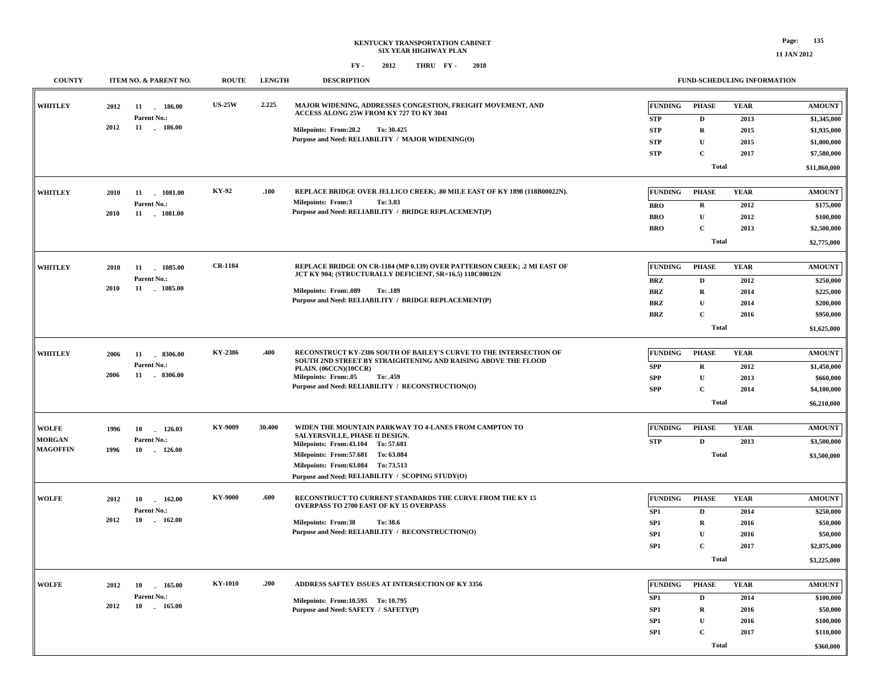**KENTUCKY TRANSPORTATION CABINET**
**SIX YEAR HIGHWAY PLAN**

**FY - 2012 THRU FY - 2018**

| COUNTY | ITEM NO. & PARENT NO. | ROUTE | LENGTH | DESCRIPTION | FUNDING | PHASE | YEAR | AMOUNT |
|---|---|---|---|---|---|---|---|---|
| WHITLEY | 2012 11 - 186.00<br>Parent No.:<br>2012 11 - 186.00 | US-25W | 2.225 | MAJOR WIDENING, ADDRESSES CONGESTION, FREIGHT MOVEMENT, AND ACCESS ALONG 25W FROM KY 727 TO KY 3041<br>Milepoints: From:28.2 To: 30.425<br>Purpose and Need: RELIABILITY / MAJOR WIDENING(O) | STP | D | 2013 | $1,345,000 |
| | | | | | STP | R | 2015 | $1,935,000 |
| | | | | | STP | U | 2015 | $1,000,000 |
| | | | | | STP | C | 2017 | $7,580,000 |
| | | | | | | Total | | $11,860,000 |
| WHITLEY | 2010 11 - 1081.00<br>Parent No.:<br>2010 11 - 1081.00 | KY-92 | .100 | REPLACE BRIDGE OVER JELLICO CREEK; .80 MILE EAST OF KY 1898 (118B00022N).<br>Milepoints: From:3 To: 3.03<br>Purpose and Need: RELIABILITY / BRIDGE REPLACEMENT(P) | BRO | R | 2012 | $175,000 |
| | | | | | BRO | U | 2012 | $100,000 |
| | | | | | BRO | C | 2013 | $2,500,000 |
| | | | | | | Total | | $2,775,000 |
| WHITLEY | 2010 11 - 1085.00<br>Parent No.:<br>2010 11 - 1085.00 | CR-1184 | | REPLACE BRIDGE ON CR-1184 (MP 0.139) OVER PATTERSON CREEK; .2 MI EAST OF JCT KY 904; (STRUCTURALLY DEFICIENT, SR=16.5) 118C00012N<br>Milepoints: From:.089 To: .189<br>Purpose and Need: RELIABILITY / BRIDGE REPLACEMENT(P) | BRZ | D | 2012 | $250,000 |
| | | | | | BRZ | R | 2014 | $225,000 |
| | | | | | BRZ | U | 2014 | $200,000 |
| | | | | | BRZ | C | 2016 | $950,000 |
| | | | | | | Total | | $1,625,000 |
| WHITLEY | 2006 11 - 8306.00<br>Parent No.:<br>2006 11 - 8306.00 | KY-2386 | .400 | RECONSTRUCT KY-2386 SOUTH OF BAILEY'S CURVE TO THE INTERSECTION OF SOUTH 2ND STREET BY STRAIGHTENING AND RAISING ABOVE THE FLOOD PLAIN. (06CCN)(10CCR)<br>Milepoints: From:.05 To: .459<br>Purpose and Need: RELIABILITY / RECONSTRUCTION(O) | SPP | R | 2012 | $1,450,000 |
| | | | | | SPP | U | 2013 | $660,000 |
| | | | | | SPP | C | 2014 | $4,100,000 |
| | | | | | | Total | | $6,210,000 |
| WOLFE<br>MORGAN<br>MAGOFFIN | 1996 10 - 126.03<br>Parent No.:<br>1996 10 - 126.00 | KY-9009 | 30.400 | WIDEN THE MOUNTAIN PARKWAY TO 4-LANES FROM CAMPTON TO SALYERSVILLE, PHASE II DESIGN.<br>Milepoints: From:43.104 To: 57.681<br>Milepoints: From:57.681 To: 63.084<br>Milepoints: From:63.084 To: 73.513<br>Purpose and Need: RELIABILITY / SCOPING STUDY(O) | STP | D | 2013 | $3,500,000 |
| | | | | | | Total | | $3,500,000 |
| WOLFE | 2012 10 - 162.00<br>Parent No.:<br>2012 10 - 162.00 | KY-9000 | .600 | RECONSTRUCT TO CURRENT STANDARDS THE CURVE FROM THE KY 15 OVERPASS TO 2700 EAST OF KY 15 OVERPASS<br>Milepoints: From:38 To: 38.6<br>Purpose and Need: RELIABILITY / RECONSTRUCTION(O) | SP1 | D | 2014 | $250,000 |
| | | | | | SP1 | R | 2016 | $50,000 |
| | | | | | SP1 | U | 2016 | $50,000 |
| | | | | | SP1 | C | 2017 | $2,875,000 |
| | | | | | | Total | | $3,225,000 |
| WOLFE | 2012 10 - 165.00<br>Parent No.:<br>2012 10 - 165.00 | KY-1010 | .200 | ADDRESS SAFTEY ISSUES AT INTERSECTION OF KY 3356<br>Milepoints: From:10.595 To: 10.795<br>Purpose and Need: SAFETY / SAFETY(P) | SP1 | D | 2014 | $100,000 |
| | | | | | SP1 | R | 2016 | $50,000 |
| | | | | | SP1 | U | 2016 | $100,000 |
| | | | | | SP1 | C | 2017 | $110,000 |
| | | | | | | Total | | $360,000 |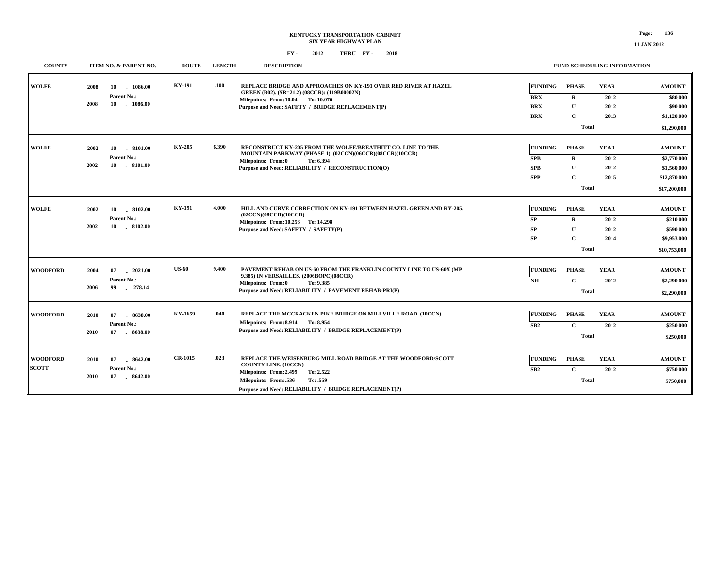KENTUCKY TRANSPORTATION CABINET
SIX YEAR HIGHWAY PLAN

FY - 2012 THRU FY - 2018

11 JAN 2012

| COUNTY | ITEM NO. & PARENT NO. | ROUTE | LENGTH | DESCRIPTION | FUNDING | PHASE | YEAR | AMOUNT |
|---|---|---|---|---|---|---|---|---|
| WOLFE | 2008 10 - 1086.00<br>Parent No.:<br>2008 10 - 1086.00 | KY-191 | .100 | REPLACE BRIDGE AND APPROACHES ON KY-191 OVER RED RIVER AT HAZEL GREEN (B02). (SR=21.2) (08CCR): (119B00002N)<br>Milepoints: From:10.04 To: 10.076<br>Purpose and Need: SAFETY / BRIDGE REPLACEMENT(P) | BRX | R | 2012 | $80,000 |
| | | | | | BRX | U | 2012 | $90,000 |
| | | | | | BRX | C | 2013 | $1,120,000 |
| | | | | | | Total | | $1,290,000 |
| WOLFE | 2002 10 - 8101.00<br>Parent No.:<br>2002 10 - 8101.00 | KY-205 | 6.390 | RECONSTRUCT KY-205 FROM THE WOLFE/BREATHITT CO. LINE TO THE MOUNTAIN PARKWAY (PHASE 1). (02CCN)(06CCR)(08CCR)(10CCR)<br>Milepoints: From:0 To: 6.394<br>Purpose and Need: RELIABILITY / RECONSTRUCTION(O) | SPB | R | 2012 | $2,770,000 |
| | | | | | SPB | U | 2012 | $1,560,000 |
| | | | | | SPP | C | 2015 | $12,870,000 |
| | | | | | | Total | | $17,200,000 |
| WOLFE | 2002 10 - 8102.00<br>Parent No.:<br>2002 10 - 8102.00 | KY-191 | 4.000 | HILL AND CURVE CORRECTION ON KY-191 BETWEEN HAZEL GREEN AND KY-205. (02CCN)(08CCR)(10CCR)<br>Milepoints: From:10.256 To: 14.298<br>Purpose and Need: SAFETY / SAFETY(P) | SP | R | 2012 | $210,000 |
| | | | | | SP | U | 2012 | $590,000 |
| | | | | | SP | C | 2014 | $9,953,000 |
| | | | | | | Total | | $10,753,000 |
| WOODFORD | 2004 07 - 2021.00<br>Parent No.:<br>2006 99 - 278.14 | US-60 | 9.400 | PAVEMENT REHAB ON US-60 FROM THE FRANKLIN COUNTY LINE TO US-60X (MP 9.385) IN VERSAILLES. (2006BOPC)(08CCR)<br>Milepoints: From:0 To: 9.385<br>Purpose and Need: RELIABILITY / PAVEMENT REHAB-PRI(P) | NH | C | 2012 | $2,290,000 |
| | | | | | | Total | | $2,290,000 |
| WOODFORD | 2010 07 - 8638.00<br>Parent No.:<br>2010 07 - 8638.00 | KY-1659 | .040 | REPLACE THE MCCRACKEN PIKE BRIDGE ON MILLVILLE ROAD. (10CCN)<br>Milepoints: From:8.914 To: 8.954<br>Purpose and Need: RELIABILITY / BRIDGE REPLACEMENT(P) | SB2 | C | 2012 | $250,000 |
| | | | | | | Total | | $250,000 |
| WOODFORD<br>SCOTT | 2010 07 - 8642.00<br>Parent No.:<br>2010 07 - 8642.00 | CR-1015 | .023 | REPLACE THE WEISENBURG MILL ROAD BRIDGE AT THE WOODFORD/SCOTT COUNTY LINE. (10CCN)<br>Milepoints: From:2.499 To: 2.522<br>Milepoints: From:.536 To: .559<br>Purpose and Need: RELIABILITY / BRIDGE REPLACEMENT(P) | SB2 | C | 2012 | $750,000 |
| | | | | | | Total | | $750,000 |